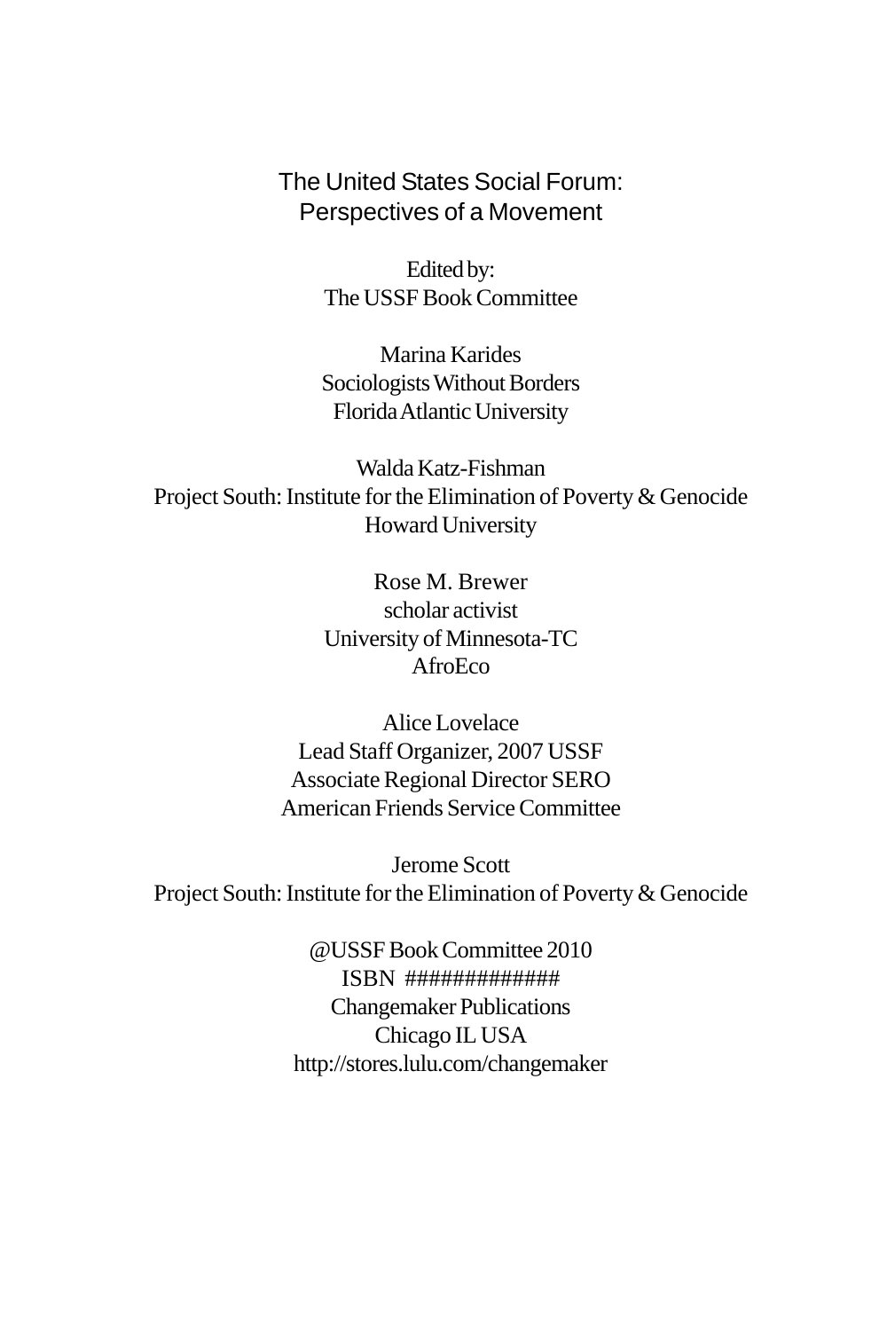# The United States Social Forum: Perspectives of a Movement

Edited by:
The USSF Book Committee

Marina Karides
Sociologists Without Borders
Florida Atlantic University

Walda Katz-Fishman
Project South: Institute for the Elimination of Poverty & Genocide
Howard University

Rose M. Brewer
scholar activist
University of Minnesota-TC
AfroEco

Alice Lovelace
Lead Staff Organizer, 2007 USSF
Associate Regional Director SERO
American Friends Service Committee

Jerome Scott
Project South: Institute for the Elimination of Poverty & Genocide

@USSF Book Committee 2010
ISBN #############
Changemaker Publications
Chicago IL USA
http://stores.lulu.com/changemaker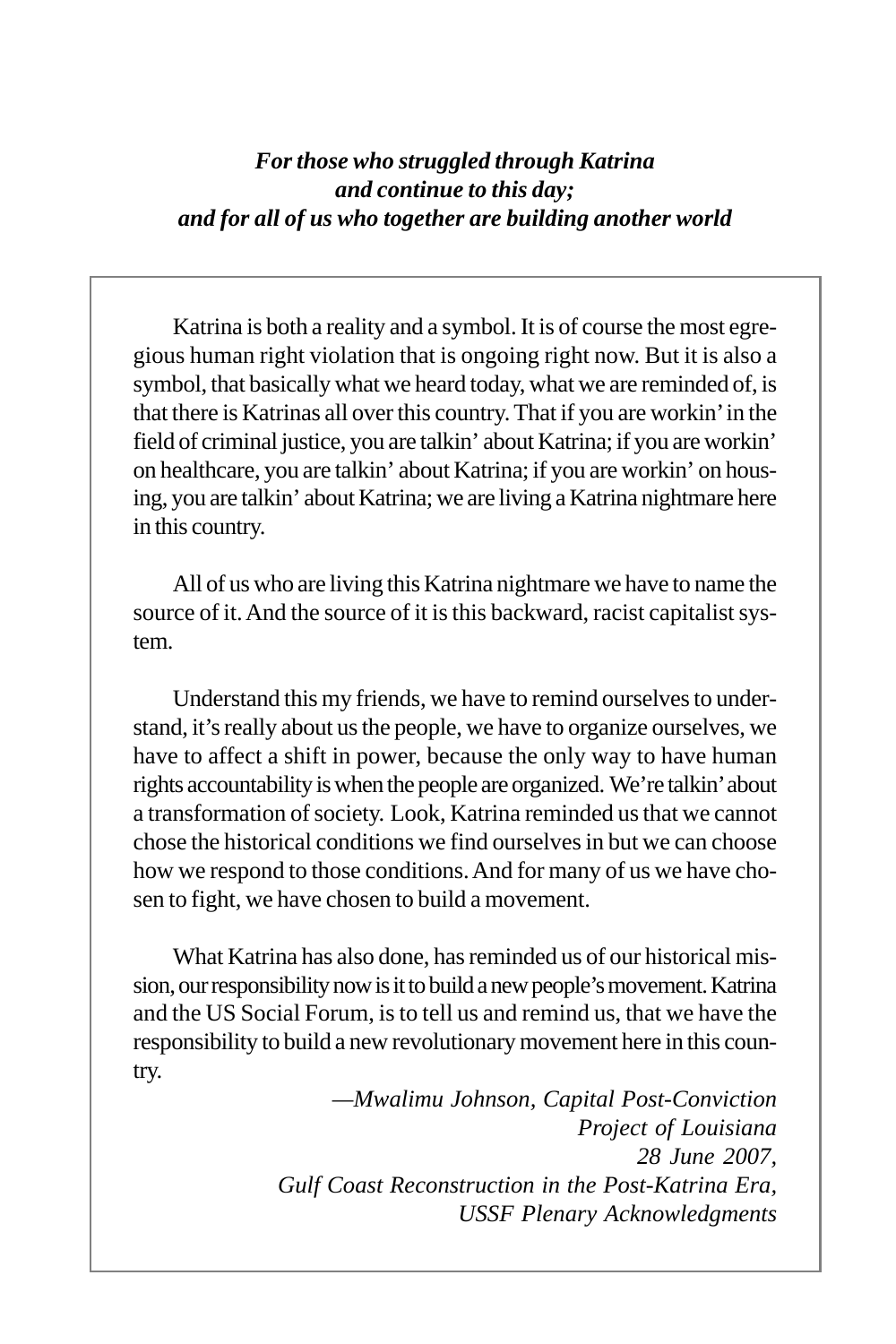***For those who struggled through Katrina***
***and continue to this day;***
***and for all of us who together are building another world***

Katrina is both a reality and a symbol. It is of course the most egregious human right violation that is ongoing right now. But it is also a symbol, that basically what we heard today, what we are reminded of, is that there is Katrinas all over this country. That if you are workin' in the field of criminal justice, you are talkin' about Katrina; if you are workin' on healthcare, you are talkin' about Katrina; if you are workin' on housing, you are talkin' about Katrina; we are living a Katrina nightmare here in this country.

All of us who are living this Katrina nightmare we have to name the source of it. And the source of it is this backward, racist capitalist system.

Understand this my friends, we have to remind ourselves to understand, it's really about us the people, we have to organize ourselves, we have to affect a shift in power, because the only way to have human rights accountability is when the people are organized. We're talkin' about a transformation of society. Look, Katrina reminded us that we cannot chose the historical conditions we find ourselves in but we can choose how we respond to those conditions. And for many of us we have chosen to fight, we have chosen to build a movement.

What Katrina has also done, has reminded us of our historical mission, our responsibility now is it to build a new people's movement. Katrina and the US Social Forum, is to tell us and remind us, that we have the responsibility to build a new revolutionary movement here in this country.

*—Mwalimu Johnson, Capital Post-Conviction Project of Louisiana*
*28 June 2007,*
*Gulf Coast Reconstruction in the Post-Katrina Era,*
*USSF Plenary Acknowledgments*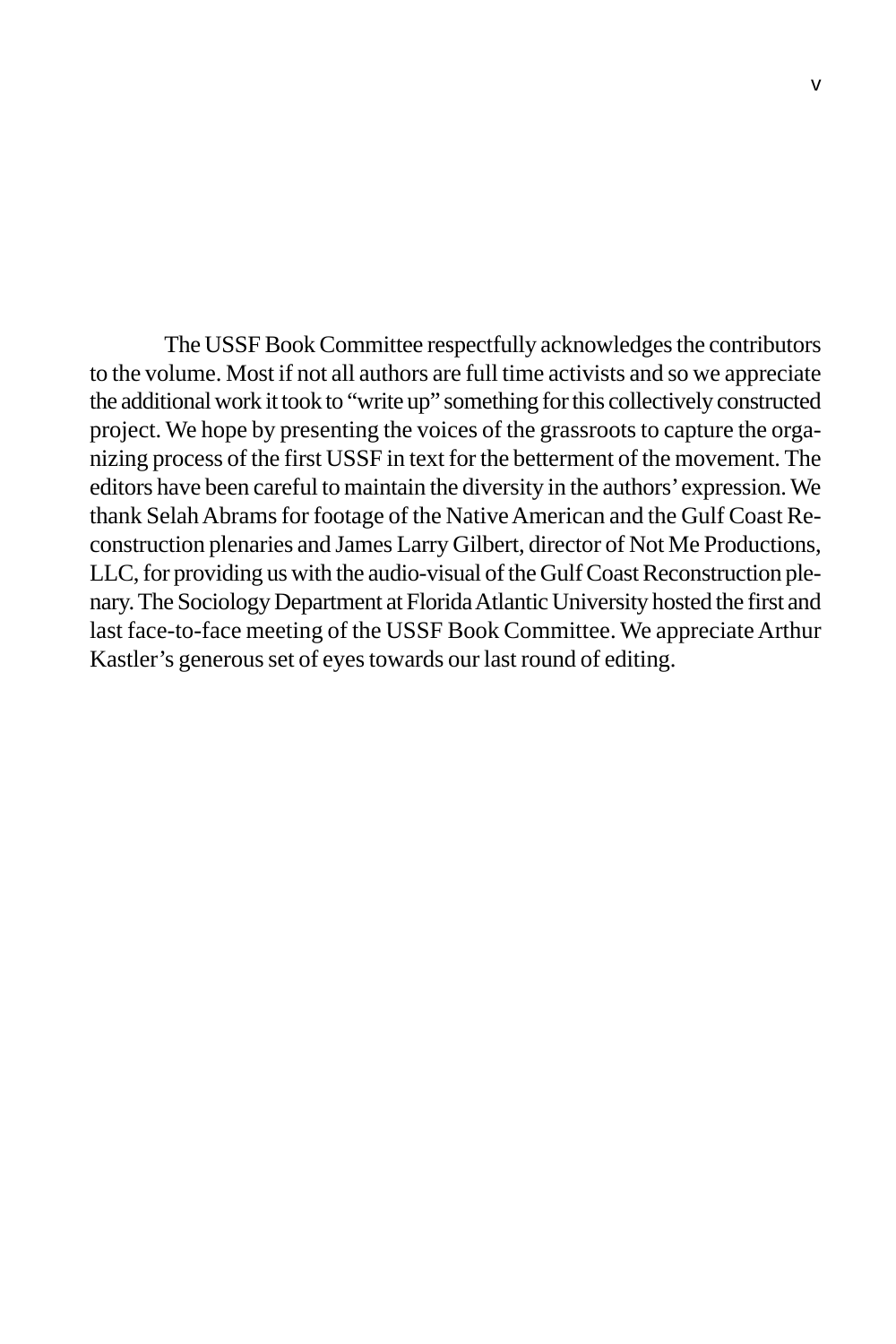The USSF Book Committee respectfully acknowledges the contributors to the volume. Most if not all authors are full time activists and so we appreciate the additional work it took to "write up" something for this collectively constructed project. We hope by presenting the voices of the grassroots to capture the organizing process of the first USSF in text for the betterment of the movement. The editors have been careful to maintain the diversity in the authors' expression. We thank Selah Abrams for footage of the Native American and the Gulf Coast Reconstruction plenaries and James Larry Gilbert, director of Not Me Productions, LLC, for providing us with the audio-visual of the Gulf Coast Reconstruction plenary. The Sociology Department at Florida Atlantic University hosted the first and last face-to-face meeting of the USSF Book Committee. We appreciate Arthur Kastler's generous set of eyes towards our last round of editing.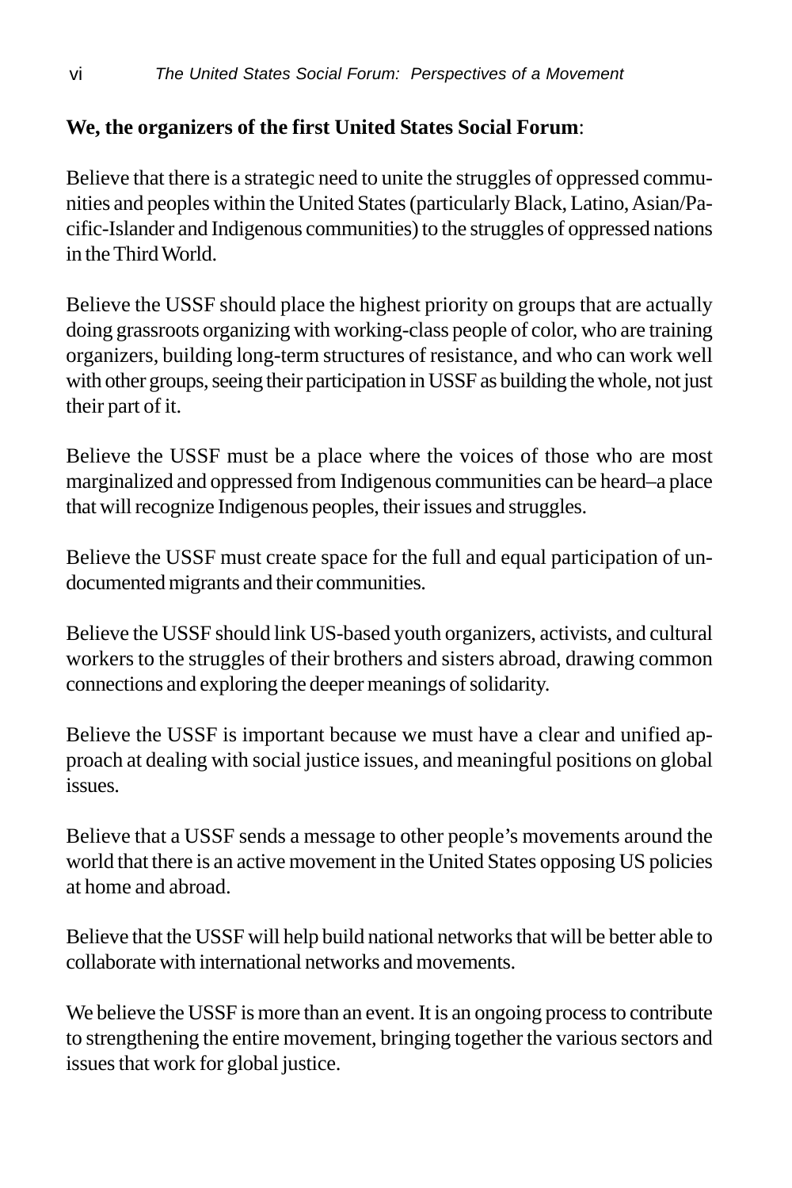**We, the organizers of the first United States Social Forum**:

Believe that there is a strategic need to unite the struggles of oppressed communities and peoples within the United States (particularly Black, Latino, Asian/Pacific-Islander and Indigenous communities) to the struggles of oppressed nations in the Third World.

Believe the USSF should place the highest priority on groups that are actually doing grassroots organizing with working-class people of color, who are training organizers, building long-term structures of resistance, and who can work well with other groups, seeing their participation in USSF as building the whole, not just their part of it.

Believe the USSF must be a place where the voices of those who are most marginalized and oppressed from Indigenous communities can be heard–a place that will recognize Indigenous peoples, their issues and struggles.

Believe the USSF must create space for the full and equal participation of undocumented migrants and their communities.

Believe the USSF should link US-based youth organizers, activists, and cultural workers to the struggles of their brothers and sisters abroad, drawing common connections and exploring the deeper meanings of solidarity.

Believe the USSF is important because we must have a clear and unified approach at dealing with social justice issues, and meaningful positions on global issues.

Believe that a USSF sends a message to other people's movements around the world that there is an active movement in the United States opposing US policies at home and abroad.

Believe that the USSF will help build national networks that will be better able to collaborate with international networks and movements.

We believe the USSF is more than an event. It is an ongoing process to contribute to strengthening the entire movement, bringing together the various sectors and issues that work for global justice.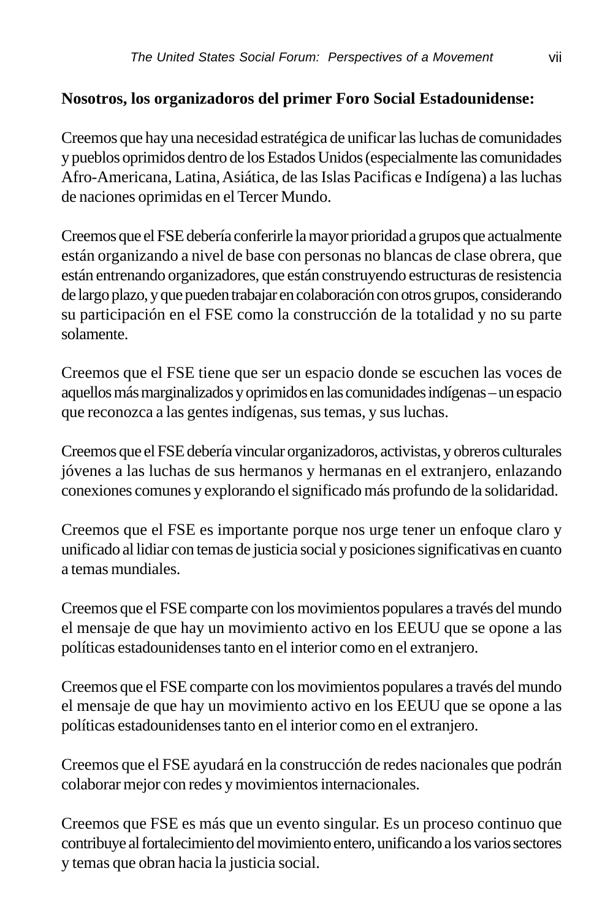**Nosotros, los organizadoros del primer Foro Social Estadounidense:**

Creemos que hay una necesidad estratégica de unificar las luchas de comunidades y pueblos oprimidos dentro de los Estados Unidos (especialmente las comunidades Afro-Americana, Latina, Asiática, de las Islas Pacificas e Indígena) a las luchas de naciones oprimidas en el Tercer Mundo.

Creemos que el FSE debería conferirle la mayor prioridad a grupos que actualmente están organizando a nivel de base con personas no blancas de clase obrera, que están entrenando organizadores, que están construyendo estructuras de resistencia de largo plazo, y que pueden trabajar en colaboración con otros grupos, considerando su participación en el FSE como la construcción de la totalidad y no su parte solamente.

Creemos que el FSE tiene que ser un espacio donde se escuchen las voces de aquellos más marginalizados y oprimidos en las comunidades indígenas – un espacio que reconozca a las gentes indígenas, sus temas, y sus luchas.

Creemos que el FSE debería vincular organizadoros, activistas, y obreros culturales jóvenes a las luchas de sus hermanos y hermanas en el extranjero, enlazando conexiones comunes y explorando el significado más profundo de la solidaridad.

Creemos que el FSE es importante porque nos urge tener un enfoque claro y unificado al lidiar con temas de justicia social y posiciones significativas en cuanto a temas mundiales.

Creemos que el FSE comparte con los movimientos populares a través del mundo el mensaje de que hay un movimiento activo en los EEUU que se opone a las políticas estadounidenses tanto en el interior como en el extranjero.

Creemos que el FSE comparte con los movimientos populares a través del mundo el mensaje de que hay un movimiento activo en los EEUU que se opone a las políticas estadounidenses tanto en el interior como en el extranjero.

Creemos que el FSE ayudará en la construcción de redes nacionales que podrán colaborar mejor con redes y movimientos internacionales.

Creemos que FSE es más que un evento singular. Es un proceso continuo que contribuye al fortalecimiento del movimiento entero, unificando a los varios sectores y temas que obran hacia la justicia social.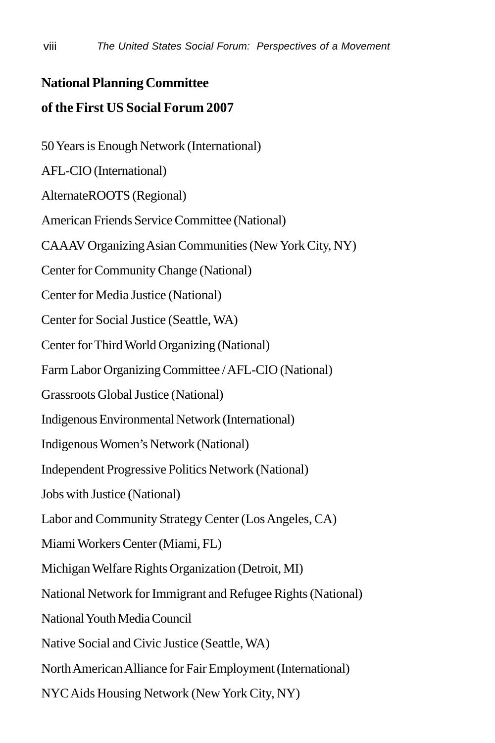## National Planning Committee

## of the First US Social Forum 2007

50 Years is Enough Network (International)

AFL-CIO (International)

AlternateROOTS (Regional)

American Friends Service Committee (National)

CAAAV Organizing Asian Communities (New York City, NY)

Center for Community Change (National)

Center for Media Justice (National)

Center for Social Justice (Seattle, WA)

Center for Third World Organizing (National)

Farm Labor Organizing Committee / AFL-CIO (National)

Grassroots Global Justice (National)

Indigenous Environmental Network (International)

Indigenous Women's Network (National)

Independent Progressive Politics Network (National)

Jobs with Justice (National)

Labor and Community Strategy Center (Los Angeles, CA)

Miami Workers Center (Miami, FL)

Michigan Welfare Rights Organization (Detroit, MI)

National Network for Immigrant and Refugee Rights (National)

National Youth Media Council

Native Social and Civic Justice (Seattle, WA)

North American Alliance for Fair Employment (International)

NYC Aids Housing Network (New York City, NY)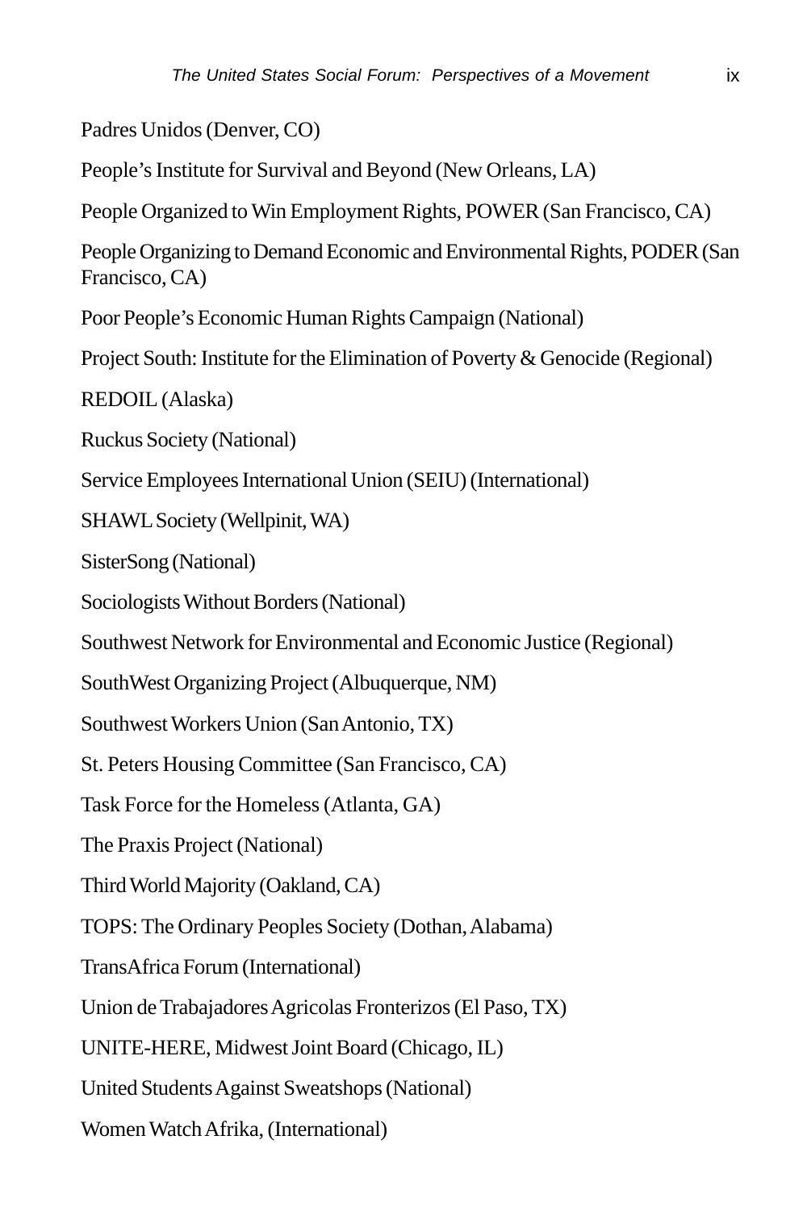Padres Unidos (Denver, CO)

People's Institute for Survival and Beyond (New Orleans, LA)

People Organized to Win Employment Rights, POWER (San Francisco, CA)

People Organizing to Demand Economic and Environmental Rights, PODER (San Francisco, CA)

Poor People's Economic Human Rights Campaign (National)

Project South: Institute for the Elimination of Poverty & Genocide (Regional)

REDOIL (Alaska)

Ruckus Society (National)

Service Employees International Union (SEIU) (International)

SHAWL Society (Wellpinit, WA)

SisterSong (National)

Sociologists Without Borders (National)

Southwest Network for Environmental and Economic Justice (Regional)

SouthWest Organizing Project (Albuquerque, NM)

Southwest Workers Union (San Antonio, TX)

St. Peters Housing Committee (San Francisco, CA)

Task Force for the Homeless (Atlanta, GA)

The Praxis Project (National)

Third World Majority (Oakland, CA)

TOPS: The Ordinary Peoples Society (Dothan, Alabama)

TransAfrica Forum (International)

Union de Trabajadores Agricolas Fronterizos (El Paso, TX)

UNITE-HERE, Midwest Joint Board (Chicago, IL)

United Students Against Sweatshops (National)

Women Watch Afrika, (International)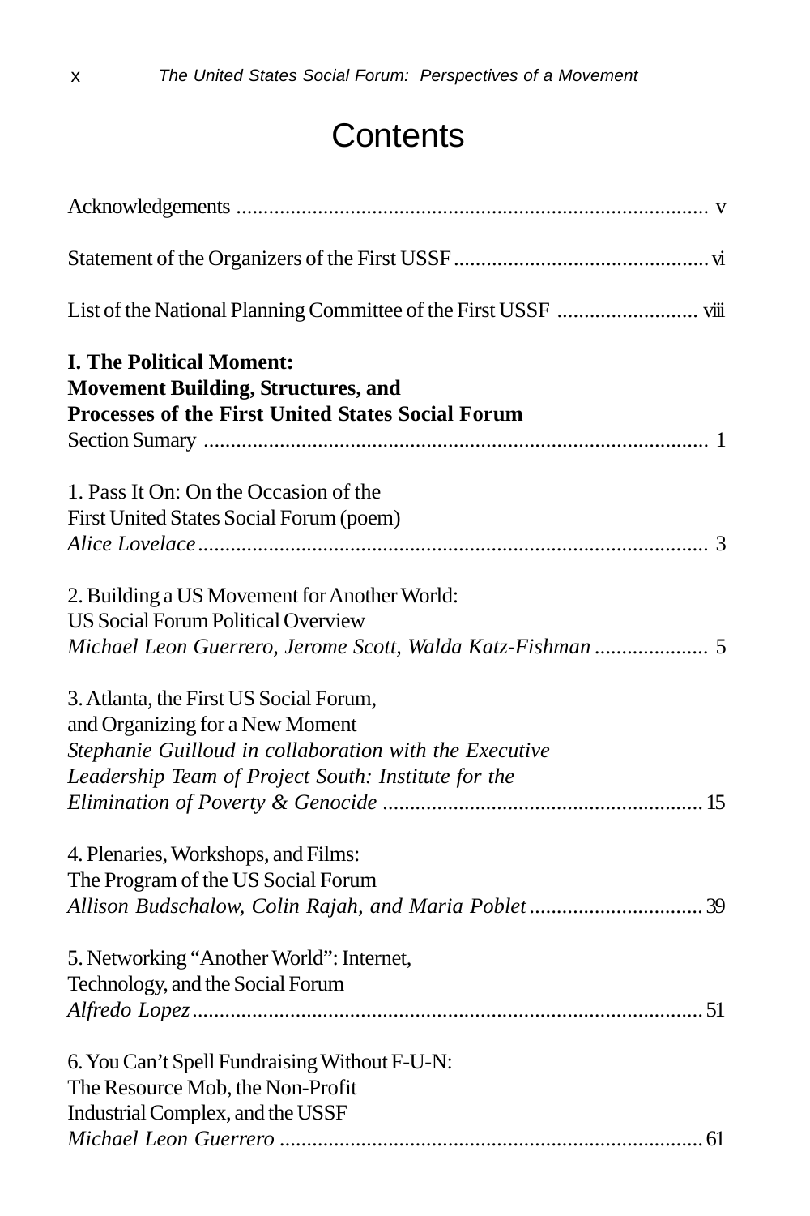# Contents

Acknowledgements ........................................................................................ v

Statement of the Organizers of the First USSF ............................................... vi

List of the National Planning Committee of the First USSF .......................... viii

**I. The Political Moment:**
**Movement Building, Structures, and**
**Processes of the First United States Social Forum**
Section Sumary ............................................................................................ 1

1. Pass It On: On the Occasion of the
First United States Social Forum (poem)
*Alice Lovelace* ............................................................................................. 3

2. Building a US Movement for Another World:
US Social Forum Political Overview
*Michael Leon Guerrero, Jerome Scott, Walda Katz-Fishman* ..................... 5

3. Atlanta, the First US Social Forum,
and Organizing for a New Moment
*Stephanie Guilloud in collaboration with the Executive*
*Leadership Team of Project South: Institute for the*
*Elimination of Poverty & Genocide* .......................................................... 15

4. Plenaries, Workshops, and Films:
The Program of the US Social Forum
*Allison Budschalow, Colin Rajah, and Maria Poblet* ................................ 39

5. Networking "Another World": Internet,
Technology, and the Social Forum
*Alfredo Lopez* ............................................................................................ 51

6. You Can't Spell Fundraising Without F-U-N:
The Resource Mob, the Non-Profit
Industrial Complex, and the USSF
*Michael Leon Guerrero* .............................................................................. 61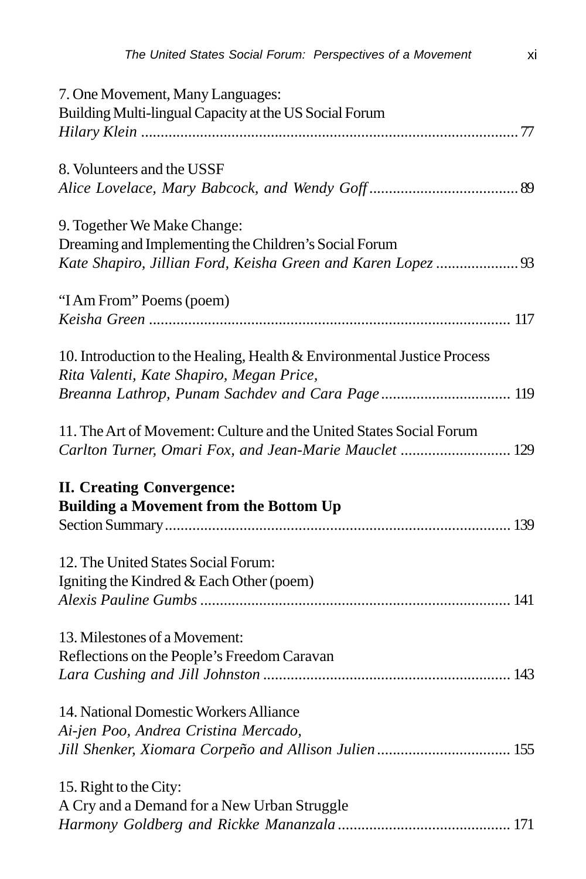7. One Movement, Many Languages:
Building Multi-lingual Capacity at the US Social Forum
*Hilary Klein* ........................................................................................ 77

8. Volunteers and the USSF
*Alice Lovelace, Mary Babcock, and Wendy Goff* ...................................... 89

9. Together We Make Change:
Dreaming and Implementing the Children's Social Forum
*Kate Shapiro, Jillian Ford, Keisha Green and Karen Lopez* ..................... 93

"I Am From" Poems (poem)
*Keisha Green* ........................................................................................ 117

10. Introduction to the Healing, Health & Environmental Justice Process
*Rita Valenti, Kate Shapiro, Megan Price,*
*Breanna Lathrop, Punam Sachdev and Cara Page* ................................. 119

11. The Art of Movement: Culture and the United States Social Forum
*Carlton Turner, Omari Fox, and Jean-Marie Mauclet* ............................ 129

**II. Creating Convergence:**
**Building a Movement from the Bottom Up**
Section Summary ..................................................................................... 139

12. The United States Social Forum:
Igniting the Kindred & Each Other (poem)
*Alexis Pauline Gumbs* ............................................................................ 141

13. Milestones of a Movement:
Reflections on the People's Freedom Caravan
*Lara Cushing and Jill Johnston* ............................................................... 143

14. National Domestic Workers Alliance
*Ai-jen Poo, Andrea Cristina Mercado,*
*Jill Shenker, Xiomara Corpeño and Allison Julien* ................................. 155

15. Right to the City:
A Cry and a Demand for a New Urban Struggle
*Harmony Goldberg and Rickke Mananzala* ............................................ 171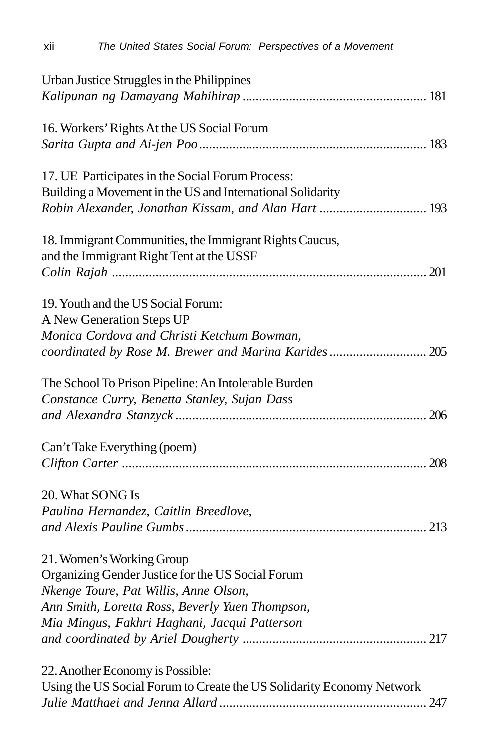Urban Justice Struggles in the Philippines
*Kalipunan ng Damayang Mahihirap* ........................................................ 181

16. Workers' Rights At the US Social Forum
*Sarita Gupta and Ai-jen Poo* .................................................................. 183

17. UE Participates in the Social Forum Process:
Building a Movement in the US and International Solidarity
*Robin Alexander, Jonathan Kissam, and Alan Hart* ................................ 193

18. Immigrant Communities, the Immigrant Rights Caucus,
and the Immigrant Right Tent at the USSF
*Colin Rajah* ............................................................................................ 201

19. Youth and the US Social Forum:
A New Generation Steps UP
*Monica Cordova and Christi Ketchum Bowman,*
*coordinated by Rose M. Brewer and Marina Karides* ............................ 205

The School To Prison Pipeline: An Intolerable Burden
*Constance Curry, Benetta Stanley, Sujan Dass*
*and Alexandra Stanzyck* .......................................................................... 206

Can't Take Everything (poem)
*Clifton Carter* .......................................................................................... 208

20. What SONG Is
*Paulina Hernandez, Caitlin Breedlove,*
*and Alexis Pauline Gumbs* ....................................................................... 213

21. Women's Working Group
Organizing Gender Justice for the US Social Forum
*Nkenge Toure, Pat Willis, Anne Olson,*
*Ann Smith, Loretta Ross, Beverly Yuen Thompson,*
*Mia Mingus, Fakhri Haghani, Jacqui Patterson*
*and coordinated by Ariel Dougherty* ....................................................... 217

22. Another Economy is Possible:
Using the US Social Forum to Create the US Solidarity Economy Network
*Julie Matthaei and Jenna Allard* ............................................................. 247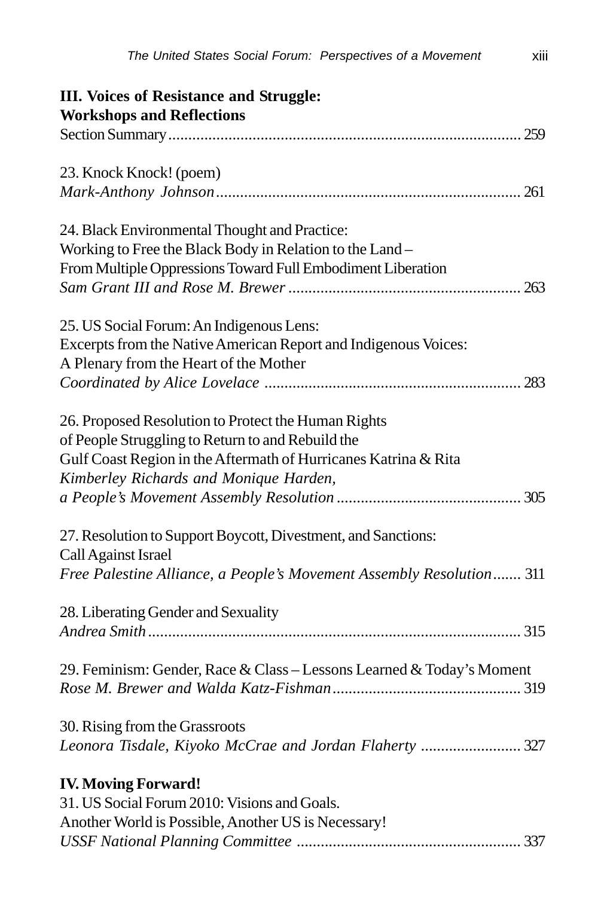**III. Voices of Resistance and Struggle: Workshops and Reflections**

Section Summary ........................................................................................ 259

23. Knock Knock! (poem)
*Mark-Anthony Johnson* ........................................................................... 261

24. Black Environmental Thought and Practice:
Working to Free the Black Body in Relation to the Land –
From Multiple Oppressions Toward Full Embodiment Liberation
*Sam Grant III and Rose M. Brewer* ......................................................... 263

25. US Social Forum: An Indigenous Lens:
Excerpts from the Native American Report and Indigenous Voices:
A Plenary from the Heart of the Mother
*Coordinated by Alice Lovelace* ................................................................ 283

26. Proposed Resolution to Protect the Human Rights
of People Struggling to Return to and Rebuild the
Gulf Coast Region in the Aftermath of Hurricanes Katrina & Rita
*Kimberley Richards and Monique Harden,*
*a People's Movement Assembly Resolution* ............................................. 305

27. Resolution to Support Boycott, Divestment, and Sanctions:
Call Against Israel
*Free Palestine Alliance, a People's Movement Assembly Resolution* ....... 311

28. Liberating Gender and Sexuality
*Andrea Smith* ............................................................................................ 315

29. Feminism: Gender, Race & Class – Lessons Learned & Today's Moment
*Rose M. Brewer and Walda Katz-Fishman* .............................................. 319

30. Rising from the Grassroots
*Leonora Tisdale, Kiyoko McCrae and Jordan Flaherty* ......................... 327

**IV. Moving Forward!**

31. US Social Forum 2010: Visions and Goals.
Another World is Possible, Another US is Necessary!
*USSF National Planning Committee* ....................................................... 337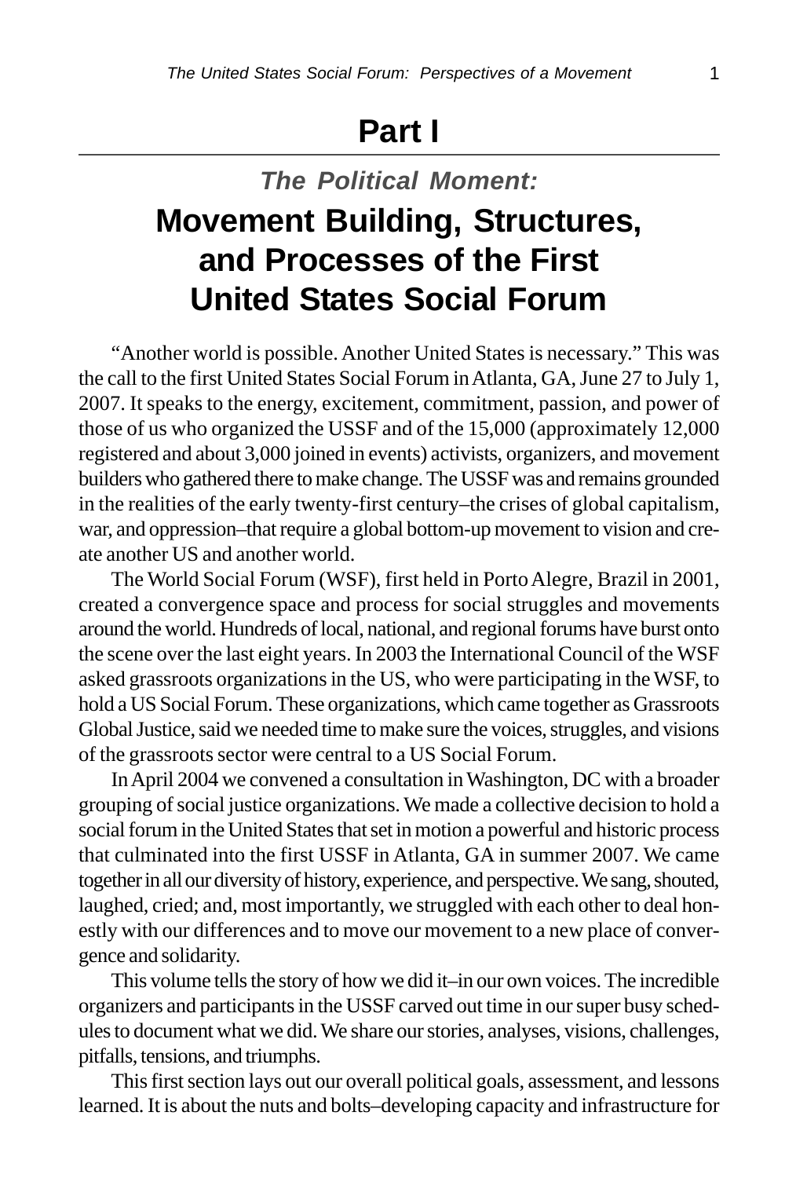# Part I

## *The Political Moment:*

## Movement Building, Structures, and Processes of the First United States Social Forum

"Another world is possible. Another United States is necessary." This was the call to the first United States Social Forum in Atlanta, GA, June 27 to July 1, 2007. It speaks to the energy, excitement, commitment, passion, and power of those of us who organized the USSF and of the 15,000 (approximately 12,000 registered and about 3,000 joined in events) activists, organizers, and movement builders who gathered there to make change. The USSF was and remains grounded in the realities of the early twenty-first century–the crises of global capitalism, war, and oppression–that require a global bottom-up movement to vision and create another US and another world.

The World Social Forum (WSF), first held in Porto Alegre, Brazil in 2001, created a convergence space and process for social struggles and movements around the world. Hundreds of local, national, and regional forums have burst onto the scene over the last eight years. In 2003 the International Council of the WSF asked grassroots organizations in the US, who were participating in the WSF, to hold a US Social Forum. These organizations, which came together as Grassroots Global Justice, said we needed time to make sure the voices, struggles, and visions of the grassroots sector were central to a US Social Forum.

In April 2004 we convened a consultation in Washington, DC with a broader grouping of social justice organizations. We made a collective decision to hold a social forum in the United States that set in motion a powerful and historic process that culminated into the first USSF in Atlanta, GA in summer 2007. We came together in all our diversity of history, experience, and perspective. We sang, shouted, laughed, cried; and, most importantly, we struggled with each other to deal honestly with our differences and to move our movement to a new place of convergence and solidarity.

This volume tells the story of how we did it–in our own voices. The incredible organizers and participants in the USSF carved out time in our super busy schedules to document what we did. We share our stories, analyses, visions, challenges, pitfalls, tensions, and triumphs.

This first section lays out our overall political goals, assessment, and lessons learned. It is about the nuts and bolts–developing capacity and infrastructure for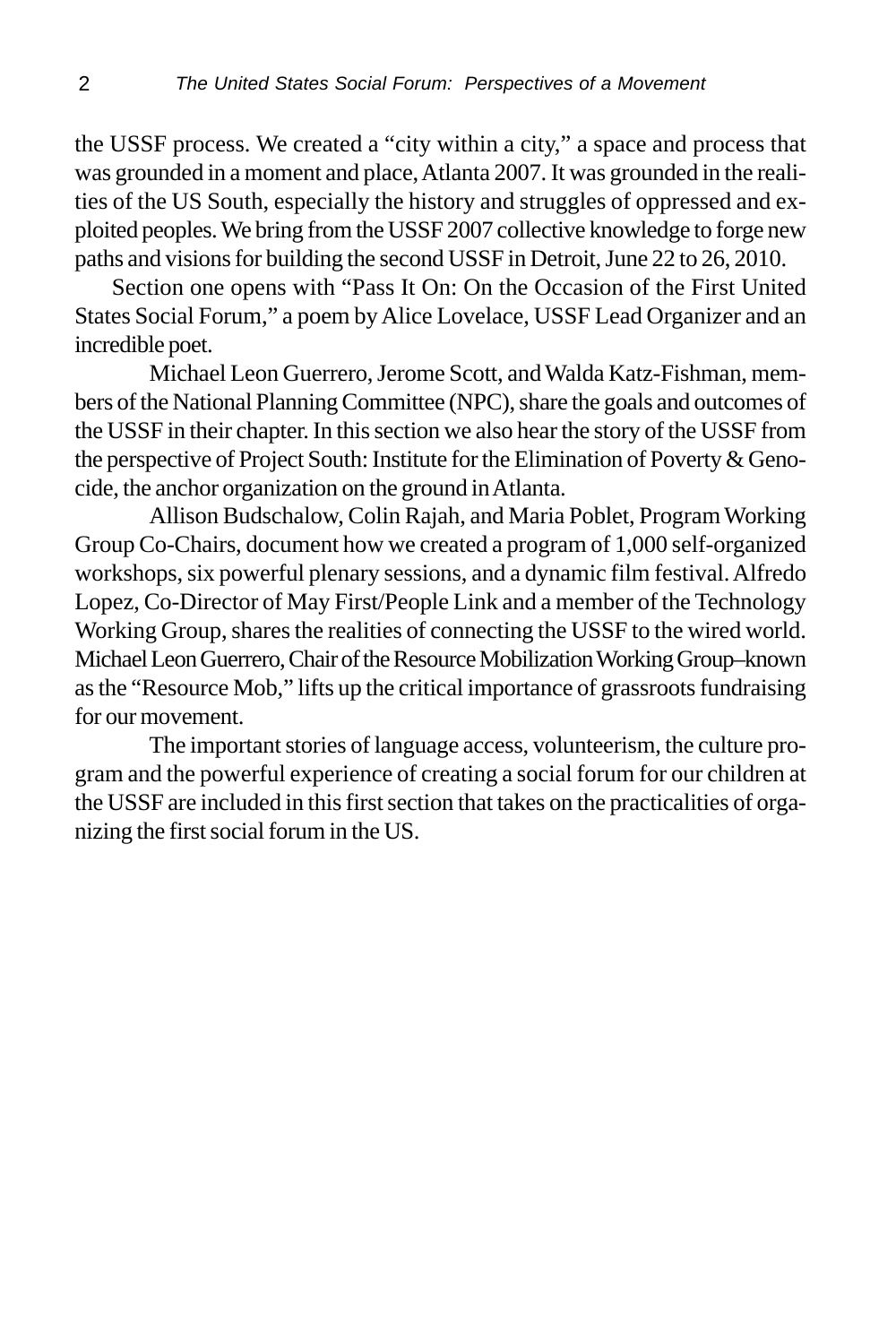the USSF process. We created a "city within a city," a space and process that was grounded in a moment and place, Atlanta 2007. It was grounded in the realities of the US South, especially the history and struggles of oppressed and exploited peoples. We bring from the USSF 2007 collective knowledge to forge new paths and visions for building the second USSF in Detroit, June 22 to 26, 2010.

Section one opens with "Pass It On: On the Occasion of the First United States Social Forum," a poem by Alice Lovelace, USSF Lead Organizer and an incredible poet.

Michael Leon Guerrero, Jerome Scott, and Walda Katz-Fishman, members of the National Planning Committee (NPC), share the goals and outcomes of the USSF in their chapter. In this section we also hear the story of the USSF from the perspective of Project South: Institute for the Elimination of Poverty & Genocide, the anchor organization on the ground in Atlanta.

Allison Budschalow, Colin Rajah, and Maria Poblet, Program Working Group Co-Chairs, document how we created a program of 1,000 self-organized workshops, six powerful plenary sessions, and a dynamic film festival. Alfredo Lopez, Co-Director of May First/People Link and a member of the Technology Working Group, shares the realities of connecting the USSF to the wired world. Michael Leon Guerrero, Chair of the Resource Mobilization Working Group–known as the "Resource Mob," lifts up the critical importance of grassroots fundraising for our movement.

The important stories of language access, volunteerism, the culture program and the powerful experience of creating a social forum for our children at the USSF are included in this first section that takes on the practicalities of organizing the first social forum in the US.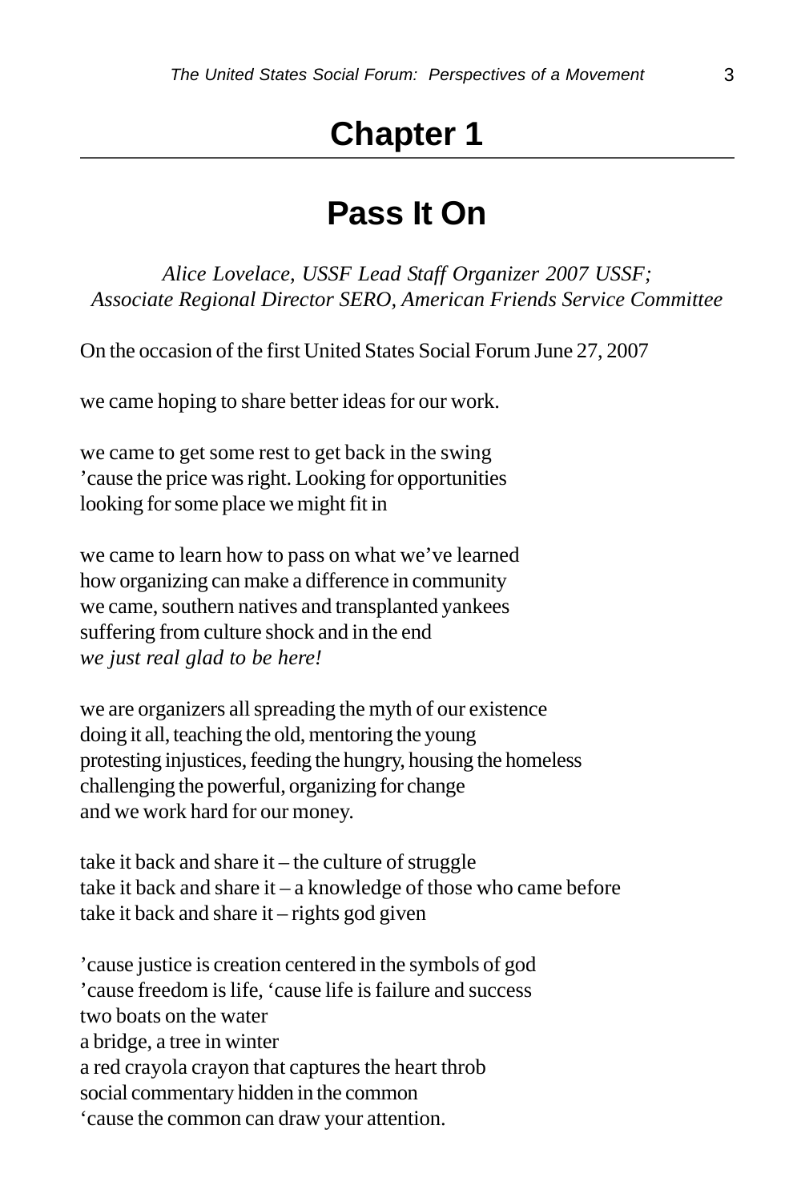# Chapter 1

## Pass It On

*Alice Lovelace, USSF Lead Staff Organizer 2007 USSF;*
*Associate Regional Director SERO, American Friends Service Committee*

On the occasion of the first United States Social Forum June 27, 2007

we came hoping to share better ideas for our work.

we came to get some rest to get back in the swing
’cause the price was right. Looking for opportunities
looking for some place we might fit in

we came to learn how to pass on what we’ve learned
how organizing can make a difference in community
we came, southern natives and transplanted yankees
suffering from culture shock and in the end
*we just real glad to be here!*

we are organizers all spreading the myth of our existence
doing it all, teaching the old, mentoring the young
protesting injustices, feeding the hungry, housing the homeless
challenging the powerful, organizing for change
and we work hard for our money.

take it back and share it – the culture of struggle
take it back and share it – a knowledge of those who came before
take it back and share it – rights god given

’cause justice is creation centered in the symbols of god
’cause freedom is life, ‘cause life is failure and success
two boats on the water
a bridge, a tree in winter
a red crayola crayon that captures the heart throb
social commentary hidden in the common
‘cause the common can draw your attention.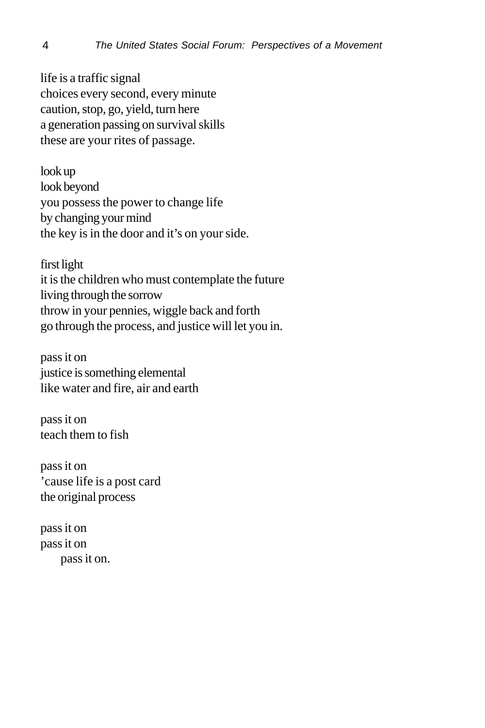life is a traffic signal
choices every second, every minute
caution, stop, go, yield, turn here
a generation passing on survival skills
these are your rites of passage.

look up
look beyond
you possess the power to change life
by changing your mind
the key is in the door and it's on your side.

first light
it is the children who must contemplate the future
living through the sorrow
throw in your pennies, wiggle back and forth
go through the process, and justice will let you in.

pass it on
justice is something elemental
like water and fire, air and earth

pass it on
teach them to fish

pass it on
'cause life is a post card
the original process

pass it on
pass it on
&nbsp;&nbsp;&nbsp;&nbsp;&nbsp;&nbsp;pass it on.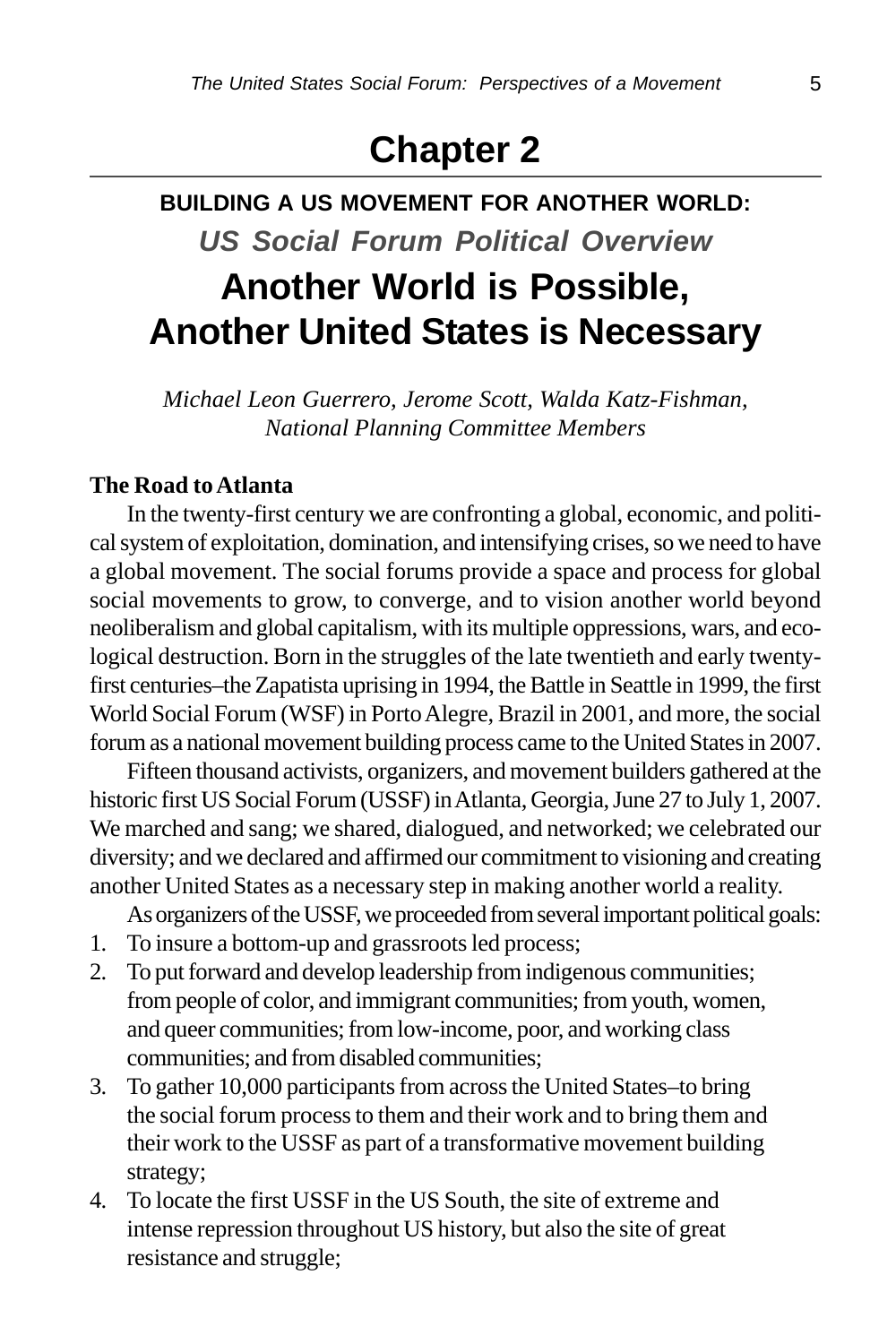# Chapter 2

## BUILDING A US MOVEMENT FOR ANOTHER WORLD:

### *US Social Forum Political Overview*

# Another World is Possible, Another United States is Necessary

*Michael Leon Guerrero, Jerome Scott, Walda Katz-Fishman, National Planning Committee Members*

**The Road to Atlanta**

In the twenty-first century we are confronting a global, economic, and political system of exploitation, domination, and intensifying crises, so we need to have a global movement. The social forums provide a space and process for global social movements to grow, to converge, and to vision another world beyond neoliberalism and global capitalism, with its multiple oppressions, wars, and ecological destruction. Born in the struggles of the late twentieth and early twenty-first centuries–the Zapatista uprising in 1994, the Battle in Seattle in 1999, the first World Social Forum (WSF) in Porto Alegre, Brazil in 2001, and more, the social forum as a national movement building process came to the United States in 2007.

Fifteen thousand activists, organizers, and movement builders gathered at the historic first US Social Forum (USSF) in Atlanta, Georgia, June 27 to July 1, 2007. We marched and sang; we shared, dialogued, and networked; we celebrated our diversity; and we declared and affirmed our commitment to visioning and creating another United States as a necessary step in making another world a reality.

As organizers of the USSF, we proceeded from several important political goals:

1. To insure a bottom-up and grassroots led process;
2. To put forward and develop leadership from indigenous communities; from people of color, and immigrant communities; from youth, women, and queer communities; from low-income, poor, and working class communities; and from disabled communities;
3. To gather 10,000 participants from across the United States–to bring the social forum process to them and their work and to bring them and their work to the USSF as part of a transformative movement building strategy;
4. To locate the first USSF in the US South, the site of extreme and intense repression throughout US history, but also the site of great resistance and struggle;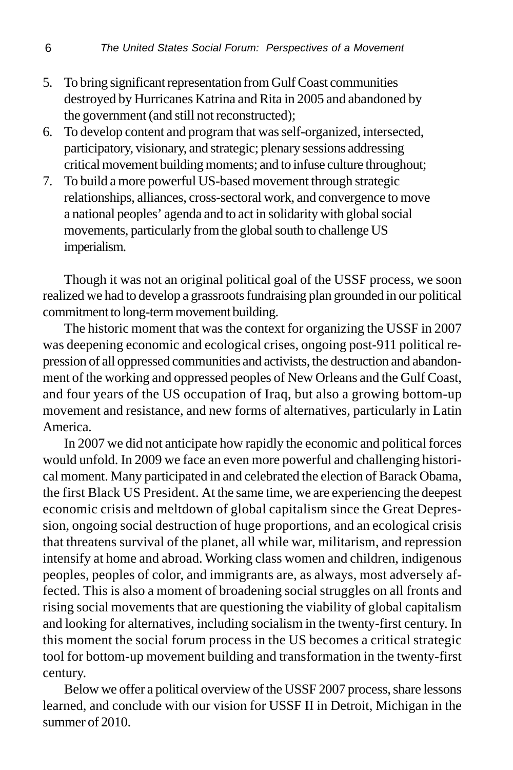5. To bring significant representation from Gulf Coast communities destroyed by Hurricanes Katrina and Rita in 2005 and abandoned by the government (and still not reconstructed);
6. To develop content and program that was self-organized, intersected, participatory, visionary, and strategic; plenary sessions addressing critical movement building moments; and to infuse culture throughout;
7. To build a more powerful US-based movement through strategic relationships, alliances, cross-sectoral work, and convergence to move a national peoples' agenda and to act in solidarity with global social movements, particularly from the global south to challenge US imperialism.

Though it was not an original political goal of the USSF process, we soon realized we had to develop a grassroots fundraising plan grounded in our political commitment to long-term movement building.

The historic moment that was the context for organizing the USSF in 2007 was deepening economic and ecological crises, ongoing post-911 political repression of all oppressed communities and activists, the destruction and abandonment of the working and oppressed peoples of New Orleans and the Gulf Coast, and four years of the US occupation of Iraq, but also a growing bottom-up movement and resistance, and new forms of alternatives, particularly in Latin America.

In 2007 we did not anticipate how rapidly the economic and political forces would unfold. In 2009 we face an even more powerful and challenging historical moment. Many participated in and celebrated the election of Barack Obama, the first Black US President. At the same time, we are experiencing the deepest economic crisis and meltdown of global capitalism since the Great Depression, ongoing social destruction of huge proportions, and an ecological crisis that threatens survival of the planet, all while war, militarism, and repression intensify at home and abroad. Working class women and children, indigenous peoples, peoples of color, and immigrants are, as always, most adversely affected. This is also a moment of broadening social struggles on all fronts and rising social movements that are questioning the viability of global capitalism and looking for alternatives, including socialism in the twenty-first century. In this moment the social forum process in the US becomes a critical strategic tool for bottom-up movement building and transformation in the twenty-first century.

Below we offer a political overview of the USSF 2007 process, share lessons learned, and conclude with our vision for USSF II in Detroit, Michigan in the summer of 2010.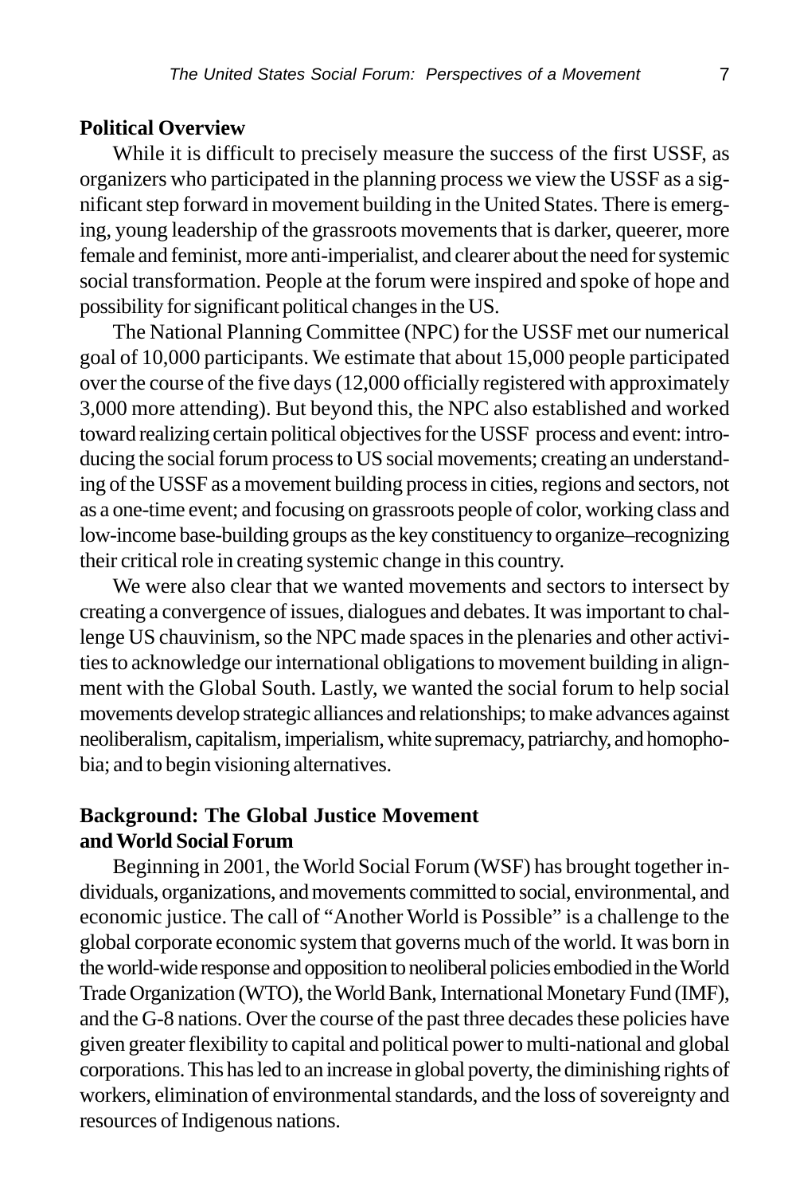**Political Overview**

While it is difficult to precisely measure the success of the first USSF, as organizers who participated in the planning process we view the USSF as a significant step forward in movement building in the United States. There is emerging, young leadership of the grassroots movements that is darker, queerer, more female and feminist, more anti-imperialist, and clearer about the need for systemic social transformation. People at the forum were inspired and spoke of hope and possibility for significant political changes in the US.

The National Planning Committee (NPC) for the USSF met our numerical goal of 10,000 participants. We estimate that about 15,000 people participated over the course of the five days (12,000 officially registered with approximately 3,000 more attending). But beyond this, the NPC also established and worked toward realizing certain political objectives for the USSF process and event: introducing the social forum process to US social movements; creating an understanding of the USSF as a movement building process in cities, regions and sectors, not as a one-time event; and focusing on grassroots people of color, working class and low-income base-building groups as the key constituency to organize–recognizing their critical role in creating systemic change in this country.

We were also clear that we wanted movements and sectors to intersect by creating a convergence of issues, dialogues and debates. It was important to challenge US chauvinism, so the NPC made spaces in the plenaries and other activities to acknowledge our international obligations to movement building in alignment with the Global South. Lastly, we wanted the social forum to help social movements develop strategic alliances and relationships; to make advances against neoliberalism, capitalism, imperialism, white supremacy, patriarchy, and homophobia; and to begin visioning alternatives.

**Background: The Global Justice Movement and World Social Forum**

Beginning in 2001, the World Social Forum (WSF) has brought together individuals, organizations, and movements committed to social, environmental, and economic justice. The call of "Another World is Possible" is a challenge to the global corporate economic system that governs much of the world. It was born in the world-wide response and opposition to neoliberal policies embodied in the World Trade Organization (WTO), the World Bank, International Monetary Fund (IMF), and the G-8 nations. Over the course of the past three decades these policies have given greater flexibility to capital and political power to multi-national and global corporations. This has led to an increase in global poverty, the diminishing rights of workers, elimination of environmental standards, and the loss of sovereignty and resources of Indigenous nations.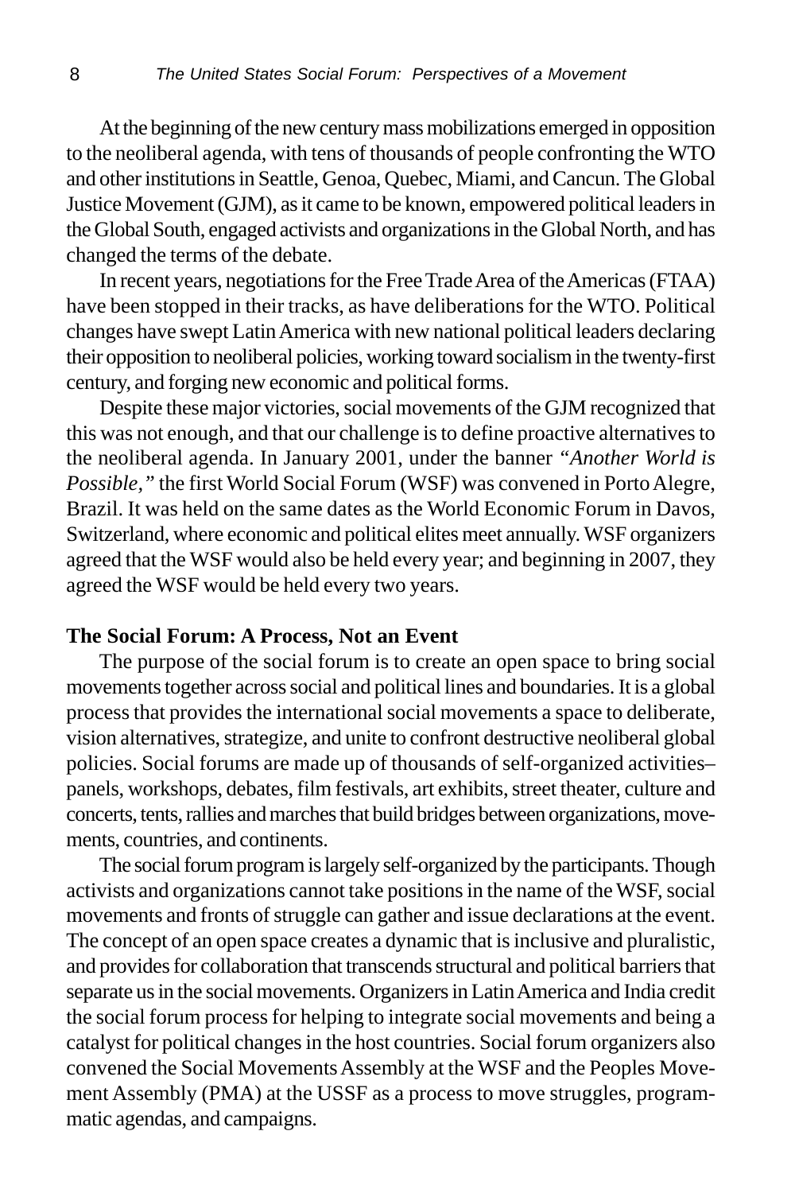At the beginning of the new century mass mobilizations emerged in opposition to the neoliberal agenda, with tens of thousands of people confronting the WTO and other institutions in Seattle, Genoa, Quebec, Miami, and Cancun. The Global Justice Movement (GJM), as it came to be known, empowered political leaders in the Global South, engaged activists and organizations in the Global North, and has changed the terms of the debate.

In recent years, negotiations for the Free Trade Area of the Americas (FTAA) have been stopped in their tracks, as have deliberations for the WTO. Political changes have swept Latin America with new national political leaders declaring their opposition to neoliberal policies, working toward socialism in the twenty-first century, and forging new economic and political forms.

Despite these major victories, social movements of the GJM recognized that this was not enough, and that our challenge is to define proactive alternatives to the neoliberal agenda. In January 2001, under the banner *"Another World is Possible,"* the first World Social Forum (WSF) was convened in Porto Alegre, Brazil. It was held on the same dates as the World Economic Forum in Davos, Switzerland, where economic and political elites meet annually. WSF organizers agreed that the WSF would also be held every year; and beginning in 2007, they agreed the WSF would be held every two years.

**The Social Forum: A Process, Not an Event**

The purpose of the social forum is to create an open space to bring social movements together across social and political lines and boundaries. It is a global process that provides the international social movements a space to deliberate, vision alternatives, strategize, and unite to confront destructive neoliberal global policies. Social forums are made up of thousands of self-organized activities–panels, workshops, debates, film festivals, art exhibits, street theater, culture and concerts, tents, rallies and marches that build bridges between organizations, movements, countries, and continents.

The social forum program is largely self-organized by the participants. Though activists and organizations cannot take positions in the name of the WSF, social movements and fronts of struggle can gather and issue declarations at the event. The concept of an open space creates a dynamic that is inclusive and pluralistic, and provides for collaboration that transcends structural and political barriers that separate us in the social movements. Organizers in Latin America and India credit the social forum process for helping to integrate social movements and being a catalyst for political changes in the host countries. Social forum organizers also convened the Social Movements Assembly at the WSF and the Peoples Movement Assembly (PMA) at the USSF as a process to move struggles, programmatic agendas, and campaigns.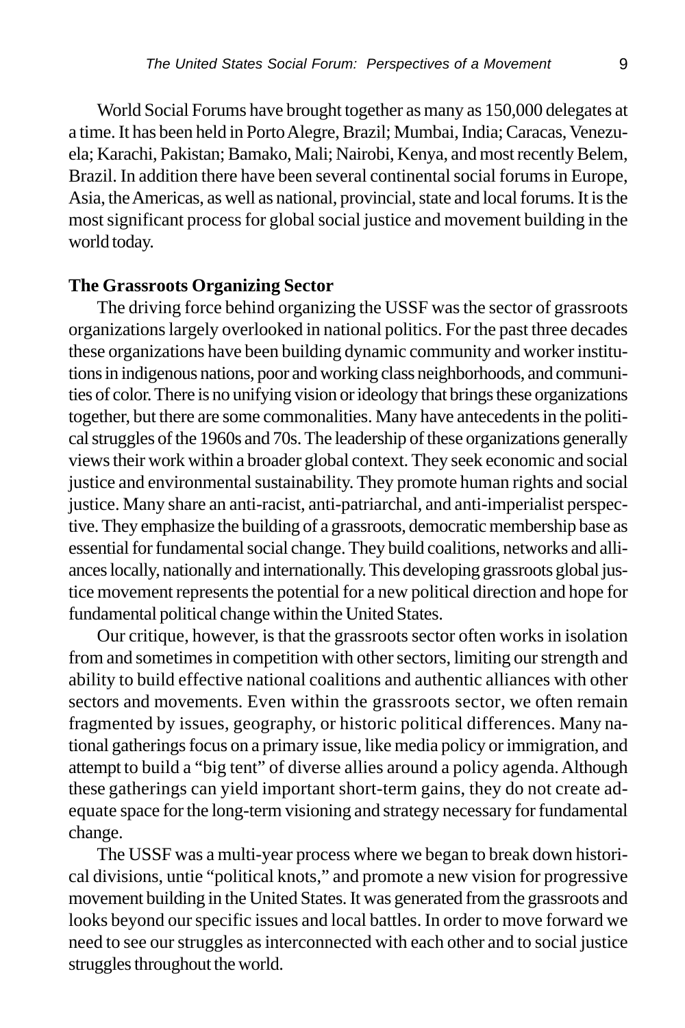World Social Forums have brought together as many as 150,000 delegates at a time. It has been held in Porto Alegre, Brazil; Mumbai, India; Caracas, Venezuela; Karachi, Pakistan; Bamako, Mali; Nairobi, Kenya, and most recently Belem, Brazil. In addition there have been several continental social forums in Europe, Asia, the Americas, as well as national, provincial, state and local forums. It is the most significant process for global social justice and movement building in the world today.

**The Grassroots Organizing Sector**

The driving force behind organizing the USSF was the sector of grassroots organizations largely overlooked in national politics. For the past three decades these organizations have been building dynamic community and worker institutions in indigenous nations, poor and working class neighborhoods, and communities of color. There is no unifying vision or ideology that brings these organizations together, but there are some commonalities. Many have antecedents in the political struggles of the 1960s and 70s. The leadership of these organizations generally views their work within a broader global context. They seek economic and social justice and environmental sustainability. They promote human rights and social justice. Many share an anti-racist, anti-patriarchal, and anti-imperialist perspective. They emphasize the building of a grassroots, democratic membership base as essential for fundamental social change. They build coalitions, networks and alliances locally, nationally and internationally. This developing grassroots global justice movement represents the potential for a new political direction and hope for fundamental political change within the United States.

Our critique, however, is that the grassroots sector often works in isolation from and sometimes in competition with other sectors, limiting our strength and ability to build effective national coalitions and authentic alliances with other sectors and movements. Even within the grassroots sector, we often remain fragmented by issues, geography, or historic political differences. Many national gatherings focus on a primary issue, like media policy or immigration, and attempt to build a "big tent" of diverse allies around a policy agenda. Although these gatherings can yield important short-term gains, they do not create adequate space for the long-term visioning and strategy necessary for fundamental change.

The USSF was a multi-year process where we began to break down historical divisions, untie "political knots," and promote a new vision for progressive movement building in the United States. It was generated from the grassroots and looks beyond our specific issues and local battles. In order to move forward we need to see our struggles as interconnected with each other and to social justice struggles throughout the world.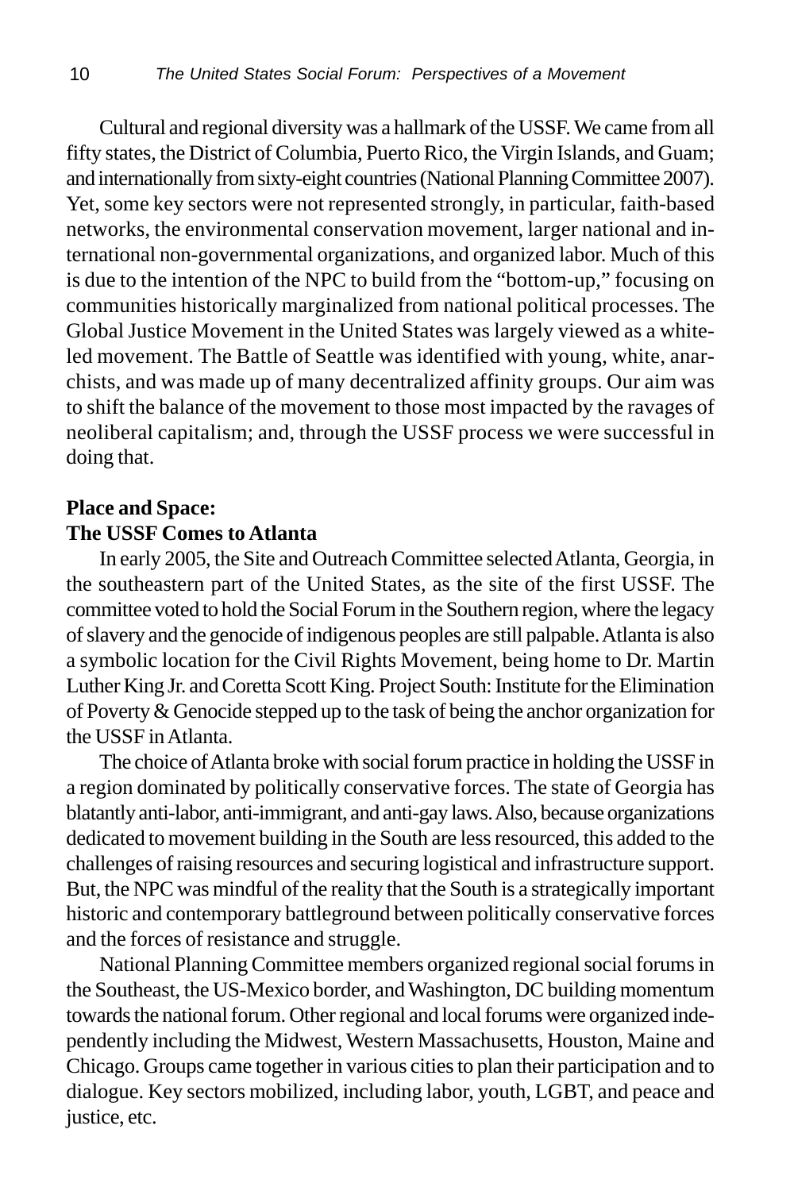Cultural and regional diversity was a hallmark of the USSF. We came from all fifty states, the District of Columbia, Puerto Rico, the Virgin Islands, and Guam; and internationally from sixty-eight countries (National Planning Committee 2007). Yet, some key sectors were not represented strongly, in particular, faith-based networks, the environmental conservation movement, larger national and international non-governmental organizations, and organized labor. Much of this is due to the intention of the NPC to build from the "bottom-up," focusing on communities historically marginalized from national political processes. The Global Justice Movement in the United States was largely viewed as a white-led movement. The Battle of Seattle was identified with young, white, anarchists, and was made up of many decentralized affinity groups. Our aim was to shift the balance of the movement to those most impacted by the ravages of neoliberal capitalism; and, through the USSF process we were successful in doing that.

**Place and Space:**
**The USSF Comes to Atlanta**

In early 2005, the Site and Outreach Committee selected Atlanta, Georgia, in the southeastern part of the United States, as the site of the first USSF. The committee voted to hold the Social Forum in the Southern region, where the legacy of slavery and the genocide of indigenous peoples are still palpable. Atlanta is also a symbolic location for the Civil Rights Movement, being home to Dr. Martin Luther King Jr. and Coretta Scott King. Project South: Institute for the Elimination of Poverty & Genocide stepped up to the task of being the anchor organization for the USSF in Atlanta.

The choice of Atlanta broke with social forum practice in holding the USSF in a region dominated by politically conservative forces. The state of Georgia has blatantly anti-labor, anti-immigrant, and anti-gay laws. Also, because organizations dedicated to movement building in the South are less resourced, this added to the challenges of raising resources and securing logistical and infrastructure support. But, the NPC was mindful of the reality that the South is a strategically important historic and contemporary battleground between politically conservative forces and the forces of resistance and struggle.

National Planning Committee members organized regional social forums in the Southeast, the US-Mexico border, and Washington, DC building momentum towards the national forum. Other regional and local forums were organized independently including the Midwest, Western Massachusetts, Houston, Maine and Chicago. Groups came together in various cities to plan their participation and to dialogue. Key sectors mobilized, including labor, youth, LGBT, and peace and justice, etc.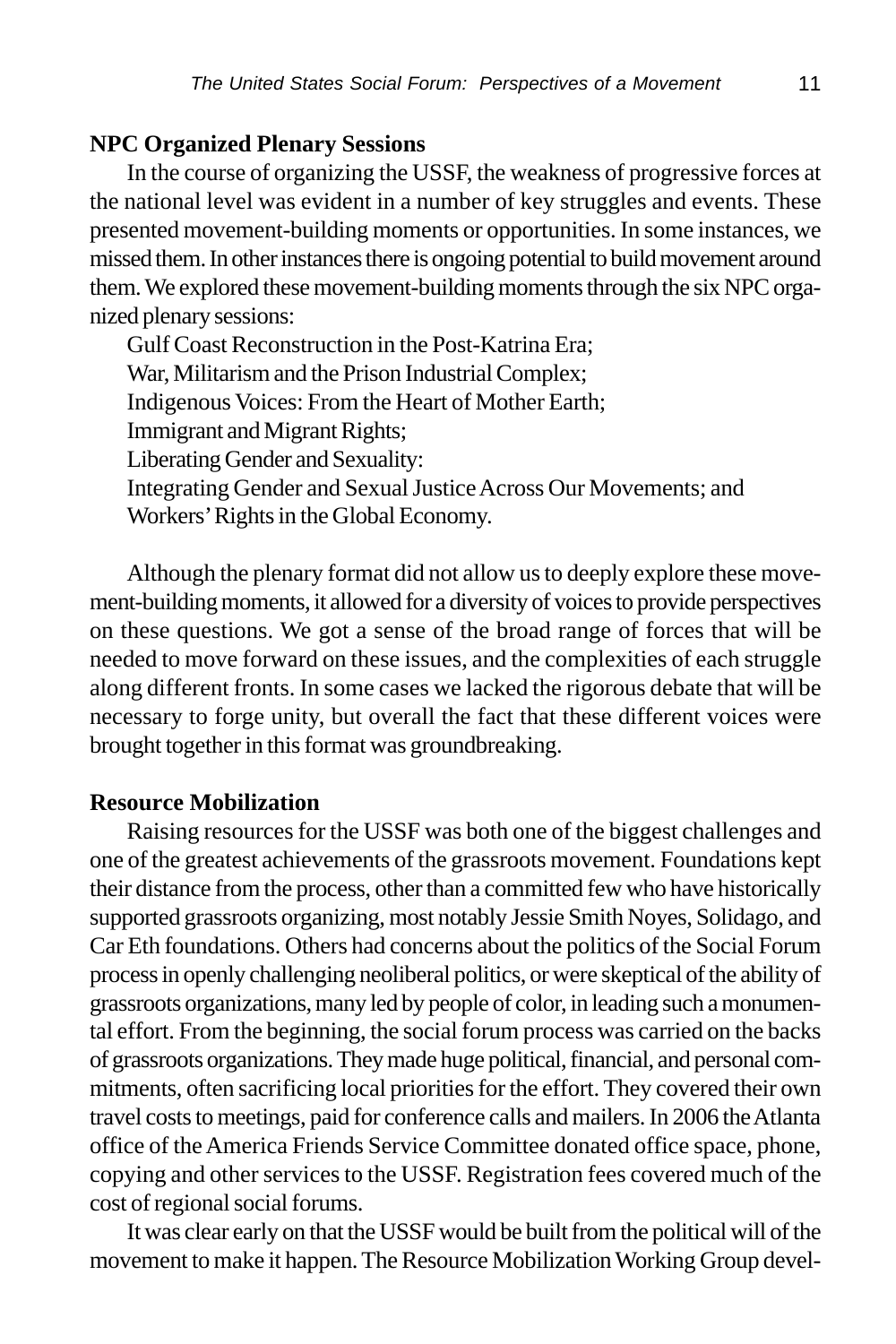**NPC Organized Plenary Sessions**

In the course of organizing the USSF, the weakness of progressive forces at the national level was evident in a number of key struggles and events. These presented movement-building moments or opportunities. In some instances, we missed them. In other instances there is ongoing potential to build movement around them. We explored these movement-building moments through the six NPC organized plenary sessions:

Gulf Coast Reconstruction in the Post-Katrina Era;
War, Militarism and the Prison Industrial Complex;
Indigenous Voices: From the Heart of Mother Earth;
Immigrant and Migrant Rights;
Liberating Gender and Sexuality:
Integrating Gender and Sexual Justice Across Our Movements; and
Workers' Rights in the Global Economy.

Although the plenary format did not allow us to deeply explore these movement-building moments, it allowed for a diversity of voices to provide perspectives on these questions. We got a sense of the broad range of forces that will be needed to move forward on these issues, and the complexities of each struggle along different fronts. In some cases we lacked the rigorous debate that will be necessary to forge unity, but overall the fact that these different voices were brought together in this format was groundbreaking.

**Resource Mobilization**

Raising resources for the USSF was both one of the biggest challenges and one of the greatest achievements of the grassroots movement. Foundations kept their distance from the process, other than a committed few who have historically supported grassroots organizing, most notably Jessie Smith Noyes, Solidago, and Car Eth foundations. Others had concerns about the politics of the Social Forum process in openly challenging neoliberal politics, or were skeptical of the ability of grassroots organizations, many led by people of color, in leading such a monumental effort. From the beginning, the social forum process was carried on the backs of grassroots organizations. They made huge political, financial, and personal commitments, often sacrificing local priorities for the effort. They covered their own travel costs to meetings, paid for conference calls and mailers. In 2006 the Atlanta office of the America Friends Service Committee donated office space, phone, copying and other services to the USSF. Registration fees covered much of the cost of regional social forums.

It was clear early on that the USSF would be built from the political will of the movement to make it happen. The Resource Mobilization Working Group devel-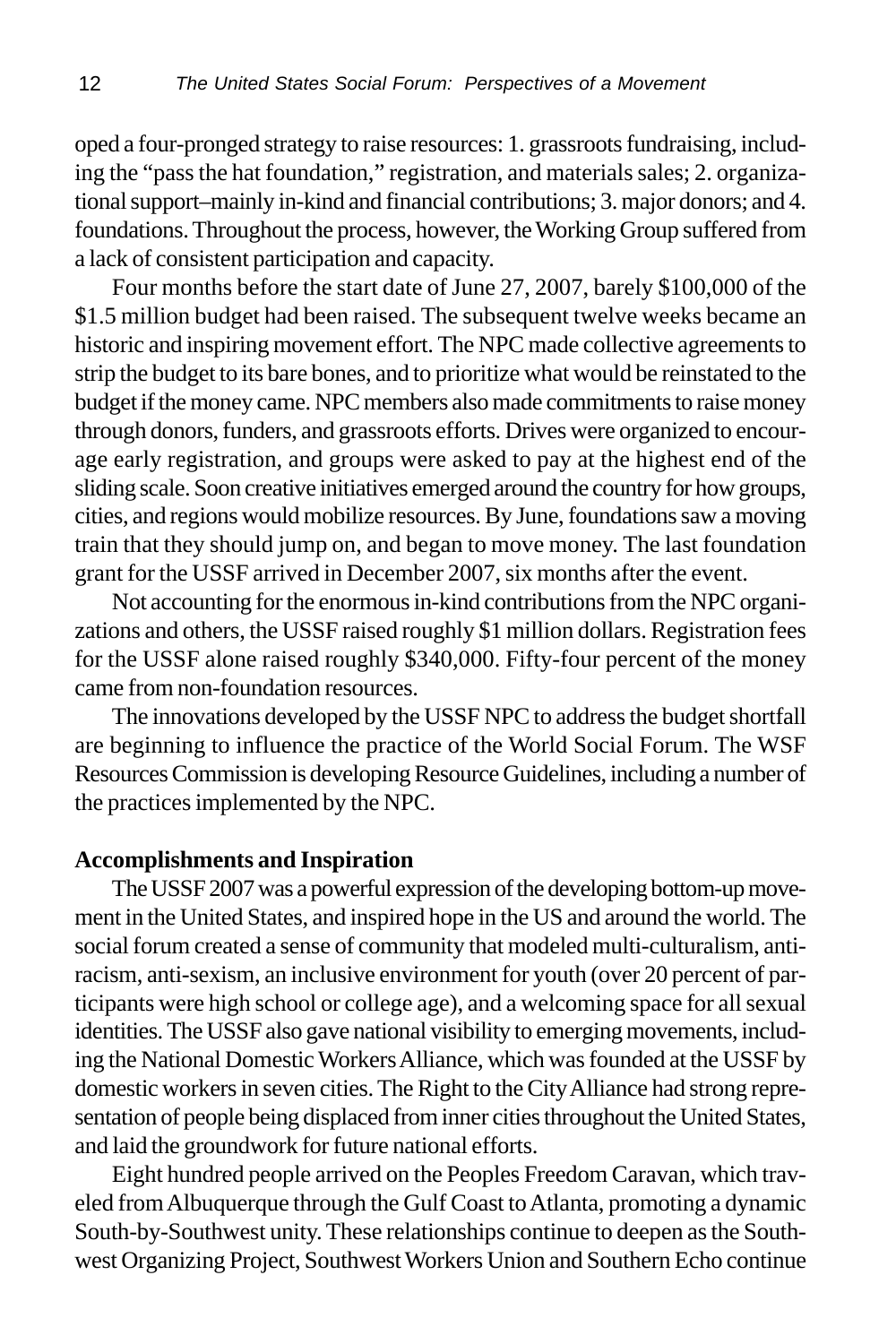oped a four-pronged strategy to raise resources: 1. grassroots fundraising, including the "pass the hat foundation," registration, and materials sales; 2. organizational support–mainly in-kind and financial contributions; 3. major donors; and 4. foundations. Throughout the process, however, the Working Group suffered from a lack of consistent participation and capacity.

Four months before the start date of June 27, 2007, barely $100,000 of the $1.5 million budget had been raised. The subsequent twelve weeks became an historic and inspiring movement effort. The NPC made collective agreements to strip the budget to its bare bones, and to prioritize what would be reinstated to the budget if the money came. NPC members also made commitments to raise money through donors, funders, and grassroots efforts. Drives were organized to encourage early registration, and groups were asked to pay at the highest end of the sliding scale. Soon creative initiatives emerged around the country for how groups, cities, and regions would mobilize resources. By June, foundations saw a moving train that they should jump on, and began to move money. The last foundation grant for the USSF arrived in December 2007, six months after the event.

Not accounting for the enormous in-kind contributions from the NPC organizations and others, the USSF raised roughly $1 million dollars. Registration fees for the USSF alone raised roughly $340,000. Fifty-four percent of the money came from non-foundation resources.

The innovations developed by the USSF NPC to address the budget shortfall are beginning to influence the practice of the World Social Forum. The WSF Resources Commission is developing Resource Guidelines, including a number of the practices implemented by the NPC.

**Accomplishments and Inspiration**

The USSF 2007 was a powerful expression of the developing bottom-up movement in the United States, and inspired hope in the US and around the world. The social forum created a sense of community that modeled multi-culturalism, anti-racism, anti-sexism, an inclusive environment for youth (over 20 percent of participants were high school or college age), and a welcoming space for all sexual identities. The USSF also gave national visibility to emerging movements, including the National Domestic Workers Alliance, which was founded at the USSF by domestic workers in seven cities. The Right to the City Alliance had strong representation of people being displaced from inner cities throughout the United States, and laid the groundwork for future national efforts.

Eight hundred people arrived on the Peoples Freedom Caravan, which traveled from Albuquerque through the Gulf Coast to Atlanta, promoting a dynamic South-by-Southwest unity. These relationships continue to deepen as the Southwest Organizing Project, Southwest Workers Union and Southern Echo continue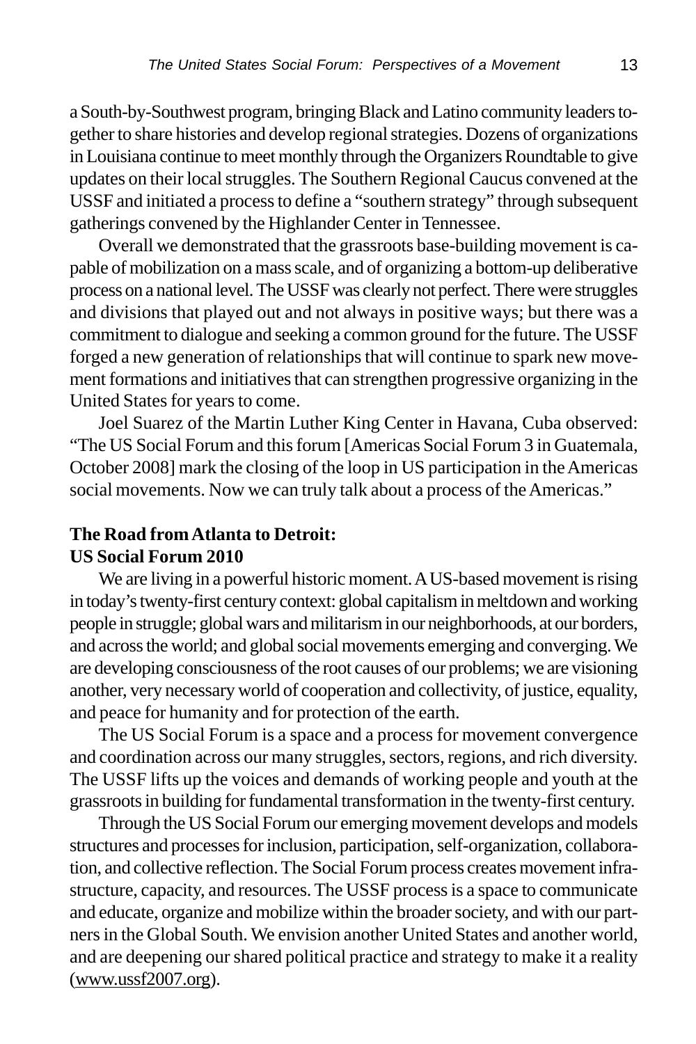a South-by-Southwest program, bringing Black and Latino community leaders together to share histories and develop regional strategies. Dozens of organizations in Louisiana continue to meet monthly through the Organizers Roundtable to give updates on their local struggles. The Southern Regional Caucus convened at the USSF and initiated a process to define a "southern strategy" through subsequent gatherings convened by the Highlander Center in Tennessee.

Overall we demonstrated that the grassroots base-building movement is capable of mobilization on a mass scale, and of organizing a bottom-up deliberative process on a national level. The USSF was clearly not perfect. There were struggles and divisions that played out and not always in positive ways; but there was a commitment to dialogue and seeking a common ground for the future. The USSF forged a new generation of relationships that will continue to spark new movement formations and initiatives that can strengthen progressive organizing in the United States for years to come.

Joel Suarez of the Martin Luther King Center in Havana, Cuba observed: "The US Social Forum and this forum [Americas Social Forum 3 in Guatemala, October 2008] mark the closing of the loop in US participation in the Americas social movements. Now we can truly talk about a process of the Americas."

**The Road from Atlanta to Detroit:**
**US Social Forum 2010**

We are living in a powerful historic moment. A US-based movement is rising in today's twenty-first century context: global capitalism in meltdown and working people in struggle; global wars and militarism in our neighborhoods, at our borders, and across the world; and global social movements emerging and converging. We are developing consciousness of the root causes of our problems; we are visioning another, very necessary world of cooperation and collectivity, of justice, equality, and peace for humanity and for protection of the earth.

The US Social Forum is a space and a process for movement convergence and coordination across our many struggles, sectors, regions, and rich diversity. The USSF lifts up the voices and demands of working people and youth at the grassroots in building for fundamental transformation in the twenty-first century.

Through the US Social Forum our emerging movement develops and models structures and processes for inclusion, participation, self-organization, collaboration, and collective reflection. The Social Forum process creates movement infrastructure, capacity, and resources. The USSF process is a space to communicate and educate, organize and mobilize within the broader society, and with our partners in the Global South. We envision another United States and another world, and are deepening our shared political practice and strategy to make it a reality (www.ussf2007.org).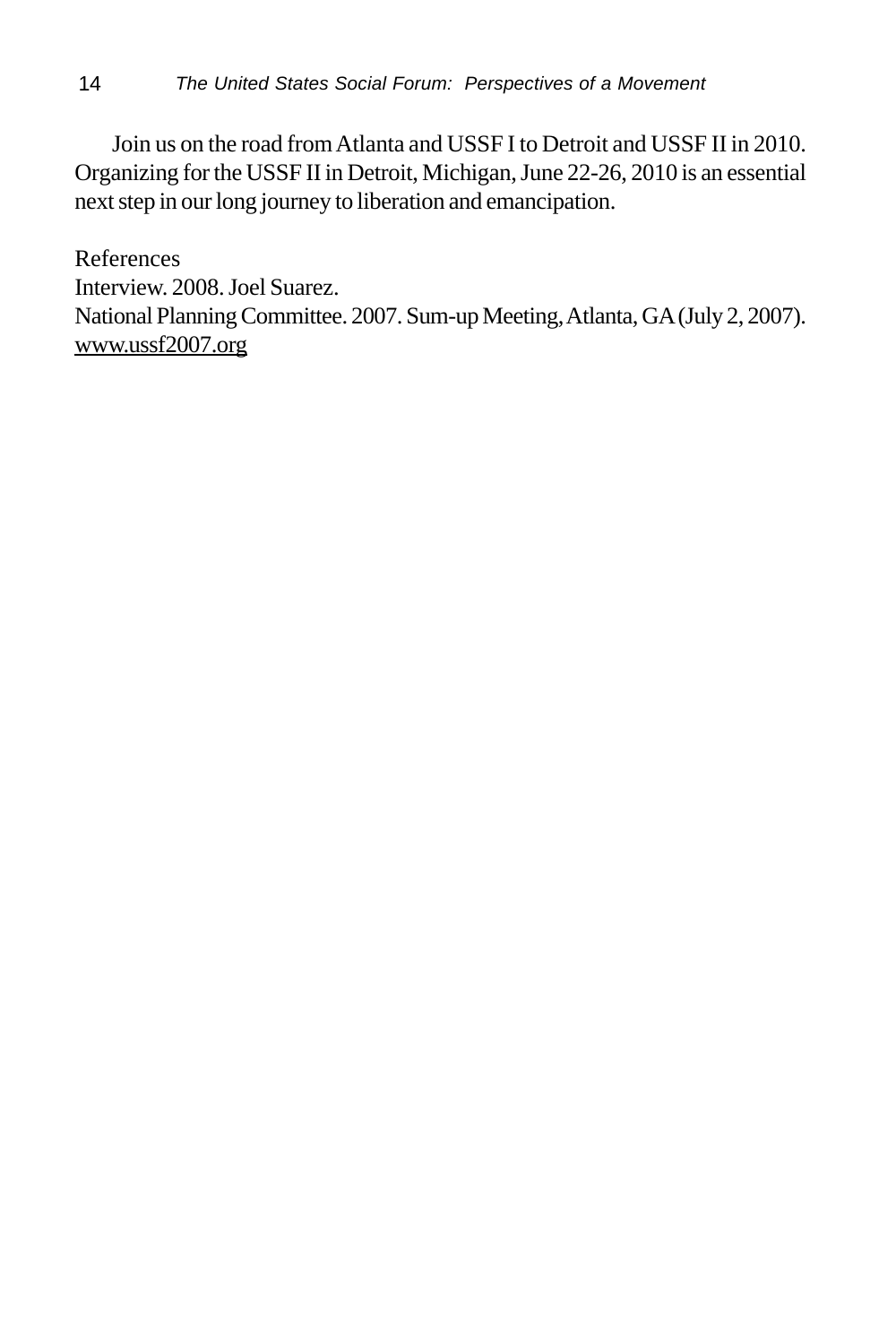Join us on the road from Atlanta and USSF I to Detroit and USSF II in 2010. Organizing for the USSF II in Detroit, Michigan, June 22-26, 2010 is an essential next step in our long journey to liberation and emancipation.

References

Interview. 2008. Joel Suarez.

National Planning Committee. 2007. Sum-up Meeting, Atlanta, GA (July 2, 2007). www.ussf2007.org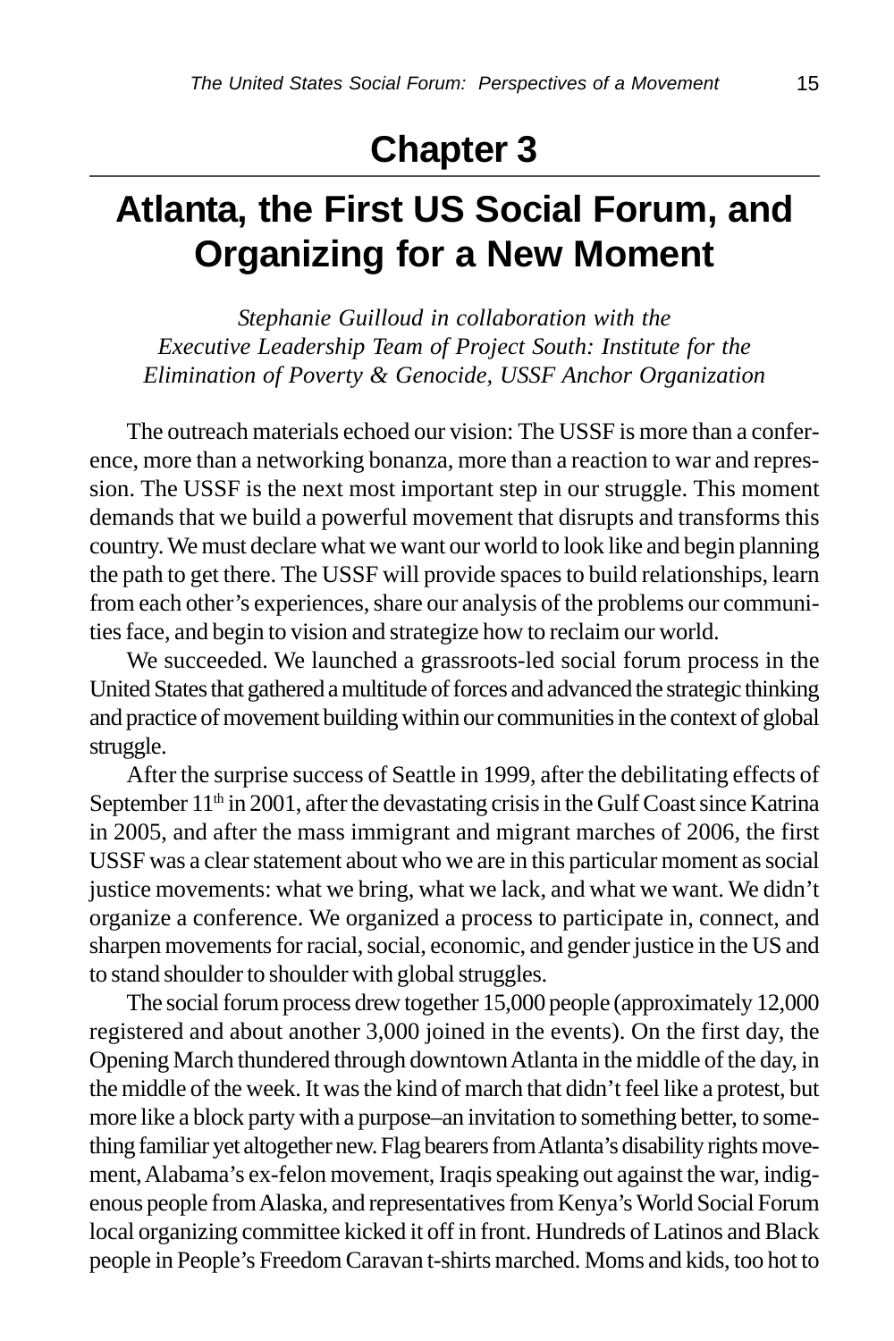# Chapter 3

## Atlanta, the First US Social Forum, and Organizing for a New Moment

*Stephanie Guilloud in collaboration with the Executive Leadership Team of Project South: Institute for the Elimination of Poverty & Genocide, USSF Anchor Organization*

The outreach materials echoed our vision: The USSF is more than a conference, more than a networking bonanza, more than a reaction to war and repression. The USSF is the next most important step in our struggle. This moment demands that we build a powerful movement that disrupts and transforms this country. We must declare what we want our world to look like and begin planning the path to get there. The USSF will provide spaces to build relationships, learn from each other's experiences, share our analysis of the problems our communities face, and begin to vision and strategize how to reclaim our world.

We succeeded. We launched a grassroots-led social forum process in the United States that gathered a multitude of forces and advanced the strategic thinking and practice of movement building within our communities in the context of global struggle.

After the surprise success of Seattle in 1999, after the debilitating effects of September 11th in 2001, after the devastating crisis in the Gulf Coast since Katrina in 2005, and after the mass immigrant and migrant marches of 2006, the first USSF was a clear statement about who we are in this particular moment as social justice movements: what we bring, what we lack, and what we want. We didn't organize a conference. We organized a process to participate in, connect, and sharpen movements for racial, social, economic, and gender justice in the US and to stand shoulder to shoulder with global struggles.

The social forum process drew together 15,000 people (approximately 12,000 registered and about another 3,000 joined in the events). On the first day, the Opening March thundered through downtown Atlanta in the middle of the day, in the middle of the week. It was the kind of march that didn't feel like a protest, but more like a block party with a purpose–an invitation to something better, to something familiar yet altogether new. Flag bearers from Atlanta's disability rights movement, Alabama's ex-felon movement, Iraqis speaking out against the war, indigenous people from Alaska, and representatives from Kenya's World Social Forum local organizing committee kicked it off in front. Hundreds of Latinos and Black people in People's Freedom Caravan t-shirts marched. Moms and kids, too hot to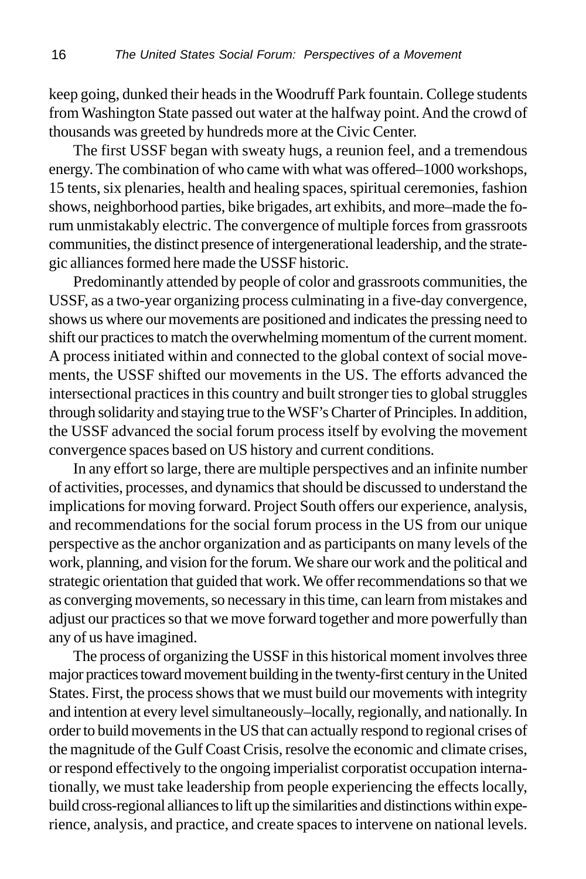keep going, dunked their heads in the Woodruff Park fountain. College students from Washington State passed out water at the halfway point. And the crowd of thousands was greeted by hundreds more at the Civic Center.

The first USSF began with sweaty hugs, a reunion feel, and a tremendous energy. The combination of who came with what was offered–1000 workshops, 15 tents, six plenaries, health and healing spaces, spiritual ceremonies, fashion shows, neighborhood parties, bike brigades, art exhibits, and more–made the forum unmistakably electric. The convergence of multiple forces from grassroots communities, the distinct presence of intergenerational leadership, and the strategic alliances formed here made the USSF historic.

Predominantly attended by people of color and grassroots communities, the USSF, as a two-year organizing process culminating in a five-day convergence, shows us where our movements are positioned and indicates the pressing need to shift our practices to match the overwhelming momentum of the current moment. A process initiated within and connected to the global context of social movements, the USSF shifted our movements in the US. The efforts advanced the intersectional practices in this country and built stronger ties to global struggles through solidarity and staying true to the WSF's Charter of Principles. In addition, the USSF advanced the social forum process itself by evolving the movement convergence spaces based on US history and current conditions.

In any effort so large, there are multiple perspectives and an infinite number of activities, processes, and dynamics that should be discussed to understand the implications for moving forward. Project South offers our experience, analysis, and recommendations for the social forum process in the US from our unique perspective as the anchor organization and as participants on many levels of the work, planning, and vision for the forum. We share our work and the political and strategic orientation that guided that work. We offer recommendations so that we as converging movements, so necessary in this time, can learn from mistakes and adjust our practices so that we move forward together and more powerfully than any of us have imagined.

The process of organizing the USSF in this historical moment involves three major practices toward movement building in the twenty-first century in the United States. First, the process shows that we must build our movements with integrity and intention at every level simultaneously–locally, regionally, and nationally. In order to build movements in the US that can actually respond to regional crises of the magnitude of the Gulf Coast Crisis, resolve the economic and climate crises, or respond effectively to the ongoing imperialist corporatist occupation internationally, we must take leadership from people experiencing the effects locally, build cross-regional alliances to lift up the similarities and distinctions within experience, analysis, and practice, and create spaces to intervene on national levels.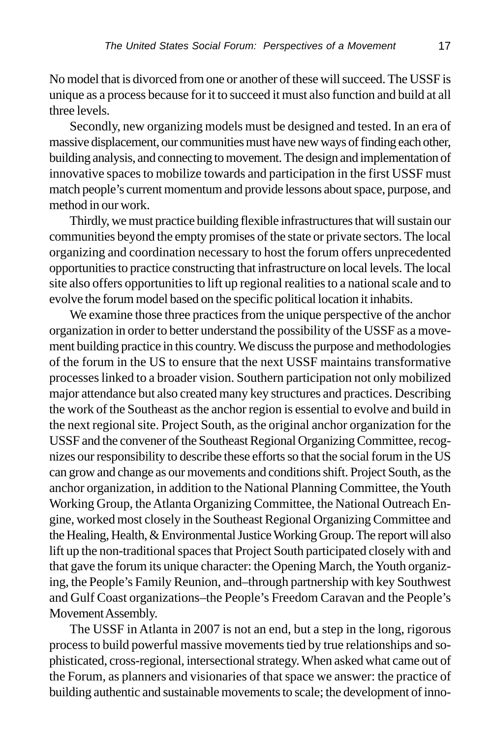No model that is divorced from one or another of these will succeed. The USSF is unique as a process because for it to succeed it must also function and build at all three levels.

Secondly, new organizing models must be designed and tested. In an era of massive displacement, our communities must have new ways of finding each other, building analysis, and connecting to movement. The design and implementation of innovative spaces to mobilize towards and participation in the first USSF must match people's current momentum and provide lessons about space, purpose, and method in our work.

Thirdly, we must practice building flexible infrastructures that will sustain our communities beyond the empty promises of the state or private sectors. The local organizing and coordination necessary to host the forum offers unprecedented opportunities to practice constructing that infrastructure on local levels. The local site also offers opportunities to lift up regional realities to a national scale and to evolve the forum model based on the specific political location it inhabits.

We examine those three practices from the unique perspective of the anchor organization in order to better understand the possibility of the USSF as a movement building practice in this country. We discuss the purpose and methodologies of the forum in the US to ensure that the next USSF maintains transformative processes linked to a broader vision. Southern participation not only mobilized major attendance but also created many key structures and practices. Describing the work of the Southeast as the anchor region is essential to evolve and build in the next regional site. Project South, as the original anchor organization for the USSF and the convener of the Southeast Regional Organizing Committee, recognizes our responsibility to describe these efforts so that the social forum in the US can grow and change as our movements and conditions shift. Project South, as the anchor organization, in addition to the National Planning Committee, the Youth Working Group, the Atlanta Organizing Committee, the National Outreach Engine, worked most closely in the Southeast Regional Organizing Committee and the Healing, Health, & Environmental Justice Working Group. The report will also lift up the non-traditional spaces that Project South participated closely with and that gave the forum its unique character: the Opening March, the Youth organizing, the People's Family Reunion, and–through partnership with key Southwest and Gulf Coast organizations–the People's Freedom Caravan and the People's Movement Assembly.

The USSF in Atlanta in 2007 is not an end, but a step in the long, rigorous process to build powerful massive movements tied by true relationships and sophisticated, cross-regional, intersectional strategy. When asked what came out of the Forum, as planners and visionaries of that space we answer: the practice of building authentic and sustainable movements to scale; the development of inno-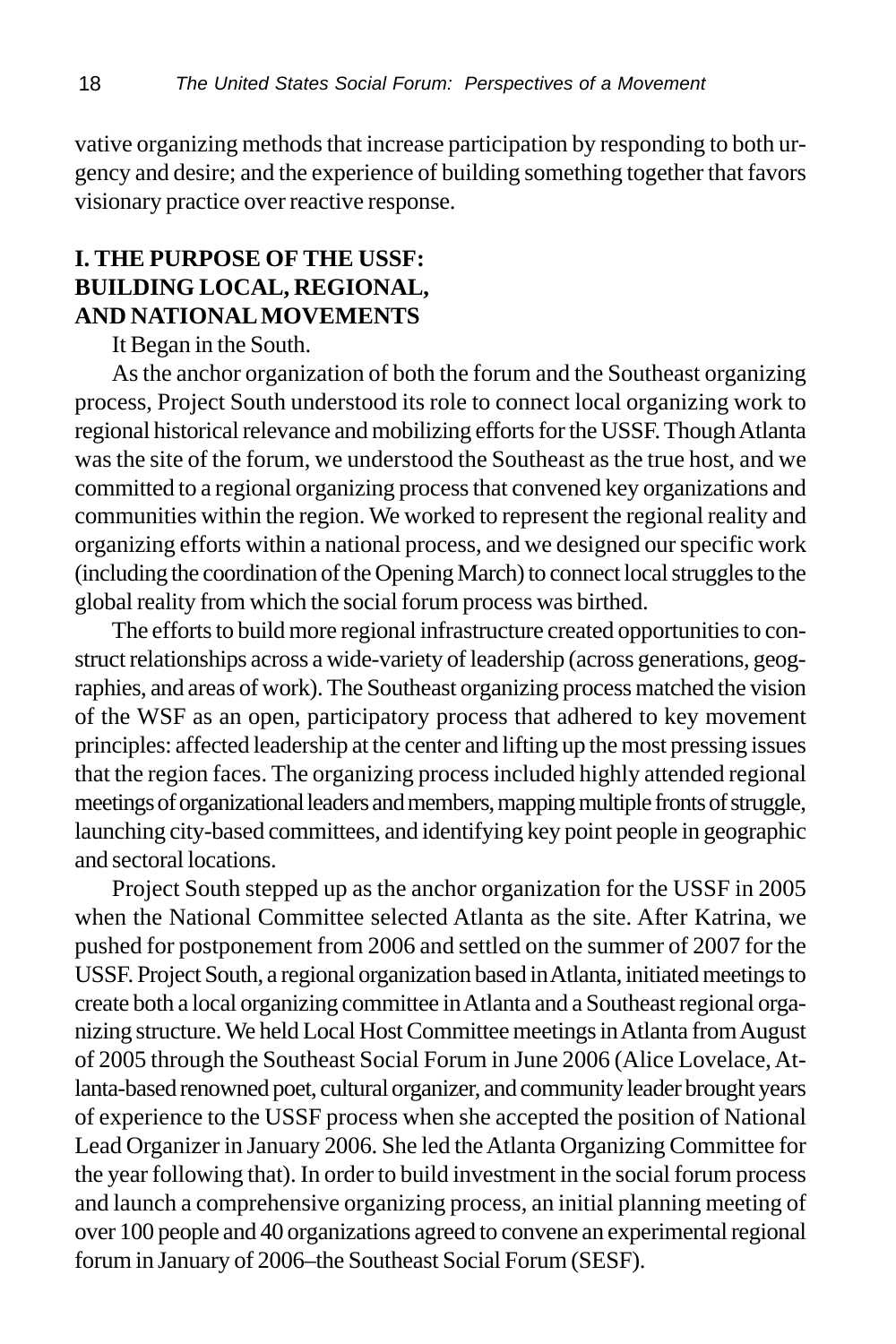vative organizing methods that increase participation by responding to both urgency and desire; and the experience of building something together that favors visionary practice over reactive response.

## I. THE PURPOSE OF THE USSF: BUILDING LOCAL, REGIONAL, AND NATIONAL MOVEMENTS

It Began in the South.

As the anchor organization of both the forum and the Southeast organizing process, Project South understood its role to connect local organizing work to regional historical relevance and mobilizing efforts for the USSF. Though Atlanta was the site of the forum, we understood the Southeast as the true host, and we committed to a regional organizing process that convened key organizations and communities within the region. We worked to represent the regional reality and organizing efforts within a national process, and we designed our specific work (including the coordination of the Opening March) to connect local struggles to the global reality from which the social forum process was birthed.

The efforts to build more regional infrastructure created opportunities to construct relationships across a wide-variety of leadership (across generations, geographies, and areas of work). The Southeast organizing process matched the vision of the WSF as an open, participatory process that adhered to key movement principles: affected leadership at the center and lifting up the most pressing issues that the region faces. The organizing process included highly attended regional meetings of organizational leaders and members, mapping multiple fronts of struggle, launching city-based committees, and identifying key point people in geographic and sectoral locations.

Project South stepped up as the anchor organization for the USSF in 2005 when the National Committee selected Atlanta as the site. After Katrina, we pushed for postponement from 2006 and settled on the summer of 2007 for the USSF. Project South, a regional organization based in Atlanta, initiated meetings to create both a local organizing committee in Atlanta and a Southeast regional organizing structure. We held Local Host Committee meetings in Atlanta from August of 2005 through the Southeast Social Forum in June 2006 (Alice Lovelace, Atlanta-based renowned poet, cultural organizer, and community leader brought years of experience to the USSF process when she accepted the position of National Lead Organizer in January 2006. She led the Atlanta Organizing Committee for the year following that). In order to build investment in the social forum process and launch a comprehensive organizing process, an initial planning meeting of over 100 people and 40 organizations agreed to convene an experimental regional forum in January of 2006–the Southeast Social Forum (SESF).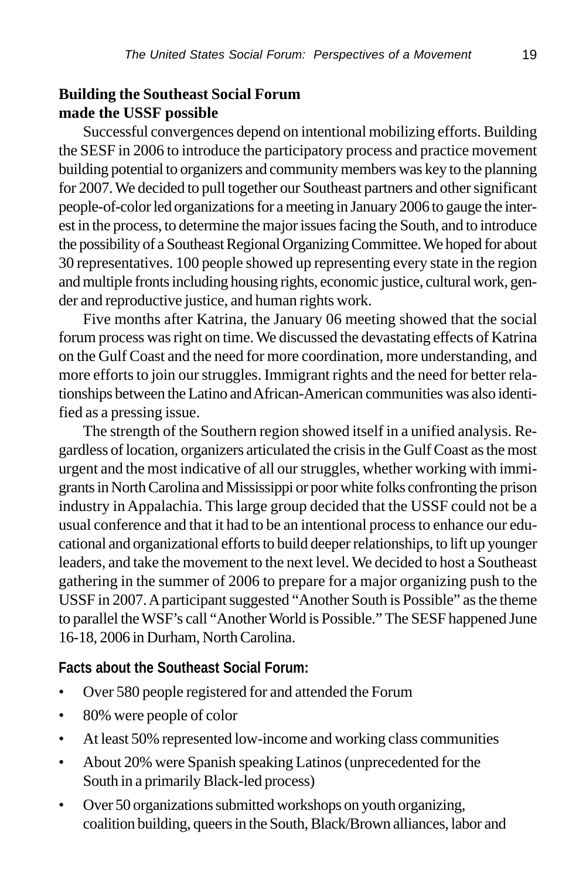**Building the Southeast Social Forum made the USSF possible**

Successful convergences depend on intentional mobilizing efforts. Building the SESF in 2006 to introduce the participatory process and practice movement building potential to organizers and community members was key to the planning for 2007. We decided to pull together our Southeast partners and other significant people-of-color led organizations for a meeting in January 2006 to gauge the interest in the process, to determine the major issues facing the South, and to introduce the possibility of a Southeast Regional Organizing Committee. We hoped for about 30 representatives. 100 people showed up representing every state in the region and multiple fronts including housing rights, economic justice, cultural work, gender and reproductive justice, and human rights work.

Five months after Katrina, the January 06 meeting showed that the social forum process was right on time. We discussed the devastating effects of Katrina on the Gulf Coast and the need for more coordination, more understanding, and more efforts to join our struggles. Immigrant rights and the need for better relationships between the Latino and African-American communities was also identified as a pressing issue.

The strength of the Southern region showed itself in a unified analysis. Regardless of location, organizers articulated the crisis in the Gulf Coast as the most urgent and the most indicative of all our struggles, whether working with immigrants in North Carolina and Mississippi or poor white folks confronting the prison industry in Appalachia. This large group decided that the USSF could not be a usual conference and that it had to be an intentional process to enhance our educational and organizational efforts to build deeper relationships, to lift up younger leaders, and take the movement to the next level. We decided to host a Southeast gathering in the summer of 2006 to prepare for a major organizing push to the USSF in 2007. A participant suggested "Another South is Possible" as the theme to parallel the WSF's call "Another World is Possible." The SESF happened June 16-18, 2006 in Durham, North Carolina.

**Facts about the Southeast Social Forum:**

- Over 580 people registered for and attended the Forum
- 80% were people of color
- At least 50% represented low-income and working class communities
- About 20% were Spanish speaking Latinos (unprecedented for the South in a primarily Black-led process)
- Over 50 organizations submitted workshops on youth organizing, coalition building, queers in the South, Black/Brown alliances, labor and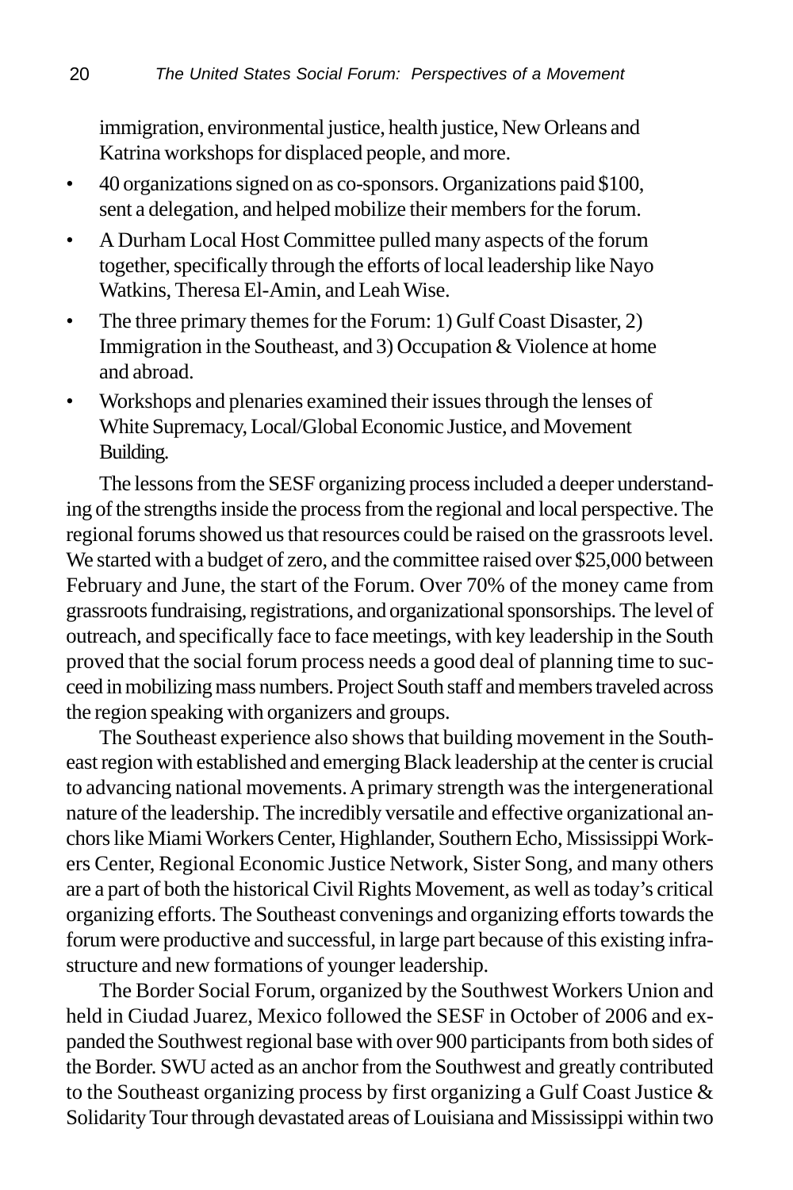immigration, environmental justice, health justice, New Orleans and Katrina workshops for displaced people, and more.

- 40 organizations signed on as co-sponsors. Organizations paid $100, sent a delegation, and helped mobilize their members for the forum.
- A Durham Local Host Committee pulled many aspects of the forum together, specifically through the efforts of local leadership like Nayo Watkins, Theresa El-Amin, and Leah Wise.
- The three primary themes for the Forum: 1) Gulf Coast Disaster, 2) Immigration in the Southeast, and 3) Occupation & Violence at home and abroad.
- Workshops and plenaries examined their issues through the lenses of White Supremacy, Local/Global Economic Justice, and Movement Building.

The lessons from the SESF organizing process included a deeper understanding of the strengths inside the process from the regional and local perspective. The regional forums showed us that resources could be raised on the grassroots level. We started with a budget of zero, and the committee raised over $25,000 between February and June, the start of the Forum. Over 70% of the money came from grassroots fundraising, registrations, and organizational sponsorships. The level of outreach, and specifically face to face meetings, with key leadership in the South proved that the social forum process needs a good deal of planning time to succeed in mobilizing mass numbers. Project South staff and members traveled across the region speaking with organizers and groups.

The Southeast experience also shows that building movement in the Southeast region with established and emerging Black leadership at the center is crucial to advancing national movements. A primary strength was the intergenerational nature of the leadership. The incredibly versatile and effective organizational anchors like Miami Workers Center, Highlander, Southern Echo, Mississippi Workers Center, Regional Economic Justice Network, Sister Song, and many others are a part of both the historical Civil Rights Movement, as well as today's critical organizing efforts. The Southeast convenings and organizing efforts towards the forum were productive and successful, in large part because of this existing infrastructure and new formations of younger leadership.

The Border Social Forum, organized by the Southwest Workers Union and held in Ciudad Juarez, Mexico followed the SESF in October of 2006 and expanded the Southwest regional base with over 900 participants from both sides of the Border. SWU acted as an anchor from the Southwest and greatly contributed to the Southeast organizing process by first organizing a Gulf Coast Justice & Solidarity Tour through devastated areas of Louisiana and Mississippi within two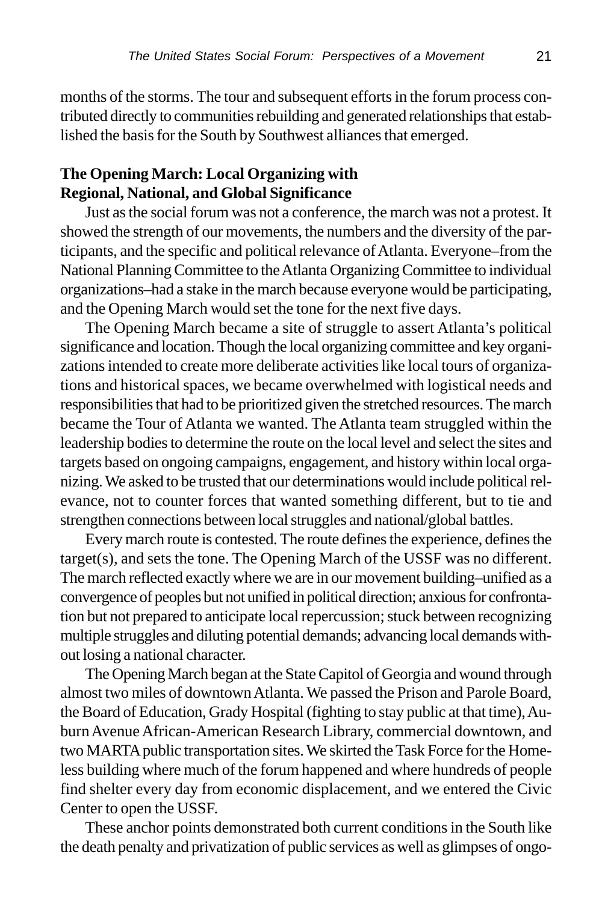months of the storms. The tour and subsequent efforts in the forum process contributed directly to communities rebuilding and generated relationships that established the basis for the South by Southwest alliances that emerged.

**The Opening March: Local Organizing with Regional, National, and Global Significance**

Just as the social forum was not a conference, the march was not a protest. It showed the strength of our movements, the numbers and the diversity of the participants, and the specific and political relevance of Atlanta. Everyone–from the National Planning Committee to the Atlanta Organizing Committee to individual organizations–had a stake in the march because everyone would be participating, and the Opening March would set the tone for the next five days.

The Opening March became a site of struggle to assert Atlanta's political significance and location. Though the local organizing committee and key organizations intended to create more deliberate activities like local tours of organizations and historical spaces, we became overwhelmed with logistical needs and responsibilities that had to be prioritized given the stretched resources. The march became the Tour of Atlanta we wanted. The Atlanta team struggled within the leadership bodies to determine the route on the local level and select the sites and targets based on ongoing campaigns, engagement, and history within local organizing. We asked to be trusted that our determinations would include political relevance, not to counter forces that wanted something different, but to tie and strengthen connections between local struggles and national/global battles.

Every march route is contested. The route defines the experience, defines the target(s), and sets the tone. The Opening March of the USSF was no different. The march reflected exactly where we are in our movement building–unified as a convergence of peoples but not unified in political direction; anxious for confrontation but not prepared to anticipate local repercussion; stuck between recognizing multiple struggles and diluting potential demands; advancing local demands without losing a national character.

The Opening March began at the State Capitol of Georgia and wound through almost two miles of downtown Atlanta. We passed the Prison and Parole Board, the Board of Education, Grady Hospital (fighting to stay public at that time), Auburn Avenue African-American Research Library, commercial downtown, and two MARTA public transportation sites. We skirted the Task Force for the Homeless building where much of the forum happened and where hundreds of people find shelter every day from economic displacement, and we entered the Civic Center to open the USSF.

These anchor points demonstrated both current conditions in the South like the death penalty and privatization of public services as well as glimpses of ongo-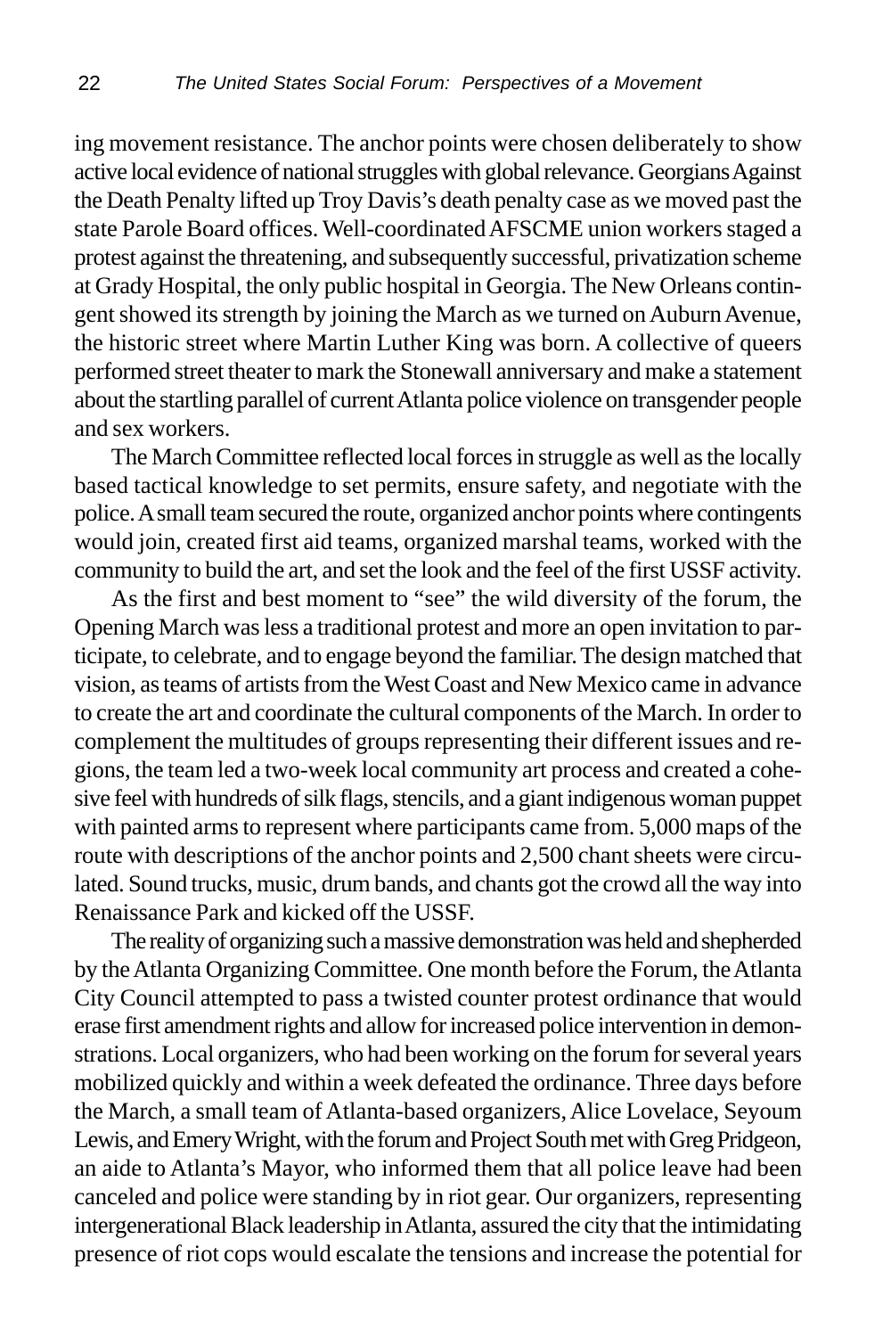ing movement resistance. The anchor points were chosen deliberately to show active local evidence of national struggles with global relevance. Georgians Against the Death Penalty lifted up Troy Davis's death penalty case as we moved past the state Parole Board offices. Well-coordinated AFSCME union workers staged a protest against the threatening, and subsequently successful, privatization scheme at Grady Hospital, the only public hospital in Georgia. The New Orleans contingent showed its strength by joining the March as we turned on Auburn Avenue, the historic street where Martin Luther King was born. A collective of queers performed street theater to mark the Stonewall anniversary and make a statement about the startling parallel of current Atlanta police violence on transgender people and sex workers.

The March Committee reflected local forces in struggle as well as the locally based tactical knowledge to set permits, ensure safety, and negotiate with the police. A small team secured the route, organized anchor points where contingents would join, created first aid teams, organized marshal teams, worked with the community to build the art, and set the look and the feel of the first USSF activity.

As the first and best moment to "see" the wild diversity of the forum, the Opening March was less a traditional protest and more an open invitation to participate, to celebrate, and to engage beyond the familiar. The design matched that vision, as teams of artists from the West Coast and New Mexico came in advance to create the art and coordinate the cultural components of the March. In order to complement the multitudes of groups representing their different issues and regions, the team led a two-week local community art process and created a cohesive feel with hundreds of silk flags, stencils, and a giant indigenous woman puppet with painted arms to represent where participants came from. 5,000 maps of the route with descriptions of the anchor points and 2,500 chant sheets were circulated. Sound trucks, music, drum bands, and chants got the crowd all the way into Renaissance Park and kicked off the USSF.

The reality of organizing such a massive demonstration was held and shepherded by the Atlanta Organizing Committee. One month before the Forum, the Atlanta City Council attempted to pass a twisted counter protest ordinance that would erase first amendment rights and allow for increased police intervention in demonstrations. Local organizers, who had been working on the forum for several years mobilized quickly and within a week defeated the ordinance. Three days before the March, a small team of Atlanta-based organizers, Alice Lovelace, Seyoum Lewis, and Emery Wright, with the forum and Project South met with Greg Pridgeon, an aide to Atlanta's Mayor, who informed them that all police leave had been canceled and police were standing by in riot gear. Our organizers, representing intergenerational Black leadership in Atlanta, assured the city that the intimidating presence of riot cops would escalate the tensions and increase the potential for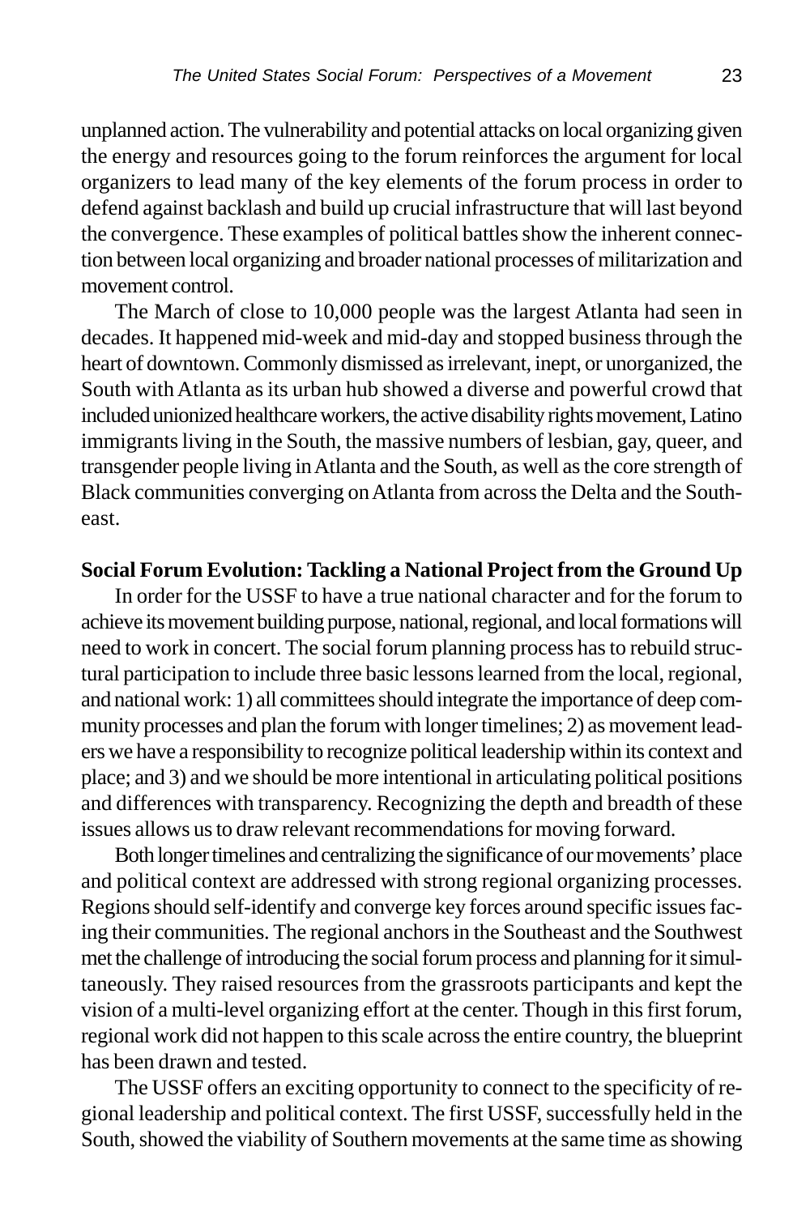unplanned action. The vulnerability and potential attacks on local organizing given the energy and resources going to the forum reinforces the argument for local organizers to lead many of the key elements of the forum process in order to defend against backlash and build up crucial infrastructure that will last beyond the convergence. These examples of political battles show the inherent connection between local organizing and broader national processes of militarization and movement control.

The March of close to 10,000 people was the largest Atlanta had seen in decades. It happened mid-week and mid-day and stopped business through the heart of downtown. Commonly dismissed as irrelevant, inept, or unorganized, the South with Atlanta as its urban hub showed a diverse and powerful crowd that included unionized healthcare workers, the active disability rights movement, Latino immigrants living in the South, the massive numbers of lesbian, gay, queer, and transgender people living in Atlanta and the South, as well as the core strength of Black communities converging on Atlanta from across the Delta and the Southeast.

**Social Forum Evolution: Tackling a National Project from the Ground Up**

In order for the USSF to have a true national character and for the forum to achieve its movement building purpose, national, regional, and local formations will need to work in concert. The social forum planning process has to rebuild structural participation to include three basic lessons learned from the local, regional, and national work: 1) all committees should integrate the importance of deep community processes and plan the forum with longer timelines; 2) as movement leaders we have a responsibility to recognize political leadership within its context and place; and 3) and we should be more intentional in articulating political positions and differences with transparency. Recognizing the depth and breadth of these issues allows us to draw relevant recommendations for moving forward.

Both longer timelines and centralizing the significance of our movements' place and political context are addressed with strong regional organizing processes. Regions should self-identify and converge key forces around specific issues facing their communities. The regional anchors in the Southeast and the Southwest met the challenge of introducing the social forum process and planning for it simultaneously. They raised resources from the grassroots participants and kept the vision of a multi-level organizing effort at the center. Though in this first forum, regional work did not happen to this scale across the entire country, the blueprint has been drawn and tested.

The USSF offers an exciting opportunity to connect to the specificity of regional leadership and political context. The first USSF, successfully held in the South, showed the viability of Southern movements at the same time as showing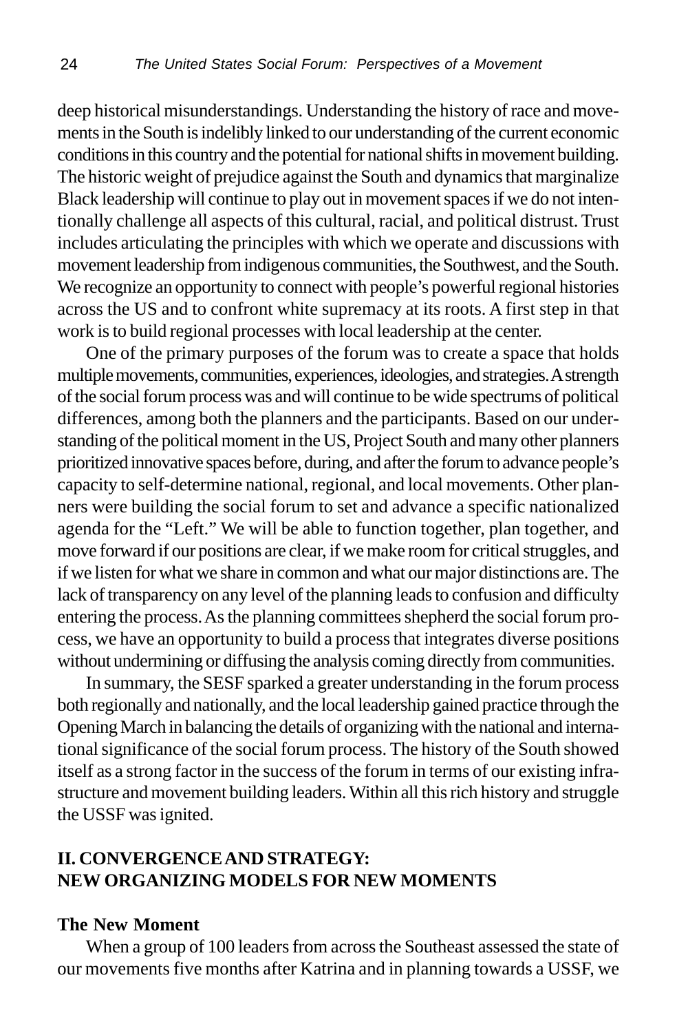deep historical misunderstandings. Understanding the history of race and movements in the South is indelibly linked to our understanding of the current economic conditions in this country and the potential for national shifts in movement building. The historic weight of prejudice against the South and dynamics that marginalize Black leadership will continue to play out in movement spaces if we do not intentionally challenge all aspects of this cultural, racial, and political distrust. Trust includes articulating the principles with which we operate and discussions with movement leadership from indigenous communities, the Southwest, and the South. We recognize an opportunity to connect with people's powerful regional histories across the US and to confront white supremacy at its roots. A first step in that work is to build regional processes with local leadership at the center.

One of the primary purposes of the forum was to create a space that holds multiple movements, communities, experiences, ideologies, and strategies. A strength of the social forum process was and will continue to be wide spectrums of political differences, among both the planners and the participants. Based on our understanding of the political moment in the US, Project South and many other planners prioritized innovative spaces before, during, and after the forum to advance people's capacity to self-determine national, regional, and local movements. Other planners were building the social forum to set and advance a specific nationalized agenda for the "Left." We will be able to function together, plan together, and move forward if our positions are clear, if we make room for critical struggles, and if we listen for what we share in common and what our major distinctions are. The lack of transparency on any level of the planning leads to confusion and difficulty entering the process. As the planning committees shepherd the social forum process, we have an opportunity to build a process that integrates diverse positions without undermining or diffusing the analysis coming directly from communities.

In summary, the SESF sparked a greater understanding in the forum process both regionally and nationally, and the local leadership gained practice through the Opening March in balancing the details of organizing with the national and international significance of the social forum process. The history of the South showed itself as a strong factor in the success of the forum in terms of our existing infrastructure and movement building leaders. Within all this rich history and struggle the USSF was ignited.

## II. CONVERGENCE AND STRATEGY: NEW ORGANIZING MODELS FOR NEW MOMENTS

### The New Moment

When a group of 100 leaders from across the Southeast assessed the state of our movements five months after Katrina and in planning towards a USSF, we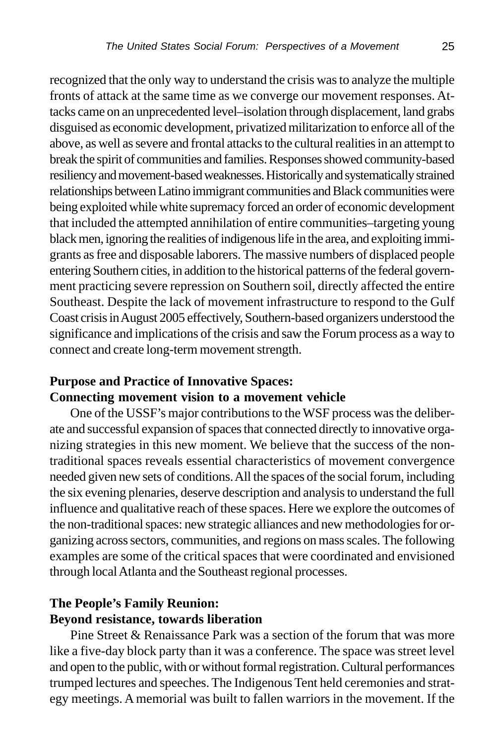recognized that the only way to understand the crisis was to analyze the multiple fronts of attack at the same time as we converge our movement responses. Attacks came on an unprecedented level–isolation through displacement, land grabs disguised as economic development, privatized militarization to enforce all of the above, as well as severe and frontal attacks to the cultural realities in an attempt to break the spirit of communities and families. Responses showed community-based resiliency and movement-based weaknesses. Historically and systematically strained relationships between Latino immigrant communities and Black communities were being exploited while white supremacy forced an order of economic development that included the attempted annihilation of entire communities–targeting young black men, ignoring the realities of indigenous life in the area, and exploiting immigrants as free and disposable laborers. The massive numbers of displaced people entering Southern cities, in addition to the historical patterns of the federal government practicing severe repression on Southern soil, directly affected the entire Southeast. Despite the lack of movement infrastructure to respond to the Gulf Coast crisis in August 2005 effectively, Southern-based organizers understood the significance and implications of the crisis and saw the Forum process as a way to connect and create long-term movement strength.

**Purpose and Practice of Innovative Spaces:**
**Connecting movement vision to a movement vehicle**

One of the USSF's major contributions to the WSF process was the deliberate and successful expansion of spaces that connected directly to innovative organizing strategies in this new moment. We believe that the success of the non-traditional spaces reveals essential characteristics of movement convergence needed given new sets of conditions. All the spaces of the social forum, including the six evening plenaries, deserve description and analysis to understand the full influence and qualitative reach of these spaces. Here we explore the outcomes of the non-traditional spaces: new strategic alliances and new methodologies for organizing across sectors, communities, and regions on mass scales. The following examples are some of the critical spaces that were coordinated and envisioned through local Atlanta and the Southeast regional processes.

**The People's Family Reunion:**
**Beyond resistance, towards liberation**

Pine Street & Renaissance Park was a section of the forum that was more like a five-day block party than it was a conference. The space was street level and open to the public, with or without formal registration. Cultural performances trumped lectures and speeches. The Indigenous Tent held ceremonies and strategy meetings. A memorial was built to fallen warriors in the movement. If the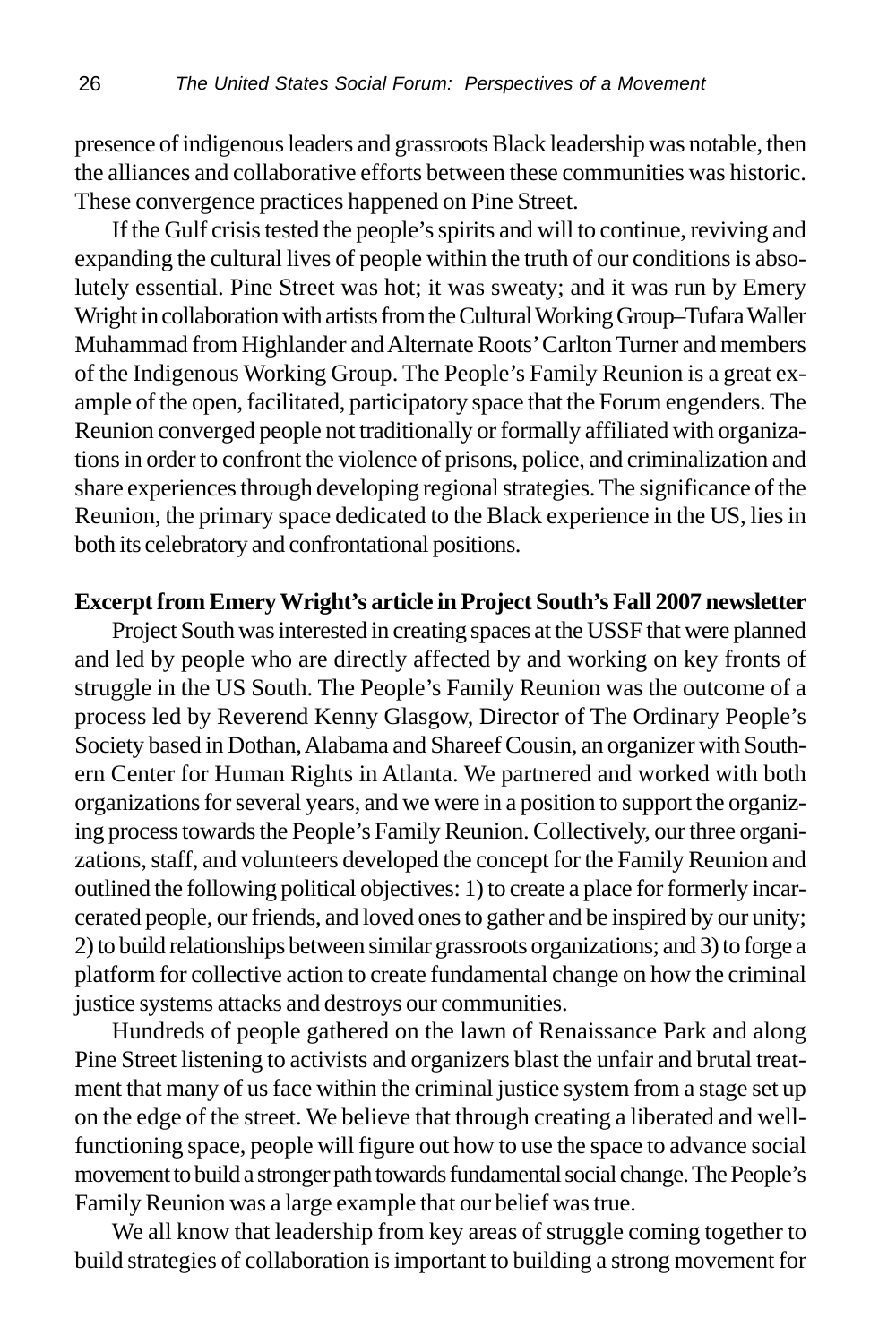presence of indigenous leaders and grassroots Black leadership was notable, then the alliances and collaborative efforts between these communities was historic. These convergence practices happened on Pine Street.

If the Gulf crisis tested the people's spirits and will to continue, reviving and expanding the cultural lives of people within the truth of our conditions is absolutely essential. Pine Street was hot; it was sweaty; and it was run by Emery Wright in collaboration with artists from the Cultural Working Group–Tufara Waller Muhammad from Highlander and Alternate Roots' Carlton Turner and members of the Indigenous Working Group. The People's Family Reunion is a great example of the open, facilitated, participatory space that the Forum engenders. The Reunion converged people not traditionally or formally affiliated with organizations in order to confront the violence of prisons, police, and criminalization and share experiences through developing regional strategies. The significance of the Reunion, the primary space dedicated to the Black experience in the US, lies in both its celebratory and confrontational positions.

**Excerpt from Emery Wright's article in Project South's Fall 2007 newsletter**

Project South was interested in creating spaces at the USSF that were planned and led by people who are directly affected by and working on key fronts of struggle in the US South. The People's Family Reunion was the outcome of a process led by Reverend Kenny Glasgow, Director of The Ordinary People's Society based in Dothan, Alabama and Shareef Cousin, an organizer with Southern Center for Human Rights in Atlanta. We partnered and worked with both organizations for several years, and we were in a position to support the organizing process towards the People's Family Reunion. Collectively, our three organizations, staff, and volunteers developed the concept for the Family Reunion and outlined the following political objectives: 1) to create a place for formerly incarcerated people, our friends, and loved ones to gather and be inspired by our unity; 2) to build relationships between similar grassroots organizations; and 3) to forge a platform for collective action to create fundamental change on how the criminal justice systems attacks and destroys our communities.

Hundreds of people gathered on the lawn of Renaissance Park and along Pine Street listening to activists and organizers blast the unfair and brutal treatment that many of us face within the criminal justice system from a stage set up on the edge of the street. We believe that through creating a liberated and well-functioning space, people will figure out how to use the space to advance social movement to build a stronger path towards fundamental social change. The People's Family Reunion was a large example that our belief was true.

We all know that leadership from key areas of struggle coming together to build strategies of collaboration is important to building a strong movement for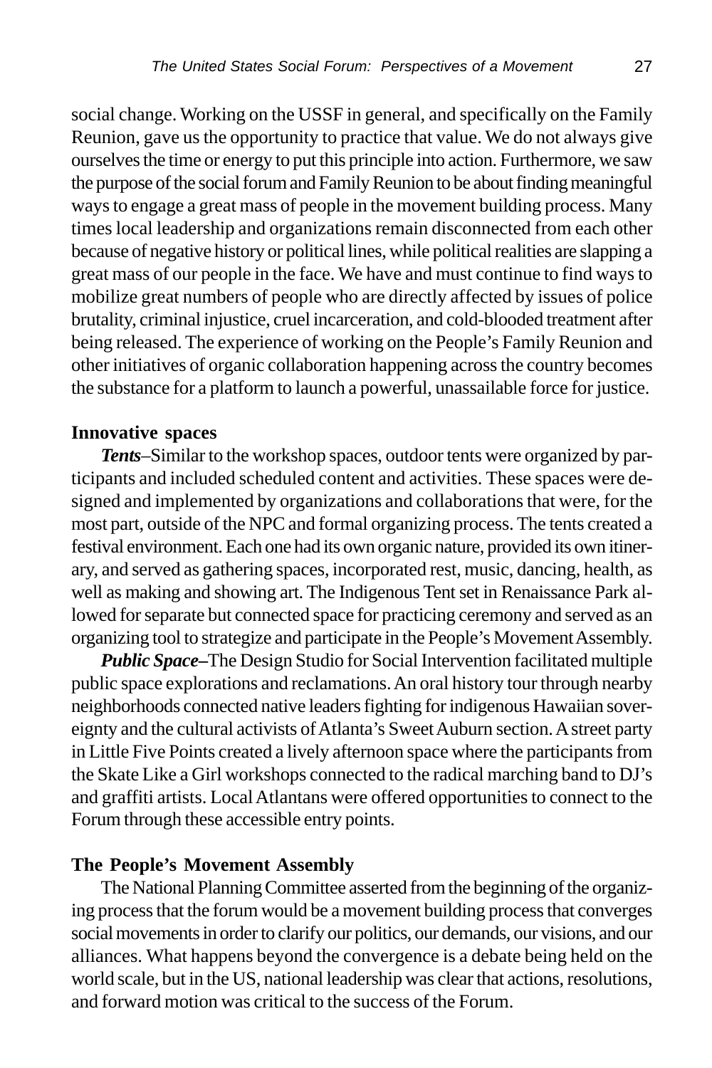social change. Working on the USSF in general, and specifically on the Family Reunion, gave us the opportunity to practice that value. We do not always give ourselves the time or energy to put this principle into action. Furthermore, we saw the purpose of the social forum and Family Reunion to be about finding meaningful ways to engage a great mass of people in the movement building process. Many times local leadership and organizations remain disconnected from each other because of negative history or political lines, while political realities are slapping a great mass of our people in the face. We have and must continue to find ways to mobilize great numbers of people who are directly affected by issues of police brutality, criminal injustice, cruel incarceration, and cold-blooded treatment after being released. The experience of working on the People's Family Reunion and other initiatives of organic collaboration happening across the country becomes the substance for a platform to launch a powerful, unassailable force for justice.

**Innovative spaces**

***Tents***–Similar to the workshop spaces, outdoor tents were organized by participants and included scheduled content and activities. These spaces were designed and implemented by organizations and collaborations that were, for the most part, outside of the NPC and formal organizing process. The tents created a festival environment. Each one had its own organic nature, provided its own itinerary, and served as gathering spaces, incorporated rest, music, dancing, health, as well as making and showing art. The Indigenous Tent set in Renaissance Park allowed for separate but connected space for practicing ceremony and served as an organizing tool to strategize and participate in the People's Movement Assembly.

***Public Space***–The Design Studio for Social Intervention facilitated multiple public space explorations and reclamations. An oral history tour through nearby neighborhoods connected native leaders fighting for indigenous Hawaiian sovereignty and the cultural activists of Atlanta's Sweet Auburn section. A street party in Little Five Points created a lively afternoon space where the participants from the Skate Like a Girl workshops connected to the radical marching band to DJ's and graffiti artists. Local Atlantans were offered opportunities to connect to the Forum through these accessible entry points.

**The People's Movement Assembly**

The National Planning Committee asserted from the beginning of the organizing process that the forum would be a movement building process that converges social movements in order to clarify our politics, our demands, our visions, and our alliances. What happens beyond the convergence is a debate being held on the world scale, but in the US, national leadership was clear that actions, resolutions, and forward motion was critical to the success of the Forum.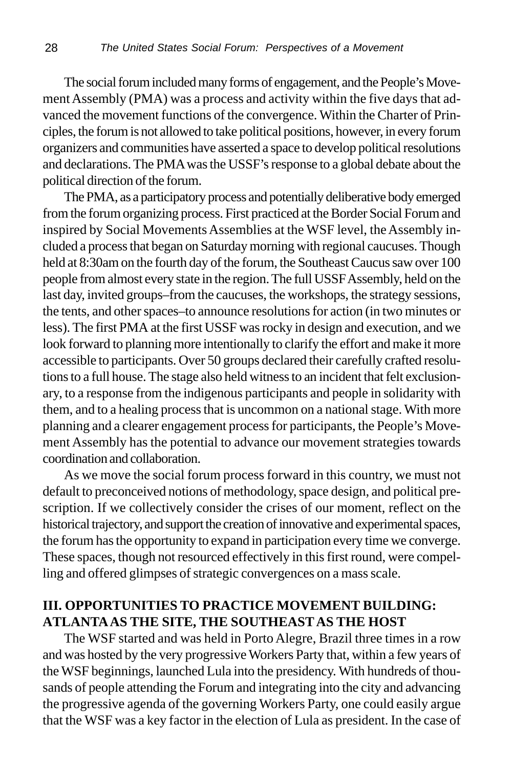The social forum included many forms of engagement, and the People's Movement Assembly (PMA) was a process and activity within the five days that advanced the movement functions of the convergence. Within the Charter of Principles, the forum is not allowed to take political positions, however, in every forum organizers and communities have asserted a space to develop political resolutions and declarations. The PMA was the USSF's response to a global debate about the political direction of the forum.

The PMA, as a participatory process and potentially deliberative body emerged from the forum organizing process. First practiced at the Border Social Forum and inspired by Social Movements Assemblies at the WSF level, the Assembly included a process that began on Saturday morning with regional caucuses. Though held at 8:30am on the fourth day of the forum, the Southeast Caucus saw over 100 people from almost every state in the region. The full USSF Assembly, held on the last day, invited groups–from the caucuses, the workshops, the strategy sessions, the tents, and other spaces–to announce resolutions for action (in two minutes or less). The first PMA at the first USSF was rocky in design and execution, and we look forward to planning more intentionally to clarify the effort and make it more accessible to participants. Over 50 groups declared their carefully crafted resolutions to a full house. The stage also held witness to an incident that felt exclusionary, to a response from the indigenous participants and people in solidarity with them, and to a healing process that is uncommon on a national stage. With more planning and a clearer engagement process for participants, the People's Movement Assembly has the potential to advance our movement strategies towards coordination and collaboration.

As we move the social forum process forward in this country, we must not default to preconceived notions of methodology, space design, and political prescription. If we collectively consider the crises of our moment, reflect on the historical trajectory, and support the creation of innovative and experimental spaces, the forum has the opportunity to expand in participation every time we converge. These spaces, though not resourced effectively in this first round, were compelling and offered glimpses of strategic convergences on a mass scale.

## III. OPPORTUNITIES TO PRACTICE MOVEMENT BUILDING: ATLANTA AS THE SITE, THE SOUTHEAST AS THE HOST

The WSF started and was held in Porto Alegre, Brazil three times in a row and was hosted by the very progressive Workers Party that, within a few years of the WSF beginnings, launched Lula into the presidency. With hundreds of thousands of people attending the Forum and integrating into the city and advancing the progressive agenda of the governing Workers Party, one could easily argue that the WSF was a key factor in the election of Lula as president. In the case of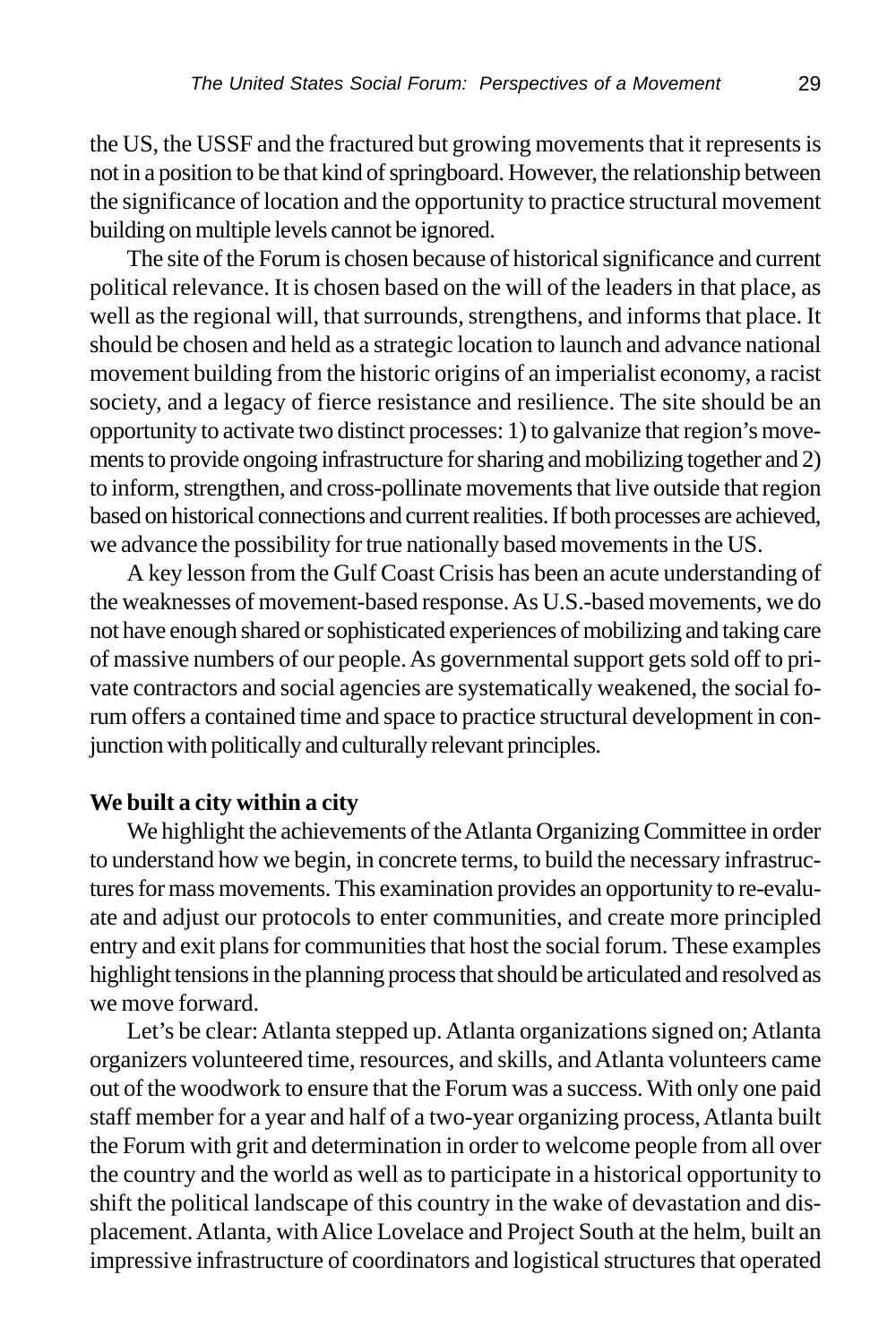the US, the USSF and the fractured but growing movements that it represents is not in a position to be that kind of springboard. However, the relationship between the significance of location and the opportunity to practice structural movement building on multiple levels cannot be ignored.

The site of the Forum is chosen because of historical significance and current political relevance. It is chosen based on the will of the leaders in that place, as well as the regional will, that surrounds, strengthens, and informs that place. It should be chosen and held as a strategic location to launch and advance national movement building from the historic origins of an imperialist economy, a racist society, and a legacy of fierce resistance and resilience. The site should be an opportunity to activate two distinct processes: 1) to galvanize that region's movements to provide ongoing infrastructure for sharing and mobilizing together and 2) to inform, strengthen, and cross-pollinate movements that live outside that region based on historical connections and current realities. If both processes are achieved, we advance the possibility for true nationally based movements in the US.

A key lesson from the Gulf Coast Crisis has been an acute understanding of the weaknesses of movement-based response. As U.S.-based movements, we do not have enough shared or sophisticated experiences of mobilizing and taking care of massive numbers of our people. As governmental support gets sold off to private contractors and social agencies are systematically weakened, the social forum offers a contained time and space to practice structural development in conjunction with politically and culturally relevant principles.

**We built a city within a city**

We highlight the achievements of the Atlanta Organizing Committee in order to understand how we begin, in concrete terms, to build the necessary infrastructures for mass movements. This examination provides an opportunity to re-evaluate and adjust our protocols to enter communities, and create more principled entry and exit plans for communities that host the social forum. These examples highlight tensions in the planning process that should be articulated and resolved as we move forward.

Let's be clear: Atlanta stepped up. Atlanta organizations signed on; Atlanta organizers volunteered time, resources, and skills, and Atlanta volunteers came out of the woodwork to ensure that the Forum was a success. With only one paid staff member for a year and half of a two-year organizing process, Atlanta built the Forum with grit and determination in order to welcome people from all over the country and the world as well as to participate in a historical opportunity to shift the political landscape of this country in the wake of devastation and displacement. Atlanta, with Alice Lovelace and Project South at the helm, built an impressive infrastructure of coordinators and logistical structures that operated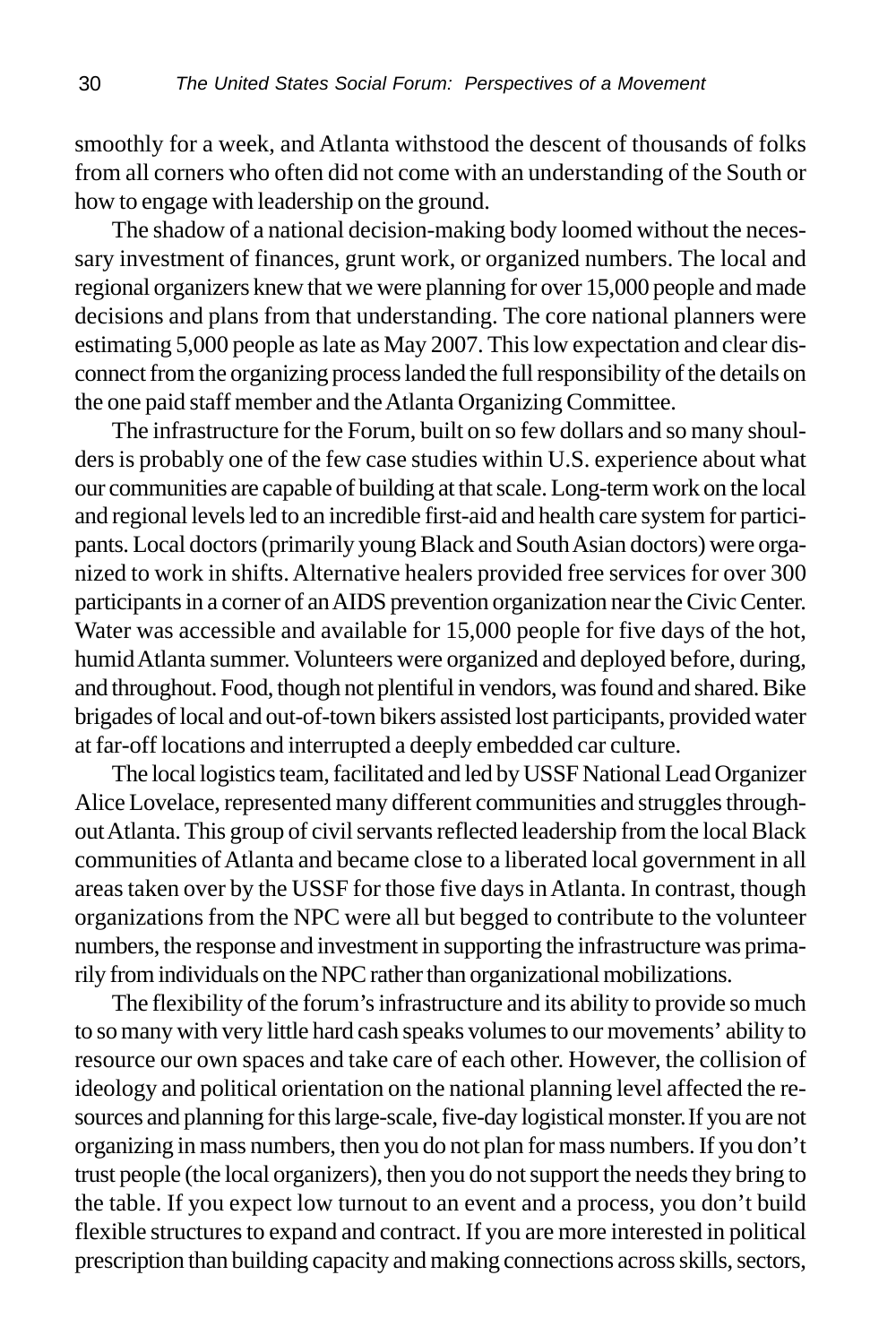smoothly for a week, and Atlanta withstood the descent of thousands of folks from all corners who often did not come with an understanding of the South or how to engage with leadership on the ground.

The shadow of a national decision-making body loomed without the necessary investment of finances, grunt work, or organized numbers. The local and regional organizers knew that we were planning for over 15,000 people and made decisions and plans from that understanding. The core national planners were estimating 5,000 people as late as May 2007. This low expectation and clear disconnect from the organizing process landed the full responsibility of the details on the one paid staff member and the Atlanta Organizing Committee.

The infrastructure for the Forum, built on so few dollars and so many shoulders is probably one of the few case studies within U.S. experience about what our communities are capable of building at that scale. Long-term work on the local and regional levels led to an incredible first-aid and health care system for participants. Local doctors (primarily young Black and South Asian doctors) were organized to work in shifts. Alternative healers provided free services for over 300 participants in a corner of an AIDS prevention organization near the Civic Center. Water was accessible and available for 15,000 people for five days of the hot, humid Atlanta summer. Volunteers were organized and deployed before, during, and throughout. Food, though not plentiful in vendors, was found and shared. Bike brigades of local and out-of-town bikers assisted lost participants, provided water at far-off locations and interrupted a deeply embedded car culture.

The local logistics team, facilitated and led by USSF National Lead Organizer Alice Lovelace, represented many different communities and struggles throughout Atlanta. This group of civil servants reflected leadership from the local Black communities of Atlanta and became close to a liberated local government in all areas taken over by the USSF for those five days in Atlanta. In contrast, though organizations from the NPC were all but begged to contribute to the volunteer numbers, the response and investment in supporting the infrastructure was primarily from individuals on the NPC rather than organizational mobilizations.

The flexibility of the forum's infrastructure and its ability to provide so much to so many with very little hard cash speaks volumes to our movements' ability to resource our own spaces and take care of each other. However, the collision of ideology and political orientation on the national planning level affected the resources and planning for this large-scale, five-day logistical monster. If you are not organizing in mass numbers, then you do not plan for mass numbers. If you don't trust people (the local organizers), then you do not support the needs they bring to the table. If you expect low turnout to an event and a process, you don't build flexible structures to expand and contract. If you are more interested in political prescription than building capacity and making connections across skills, sectors,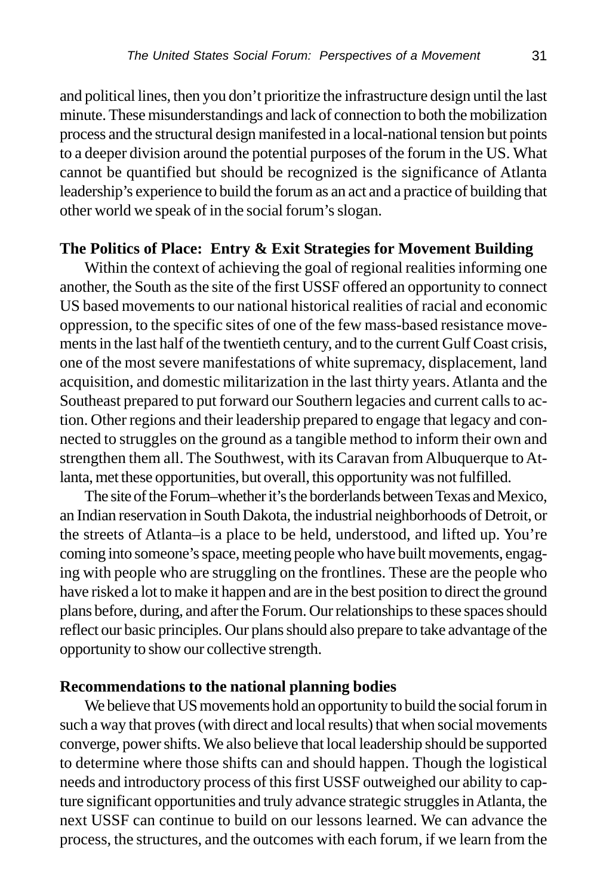and political lines, then you don't prioritize the infrastructure design until the last minute. These misunderstandings and lack of connection to both the mobilization process and the structural design manifested in a local-national tension but points to a deeper division around the potential purposes of the forum in the US. What cannot be quantified but should be recognized is the significance of Atlanta leadership's experience to build the forum as an act and a practice of building that other world we speak of in the social forum's slogan.

**The Politics of Place: Entry & Exit Strategies for Movement Building**

Within the context of achieving the goal of regional realities informing one another, the South as the site of the first USSF offered an opportunity to connect US based movements to our national historical realities of racial and economic oppression, to the specific sites of one of the few mass-based resistance movements in the last half of the twentieth century, and to the current Gulf Coast crisis, one of the most severe manifestations of white supremacy, displacement, land acquisition, and domestic militarization in the last thirty years. Atlanta and the Southeast prepared to put forward our Southern legacies and current calls to action. Other regions and their leadership prepared to engage that legacy and connected to struggles on the ground as a tangible method to inform their own and strengthen them all. The Southwest, with its Caravan from Albuquerque to Atlanta, met these opportunities, but overall, this opportunity was not fulfilled.

The site of the Forum–whether it's the borderlands between Texas and Mexico, an Indian reservation in South Dakota, the industrial neighborhoods of Detroit, or the streets of Atlanta–is a place to be held, understood, and lifted up. You're coming into someone's space, meeting people who have built movements, engaging with people who are struggling on the frontlines. These are the people who have risked a lot to make it happen and are in the best position to direct the ground plans before, during, and after the Forum. Our relationships to these spaces should reflect our basic principles. Our plans should also prepare to take advantage of the opportunity to show our collective strength.

**Recommendations to the national planning bodies**

We believe that US movements hold an opportunity to build the social forum in such a way that proves (with direct and local results) that when social movements converge, power shifts. We also believe that local leadership should be supported to determine where those shifts can and should happen. Though the logistical needs and introductory process of this first USSF outweighed our ability to capture significant opportunities and truly advance strategic struggles in Atlanta, the next USSF can continue to build on our lessons learned. We can advance the process, the structures, and the outcomes with each forum, if we learn from the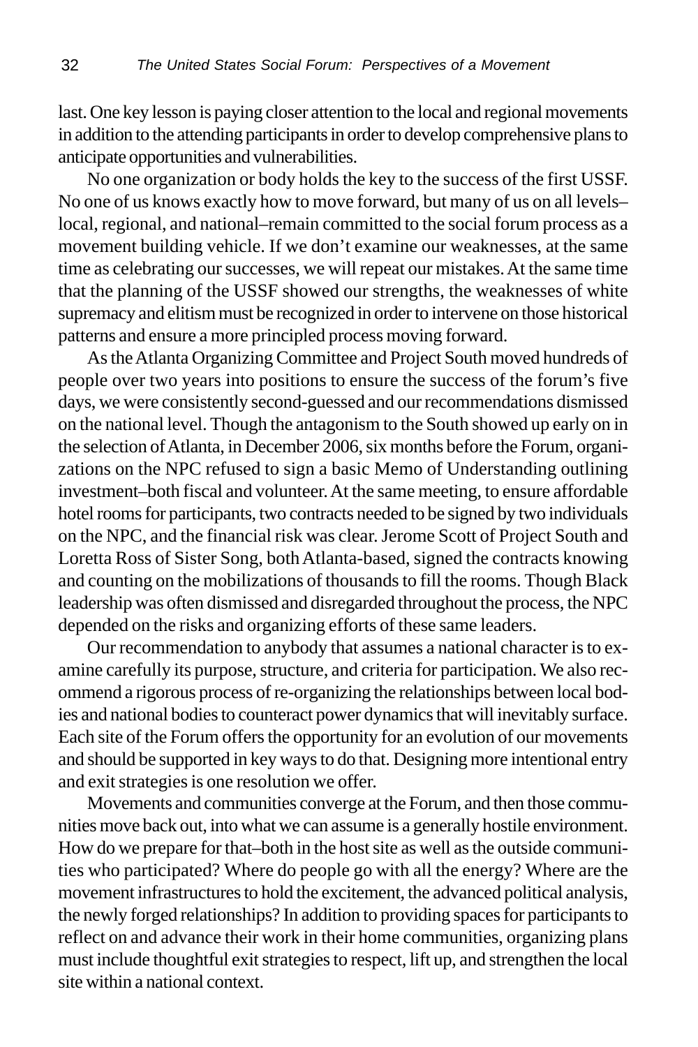last. One key lesson is paying closer attention to the local and regional movements in addition to the attending participants in order to develop comprehensive plans to anticipate opportunities and vulnerabilities.

No one organization or body holds the key to the success of the first USSF. No one of us knows exactly how to move forward, but many of us on all levels–local, regional, and national–remain committed to the social forum process as a movement building vehicle. If we don't examine our weaknesses, at the same time as celebrating our successes, we will repeat our mistakes. At the same time that the planning of the USSF showed our strengths, the weaknesses of white supremacy and elitism must be recognized in order to intervene on those historical patterns and ensure a more principled process moving forward.

As the Atlanta Organizing Committee and Project South moved hundreds of people over two years into positions to ensure the success of the forum's five days, we were consistently second-guessed and our recommendations dismissed on the national level. Though the antagonism to the South showed up early on in the selection of Atlanta, in December 2006, six months before the Forum, organizations on the NPC refused to sign a basic Memo of Understanding outlining investment–both fiscal and volunteer. At the same meeting, to ensure affordable hotel rooms for participants, two contracts needed to be signed by two individuals on the NPC, and the financial risk was clear. Jerome Scott of Project South and Loretta Ross of Sister Song, both Atlanta-based, signed the contracts knowing and counting on the mobilizations of thousands to fill the rooms. Though Black leadership was often dismissed and disregarded throughout the process, the NPC depended on the risks and organizing efforts of these same leaders.

Our recommendation to anybody that assumes a national character is to examine carefully its purpose, structure, and criteria for participation. We also recommend a rigorous process of re-organizing the relationships between local bodies and national bodies to counteract power dynamics that will inevitably surface. Each site of the Forum offers the opportunity for an evolution of our movements and should be supported in key ways to do that. Designing more intentional entry and exit strategies is one resolution we offer.

Movements and communities converge at the Forum, and then those communities move back out, into what we can assume is a generally hostile environment. How do we prepare for that–both in the host site as well as the outside communities who participated? Where do people go with all the energy? Where are the movement infrastructures to hold the excitement, the advanced political analysis, the newly forged relationships? In addition to providing spaces for participants to reflect on and advance their work in their home communities, organizing plans must include thoughtful exit strategies to respect, lift up, and strengthen the local site within a national context.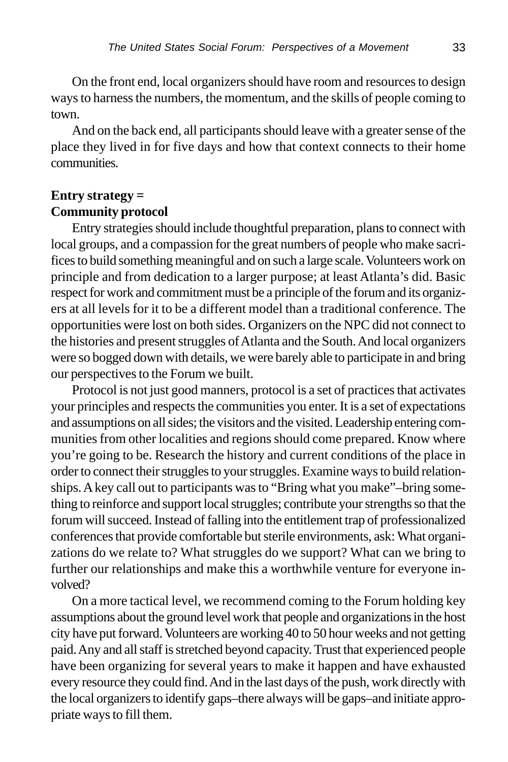On the front end, local organizers should have room and resources to design ways to harness the numbers, the momentum, and the skills of people coming to town.

And on the back end, all participants should leave with a greater sense of the place they lived in for five days and how that context connects to their home communities.

**Entry strategy = Community protocol**

Entry strategies should include thoughtful preparation, plans to connect with local groups, and a compassion for the great numbers of people who make sacrifices to build something meaningful and on such a large scale. Volunteers work on principle and from dedication to a larger purpose; at least Atlanta's did. Basic respect for work and commitment must be a principle of the forum and its organizers at all levels for it to be a different model than a traditional conference. The opportunities were lost on both sides. Organizers on the NPC did not connect to the histories and present struggles of Atlanta and the South. And local organizers were so bogged down with details, we were barely able to participate in and bring our perspectives to the Forum we built.

Protocol is not just good manners, protocol is a set of practices that activates your principles and respects the communities you enter. It is a set of expectations and assumptions on all sides; the visitors and the visited. Leadership entering communities from other localities and regions should come prepared. Know where you're going to be. Research the history and current conditions of the place in order to connect their struggles to your struggles. Examine ways to build relationships. A key call out to participants was to "Bring what you make"–bring something to reinforce and support local struggles; contribute your strengths so that the forum will succeed. Instead of falling into the entitlement trap of professionalized conferences that provide comfortable but sterile environments, ask: What organizations do we relate to? What struggles do we support? What can we bring to further our relationships and make this a worthwhile venture for everyone involved?

On a more tactical level, we recommend coming to the Forum holding key assumptions about the ground level work that people and organizations in the host city have put forward. Volunteers are working 40 to 50 hour weeks and not getting paid. Any and all staff is stretched beyond capacity. Trust that experienced people have been organizing for several years to make it happen and have exhausted every resource they could find. And in the last days of the push, work directly with the local organizers to identify gaps–there always will be gaps–and initiate appropriate ways to fill them.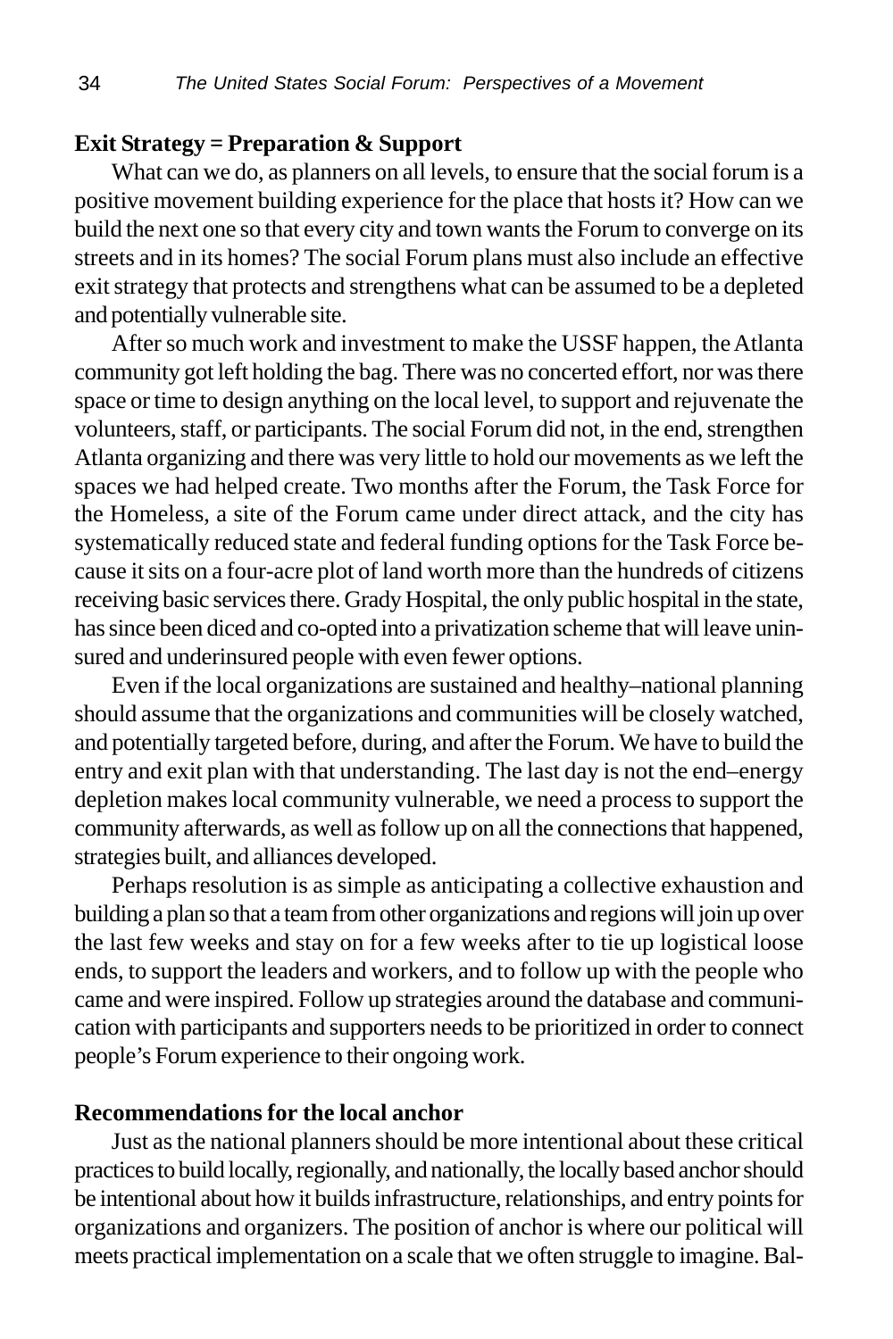**Exit Strategy = Preparation & Support**

What can we do, as planners on all levels, to ensure that the social forum is a positive movement building experience for the place that hosts it? How can we build the next one so that every city and town wants the Forum to converge on its streets and in its homes? The social Forum plans must also include an effective exit strategy that protects and strengthens what can be assumed to be a depleted and potentially vulnerable site.

After so much work and investment to make the USSF happen, the Atlanta community got left holding the bag. There was no concerted effort, nor was there space or time to design anything on the local level, to support and rejuvenate the volunteers, staff, or participants. The social Forum did not, in the end, strengthen Atlanta organizing and there was very little to hold our movements as we left the spaces we had helped create. Two months after the Forum, the Task Force for the Homeless, a site of the Forum came under direct attack, and the city has systematically reduced state and federal funding options for the Task Force because it sits on a four-acre plot of land worth more than the hundreds of citizens receiving basic services there. Grady Hospital, the only public hospital in the state, has since been diced and co-opted into a privatization scheme that will leave uninsured and underinsured people with even fewer options.

Even if the local organizations are sustained and healthy–national planning should assume that the organizations and communities will be closely watched, and potentially targeted before, during, and after the Forum. We have to build the entry and exit plan with that understanding. The last day is not the end–energy depletion makes local community vulnerable, we need a process to support the community afterwards, as well as follow up on all the connections that happened, strategies built, and alliances developed.

Perhaps resolution is as simple as anticipating a collective exhaustion and building a plan so that a team from other organizations and regions will join up over the last few weeks and stay on for a few weeks after to tie up logistical loose ends, to support the leaders and workers, and to follow up with the people who came and were inspired. Follow up strategies around the database and communication with participants and supporters needs to be prioritized in order to connect people's Forum experience to their ongoing work.

**Recommendations for the local anchor**

Just as the national planners should be more intentional about these critical practices to build locally, regionally, and nationally, the locally based anchor should be intentional about how it builds infrastructure, relationships, and entry points for organizations and organizers. The position of anchor is where our political will meets practical implementation on a scale that we often struggle to imagine. Bal-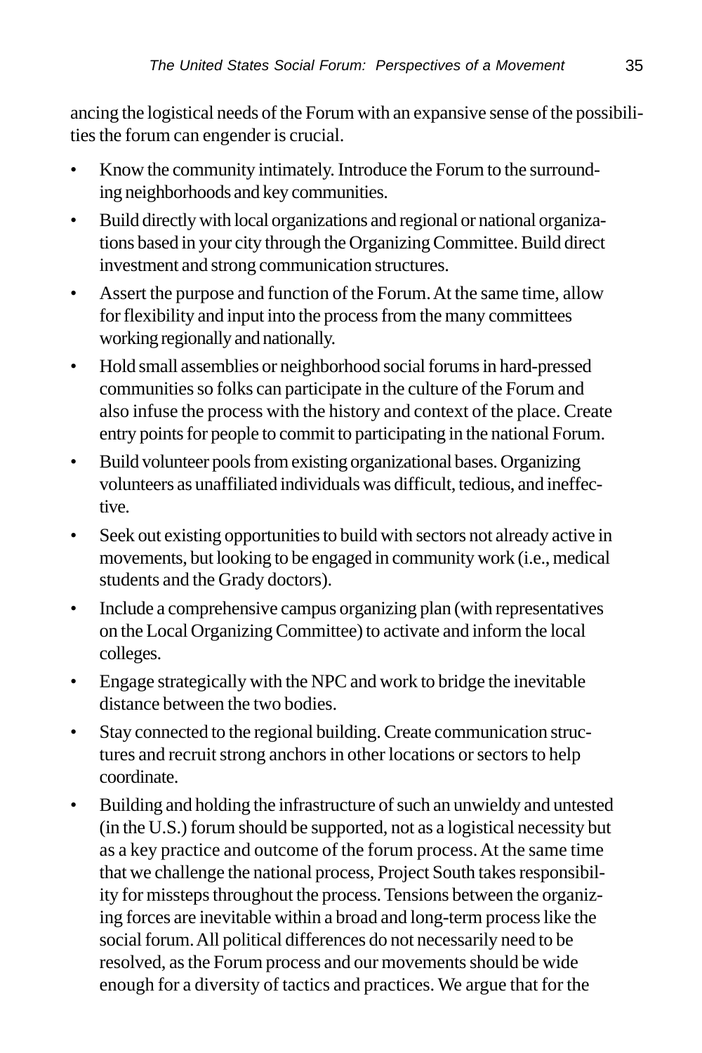ancing the logistical needs of the Forum with an expansive sense of the possibilities the forum can engender is crucial.

- Know the community intimately. Introduce the Forum to the surrounding neighborhoods and key communities.
- Build directly with local organizations and regional or national organizations based in your city through the Organizing Committee. Build direct investment and strong communication structures.
- Assert the purpose and function of the Forum. At the same time, allow for flexibility and input into the process from the many committees working regionally and nationally.
- Hold small assemblies or neighborhood social forums in hard-pressed communities so folks can participate in the culture of the Forum and also infuse the process with the history and context of the place. Create entry points for people to commit to participating in the national Forum.
- Build volunteer pools from existing organizational bases. Organizing volunteers as unaffiliated individuals was difficult, tedious, and ineffective.
- Seek out existing opportunities to build with sectors not already active in movements, but looking to be engaged in community work (i.e., medical students and the Grady doctors).
- Include a comprehensive campus organizing plan (with representatives on the Local Organizing Committee) to activate and inform the local colleges.
- Engage strategically with the NPC and work to bridge the inevitable distance between the two bodies.
- Stay connected to the regional building. Create communication structures and recruit strong anchors in other locations or sectors to help coordinate.
- Building and holding the infrastructure of such an unwieldy and untested (in the U.S.) forum should be supported, not as a logistical necessity but as a key practice and outcome of the forum process. At the same time that we challenge the national process, Project South takes responsibility for missteps throughout the process. Tensions between the organizing forces are inevitable within a broad and long-term process like the social forum. All political differences do not necessarily need to be resolved, as the Forum process and our movements should be wide enough for a diversity of tactics and practices. We argue that for the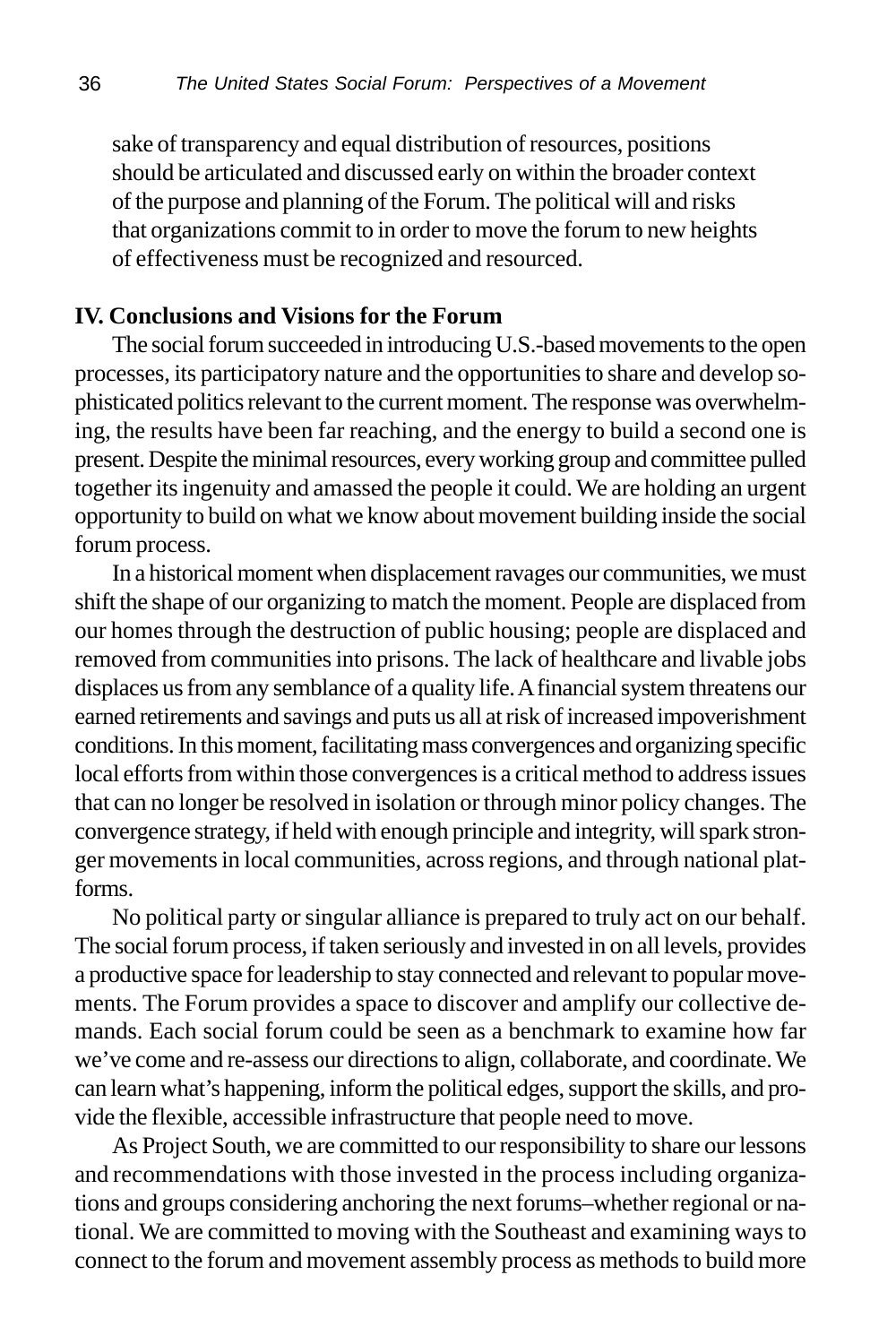sake of transparency and equal distribution of resources, positions should be articulated and discussed early on within the broader context of the purpose and planning of the Forum. The political will and risks that organizations commit to in order to move the forum to new heights of effectiveness must be recognized and resourced.

**IV. Conclusions and Visions for the Forum**

The social forum succeeded in introducing U.S.-based movements to the open processes, its participatory nature and the opportunities to share and develop sophisticated politics relevant to the current moment. The response was overwhelming, the results have been far reaching, and the energy to build a second one is present. Despite the minimal resources, every working group and committee pulled together its ingenuity and amassed the people it could. We are holding an urgent opportunity to build on what we know about movement building inside the social forum process.

In a historical moment when displacement ravages our communities, we must shift the shape of our organizing to match the moment. People are displaced from our homes through the destruction of public housing; people are displaced and removed from communities into prisons. The lack of healthcare and livable jobs displaces us from any semblance of a quality life. A financial system threatens our earned retirements and savings and puts us all at risk of increased impoverishment conditions. In this moment, facilitating mass convergences and organizing specific local efforts from within those convergences is a critical method to address issues that can no longer be resolved in isolation or through minor policy changes. The convergence strategy, if held with enough principle and integrity, will spark stronger movements in local communities, across regions, and through national platforms.

No political party or singular alliance is prepared to truly act on our behalf. The social forum process, if taken seriously and invested in on all levels, provides a productive space for leadership to stay connected and relevant to popular movements. The Forum provides a space to discover and amplify our collective demands. Each social forum could be seen as a benchmark to examine how far we've come and re-assess our directions to align, collaborate, and coordinate. We can learn what's happening, inform the political edges, support the skills, and provide the flexible, accessible infrastructure that people need to move.

As Project South, we are committed to our responsibility to share our lessons and recommendations with those invested in the process including organizations and groups considering anchoring the next forums–whether regional or national. We are committed to moving with the Southeast and examining ways to connect to the forum and movement assembly process as methods to build more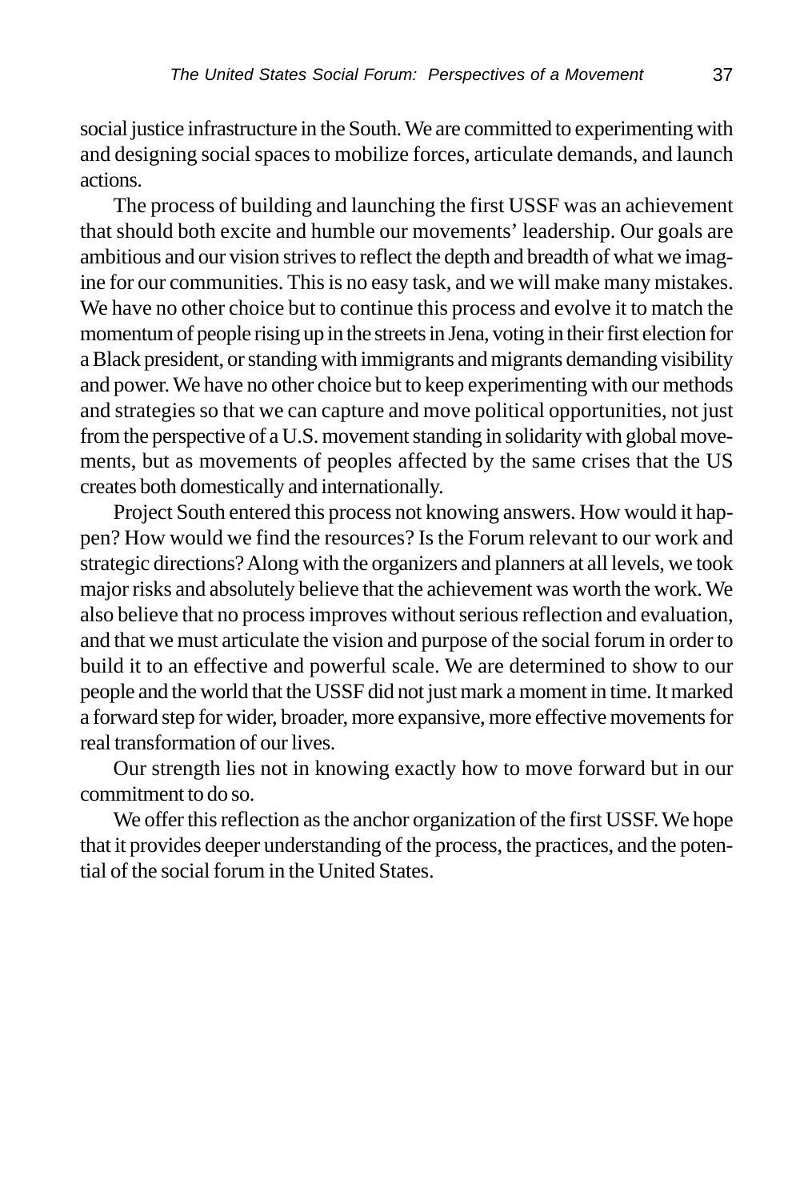social justice infrastructure in the South. We are committed to experimenting with and designing social spaces to mobilize forces, articulate demands, and launch actions.

The process of building and launching the first USSF was an achievement that should both excite and humble our movements' leadership. Our goals are ambitious and our vision strives to reflect the depth and breadth of what we imagine for our communities. This is no easy task, and we will make many mistakes. We have no other choice but to continue this process and evolve it to match the momentum of people rising up in the streets in Jena, voting in their first election for a Black president, or standing with immigrants and migrants demanding visibility and power. We have no other choice but to keep experimenting with our methods and strategies so that we can capture and move political opportunities, not just from the perspective of a U.S. movement standing in solidarity with global movements, but as movements of peoples affected by the same crises that the US creates both domestically and internationally.

Project South entered this process not knowing answers. How would it happen? How would we find the resources? Is the Forum relevant to our work and strategic directions? Along with the organizers and planners at all levels, we took major risks and absolutely believe that the achievement was worth the work. We also believe that no process improves without serious reflection and evaluation, and that we must articulate the vision and purpose of the social forum in order to build it to an effective and powerful scale. We are determined to show to our people and the world that the USSF did not just mark a moment in time. It marked a forward step for wider, broader, more expansive, more effective movements for real transformation of our lives.

Our strength lies not in knowing exactly how to move forward but in our commitment to do so.

We offer this reflection as the anchor organization of the first USSF. We hope that it provides deeper understanding of the process, the practices, and the potential of the social forum in the United States.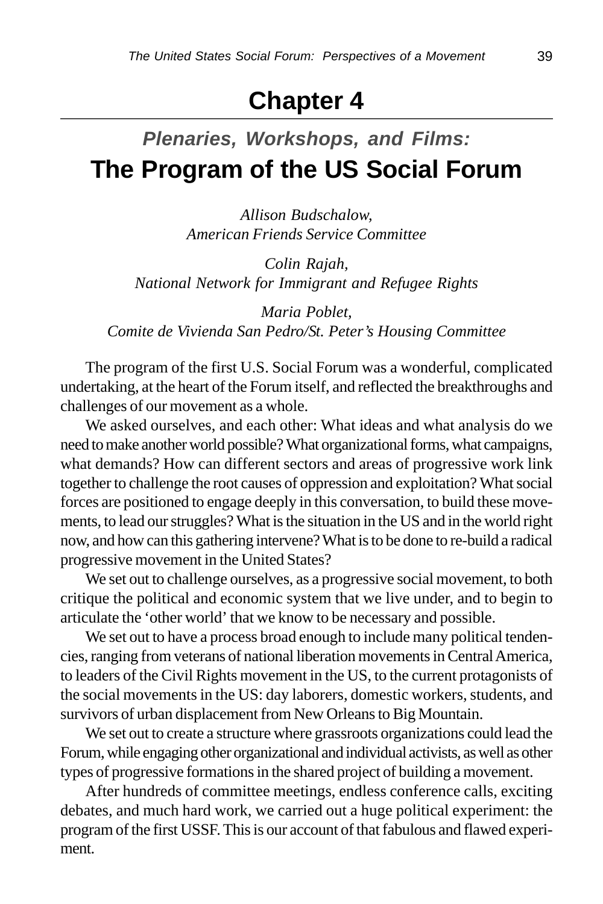# Chapter 4

## *Plenaries, Workshops, and Films:*
## The Program of the US Social Forum

*Allison Budschalow,*
*American Friends Service Committee*

*Colin Rajah,*
*National Network for Immigrant and Refugee Rights*

*Maria Poblet,*
*Comite de Vivienda San Pedro/St. Peter's Housing Committee*

The program of the first U.S. Social Forum was a wonderful, complicated undertaking, at the heart of the Forum itself, and reflected the breakthroughs and challenges of our movement as a whole.

We asked ourselves, and each other: What ideas and what analysis do we need to make another world possible? What organizational forms, what campaigns, what demands? How can different sectors and areas of progressive work link together to challenge the root causes of oppression and exploitation? What social forces are positioned to engage deeply in this conversation, to build these movements, to lead our struggles? What is the situation in the US and in the world right now, and how can this gathering intervene? What is to be done to re-build a radical progressive movement in the United States?

We set out to challenge ourselves, as a progressive social movement, to both critique the political and economic system that we live under, and to begin to articulate the 'other world' that we know to be necessary and possible.

We set out to have a process broad enough to include many political tendencies, ranging from veterans of national liberation movements in Central America, to leaders of the Civil Rights movement in the US, to the current protagonists of the social movements in the US: day laborers, domestic workers, students, and survivors of urban displacement from New Orleans to Big Mountain.

We set out to create a structure where grassroots organizations could lead the Forum, while engaging other organizational and individual activists, as well as other types of progressive formations in the shared project of building a movement.

After hundreds of committee meetings, endless conference calls, exciting debates, and much hard work, we carried out a huge political experiment: the program of the first USSF. This is our account of that fabulous and flawed experiment.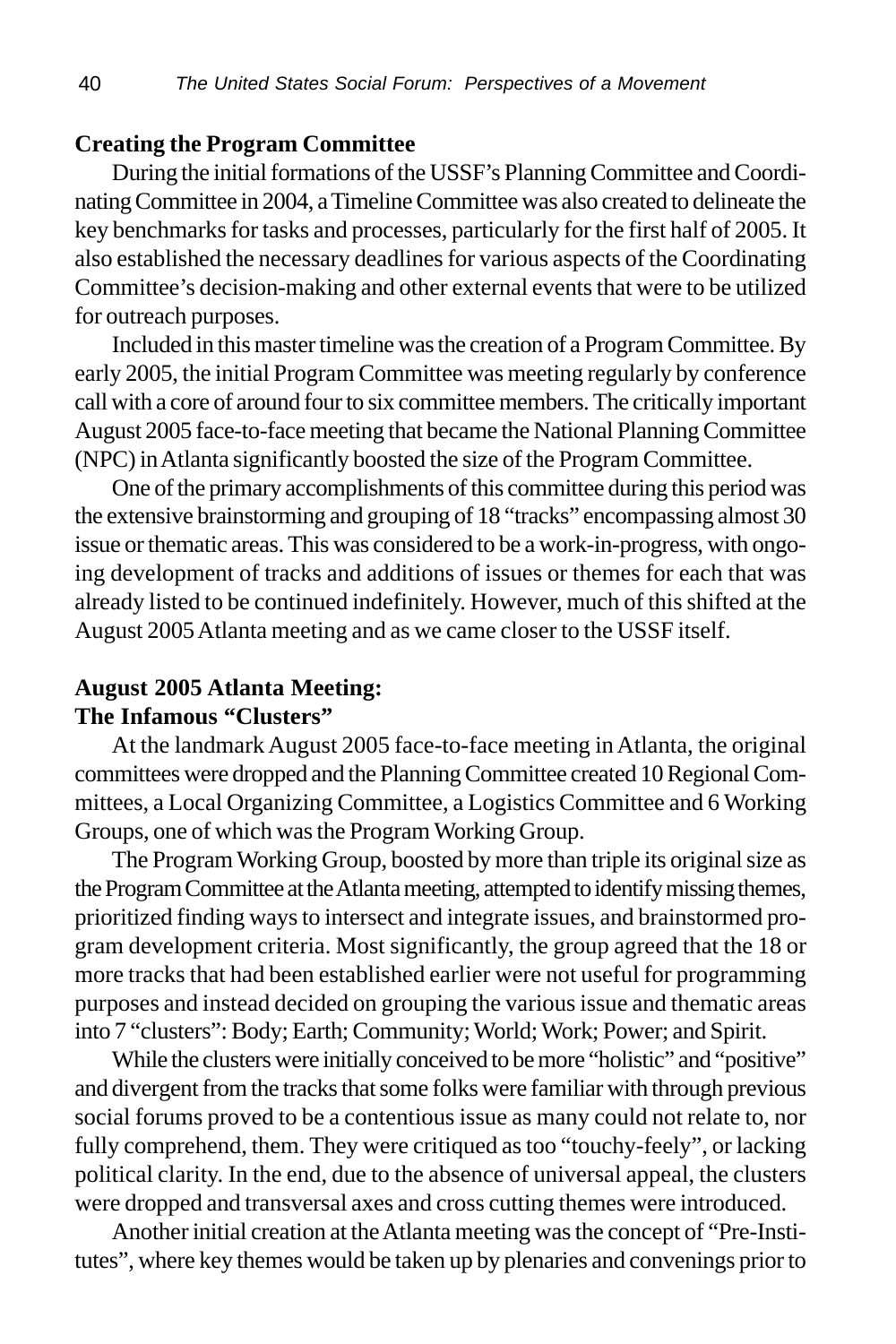## Creating the Program Committee

During the initial formations of the USSF's Planning Committee and Coordinating Committee in 2004, a Timeline Committee was also created to delineate the key benchmarks for tasks and processes, particularly for the first half of 2005. It also established the necessary deadlines for various aspects of the Coordinating Committee's decision-making and other external events that were to be utilized for outreach purposes.

Included in this master timeline was the creation of a Program Committee. By early 2005, the initial Program Committee was meeting regularly by conference call with a core of around four to six committee members. The critically important August 2005 face-to-face meeting that became the National Planning Committee (NPC) in Atlanta significantly boosted the size of the Program Committee.

One of the primary accomplishments of this committee during this period was the extensive brainstorming and grouping of 18 "tracks" encompassing almost 30 issue or thematic areas. This was considered to be a work-in-progress, with ongoing development of tracks and additions of issues or themes for each that was already listed to be continued indefinitely. However, much of this shifted at the August 2005 Atlanta meeting and as we came closer to the USSF itself.

## August 2005 Atlanta Meeting: The Infamous "Clusters"

At the landmark August 2005 face-to-face meeting in Atlanta, the original committees were dropped and the Planning Committee created 10 Regional Committees, a Local Organizing Committee, a Logistics Committee and 6 Working Groups, one of which was the Program Working Group.

The Program Working Group, boosted by more than triple its original size as the Program Committee at the Atlanta meeting, attempted to identify missing themes, prioritized finding ways to intersect and integrate issues, and brainstormed program development criteria. Most significantly, the group agreed that the 18 or more tracks that had been established earlier were not useful for programming purposes and instead decided on grouping the various issue and thematic areas into 7 "clusters": Body; Earth; Community; World; Work; Power; and Spirit.

While the clusters were initially conceived to be more "holistic" and "positive" and divergent from the tracks that some folks were familiar with through previous social forums proved to be a contentious issue as many could not relate to, nor fully comprehend, them. They were critiqued as too "touchy-feely", or lacking political clarity. In the end, due to the absence of universal appeal, the clusters were dropped and transversal axes and cross cutting themes were introduced.

Another initial creation at the Atlanta meeting was the concept of "Pre-Institutes", where key themes would be taken up by plenaries and convenings prior to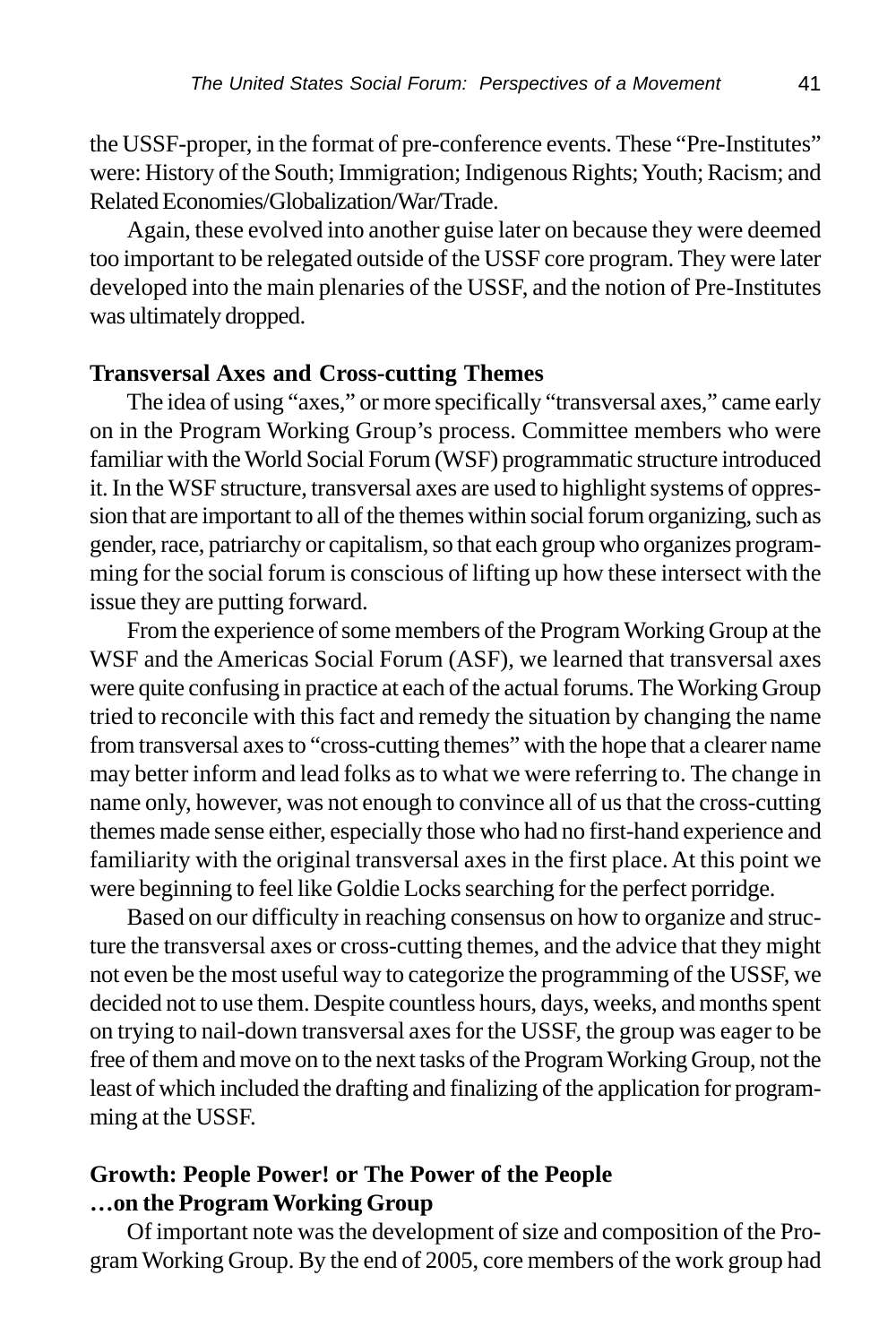the USSF-proper, in the format of pre-conference events. These "Pre-Institutes" were: History of the South; Immigration; Indigenous Rights; Youth; Racism; and Related Economies/Globalization/War/Trade.

Again, these evolved into another guise later on because they were deemed too important to be relegated outside of the USSF core program. They were later developed into the main plenaries of the USSF, and the notion of Pre-Institutes was ultimately dropped.

**Transversal Axes and Cross-cutting Themes**

The idea of using "axes," or more specifically "transversal axes," came early on in the Program Working Group's process. Committee members who were familiar with the World Social Forum (WSF) programmatic structure introduced it. In the WSF structure, transversal axes are used to highlight systems of oppression that are important to all of the themes within social forum organizing, such as gender, race, patriarchy or capitalism, so that each group who organizes programming for the social forum is conscious of lifting up how these intersect with the issue they are putting forward.

From the experience of some members of the Program Working Group at the WSF and the Americas Social Forum (ASF), we learned that transversal axes were quite confusing in practice at each of the actual forums. The Working Group tried to reconcile with this fact and remedy the situation by changing the name from transversal axes to "cross-cutting themes" with the hope that a clearer name may better inform and lead folks as to what we were referring to. The change in name only, however, was not enough to convince all of us that the cross-cutting themes made sense either, especially those who had no first-hand experience and familiarity with the original transversal axes in the first place. At this point we were beginning to feel like Goldie Locks searching for the perfect porridge.

Based on our difficulty in reaching consensus on how to organize and structure the transversal axes or cross-cutting themes, and the advice that they might not even be the most useful way to categorize the programming of the USSF, we decided not to use them. Despite countless hours, days, weeks, and months spent on trying to nail-down transversal axes for the USSF, the group was eager to be free of them and move on to the next tasks of the Program Working Group, not the least of which included the drafting and finalizing of the application for programming at the USSF.

**Growth: People Power! or The Power of the People …on the Program Working Group**

Of important note was the development of size and composition of the Program Working Group. By the end of 2005, core members of the work group had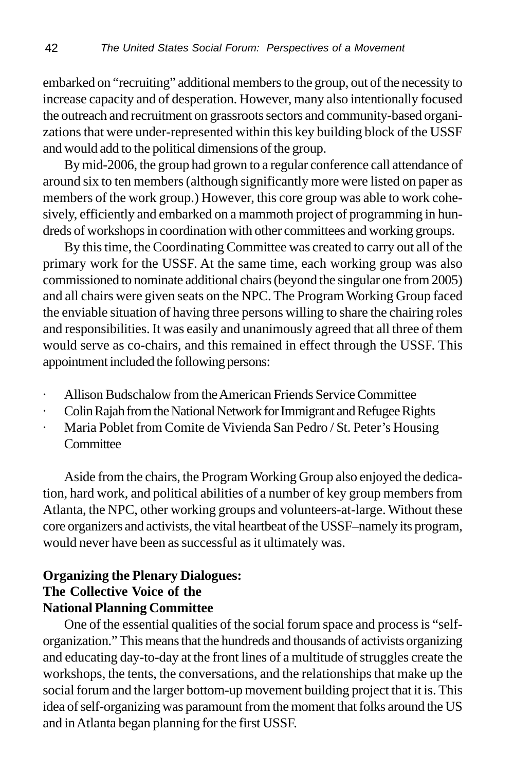embarked on "recruiting" additional members to the group, out of the necessity to increase capacity and of desperation. However, many also intentionally focused the outreach and recruitment on grassroots sectors and community-based organizations that were under-represented within this key building block of the USSF and would add to the political dimensions of the group.

By mid-2006, the group had grown to a regular conference call attendance of around six to ten members (although significantly more were listed on paper as members of the work group.) However, this core group was able to work cohesively, efficiently and embarked on a mammoth project of programming in hundreds of workshops in coordination with other committees and working groups.

By this time, the Coordinating Committee was created to carry out all of the primary work for the USSF. At the same time, each working group was also commissioned to nominate additional chairs (beyond the singular one from 2005) and all chairs were given seats on the NPC. The Program Working Group faced the enviable situation of having three persons willing to share the chairing roles and responsibilities. It was easily and unanimously agreed that all three of them would serve as co-chairs, and this remained in effect through the USSF. This appointment included the following persons:

- Allison Budschalow from the American Friends Service Committee
- Colin Rajah from the National Network for Immigrant and Refugee Rights
- Maria Poblet from Comite de Vivienda San Pedro / St. Peter's Housing Committee

Aside from the chairs, the Program Working Group also enjoyed the dedication, hard work, and political abilities of a number of key group members from Atlanta, the NPC, other working groups and volunteers-at-large. Without these core organizers and activists, the vital heartbeat of the USSF–namely its program, would never have been as successful as it ultimately was.

## Organizing the Plenary Dialogues: The Collective Voice of the National Planning Committee

One of the essential qualities of the social forum space and process is "self-organization." This means that the hundreds and thousands of activists organizing and educating day-to-day at the front lines of a multitude of struggles create the workshops, the tents, the conversations, and the relationships that make up the social forum and the larger bottom-up movement building project that it is. This idea of self-organizing was paramount from the moment that folks around the US and in Atlanta began planning for the first USSF.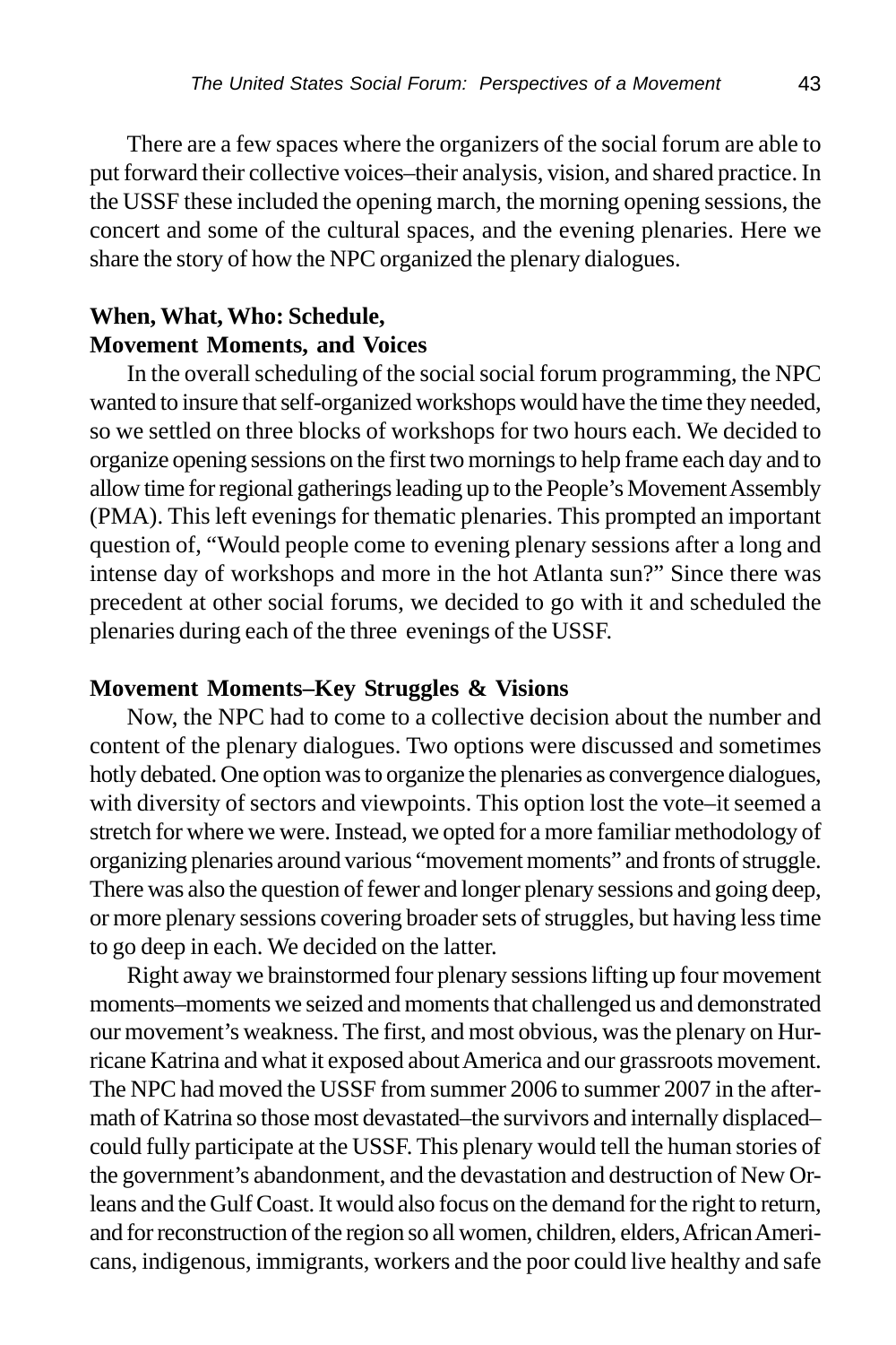There are a few spaces where the organizers of the social forum are able to put forward their collective voices–their analysis, vision, and shared practice. In the USSF these included the opening march, the morning opening sessions, the concert and some of the cultural spaces, and the evening plenaries. Here we share the story of how the NPC organized the plenary dialogues.

### When, What, Who: Schedule, Movement Moments, and Voices

In the overall scheduling of the social social forum programming, the NPC wanted to insure that self-organized workshops would have the time they needed, so we settled on three blocks of workshops for two hours each. We decided to organize opening sessions on the first two mornings to help frame each day and to allow time for regional gatherings leading up to the People's Movement Assembly (PMA). This left evenings for thematic plenaries. This prompted an important question of, "Would people come to evening plenary sessions after a long and intense day of workshops and more in the hot Atlanta sun?" Since there was precedent at other social forums, we decided to go with it and scheduled the plenaries during each of the three evenings of the USSF.

### Movement Moments–Key Struggles & Visions

Now, the NPC had to come to a collective decision about the number and content of the plenary dialogues. Two options were discussed and sometimes hotly debated. One option was to organize the plenaries as convergence dialogues, with diversity of sectors and viewpoints. This option lost the vote–it seemed a stretch for where we were. Instead, we opted for a more familiar methodology of organizing plenaries around various "movement moments" and fronts of struggle. There was also the question of fewer and longer plenary sessions and going deep, or more plenary sessions covering broader sets of struggles, but having less time to go deep in each. We decided on the latter.

Right away we brainstormed four plenary sessions lifting up four movement moments–moments we seized and moments that challenged us and demonstrated our movement's weakness. The first, and most obvious, was the plenary on Hurricane Katrina and what it exposed about America and our grassroots movement. The NPC had moved the USSF from summer 2006 to summer 2007 in the aftermath of Katrina so those most devastated–the survivors and internally displaced–could fully participate at the USSF. This plenary would tell the human stories of the government's abandonment, and the devastation and destruction of New Orleans and the Gulf Coast. It would also focus on the demand for the right to return, and for reconstruction of the region so all women, children, elders, African Americans, indigenous, immigrants, workers and the poor could live healthy and safe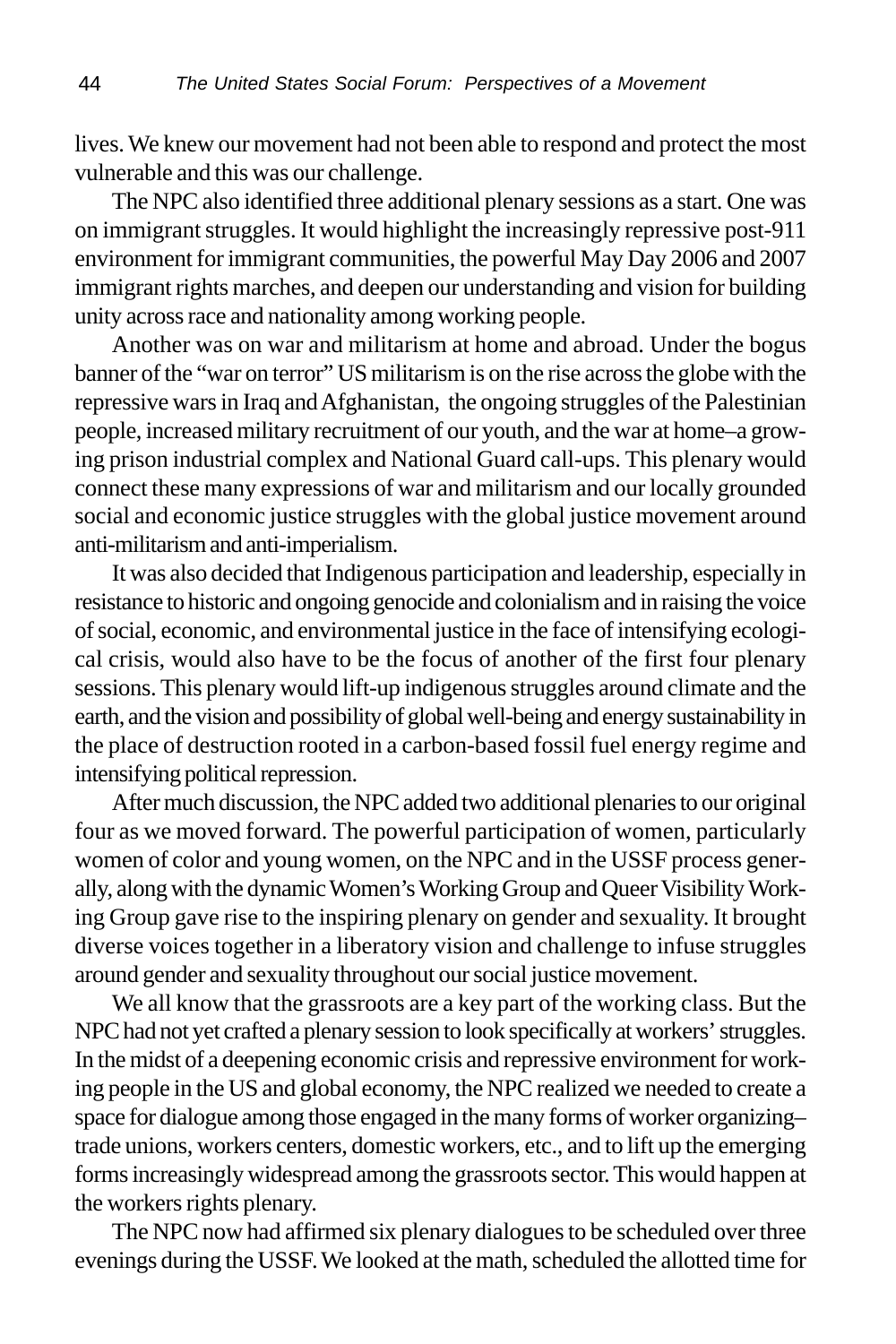lives. We knew our movement had not been able to respond and protect the most vulnerable and this was our challenge.

The NPC also identified three additional plenary sessions as a start. One was on immigrant struggles. It would highlight the increasingly repressive post-911 environment for immigrant communities, the powerful May Day 2006 and 2007 immigrant rights marches, and deepen our understanding and vision for building unity across race and nationality among working people.

Another was on war and militarism at home and abroad. Under the bogus banner of the "war on terror" US militarism is on the rise across the globe with the repressive wars in Iraq and Afghanistan, the ongoing struggles of the Palestinian people, increased military recruitment of our youth, and the war at home–a growing prison industrial complex and National Guard call-ups. This plenary would connect these many expressions of war and militarism and our locally grounded social and economic justice struggles with the global justice movement around anti-militarism and anti-imperialism.

It was also decided that Indigenous participation and leadership, especially in resistance to historic and ongoing genocide and colonialism and in raising the voice of social, economic, and environmental justice in the face of intensifying ecological crisis, would also have to be the focus of another of the first four plenary sessions. This plenary would lift-up indigenous struggles around climate and the earth, and the vision and possibility of global well-being and energy sustainability in the place of destruction rooted in a carbon-based fossil fuel energy regime and intensifying political repression.

After much discussion, the NPC added two additional plenaries to our original four as we moved forward. The powerful participation of women, particularly women of color and young women, on the NPC and in the USSF process generally, along with the dynamic Women's Working Group and Queer Visibility Working Group gave rise to the inspiring plenary on gender and sexuality. It brought diverse voices together in a liberatory vision and challenge to infuse struggles around gender and sexuality throughout our social justice movement.

We all know that the grassroots are a key part of the working class. But the NPC had not yet crafted a plenary session to look specifically at workers' struggles. In the midst of a deepening economic crisis and repressive environment for working people in the US and global economy, the NPC realized we needed to create a space for dialogue among those engaged in the many forms of worker organizing–trade unions, workers centers, domestic workers, etc., and to lift up the emerging forms increasingly widespread among the grassroots sector. This would happen at the workers rights plenary.

The NPC now had affirmed six plenary dialogues to be scheduled over three evenings during the USSF. We looked at the math, scheduled the allotted time for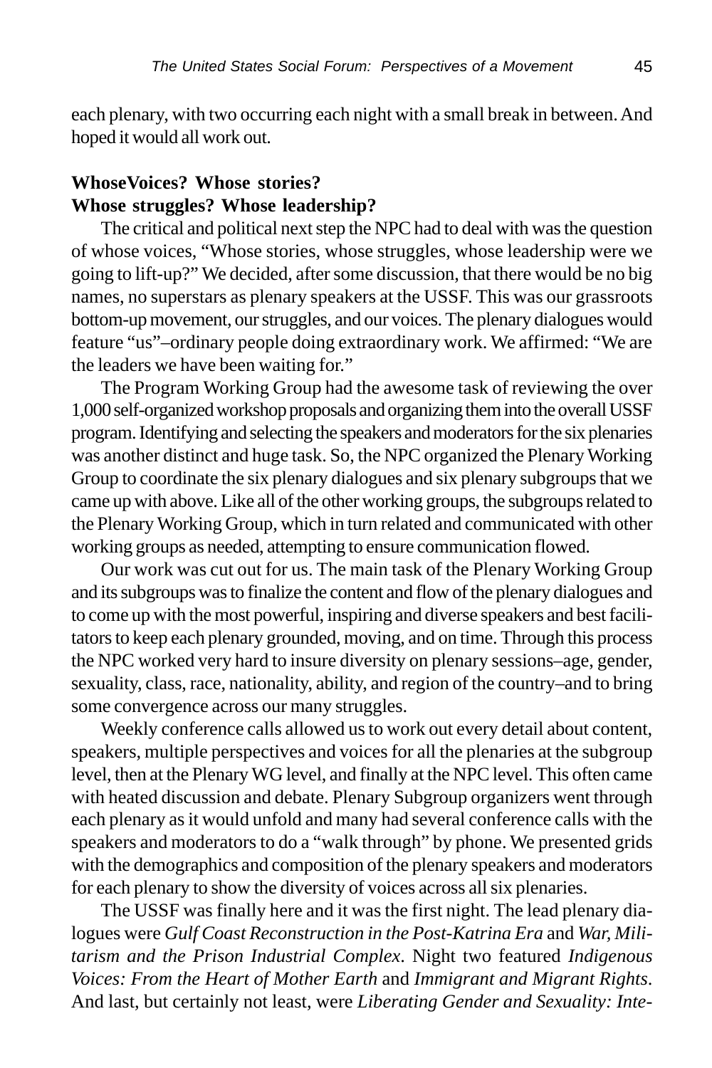each plenary, with two occurring each night with a small break in between. And hoped it would all work out.

**WhoseVoices? Whose stories?
Whose struggles? Whose leadership?**

The critical and political next step the NPC had to deal with was the question of whose voices, "Whose stories, whose struggles, whose leadership were we going to lift-up?" We decided, after some discussion, that there would be no big names, no superstars as plenary speakers at the USSF. This was our grassroots bottom-up movement, our struggles, and our voices. The plenary dialogues would feature "us"–ordinary people doing extraordinary work. We affirmed: "We are the leaders we have been waiting for."

The Program Working Group had the awesome task of reviewing the over 1,000 self-organized workshop proposals and organizing them into the overall USSF program. Identifying and selecting the speakers and moderators for the six plenaries was another distinct and huge task. So, the NPC organized the Plenary Working Group to coordinate the six plenary dialogues and six plenary subgroups that we came up with above. Like all of the other working groups, the subgroups related to the Plenary Working Group, which in turn related and communicated with other working groups as needed, attempting to ensure communication flowed.

Our work was cut out for us. The main task of the Plenary Working Group and its subgroups was to finalize the content and flow of the plenary dialogues and to come up with the most powerful, inspiring and diverse speakers and best facilitators to keep each plenary grounded, moving, and on time. Through this process the NPC worked very hard to insure diversity on plenary sessions–age, gender, sexuality, class, race, nationality, ability, and region of the country–and to bring some convergence across our many struggles.

Weekly conference calls allowed us to work out every detail about content, speakers, multiple perspectives and voices for all the plenaries at the subgroup level, then at the Plenary WG level, and finally at the NPC level. This often came with heated discussion and debate. Plenary Subgroup organizers went through each plenary as it would unfold and many had several conference calls with the speakers and moderators to do a "walk through" by phone. We presented grids with the demographics and composition of the plenary speakers and moderators for each plenary to show the diversity of voices across all six plenaries.

The USSF was finally here and it was the first night. The lead plenary dialogues were *Gulf Coast Reconstruction in the Post-Katrina Era* and *War, Militarism and the Prison Industrial Complex*. Night two featured *Indigenous Voices: From the Heart of Mother Earth* and *Immigrant and Migrant Rights*. And last, but certainly not least, were *Liberating Gender and Sexuality: Inte-*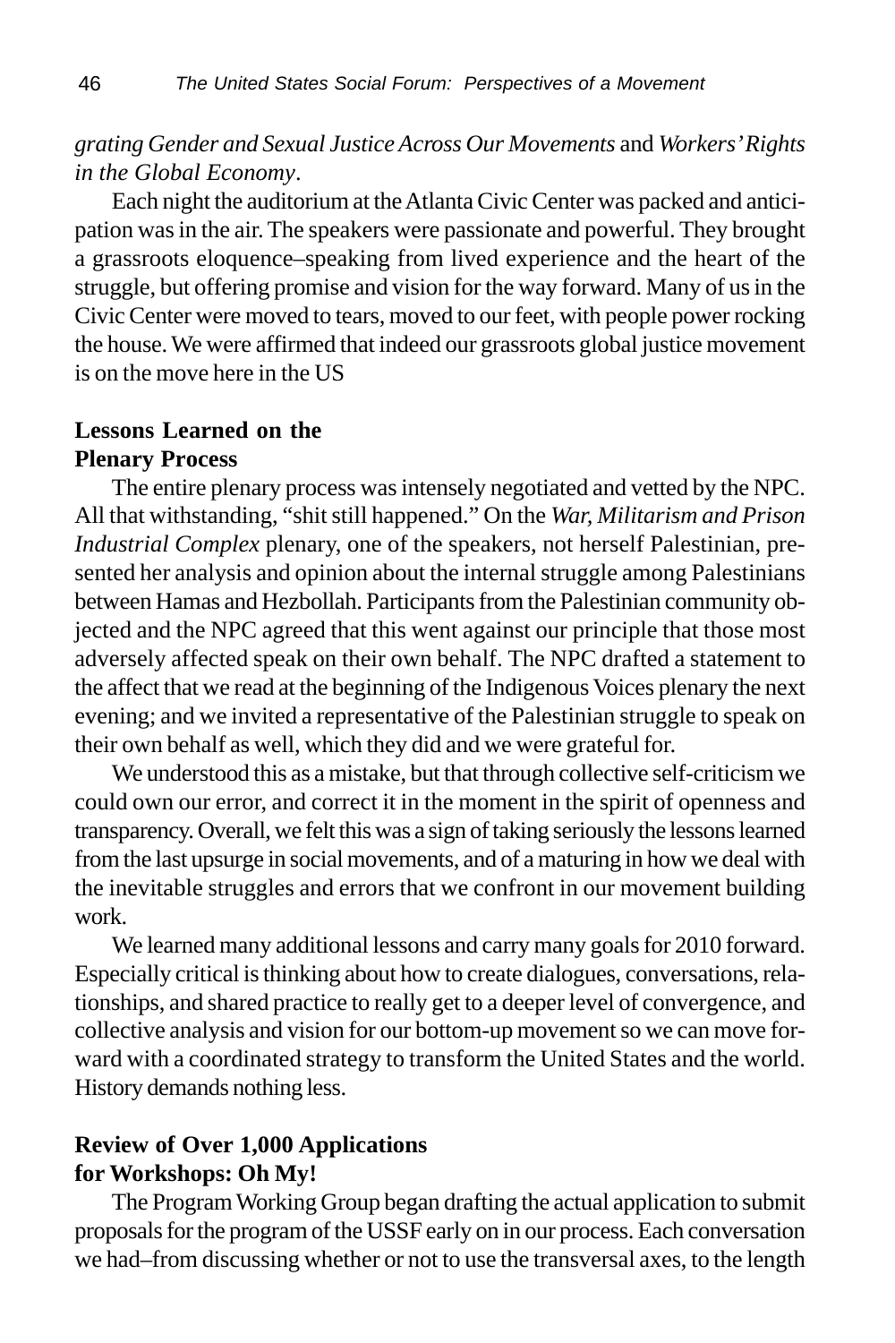*grating Gender and Sexual Justice Across Our Movements* and *Workers' Rights in the Global Economy*.

Each night the auditorium at the Atlanta Civic Center was packed and anticipation was in the air. The speakers were passionate and powerful. They brought a grassroots eloquence–speaking from lived experience and the heart of the struggle, but offering promise and vision for the way forward. Many of us in the Civic Center were moved to tears, moved to our feet, with people power rocking the house. We were affirmed that indeed our grassroots global justice movement is on the move here in the US

## Lessons Learned on the Plenary Process

The entire plenary process was intensely negotiated and vetted by the NPC. All that withstanding, "shit still happened." On the *War, Militarism and Prison Industrial Complex* plenary, one of the speakers, not herself Palestinian, presented her analysis and opinion about the internal struggle among Palestinians between Hamas and Hezbollah. Participants from the Palestinian community objected and the NPC agreed that this went against our principle that those most adversely affected speak on their own behalf. The NPC drafted a statement to the affect that we read at the beginning of the Indigenous Voices plenary the next evening; and we invited a representative of the Palestinian struggle to speak on their own behalf as well, which they did and we were grateful for.

We understood this as a mistake, but that through collective self-criticism we could own our error, and correct it in the moment in the spirit of openness and transparency. Overall, we felt this was a sign of taking seriously the lessons learned from the last upsurge in social movements, and of a maturing in how we deal with the inevitable struggles and errors that we confront in our movement building work.

We learned many additional lessons and carry many goals for 2010 forward. Especially critical is thinking about how to create dialogues, conversations, relationships, and shared practice to really get to a deeper level of convergence, and collective analysis and vision for our bottom-up movement so we can move forward with a coordinated strategy to transform the United States and the world. History demands nothing less.

## Review of Over 1,000 Applications for Workshops: Oh My!

The Program Working Group began drafting the actual application to submit proposals for the program of the USSF early on in our process. Each conversation we had–from discussing whether or not to use the transversal axes, to the length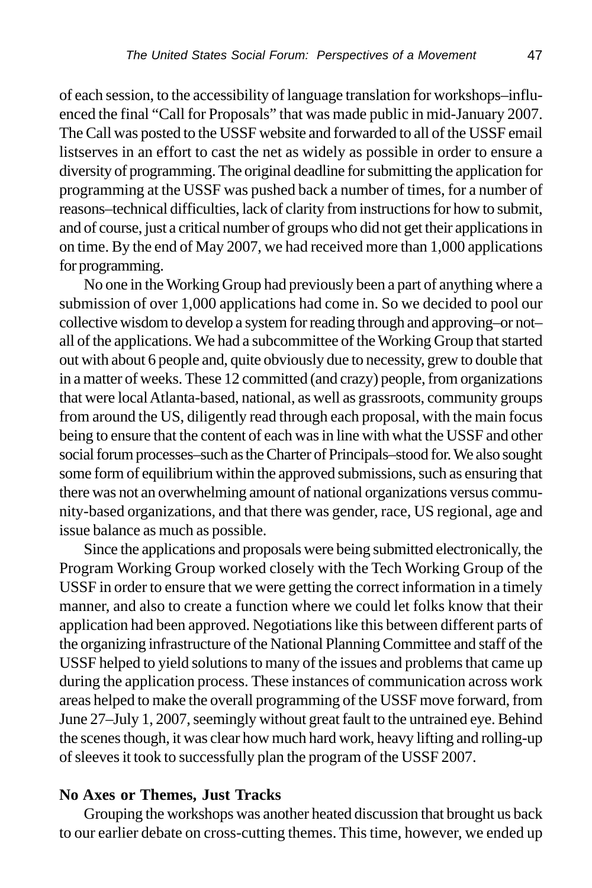of each session, to the accessibility of language translation for workshops–influenced the final "Call for Proposals" that was made public in mid-January 2007. The Call was posted to the USSF website and forwarded to all of the USSF email listserves in an effort to cast the net as widely as possible in order to ensure a diversity of programming. The original deadline for submitting the application for programming at the USSF was pushed back a number of times, for a number of reasons–technical difficulties, lack of clarity from instructions for how to submit, and of course, just a critical number of groups who did not get their applications in on time. By the end of May 2007, we had received more than 1,000 applications for programming.

No one in the Working Group had previously been a part of anything where a submission of over 1,000 applications had come in. So we decided to pool our collective wisdom to develop a system for reading through and approving–or not–all of the applications. We had a subcommittee of the Working Group that started out with about 6 people and, quite obviously due to necessity, grew to double that in a matter of weeks. These 12 committed (and crazy) people, from organizations that were local Atlanta-based, national, as well as grassroots, community groups from around the US, diligently read through each proposal, with the main focus being to ensure that the content of each was in line with what the USSF and other social forum processes–such as the Charter of Principals–stood for. We also sought some form of equilibrium within the approved submissions, such as ensuring that there was not an overwhelming amount of national organizations versus community-based organizations, and that there was gender, race, US regional, age and issue balance as much as possible.

Since the applications and proposals were being submitted electronically, the Program Working Group worked closely with the Tech Working Group of the USSF in order to ensure that we were getting the correct information in a timely manner, and also to create a function where we could let folks know that their application had been approved. Negotiations like this between different parts of the organizing infrastructure of the National Planning Committee and staff of the USSF helped to yield solutions to many of the issues and problems that came up during the application process. These instances of communication across work areas helped to make the overall programming of the USSF move forward, from June 27–July 1, 2007, seemingly without great fault to the untrained eye. Behind the scenes though, it was clear how much hard work, heavy lifting and rolling-up of sleeves it took to successfully plan the program of the USSF 2007.

**No Axes or Themes, Just Tracks**

Grouping the workshops was another heated discussion that brought us back to our earlier debate on cross-cutting themes. This time, however, we ended up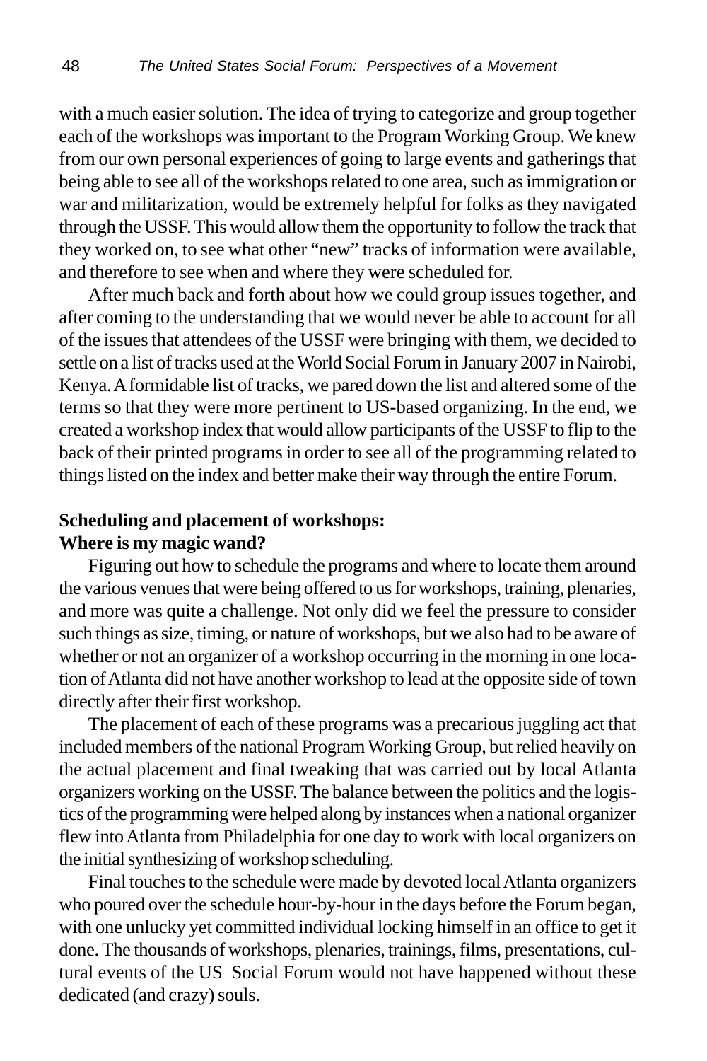with a much easier solution. The idea of trying to categorize and group together each of the workshops was important to the Program Working Group. We knew from our own personal experiences of going to large events and gatherings that being able to see all of the workshops related to one area, such as immigration or war and militarization, would be extremely helpful for folks as they navigated through the USSF. This would allow them the opportunity to follow the track that they worked on, to see what other "new" tracks of information were available, and therefore to see when and where they were scheduled for.

After much back and forth about how we could group issues together, and after coming to the understanding that we would never be able to account for all of the issues that attendees of the USSF were bringing with them, we decided to settle on a list of tracks used at the World Social Forum in January 2007 in Nairobi, Kenya. A formidable list of tracks, we pared down the list and altered some of the terms so that they were more pertinent to US-based organizing. In the end, we created a workshop index that would allow participants of the USSF to flip to the back of their printed programs in order to see all of the programming related to things listed on the index and better make their way through the entire Forum.

**Scheduling and placement of workshops:
Where is my magic wand?**

Figuring out how to schedule the programs and where to locate them around the various venues that were being offered to us for workshops, training, plenaries, and more was quite a challenge. Not only did we feel the pressure to consider such things as size, timing, or nature of workshops, but we also had to be aware of whether or not an organizer of a workshop occurring in the morning in one location of Atlanta did not have another workshop to lead at the opposite side of town directly after their first workshop.

The placement of each of these programs was a precarious juggling act that included members of the national Program Working Group, but relied heavily on the actual placement and final tweaking that was carried out by local Atlanta organizers working on the USSF. The balance between the politics and the logistics of the programming were helped along by instances when a national organizer flew into Atlanta from Philadelphia for one day to work with local organizers on the initial synthesizing of workshop scheduling.

Final touches to the schedule were made by devoted local Atlanta organizers who poured over the schedule hour-by-hour in the days before the Forum began, with one unlucky yet committed individual locking himself in an office to get it done. The thousands of workshops, plenaries, trainings, films, presentations, cultural events of the US Social Forum would not have happened without these dedicated (and crazy) souls.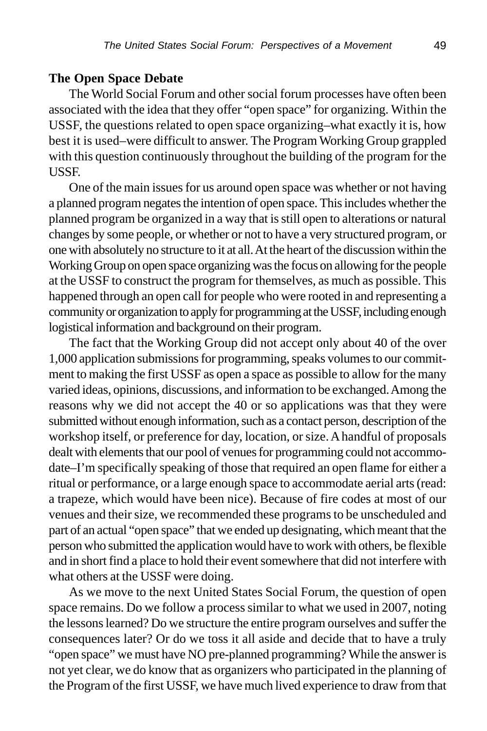## The Open Space Debate

The World Social Forum and other social forum processes have often been associated with the idea that they offer "open space" for organizing. Within the USSF, the questions related to open space organizing–what exactly it is, how best it is used–were difficult to answer. The Program Working Group grappled with this question continuously throughout the building of the program for the USSF.

One of the main issues for us around open space was whether or not having a planned program negates the intention of open space. This includes whether the planned program be organized in a way that is still open to alterations or natural changes by some people, or whether or not to have a very structured program, or one with absolutely no structure to it at all. At the heart of the discussion within the Working Group on open space organizing was the focus on allowing for the people at the USSF to construct the program for themselves, as much as possible. This happened through an open call for people who were rooted in and representing a community or organization to apply for programming at the USSF, including enough logistical information and background on their program.

The fact that the Working Group did not accept only about 40 of the over 1,000 application submissions for programming, speaks volumes to our commitment to making the first USSF as open a space as possible to allow for the many varied ideas, opinions, discussions, and information to be exchanged. Among the reasons why we did not accept the 40 or so applications was that they were submitted without enough information, such as a contact person, description of the workshop itself, or preference for day, location, or size. A handful of proposals dealt with elements that our pool of venues for programming could not accommodate–I'm specifically speaking of those that required an open flame for either a ritual or performance, or a large enough space to accommodate aerial arts (read: a trapeze, which would have been nice). Because of fire codes at most of our venues and their size, we recommended these programs to be unscheduled and part of an actual "open space" that we ended up designating, which meant that the person who submitted the application would have to work with others, be flexible and in short find a place to hold their event somewhere that did not interfere with what others at the USSF were doing.

As we move to the next United States Social Forum, the question of open space remains. Do we follow a process similar to what we used in 2007, noting the lessons learned? Do we structure the entire program ourselves and suffer the consequences later? Or do we toss it all aside and decide that to have a truly "open space" we must have NO pre-planned programming? While the answer is not yet clear, we do know that as organizers who participated in the planning of the Program of the first USSF, we have much lived experience to draw from that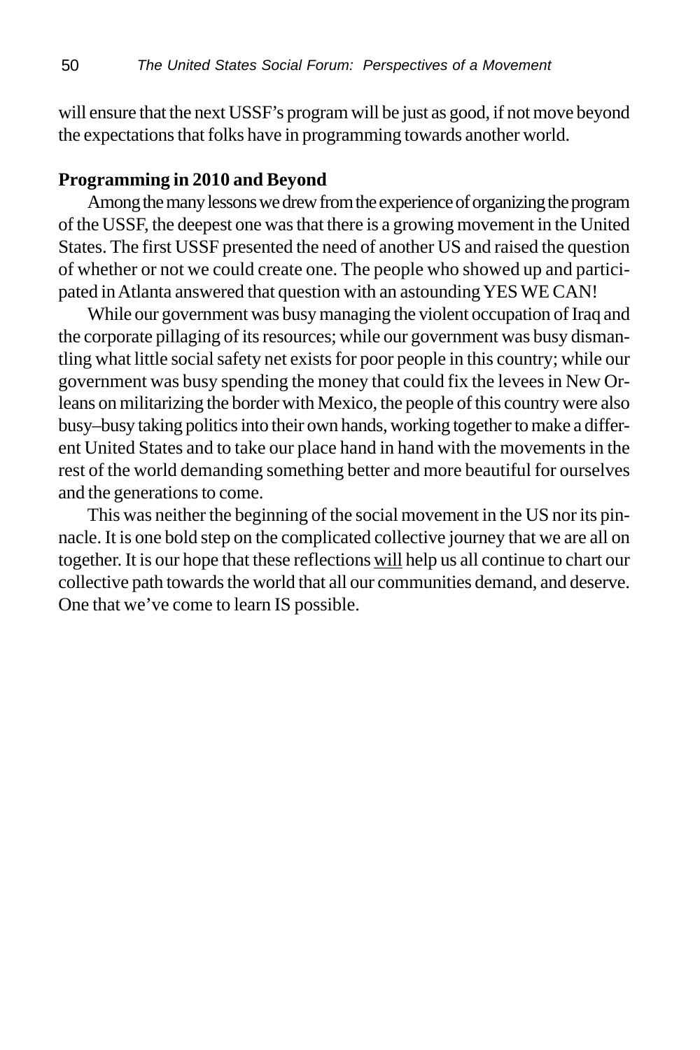will ensure that the next USSF's program will be just as good, if not move beyond the expectations that folks have in programming towards another world.

**Programming in 2010 and Beyond**

Among the many lessons we drew from the experience of organizing the program of the USSF, the deepest one was that there is a growing movement in the United States. The first USSF presented the need of another US and raised the question of whether or not we could create one. The people who showed up and participated in Atlanta answered that question with an astounding YES WE CAN!

While our government was busy managing the violent occupation of Iraq and the corporate pillaging of its resources; while our government was busy dismantling what little social safety net exists for poor people in this country; while our government was busy spending the money that could fix the levees in New Orleans on militarizing the border with Mexico, the people of this country were also busy–busy taking politics into their own hands, working together to make a different United States and to take our place hand in hand with the movements in the rest of the world demanding something better and more beautiful for ourselves and the generations to come.

This was neither the beginning of the social movement in the US nor its pinnacle. It is one bold step on the complicated collective journey that we are all on together. It is our hope that these reflections <u>will</u> help us all continue to chart our collective path towards the world that all our communities demand, and deserve. One that we've come to learn IS possible.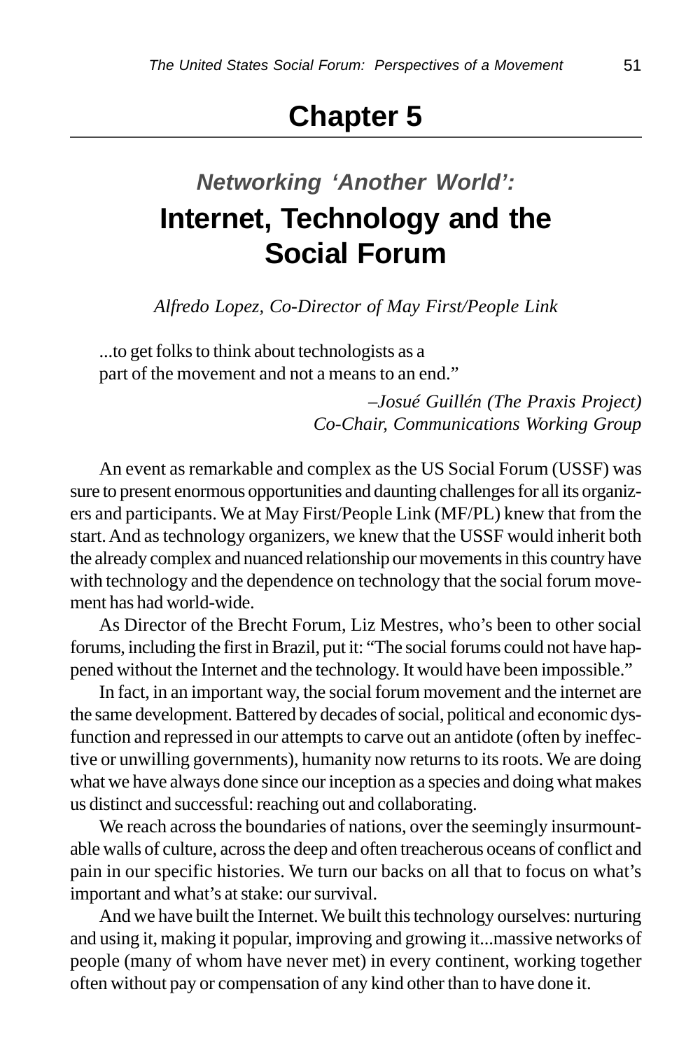# Chapter 5

## *Networking 'Another World':* Internet, Technology and the Social Forum

*Alfredo Lopez, Co-Director of May First/People Link*

> ...to get folks to think about technologists as a part of the movement and not a means to an end."
>
> *–Josué Guillén (The Praxis Project) Co-Chair, Communications Working Group*

An event as remarkable and complex as the US Social Forum (USSF) was sure to present enormous opportunities and daunting challenges for all its organizers and participants. We at May First/People Link (MF/PL) knew that from the start. And as technology organizers, we knew that the USSF would inherit both the already complex and nuanced relationship our movements in this country have with technology and the dependence on technology that the social forum movement has had world-wide.

As Director of the Brecht Forum, Liz Mestres, who's been to other social forums, including the first in Brazil, put it: "The social forums could not have happened without the Internet and the technology. It would have been impossible."

In fact, in an important way, the social forum movement and the internet are the same development. Battered by decades of social, political and economic dysfunction and repressed in our attempts to carve out an antidote (often by ineffective or unwilling governments), humanity now returns to its roots. We are doing what we have always done since our inception as a species and doing what makes us distinct and successful: reaching out and collaborating.

We reach across the boundaries of nations, over the seemingly insurmountable walls of culture, across the deep and often treacherous oceans of conflict and pain in our specific histories. We turn our backs on all that to focus on what's important and what's at stake: our survival.

And we have built the Internet. We built this technology ourselves: nurturing and using it, making it popular, improving and growing it...massive networks of people (many of whom have never met) in every continent, working together often without pay or compensation of any kind other than to have done it.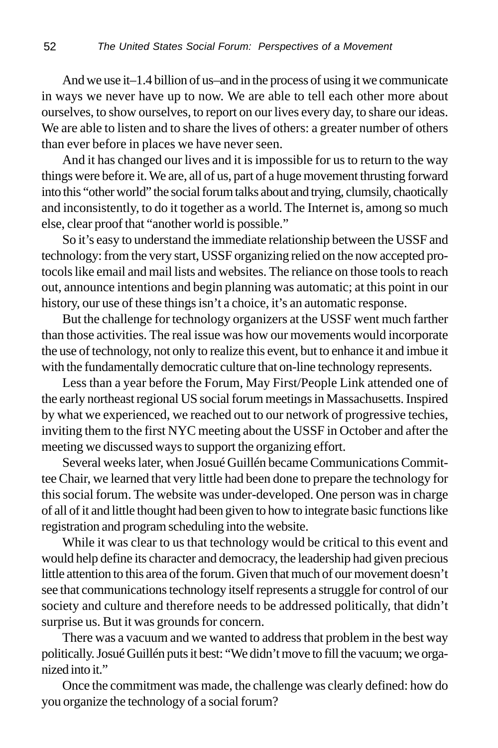And we use it–1.4 billion of us–and in the process of using it we communicate in ways we never have up to now. We are able to tell each other more about ourselves, to show ourselves, to report on our lives every day, to share our ideas. We are able to listen and to share the lives of others: a greater number of others than ever before in places we have never seen.

And it has changed our lives and it is impossible for us to return to the way things were before it. We are, all of us, part of a huge movement thrusting forward into this "other world" the social forum talks about and trying, clumsily, chaotically and inconsistently, to do it together as a world. The Internet is, among so much else, clear proof that "another world is possible."

So it's easy to understand the immediate relationship between the USSF and technology: from the very start, USSF organizing relied on the now accepted protocols like email and mail lists and websites. The reliance on those tools to reach out, announce intentions and begin planning was automatic; at this point in our history, our use of these things isn't a choice, it's an automatic response.

But the challenge for technology organizers at the USSF went much farther than those activities. The real issue was how our movements would incorporate the use of technology, not only to realize this event, but to enhance it and imbue it with the fundamentally democratic culture that on-line technology represents.

Less than a year before the Forum, May First/People Link attended one of the early northeast regional US social forum meetings in Massachusetts. Inspired by what we experienced, we reached out to our network of progressive techies, inviting them to the first NYC meeting about the USSF in October and after the meeting we discussed ways to support the organizing effort.

Several weeks later, when Josué Guillén became Communications Committee Chair, we learned that very little had been done to prepare the technology for this social forum. The website was under-developed. One person was in charge of all of it and little thought had been given to how to integrate basic functions like registration and program scheduling into the website.

While it was clear to us that technology would be critical to this event and would help define its character and democracy, the leadership had given precious little attention to this area of the forum. Given that much of our movement doesn't see that communications technology itself represents a struggle for control of our society and culture and therefore needs to be addressed politically, that didn't surprise us. But it was grounds for concern.

There was a vacuum and we wanted to address that problem in the best way politically. Josué Guillén puts it best: "We didn't move to fill the vacuum; we organized into it."

Once the commitment was made, the challenge was clearly defined: how do you organize the technology of a social forum?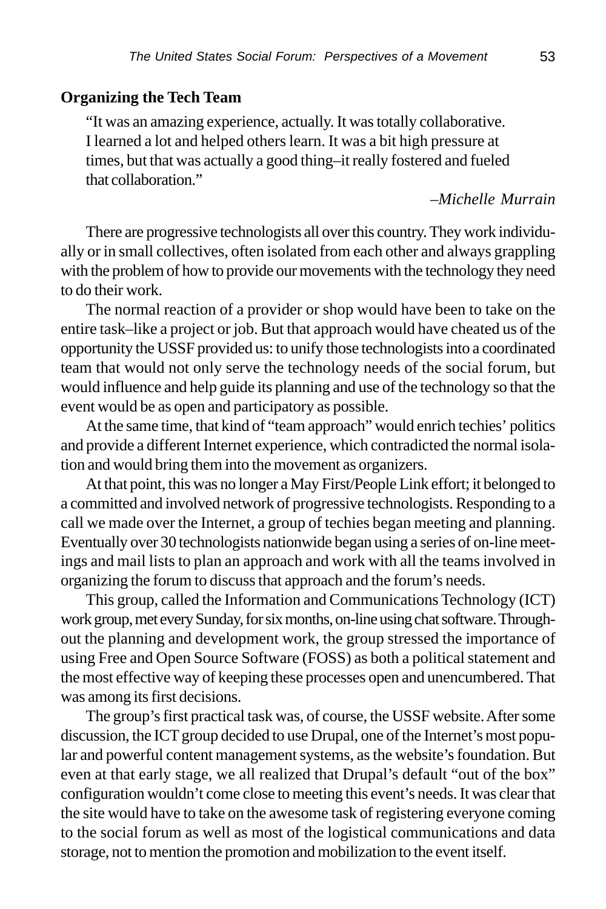## Organizing the Tech Team

> "It was an amazing experience, actually. It was totally collaborative. I learned a lot and helped others learn. It was a bit high pressure at times, but that was actually a good thing–it really fostered and fueled that collaboration."
>
> *–Michelle Murrain*

There are progressive technologists all over this country. They work individually or in small collectives, often isolated from each other and always grappling with the problem of how to provide our movements with the technology they need to do their work.

The normal reaction of a provider or shop would have been to take on the entire task–like a project or job. But that approach would have cheated us of the opportunity the USSF provided us: to unify those technologists into a coordinated team that would not only serve the technology needs of the social forum, but would influence and help guide its planning and use of the technology so that the event would be as open and participatory as possible.

At the same time, that kind of "team approach" would enrich techies' politics and provide a different Internet experience, which contradicted the normal isolation and would bring them into the movement as organizers.

At that point, this was no longer a May First/People Link effort; it belonged to a committed and involved network of progressive technologists. Responding to a call we made over the Internet, a group of techies began meeting and planning. Eventually over 30 technologists nationwide began using a series of on-line meetings and mail lists to plan an approach and work with all the teams involved in organizing the forum to discuss that approach and the forum's needs.

This group, called the Information and Communications Technology (ICT) work group, met every Sunday, for six months, on-line using chat software. Throughout the planning and development work, the group stressed the importance of using Free and Open Source Software (FOSS) as both a political statement and the most effective way of keeping these processes open and unencumbered. That was among its first decisions.

The group's first practical task was, of course, the USSF website. After some discussion, the ICT group decided to use Drupal, one of the Internet's most popular and powerful content management systems, as the website's foundation. But even at that early stage, we all realized that Drupal's default "out of the box" configuration wouldn't come close to meeting this event's needs. It was clear that the site would have to take on the awesome task of registering everyone coming to the social forum as well as most of the logistical communications and data storage, not to mention the promotion and mobilization to the event itself.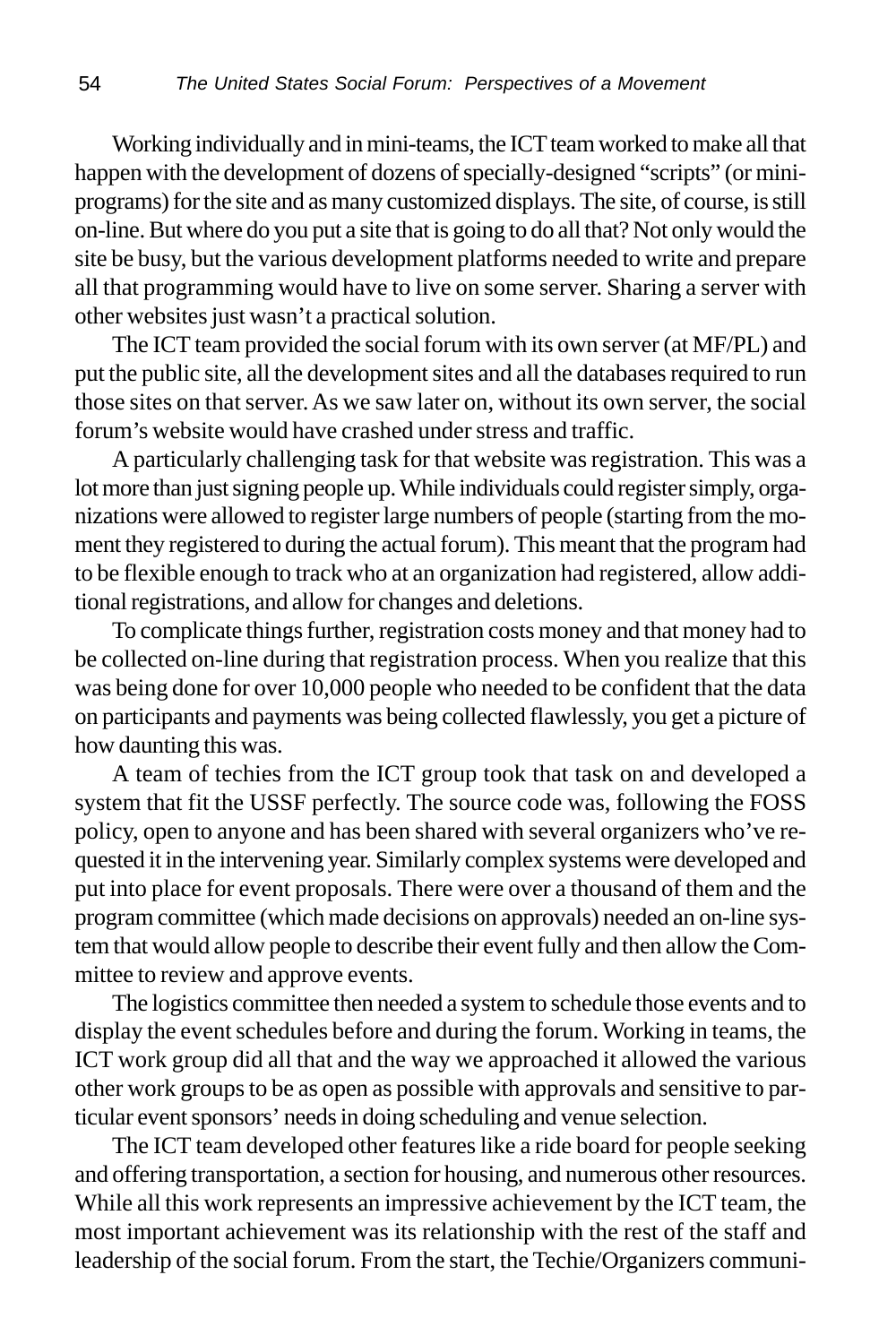Working individually and in mini-teams, the ICT team worked to make all that happen with the development of dozens of specially-designed "scripts" (or mini-programs) for the site and as many customized displays. The site, of course, is still on-line. But where do you put a site that is going to do all that? Not only would the site be busy, but the various development platforms needed to write and prepare all that programming would have to live on some server. Sharing a server with other websites just wasn't a practical solution.

The ICT team provided the social forum with its own server (at MF/PL) and put the public site, all the development sites and all the databases required to run those sites on that server. As we saw later on, without its own server, the social forum's website would have crashed under stress and traffic.

A particularly challenging task for that website was registration. This was a lot more than just signing people up. While individuals could register simply, organizations were allowed to register large numbers of people (starting from the moment they registered to during the actual forum). This meant that the program had to be flexible enough to track who at an organization had registered, allow additional registrations, and allow for changes and deletions.

To complicate things further, registration costs money and that money had to be collected on-line during that registration process. When you realize that this was being done for over 10,000 people who needed to be confident that the data on participants and payments was being collected flawlessly, you get a picture of how daunting this was.

A team of techies from the ICT group took that task on and developed a system that fit the USSF perfectly. The source code was, following the FOSS policy, open to anyone and has been shared with several organizers who've requested it in the intervening year. Similarly complex systems were developed and put into place for event proposals. There were over a thousand of them and the program committee (which made decisions on approvals) needed an on-line system that would allow people to describe their event fully and then allow the Committee to review and approve events.

The logistics committee then needed a system to schedule those events and to display the event schedules before and during the forum. Working in teams, the ICT work group did all that and the way we approached it allowed the various other work groups to be as open as possible with approvals and sensitive to particular event sponsors' needs in doing scheduling and venue selection.

The ICT team developed other features like a ride board for people seeking and offering transportation, a section for housing, and numerous other resources. While all this work represents an impressive achievement by the ICT team, the most important achievement was its relationship with the rest of the staff and leadership of the social forum. From the start, the Techie/Organizers communi-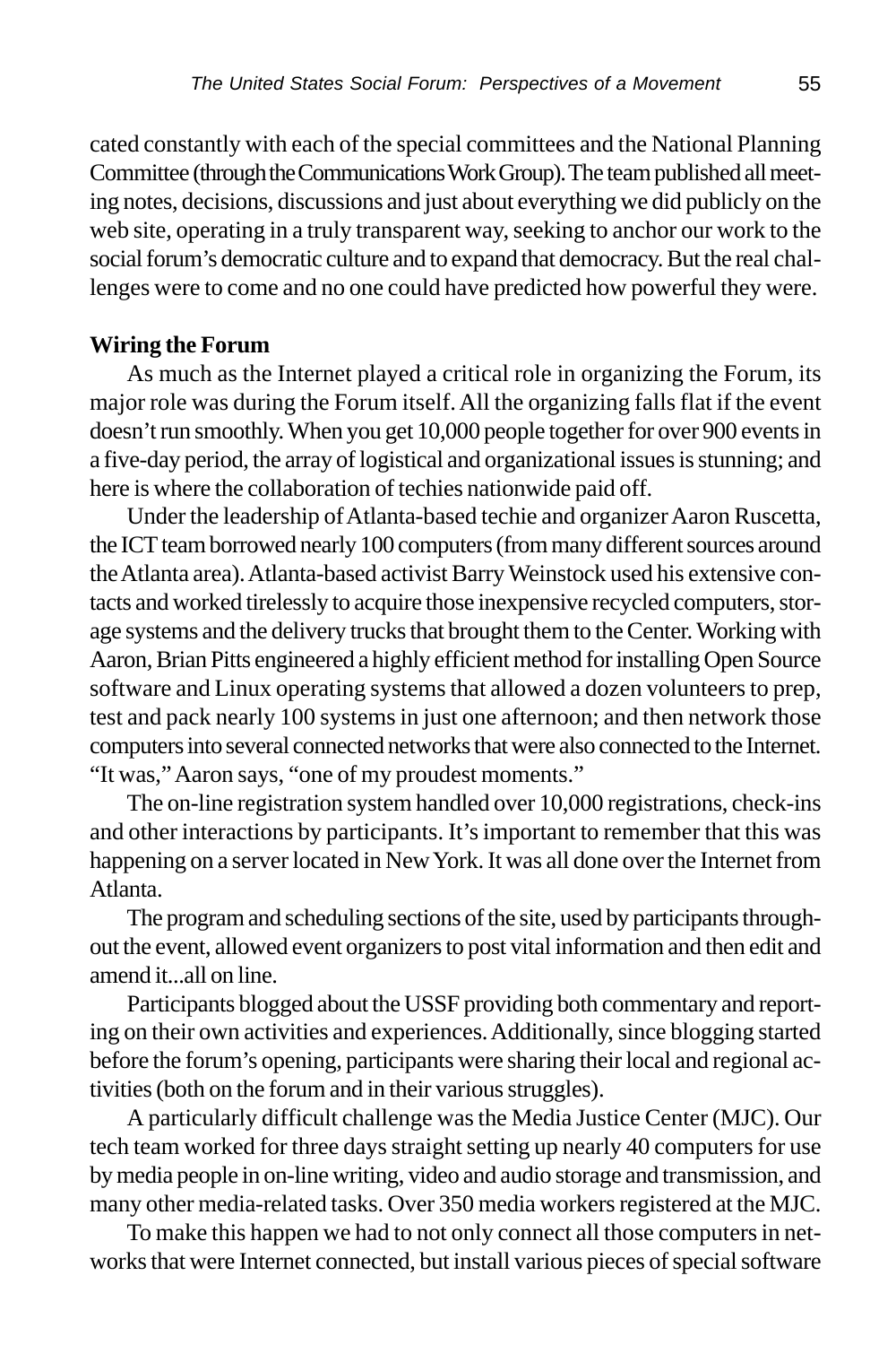cated constantly with each of the special committees and the National Planning Committee (through the Communications Work Group). The team published all meeting notes, decisions, discussions and just about everything we did publicly on the web site, operating in a truly transparent way, seeking to anchor our work to the social forum's democratic culture and to expand that democracy. But the real challenges were to come and no one could have predicted how powerful they were.

**Wiring the Forum**

As much as the Internet played a critical role in organizing the Forum, its major role was during the Forum itself. All the organizing falls flat if the event doesn't run smoothly. When you get 10,000 people together for over 900 events in a five-day period, the array of logistical and organizational issues is stunning; and here is where the collaboration of techies nationwide paid off.

Under the leadership of Atlanta-based techie and organizer Aaron Ruscetta, the ICT team borrowed nearly 100 computers (from many different sources around the Atlanta area). Atlanta-based activist Barry Weinstock used his extensive contacts and worked tirelessly to acquire those inexpensive recycled computers, storage systems and the delivery trucks that brought them to the Center. Working with Aaron, Brian Pitts engineered a highly efficient method for installing Open Source software and Linux operating systems that allowed a dozen volunteers to prep, test and pack nearly 100 systems in just one afternoon; and then network those computers into several connected networks that were also connected to the Internet. "It was," Aaron says, "one of my proudest moments."

The on-line registration system handled over 10,000 registrations, check-ins and other interactions by participants. It's important to remember that this was happening on a server located in New York. It was all done over the Internet from Atlanta.

The program and scheduling sections of the site, used by participants throughout the event, allowed event organizers to post vital information and then edit and amend it...all on line.

Participants blogged about the USSF providing both commentary and reporting on their own activities and experiences. Additionally, since blogging started before the forum's opening, participants were sharing their local and regional activities (both on the forum and in their various struggles).

A particularly difficult challenge was the Media Justice Center (MJC). Our tech team worked for three days straight setting up nearly 40 computers for use by media people in on-line writing, video and audio storage and transmission, and many other media-related tasks. Over 350 media workers registered at the MJC.

To make this happen we had to not only connect all those computers in networks that were Internet connected, but install various pieces of special software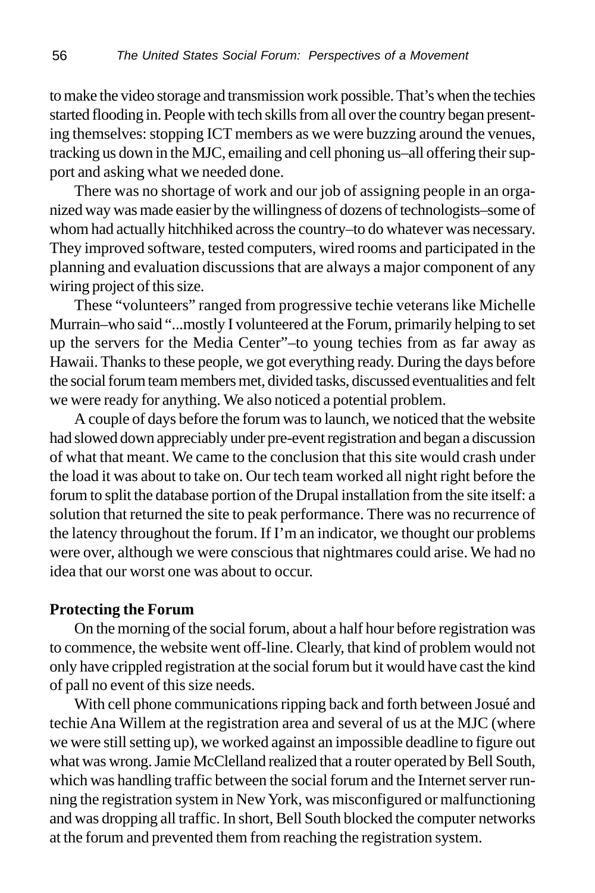to make the video storage and transmission work possible. That's when the techies started flooding in. People with tech skills from all over the country began presenting themselves: stopping ICT members as we were buzzing around the venues, tracking us down in the MJC, emailing and cell phoning us–all offering their support and asking what we needed done.

There was no shortage of work and our job of assigning people in an organized way was made easier by the willingness of dozens of technologists–some of whom had actually hitchhiked across the country–to do whatever was necessary. They improved software, tested computers, wired rooms and participated in the planning and evaluation discussions that are always a major component of any wiring project of this size.

These "volunteers" ranged from progressive techie veterans like Michelle Murrain–who said "...mostly I volunteered at the Forum, primarily helping to set up the servers for the Media Center"–to young techies from as far away as Hawaii. Thanks to these people, we got everything ready. During the days before the social forum team members met, divided tasks, discussed eventualities and felt we were ready for anything. We also noticed a potential problem.

A couple of days before the forum was to launch, we noticed that the website had slowed down appreciably under pre-event registration and began a discussion of what that meant. We came to the conclusion that this site would crash under the load it was about to take on. Our tech team worked all night right before the forum to split the database portion of the Drupal installation from the site itself: a solution that returned the site to peak performance. There was no recurrence of the latency throughout the forum. If I'm an indicator, we thought our problems were over, although we were conscious that nightmares could arise. We had no idea that our worst one was about to occur.

**Protecting the Forum**

On the morning of the social forum, about a half hour before registration was to commence, the website went off-line. Clearly, that kind of problem would not only have crippled registration at the social forum but it would have cast the kind of pall no event of this size needs.

With cell phone communications ripping back and forth between Josué and techie Ana Willem at the registration area and several of us at the MJC (where we were still setting up), we worked against an impossible deadline to figure out what was wrong. Jamie McClelland realized that a router operated by Bell South, which was handling traffic between the social forum and the Internet server running the registration system in New York, was misconfigured or malfunctioning and was dropping all traffic. In short, Bell South blocked the computer networks at the forum and prevented them from reaching the registration system.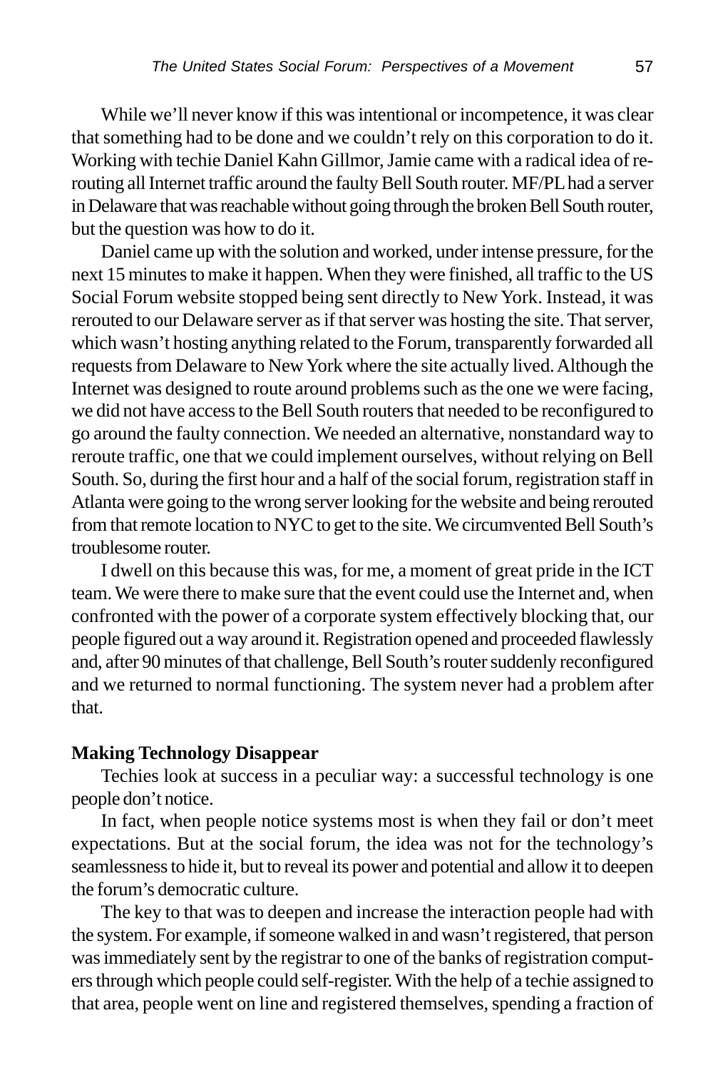While we'll never know if this was intentional or incompetence, it was clear that something had to be done and we couldn't rely on this corporation to do it. Working with techie Daniel Kahn Gillmor, Jamie came with a radical idea of rerouting all Internet traffic around the faulty Bell South router. MF/PL had a server in Delaware that was reachable without going through the broken Bell South router, but the question was how to do it.

Daniel came up with the solution and worked, under intense pressure, for the next 15 minutes to make it happen. When they were finished, all traffic to the US Social Forum website stopped being sent directly to New York. Instead, it was rerouted to our Delaware server as if that server was hosting the site. That server, which wasn't hosting anything related to the Forum, transparently forwarded all requests from Delaware to New York where the site actually lived. Although the Internet was designed to route around problems such as the one we were facing, we did not have access to the Bell South routers that needed to be reconfigured to go around the faulty connection. We needed an alternative, nonstandard way to reroute traffic, one that we could implement ourselves, without relying on Bell South. So, during the first hour and a half of the social forum, registration staff in Atlanta were going to the wrong server looking for the website and being rerouted from that remote location to NYC to get to the site. We circumvented Bell South's troublesome router.

I dwell on this because this was, for me, a moment of great pride in the ICT team. We were there to make sure that the event could use the Internet and, when confronted with the power of a corporate system effectively blocking that, our people figured out a way around it. Registration opened and proceeded flawlessly and, after 90 minutes of that challenge, Bell South's router suddenly reconfigured and we returned to normal functioning. The system never had a problem after that.

**Making Technology Disappear**

Techies look at success in a peculiar way: a successful technology is one people don't notice.

In fact, when people notice systems most is when they fail or don't meet expectations. But at the social forum, the idea was not for the technology's seamlessness to hide it, but to reveal its power and potential and allow it to deepen the forum's democratic culture.

The key to that was to deepen and increase the interaction people had with the system. For example, if someone walked in and wasn't registered, that person was immediately sent by the registrar to one of the banks of registration computers through which people could self-register. With the help of a techie assigned to that area, people went on line and registered themselves, spending a fraction of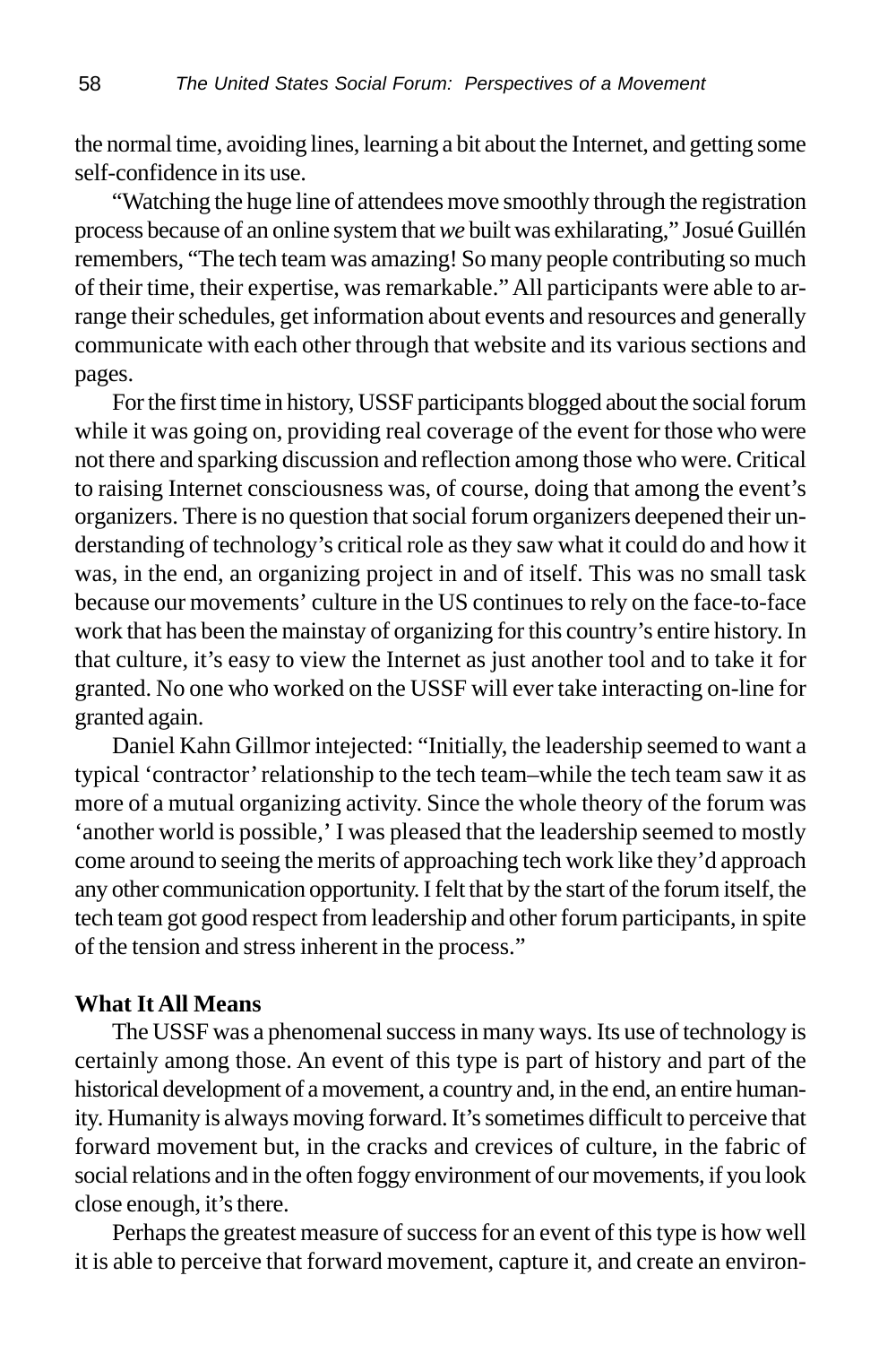the normal time, avoiding lines, learning a bit about the Internet, and getting some self-confidence in its use.

"Watching the huge line of attendees move smoothly through the registration process because of an online system that *we* built was exhilarating," Josué Guillén remembers, "The tech team was amazing! So many people contributing so much of their time, their expertise, was remarkable." All participants were able to arrange their schedules, get information about events and resources and generally communicate with each other through that website and its various sections and pages.

For the first time in history, USSF participants blogged about the social forum while it was going on, providing real coverage of the event for those who were not there and sparking discussion and reflection among those who were. Critical to raising Internet consciousness was, of course, doing that among the event's organizers. There is no question that social forum organizers deepened their understanding of technology's critical role as they saw what it could do and how it was, in the end, an organizing project in and of itself. This was no small task because our movements' culture in the US continues to rely on the face-to-face work that has been the mainstay of organizing for this country's entire history. In that culture, it's easy to view the Internet as just another tool and to take it for granted. No one who worked on the USSF will ever take interacting on-line for granted again.

Daniel Kahn Gillmor intejected: "Initially, the leadership seemed to want a typical 'contractor' relationship to the tech team–while the tech team saw it as more of a mutual organizing activity. Since the whole theory of the forum was 'another world is possible,' I was pleased that the leadership seemed to mostly come around to seeing the merits of approaching tech work like they'd approach any other communication opportunity. I felt that by the start of the forum itself, the tech team got good respect from leadership and other forum participants, in spite of the tension and stress inherent in the process."

**What It All Means**

The USSF was a phenomenal success in many ways. Its use of technology is certainly among those. An event of this type is part of history and part of the historical development of a movement, a country and, in the end, an entire humanity. Humanity is always moving forward. It's sometimes difficult to perceive that forward movement but, in the cracks and crevices of culture, in the fabric of social relations and in the often foggy environment of our movements, if you look close enough, it's there.

Perhaps the greatest measure of success for an event of this type is how well it is able to perceive that forward movement, capture it, and create an environ-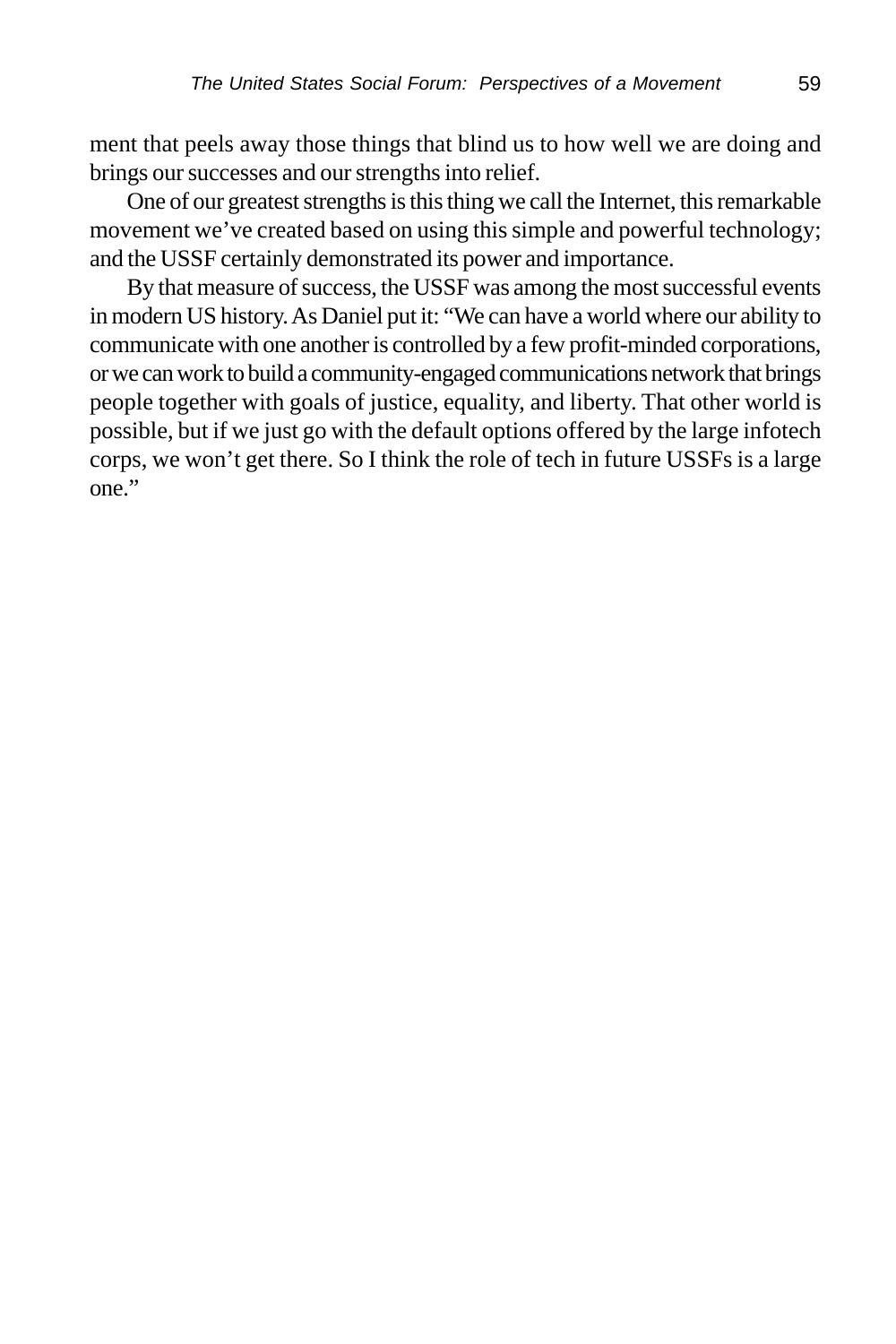ment that peels away those things that blind us to how well we are doing and brings our successes and our strengths into relief.

One of our greatest strengths is this thing we call the Internet, this remarkable movement we've created based on using this simple and powerful technology; and the USSF certainly demonstrated its power and importance.

By that measure of success, the USSF was among the most successful events in modern US history. As Daniel put it: "We can have a world where our ability to communicate with one another is controlled by a few profit-minded corporations, or we can work to build a community-engaged communications network that brings people together with goals of justice, equality, and liberty. That other world is possible, but if we just go with the default options offered by the large infotech corps, we won't get there. So I think the role of tech in future USSFs is a large one."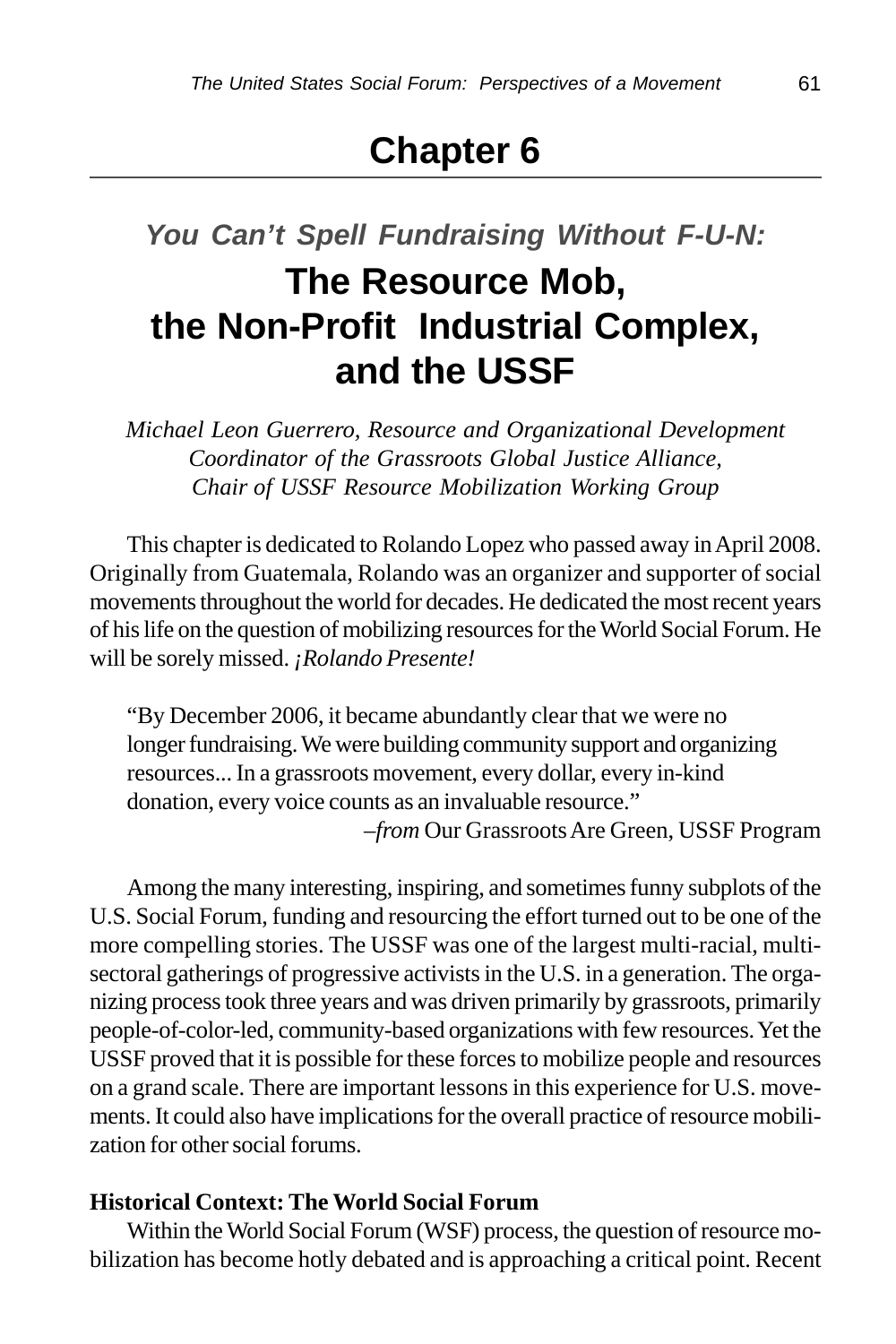# Chapter 6

## *You Can't Spell Fundraising Without F-U-N:*

# The Resource Mob, the Non-Profit Industrial Complex, and the USSF

*Michael Leon Guerrero, Resource and Organizational Development Coordinator of the Grassroots Global Justice Alliance, Chair of USSF Resource Mobilization Working Group*

This chapter is dedicated to Rolando Lopez who passed away in April 2008. Originally from Guatemala, Rolando was an organizer and supporter of social movements throughout the world for decades. He dedicated the most recent years of his life on the question of mobilizing resources for the World Social Forum. He will be sorely missed. *¡Rolando Presente!*

> "By December 2006, it became abundantly clear that we were no longer fundraising. We were building community support and organizing resources... In a grassroots movement, every dollar, every in-kind donation, every voice counts as an invaluable resource."
>
> –*from* Our Grassroots Are Green, USSF Program

Among the many interesting, inspiring, and sometimes funny subplots of the U.S. Social Forum, funding and resourcing the effort turned out to be one of the more compelling stories. The USSF was one of the largest multi-racial, multi-sectoral gatherings of progressive activists in the U.S. in a generation. The organizing process took three years and was driven primarily by grassroots, primarily people-of-color-led, community-based organizations with few resources. Yet the USSF proved that it is possible for these forces to mobilize people and resources on a grand scale. There are important lessons in this experience for U.S. movements. It could also have implications for the overall practice of resource mobilization for other social forums.

**Historical Context: The World Social Forum**

Within the World Social Forum (WSF) process, the question of resource mobilization has become hotly debated and is approaching a critical point. Recent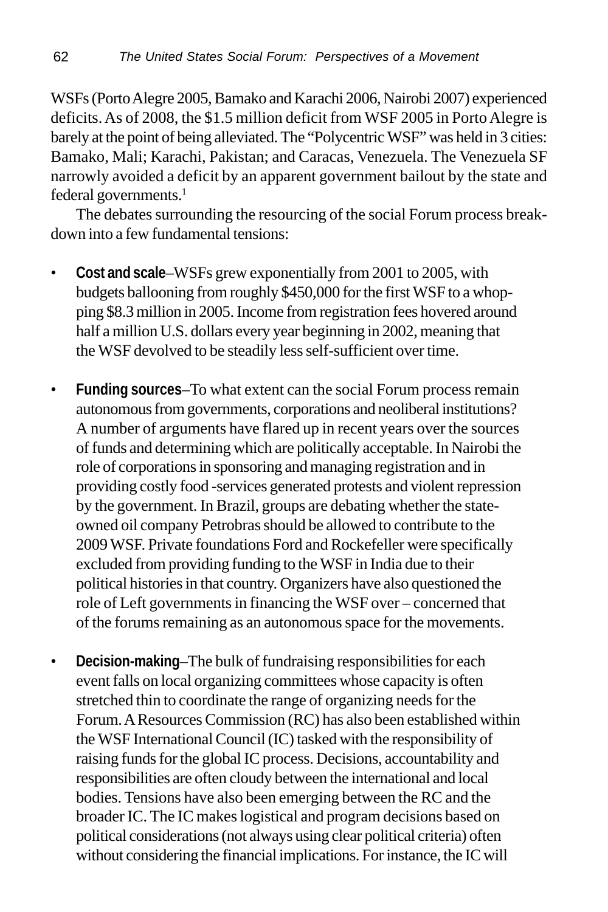WSFs (Porto Alegre 2005, Bamako and Karachi 2006, Nairobi 2007) experienced deficits. As of 2008, the $1.5 million deficit from WSF 2005 in Porto Alegre is barely at the point of being alleviated. The "Polycentric WSF" was held in 3 cities: Bamako, Mali; Karachi, Pakistan; and Caracas, Venezuela. The Venezuela SF narrowly avoided a deficit by an apparent government bailout by the state and federal governments.[1]

The debates surrounding the resourcing of the social Forum process breakdown into a few fundamental tensions:

- **Cost and scale**–WSFs grew exponentially from 2001 to 2005, with budgets ballooning from roughly $450,000 for the first WSF to a whopping $8.3 million in 2005. Income from registration fees hovered around half a million U.S. dollars every year beginning in 2002, meaning that the WSF devolved to be steadily less self-sufficient over time.

- **Funding sources**–To what extent can the social Forum process remain autonomous from governments, corporations and neoliberal institutions? A number of arguments have flared up in recent years over the sources of funds and determining which are politically acceptable. In Nairobi the role of corporations in sponsoring and managing registration and in providing costly food -services generated protests and violent repression by the government. In Brazil, groups are debating whether the state-owned oil company Petrobras should be allowed to contribute to the 2009 WSF. Private foundations Ford and Rockefeller were specifically excluded from providing funding to the WSF in India due to their political histories in that country. Organizers have also questioned the role of Left governments in financing the WSF over – concerned that of the forums remaining as an autonomous space for the movements.

- **Decision-making**–The bulk of fundraising responsibilities for each event falls on local organizing committees whose capacity is often stretched thin to coordinate the range of organizing needs for the Forum. A Resources Commission (RC) has also been established within the WSF International Council (IC) tasked with the responsibility of raising funds for the global IC process. Decisions, accountability and responsibilities are often cloudy between the international and local bodies. Tensions have also been emerging between the RC and the broader IC. The IC makes logistical and program decisions based on political considerations (not always using clear political criteria) often without considering the financial implications. For instance, the IC will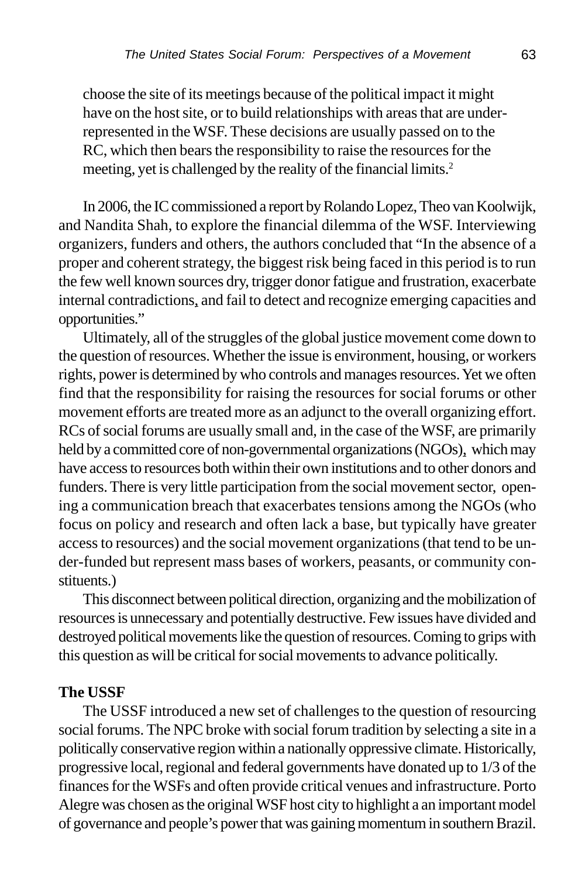choose the site of its meetings because of the political impact it might have on the host site, or to build relationships with areas that are under-represented in the WSF. These decisions are usually passed on to the RC, which then bears the responsibility to raise the resources for the meeting, yet is challenged by the reality of the financial limits.[2]

In 2006, the IC commissioned a report by Rolando Lopez, Theo van Koolwijk, and Nandita Shah, to explore the financial dilemma of the WSF. Interviewing organizers, funders and others, the authors concluded that "In the absence of a proper and coherent strategy, the biggest risk being faced in this period is to run the few well known sources dry, trigger donor fatigue and frustration, exacerbate internal contradictions, and fail to detect and recognize emerging capacities and opportunities."

Ultimately, all of the struggles of the global justice movement come down to the question of resources. Whether the issue is environment, housing, or workers rights, power is determined by who controls and manages resources. Yet we often find that the responsibility for raising the resources for social forums or other movement efforts are treated more as an adjunct to the overall organizing effort. RCs of social forums are usually small and, in the case of the WSF, are primarily held by a committed core of non-governmental organizations (NGOs), which may have access to resources both within their own institutions and to other donors and funders. There is very little participation from the social movement sector, opening a communication breach that exacerbates tensions among the NGOs (who focus on policy and research and often lack a base, but typically have greater access to resources) and the social movement organizations (that tend to be under-funded but represent mass bases of workers, peasants, or community constituents.)

This disconnect between political direction, organizing and the mobilization of resources is unnecessary and potentially destructive. Few issues have divided and destroyed political movements like the question of resources. Coming to grips with this question as will be critical for social movements to advance politically.

**The USSF**

The USSF introduced a new set of challenges to the question of resourcing social forums. The NPC broke with social forum tradition by selecting a site in a politically conservative region within a nationally oppressive climate. Historically, progressive local, regional and federal governments have donated up to 1/3 of the finances for the WSFs and often provide critical venues and infrastructure. Porto Alegre was chosen as the original WSF host city to highlight a an important model of governance and people's power that was gaining momentum in southern Brazil.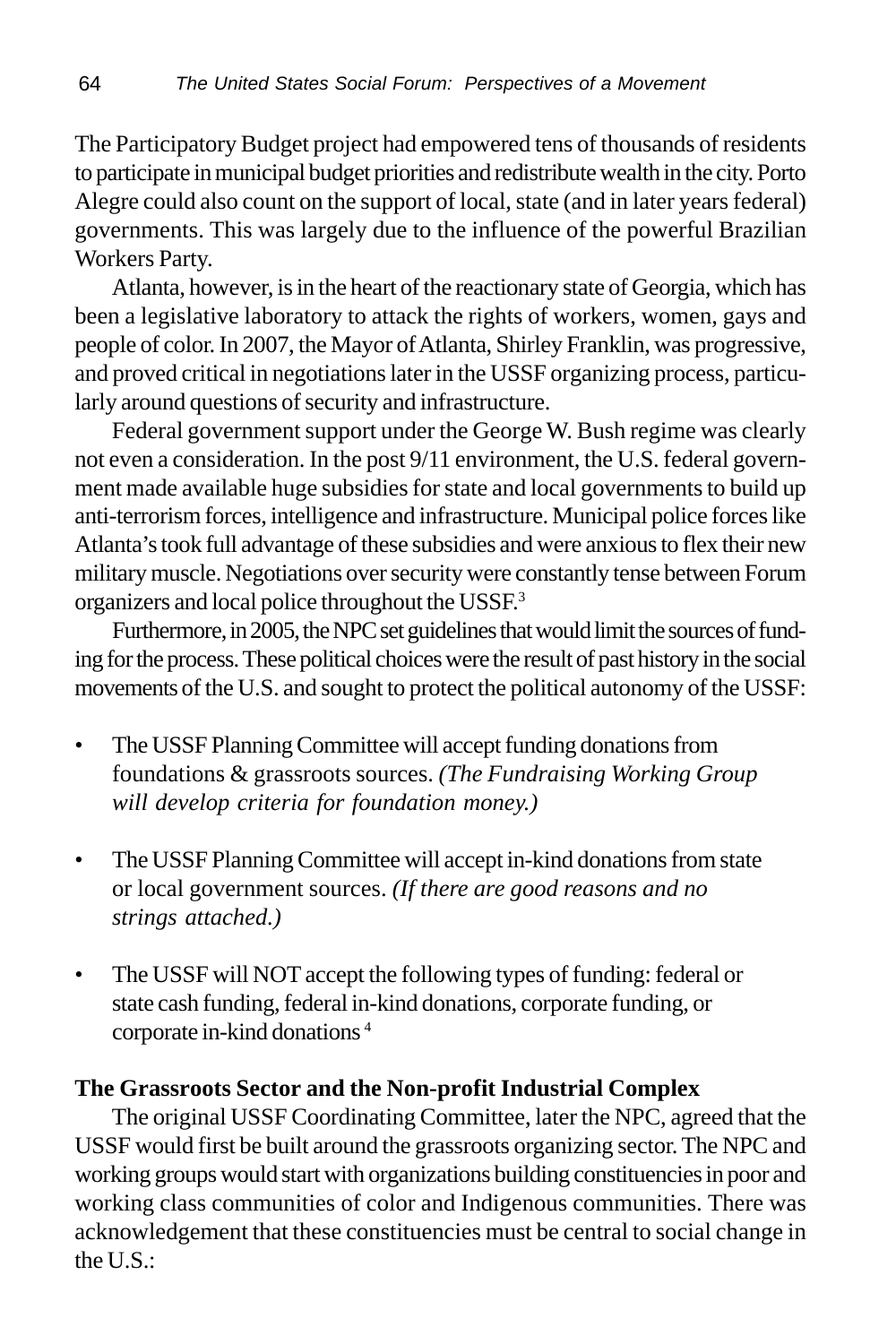The Participatory Budget project had empowered tens of thousands of residents to participate in municipal budget priorities and redistribute wealth in the city. Porto Alegre could also count on the support of local, state (and in later years federal) governments. This was largely due to the influence of the powerful Brazilian Workers Party.

Atlanta, however, is in the heart of the reactionary state of Georgia, which has been a legislative laboratory to attack the rights of workers, women, gays and people of color. In 2007, the Mayor of Atlanta, Shirley Franklin, was progressive, and proved critical in negotiations later in the USSF organizing process, particularly around questions of security and infrastructure.

Federal government support under the George W. Bush regime was clearly not even a consideration. In the post 9/11 environment, the U.S. federal government made available huge subsidies for state and local governments to build up anti-terrorism forces, intelligence and infrastructure. Municipal police forces like Atlanta's took full advantage of these subsidies and were anxious to flex their new military muscle. Negotiations over security were constantly tense between Forum organizers and local police throughout the USSF.[3]

Furthermore, in 2005, the NPC set guidelines that would limit the sources of funding for the process. These political choices were the result of past history in the social movements of the U.S. and sought to protect the political autonomy of the USSF:

- The USSF Planning Committee will accept funding donations from foundations & grassroots sources. *(The Fundraising Working Group will develop criteria for foundation money.)*
- The USSF Planning Committee will accept in-kind donations from state or local government sources. *(If there are good reasons and no strings attached.)*
- The USSF will NOT accept the following types of funding: federal or state cash funding, federal in-kind donations, corporate funding, or corporate in-kind donations [4]

**The Grassroots Sector and the Non-profit Industrial Complex**

The original USSF Coordinating Committee, later the NPC, agreed that the USSF would first be built around the grassroots organizing sector. The NPC and working groups would start with organizations building constituencies in poor and working class communities of color and Indigenous communities. There was acknowledgement that these constituencies must be central to social change in the U.S.: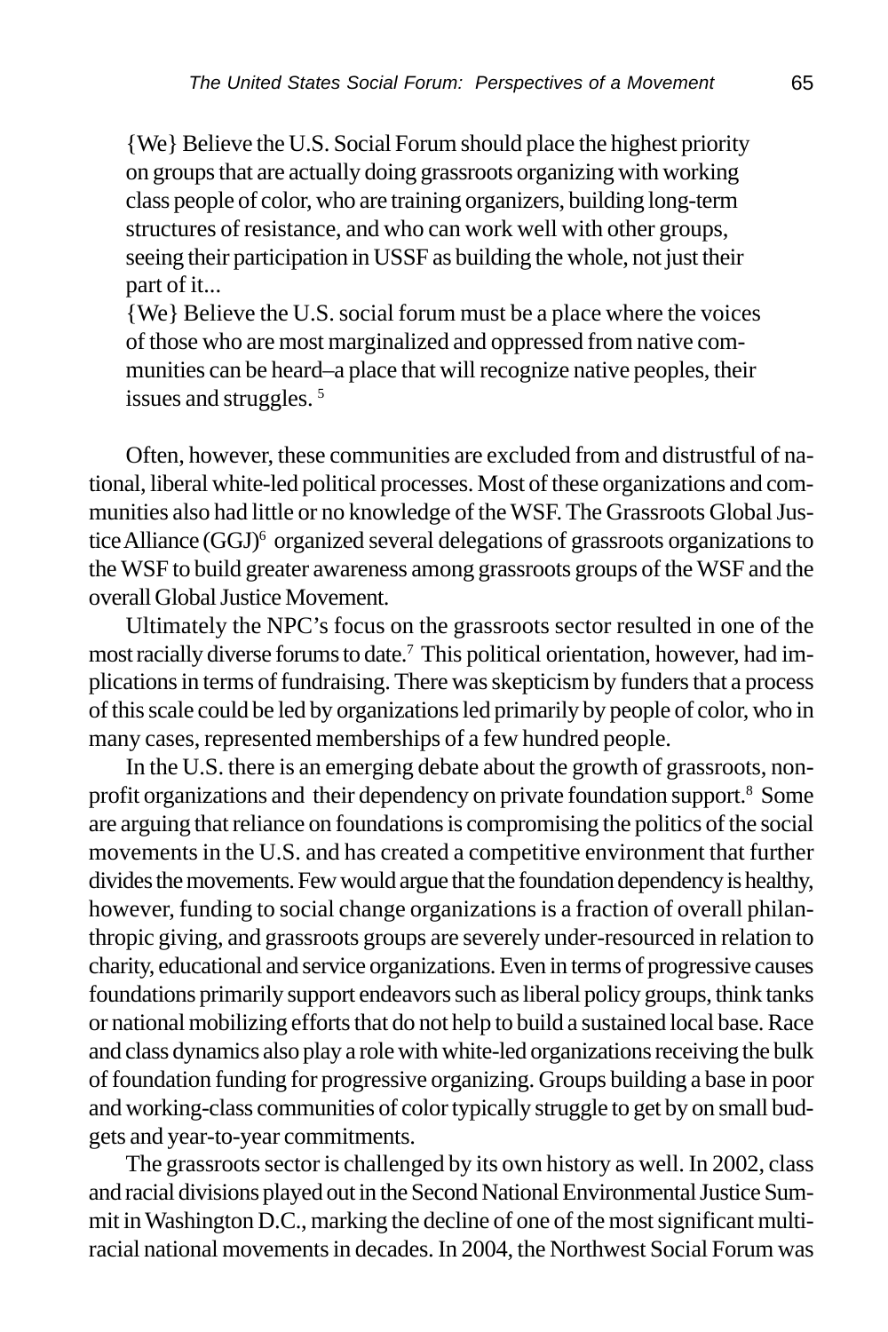> {We} Believe the U.S. Social Forum should place the highest priority on groups that are actually doing grassroots organizing with working class people of color, who are training organizers, building long-term structures of resistance, and who can work well with other groups, seeing their participation in USSF as building the whole, not just their part of it...
>
> {We} Believe the U.S. social forum must be a place where the voices of those who are most marginalized and oppressed from native communities can be heard–a place that will recognize native peoples, their issues and struggles. [5]

Often, however, these communities are excluded from and distrustful of national, liberal white-led political processes. Most of these organizations and communities also had little or no knowledge of the WSF. The Grassroots Global Justice Alliance (GGJ)[6] organized several delegations of grassroots organizations to the WSF to build greater awareness among grassroots groups of the WSF and the overall Global Justice Movement.

Ultimately the NPC's focus on the grassroots sector resulted in one of the most racially diverse forums to date.[7] This political orientation, however, had implications in terms of fundraising. There was skepticism by funders that a process of this scale could be led by organizations led primarily by people of color, who in many cases, represented memberships of a few hundred people.

In the U.S. there is an emerging debate about the growth of grassroots, nonprofit organizations and their dependency on private foundation support.[8] Some are arguing that reliance on foundations is compromising the politics of the social movements in the U.S. and has created a competitive environment that further divides the movements. Few would argue that the foundation dependency is healthy, however, funding to social change organizations is a fraction of overall philanthropic giving, and grassroots groups are severely under-resourced in relation to charity, educational and service organizations. Even in terms of progressive causes foundations primarily support endeavors such as liberal policy groups, think tanks or national mobilizing efforts that do not help to build a sustained local base. Race and class dynamics also play a role with white-led organizations receiving the bulk of foundation funding for progressive organizing. Groups building a base in poor and working-class communities of color typically struggle to get by on small budgets and year-to-year commitments.

The grassroots sector is challenged by its own history as well. In 2002, class and racial divisions played out in the Second National Environmental Justice Summit in Washington D.C., marking the decline of one of the most significant multiracial national movements in decades. In 2004, the Northwest Social Forum was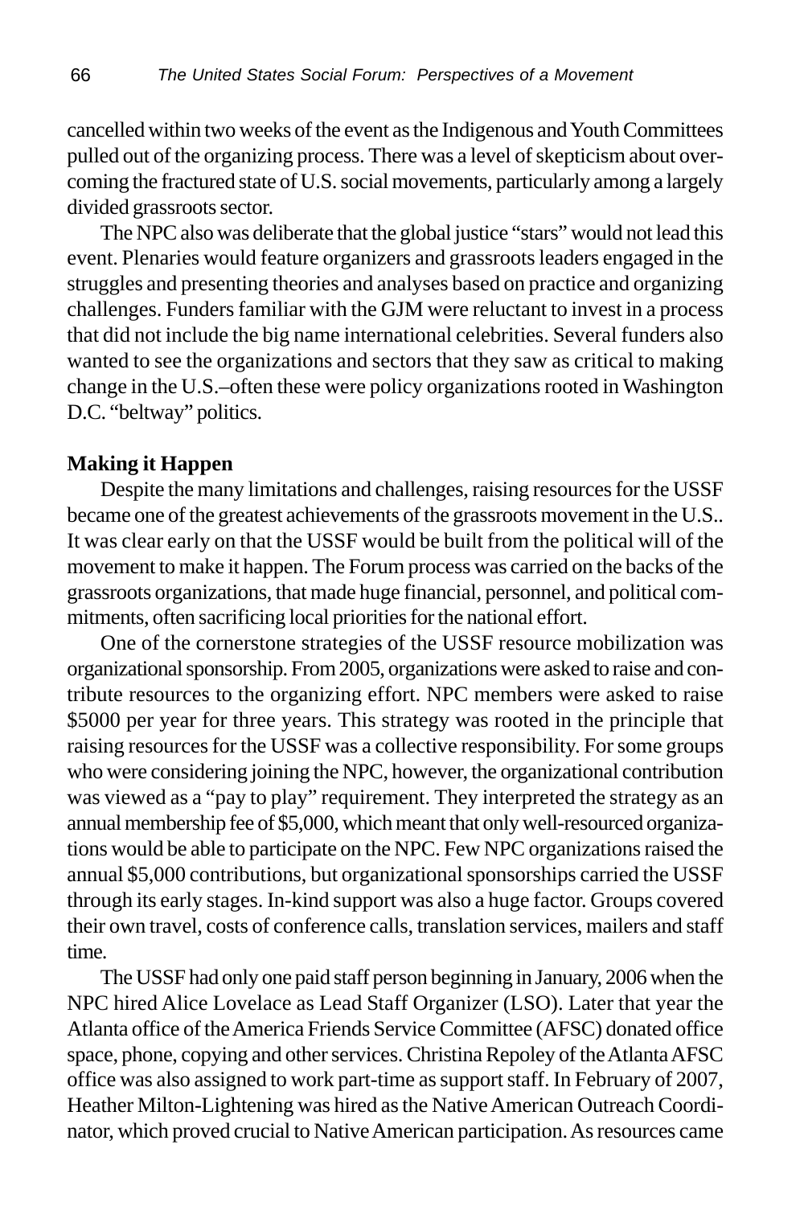cancelled within two weeks of the event as the Indigenous and Youth Committees pulled out of the organizing process. There was a level of skepticism about overcoming the fractured state of U.S. social movements, particularly among a largely divided grassroots sector.

The NPC also was deliberate that the global justice "stars" would not lead this event. Plenaries would feature organizers and grassroots leaders engaged in the struggles and presenting theories and analyses based on practice and organizing challenges. Funders familiar with the GJM were reluctant to invest in a process that did not include the big name international celebrities. Several funders also wanted to see the organizations and sectors that they saw as critical to making change in the U.S.–often these were policy organizations rooted in Washington D.C. "beltway" politics.

**Making it Happen**

Despite the many limitations and challenges, raising resources for the USSF became one of the greatest achievements of the grassroots movement in the U.S.. It was clear early on that the USSF would be built from the political will of the movement to make it happen. The Forum process was carried on the backs of the grassroots organizations, that made huge financial, personnel, and political commitments, often sacrificing local priorities for the national effort.

One of the cornerstone strategies of the USSF resource mobilization was organizational sponsorship. From 2005, organizations were asked to raise and contribute resources to the organizing effort. NPC members were asked to raise $5000 per year for three years. This strategy was rooted in the principle that raising resources for the USSF was a collective responsibility. For some groups who were considering joining the NPC, however, the organizational contribution was viewed as a "pay to play" requirement. They interpreted the strategy as an annual membership fee of $5,000, which meant that only well-resourced organizations would be able to participate on the NPC. Few NPC organizations raised the annual $5,000 contributions, but organizational sponsorships carried the USSF through its early stages. In-kind support was also a huge factor. Groups covered their own travel, costs of conference calls, translation services, mailers and staff time.

The USSF had only one paid staff person beginning in January, 2006 when the NPC hired Alice Lovelace as Lead Staff Organizer (LSO). Later that year the Atlanta office of the America Friends Service Committee (AFSC) donated office space, phone, copying and other services. Christina Repoley of the Atlanta AFSC office was also assigned to work part-time as support staff. In February of 2007, Heather Milton-Lightening was hired as the Native American Outreach Coordinator, which proved crucial to Native American participation. As resources came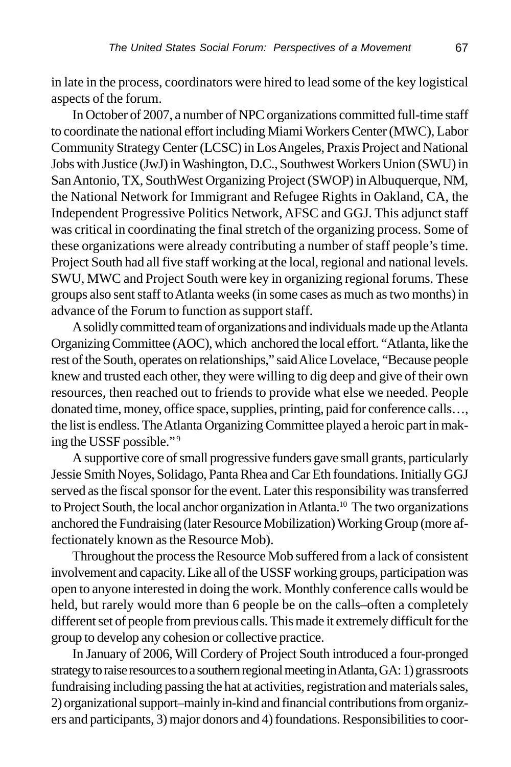in late in the process, coordinators were hired to lead some of the key logistical aspects of the forum.

In October of 2007, a number of NPC organizations committed full-time staff to coordinate the national effort including Miami Workers Center (MWC), Labor Community Strategy Center (LCSC) in Los Angeles, Praxis Project and National Jobs with Justice (JwJ) in Washington, D.C., Southwest Workers Union (SWU) in San Antonio, TX, SouthWest Organizing Project (SWOP) in Albuquerque, NM, the National Network for Immigrant and Refugee Rights in Oakland, CA, the Independent Progressive Politics Network, AFSC and GGJ. This adjunct staff was critical in coordinating the final stretch of the organizing process. Some of these organizations were already contributing a number of staff people's time. Project South had all five staff working at the local, regional and national levels. SWU, MWC and Project South were key in organizing regional forums. These groups also sent staff to Atlanta weeks (in some cases as much as two months) in advance of the Forum to function as support staff.

A solidly committed team of organizations and individuals made up the Atlanta Organizing Committee (AOC), which anchored the local effort. "Atlanta, like the rest of the South, operates on relationships," said Alice Lovelace, "Because people knew and trusted each other, they were willing to dig deep and give of their own resources, then reached out to friends to provide what else we needed. People donated time, money, office space, supplies, printing, paid for conference calls…, the list is endless. The Atlanta Organizing Committee played a heroic part in making the USSF possible."[9]

A supportive core of small progressive funders gave small grants, particularly Jessie Smith Noyes, Solidago, Panta Rhea and Car Eth foundations. Initially GGJ served as the fiscal sponsor for the event. Later this responsibility was transferred to Project South, the local anchor organization in Atlanta.[10] The two organizations anchored the Fundraising (later Resource Mobilization) Working Group (more affectionately known as the Resource Mob).

Throughout the process the Resource Mob suffered from a lack of consistent involvement and capacity. Like all of the USSF working groups, participation was open to anyone interested in doing the work. Monthly conference calls would be held, but rarely would more than 6 people be on the calls–often a completely different set of people from previous calls. This made it extremely difficult for the group to develop any cohesion or collective practice.

In January of 2006, Will Cordery of Project South introduced a four-pronged strategy to raise resources to a southern regional meeting in Atlanta, GA: 1) grassroots fundraising including passing the hat at activities, registration and materials sales, 2) organizational support–mainly in-kind and financial contributions from organizers and participants, 3) major donors and 4) foundations. Responsibilities to coor-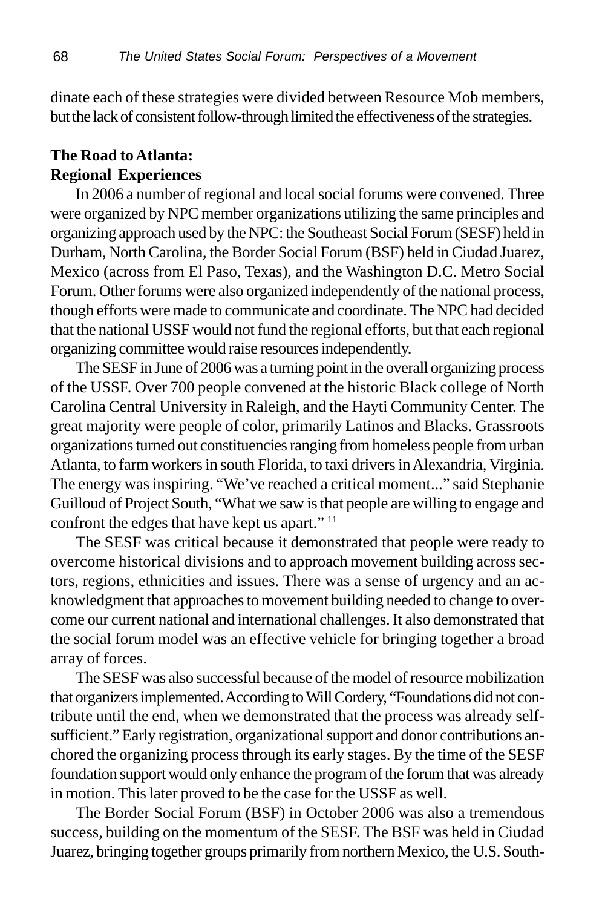dinate each of these strategies were divided between Resource Mob members, but the lack of consistent follow-through limited the effectiveness of the strategies.

## The Road to Atlanta: Regional Experiences

In 2006 a number of regional and local social forums were convened. Three were organized by NPC member organizations utilizing the same principles and organizing approach used by the NPC: the Southeast Social Forum (SESF) held in Durham, North Carolina, the Border Social Forum (BSF) held in Ciudad Juarez, Mexico (across from El Paso, Texas), and the Washington D.C. Metro Social Forum. Other forums were also organized independently of the national process, though efforts were made to communicate and coordinate. The NPC had decided that the national USSF would not fund the regional efforts, but that each regional organizing committee would raise resources independently.

The SESF in June of 2006 was a turning point in the overall organizing process of the USSF. Over 700 people convened at the historic Black college of North Carolina Central University in Raleigh, and the Hayti Community Center. The great majority were people of color, primarily Latinos and Blacks. Grassroots organizations turned out constituencies ranging from homeless people from urban Atlanta, to farm workers in south Florida, to taxi drivers in Alexandria, Virginia. The energy was inspiring. "We've reached a critical moment..." said Stephanie Guilloud of Project South, "What we saw is that people are willing to engage and confront the edges that have kept us apart." [11]

The SESF was critical because it demonstrated that people were ready to overcome historical divisions and to approach movement building across sectors, regions, ethnicities and issues. There was a sense of urgency and an acknowledgment that approaches to movement building needed to change to overcome our current national and international challenges. It also demonstrated that the social forum model was an effective vehicle for bringing together a broad array of forces.

The SESF was also successful because of the model of resource mobilization that organizers implemented. According to Will Cordery, "Foundations did not contribute until the end, when we demonstrated that the process was already self-sufficient." Early registration, organizational support and donor contributions anchored the organizing process through its early stages. By the time of the SESF foundation support would only enhance the program of the forum that was already in motion. This later proved to be the case for the USSF as well.

The Border Social Forum (BSF) in October 2006 was also a tremendous success, building on the momentum of the SESF. The BSF was held in Ciudad Juarez, bringing together groups primarily from northern Mexico, the U.S. South-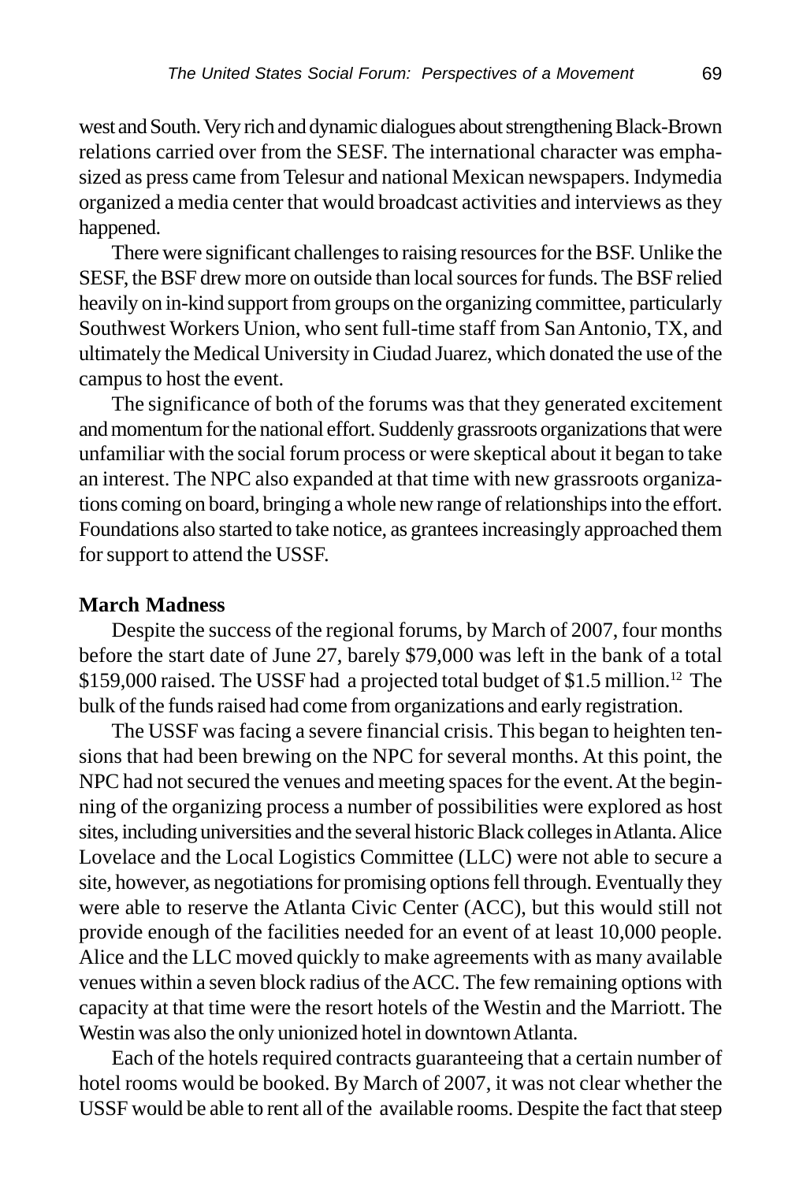west and South. Very rich and dynamic dialogues about strengthening Black-Brown relations carried over from the SESF. The international character was emphasized as press came from Telesur and national Mexican newspapers. Indymedia organized a media center that would broadcast activities and interviews as they happened.

There were significant challenges to raising resources for the BSF. Unlike the SESF, the BSF drew more on outside than local sources for funds. The BSF relied heavily on in-kind support from groups on the organizing committee, particularly Southwest Workers Union, who sent full-time staff from San Antonio, TX, and ultimately the Medical University in Ciudad Juarez, which donated the use of the campus to host the event.

The significance of both of the forums was that they generated excitement and momentum for the national effort. Suddenly grassroots organizations that were unfamiliar with the social forum process or were skeptical about it began to take an interest. The NPC also expanded at that time with new grassroots organizations coming on board, bringing a whole new range of relationships into the effort. Foundations also started to take notice, as grantees increasingly approached them for support to attend the USSF.

**March Madness**

Despite the success of the regional forums, by March of 2007, four months before the start date of June 27, barely \$79,000 was left in the bank of a total \$159,000 raised. The USSF had a projected total budget of \$1.5 million.[12] The bulk of the funds raised had come from organizations and early registration.

The USSF was facing a severe financial crisis. This began to heighten tensions that had been brewing on the NPC for several months. At this point, the NPC had not secured the venues and meeting spaces for the event. At the beginning of the organizing process a number of possibilities were explored as host sites, including universities and the several historic Black colleges in Atlanta. Alice Lovelace and the Local Logistics Committee (LLC) were not able to secure a site, however, as negotiations for promising options fell through. Eventually they were able to reserve the Atlanta Civic Center (ACC), but this would still not provide enough of the facilities needed for an event of at least 10,000 people. Alice and the LLC moved quickly to make agreements with as many available venues within a seven block radius of the ACC. The few remaining options with capacity at that time were the resort hotels of the Westin and the Marriott. The Westin was also the only unionized hotel in downtown Atlanta.

Each of the hotels required contracts guaranteeing that a certain number of hotel rooms would be booked. By March of 2007, it was not clear whether the USSF would be able to rent all of the available rooms. Despite the fact that steep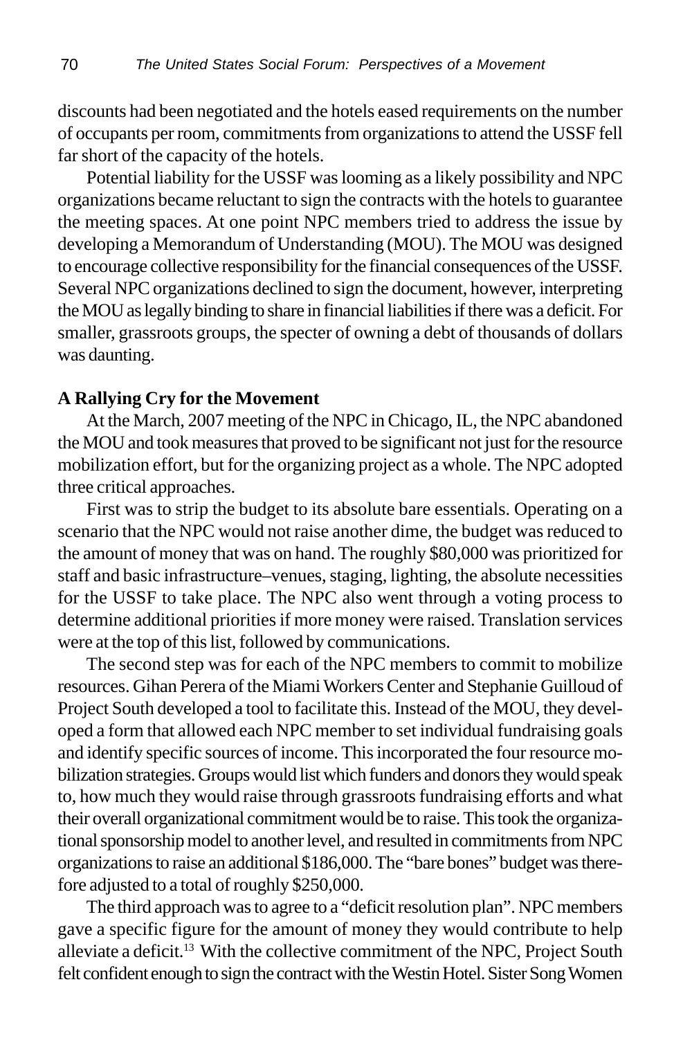discounts had been negotiated and the hotels eased requirements on the number of occupants per room, commitments from organizations to attend the USSF fell far short of the capacity of the hotels.

Potential liability for the USSF was looming as a likely possibility and NPC organizations became reluctant to sign the contracts with the hotels to guarantee the meeting spaces. At one point NPC members tried to address the issue by developing a Memorandum of Understanding (MOU). The MOU was designed to encourage collective responsibility for the financial consequences of the USSF. Several NPC organizations declined to sign the document, however, interpreting the MOU as legally binding to share in financial liabilities if there was a deficit. For smaller, grassroots groups, the specter of owning a debt of thousands of dollars was daunting.

**A Rallying Cry for the Movement**

At the March, 2007 meeting of the NPC in Chicago, IL, the NPC abandoned the MOU and took measures that proved to be significant not just for the resource mobilization effort, but for the organizing project as a whole. The NPC adopted three critical approaches.

First was to strip the budget to its absolute bare essentials. Operating on a scenario that the NPC would not raise another dime, the budget was reduced to the amount of money that was on hand. The roughly $80,000 was prioritized for staff and basic infrastructure–venues, staging, lighting, the absolute necessities for the USSF to take place. The NPC also went through a voting process to determine additional priorities if more money were raised. Translation services were at the top of this list, followed by communications.

The second step was for each of the NPC members to commit to mobilize resources. Gihan Perera of the Miami Workers Center and Stephanie Guilloud of Project South developed a tool to facilitate this. Instead of the MOU, they developed a form that allowed each NPC member to set individual fundraising goals and identify specific sources of income. This incorporated the four resource mobilization strategies. Groups would list which funders and donors they would speak to, how much they would raise through grassroots fundraising efforts and what their overall organizational commitment would be to raise. This took the organizational sponsorship model to another level, and resulted in commitments from NPC organizations to raise an additional $186,000. The "bare bones" budget was therefore adjusted to a total of roughly $250,000.

The third approach was to agree to a "deficit resolution plan". NPC members gave a specific figure for the amount of money they would contribute to help alleviate a deficit.[13] With the collective commitment of the NPC, Project South felt confident enough to sign the contract with the Westin Hotel. Sister Song Women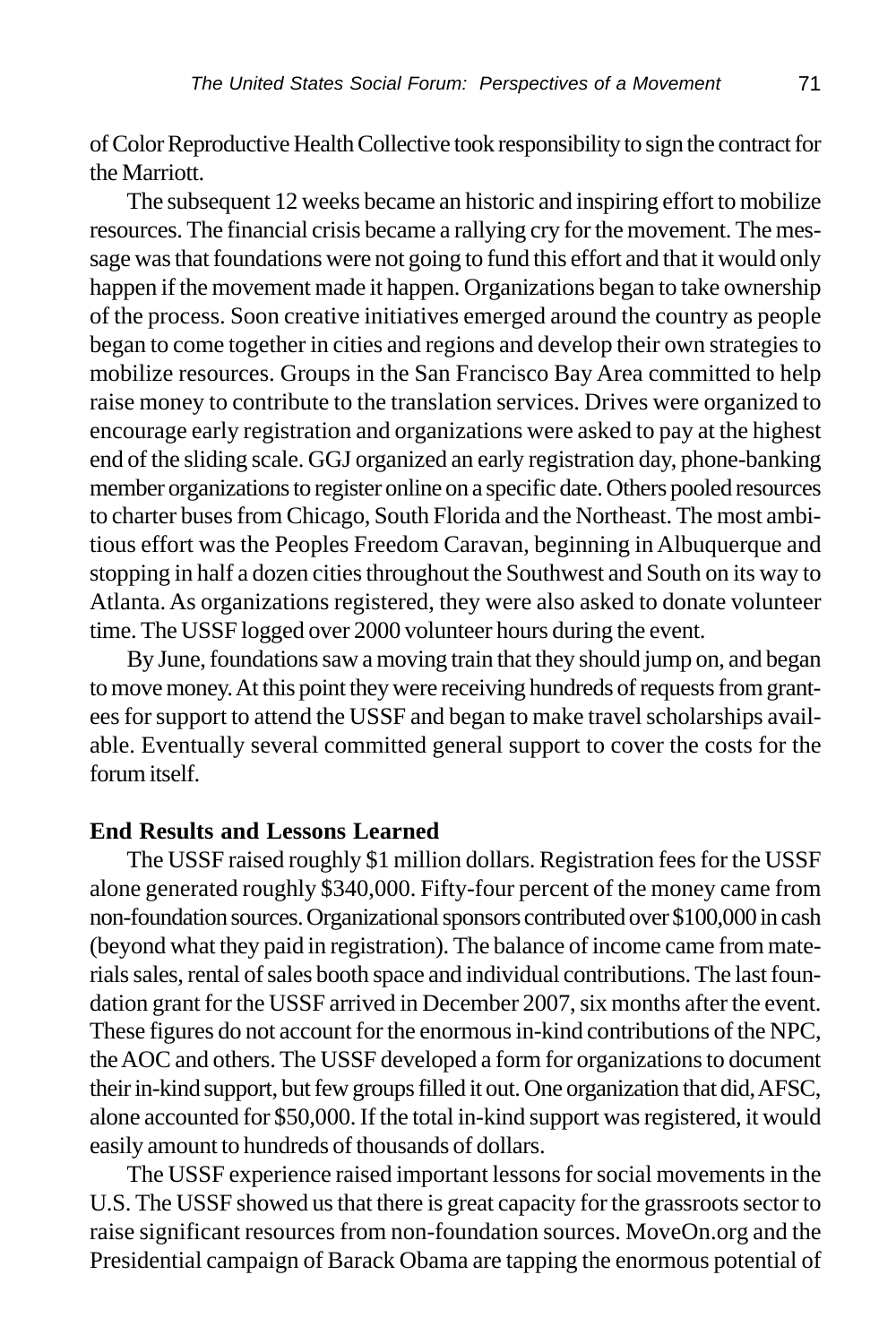of Color Reproductive Health Collective took responsibility to sign the contract for the Marriott.

The subsequent 12 weeks became an historic and inspiring effort to mobilize resources. The financial crisis became a rallying cry for the movement. The message was that foundations were not going to fund this effort and that it would only happen if the movement made it happen. Organizations began to take ownership of the process. Soon creative initiatives emerged around the country as people began to come together in cities and regions and develop their own strategies to mobilize resources. Groups in the San Francisco Bay Area committed to help raise money to contribute to the translation services. Drives were organized to encourage early registration and organizations were asked to pay at the highest end of the sliding scale. GGJ organized an early registration day, phone-banking member organizations to register online on a specific date. Others pooled resources to charter buses from Chicago, South Florida and the Northeast. The most ambitious effort was the Peoples Freedom Caravan, beginning in Albuquerque and stopping in half a dozen cities throughout the Southwest and South on its way to Atlanta. As organizations registered, they were also asked to donate volunteer time. The USSF logged over 2000 volunteer hours during the event.

By June, foundations saw a moving train that they should jump on, and began to move money. At this point they were receiving hundreds of requests from grantees for support to attend the USSF and began to make travel scholarships available. Eventually several committed general support to cover the costs for the forum itself.

**End Results and Lessons Learned**

The USSF raised roughly $1 million dollars. Registration fees for the USSF alone generated roughly $340,000. Fifty-four percent of the money came from non-foundation sources. Organizational sponsors contributed over $100,000 in cash (beyond what they paid in registration). The balance of income came from materials sales, rental of sales booth space and individual contributions. The last foundation grant for the USSF arrived in December 2007, six months after the event. These figures do not account for the enormous in-kind contributions of the NPC, the AOC and others. The USSF developed a form for organizations to document their in-kind support, but few groups filled it out. One organization that did, AFSC, alone accounted for $50,000. If the total in-kind support was registered, it would easily amount to hundreds of thousands of dollars.

The USSF experience raised important lessons for social movements in the U.S. The USSF showed us that there is great capacity for the grassroots sector to raise significant resources from non-foundation sources. MoveOn.org and the Presidential campaign of Barack Obama are tapping the enormous potential of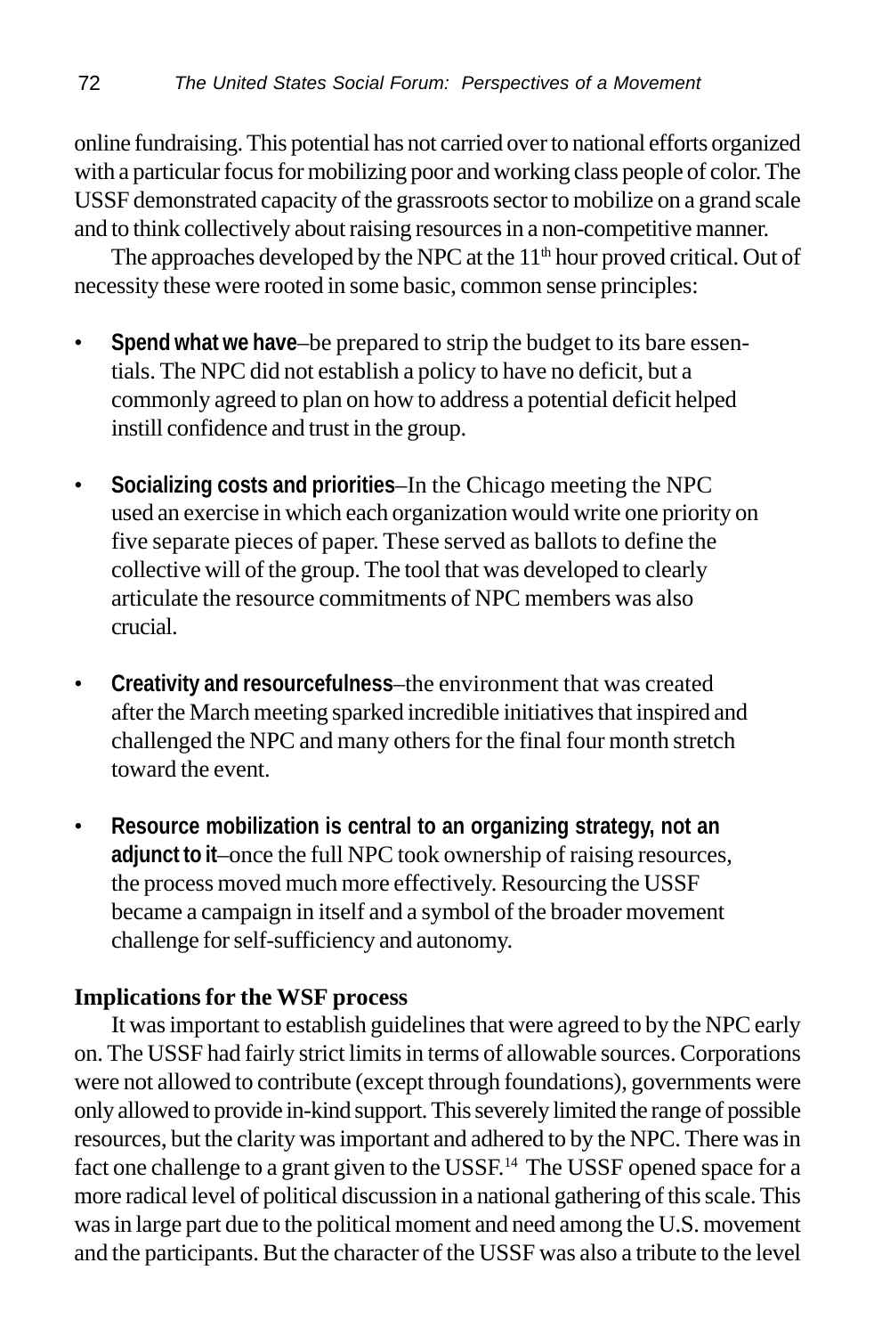online fundraising. This potential has not carried over to national efforts organized with a particular focus for mobilizing poor and working class people of color. The USSF demonstrated capacity of the grassroots sector to mobilize on a grand scale and to think collectively about raising resources in a non-competitive manner.

The approaches developed by the NPC at the 11th hour proved critical. Out of necessity these were rooted in some basic, common sense principles:

- **Spend what we have**–be prepared to strip the budget to its bare essentials. The NPC did not establish a policy to have no deficit, but a commonly agreed to plan on how to address a potential deficit helped instill confidence and trust in the group.
- **Socializing costs and priorities**–In the Chicago meeting the NPC used an exercise in which each organization would write one priority on five separate pieces of paper. These served as ballots to define the collective will of the group. The tool that was developed to clearly articulate the resource commitments of NPC members was also crucial.
- **Creativity and resourcefulness**–the environment that was created after the March meeting sparked incredible initiatives that inspired and challenged the NPC and many others for the final four month stretch toward the event.
- **Resource mobilization is central to an organizing strategy, not an adjunct to it**–once the full NPC took ownership of raising resources, the process moved much more effectively. Resourcing the USSF became a campaign in itself and a symbol of the broader movement challenge for self-sufficiency and autonomy.

### Implications for the WSF process

It was important to establish guidelines that were agreed to by the NPC early on. The USSF had fairly strict limits in terms of allowable sources. Corporations were not allowed to contribute (except through foundations), governments were only allowed to provide in-kind support. This severely limited the range of possible resources, but the clarity was important and adhered to by the NPC. There was in fact one challenge to a grant given to the USSF.[14] The USSF opened space for a more radical level of political discussion in a national gathering of this scale. This was in large part due to the political moment and need among the U.S. movement and the participants. But the character of the USSF was also a tribute to the level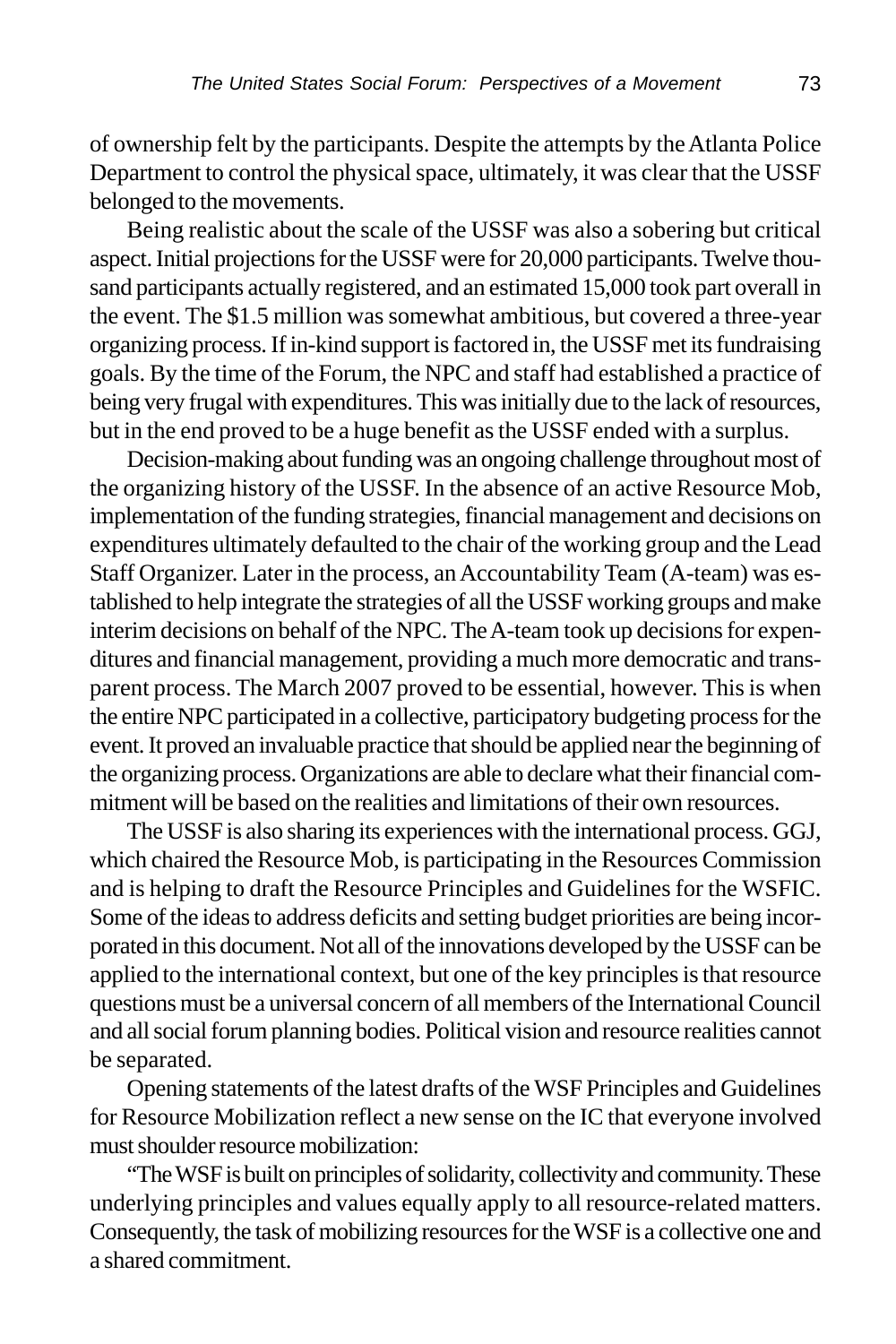of ownership felt by the participants. Despite the attempts by the Atlanta Police Department to control the physical space, ultimately, it was clear that the USSF belonged to the movements.

Being realistic about the scale of the USSF was also a sobering but critical aspect. Initial projections for the USSF were for 20,000 participants. Twelve thousand participants actually registered, and an estimated 15,000 took part overall in the event. The $1.5 million was somewhat ambitious, but covered a three-year organizing process. If in-kind support is factored in, the USSF met its fundraising goals. By the time of the Forum, the NPC and staff had established a practice of being very frugal with expenditures. This was initially due to the lack of resources, but in the end proved to be a huge benefit as the USSF ended with a surplus.

Decision-making about funding was an ongoing challenge throughout most of the organizing history of the USSF. In the absence of an active Resource Mob, implementation of the funding strategies, financial management and decisions on expenditures ultimately defaulted to the chair of the working group and the Lead Staff Organizer. Later in the process, an Accountability Team (A-team) was established to help integrate the strategies of all the USSF working groups and make interim decisions on behalf of the NPC. The A-team took up decisions for expenditures and financial management, providing a much more democratic and transparent process. The March 2007 proved to be essential, however. This is when the entire NPC participated in a collective, participatory budgeting process for the event. It proved an invaluable practice that should be applied near the beginning of the organizing process. Organizations are able to declare what their financial commitment will be based on the realities and limitations of their own resources.

The USSF is also sharing its experiences with the international process. GGJ, which chaired the Resource Mob, is participating in the Resources Commission and is helping to draft the Resource Principles and Guidelines for the WSFIC. Some of the ideas to address deficits and setting budget priorities are being incorporated in this document. Not all of the innovations developed by the USSF can be applied to the international context, but one of the key principles is that resource questions must be a universal concern of all members of the International Council and all social forum planning bodies. Political vision and resource realities cannot be separated.

Opening statements of the latest drafts of the WSF Principles and Guidelines for Resource Mobilization reflect a new sense on the IC that everyone involved must shoulder resource mobilization:

"The WSF is built on principles of solidarity, collectivity and community. These underlying principles and values equally apply to all resource-related matters. Consequently, the task of mobilizing resources for the WSF is a collective one and a shared commitment.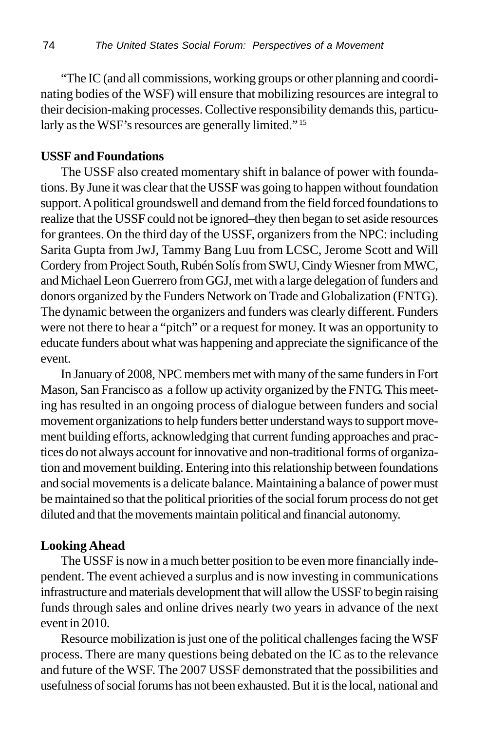"The IC (and all commissions, working groups or other planning and coordinating bodies of the WSF) will ensure that mobilizing resources are integral to their decision-making processes. Collective responsibility demands this, particularly as the WSF's resources are generally limited." [15]

**USSF and Foundations**

The USSF also created momentary shift in balance of power with foundations. By June it was clear that the USSF was going to happen without foundation support. A political groundswell and demand from the field forced foundations to realize that the USSF could not be ignored–they then began to set aside resources for grantees. On the third day of the USSF, organizers from the NPC: including Sarita Gupta from JwJ, Tammy Bang Luu from LCSC, Jerome Scott and Will Cordery from Project South, Rubén Solís from SWU, Cindy Wiesner from MWC, and Michael Leon Guerrero from GGJ, met with a large delegation of funders and donors organized by the Funders Network on Trade and Globalization (FNTG). The dynamic between the organizers and funders was clearly different. Funders were not there to hear a "pitch" or a request for money. It was an opportunity to educate funders about what was happening and appreciate the significance of the event.

In January of 2008, NPC members met with many of the same funders in Fort Mason, San Francisco as a follow up activity organized by the FNTG. This meeting has resulted in an ongoing process of dialogue between funders and social movement organizations to help funders better understand ways to support movement building efforts, acknowledging that current funding approaches and practices do not always account for innovative and non-traditional forms of organization and movement building. Entering into this relationship between foundations and social movements is a delicate balance. Maintaining a balance of power must be maintained so that the political priorities of the social forum process do not get diluted and that the movements maintain political and financial autonomy.

**Looking Ahead**

The USSF is now in a much better position to be even more financially independent. The event achieved a surplus and is now investing in communications infrastructure and materials development that will allow the USSF to begin raising funds through sales and online drives nearly two years in advance of the next event in 2010.

Resource mobilization is just one of the political challenges facing the WSF process. There are many questions being debated on the IC as to the relevance and future of the WSF. The 2007 USSF demonstrated that the possibilities and usefulness of social forums has not been exhausted. But it is the local, national and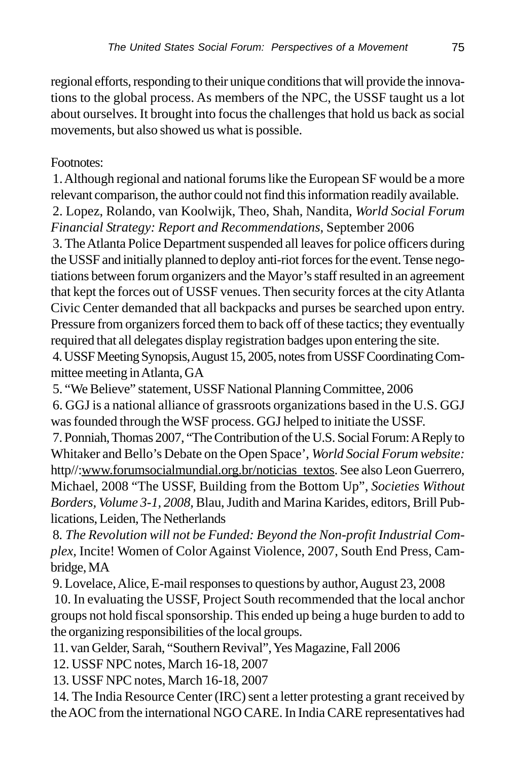regional efforts, responding to their unique conditions that will provide the innovations to the global process. As members of the NPC, the USSF taught us a lot about ourselves. It brought into focus the challenges that hold us back as social movements, but also showed us what is possible.

Footnotes:

1. Although regional and national forums like the European SF would be a more relevant comparison, the author could not find this information readily available.

2. Lopez, Rolando, van Koolwijk, Theo, Shah, Nandita, *World Social Forum Financial Strategy: Report and Recommendations*, September 2006

3. The Atlanta Police Department suspended all leaves for police officers during the USSF and initially planned to deploy anti-riot forces for the event. Tense negotiations between forum organizers and the Mayor's staff resulted in an agreement that kept the forces out of USSF venues. Then security forces at the city Atlanta Civic Center demanded that all backpacks and purses be searched upon entry. Pressure from organizers forced them to back off of these tactics; they eventually required that all delegates display registration badges upon entering the site.

4. USSF Meeting Synopsis, August 15, 2005, notes from USSF Coordinating Committee meeting in Atlanta, GA

5. "We Believe" statement, USSF National Planning Committee, 2006

6. GGJ is a national alliance of grassroots organizations based in the U.S. GGJ was founded through the WSF process. GGJ helped to initiate the USSF.

7. Ponniah, Thomas 2007, "The Contribution of the U.S. Social Forum: A Reply to Whitaker and Bello's Debate on the Open Space', *World Social Forum website:* http//:www.forumsocialmundial.org.br/noticias_textos. See also Leon Guerrero, Michael, 2008 "The USSF, Building from the Bottom Up", *Societies Without Borders, Volume 3-1, 2008*, Blau, Judith and Marina Karides, editors, Brill Publications, Leiden, The Netherlands

8. *The Revolution will not be Funded: Beyond the Non-profit Industrial Complex,* Incite! Women of Color Against Violence, 2007, South End Press, Cambridge, MA

9. Lovelace, Alice, E-mail responses to questions by author, August 23, 2008

10. In evaluating the USSF, Project South recommended that the local anchor groups not hold fiscal sponsorship. This ended up being a huge burden to add to the organizing responsibilities of the local groups.

11. van Gelder, Sarah, "Southern Revival", Yes Magazine, Fall 2006

12. USSF NPC notes, March 16-18, 2007

13. USSF NPC notes, March 16-18, 2007

14. The India Resource Center (IRC) sent a letter protesting a grant received by the AOC from the international NGO CARE. In India CARE representatives had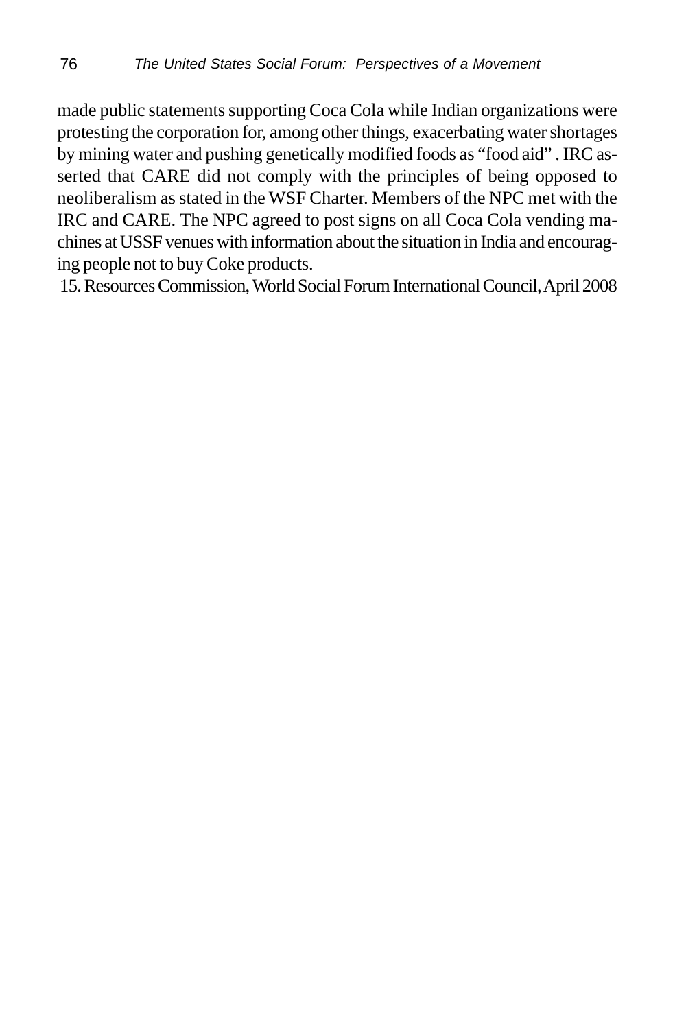made public statements supporting Coca Cola while Indian organizations were protesting the corporation for, among other things, exacerbating water shortages by mining water and pushing genetically modified foods as "food aid" . IRC asserted that CARE did not comply with the principles of being opposed to neoliberalism as stated in the WSF Charter. Members of the NPC met with the IRC and CARE. The NPC agreed to post signs on all Coca Cola vending machines at USSF venues with information about the situation in India and encouraging people not to buy Coke products.

15. Resources Commission, World Social Forum International Council, April 2008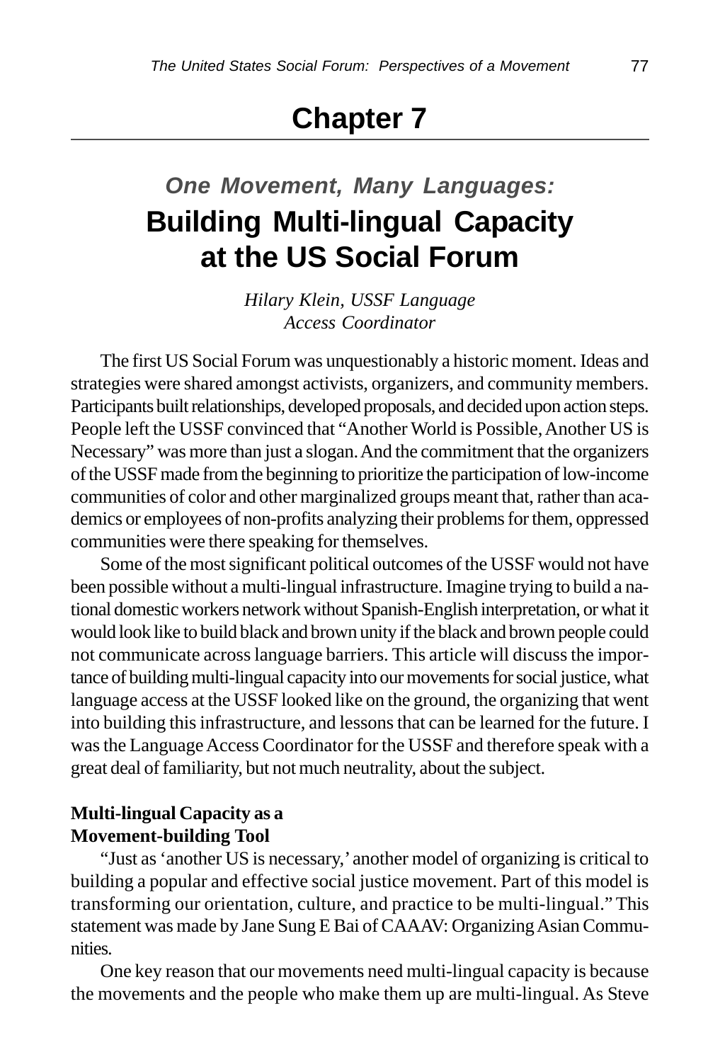# Chapter 7

## *One Movement, Many Languages:* Building Multi-lingual Capacity at the US Social Forum

*Hilary Klein, USSF Language Access Coordinator*

The first US Social Forum was unquestionably a historic moment. Ideas and strategies were shared amongst activists, organizers, and community members. Participants built relationships, developed proposals, and decided upon action steps. People left the USSF convinced that "Another World is Possible, Another US is Necessary" was more than just a slogan. And the commitment that the organizers of the USSF made from the beginning to prioritize the participation of low-income communities of color and other marginalized groups meant that, rather than academics or employees of non-profits analyzing their problems for them, oppressed communities were there speaking for themselves.

Some of the most significant political outcomes of the USSF would not have been possible without a multi-lingual infrastructure. Imagine trying to build a national domestic workers network without Spanish-English interpretation, or what it would look like to build black and brown unity if the black and brown people could not communicate across language barriers. This article will discuss the importance of building multi-lingual capacity into our movements for social justice, what language access at the USSF looked like on the ground, the organizing that went into building this infrastructure, and lessons that can be learned for the future. I was the Language Access Coordinator for the USSF and therefore speak with a great deal of familiarity, but not much neutrality, about the subject.

### Multi-lingual Capacity as a Movement-building Tool

"Just as 'another US is necessary,' another model of organizing is critical to building a popular and effective social justice movement. Part of this model is transforming our orientation, culture, and practice to be multi-lingual." This statement was made by Jane Sung E Bai of CAAAV: Organizing Asian Communities.

One key reason that our movements need multi-lingual capacity is because the movements and the people who make them up are multi-lingual. As Steve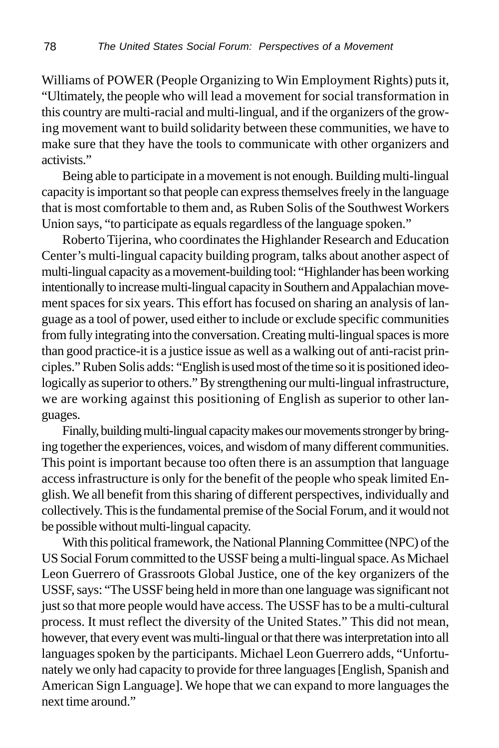Williams of POWER (People Organizing to Win Employment Rights) puts it, "Ultimately, the people who will lead a movement for social transformation in this country are multi-racial and multi-lingual, and if the organizers of the growing movement want to build solidarity between these communities, we have to make sure that they have the tools to communicate with other organizers and activists."

Being able to participate in a movement is not enough. Building multi-lingual capacity is important so that people can express themselves freely in the language that is most comfortable to them and, as Ruben Solis of the Southwest Workers Union says, "to participate as equals regardless of the language spoken."

Roberto Tijerina, who coordinates the Highlander Research and Education Center's multi-lingual capacity building program, talks about another aspect of multi-lingual capacity as a movement-building tool: "Highlander has been working intentionally to increase multi-lingual capacity in Southern and Appalachian movement spaces for six years. This effort has focused on sharing an analysis of language as a tool of power, used either to include or exclude specific communities from fully integrating into the conversation. Creating multi-lingual spaces is more than good practice-it is a justice issue as well as a walking out of anti-racist principles." Ruben Solis adds: "English is used most of the time so it is positioned ideologically as superior to others." By strengthening our multi-lingual infrastructure, we are working against this positioning of English as superior to other languages.

Finally, building multi-lingual capacity makes our movements stronger by bringing together the experiences, voices, and wisdom of many different communities. This point is important because too often there is an assumption that language access infrastructure is only for the benefit of the people who speak limited English. We all benefit from this sharing of different perspectives, individually and collectively. This is the fundamental premise of the Social Forum, and it would not be possible without multi-lingual capacity.

With this political framework, the National Planning Committee (NPC) of the US Social Forum committed to the USSF being a multi-lingual space. As Michael Leon Guerrero of Grassroots Global Justice, one of the key organizers of the USSF, says: "The USSF being held in more than one language was significant not just so that more people would have access. The USSF has to be a multi-cultural process. It must reflect the diversity of the United States." This did not mean, however, that every event was multi-lingual or that there was interpretation into all languages spoken by the participants. Michael Leon Guerrero adds, "Unfortunately we only had capacity to provide for three languages [English, Spanish and American Sign Language]. We hope that we can expand to more languages the next time around."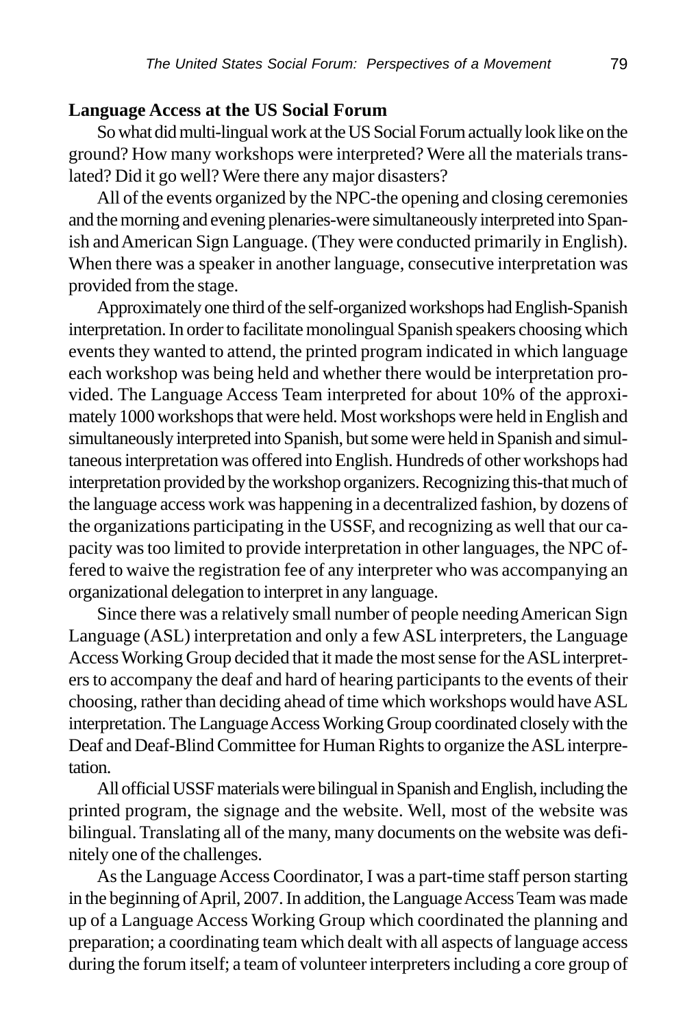## Language Access at the US Social Forum

So what did multi-lingual work at the US Social Forum actually look like on the ground? How many workshops were interpreted? Were all the materials translated? Did it go well? Were there any major disasters?

All of the events organized by the NPC-the opening and closing ceremonies and the morning and evening plenaries-were simultaneously interpreted into Spanish and American Sign Language. (They were conducted primarily in English). When there was a speaker in another language, consecutive interpretation was provided from the stage.

Approximately one third of the self-organized workshops had English-Spanish interpretation. In order to facilitate monolingual Spanish speakers choosing which events they wanted to attend, the printed program indicated in which language each workshop was being held and whether there would be interpretation provided. The Language Access Team interpreted for about 10% of the approximately 1000 workshops that were held. Most workshops were held in English and simultaneously interpreted into Spanish, but some were held in Spanish and simultaneous interpretation was offered into English. Hundreds of other workshops had interpretation provided by the workshop organizers. Recognizing this-that much of the language access work was happening in a decentralized fashion, by dozens of the organizations participating in the USSF, and recognizing as well that our capacity was too limited to provide interpretation in other languages, the NPC offered to waive the registration fee of any interpreter who was accompanying an organizational delegation to interpret in any language.

Since there was a relatively small number of people needing American Sign Language (ASL) interpretation and only a few ASL interpreters, the Language Access Working Group decided that it made the most sense for the ASL interpreters to accompany the deaf and hard of hearing participants to the events of their choosing, rather than deciding ahead of time which workshops would have ASL interpretation. The Language Access Working Group coordinated closely with the Deaf and Deaf-Blind Committee for Human Rights to organize the ASL interpretation.

All official USSF materials were bilingual in Spanish and English, including the printed program, the signage and the website. Well, most of the website was bilingual. Translating all of the many, many documents on the website was definitely one of the challenges.

As the Language Access Coordinator, I was a part-time staff person starting in the beginning of April, 2007. In addition, the Language Access Team was made up of a Language Access Working Group which coordinated the planning and preparation; a coordinating team which dealt with all aspects of language access during the forum itself; a team of volunteer interpreters including a core group of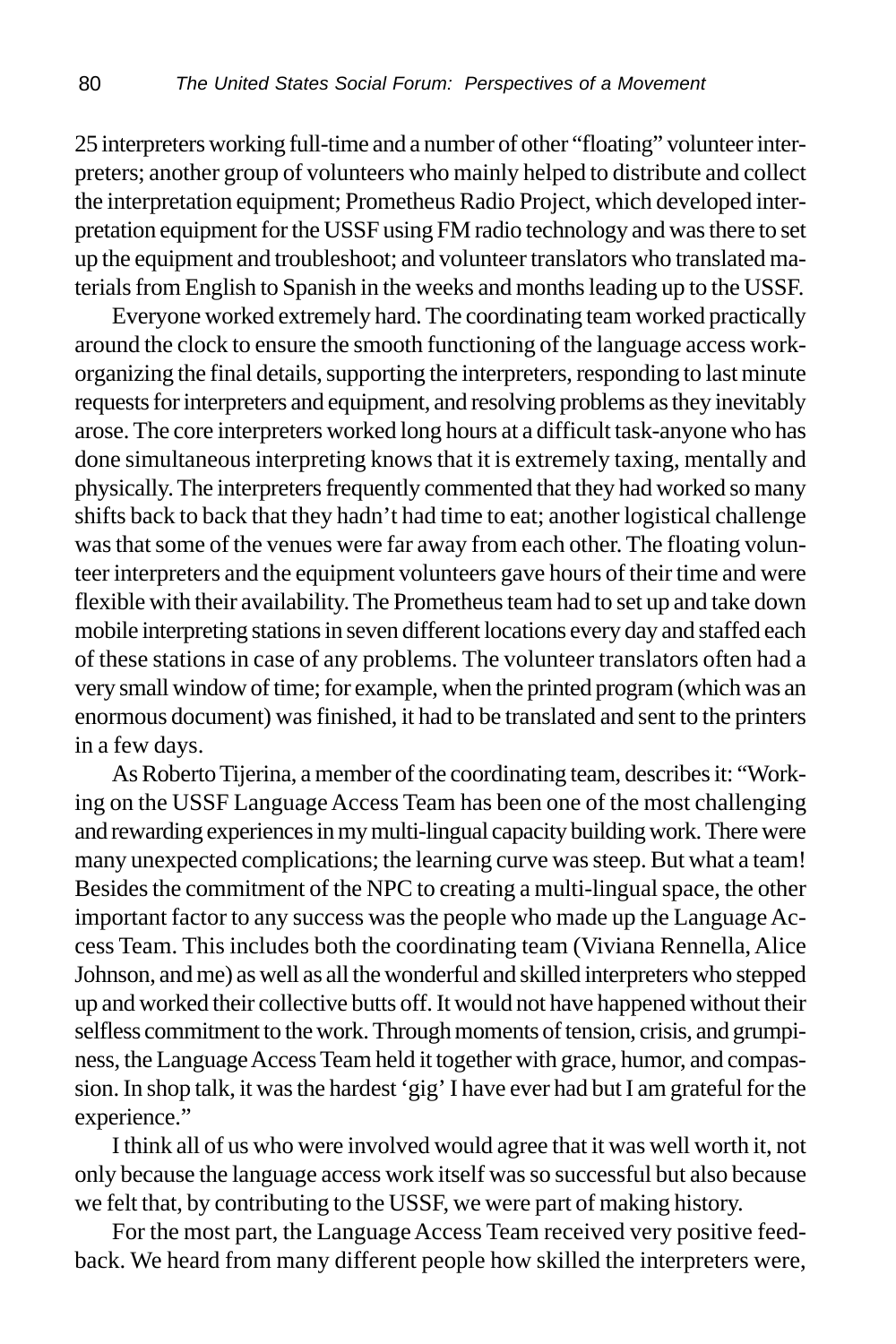25 interpreters working full-time and a number of other "floating" volunteer interpreters; another group of volunteers who mainly helped to distribute and collect the interpretation equipment; Prometheus Radio Project, which developed interpretation equipment for the USSF using FM radio technology and was there to set up the equipment and troubleshoot; and volunteer translators who translated materials from English to Spanish in the weeks and months leading up to the USSF.

Everyone worked extremely hard. The coordinating team worked practically around the clock to ensure the smooth functioning of the language access work-organizing the final details, supporting the interpreters, responding to last minute requests for interpreters and equipment, and resolving problems as they inevitably arose. The core interpreters worked long hours at a difficult task-anyone who has done simultaneous interpreting knows that it is extremely taxing, mentally and physically. The interpreters frequently commented that they had worked so many shifts back to back that they hadn't had time to eat; another logistical challenge was that some of the venues were far away from each other. The floating volunteer interpreters and the equipment volunteers gave hours of their time and were flexible with their availability. The Prometheus team had to set up and take down mobile interpreting stations in seven different locations every day and staffed each of these stations in case of any problems. The volunteer translators often had a very small window of time; for example, when the printed program (which was an enormous document) was finished, it had to be translated and sent to the printers in a few days.

As Roberto Tijerina, a member of the coordinating team, describes it: "Working on the USSF Language Access Team has been one of the most challenging and rewarding experiences in my multi-lingual capacity building work. There were many unexpected complications; the learning curve was steep. But what a team! Besides the commitment of the NPC to creating a multi-lingual space, the other important factor to any success was the people who made up the Language Access Team. This includes both the coordinating team (Viviana Rennella, Alice Johnson, and me) as well as all the wonderful and skilled interpreters who stepped up and worked their collective butts off. It would not have happened without their selfless commitment to the work. Through moments of tension, crisis, and grumpiness, the Language Access Team held it together with grace, humor, and compassion. In shop talk, it was the hardest 'gig' I have ever had but I am grateful for the experience."

I think all of us who were involved would agree that it was well worth it, not only because the language access work itself was so successful but also because we felt that, by contributing to the USSF, we were part of making history.

For the most part, the Language Access Team received very positive feedback. We heard from many different people how skilled the interpreters were,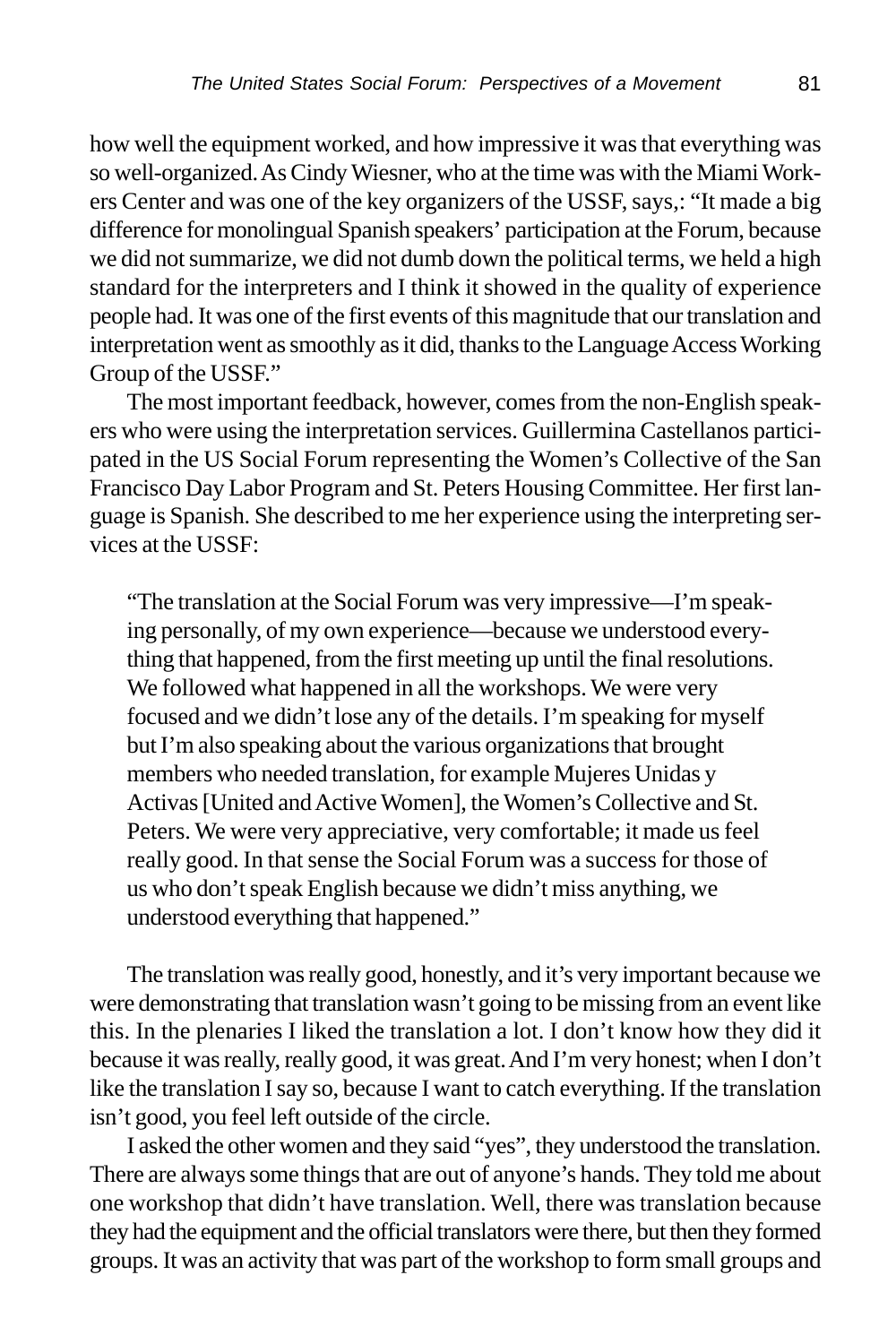how well the equipment worked, and how impressive it was that everything was so well-organized. As Cindy Wiesner, who at the time was with the Miami Workers Center and was one of the key organizers of the USSF, says,: "It made a big difference for monolingual Spanish speakers' participation at the Forum, because we did not summarize, we did not dumb down the political terms, we held a high standard for the interpreters and I think it showed in the quality of experience people had. It was one of the first events of this magnitude that our translation and interpretation went as smoothly as it did, thanks to the Language Access Working Group of the USSF."

The most important feedback, however, comes from the non-English speakers who were using the interpretation services. Guillermina Castellanos participated in the US Social Forum representing the Women's Collective of the San Francisco Day Labor Program and St. Peters Housing Committee. Her first language is Spanish. She described to me her experience using the interpreting services at the USSF:

> "The translation at the Social Forum was very impressive—I'm speaking personally, of my own experience—because we understood everything that happened, from the first meeting up until the final resolutions. We followed what happened in all the workshops. We were very focused and we didn't lose any of the details. I'm speaking for myself but I'm also speaking about the various organizations that brought members who needed translation, for example Mujeres Unidas y Activas [United and Active Women], the Women's Collective and St. Peters. We were very appreciative, very comfortable; it made us feel really good. In that sense the Social Forum was a success for those of us who don't speak English because we didn't miss anything, we understood everything that happened."

The translation was really good, honestly, and it's very important because we were demonstrating that translation wasn't going to be missing from an event like this. In the plenaries I liked the translation a lot. I don't know how they did it because it was really, really good, it was great. And I'm very honest; when I don't like the translation I say so, because I want to catch everything. If the translation isn't good, you feel left outside of the circle.

I asked the other women and they said "yes", they understood the translation. There are always some things that are out of anyone's hands. They told me about one workshop that didn't have translation. Well, there was translation because they had the equipment and the official translators were there, but then they formed groups. It was an activity that was part of the workshop to form small groups and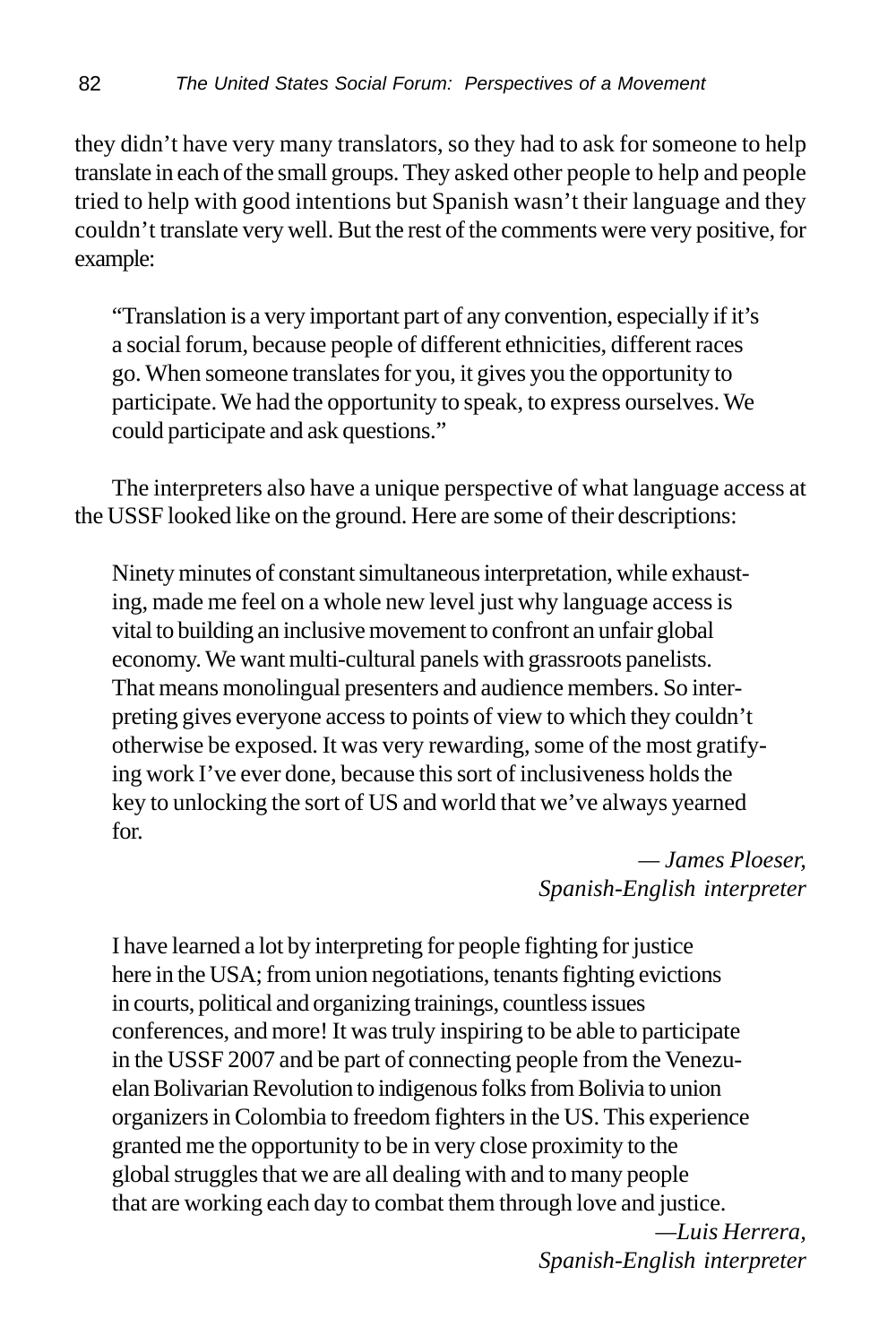they didn't have very many translators, so they had to ask for someone to help translate in each of the small groups. They asked other people to help and people tried to help with good intentions but Spanish wasn't their language and they couldn't translate very well. But the rest of the comments were very positive, for example:

> "Translation is a very important part of any convention, especially if it's a social forum, because people of different ethnicities, different races go. When someone translates for you, it gives you the opportunity to participate. We had the opportunity to speak, to express ourselves. We could participate and ask questions."

The interpreters also have a unique perspective of what language access at the USSF looked like on the ground. Here are some of their descriptions:

> Ninety minutes of constant simultaneous interpretation, while exhausting, made me feel on a whole new level just why language access is vital to building an inclusive movement to confront an unfair global economy. We want multi-cultural panels with grassroots panelists. That means monolingual presenters and audience members. So interpreting gives everyone access to points of view to which they couldn't otherwise be exposed. It was very rewarding, some of the most gratifying work I've ever done, because this sort of inclusiveness holds the key to unlocking the sort of US and world that we've always yearned for.
>
> *— James Ploeser,*
> *Spanish-English interpreter*

> I have learned a lot by interpreting for people fighting for justice here in the USA; from union negotiations, tenants fighting evictions in courts, political and organizing trainings, countless issues conferences, and more! It was truly inspiring to be able to participate in the USSF 2007 and be part of connecting people from the Venezuelan Bolivarian Revolution to indigenous folks from Bolivia to union organizers in Colombia to freedom fighters in the US. This experience granted me the opportunity to be in very close proximity to the global struggles that we are all dealing with and to many people that are working each day to combat them through love and justice.
>
> *—Luis Herrera,*
> *Spanish-English interpreter*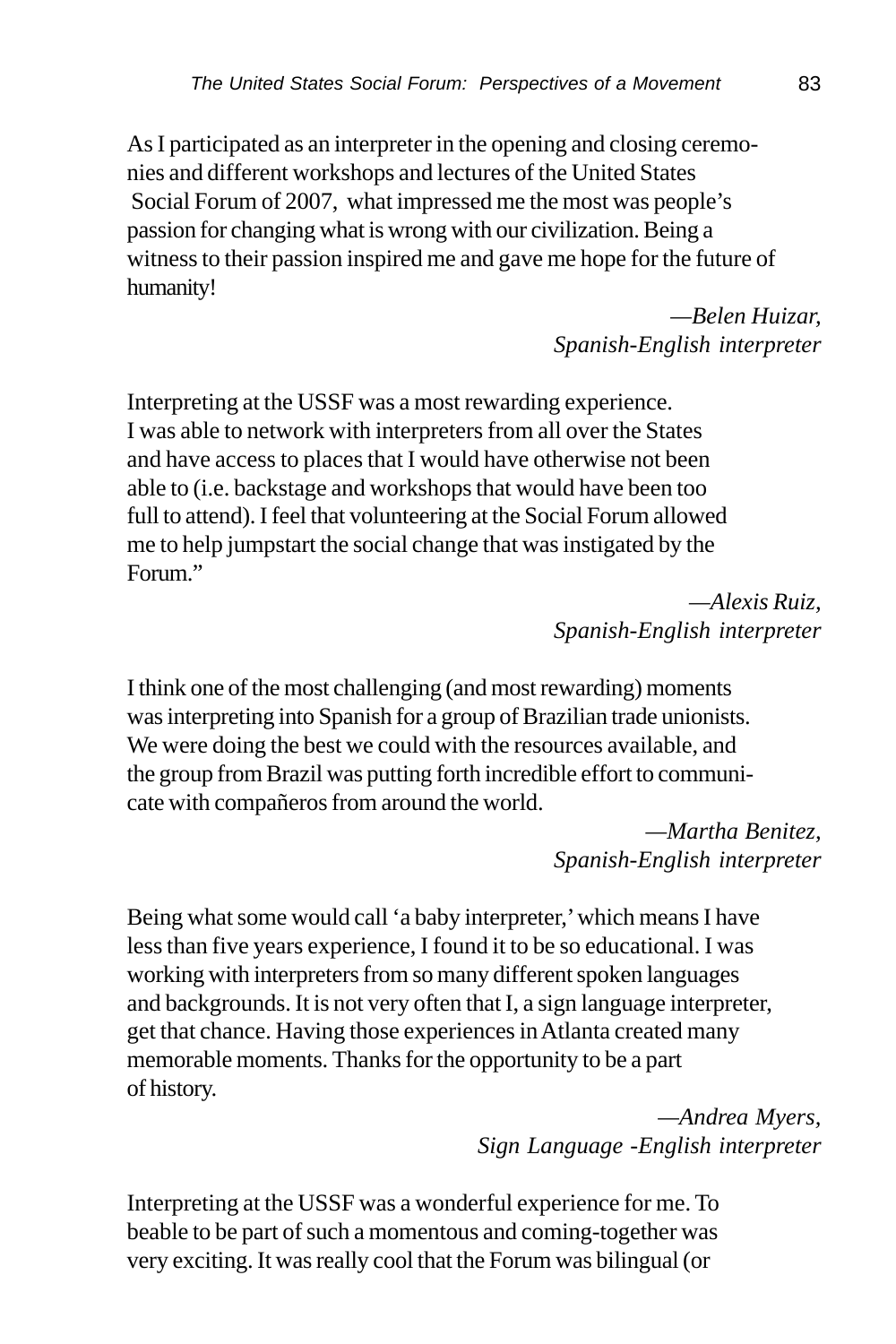As I participated as an interpreter in the opening and closing ceremonies and different workshops and lectures of the United States Social Forum of 2007, what impressed me the most was people's passion for changing what is wrong with our civilization. Being a witness to their passion inspired me and gave me hope for the future of humanity!

*—Belen Huizar,*
*Spanish-English interpreter*

Interpreting at the USSF was a most rewarding experience. I was able to network with interpreters from all over the States and have access to places that I would have otherwise not been able to (i.e. backstage and workshops that would have been too full to attend). I feel that volunteering at the Social Forum allowed me to help jumpstart the social change that was instigated by the Forum."

*—Alexis Ruiz,*
*Spanish-English interpreter*

I think one of the most challenging (and most rewarding) moments was interpreting into Spanish for a group of Brazilian trade unionists. We were doing the best we could with the resources available, and the group from Brazil was putting forth incredible effort to communicate with compañeros from around the world.

*—Martha Benitez,*
*Spanish-English interpreter*

Being what some would call 'a baby interpreter,' which means I have less than five years experience, I found it to be so educational. I was working with interpreters from so many different spoken languages and backgrounds. It is not very often that I, a sign language interpreter, get that chance. Having those experiences in Atlanta created many memorable moments. Thanks for the opportunity to be a part of history.

*—Andrea Myers,*
*Sign Language -English interpreter*

Interpreting at the USSF was a wonderful experience for me. To beable to be part of such a momentous and coming-together was very exciting. It was really cool that the Forum was bilingual (or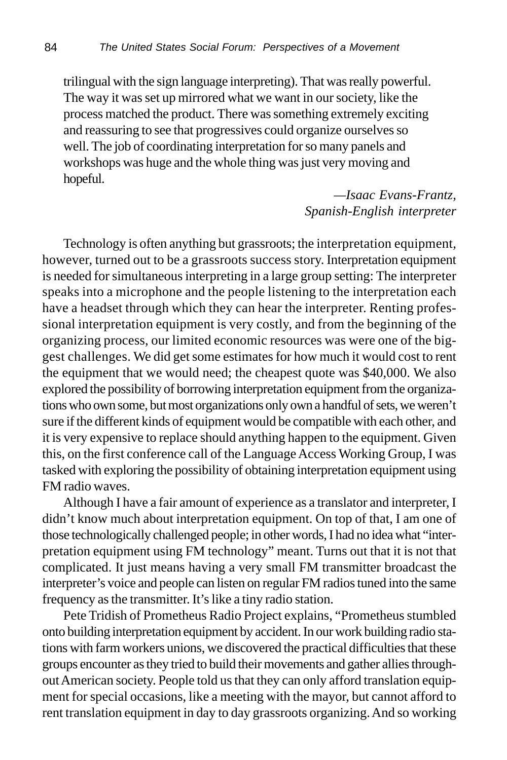> trilingual with the sign language interpreting). That was really powerful. The way it was set up mirrored what we want in our society, like the process matched the product. There was something extremely exciting and reassuring to see that progressives could organize ourselves so well. The job of coordinating interpretation for so many panels and workshops was huge and the whole thing was just very moving and hopeful.
>
> *—Isaac Evans-Frantz, Spanish-English interpreter*

Technology is often anything but grassroots; the interpretation equipment, however, turned out to be a grassroots success story. Interpretation equipment is needed for simultaneous interpreting in a large group setting: The interpreter speaks into a microphone and the people listening to the interpretation each have a headset through which they can hear the interpreter. Renting professional interpretation equipment is very costly, and from the beginning of the organizing process, our limited economic resources was were one of the biggest challenges. We did get some estimates for how much it would cost to rent the equipment that we would need; the cheapest quote was $40,000. We also explored the possibility of borrowing interpretation equipment from the organizations who own some, but most organizations only own a handful of sets, we weren't sure if the different kinds of equipment would be compatible with each other, and it is very expensive to replace should anything happen to the equipment. Given this, on the first conference call of the Language Access Working Group, I was tasked with exploring the possibility of obtaining interpretation equipment using FM radio waves.

Although I have a fair amount of experience as a translator and interpreter, I didn't know much about interpretation equipment. On top of that, I am one of those technologically challenged people; in other words, I had no idea what "interpretation equipment using FM technology" meant. Turns out that it is not that complicated. It just means having a very small FM transmitter broadcast the interpreter's voice and people can listen on regular FM radios tuned into the same frequency as the transmitter. It's like a tiny radio station.

Pete Tridish of Prometheus Radio Project explains, "Prometheus stumbled onto building interpretation equipment by accident. In our work building radio stations with farm workers unions, we discovered the practical difficulties that these groups encounter as they tried to build their movements and gather allies throughout American society. People told us that they can only afford translation equipment for special occasions, like a meeting with the mayor, but cannot afford to rent translation equipment in day to day grassroots organizing. And so working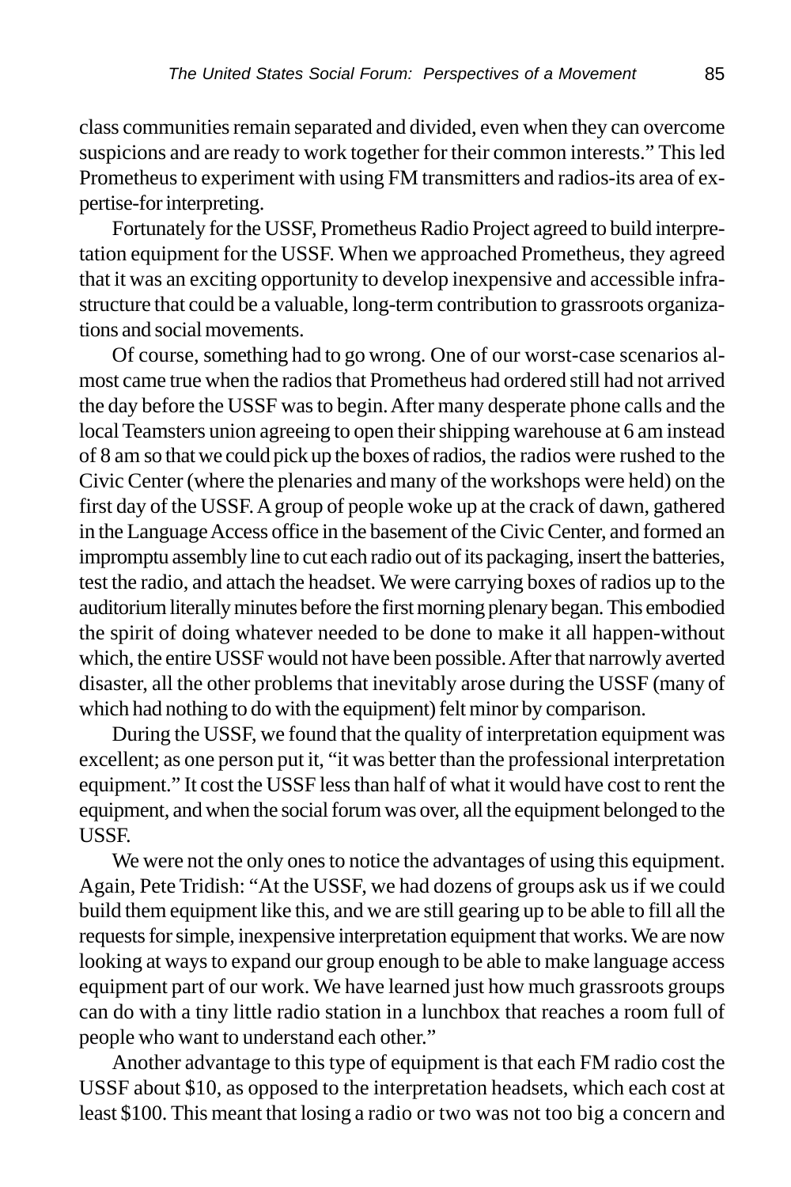class communities remain separated and divided, even when they can overcome suspicions and are ready to work together for their common interests." This led Prometheus to experiment with using FM transmitters and radios-its area of expertise-for interpreting.

Fortunately for the USSF, Prometheus Radio Project agreed to build interpretation equipment for the USSF. When we approached Prometheus, they agreed that it was an exciting opportunity to develop inexpensive and accessible infrastructure that could be a valuable, long-term contribution to grassroots organizations and social movements.

Of course, something had to go wrong. One of our worst-case scenarios almost came true when the radios that Prometheus had ordered still had not arrived the day before the USSF was to begin. After many desperate phone calls and the local Teamsters union agreeing to open their shipping warehouse at 6 am instead of 8 am so that we could pick up the boxes of radios, the radios were rushed to the Civic Center (where the plenaries and many of the workshops were held) on the first day of the USSF. A group of people woke up at the crack of dawn, gathered in the Language Access office in the basement of the Civic Center, and formed an impromptu assembly line to cut each radio out of its packaging, insert the batteries, test the radio, and attach the headset. We were carrying boxes of radios up to the auditorium literally minutes before the first morning plenary began. This embodied the spirit of doing whatever needed to be done to make it all happen-without which, the entire USSF would not have been possible. After that narrowly averted disaster, all the other problems that inevitably arose during the USSF (many of which had nothing to do with the equipment) felt minor by comparison.

During the USSF, we found that the quality of interpretation equipment was excellent; as one person put it, "it was better than the professional interpretation equipment." It cost the USSF less than half of what it would have cost to rent the equipment, and when the social forum was over, all the equipment belonged to the USSF.

We were not the only ones to notice the advantages of using this equipment. Again, Pete Tridish: "At the USSF, we had dozens of groups ask us if we could build them equipment like this, and we are still gearing up to be able to fill all the requests for simple, inexpensive interpretation equipment that works. We are now looking at ways to expand our group enough to be able to make language access equipment part of our work. We have learned just how much grassroots groups can do with a tiny little radio station in a lunchbox that reaches a room full of people who want to understand each other."

Another advantage to this type of equipment is that each FM radio cost the USSF about $10, as opposed to the interpretation headsets, which each cost at least $100. This meant that losing a radio or two was not too big a concern and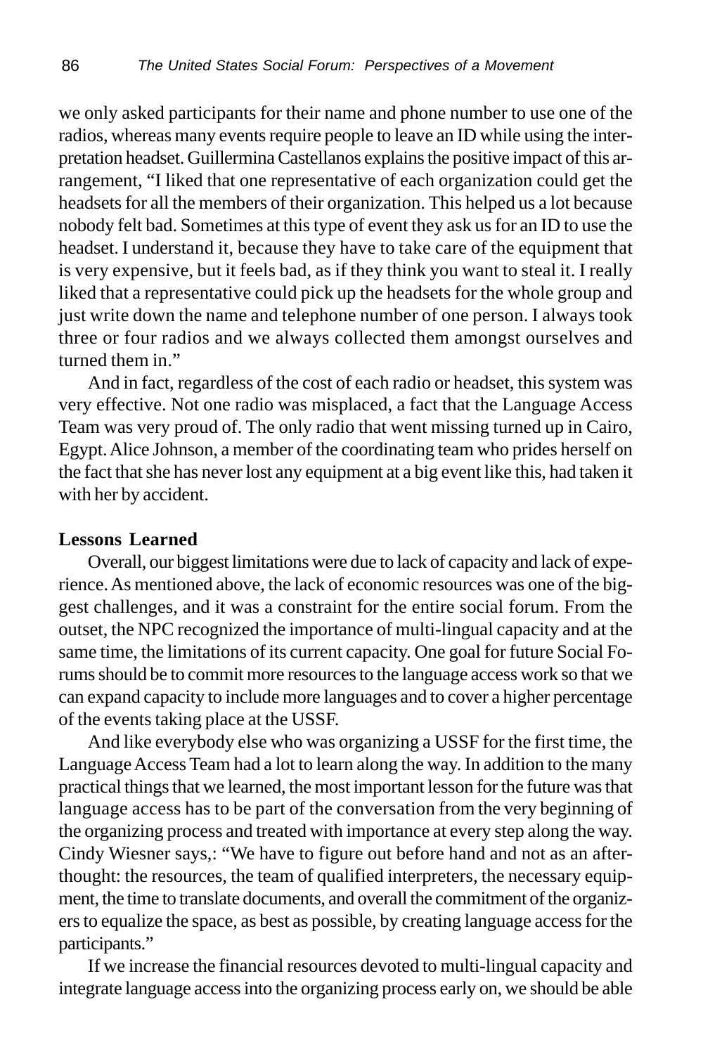we only asked participants for their name and phone number to use one of the radios, whereas many events require people to leave an ID while using the interpretation headset. Guillermina Castellanos explains the positive impact of this arrangement, "I liked that one representative of each organization could get the headsets for all the members of their organization. This helped us a lot because nobody felt bad. Sometimes at this type of event they ask us for an ID to use the headset. I understand it, because they have to take care of the equipment that is very expensive, but it feels bad, as if they think you want to steal it. I really liked that a representative could pick up the headsets for the whole group and just write down the name and telephone number of one person. I always took three or four radios and we always collected them amongst ourselves and turned them in."

And in fact, regardless of the cost of each radio or headset, this system was very effective. Not one radio was misplaced, a fact that the Language Access Team was very proud of. The only radio that went missing turned up in Cairo, Egypt. Alice Johnson, a member of the coordinating team who prides herself on the fact that she has never lost any equipment at a big event like this, had taken it with her by accident.

**Lessons Learned**

Overall, our biggest limitations were due to lack of capacity and lack of experience. As mentioned above, the lack of economic resources was one of the biggest challenges, and it was a constraint for the entire social forum. From the outset, the NPC recognized the importance of multi-lingual capacity and at the same time, the limitations of its current capacity. One goal for future Social Forums should be to commit more resources to the language access work so that we can expand capacity to include more languages and to cover a higher percentage of the events taking place at the USSF.

And like everybody else who was organizing a USSF for the first time, the Language Access Team had a lot to learn along the way. In addition to the many practical things that we learned, the most important lesson for the future was that language access has to be part of the conversation from the very beginning of the organizing process and treated with importance at every step along the way. Cindy Wiesner says,: "We have to figure out before hand and not as an afterthought: the resources, the team of qualified interpreters, the necessary equipment, the time to translate documents, and overall the commitment of the organizers to equalize the space, as best as possible, by creating language access for the participants."

If we increase the financial resources devoted to multi-lingual capacity and integrate language access into the organizing process early on, we should be able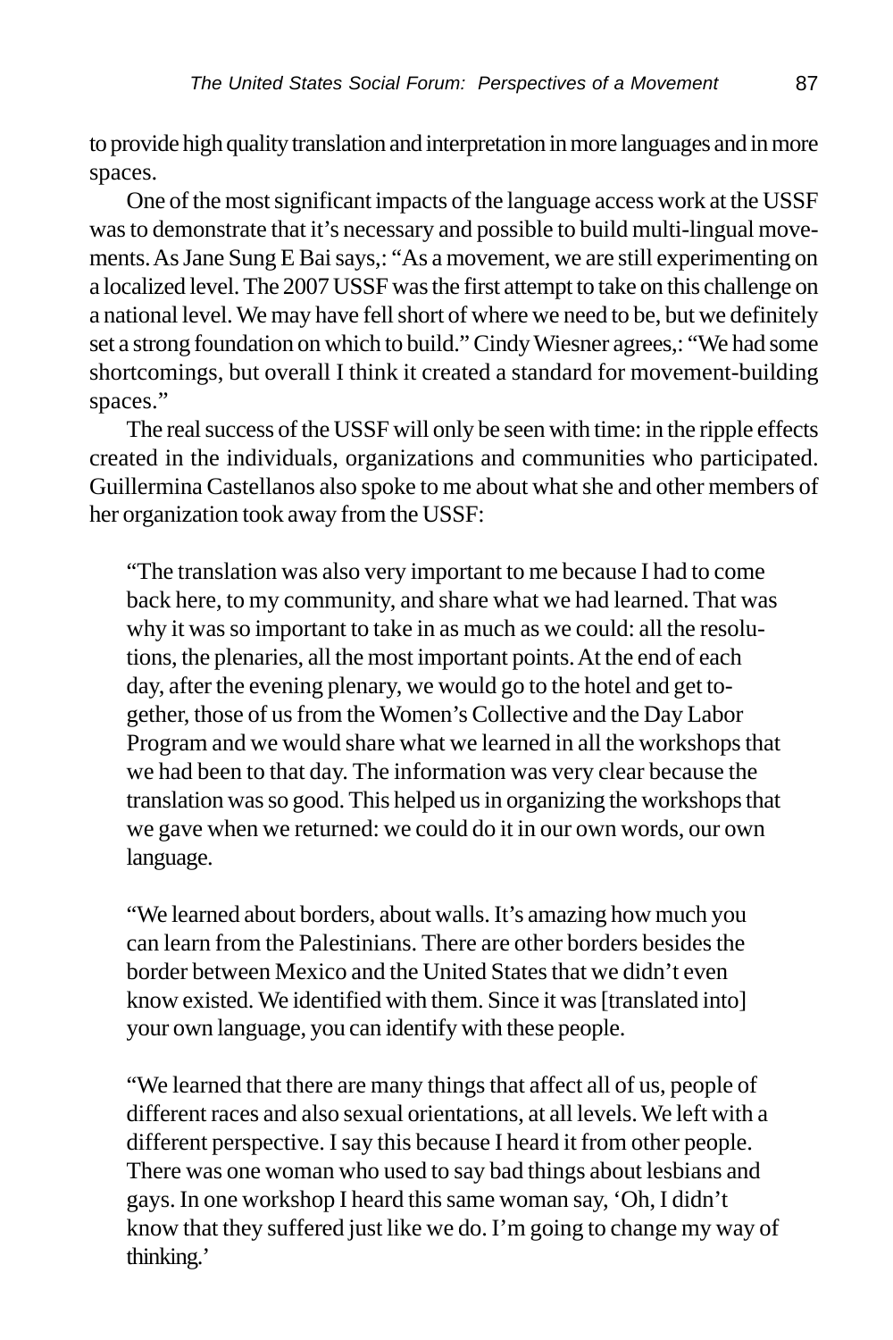to provide high quality translation and interpretation in more languages and in more spaces.

One of the most significant impacts of the language access work at the USSF was to demonstrate that it's necessary and possible to build multi-lingual movements. As Jane Sung E Bai says,: "As a movement, we are still experimenting on a localized level. The 2007 USSF was the first attempt to take on this challenge on a national level. We may have fell short of where we need to be, but we definitely set a strong foundation on which to build." Cindy Wiesner agrees,: "We had some shortcomings, but overall I think it created a standard for movement-building spaces."

The real success of the USSF will only be seen with time: in the ripple effects created in the individuals, organizations and communities who participated. Guillermina Castellanos also spoke to me about what she and other members of her organization took away from the USSF:

> "The translation was also very important to me because I had to come back here, to my community, and share what we had learned. That was why it was so important to take in as much as we could: all the resolutions, the plenaries, all the most important points. At the end of each day, after the evening plenary, we would go to the hotel and get together, those of us from the Women's Collective and the Day Labor Program and we would share what we learned in all the workshops that we had been to that day. The information was very clear because the translation was so good. This helped us in organizing the workshops that we gave when we returned: we could do it in our own words, our own language.
>
> "We learned about borders, about walls. It's amazing how much you can learn from the Palestinians. There are other borders besides the border between Mexico and the United States that we didn't even know existed. We identified with them. Since it was [translated into] your own language, you can identify with these people.
>
> "We learned that there are many things that affect all of us, people of different races and also sexual orientations, at all levels. We left with a different perspective. I say this because I heard it from other people. There was one woman who used to say bad things about lesbians and gays. In one workshop I heard this same woman say, 'Oh, I didn't know that they suffered just like we do. I'm going to change my way of thinking.'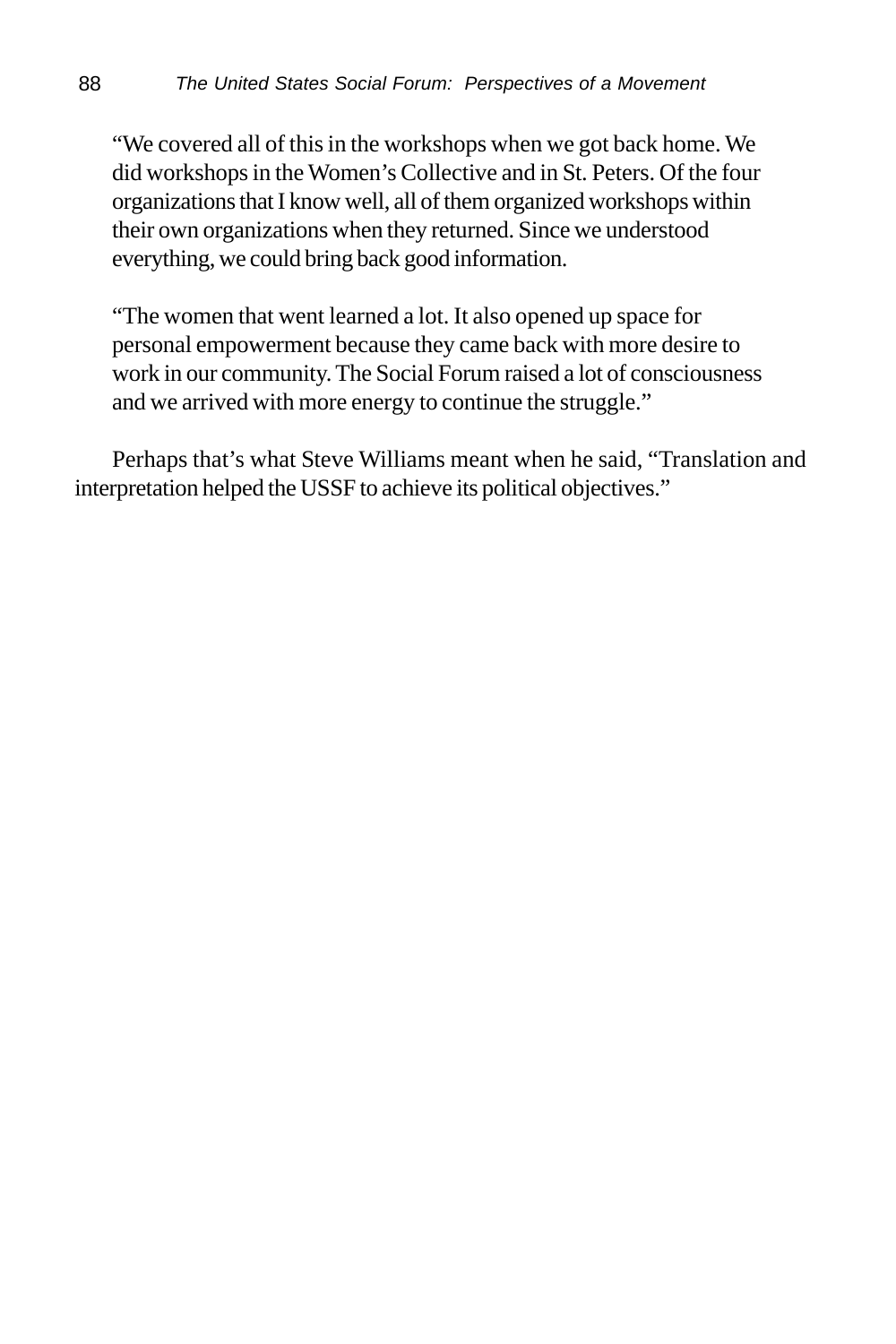> "We covered all of this in the workshops when we got back home. We did workshops in the Women's Collective and in St. Peters. Of the four organizations that I know well, all of them organized workshops within their own organizations when they returned. Since we understood everything, we could bring back good information.
>
> "The women that went learned a lot. It also opened up space for personal empowerment because they came back with more desire to work in our community. The Social Forum raised a lot of consciousness and we arrived with more energy to continue the struggle."

Perhaps that's what Steve Williams meant when he said, "Translation and interpretation helped the USSF to achieve its political objectives."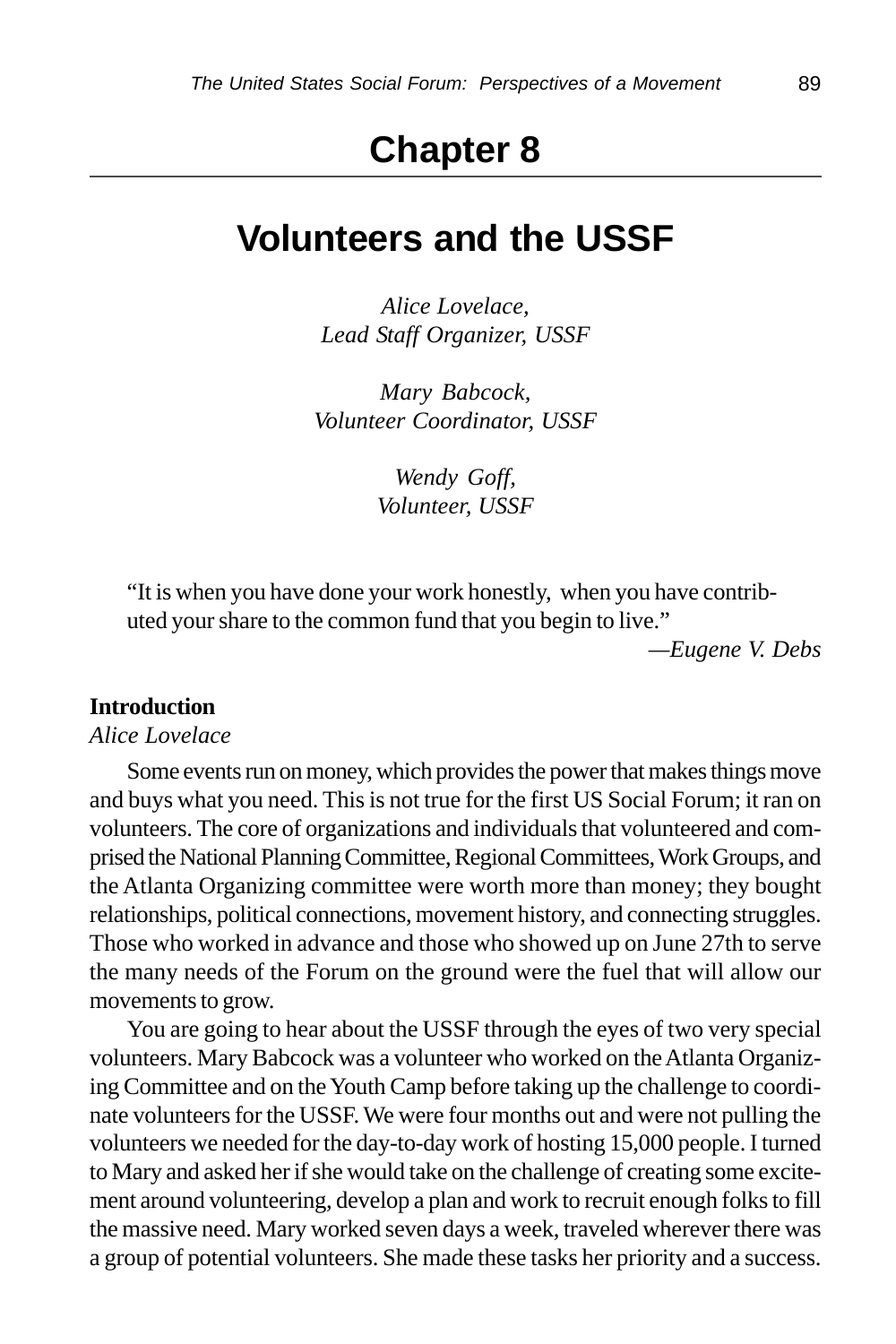# Chapter 8

## Volunteers and the USSF

*Alice Lovelace,*
*Lead Staff Organizer, USSF*

*Mary Babcock,*
*Volunteer Coordinator, USSF*

*Wendy Goff,*
*Volunteer, USSF*

> "It is when you have done your work honestly, when you have contributed your share to the common fund that you begin to live."
>
> —*Eugene V. Debs*

**Introduction**
*Alice Lovelace*

Some events run on money, which provides the power that makes things move and buys what you need. This is not true for the first US Social Forum; it ran on volunteers. The core of organizations and individuals that volunteered and comprised the National Planning Committee, Regional Committees, Work Groups, and the Atlanta Organizing committee were worth more than money; they bought relationships, political connections, movement history, and connecting struggles. Those who worked in advance and those who showed up on June 27th to serve the many needs of the Forum on the ground were the fuel that will allow our movements to grow.

You are going to hear about the USSF through the eyes of two very special volunteers. Mary Babcock was a volunteer who worked on the Atlanta Organizing Committee and on the Youth Camp before taking up the challenge to coordinate volunteers for the USSF. We were four months out and were not pulling the volunteers we needed for the day-to-day work of hosting 15,000 people. I turned to Mary and asked her if she would take on the challenge of creating some excitement around volunteering, develop a plan and work to recruit enough folks to fill the massive need. Mary worked seven days a week, traveled wherever there was a group of potential volunteers. She made these tasks her priority and a success.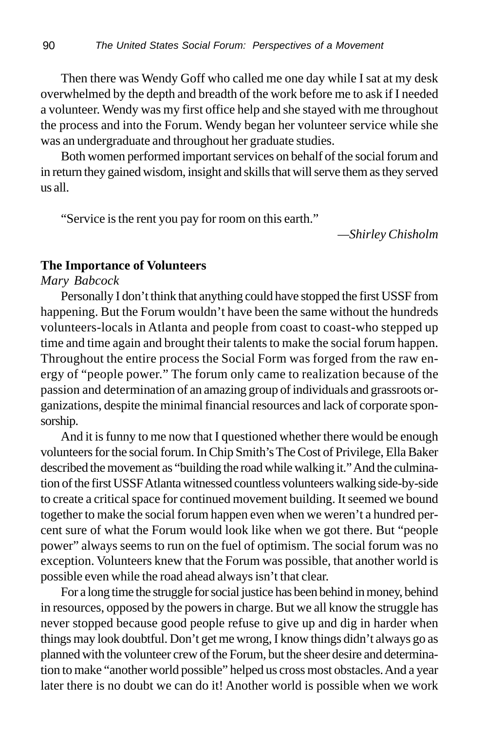Then there was Wendy Goff who called me one day while I sat at my desk overwhelmed by the depth and breadth of the work before me to ask if I needed a volunteer. Wendy was my first office help and she stayed with me throughout the process and into the Forum. Wendy began her volunteer service while she was an undergraduate and throughout her graduate studies.

Both women performed important services on behalf of the social forum and in return they gained wisdom, insight and skills that will serve them as they served us all.

"Service is the rent you pay for room on this earth."

—*Shirley Chisholm*

**The Importance of Volunteers**

*Mary Babcock*

Personally I don't think that anything could have stopped the first USSF from happening. But the Forum wouldn't have been the same without the hundreds volunteers-locals in Atlanta and people from coast to coast-who stepped up time and time again and brought their talents to make the social forum happen. Throughout the entire process the Social Form was forged from the raw energy of "people power." The forum only came to realization because of the passion and determination of an amazing group of individuals and grassroots organizations, despite the minimal financial resources and lack of corporate sponsorship.

And it is funny to me now that I questioned whether there would be enough volunteers for the social forum. In Chip Smith's The Cost of Privilege, Ella Baker described the movement as "building the road while walking it." And the culmination of the first USSF Atlanta witnessed countless volunteers walking side-by-side to create a critical space for continued movement building. It seemed we bound together to make the social forum happen even when we weren't a hundred percent sure of what the Forum would look like when we got there. But "people power" always seems to run on the fuel of optimism. The social forum was no exception. Volunteers knew that the Forum was possible, that another world is possible even while the road ahead always isn't that clear.

For a long time the struggle for social justice has been behind in money, behind in resources, opposed by the powers in charge. But we all know the struggle has never stopped because good people refuse to give up and dig in harder when things may look doubtful. Don't get me wrong, I know things didn't always go as planned with the volunteer crew of the Forum, but the sheer desire and determination to make "another world possible" helped us cross most obstacles. And a year later there is no doubt we can do it! Another world is possible when we work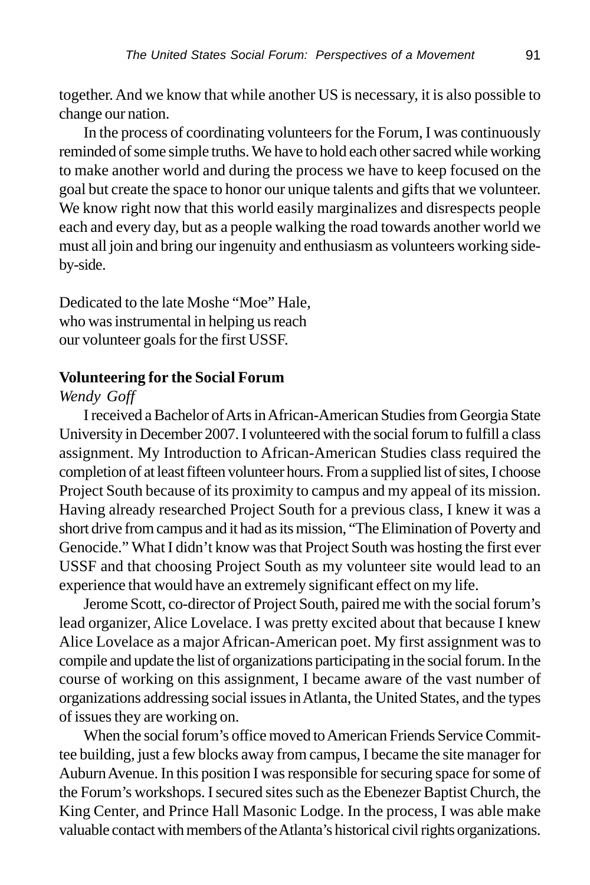together. And we know that while another US is necessary, it is also possible to change our nation.

In the process of coordinating volunteers for the Forum, I was continuously reminded of some simple truths. We have to hold each other sacred while working to make another world and during the process we have to keep focused on the goal but create the space to honor our unique talents and gifts that we volunteer. We know right now that this world easily marginalizes and disrespects people each and every day, but as a people walking the road towards another world we must all join and bring our ingenuity and enthusiasm as volunteers working side-by-side.

Dedicated to the late Moshe "Moe" Hale,
who was instrumental in helping us reach
our volunteer goals for the first USSF.

**Volunteering for the Social Forum**

*Wendy Goff*

I received a Bachelor of Arts in African-American Studies from Georgia State University in December 2007. I volunteered with the social forum to fulfill a class assignment. My Introduction to African-American Studies class required the completion of at least fifteen volunteer hours. From a supplied list of sites, I choose Project South because of its proximity to campus and my appeal of its mission. Having already researched Project South for a previous class, I knew it was a short drive from campus and it had as its mission, "The Elimination of Poverty and Genocide." What I didn't know was that Project South was hosting the first ever USSF and that choosing Project South as my volunteer site would lead to an experience that would have an extremely significant effect on my life.

Jerome Scott, co-director of Project South, paired me with the social forum's lead organizer, Alice Lovelace. I was pretty excited about that because I knew Alice Lovelace as a major African-American poet. My first assignment was to compile and update the list of organizations participating in the social forum. In the course of working on this assignment, I became aware of the vast number of organizations addressing social issues in Atlanta, the United States, and the types of issues they are working on.

When the social forum's office moved to American Friends Service Committee building, just a few blocks away from campus, I became the site manager for Auburn Avenue. In this position I was responsible for securing space for some of the Forum's workshops. I secured sites such as the Ebenezer Baptist Church, the King Center, and Prince Hall Masonic Lodge. In the process, I was able make valuable contact with members of the Atlanta's historical civil rights organizations.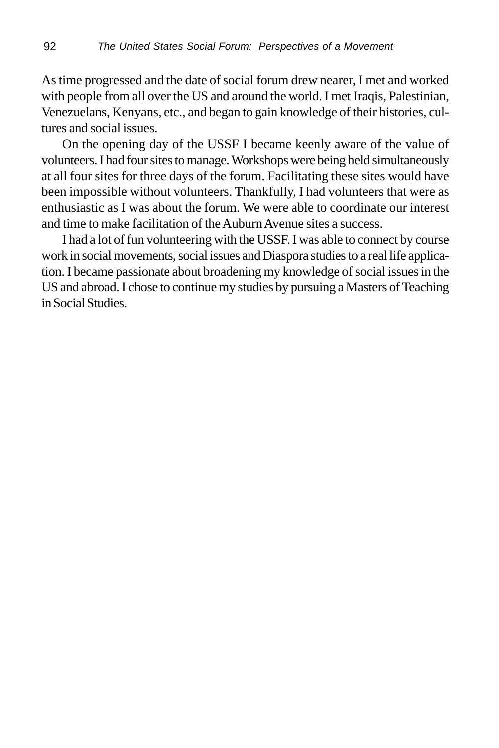As time progressed and the date of social forum drew nearer, I met and worked with people from all over the US and around the world. I met Iraqis, Palestinian, Venezuelans, Kenyans, etc., and began to gain knowledge of their histories, cultures and social issues.

On the opening day of the USSF I became keenly aware of the value of volunteers. I had four sites to manage. Workshops were being held simultaneously at all four sites for three days of the forum. Facilitating these sites would have been impossible without volunteers. Thankfully, I had volunteers that were as enthusiastic as I was about the forum. We were able to coordinate our interest and time to make facilitation of the Auburn Avenue sites a success.

I had a lot of fun volunteering with the USSF. I was able to connect by course work in social movements, social issues and Diaspora studies to a real life application. I became passionate about broadening my knowledge of social issues in the US and abroad. I chose to continue my studies by pursuing a Masters of Teaching in Social Studies.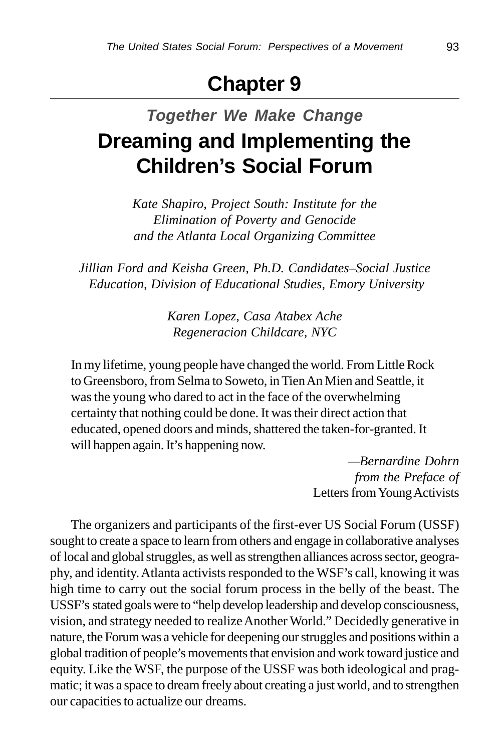# Chapter 9

## *Together We Make Change*

## Dreaming and Implementing the Children's Social Forum

*Kate Shapiro, Project South: Institute for the Elimination of Poverty and Genocide and the Atlanta Local Organizing Committee*

*Jillian Ford and Keisha Green, Ph.D. Candidates–Social Justice Education, Division of Educational Studies, Emory University*

*Karen Lopez, Casa Atabex Ache Regeneracion Childcare, NYC*

> In my lifetime, young people have changed the world. From Little Rock to Greensboro, from Selma to Soweto, in Tien An Mien and Seattle, it was the young who dared to act in the face of the overwhelming certainty that nothing could be done. It was their direct action that educated, opened doors and minds, shattered the taken-for-granted. It will happen again. It's happening now.
>
> —*Bernardine Dohrn from the Preface of* Letters from Young Activists

The organizers and participants of the first-ever US Social Forum (USSF) sought to create a space to learn from others and engage in collaborative analyses of local and global struggles, as well as strengthen alliances across sector, geography, and identity. Atlanta activists responded to the WSF's call, knowing it was high time to carry out the social forum process in the belly of the beast. The USSF's stated goals were to "help develop leadership and develop consciousness, vision, and strategy needed to realize Another World." Decidedly generative in nature, the Forum was a vehicle for deepening our struggles and positions within a global tradition of people's movements that envision and work toward justice and equity. Like the WSF, the purpose of the USSF was both ideological and pragmatic; it was a space to dream freely about creating a just world, and to strengthen our capacities to actualize our dreams.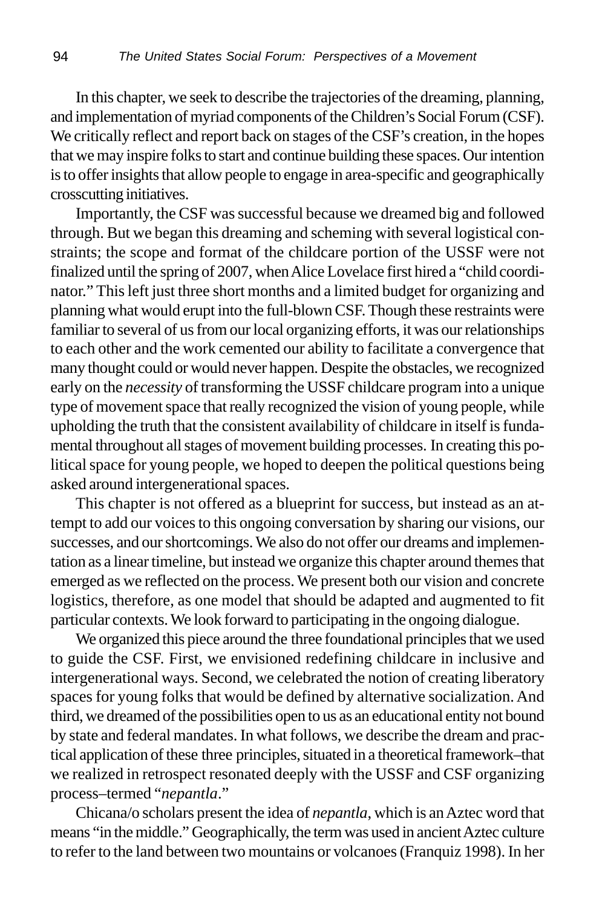In this chapter, we seek to describe the trajectories of the dreaming, planning, and implementation of myriad components of the Children's Social Forum (CSF). We critically reflect and report back on stages of the CSF's creation, in the hopes that we may inspire folks to start and continue building these spaces. Our intention is to offer insights that allow people to engage in area-specific and geographically crosscutting initiatives.

Importantly, the CSF was successful because we dreamed big and followed through. But we began this dreaming and scheming with several logistical constraints; the scope and format of the childcare portion of the USSF were not finalized until the spring of 2007, when Alice Lovelace first hired a "child coordinator." This left just three short months and a limited budget for organizing and planning what would erupt into the full-blown CSF. Though these restraints were familiar to several of us from our local organizing efforts, it was our relationships to each other and the work cemented our ability to facilitate a convergence that many thought could or would never happen. Despite the obstacles, we recognized early on the *necessity* of transforming the USSF childcare program into a unique type of movement space that really recognized the vision of young people, while upholding the truth that the consistent availability of childcare in itself is fundamental throughout all stages of movement building processes. In creating this political space for young people, we hoped to deepen the political questions being asked around intergenerational spaces.

This chapter is not offered as a blueprint for success, but instead as an attempt to add our voices to this ongoing conversation by sharing our visions, our successes, and our shortcomings. We also do not offer our dreams and implementation as a linear timeline, but instead we organize this chapter around themes that emerged as we reflected on the process. We present both our vision and concrete logistics, therefore, as one model that should be adapted and augmented to fit particular contexts. We look forward to participating in the ongoing dialogue.

We organized this piece around the three foundational principles that we used to guide the CSF. First, we envisioned redefining childcare in inclusive and intergenerational ways. Second, we celebrated the notion of creating liberatory spaces for young folks that would be defined by alternative socialization. And third, we dreamed of the possibilities open to us as an educational entity not bound by state and federal mandates. In what follows, we describe the dream and practical application of these three principles, situated in a theoretical framework–that we realized in retrospect resonated deeply with the USSF and CSF organizing process–termed "*nepantla*."

Chicana/o scholars present the idea of *nepantla*, which is an Aztec word that means "in the middle." Geographically, the term was used in ancient Aztec culture to refer to the land between two mountains or volcanoes (Franquiz 1998). In her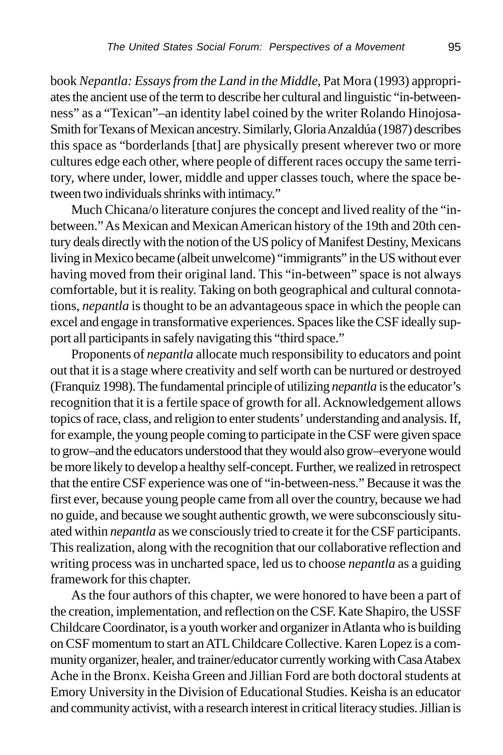book *Nepantla: Essays from the Land in the Middle*, Pat Mora (1993) appropriates the ancient use of the term to describe her cultural and linguistic "in-betweenness" as a "Texican"–an identity label coined by the writer Rolando Hinojosa-Smith for Texans of Mexican ancestry. Similarly, Gloria Anzaldúa (1987) describes this space as "borderlands [that] are physically present wherever two or more cultures edge each other, where people of different races occupy the same territory, where under, lower, middle and upper classes touch, where the space between two individuals shrinks with intimacy."

Much Chicana/o literature conjures the concept and lived reality of the "in-between." As Mexican and Mexican American history of the 19th and 20th century deals directly with the notion of the US policy of Manifest Destiny, Mexicans living in Mexico became (albeit unwelcome) "immigrants" in the US without ever having moved from their original land. This "in-between" space is not always comfortable, but it is reality. Taking on both geographical and cultural connotations, *nepantla* is thought to be an advantageous space in which the people can excel and engage in transformative experiences. Spaces like the CSF ideally support all participants in safely navigating this "third space."

Proponents of *nepantla* allocate much responsibility to educators and point out that it is a stage where creativity and self worth can be nurtured or destroyed (Franquiz 1998). The fundamental principle of utilizing *nepantla* is the educator's recognition that it is a fertile space of growth for all. Acknowledgement allows topics of race, class, and religion to enter students' understanding and analysis. If, for example, the young people coming to participate in the CSF were given space to grow–and the educators understood that they would also grow–everyone would be more likely to develop a healthy self-concept. Further, we realized in retrospect that the entire CSF experience was one of "in-between-ness." Because it was the first ever, because young people came from all over the country, because we had no guide, and because we sought authentic growth, we were subconsciously situated within *nepantla* as we consciously tried to create it for the CSF participants. This realization, along with the recognition that our collaborative reflection and writing process was in uncharted space, led us to choose *nepantla* as a guiding framework for this chapter.

As the four authors of this chapter, we were honored to have been a part of the creation, implementation, and reflection on the CSF. Kate Shapiro, the USSF Childcare Coordinator, is a youth worker and organizer in Atlanta who is building on CSF momentum to start an ATL Childcare Collective. Karen Lopez is a community organizer, healer, and trainer/educator currently working with Casa Atabex Ache in the Bronx. Keisha Green and Jillian Ford are both doctoral students at Emory University in the Division of Educational Studies. Keisha is an educator and community activist, with a research interest in critical literacy studies. Jillian is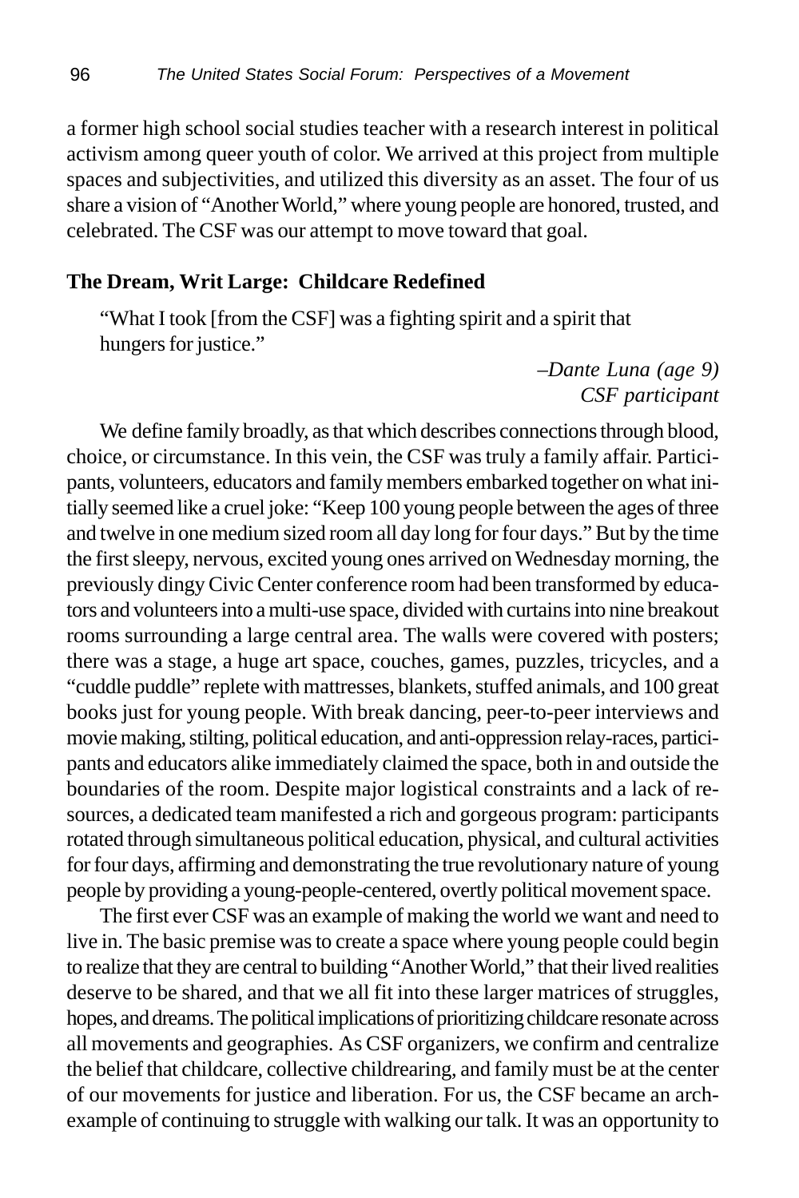a former high school social studies teacher with a research interest in political activism among queer youth of color. We arrived at this project from multiple spaces and subjectivities, and utilized this diversity as an asset. The four of us share a vision of "Another World," where young people are honored, trusted, and celebrated. The CSF was our attempt to move toward that goal.

## The Dream, Writ Large: Childcare Redefined

> "What I took [from the CSF] was a fighting spirit and a spirit that hungers for justice."
>
> *–Dante Luna (age 9)*
> *CSF participant*

We define family broadly, as that which describes connections through blood, choice, or circumstance. In this vein, the CSF was truly a family affair. Participants, volunteers, educators and family members embarked together on what initially seemed like a cruel joke: "Keep 100 young people between the ages of three and twelve in one medium sized room all day long for four days." But by the time the first sleepy, nervous, excited young ones arrived on Wednesday morning, the previously dingy Civic Center conference room had been transformed by educators and volunteers into a multi-use space, divided with curtains into nine breakout rooms surrounding a large central area. The walls were covered with posters; there was a stage, a huge art space, couches, games, puzzles, tricycles, and a "cuddle puddle" replete with mattresses, blankets, stuffed animals, and 100 great books just for young people. With break dancing, peer-to-peer interviews and movie making, stilting, political education, and anti-oppression relay-races, participants and educators alike immediately claimed the space, both in and outside the boundaries of the room. Despite major logistical constraints and a lack of resources, a dedicated team manifested a rich and gorgeous program: participants rotated through simultaneous political education, physical, and cultural activities for four days, affirming and demonstrating the true revolutionary nature of young people by providing a young-people-centered, overtly political movement space.

The first ever CSF was an example of making the world we want and need to live in. The basic premise was to create a space where young people could begin to realize that they are central to building "Another World," that their lived realities deserve to be shared, and that we all fit into these larger matrices of struggles, hopes, and dreams. The political implications of prioritizing childcare resonate across all movements and geographies. As CSF organizers, we confirm and centralize the belief that childcare, collective childrearing, and family must be at the center of our movements for justice and liberation. For us, the CSF became an arch-example of continuing to struggle with walking our talk. It was an opportunity to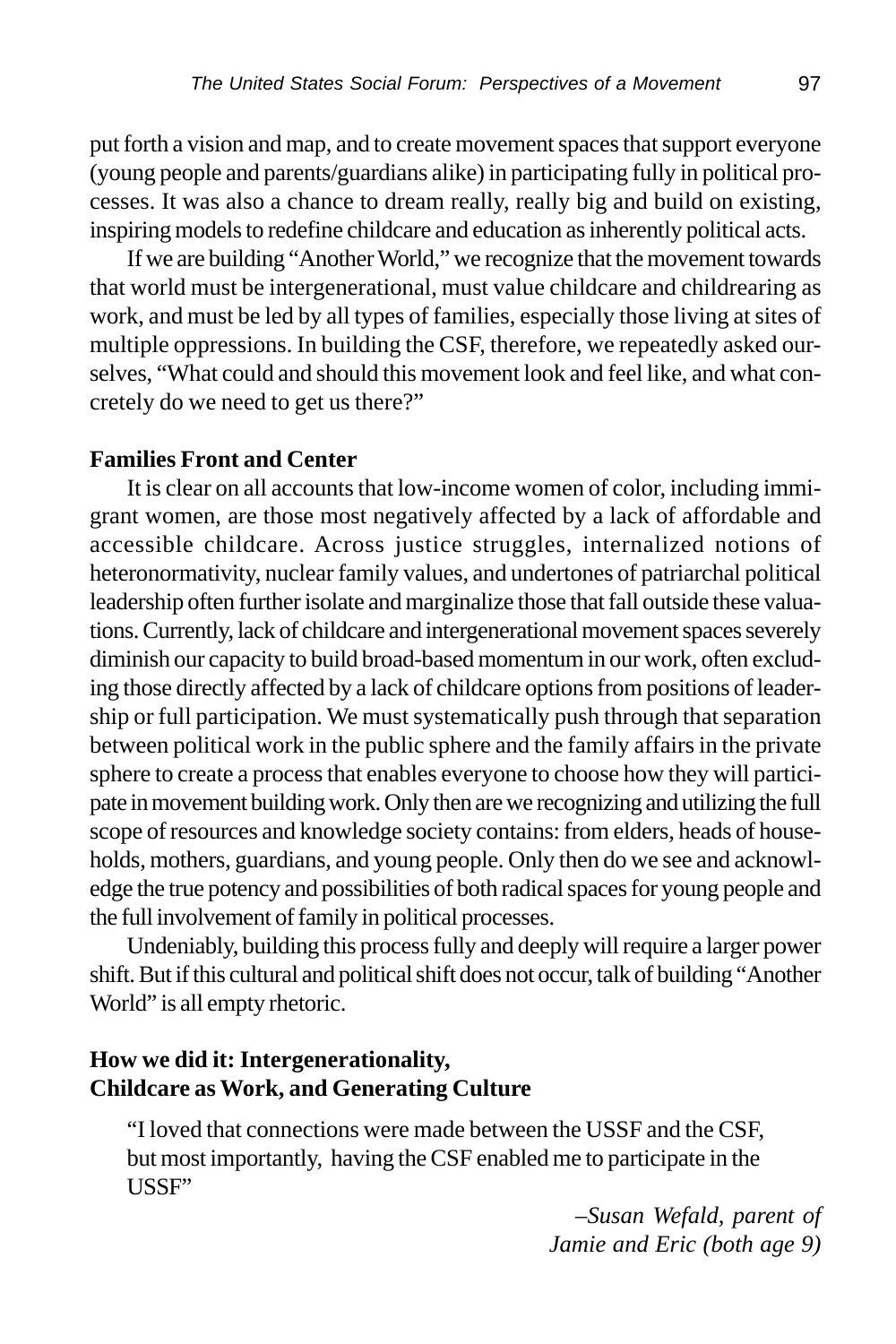put forth a vision and map, and to create movement spaces that support everyone (young people and parents/guardians alike) in participating fully in political processes. It was also a chance to dream really, really big and build on existing, inspiring models to redefine childcare and education as inherently political acts.

If we are building "Another World," we recognize that the movement towards that world must be intergenerational, must value childcare and childrearing as work, and must be led by all types of families, especially those living at sites of multiple oppressions. In building the CSF, therefore, we repeatedly asked ourselves, "What could and should this movement look and feel like, and what concretely do we need to get us there?"

**Families Front and Center**

It is clear on all accounts that low-income women of color, including immigrant women, are those most negatively affected by a lack of affordable and accessible childcare. Across justice struggles, internalized notions of heteronormativity, nuclear family values, and undertones of patriarchal political leadership often further isolate and marginalize those that fall outside these valuations. Currently, lack of childcare and intergenerational movement spaces severely diminish our capacity to build broad-based momentum in our work, often excluding those directly affected by a lack of childcare options from positions of leadership or full participation. We must systematically push through that separation between political work in the public sphere and the family affairs in the private sphere to create a process that enables everyone to choose how they will participate in movement building work. Only then are we recognizing and utilizing the full scope of resources and knowledge society contains: from elders, heads of households, mothers, guardians, and young people. Only then do we see and acknowledge the true potency and possibilities of both radical spaces for young people and the full involvement of family in political processes.

Undeniably, building this process fully and deeply will require a larger power shift. But if this cultural and political shift does not occur, talk of building "Another World" is all empty rhetoric.

**How we did it: Intergenerationality, Childcare as Work, and Generating Culture**

> "I loved that connections were made between the USSF and the CSF, but most importantly, having the CSF enabled me to participate in the USSF"
>
> –*Susan Wefald, parent of Jamie and Eric (both age 9)*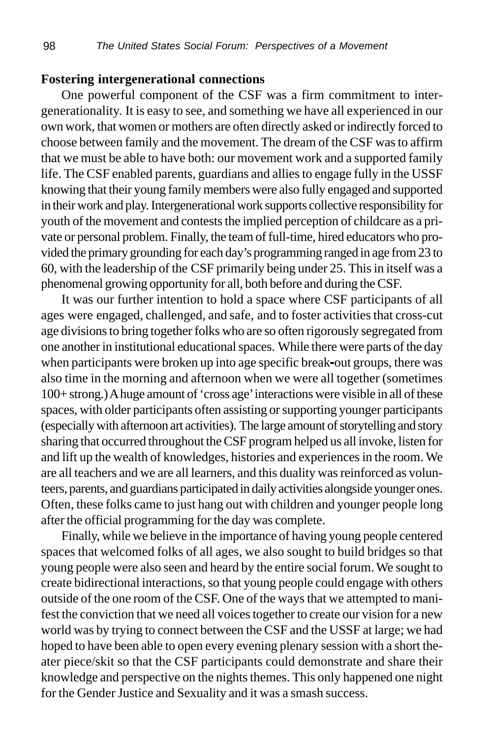**Fostering intergenerational connections**

One powerful component of the CSF was a firm commitment to intergenerationality. It is easy to see, and something we have all experienced in our own work, that women or mothers are often directly asked or indirectly forced to choose between family and the movement. The dream of the CSF was to affirm that we must be able to have both: our movement work and a supported family life. The CSF enabled parents, guardians and allies to engage fully in the USSF knowing that their young family members were also fully engaged and supported in their work and play. Intergenerational work supports collective responsibility for youth of the movement and contests the implied perception of childcare as a private or personal problem. Finally, the team of full-time, hired educators who provided the primary grounding for each day's programming ranged in age from 23 to 60, with the leadership of the CSF primarily being under 25. This in itself was a phenomenal growing opportunity for all, both before and during the CSF.

It was our further intention to hold a space where CSF participants of all ages were engaged, challenged, and safe, and to foster activities that cross-cut age divisions to bring together folks who are so often rigorously segregated from one another in institutional educational spaces. While there were parts of the day when participants were broken up into age specific break-out groups, there was also time in the morning and afternoon when we were all together (sometimes 100+ strong.) A huge amount of 'cross age' interactions were visible in all of these spaces, with older participants often assisting or supporting younger participants (especially with afternoon art activities). The large amount of storytelling and story sharing that occurred throughout the CSF program helped us all invoke, listen for and lift up the wealth of knowledges, histories and experiences in the room. We are all teachers and we are all learners, and this duality was reinforced as volunteers, parents, and guardians participated in daily activities alongside younger ones. Often, these folks came to just hang out with children and younger people long after the official programming for the day was complete.

Finally, while we believe in the importance of having young people centered spaces that welcomed folks of all ages, we also sought to build bridges so that young people were also seen and heard by the entire social forum. We sought to create bidirectional interactions, so that young people could engage with others outside of the one room of the CSF. One of the ways that we attempted to manifest the conviction that we need all voices together to create our vision for a new world was by trying to connect between the CSF and the USSF at large; we had hoped to have been able to open every evening plenary session with a short theater piece/skit so that the CSF participants could demonstrate and share their knowledge and perspective on the nights themes. This only happened one night for the Gender Justice and Sexuality and it was a smash success.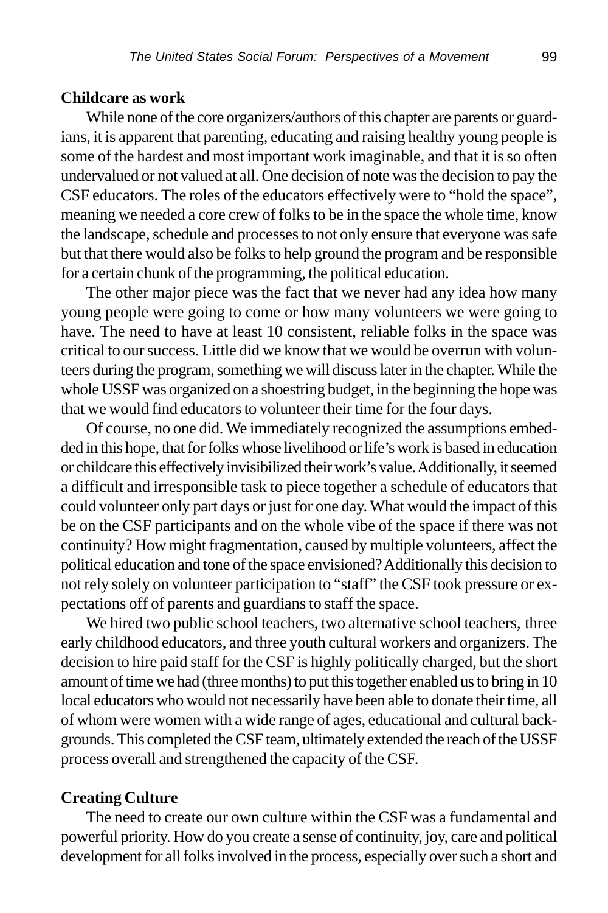**Childcare as work**

While none of the core organizers/authors of this chapter are parents or guardians, it is apparent that parenting, educating and raising healthy young people is some of the hardest and most important work imaginable, and that it is so often undervalued or not valued at all. One decision of note was the decision to pay the CSF educators. The roles of the educators effectively were to "hold the space", meaning we needed a core crew of folks to be in the space the whole time, know the landscape, schedule and processes to not only ensure that everyone was safe but that there would also be folks to help ground the program and be responsible for a certain chunk of the programming, the political education.

The other major piece was the fact that we never had any idea how many young people were going to come or how many volunteers we were going to have. The need to have at least 10 consistent, reliable folks in the space was critical to our success. Little did we know that we would be overrun with volunteers during the program, something we will discuss later in the chapter. While the whole USSF was organized on a shoestring budget, in the beginning the hope was that we would find educators to volunteer their time for the four days.

Of course, no one did. We immediately recognized the assumptions embedded in this hope, that for folks whose livelihood or life's work is based in education or childcare this effectively invisibilized their work's value. Additionally, it seemed a difficult and irresponsible task to piece together a schedule of educators that could volunteer only part days or just for one day. What would the impact of this be on the CSF participants and on the whole vibe of the space if there was not continuity? How might fragmentation, caused by multiple volunteers, affect the political education and tone of the space envisioned? Additionally this decision to not rely solely on volunteer participation to "staff" the CSF took pressure or expectations off of parents and guardians to staff the space.

We hired two public school teachers, two alternative school teachers, three early childhood educators, and three youth cultural workers and organizers. The decision to hire paid staff for the CSF is highly politically charged, but the short amount of time we had (three months) to put this together enabled us to bring in 10 local educators who would not necessarily have been able to donate their time, all of whom were women with a wide range of ages, educational and cultural backgrounds. This completed the CSF team, ultimately extended the reach of the USSF process overall and strengthened the capacity of the CSF.

**Creating Culture**

The need to create our own culture within the CSF was a fundamental and powerful priority. How do you create a sense of continuity, joy, care and political development for all folks involved in the process, especially over such a short and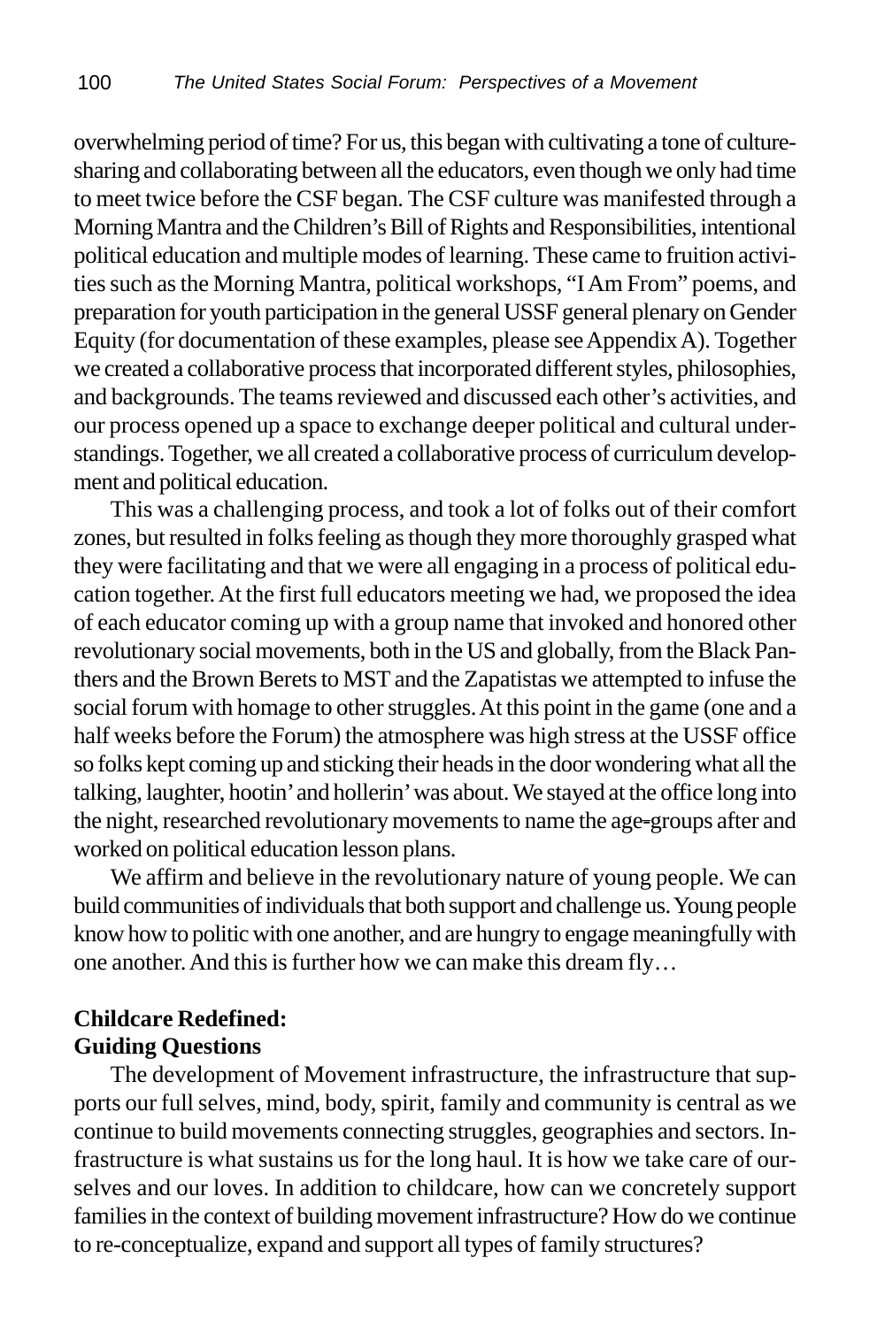overwhelming period of time? For us, this began with cultivating a tone of culture-sharing and collaborating between all the educators, even though we only had time to meet twice before the CSF began. The CSF culture was manifested through a Morning Mantra and the Children's Bill of Rights and Responsibilities, intentional political education and multiple modes of learning. These came to fruition activities such as the Morning Mantra, political workshops, "I Am From" poems, and preparation for youth participation in the general USSF general plenary on Gender Equity (for documentation of these examples, please see Appendix A). Together we created a collaborative process that incorporated different styles, philosophies, and backgrounds. The teams reviewed and discussed each other's activities, and our process opened up a space to exchange deeper political and cultural understandings. Together, we all created a collaborative process of curriculum development and political education.

This was a challenging process, and took a lot of folks out of their comfort zones, but resulted in folks feeling as though they more thoroughly grasped what they were facilitating and that we were all engaging in a process of political education together. At the first full educators meeting we had, we proposed the idea of each educator coming up with a group name that invoked and honored other revolutionary social movements, both in the US and globally, from the Black Panthers and the Brown Berets to MST and the Zapatistas we attempted to infuse the social forum with homage to other struggles. At this point in the game (one and a half weeks before the Forum) the atmosphere was high stress at the USSF office so folks kept coming up and sticking their heads in the door wondering what all the talking, laughter, hootin' and hollerin' was about. We stayed at the office long into the night, researched revolutionary movements to name the age-groups after and worked on political education lesson plans.

We affirm and believe in the revolutionary nature of young people. We can build communities of individuals that both support and challenge us. Young people know how to politic with one another, and are hungry to engage meaningfully with one another. And this is further how we can make this dream fly…

**Childcare Redefined:**
**Guiding Questions**

The development of Movement infrastructure, the infrastructure that supports our full selves, mind, body, spirit, family and community is central as we continue to build movements connecting struggles, geographies and sectors. Infrastructure is what sustains us for the long haul. It is how we take care of ourselves and our loves. In addition to childcare, how can we concretely support families in the context of building movement infrastructure? How do we continue to re-conceptualize, expand and support all types of family structures?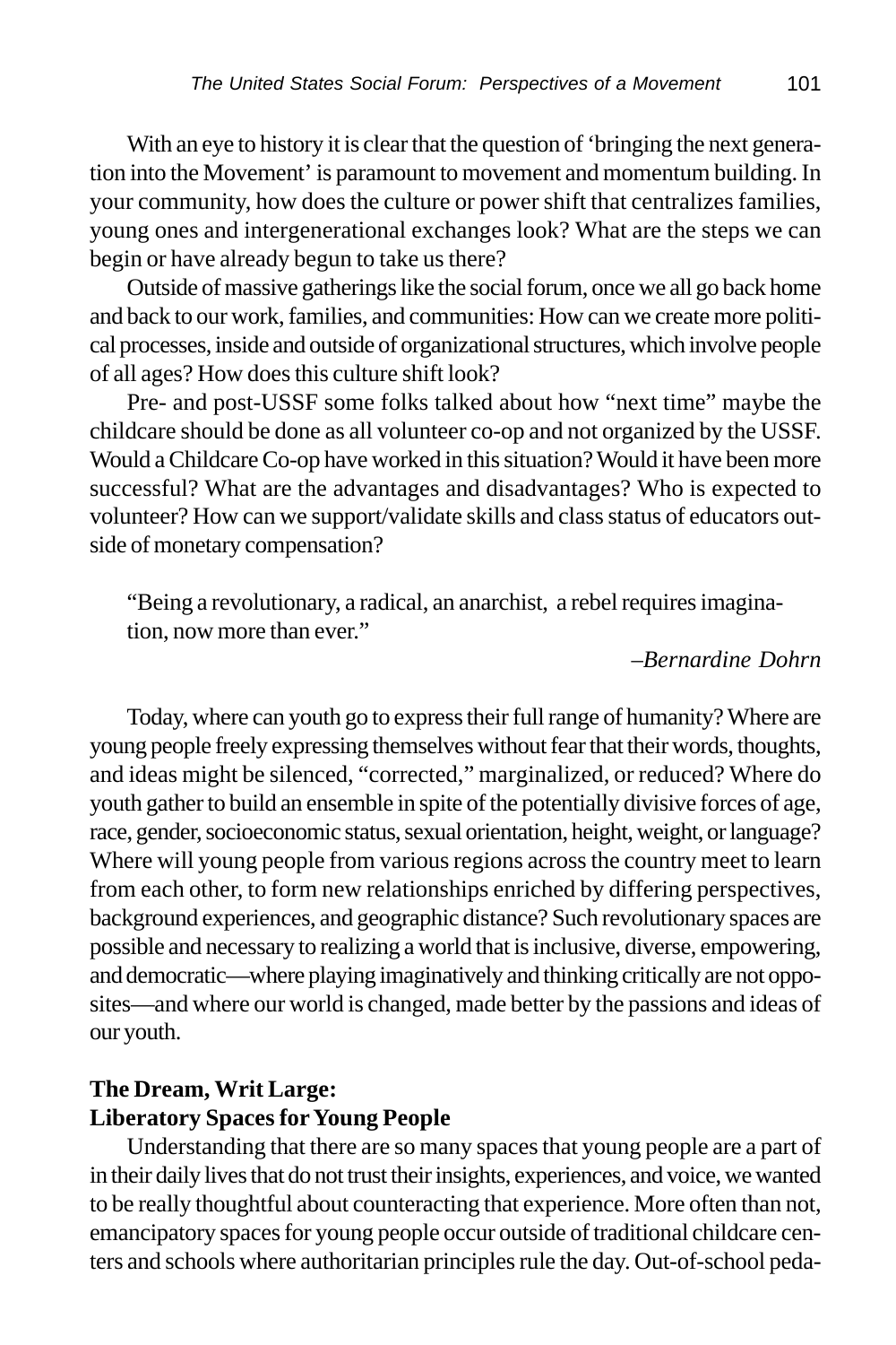With an eye to history it is clear that the question of 'bringing the next generation into the Movement' is paramount to movement and momentum building. In your community, how does the culture or power shift that centralizes families, young ones and intergenerational exchanges look? What are the steps we can begin or have already begun to take us there?

Outside of massive gatherings like the social forum, once we all go back home and back to our work, families, and communities: How can we create more political processes, inside and outside of organizational structures, which involve people of all ages? How does this culture shift look?

Pre- and post-USSF some folks talked about how "next time" maybe the childcare should be done as all volunteer co-op and not organized by the USSF. Would a Childcare Co-op have worked in this situation? Would it have been more successful? What are the advantages and disadvantages? Who is expected to volunteer? How can we support/validate skills and class status of educators outside of monetary compensation?

> "Being a revolutionary, a radical, an anarchist, a rebel requires imagination, now more than ever."
>
> –*Bernardine Dohrn*

Today, where can youth go to express their full range of humanity? Where are young people freely expressing themselves without fear that their words, thoughts, and ideas might be silenced, "corrected," marginalized, or reduced? Where do youth gather to build an ensemble in spite of the potentially divisive forces of age, race, gender, socioeconomic status, sexual orientation, height, weight, or language? Where will young people from various regions across the country meet to learn from each other, to form new relationships enriched by differing perspectives, background experiences, and geographic distance? Such revolutionary spaces are possible and necessary to realizing a world that is inclusive, diverse, empowering, and democratic—where playing imaginatively and thinking critically are not opposites—and where our world is changed, made better by the passions and ideas of our youth.

**The Dream, Writ Large:**
**Liberatory Spaces for Young People**

Understanding that there are so many spaces that young people are a part of in their daily lives that do not trust their insights, experiences, and voice, we wanted to be really thoughtful about counteracting that experience. More often than not, emancipatory spaces for young people occur outside of traditional childcare centers and schools where authoritarian principles rule the day. Out-of-school peda-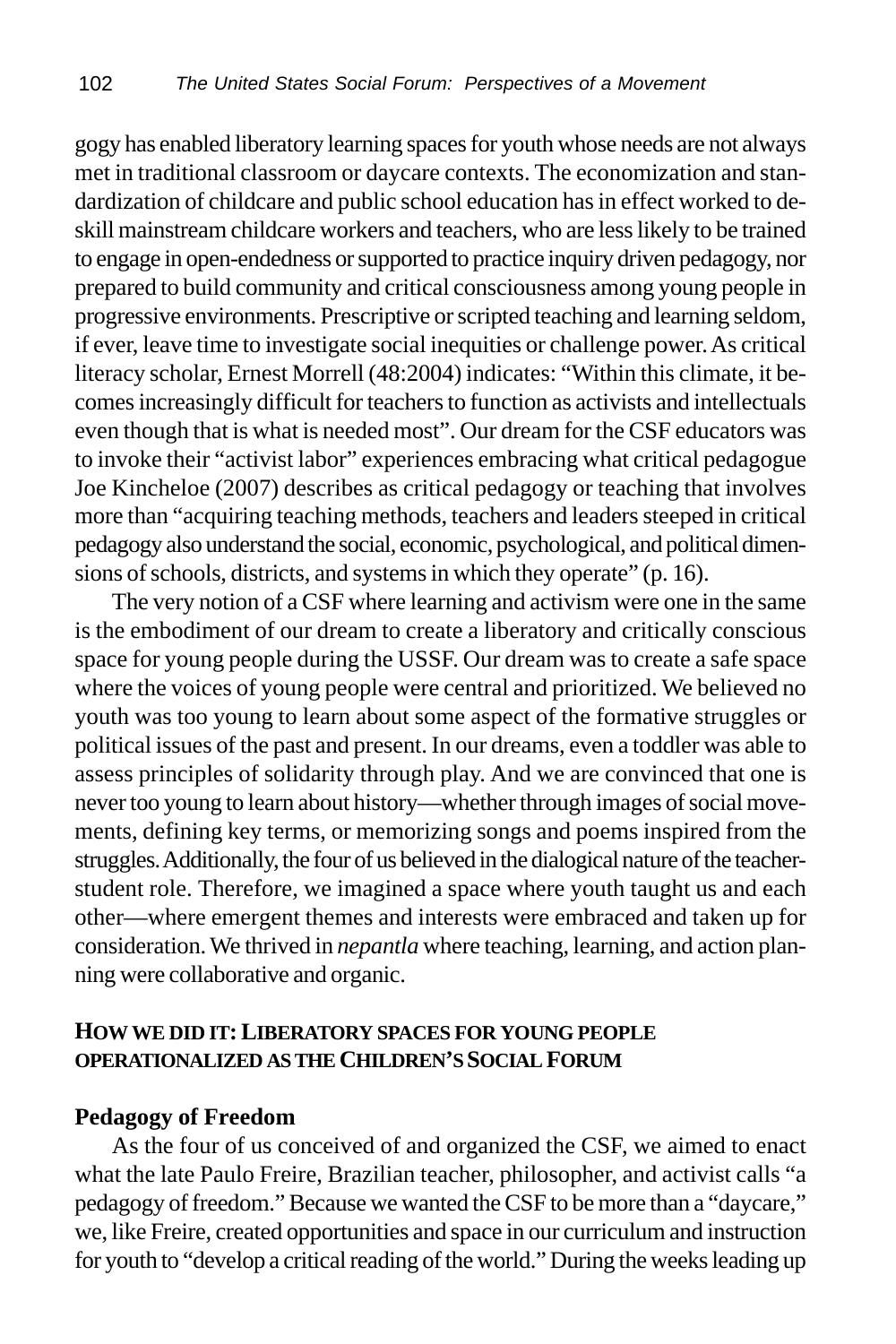gogy has enabled liberatory learning spaces for youth whose needs are not always met in traditional classroom or daycare contexts. The economization and standardization of childcare and public school education has in effect worked to deskill mainstream childcare workers and teachers, who are less likely to be trained to engage in open-endedness or supported to practice inquiry driven pedagogy, nor prepared to build community and critical consciousness among young people in progressive environments. Prescriptive or scripted teaching and learning seldom, if ever, leave time to investigate social inequities or challenge power. As critical literacy scholar, Ernest Morrell (48:2004) indicates: "Within this climate, it becomes increasingly difficult for teachers to function as activists and intellectuals even though that is what is needed most". Our dream for the CSF educators was to invoke their "activist labor" experiences embracing what critical pedagogue Joe Kincheloe (2007) describes as critical pedagogy or teaching that involves more than "acquiring teaching methods, teachers and leaders steeped in critical pedagogy also understand the social, economic, psychological, and political dimensions of schools, districts, and systems in which they operate" (p. 16).

The very notion of a CSF where learning and activism were one in the same is the embodiment of our dream to create a liberatory and critically conscious space for young people during the USSF. Our dream was to create a safe space where the voices of young people were central and prioritized. We believed no youth was too young to learn about some aspect of the formative struggles or political issues of the past and present. In our dreams, even a toddler was able to assess principles of solidarity through play. And we are convinced that one is never too young to learn about history—whether through images of social movements, defining key terms, or memorizing songs and poems inspired from the struggles. Additionally, the four of us believed in the dialogical nature of the teacher-student role. Therefore, we imagined a space where youth taught us and each other—where emergent themes and interests were embraced and taken up for consideration. We thrived in *nepantla* where teaching, learning, and action planning were collaborative and organic.

## How we did it: Liberatory spaces for young people operationalized as the Children's Social Forum

### Pedagogy of Freedom

As the four of us conceived of and organized the CSF, we aimed to enact what the late Paulo Freire, Brazilian teacher, philosopher, and activist calls "a pedagogy of freedom." Because we wanted the CSF to be more than a "daycare," we, like Freire, created opportunities and space in our curriculum and instruction for youth to "develop a critical reading of the world." During the weeks leading up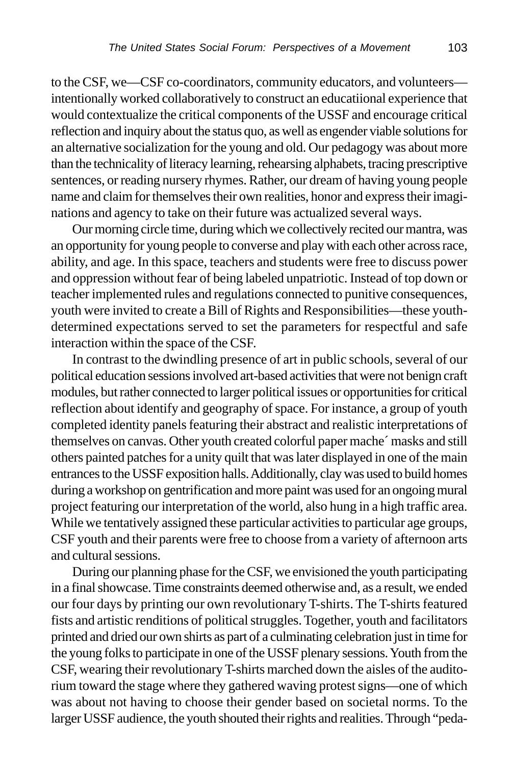to the CSF, we—CSF co-coordinators, community educators, and volunteers—intentionally worked collaboratively to construct an educatiional experience that would contextualize the critical components of the USSF and encourage critical reflection and inquiry about the status quo, as well as engender viable solutions for an alternative socialization for the young and old. Our pedagogy was about more than the technicality of literacy learning, rehearsing alphabets, tracing prescriptive sentences, or reading nursery rhymes. Rather, our dream of having young people name and claim for themselves their own realities, honor and express their imaginations and agency to take on their future was actualized several ways.

Our morning circle time, during which we collectively recited our mantra, was an opportunity for young people to converse and play with each other across race, ability, and age. In this space, teachers and students were free to discuss power and oppression without fear of being labeled unpatriotic. Instead of top down or teacher implemented rules and regulations connected to punitive consequences, youth were invited to create a Bill of Rights and Responsibilities—these youth-determined expectations served to set the parameters for respectful and safe interaction within the space of the CSF.

In contrast to the dwindling presence of art in public schools, several of our political education sessions involved art-based activities that were not benign craft modules, but rather connected to larger political issues or opportunities for critical reflection about identify and geography of space. For instance, a group of youth completed identity panels featuring their abstract and realistic interpretations of themselves on canvas. Other youth created colorful paper mache´ masks and still others painted patches for a unity quilt that was later displayed in one of the main entrances to the USSF exposition halls. Additionally, clay was used to build homes during a workshop on gentrification and more paint was used for an ongoing mural project featuring our interpretation of the world, also hung in a high traffic area. While we tentatively assigned these particular activities to particular age groups, CSF youth and their parents were free to choose from a variety of afternoon arts and cultural sessions.

During our planning phase for the CSF, we envisioned the youth participating in a final showcase. Time constraints deemed otherwise and, as a result, we ended our four days by printing our own revolutionary T-shirts. The T-shirts featured fists and artistic renditions of political struggles. Together, youth and facilitators printed and dried our own shirts as part of a culminating celebration just in time for the young folks to participate in one of the USSF plenary sessions. Youth from the CSF, wearing their revolutionary T-shirts marched down the aisles of the auditorium toward the stage where they gathered waving protest signs—one of which was about not having to choose their gender based on societal norms. To the larger USSF audience, the youth shouted their rights and realities. Through "peda-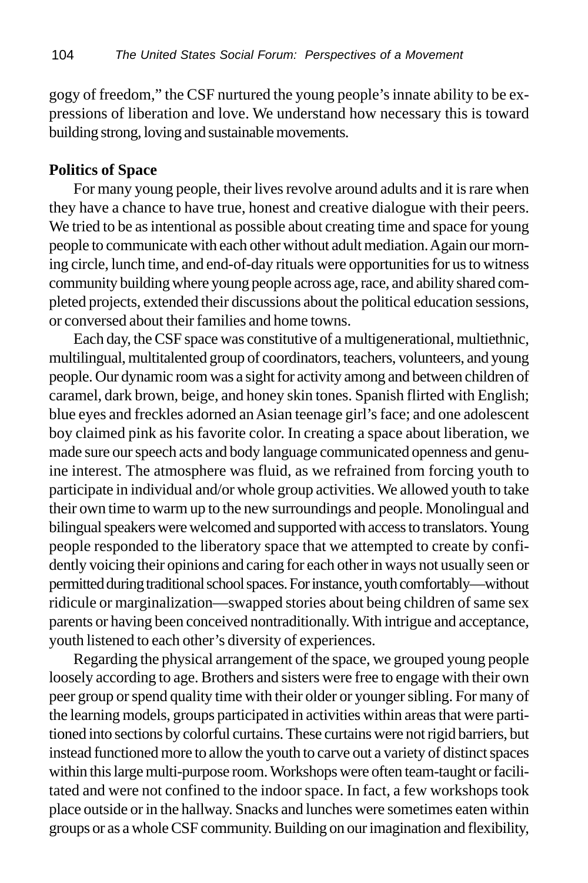gogy of freedom," the CSF nurtured the young people's innate ability to be expressions of liberation and love. We understand how necessary this is toward building strong, loving and sustainable movements.

**Politics of Space**

For many young people, their lives revolve around adults and it is rare when they have a chance to have true, honest and creative dialogue with their peers. We tried to be as intentional as possible about creating time and space for young people to communicate with each other without adult mediation. Again our morning circle, lunch time, and end-of-day rituals were opportunities for us to witness community building where young people across age, race, and ability shared completed projects, extended their discussions about the political education sessions, or conversed about their families and home towns.

Each day, the CSF space was constitutive of a multigenerational, multiethnic, multilingual, multitalented group of coordinators, teachers, volunteers, and young people. Our dynamic room was a sight for activity among and between children of caramel, dark brown, beige, and honey skin tones. Spanish flirted with English; blue eyes and freckles adorned an Asian teenage girl's face; and one adolescent boy claimed pink as his favorite color. In creating a space about liberation, we made sure our speech acts and body language communicated openness and genuine interest. The atmosphere was fluid, as we refrained from forcing youth to participate in individual and/or whole group activities. We allowed youth to take their own time to warm up to the new surroundings and people. Monolingual and bilingual speakers were welcomed and supported with access to translators. Young people responded to the liberatory space that we attempted to create by confidently voicing their opinions and caring for each other in ways not usually seen or permitted during traditional school spaces. For instance, youth comfortably—without ridicule or marginalization—swapped stories about being children of same sex parents or having been conceived nontraditionally. With intrigue and acceptance, youth listened to each other's diversity of experiences.

Regarding the physical arrangement of the space, we grouped young people loosely according to age. Brothers and sisters were free to engage with their own peer group or spend quality time with their older or younger sibling. For many of the learning models, groups participated in activities within areas that were partitioned into sections by colorful curtains. These curtains were not rigid barriers, but instead functioned more to allow the youth to carve out a variety of distinct spaces within this large multi-purpose room. Workshops were often team-taught or facilitated and were not confined to the indoor space. In fact, a few workshops took place outside or in the hallway. Snacks and lunches were sometimes eaten within groups or as a whole CSF community. Building on our imagination and flexibility,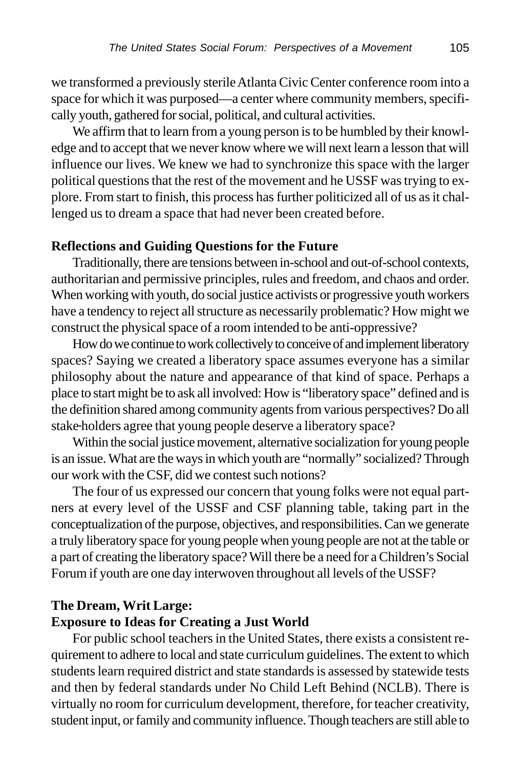we transformed a previously sterile Atlanta Civic Center conference room into a space for which it was purposed—a center where community members, specifically youth, gathered for social, political, and cultural activities.

We affirm that to learn from a young person is to be humbled by their knowledge and to accept that we never know where we will next learn a lesson that will influence our lives. We knew we had to synchronize this space with the larger political questions that the rest of the movement and he USSF was trying to explore. From start to finish, this process has further politicized all of us as it challenged us to dream a space that had never been created before.

**Reflections and Guiding Questions for the Future**

Traditionally, there are tensions between in-school and out-of-school contexts, authoritarian and permissive principles, rules and freedom, and chaos and order. When working with youth, do social justice activists or progressive youth workers have a tendency to reject all structure as necessarily problematic? How might we construct the physical space of a room intended to be anti-oppressive?

How do we continue to work collectively to conceive of and implement liberatory spaces? Saying we created a liberatory space assumes everyone has a similar philosophy about the nature and appearance of that kind of space. Perhaps a place to start might be to ask all involved: How is "liberatory space" defined and is the definition shared among community agents from various perspectives? Do all stake-holders agree that young people deserve a liberatory space?

Within the social justice movement, alternative socialization for young people is an issue. What are the ways in which youth are "normally" socialized? Through our work with the CSF, did we contest such notions?

The four of us expressed our concern that young folks were not equal partners at every level of the USSF and CSF planning table, taking part in the conceptualization of the purpose, objectives, and responsibilities. Can we generate a truly liberatory space for young people when young people are not at the table or a part of creating the liberatory space? Will there be a need for a Children's Social Forum if youth are one day interwoven throughout all levels of the USSF?

**The Dream, Writ Large:**
**Exposure to Ideas for Creating a Just World**

For public school teachers in the United States, there exists a consistent requirement to adhere to local and state curriculum guidelines. The extent to which students learn required district and state standards is assessed by statewide tests and then by federal standards under No Child Left Behind (NCLB). There is virtually no room for curriculum development, therefore, for teacher creativity, student input, or family and community influence. Though teachers are still able to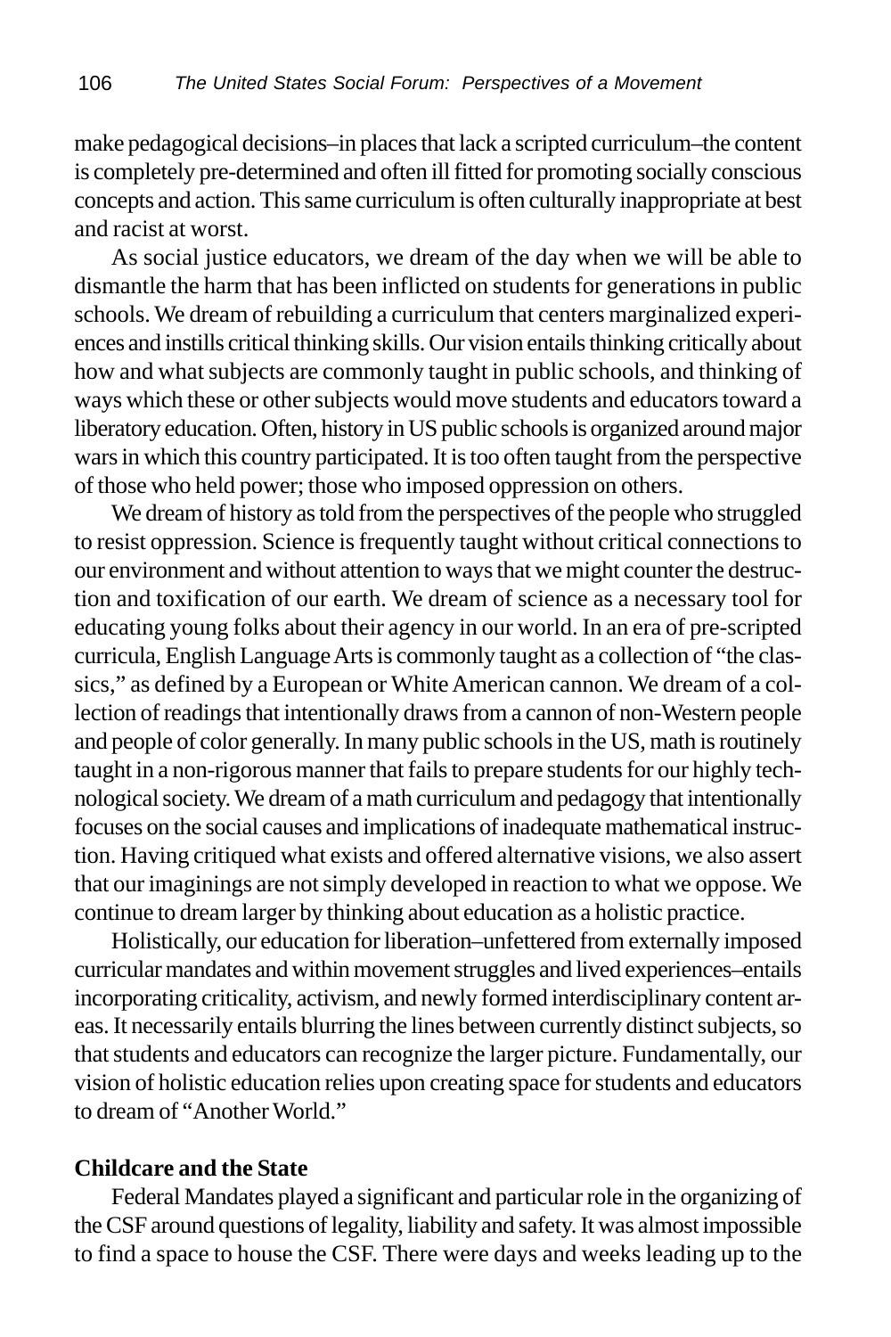make pedagogical decisions–in places that lack a scripted curriculum–the content is completely pre-determined and often ill fitted for promoting socially conscious concepts and action. This same curriculum is often culturally inappropriate at best and racist at worst.

As social justice educators, we dream of the day when we will be able to dismantle the harm that has been inflicted on students for generations in public schools. We dream of rebuilding a curriculum that centers marginalized experiences and instills critical thinking skills. Our vision entails thinking critically about how and what subjects are commonly taught in public schools, and thinking of ways which these or other subjects would move students and educators toward a liberatory education. Often, history in US public schools is organized around major wars in which this country participated. It is too often taught from the perspective of those who held power; those who imposed oppression on others.

We dream of history as told from the perspectives of the people who struggled to resist oppression. Science is frequently taught without critical connections to our environment and without attention to ways that we might counter the destruction and toxification of our earth. We dream of science as a necessary tool for educating young folks about their agency in our world. In an era of pre-scripted curricula, English Language Arts is commonly taught as a collection of "the classics," as defined by a European or White American cannon. We dream of a collection of readings that intentionally draws from a cannon of non-Western people and people of color generally. In many public schools in the US, math is routinely taught in a non-rigorous manner that fails to prepare students for our highly technological society. We dream of a math curriculum and pedagogy that intentionally focuses on the social causes and implications of inadequate mathematical instruction. Having critiqued what exists and offered alternative visions, we also assert that our imaginings are not simply developed in reaction to what we oppose. We continue to dream larger by thinking about education as a holistic practice.

Holistically, our education for liberation–unfettered from externally imposed curricular mandates and within movement struggles and lived experiences–entails incorporating criticality, activism, and newly formed interdisciplinary content areas. It necessarily entails blurring the lines between currently distinct subjects, so that students and educators can recognize the larger picture. Fundamentally, our vision of holistic education relies upon creating space for students and educators to dream of "Another World."

**Childcare and the State**

Federal Mandates played a significant and particular role in the organizing of the CSF around questions of legality, liability and safety. It was almost impossible to find a space to house the CSF. There were days and weeks leading up to the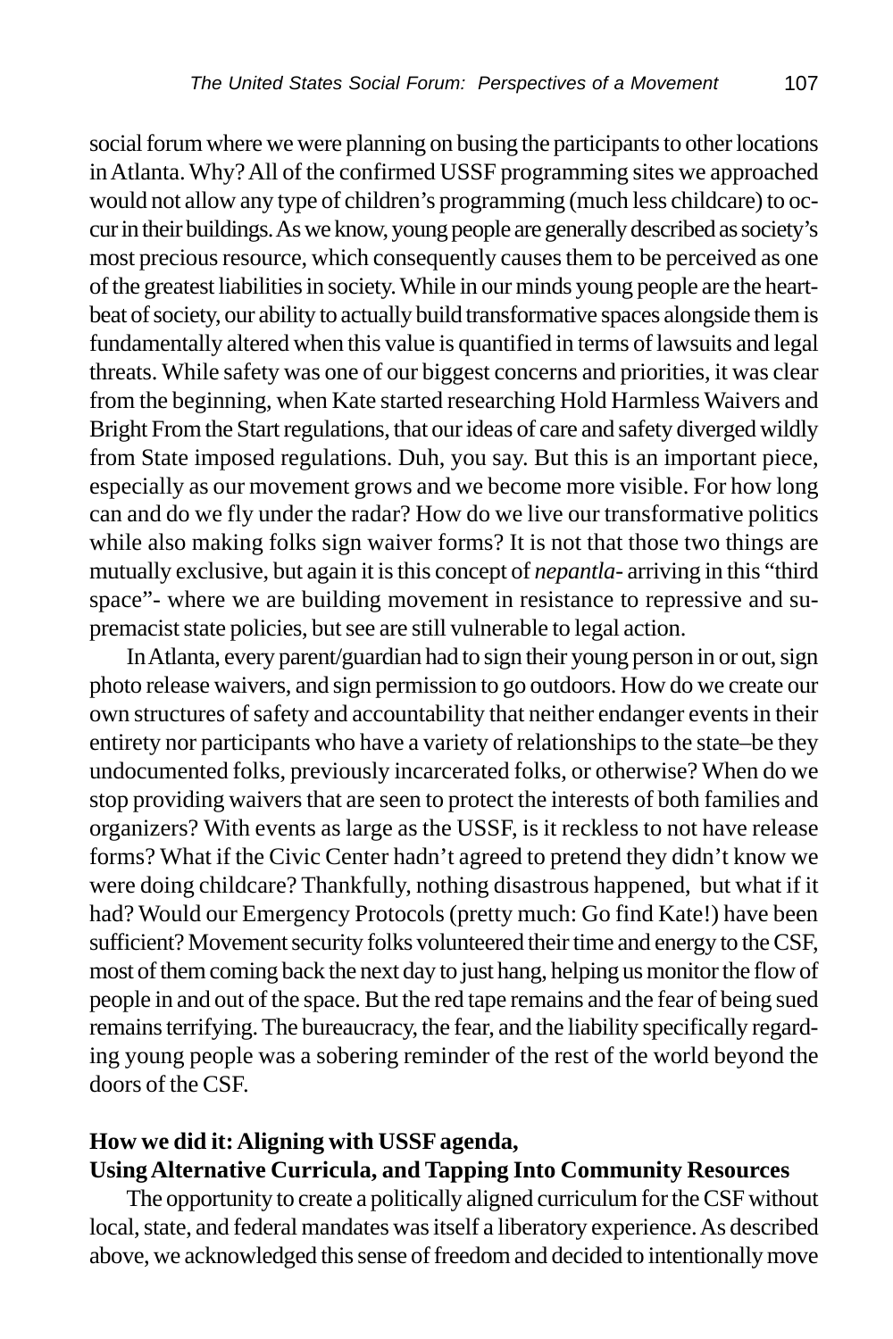social forum where we were planning on busing the participants to other locations in Atlanta. Why? All of the confirmed USSF programming sites we approached would not allow any type of children's programming (much less childcare) to occur in their buildings. As we know, young people are generally described as society's most precious resource, which consequently causes them to be perceived as one of the greatest liabilities in society. While in our minds young people are the heartbeat of society, our ability to actually build transformative spaces alongside them is fundamentally altered when this value is quantified in terms of lawsuits and legal threats. While safety was one of our biggest concerns and priorities, it was clear from the beginning, when Kate started researching Hold Harmless Waivers and Bright From the Start regulations, that our ideas of care and safety diverged wildly from State imposed regulations. Duh, you say. But this is an important piece, especially as our movement grows and we become more visible. For how long can and do we fly under the radar? How do we live our transformative politics while also making folks sign waiver forms? It is not that those two things are mutually exclusive, but again it is this concept of *nepantla*- arriving in this "third space"- where we are building movement in resistance to repressive and supremacist state policies, but see are still vulnerable to legal action.

In Atlanta, every parent/guardian had to sign their young person in or out, sign photo release waivers, and sign permission to go outdoors. How do we create our own structures of safety and accountability that neither endanger events in their entirety nor participants who have a variety of relationships to the state–be they undocumented folks, previously incarcerated folks, or otherwise? When do we stop providing waivers that are seen to protect the interests of both families and organizers? With events as large as the USSF, is it reckless to not have release forms? What if the Civic Center hadn't agreed to pretend they didn't know we were doing childcare? Thankfully, nothing disastrous happened, but what if it had? Would our Emergency Protocols (pretty much: Go find Kate!) have been sufficient? Movement security folks volunteered their time and energy to the CSF, most of them coming back the next day to just hang, helping us monitor the flow of people in and out of the space. But the red tape remains and the fear of being sued remains terrifying. The bureaucracy, the fear, and the liability specifically regarding young people was a sobering reminder of the rest of the world beyond the doors of the CSF.

**How we did it: Aligning with USSF agenda, Using Alternative Curricula, and Tapping Into Community Resources**

The opportunity to create a politically aligned curriculum for the CSF without local, state, and federal mandates was itself a liberatory experience. As described above, we acknowledged this sense of freedom and decided to intentionally move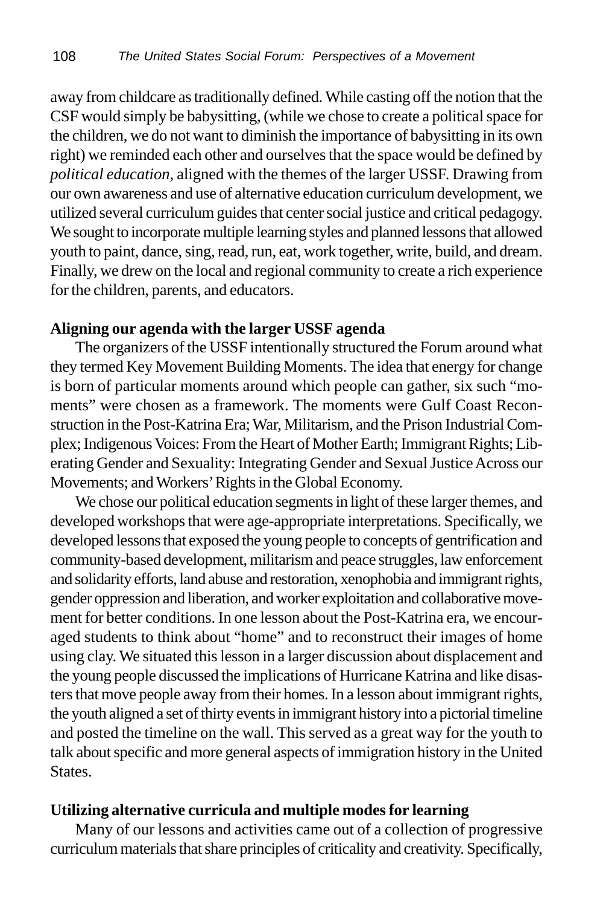away from childcare as traditionally defined. While casting off the notion that the CSF would simply be babysitting, (while we chose to create a political space for the children, we do not want to diminish the importance of babysitting in its own right) we reminded each other and ourselves that the space would be defined by *political education*, aligned with the themes of the larger USSF. Drawing from our own awareness and use of alternative education curriculum development, we utilized several curriculum guides that center social justice and critical pedagogy. We sought to incorporate multiple learning styles and planned lessons that allowed youth to paint, dance, sing, read, run, eat, work together, write, build, and dream. Finally, we drew on the local and regional community to create a rich experience for the children, parents, and educators.

**Aligning our agenda with the larger USSF agenda**

The organizers of the USSF intentionally structured the Forum around what they termed Key Movement Building Moments. The idea that energy for change is born of particular moments around which people can gather, six such "moments" were chosen as a framework. The moments were Gulf Coast Reconstruction in the Post-Katrina Era; War, Militarism, and the Prison Industrial Complex; Indigenous Voices: From the Heart of Mother Earth; Immigrant Rights; Liberating Gender and Sexuality: Integrating Gender and Sexual Justice Across our Movements; and Workers' Rights in the Global Economy.

We chose our political education segments in light of these larger themes, and developed workshops that were age-appropriate interpretations. Specifically, we developed lessons that exposed the young people to concepts of gentrification and community-based development, militarism and peace struggles, law enforcement and solidarity efforts, land abuse and restoration, xenophobia and immigrant rights, gender oppression and liberation, and worker exploitation and collaborative movement for better conditions. In one lesson about the Post-Katrina era, we encouraged students to think about "home" and to reconstruct their images of home using clay. We situated this lesson in a larger discussion about displacement and the young people discussed the implications of Hurricane Katrina and like disasters that move people away from their homes. In a lesson about immigrant rights, the youth aligned a set of thirty events in immigrant history into a pictorial timeline and posted the timeline on the wall. This served as a great way for the youth to talk about specific and more general aspects of immigration history in the United States.

**Utilizing alternative curricula and multiple modes for learning**

Many of our lessons and activities came out of a collection of progressive curriculum materials that share principles of criticality and creativity. Specifically,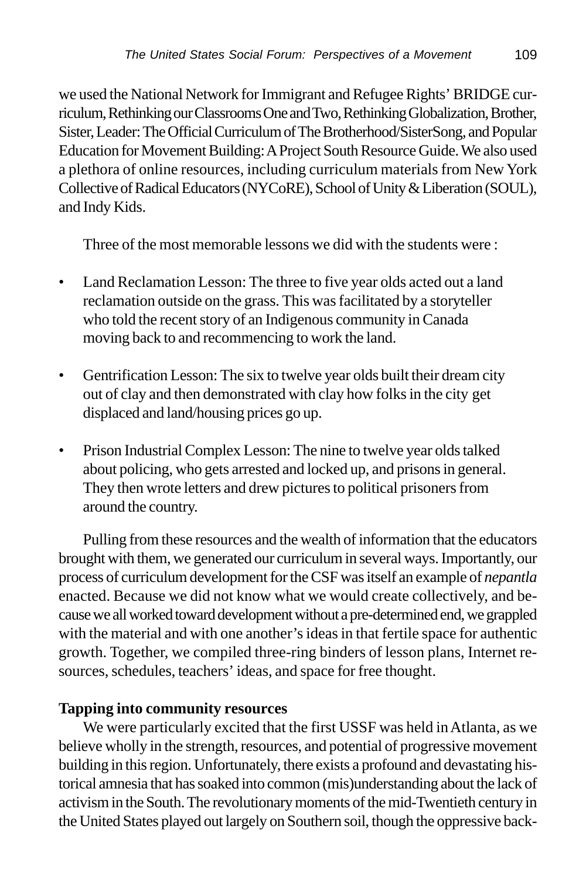we used the National Network for Immigrant and Refugee Rights' BRIDGE curriculum, Rethinking our Classrooms One and Two, Rethinking Globalization, Brother, Sister, Leader: The Official Curriculum of The Brotherhood/SisterSong, and Popular Education for Movement Building: A Project South Resource Guide. We also used a plethora of online resources, including curriculum materials from New York Collective of Radical Educators (NYCoRE), School of Unity & Liberation (SOUL), and Indy Kids.

Three of the most memorable lessons we did with the students were :

- Land Reclamation Lesson: The three to five year olds acted out a land reclamation outside on the grass. This was facilitated by a storyteller who told the recent story of an Indigenous community in Canada moving back to and recommencing to work the land.
- Gentrification Lesson: The six to twelve year olds built their dream city out of clay and then demonstrated with clay how folks in the city get displaced and land/housing prices go up.
- Prison Industrial Complex Lesson: The nine to twelve year olds talked about policing, who gets arrested and locked up, and prisons in general. They then wrote letters and drew pictures to political prisoners from around the country.

Pulling from these resources and the wealth of information that the educators brought with them, we generated our curriculum in several ways. Importantly, our process of curriculum development for the CSF was itself an example of *nepantla* enacted. Because we did not know what we would create collectively, and because we all worked toward development without a pre-determined end, we grappled with the material and with one another's ideas in that fertile space for authentic growth. Together, we compiled three-ring binders of lesson plans, Internet resources, schedules, teachers' ideas, and space for free thought.

**Tapping into community resources**

We were particularly excited that the first USSF was held in Atlanta, as we believe wholly in the strength, resources, and potential of progressive movement building in this region. Unfortunately, there exists a profound and devastating historical amnesia that has soaked into common (mis)understanding about the lack of activism in the South. The revolutionary moments of the mid-Twentieth century in the United States played out largely on Southern soil, though the oppressive back-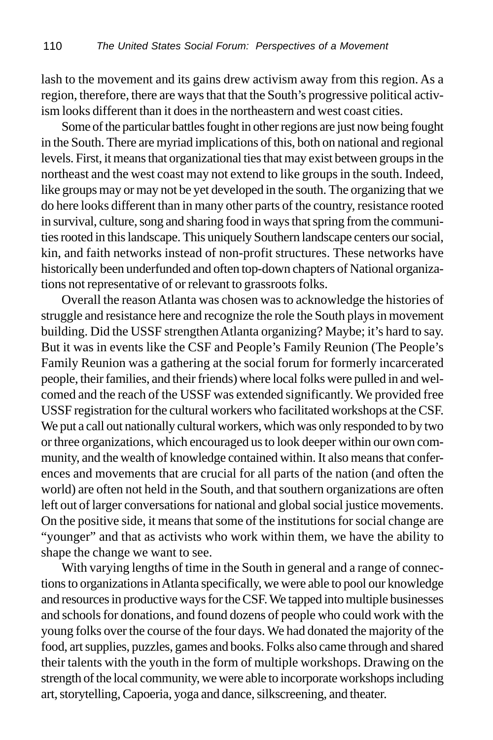lash to the movement and its gains drew activism away from this region. As a region, therefore, there are ways that that the South's progressive political activism looks different than it does in the northeastern and west coast cities.

Some of the particular battles fought in other regions are just now being fought in the South. There are myriad implications of this, both on national and regional levels. First, it means that organizational ties that may exist between groups in the northeast and the west coast may not extend to like groups in the south. Indeed, like groups may or may not be yet developed in the south. The organizing that we do here looks different than in many other parts of the country, resistance rooted in survival, culture, song and sharing food in ways that spring from the communities rooted in this landscape. This uniquely Southern landscape centers our social, kin, and faith networks instead of non-profit structures. These networks have historically been underfunded and often top-down chapters of National organizations not representative of or relevant to grassroots folks.

Overall the reason Atlanta was chosen was to acknowledge the histories of struggle and resistance here and recognize the role the South plays in movement building. Did the USSF strengthen Atlanta organizing? Maybe; it's hard to say. But it was in events like the CSF and People's Family Reunion (The People's Family Reunion was a gathering at the social forum for formerly incarcerated people, their families, and their friends) where local folks were pulled in and welcomed and the reach of the USSF was extended significantly. We provided free USSF registration for the cultural workers who facilitated workshops at the CSF. We put a call out nationally cultural workers, which was only responded to by two or three organizations, which encouraged us to look deeper within our own community, and the wealth of knowledge contained within. It also means that conferences and movements that are crucial for all parts of the nation (and often the world) are often not held in the South, and that southern organizations are often left out of larger conversations for national and global social justice movements. On the positive side, it means that some of the institutions for social change are "younger" and that as activists who work within them, we have the ability to shape the change we want to see.

With varying lengths of time in the South in general and a range of connections to organizations in Atlanta specifically, we were able to pool our knowledge and resources in productive ways for the CSF. We tapped into multiple businesses and schools for donations, and found dozens of people who could work with the young folks over the course of the four days. We had donated the majority of the food, art supplies, puzzles, games and books. Folks also came through and shared their talents with the youth in the form of multiple workshops. Drawing on the strength of the local community, we were able to incorporate workshops including art, storytelling, Capoeria, yoga and dance, silkscreening, and theater.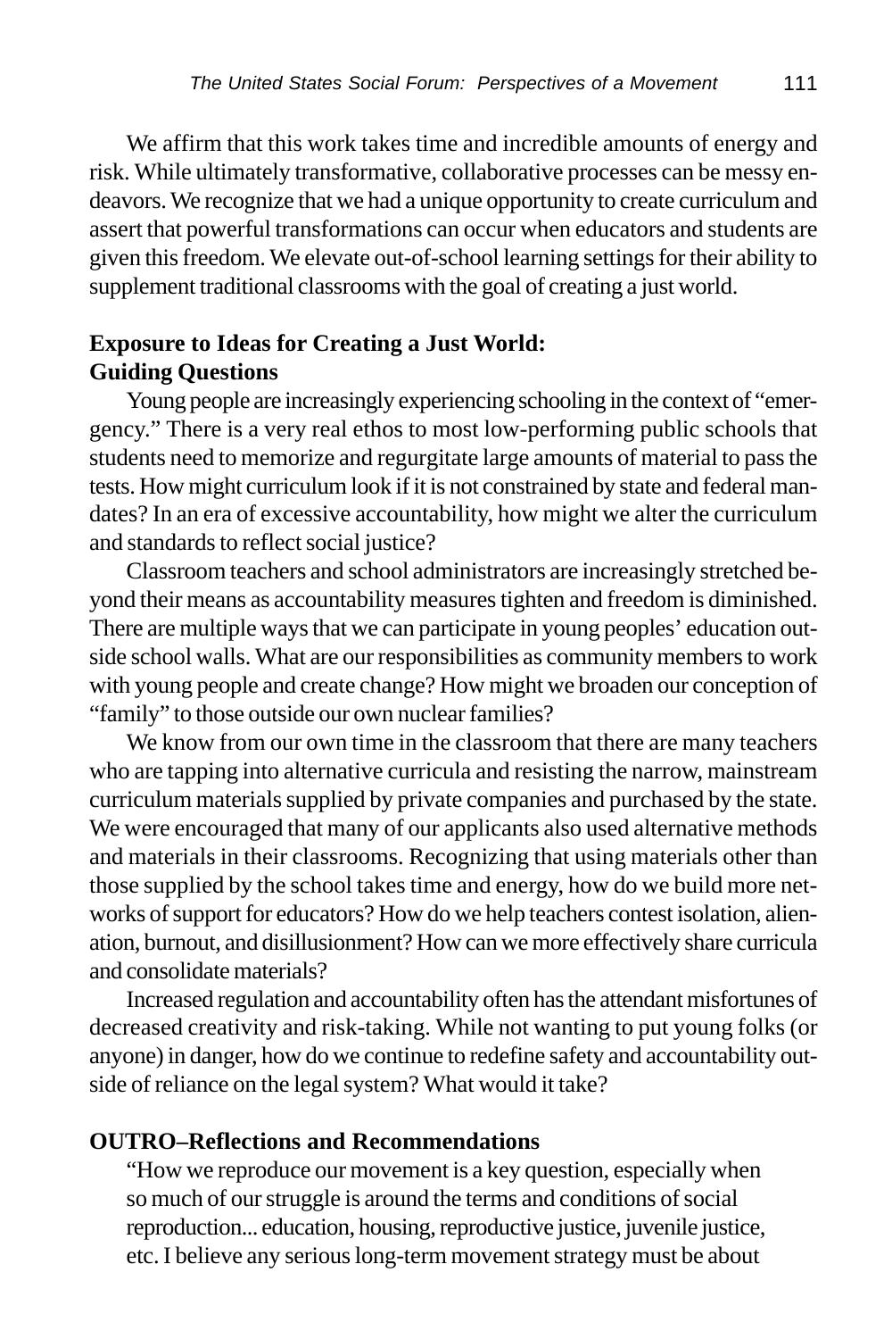We affirm that this work takes time and incredible amounts of energy and risk. While ultimately transformative, collaborative processes can be messy endeavors. We recognize that we had a unique opportunity to create curriculum and assert that powerful transformations can occur when educators and students are given this freedom. We elevate out-of-school learning settings for their ability to supplement traditional classrooms with the goal of creating a just world.

## Exposure to Ideas for Creating a Just World: Guiding Questions

Young people are increasingly experiencing schooling in the context of "emergency." There is a very real ethos to most low-performing public schools that students need to memorize and regurgitate large amounts of material to pass the tests. How might curriculum look if it is not constrained by state and federal mandates? In an era of excessive accountability, how might we alter the curriculum and standards to reflect social justice?

Classroom teachers and school administrators are increasingly stretched beyond their means as accountability measures tighten and freedom is diminished. There are multiple ways that we can participate in young peoples' education outside school walls. What are our responsibilities as community members to work with young people and create change? How might we broaden our conception of "family" to those outside our own nuclear families?

We know from our own time in the classroom that there are many teachers who are tapping into alternative curricula and resisting the narrow, mainstream curriculum materials supplied by private companies and purchased by the state. We were encouraged that many of our applicants also used alternative methods and materials in their classrooms. Recognizing that using materials other than those supplied by the school takes time and energy, how do we build more networks of support for educators? How do we help teachers contest isolation, alienation, burnout, and disillusionment? How can we more effectively share curricula and consolidate materials?

Increased regulation and accountability often has the attendant misfortunes of decreased creativity and risk-taking. While not wanting to put young folks (or anyone) in danger, how do we continue to redefine safety and accountability outside of reliance on the legal system? What would it take?

## OUTRO–Reflections and Recommendations

> "How we reproduce our movement is a key question, especially when so much of our struggle is around the terms and conditions of social reproduction... education, housing, reproductive justice, juvenile justice, etc. I believe any serious long-term movement strategy must be about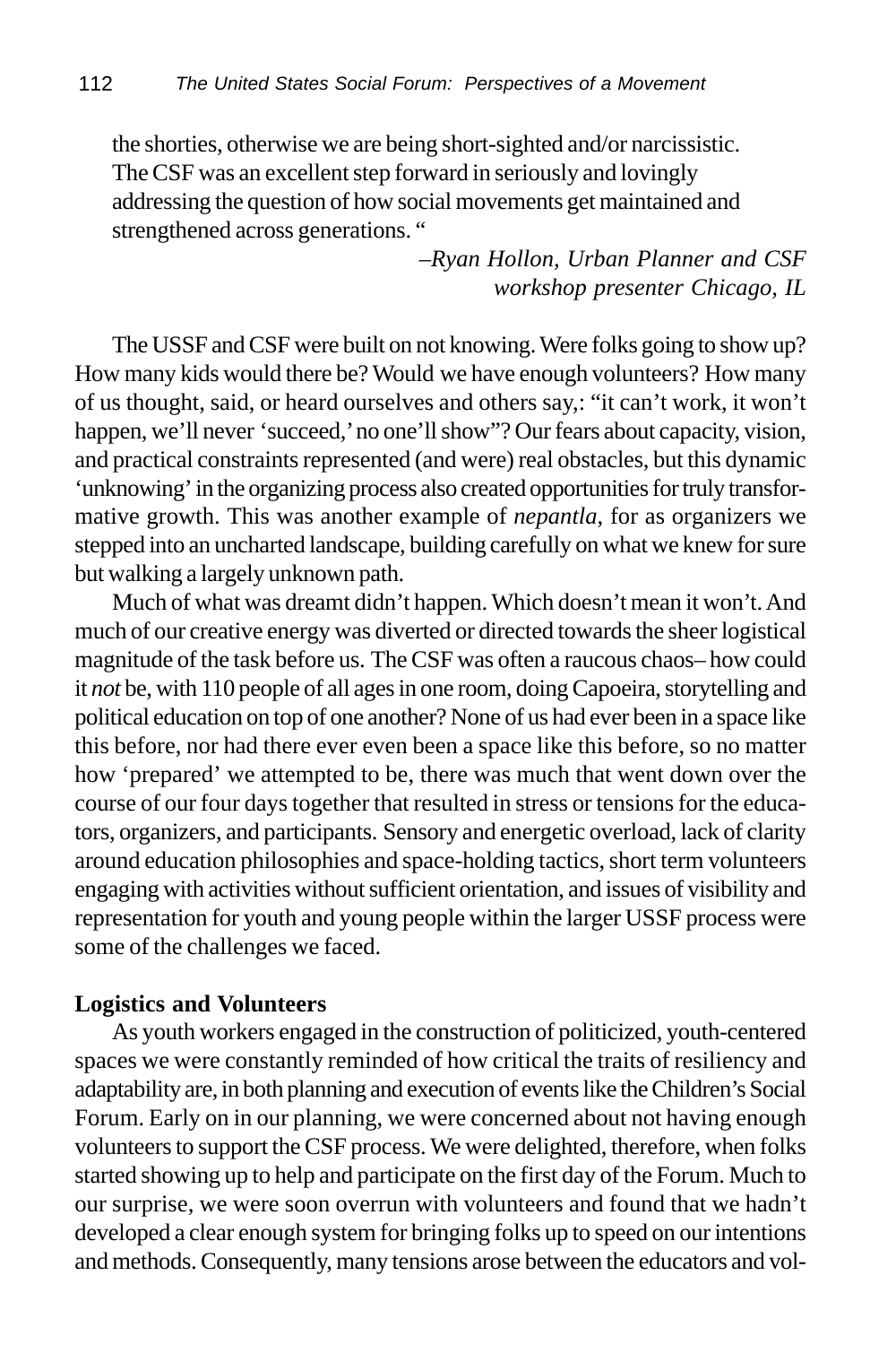the shorties, otherwise we are being short-sighted and/or narcissistic. The CSF was an excellent step forward in seriously and lovingly addressing the question of how social movements get maintained and strengthened across generations. "

*–Ryan Hollon, Urban Planner and CSF workshop presenter Chicago, IL*

The USSF and CSF were built on not knowing. Were folks going to show up? How many kids would there be? Would we have enough volunteers? How many of us thought, said, or heard ourselves and others say,: "it can't work, it won't happen, we'll never 'succeed,' no one'll show"? Our fears about capacity, vision, and practical constraints represented (and were) real obstacles, but this dynamic 'unknowing' in the organizing process also created opportunities for truly transformative growth. This was another example of *nepantla,* for as organizers we stepped into an uncharted landscape, building carefully on what we knew for sure but walking a largely unknown path.

Much of what was dreamt didn't happen. Which doesn't mean it won't. And much of our creative energy was diverted or directed towards the sheer logistical magnitude of the task before us. The CSF was often a raucous chaos– how could it *not* be, with 110 people of all ages in one room, doing Capoeira, storytelling and political education on top of one another? None of us had ever been in a space like this before, nor had there ever even been a space like this before, so no matter how 'prepared' we attempted to be, there was much that went down over the course of our four days together that resulted in stress or tensions for the educators, organizers, and participants. Sensory and energetic overload, lack of clarity around education philosophies and space-holding tactics, short term volunteers engaging with activities without sufficient orientation, and issues of visibility and representation for youth and young people within the larger USSF process were some of the challenges we faced.

**Logistics and Volunteers**

As youth workers engaged in the construction of politicized, youth-centered spaces we were constantly reminded of how critical the traits of resiliency and adaptability are, in both planning and execution of events like the Children's Social Forum. Early on in our planning, we were concerned about not having enough volunteers to support the CSF process. We were delighted, therefore, when folks started showing up to help and participate on the first day of the Forum. Much to our surprise, we were soon overrun with volunteers and found that we hadn't developed a clear enough system for bringing folks up to speed on our intentions and methods. Consequently, many tensions arose between the educators and vol-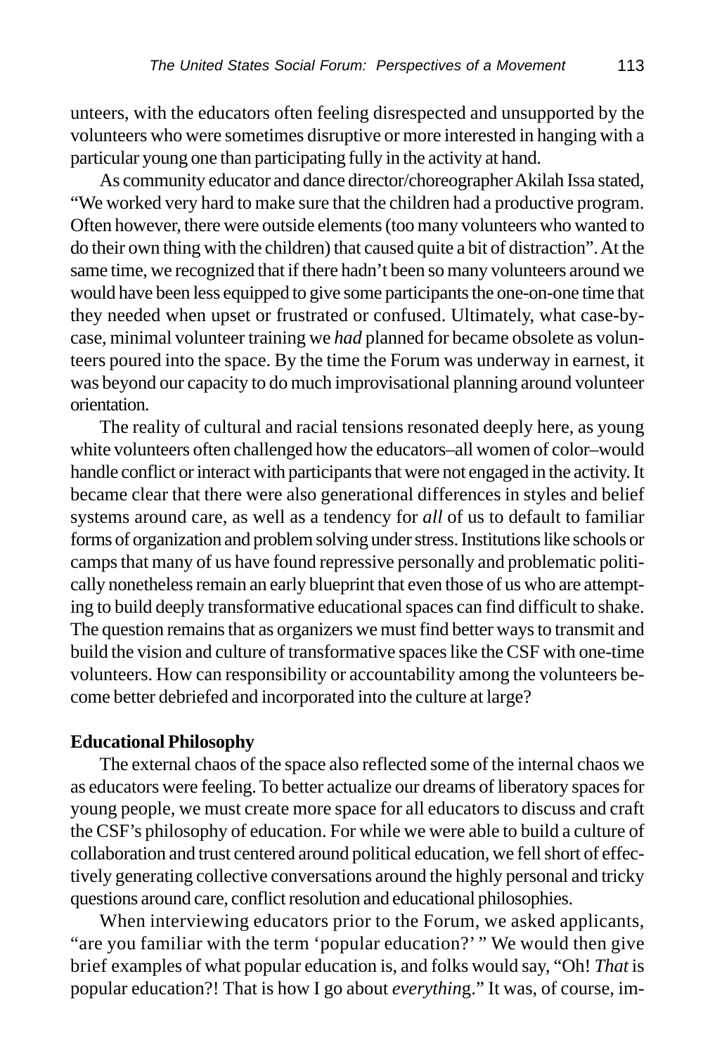unteers, with the educators often feeling disrespected and unsupported by the volunteers who were sometimes disruptive or more interested in hanging with a particular young one than participating fully in the activity at hand.

As community educator and dance director/choreographer Akilah Issa stated, "We worked very hard to make sure that the children had a productive program. Often however, there were outside elements (too many volunteers who wanted to do their own thing with the children) that caused quite a bit of distraction". At the same time, we recognized that if there hadn't been so many volunteers around we would have been less equipped to give some participants the one-on-one time that they needed when upset or frustrated or confused. Ultimately, what case-by-case, minimal volunteer training we *had* planned for became obsolete as volunteers poured into the space. By the time the Forum was underway in earnest, it was beyond our capacity to do much improvisational planning around volunteer orientation.

The reality of cultural and racial tensions resonated deeply here, as young white volunteers often challenged how the educators–all women of color–would handle conflict or interact with participants that were not engaged in the activity. It became clear that there were also generational differences in styles and belief systems around care, as well as a tendency for *all* of us to default to familiar forms of organization and problem solving under stress. Institutions like schools or camps that many of us have found repressive personally and problematic politically nonetheless remain an early blueprint that even those of us who are attempting to build deeply transformative educational spaces can find difficult to shake. The question remains that as organizers we must find better ways to transmit and build the vision and culture of transformative spaces like the CSF with one-time volunteers. How can responsibility or accountability among the volunteers become better debriefed and incorporated into the culture at large?

**Educational Philosophy**

The external chaos of the space also reflected some of the internal chaos we as educators were feeling. To better actualize our dreams of liberatory spaces for young people, we must create more space for all educators to discuss and craft the CSF's philosophy of education. For while we were able to build a culture of collaboration and trust centered around political education, we fell short of effectively generating collective conversations around the highly personal and tricky questions around care, conflict resolution and educational philosophies.

When interviewing educators prior to the Forum, we asked applicants, "are you familiar with the term 'popular education?' " We would then give brief examples of what popular education is, and folks would say, "Oh! *That* is popular education?! That is how I go about *everything*." It was, of course, im-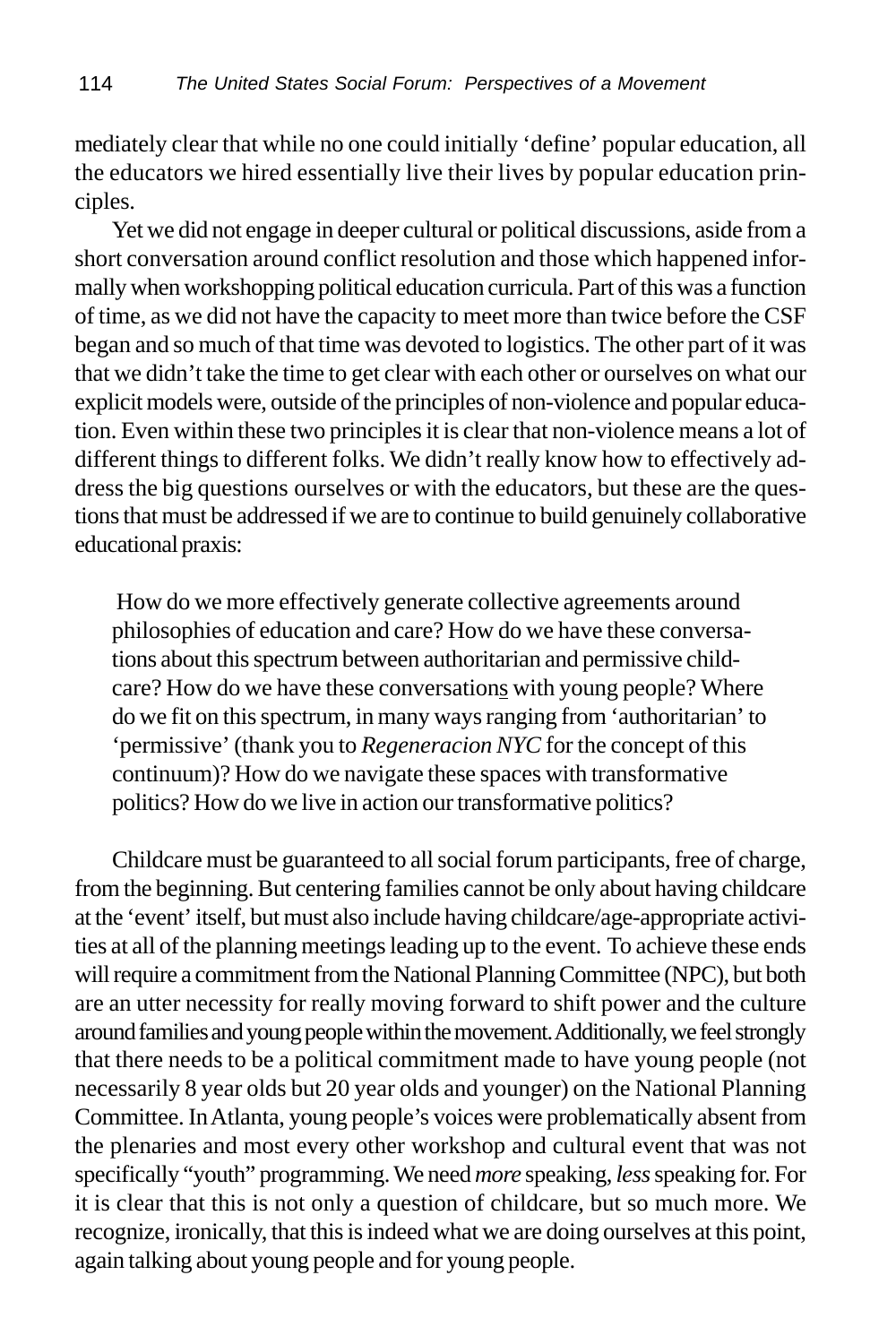mediately clear that while no one could initially 'define' popular education, all the educators we hired essentially live their lives by popular education principles.

Yet we did not engage in deeper cultural or political discussions, aside from a short conversation around conflict resolution and those which happened informally when workshopping political education curricula. Part of this was a function of time, as we did not have the capacity to meet more than twice before the CSF began and so much of that time was devoted to logistics. The other part of it was that we didn't take the time to get clear with each other or ourselves on what our explicit models were, outside of the principles of non-violence and popular education. Even within these two principles it is clear that non-violence means a lot of different things to different folks. We didn't really know how to effectively address the big questions ourselves or with the educators, but these are the questions that must be addressed if we are to continue to build genuinely collaborative educational praxis:

> How do we more effectively generate collective agreements around philosophies of education and care? How do we have these conversations about this spectrum between authoritarian and permissive childcare? How do we have these conversations with young people? Where do we fit on this spectrum, in many ways ranging from 'authoritarian' to 'permissive' (thank you to *Regeneracion NYC* for the concept of this continuum)? How do we navigate these spaces with transformative politics? How do we live in action our transformative politics?

Childcare must be guaranteed to all social forum participants, free of charge, from the beginning. But centering families cannot be only about having childcare at the 'event' itself, but must also include having childcare/age-appropriate activities at all of the planning meetings leading up to the event. To achieve these ends will require a commitment from the National Planning Committee (NPC), but both are an utter necessity for really moving forward to shift power and the culture around families and young people within the movement. Additionally, we feel strongly that there needs to be a political commitment made to have young people (not necessarily 8 year olds but 20 year olds and younger) on the National Planning Committee. In Atlanta, young people's voices were problematically absent from the plenaries and most every other workshop and cultural event that was not specifically "youth" programming. We need *more* speaking, *less* speaking for. For it is clear that this is not only a question of childcare, but so much more. We recognize, ironically, that this is indeed what we are doing ourselves at this point, again talking about young people and for young people.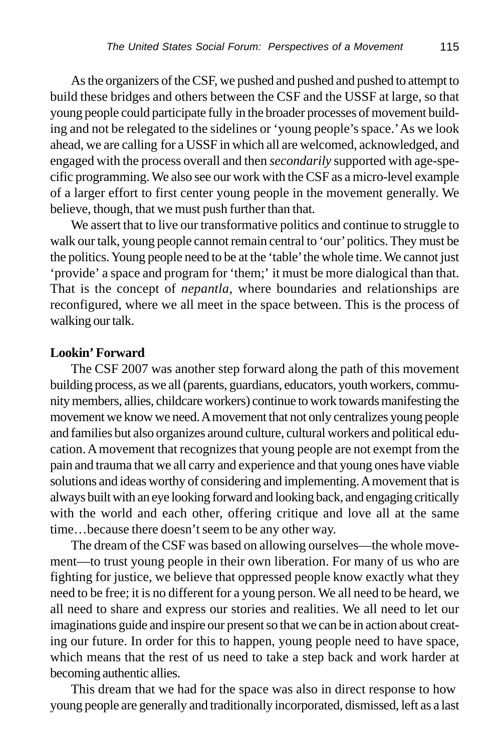As the organizers of the CSF, we pushed and pushed and pushed to attempt to build these bridges and others between the CSF and the USSF at large, so that young people could participate fully in the broader processes of movement building and not be relegated to the sidelines or 'young people's space.' As we look ahead, we are calling for a USSF in which all are welcomed, acknowledged, and engaged with the process overall and then *secondarily* supported with age-specific programming. We also see our work with the CSF as a micro-level example of a larger effort to first center young people in the movement generally. We believe, though, that we must push further than that.

We assert that to live our transformative politics and continue to struggle to walk our talk, young people cannot remain central to 'our' politics. They must be the politics. Young people need to be at the 'table' the whole time. We cannot just 'provide' a space and program for 'them;' it must be more dialogical than that. That is the concept of *nepantla,* where boundaries and relationships are reconfigured, where we all meet in the space between. This is the process of walking our talk.

**Lookin' Forward**

The CSF 2007 was another step forward along the path of this movement building process, as we all (parents, guardians, educators, youth workers, community members, allies, childcare workers) continue to work towards manifesting the movement we know we need. A movement that not only centralizes young people and families but also organizes around culture, cultural workers and political education. A movement that recognizes that young people are not exempt from the pain and trauma that we all carry and experience and that young ones have viable solutions and ideas worthy of considering and implementing. A movement that is always built with an eye looking forward and looking back, and engaging critically with the world and each other, offering critique and love all at the same time…because there doesn't seem to be any other way.

The dream of the CSF was based on allowing ourselves—the whole movement—to trust young people in their own liberation. For many of us who are fighting for justice, we believe that oppressed people know exactly what they need to be free; it is no different for a young person. We all need to be heard, we all need to share and express our stories and realities. We all need to let our imaginations guide and inspire our present so that we can be in action about creating our future. In order for this to happen, young people need to have space, which means that the rest of us need to take a step back and work harder at becoming authentic allies.

This dream that we had for the space was also in direct response to how young people are generally and traditionally incorporated, dismissed, left as a last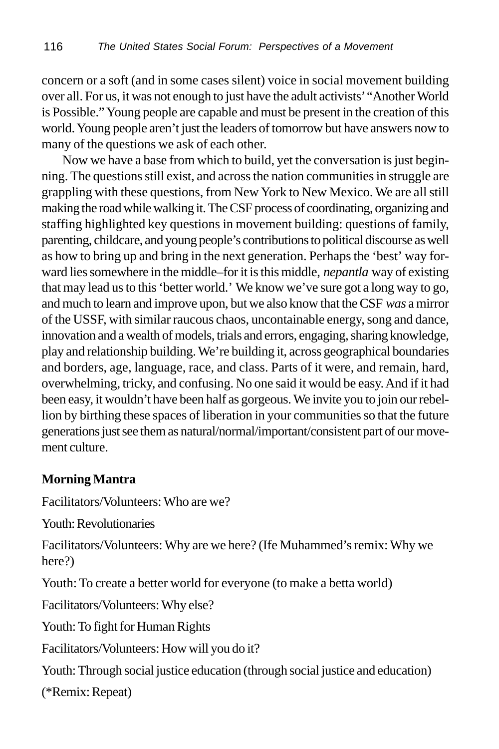concern or a soft (and in some cases silent) voice in social movement building over all. For us, it was not enough to just have the adult activists' "Another World is Possible." Young people are capable and must be present in the creation of this world. Young people aren't just the leaders of tomorrow but have answers now to many of the questions we ask of each other.

Now we have a base from which to build, yet the conversation is just beginning. The questions still exist, and across the nation communities in struggle are grappling with these questions, from New York to New Mexico. We are all still making the road while walking it. The CSF process of coordinating, organizing and staffing highlighted key questions in movement building: questions of family, parenting, childcare, and young people's contributions to political discourse as well as how to bring up and bring in the next generation. Perhaps the 'best' way forward lies somewhere in the middle–for it is this middle, *nepantla* way of existing that may lead us to this 'better world.' We know we've sure got a long way to go, and much to learn and improve upon, but we also know that the CSF *was* a mirror of the USSF, with similar raucous chaos, uncontainable energy, song and dance, innovation and a wealth of models, trials and errors, engaging, sharing knowledge, play and relationship building. We're building it, across geographical boundaries and borders, age, language, race, and class. Parts of it were, and remain, hard, overwhelming, tricky, and confusing. No one said it would be easy. And if it had been easy, it wouldn't have been half as gorgeous. We invite you to join our rebellion by birthing these spaces of liberation in your communities so that the future generations just see them as natural/normal/important/consistent part of our movement culture.

**Morning Mantra**

Facilitators/Volunteers: Who are we?

Youth: Revolutionaries

Facilitators/Volunteers: Why are we here? (Ife Muhammed's remix: Why we here?)

Youth: To create a better world for everyone (to make a betta world)

Facilitators/Volunteers: Why else?

Youth: To fight for Human Rights

Facilitators/Volunteers: How will you do it?

Youth: Through social justice education (through social justice and education)

(*Remix: Repeat)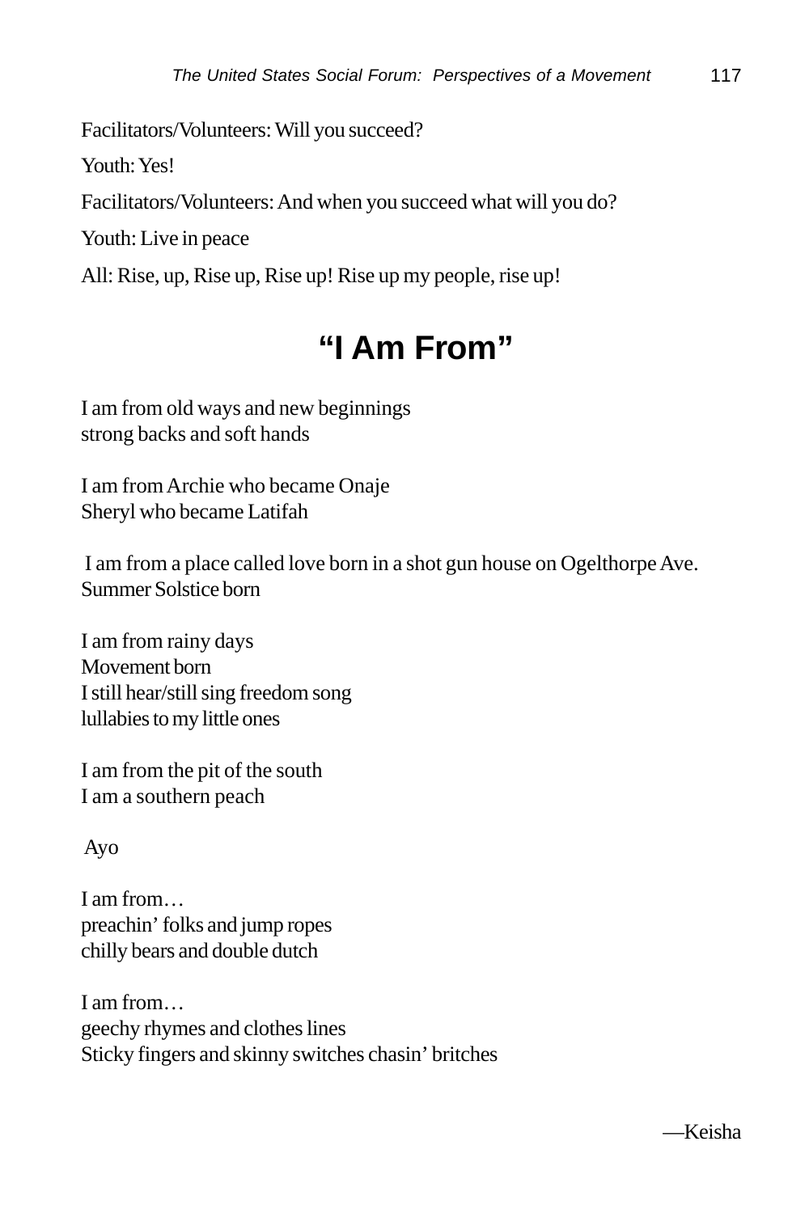Facilitators/Volunteers: Will you succeed?

Youth: Yes!

Facilitators/Volunteers: And when you succeed what will you do?

Youth: Live in peace

All: Rise, up, Rise up, Rise up! Rise up my people, rise up!

# "I Am From"

I am from old ways and new beginnings
strong backs and soft hands

I am from Archie who became Onaje
Sheryl who became Latifah

I am from a place called love born in a shot gun house on Ogelthorpe Ave.
Summer Solstice born

I am from rainy days
Movement born
I still hear/still sing freedom song
lullabies to my little ones

I am from the pit of the south
I am a southern peach

Ayo

I am from…
preachin' folks and jump ropes
chilly bears and double dutch

I am from…
geechy rhymes and clothes lines
Sticky fingers and skinny switches chasin' britches

—Keisha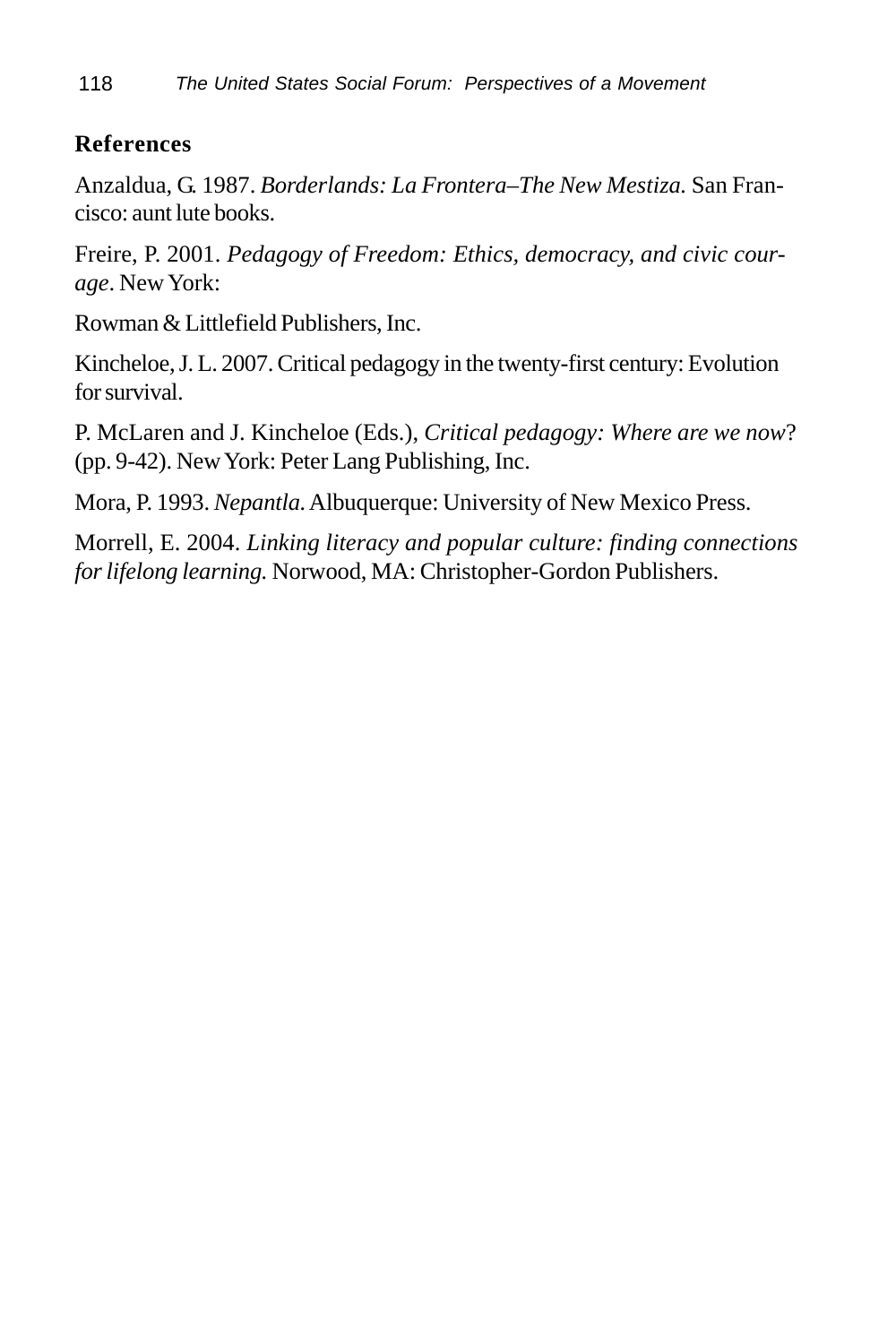## References

Anzaldua, G. 1987. *Borderlands: La Frontera–The New Mestiza.* San Francisco: aunt lute books.

Freire, P. 2001. *Pedagogy of Freedom: Ethics, democracy, and civic courage*. New York:

Rowman & Littlefield Publishers, Inc.

Kincheloe, J. L. 2007. Critical pedagogy in the twenty-first century: Evolution for survival.

P. McLaren and J. Kincheloe (Eds.), *Critical pedagogy: Where are we now*? (pp. 9-42). New York: Peter Lang Publishing, Inc.

Mora, P. 1993. *Nepantla*. Albuquerque: University of New Mexico Press.

Morrell, E. 2004. *Linking literacy and popular culture: finding connections for lifelong learning.* Norwood, MA: Christopher-Gordon Publishers.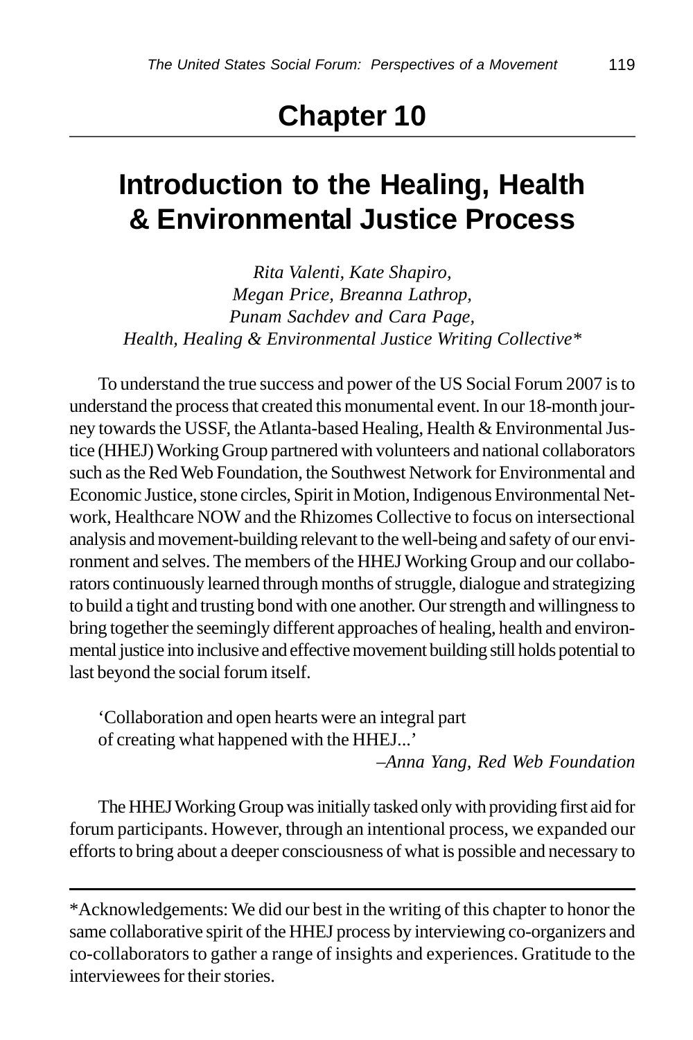# Chapter 10

## Introduction to the Healing, Health & Environmental Justice Process

*Rita Valenti, Kate Shapiro,*
*Megan Price, Breanna Lathrop,*
*Punam Sachdev and Cara Page,*
*Health, Healing & Environmental Justice Writing Collective**

To understand the true success and power of the US Social Forum 2007 is to understand the process that created this monumental event. In our 18-month journey towards the USSF, the Atlanta-based Healing, Health & Environmental Justice (HHEJ) Working Group partnered with volunteers and national collaborators such as the Red Web Foundation, the Southwest Network for Environmental and Economic Justice, stone circles, Spirit in Motion, Indigenous Environmental Network, Healthcare NOW and the Rhizomes Collective to focus on intersectional analysis and movement-building relevant to the well-being and safety of our environment and selves. The members of the HHEJ Working Group and our collaborators continuously learned through months of struggle, dialogue and strategizing to build a tight and trusting bond with one another. Our strength and willingness to bring together the seemingly different approaches of healing, health and environmental justice into inclusive and effective movement building still holds potential to last beyond the social forum itself.

> 'Collaboration and open hearts were an integral part of creating what happened with the HHEJ...'
>
> –*Anna Yang, Red Web Foundation*

The HHEJ Working Group was initially tasked only with providing first aid for forum participants. However, through an intentional process, we expanded our efforts to bring about a deeper consciousness of what is possible and necessary to

---

*Acknowledgements: We did our best in the writing of this chapter to honor the same collaborative spirit of the HHEJ process by interviewing co-organizers and co-collaborators to gather a range of insights and experiences. Gratitude to the interviewees for their stories.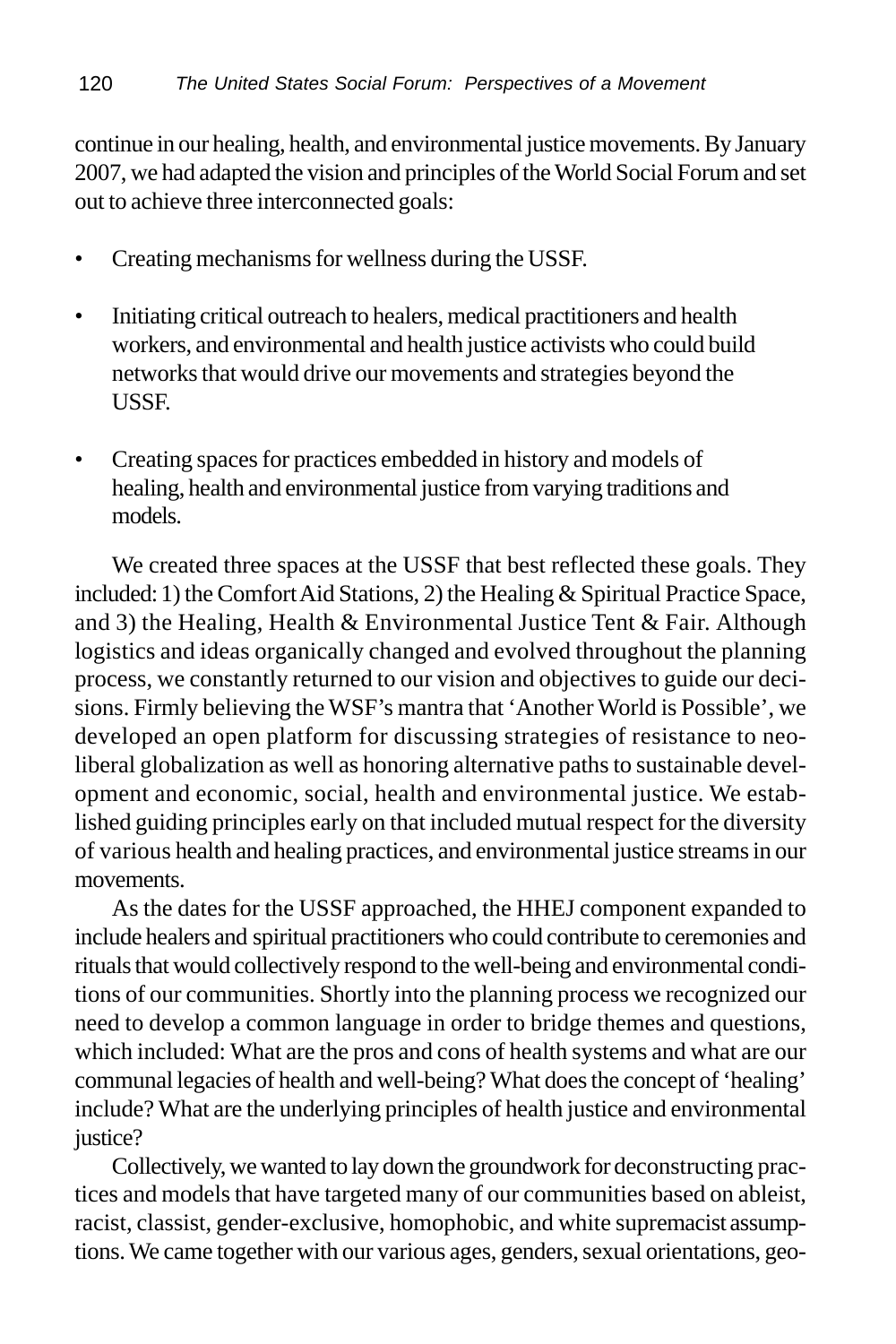continue in our healing, health, and environmental justice movements. By January 2007, we had adapted the vision and principles of the World Social Forum and set out to achieve three interconnected goals:

- Creating mechanisms for wellness during the USSF.
- Initiating critical outreach to healers, medical practitioners and health workers, and environmental and health justice activists who could build networks that would drive our movements and strategies beyond the USSF.
- Creating spaces for practices embedded in history and models of healing, health and environmental justice from varying traditions and models.

We created three spaces at the USSF that best reflected these goals. They included: 1) the Comfort Aid Stations, 2) the Healing & Spiritual Practice Space, and 3) the Healing, Health & Environmental Justice Tent & Fair. Although logistics and ideas organically changed and evolved throughout the planning process, we constantly returned to our vision and objectives to guide our decisions. Firmly believing the WSF's mantra that 'Another World is Possible', we developed an open platform for discussing strategies of resistance to neoliberal globalization as well as honoring alternative paths to sustainable development and economic, social, health and environmental justice. We established guiding principles early on that included mutual respect for the diversity of various health and healing practices, and environmental justice streams in our movements.

As the dates for the USSF approached, the HHEJ component expanded to include healers and spiritual practitioners who could contribute to ceremonies and rituals that would collectively respond to the well-being and environmental conditions of our communities. Shortly into the planning process we recognized our need to develop a common language in order to bridge themes and questions, which included: What are the pros and cons of health systems and what are our communal legacies of health and well-being? What does the concept of 'healing' include? What are the underlying principles of health justice and environmental justice?

Collectively, we wanted to lay down the groundwork for deconstructing practices and models that have targeted many of our communities based on ableist, racist, classist, gender-exclusive, homophobic, and white supremacist assumptions. We came together with our various ages, genders, sexual orientations, geo-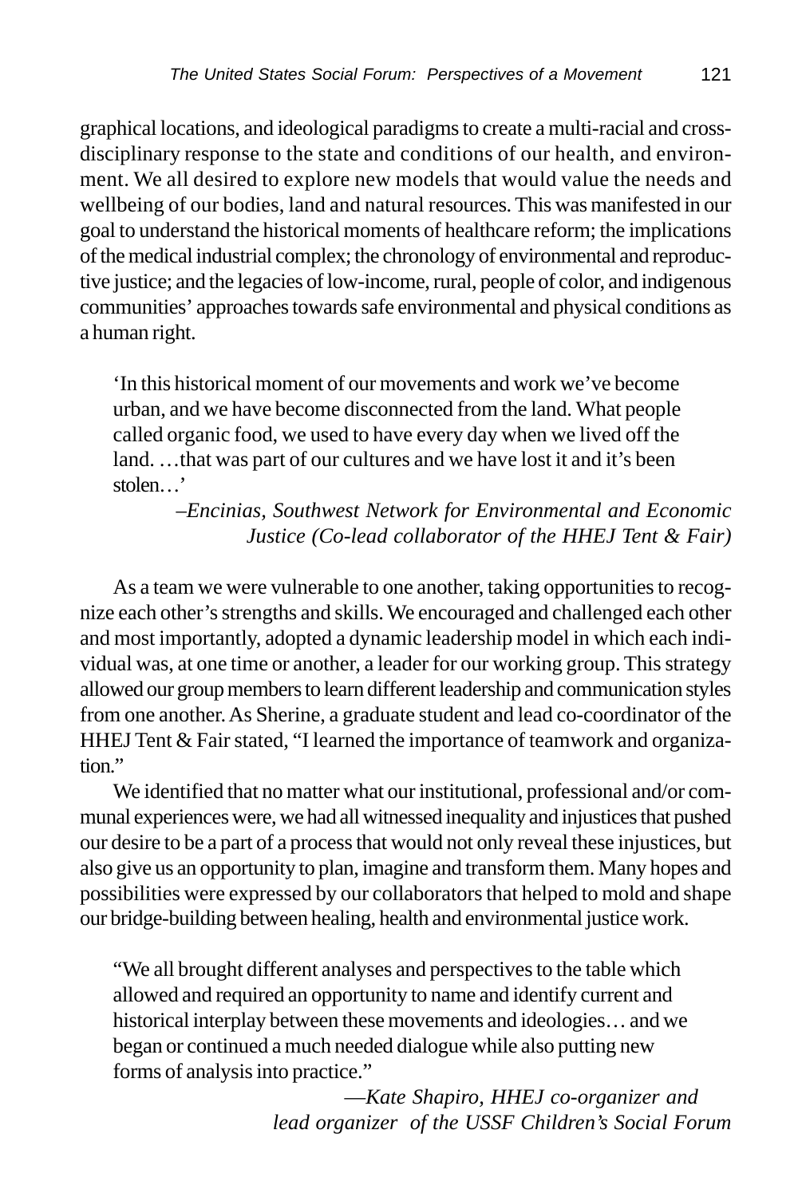graphical locations, and ideological paradigms to create a multi-racial and cross-disciplinary response to the state and conditions of our health, and environment. We all desired to explore new models that would value the needs and wellbeing of our bodies, land and natural resources. This was manifested in our goal to understand the historical moments of healthcare reform; the implications of the medical industrial complex; the chronology of environmental and reproductive justice; and the legacies of low-income, rural, people of color, and indigenous communities' approaches towards safe environmental and physical conditions as a human right.

> 'In this historical moment of our movements and work we've become urban, and we have become disconnected from the land. What people called organic food, we used to have every day when we lived off the land. …that was part of our cultures and we have lost it and it's been stolen…'
>
> –*Encinias, Southwest Network for Environmental and Economic Justice (Co-lead collaborator of the HHEJ Tent & Fair)*

As a team we were vulnerable to one another, taking opportunities to recognize each other's strengths and skills. We encouraged and challenged each other and most importantly, adopted a dynamic leadership model in which each individual was, at one time or another, a leader for our working group. This strategy allowed our group members to learn different leadership and communication styles from one another. As Sherine, a graduate student and lead co-coordinator of the HHEJ Tent & Fair stated, "I learned the importance of teamwork and organization."

We identified that no matter what our institutional, professional and/or communal experiences were, we had all witnessed inequality and injustices that pushed our desire to be a part of a process that would not only reveal these injustices, but also give us an opportunity to plan, imagine and transform them. Many hopes and possibilities were expressed by our collaborators that helped to mold and shape our bridge-building between healing, health and environmental justice work.

> "We all brought different analyses and perspectives to the table which allowed and required an opportunity to name and identify current and historical interplay between these movements and ideologies… and we began or continued a much needed dialogue while also putting new forms of analysis into practice."
>
> —*Kate Shapiro, HHEJ co-organizer and lead organizer of the USSF Children's Social Forum*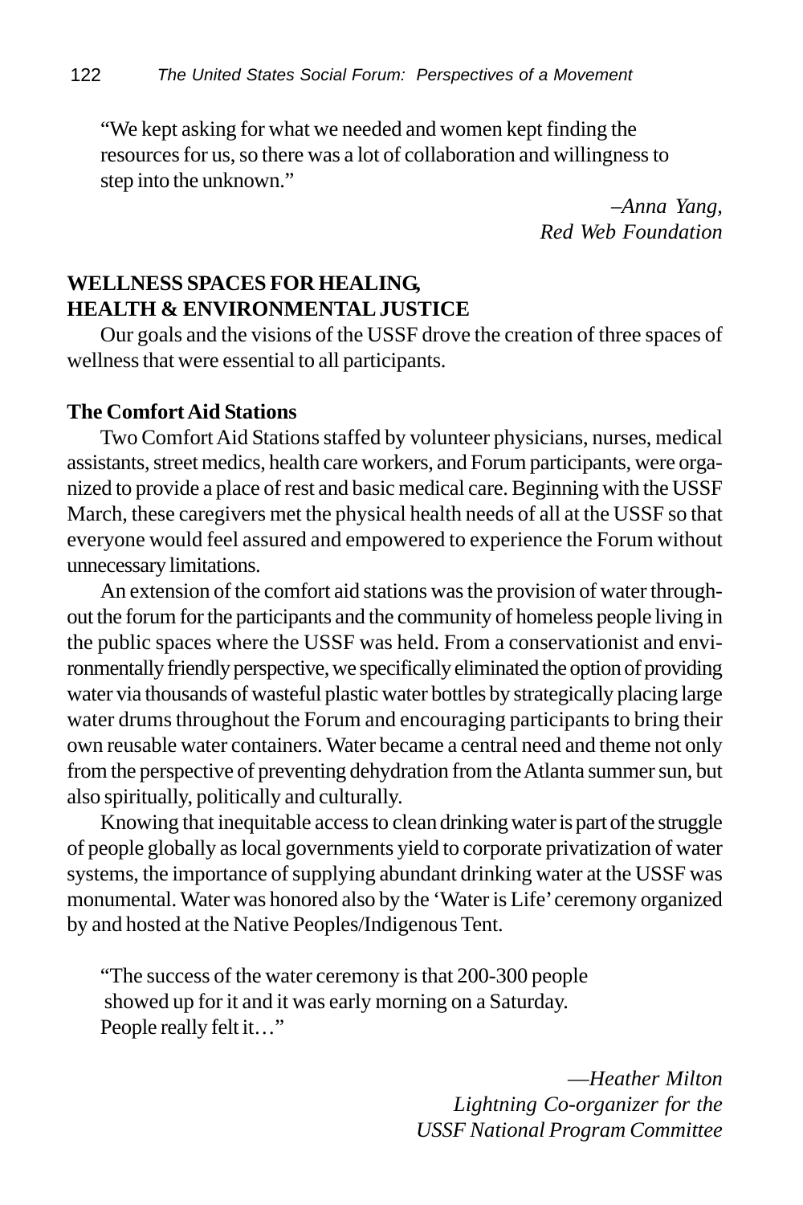"We kept asking for what we needed and women kept finding the resources for us, so there was a lot of collaboration and willingness to step into the unknown."

*–Anna Yang,*
*Red Web Foundation*

## WELLNESS SPACES FOR HEALING, HEALTH & ENVIRONMENTAL JUSTICE

Our goals and the visions of the USSF drove the creation of three spaces of wellness that were essential to all participants.

### The Comfort Aid Stations

Two Comfort Aid Stations staffed by volunteer physicians, nurses, medical assistants, street medics, health care workers, and Forum participants, were organized to provide a place of rest and basic medical care. Beginning with the USSF March, these caregivers met the physical health needs of all at the USSF so that everyone would feel assured and empowered to experience the Forum without unnecessary limitations.

An extension of the comfort aid stations was the provision of water throughout the forum for the participants and the community of homeless people living in the public spaces where the USSF was held. From a conservationist and environmentally friendly perspective, we specifically eliminated the option of providing water via thousands of wasteful plastic water bottles by strategically placing large water drums throughout the Forum and encouraging participants to bring their own reusable water containers. Water became a central need and theme not only from the perspective of preventing dehydration from the Atlanta summer sun, but also spiritually, politically and culturally.

Knowing that inequitable access to clean drinking water is part of the struggle of people globally as local governments yield to corporate privatization of water systems, the importance of supplying abundant drinking water at the USSF was monumental. Water was honored also by the 'Water is Life' ceremony organized by and hosted at the Native Peoples/Indigenous Tent.

"The success of the water ceremony is that 200-300 people showed up for it and it was early morning on a Saturday. People really felt it…"

*—Heather Milton*
*Lightning Co-organizer for the*
*USSF National Program Committee*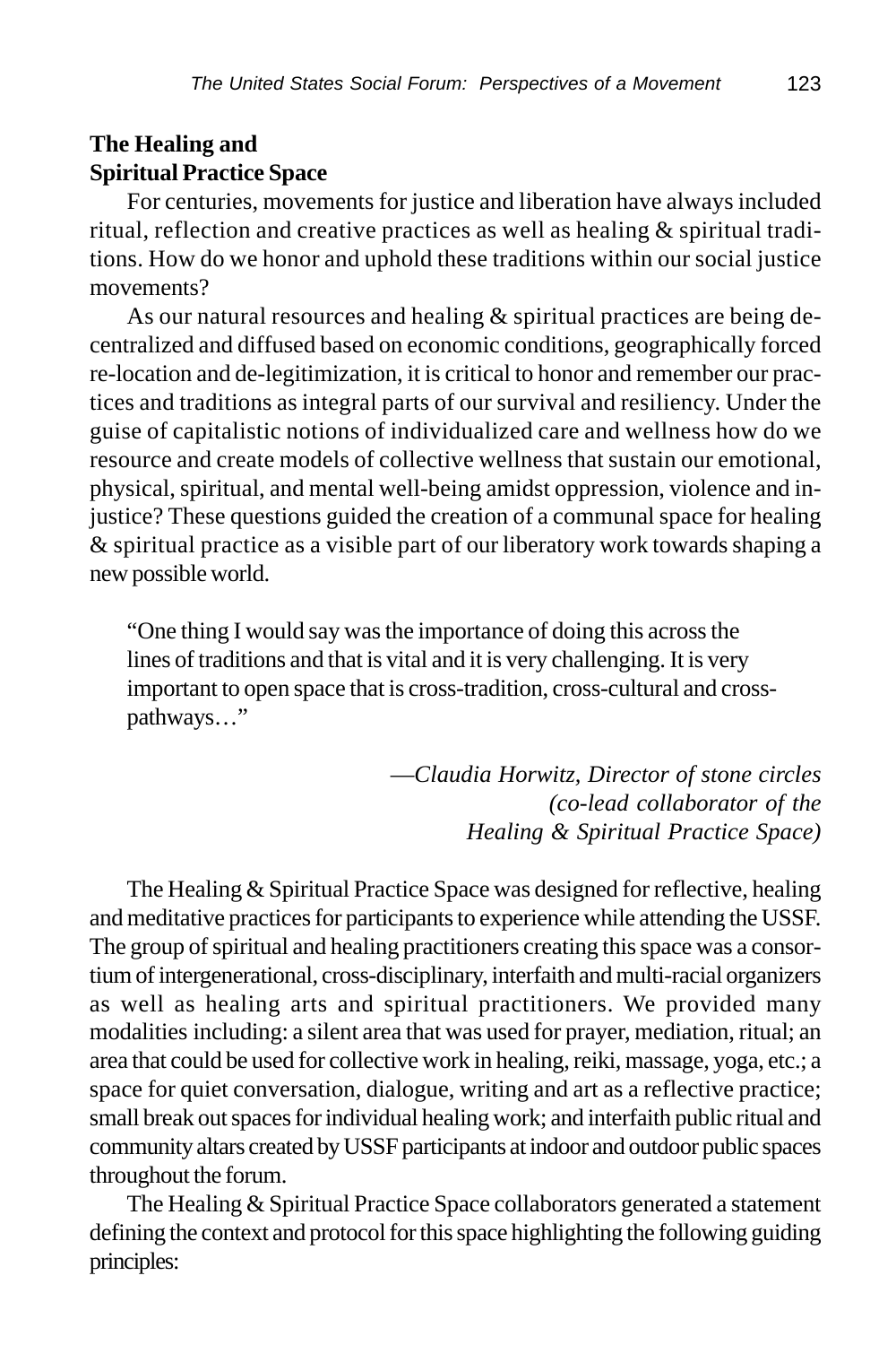**The Healing and Spiritual Practice Space**

For centuries, movements for justice and liberation have always included ritual, reflection and creative practices as well as healing & spiritual traditions. How do we honor and uphold these traditions within our social justice movements?

As our natural resources and healing & spiritual practices are being decentralized and diffused based on economic conditions, geographically forced re-location and de-legitimization, it is critical to honor and remember our practices and traditions as integral parts of our survival and resiliency. Under the guise of capitalistic notions of individualized care and wellness how do we resource and create models of collective wellness that sustain our emotional, physical, spiritual, and mental well-being amidst oppression, violence and injustice? These questions guided the creation of a communal space for healing & spiritual practice as a visible part of our liberatory work towards shaping a new possible world.

> "One thing I would say was the importance of doing this across the lines of traditions and that is vital and it is very challenging. It is very important to open space that is cross-tradition, cross-cultural and cross-pathways…"
>
> —*Claudia Horwitz, Director of stone circles (co-lead collaborator of the Healing & Spiritual Practice Space)*

The Healing & Spiritual Practice Space was designed for reflective, healing and meditative practices for participants to experience while attending the USSF. The group of spiritual and healing practitioners creating this space was a consortium of intergenerational, cross-disciplinary, interfaith and multi-racial organizers as well as healing arts and spiritual practitioners. We provided many modalities including: a silent area that was used for prayer, mediation, ritual; an area that could be used for collective work in healing, reiki, massage, yoga, etc.; a space for quiet conversation, dialogue, writing and art as a reflective practice; small break out spaces for individual healing work; and interfaith public ritual and community altars created by USSF participants at indoor and outdoor public spaces throughout the forum.

The Healing & Spiritual Practice Space collaborators generated a statement defining the context and protocol for this space highlighting the following guiding principles: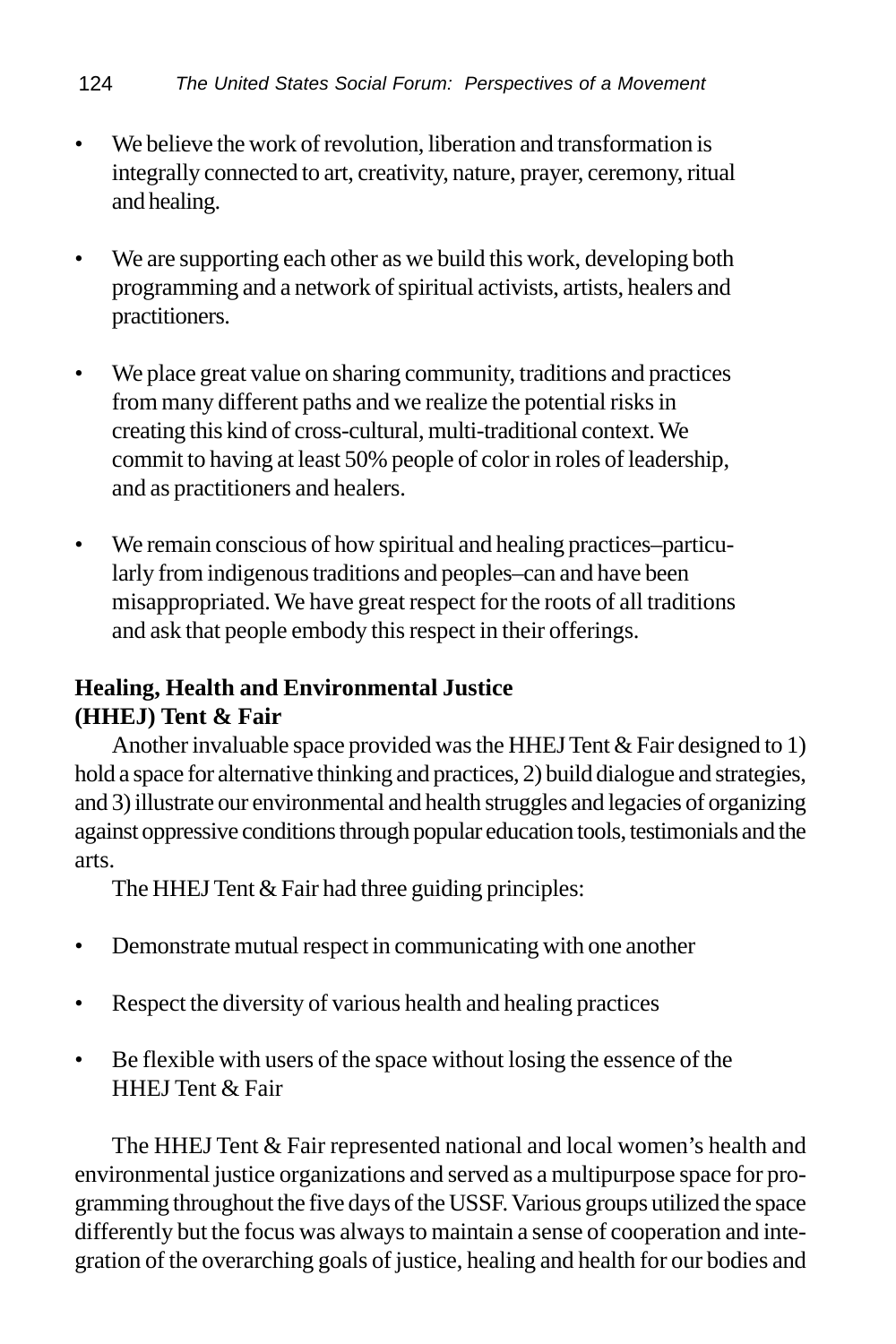- We believe the work of revolution, liberation and transformation is integrally connected to art, creativity, nature, prayer, ceremony, ritual and healing.
- We are supporting each other as we build this work, developing both programming and a network of spiritual activists, artists, healers and practitioners.
- We place great value on sharing community, traditions and practices from many different paths and we realize the potential risks in creating this kind of cross-cultural, multi-traditional context. We commit to having at least 50% people of color in roles of leadership, and as practitioners and healers.
- We remain conscious of how spiritual and healing practices–particularly from indigenous traditions and peoples–can and have been misappropriated. We have great respect for the roots of all traditions and ask that people embody this respect in their offerings.

### Healing, Health and Environmental Justice (HHEJ) Tent & Fair

Another invaluable space provided was the HHEJ Tent & Fair designed to 1) hold a space for alternative thinking and practices, 2) build dialogue and strategies, and 3) illustrate our environmental and health struggles and legacies of organizing against oppressive conditions through popular education tools, testimonials and the arts.

The HHEJ Tent & Fair had three guiding principles:

- Demonstrate mutual respect in communicating with one another
- Respect the diversity of various health and healing practices
- Be flexible with users of the space without losing the essence of the HHEJ Tent & Fair

The HHEJ Tent & Fair represented national and local women's health and environmental justice organizations and served as a multipurpose space for programming throughout the five days of the USSF. Various groups utilized the space differently but the focus was always to maintain a sense of cooperation and integration of the overarching goals of justice, healing and health for our bodies and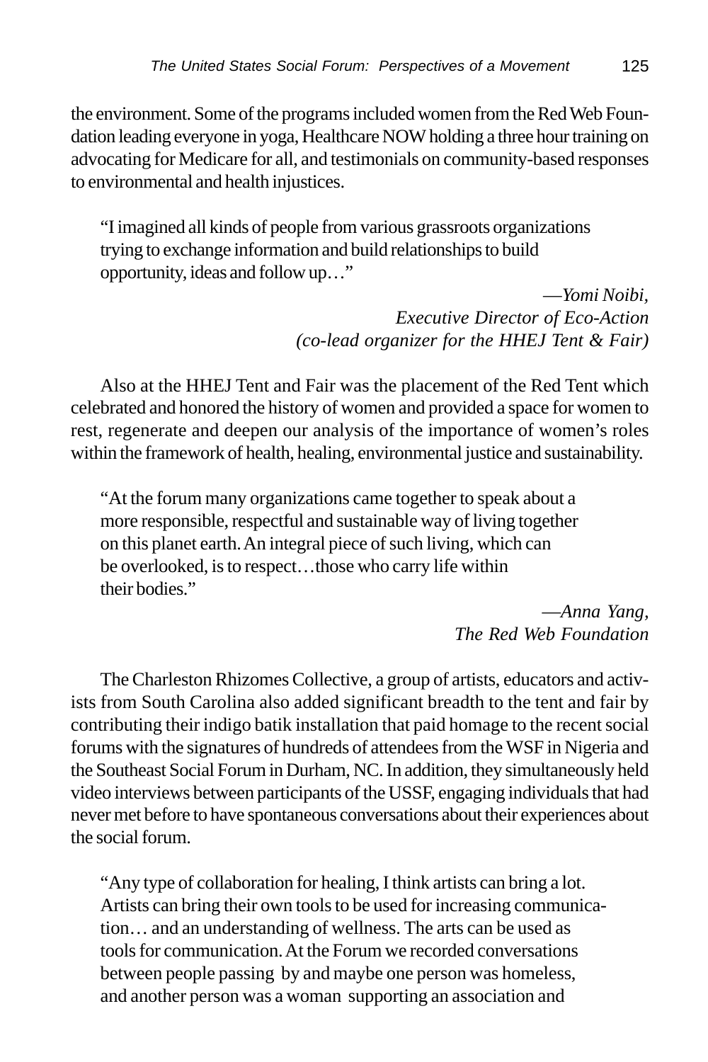the environment. Some of the programs included women from the Red Web Foundation leading everyone in yoga, Healthcare NOW holding a three hour training on advocating for Medicare for all, and testimonials on community-based responses to environmental and health injustices.

> "I imagined all kinds of people from various grassroots organizations trying to exchange information and build relationships to build opportunity, ideas and follow up…"
>
> —*Yomi Noibi, Executive Director of Eco-Action (co-lead organizer for the HHEJ Tent & Fair)*

Also at the HHEJ Tent and Fair was the placement of the Red Tent which celebrated and honored the history of women and provided a space for women to rest, regenerate and deepen our analysis of the importance of women's roles within the framework of health, healing, environmental justice and sustainability.

> "At the forum many organizations came together to speak about a more responsible, respectful and sustainable way of living together on this planet earth. An integral piece of such living, which can be overlooked, is to respect…those who carry life within their bodies."
>
> —*Anna Yang, The Red Web Foundation*

The Charleston Rhizomes Collective, a group of artists, educators and activists from South Carolina also added significant breadth to the tent and fair by contributing their indigo batik installation that paid homage to the recent social forums with the signatures of hundreds of attendees from the WSF in Nigeria and the Southeast Social Forum in Durham, NC. In addition, they simultaneously held video interviews between participants of the USSF, engaging individuals that had never met before to have spontaneous conversations about their experiences about the social forum.

> "Any type of collaboration for healing, I think artists can bring a lot. Artists can bring their own tools to be used for increasing communication… and an understanding of wellness. The arts can be used as tools for communication. At the Forum we recorded conversations between people passing by and maybe one person was homeless, and another person was a woman supporting an association and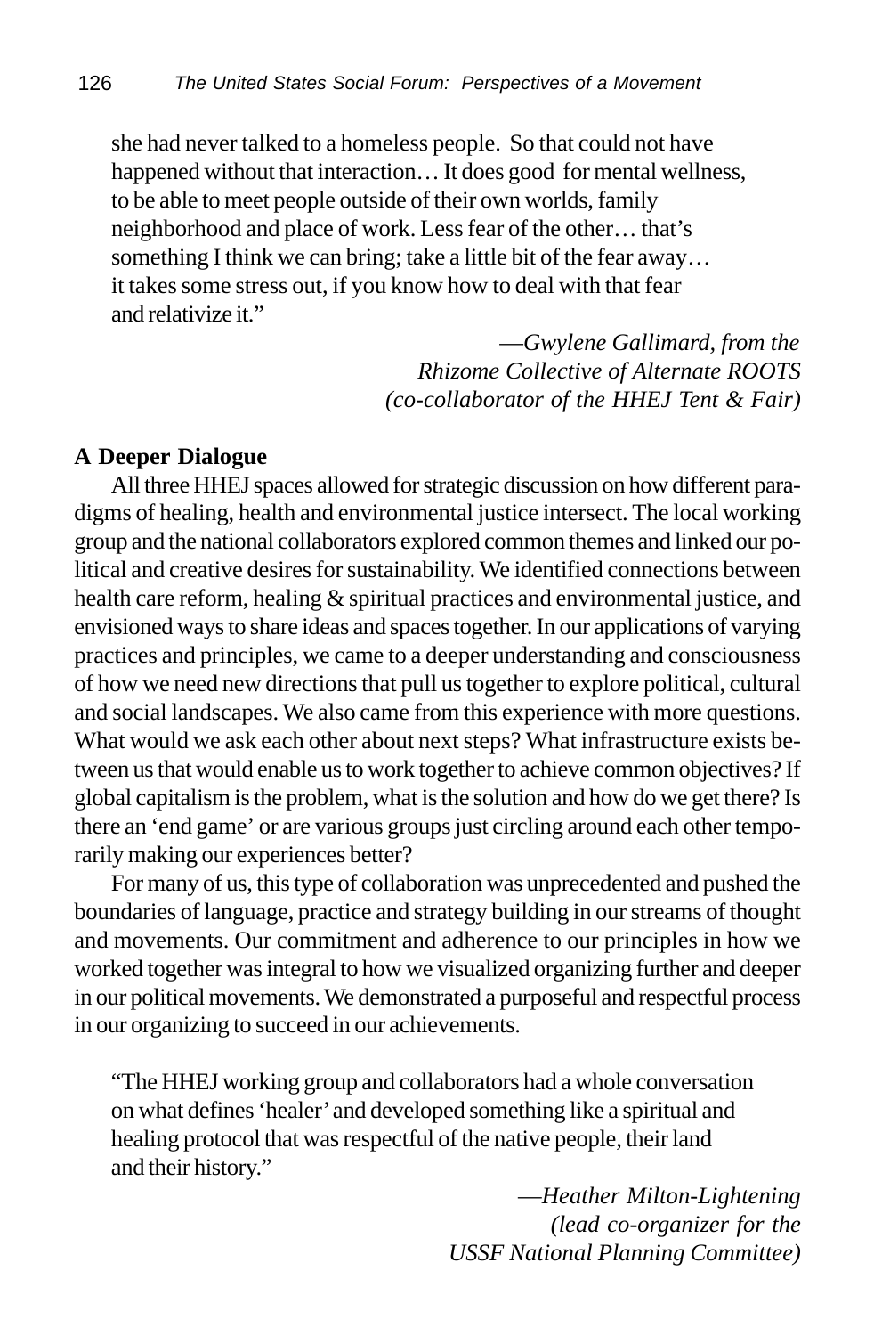she had never talked to a homeless people. So that could not have happened without that interaction… It does good for mental wellness, to be able to meet people outside of their own worlds, family neighborhood and place of work. Less fear of the other… that's something I think we can bring; take a little bit of the fear away… it takes some stress out, if you know how to deal with that fear and relativize it."

—*Gwylene Gallimard, from the Rhizome Collective of Alternate ROOTS (co-collaborator of the HHEJ Tent & Fair)*

**A Deeper Dialogue**

All three HHEJ spaces allowed for strategic discussion on how different paradigms of healing, health and environmental justice intersect. The local working group and the national collaborators explored common themes and linked our political and creative desires for sustainability. We identified connections between health care reform, healing & spiritual practices and environmental justice, and envisioned ways to share ideas and spaces together. In our applications of varying practices and principles, we came to a deeper understanding and consciousness of how we need new directions that pull us together to explore political, cultural and social landscapes. We also came from this experience with more questions. What would we ask each other about next steps? What infrastructure exists between us that would enable us to work together to achieve common objectives? If global capitalism is the problem, what is the solution and how do we get there? Is there an 'end game' or are various groups just circling around each other temporarily making our experiences better?

For many of us, this type of collaboration was unprecedented and pushed the boundaries of language, practice and strategy building in our streams of thought and movements. Our commitment and adherence to our principles in how we worked together was integral to how we visualized organizing further and deeper in our political movements. We demonstrated a purposeful and respectful process in our organizing to succeed in our achievements.

"The HHEJ working group and collaborators had a whole conversation on what defines 'healer' and developed something like a spiritual and healing protocol that was respectful of the native people, their land and their history."

—*Heather Milton-Lightening (lead co-organizer for the USSF National Planning Committee)*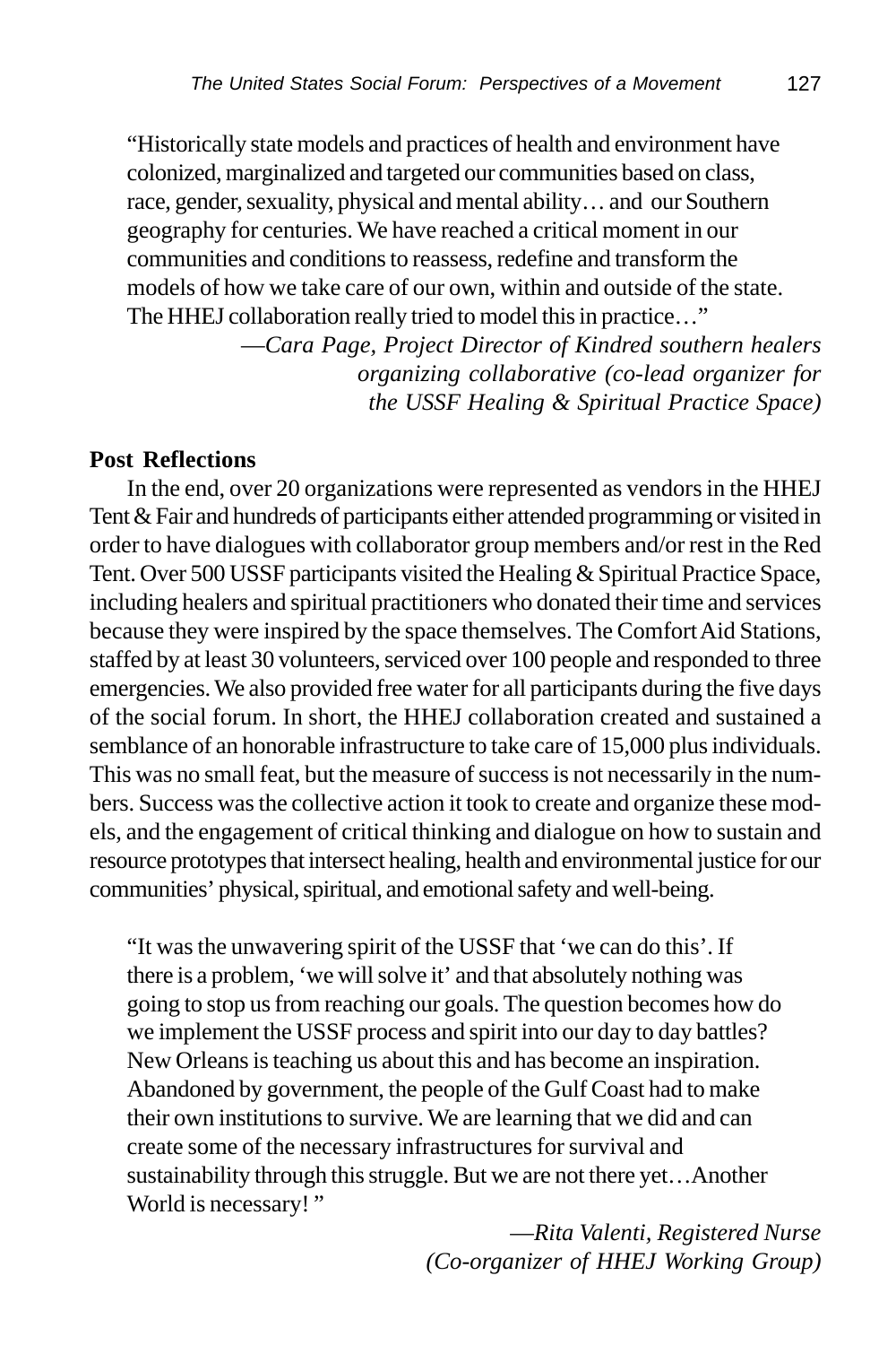> "Historically state models and practices of health and environment have colonized, marginalized and targeted our communities based on class, race, gender, sexuality, physical and mental ability… and our Southern geography for centuries. We have reached a critical moment in our communities and conditions to reassess, redefine and transform the models of how we take care of our own, within and outside of the state. The HHEJ collaboration really tried to model this in practice…"
>
> —*Cara Page, Project Director of Kindred southern healers organizing collaborative (co-lead organizer for the USSF Healing & Spiritual Practice Space)*

**Post Reflections**

In the end, over 20 organizations were represented as vendors in the HHEJ Tent & Fair and hundreds of participants either attended programming or visited in order to have dialogues with collaborator group members and/or rest in the Red Tent. Over 500 USSF participants visited the Healing & Spiritual Practice Space, including healers and spiritual practitioners who donated their time and services because they were inspired by the space themselves. The Comfort Aid Stations, staffed by at least 30 volunteers, serviced over 100 people and responded to three emergencies. We also provided free water for all participants during the five days of the social forum. In short, the HHEJ collaboration created and sustained a semblance of an honorable infrastructure to take care of 15,000 plus individuals. This was no small feat, but the measure of success is not necessarily in the numbers. Success was the collective action it took to create and organize these models, and the engagement of critical thinking and dialogue on how to sustain and resource prototypes that intersect healing, health and environmental justice for our communities' physical, spiritual, and emotional safety and well-being.

> "It was the unwavering spirit of the USSF that 'we can do this'. If there is a problem, 'we will solve it' and that absolutely nothing was going to stop us from reaching our goals. The question becomes how do we implement the USSF process and spirit into our day to day battles? New Orleans is teaching us about this and has become an inspiration. Abandoned by government, the people of the Gulf Coast had to make their own institutions to survive. We are learning that we did and can create some of the necessary infrastructures for survival and sustainability through this struggle. But we are not there yet…Another World is necessary! "
>
> —*Rita Valenti, Registered Nurse (Co-organizer of HHEJ Working Group)*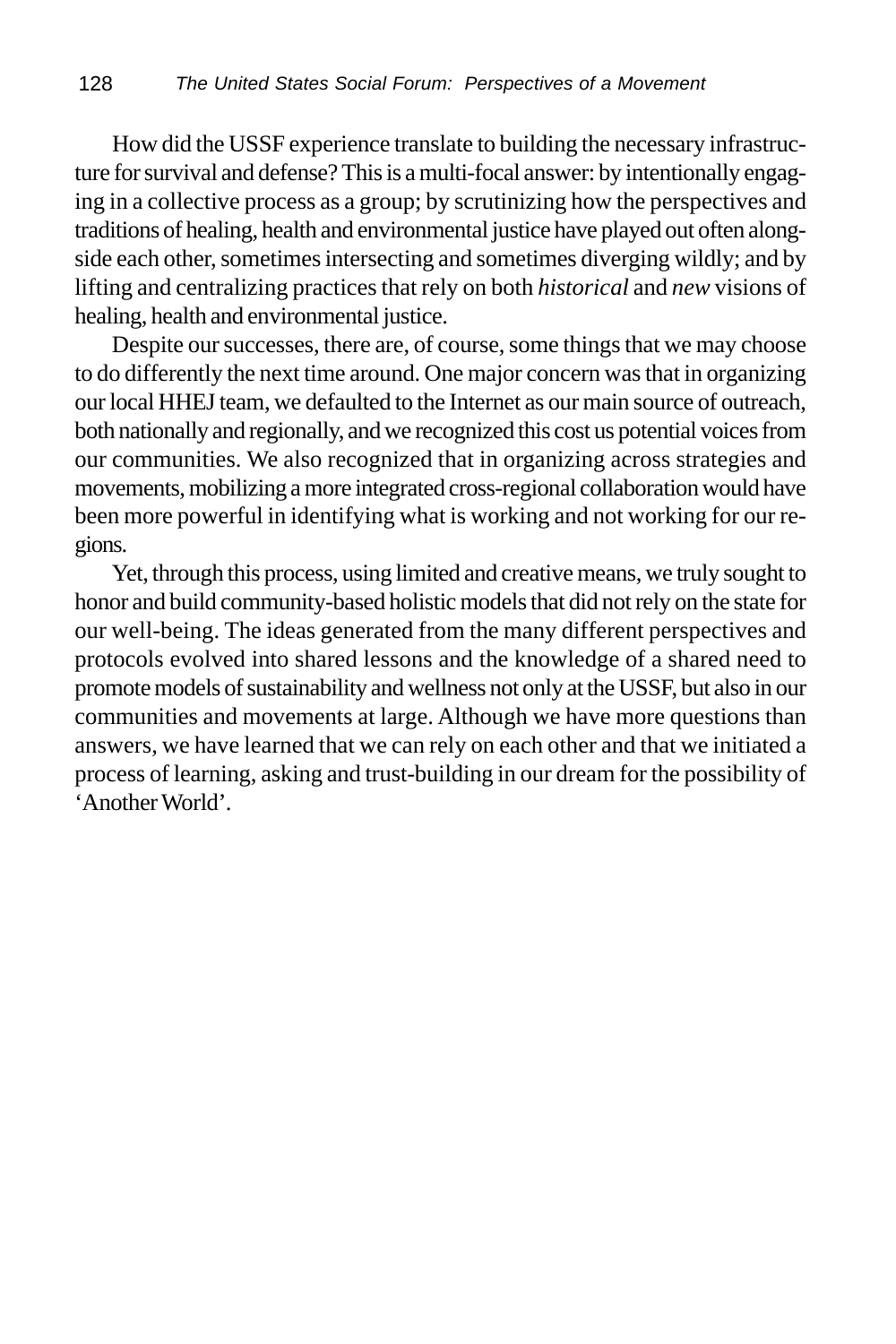How did the USSF experience translate to building the necessary infrastructure for survival and defense? This is a multi-focal answer: by intentionally engaging in a collective process as a group; by scrutinizing how the perspectives and traditions of healing, health and environmental justice have played out often alongside each other, sometimes intersecting and sometimes diverging wildly; and by lifting and centralizing practices that rely on both *historical* and *new* visions of healing, health and environmental justice.

Despite our successes, there are, of course, some things that we may choose to do differently the next time around. One major concern was that in organizing our local HHEJ team, we defaulted to the Internet as our main source of outreach, both nationally and regionally, and we recognized this cost us potential voices from our communities. We also recognized that in organizing across strategies and movements, mobilizing a more integrated cross-regional collaboration would have been more powerful in identifying what is working and not working for our regions.

Yet, through this process, using limited and creative means, we truly sought to honor and build community-based holistic models that did not rely on the state for our well-being. The ideas generated from the many different perspectives and protocols evolved into shared lessons and the knowledge of a shared need to promote models of sustainability and wellness not only at the USSF, but also in our communities and movements at large. Although we have more questions than answers, we have learned that we can rely on each other and that we initiated a process of learning, asking and trust-building in our dream for the possibility of 'Another World'.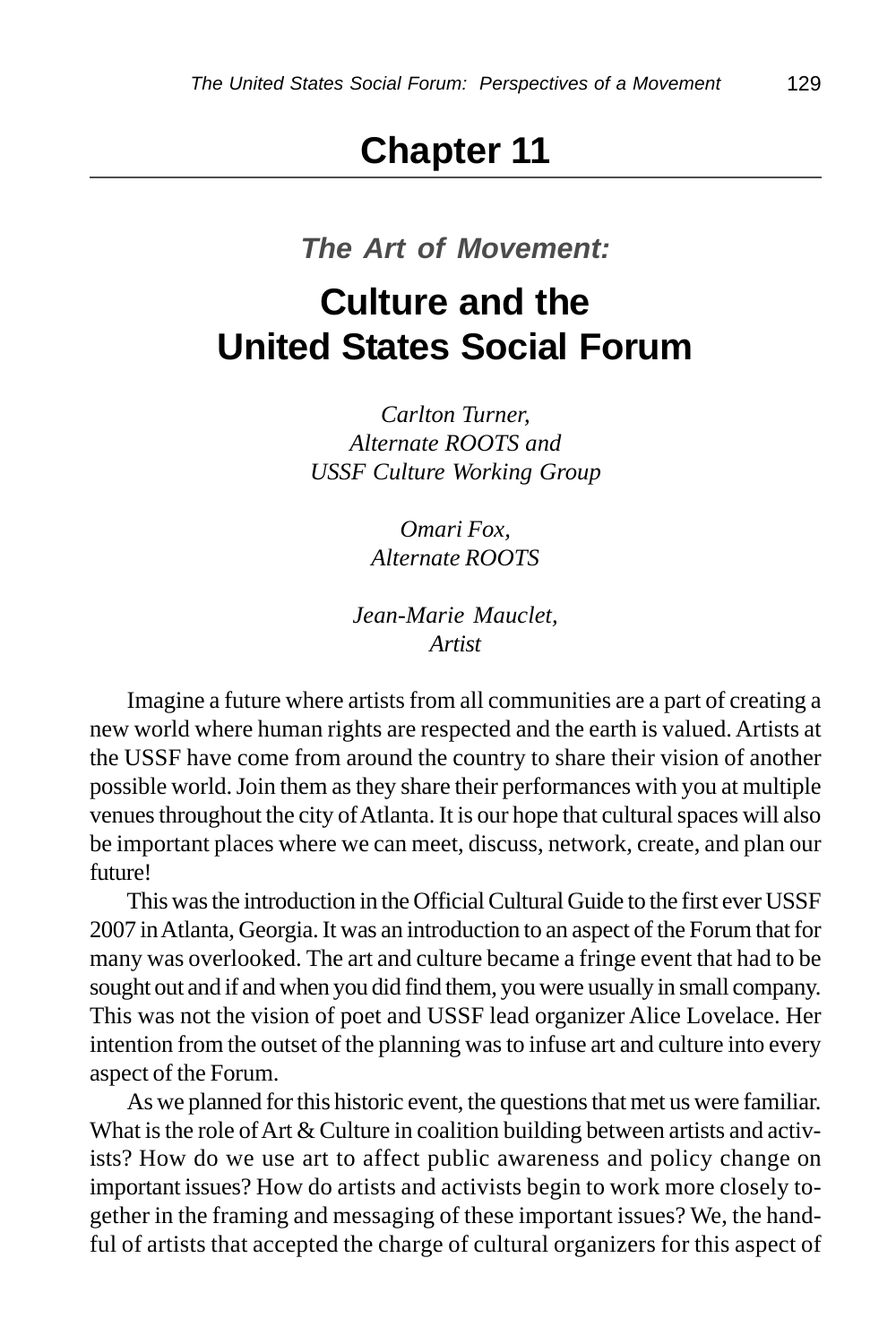# Chapter 11

### *The Art of Movement:*

## Culture and the United States Social Forum

*Carlton Turner,*
*Alternate ROOTS and*
*USSF Culture Working Group*

*Omari Fox,*
*Alternate ROOTS*

*Jean-Marie Mauclet,*
*Artist*

Imagine a future where artists from all communities are a part of creating a new world where human rights are respected and the earth is valued. Artists at the USSF have come from around the country to share their vision of another possible world. Join them as they share their performances with you at multiple venues throughout the city of Atlanta. It is our hope that cultural spaces will also be important places where we can meet, discuss, network, create, and plan our future!

This was the introduction in the Official Cultural Guide to the first ever USSF 2007 in Atlanta, Georgia. It was an introduction to an aspect of the Forum that for many was overlooked. The art and culture became a fringe event that had to be sought out and if and when you did find them, you were usually in small company. This was not the vision of poet and USSF lead organizer Alice Lovelace. Her intention from the outset of the planning was to infuse art and culture into every aspect of the Forum.

As we planned for this historic event, the questions that met us were familiar. What is the role of Art & Culture in coalition building between artists and activists? How do we use art to affect public awareness and policy change on important issues? How do artists and activists begin to work more closely together in the framing and messaging of these important issues? We, the handful of artists that accepted the charge of cultural organizers for this aspect of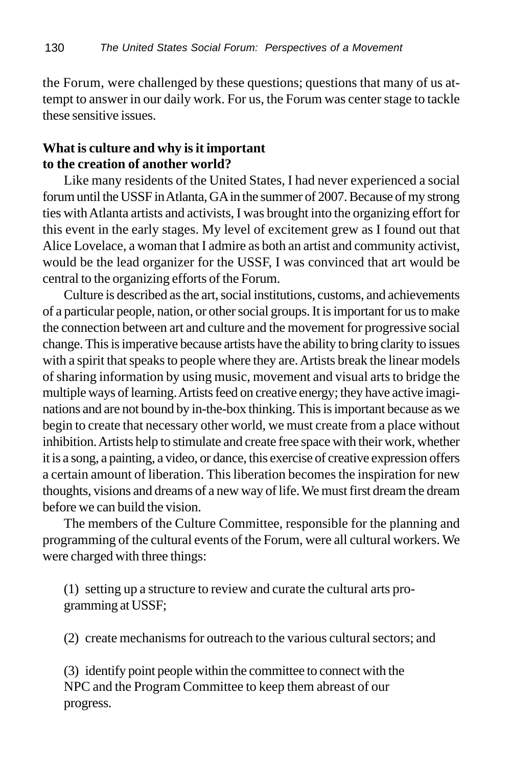the Forum, were challenged by these questions; questions that many of us attempt to answer in our daily work. For us, the Forum was center stage to tackle these sensitive issues.

**What is culture and why is it important to the creation of another world?**

Like many residents of the United States, I had never experienced a social forum until the USSF in Atlanta, GA in the summer of 2007. Because of my strong ties with Atlanta artists and activists, I was brought into the organizing effort for this event in the early stages. My level of excitement grew as I found out that Alice Lovelace, a woman that I admire as both an artist and community activist, would be the lead organizer for the USSF, I was convinced that art would be central to the organizing efforts of the Forum.

Culture is described as the art, social institutions, customs, and achievements of a particular people, nation, or other social groups. It is important for us to make the connection between art and culture and the movement for progressive social change. This is imperative because artists have the ability to bring clarity to issues with a spirit that speaks to people where they are. Artists break the linear models of sharing information by using music, movement and visual arts to bridge the multiple ways of learning. Artists feed on creative energy; they have active imaginations and are not bound by in-the-box thinking. This is important because as we begin to create that necessary other world, we must create from a place without inhibition. Artists help to stimulate and create free space with their work, whether it is a song, a painting, a video, or dance, this exercise of creative expression offers a certain amount of liberation. This liberation becomes the inspiration for new thoughts, visions and dreams of a new way of life. We must first dream the dream before we can build the vision.

The members of the Culture Committee, responsible for the planning and programming of the cultural events of the Forum, were all cultural workers. We were charged with three things:

(1) setting up a structure to review and curate the cultural arts programming at USSF;

(2) create mechanisms for outreach to the various cultural sectors; and

(3) identify point people within the committee to connect with the NPC and the Program Committee to keep them abreast of our progress.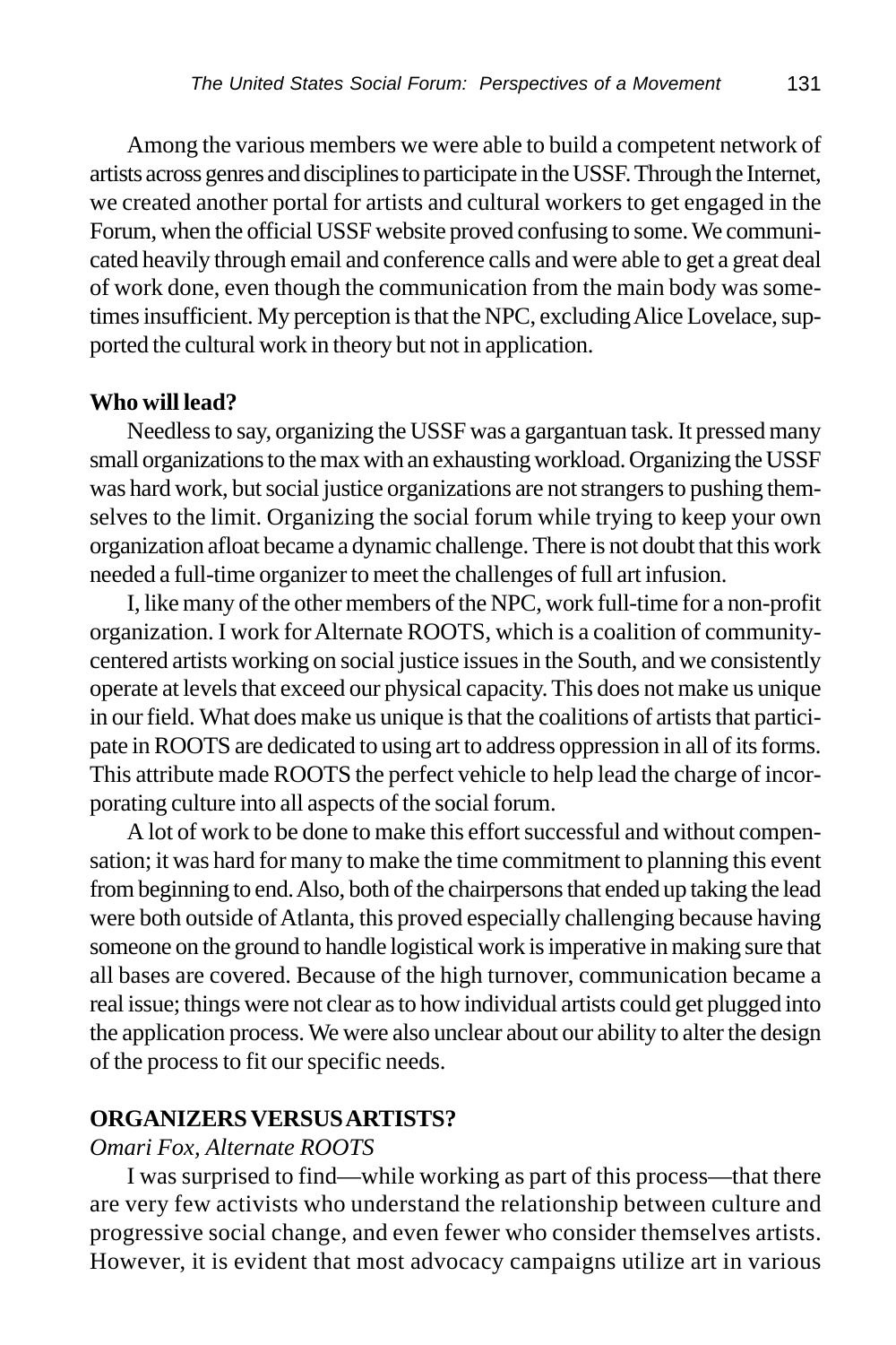Among the various members we were able to build a competent network of artists across genres and disciplines to participate in the USSF. Through the Internet, we created another portal for artists and cultural workers to get engaged in the Forum, when the official USSF website proved confusing to some. We communicated heavily through email and conference calls and were able to get a great deal of work done, even though the communication from the main body was sometimes insufficient. My perception is that the NPC, excluding Alice Lovelace, supported the cultural work in theory but not in application.

**Who will lead?**

Needless to say, organizing the USSF was a gargantuan task. It pressed many small organizations to the max with an exhausting workload. Organizing the USSF was hard work, but social justice organizations are not strangers to pushing themselves to the limit. Organizing the social forum while trying to keep your own organization afloat became a dynamic challenge. There is not doubt that this work needed a full-time organizer to meet the challenges of full art infusion.

I, like many of the other members of the NPC, work full-time for a non-profit organization. I work for Alternate ROOTS, which is a coalition of community-centered artists working on social justice issues in the South, and we consistently operate at levels that exceed our physical capacity. This does not make us unique in our field. What does make us unique is that the coalitions of artists that participate in ROOTS are dedicated to using art to address oppression in all of its forms. This attribute made ROOTS the perfect vehicle to help lead the charge of incorporating culture into all aspects of the social forum.

A lot of work to be done to make this effort successful and without compensation; it was hard for many to make the time commitment to planning this event from beginning to end. Also, both of the chairpersons that ended up taking the lead were both outside of Atlanta, this proved especially challenging because having someone on the ground to handle logistical work is imperative in making sure that all bases are covered. Because of the high turnover, communication became a real issue; things were not clear as to how individual artists could get plugged into the application process. We were also unclear about our ability to alter the design of the process to fit our specific needs.

## ORGANIZERS VERSUS ARTISTS?

*Omari Fox, Alternate ROOTS*

I was surprised to find—while working as part of this process—that there are very few activists who understand the relationship between culture and progressive social change, and even fewer who consider themselves artists. However, it is evident that most advocacy campaigns utilize art in various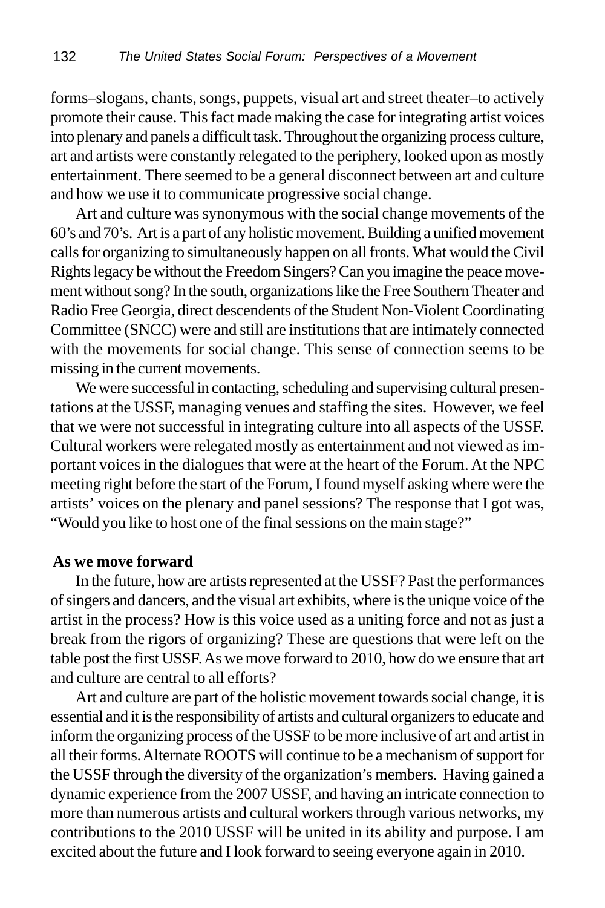forms–slogans, chants, songs, puppets, visual art and street theater–to actively promote their cause. This fact made making the case for integrating artist voices into plenary and panels a difficult task. Throughout the organizing process culture, art and artists were constantly relegated to the periphery, looked upon as mostly entertainment. There seemed to be a general disconnect between art and culture and how we use it to communicate progressive social change.

Art and culture was synonymous with the social change movements of the 60's and 70's. Art is a part of any holistic movement. Building a unified movement calls for organizing to simultaneously happen on all fronts. What would the Civil Rights legacy be without the Freedom Singers? Can you imagine the peace movement without song? In the south, organizations like the Free Southern Theater and Radio Free Georgia, direct descendents of the Student Non-Violent Coordinating Committee (SNCC) were and still are institutions that are intimately connected with the movements for social change. This sense of connection seems to be missing in the current movements.

We were successful in contacting, scheduling and supervising cultural presentations at the USSF, managing venues and staffing the sites. However, we feel that we were not successful in integrating culture into all aspects of the USSF. Cultural workers were relegated mostly as entertainment and not viewed as important voices in the dialogues that were at the heart of the Forum. At the NPC meeting right before the start of the Forum, I found myself asking where were the artists' voices on the plenary and panel sessions? The response that I got was, "Would you like to host one of the final sessions on the main stage?"

**As we move forward**

In the future, how are artists represented at the USSF? Past the performances of singers and dancers, and the visual art exhibits, where is the unique voice of the artist in the process? How is this voice used as a uniting force and not as just a break from the rigors of organizing? These are questions that were left on the table post the first USSF. As we move forward to 2010, how do we ensure that art and culture are central to all efforts?

Art and culture are part of the holistic movement towards social change, it is essential and it is the responsibility of artists and cultural organizers to educate and inform the organizing process of the USSF to be more inclusive of art and artist in all their forms. Alternate ROOTS will continue to be a mechanism of support for the USSF through the diversity of the organization's members. Having gained a dynamic experience from the 2007 USSF, and having an intricate connection to more than numerous artists and cultural workers through various networks, my contributions to the 2010 USSF will be united in its ability and purpose. I am excited about the future and I look forward to seeing everyone again in 2010.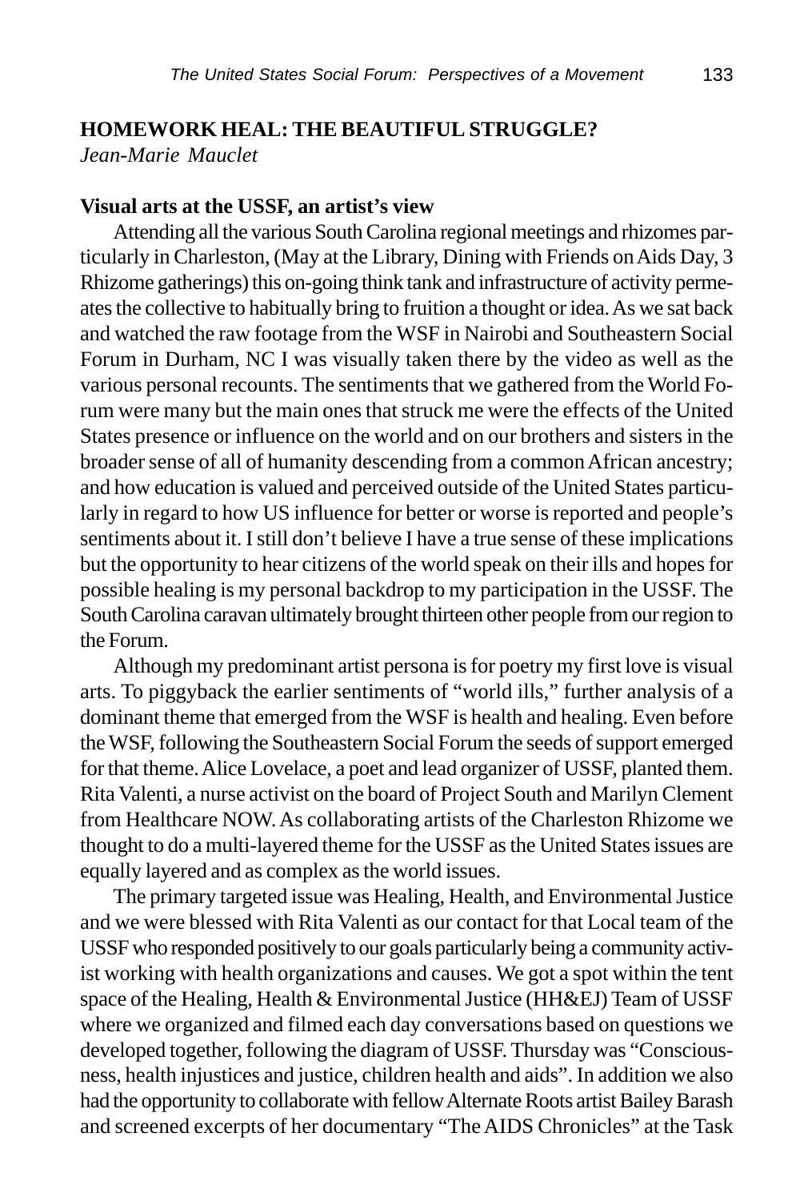**HOMEWORK HEAL: THE BEAUTIFUL STRUGGLE?**
*Jean-Marie Mauclet*

**Visual arts at the USSF, an artist's view**

Attending all the various South Carolina regional meetings and rhizomes particularly in Charleston, (May at the Library, Dining with Friends on Aids Day, 3 Rhizome gatherings) this on-going think tank and infrastructure of activity permeates the collective to habitually bring to fruition a thought or idea. As we sat back and watched the raw footage from the WSF in Nairobi and Southeastern Social Forum in Durham, NC I was visually taken there by the video as well as the various personal recounts. The sentiments that we gathered from the World Forum were many but the main ones that struck me were the effects of the United States presence or influence on the world and on our brothers and sisters in the broader sense of all of humanity descending from a common African ancestry; and how education is valued and perceived outside of the United States particularly in regard to how US influence for better or worse is reported and people's sentiments about it. I still don't believe I have a true sense of these implications but the opportunity to hear citizens of the world speak on their ills and hopes for possible healing is my personal backdrop to my participation in the USSF. The South Carolina caravan ultimately brought thirteen other people from our region to the Forum.

Although my predominant artist persona is for poetry my first love is visual arts. To piggyback the earlier sentiments of "world ills," further analysis of a dominant theme that emerged from the WSF is health and healing. Even before the WSF, following the Southeastern Social Forum the seeds of support emerged for that theme. Alice Lovelace, a poet and lead organizer of USSF, planted them. Rita Valenti, a nurse activist on the board of Project South and Marilyn Clement from Healthcare NOW. As collaborating artists of the Charleston Rhizome we thought to do a multi-layered theme for the USSF as the United States issues are equally layered and as complex as the world issues.

The primary targeted issue was Healing, Health, and Environmental Justice and we were blessed with Rita Valenti as our contact for that Local team of the USSF who responded positively to our goals particularly being a community activist working with health organizations and causes. We got a spot within the tent space of the Healing, Health & Environmental Justice (HH&EJ) Team of USSF where we organized and filmed each day conversations based on questions we developed together, following the diagram of USSF. Thursday was "Consciousness, health injustices and justice, children health and aids". In addition we also had the opportunity to collaborate with fellow Alternate Roots artist Bailey Barash and screened excerpts of her documentary "The AIDS Chronicles" at the Task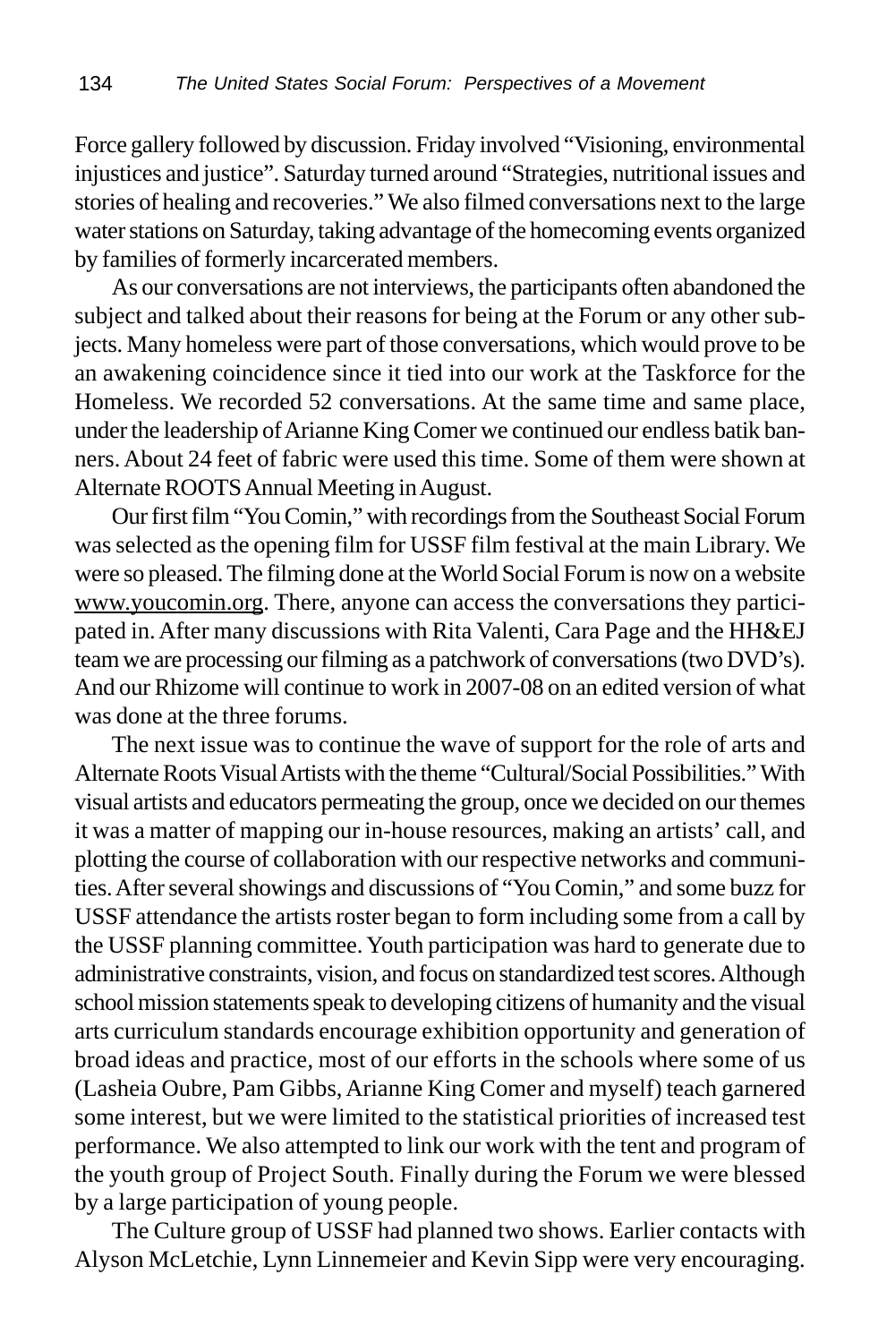Force gallery followed by discussion. Friday involved "Visioning, environmental injustices and justice". Saturday turned around "Strategies, nutritional issues and stories of healing and recoveries." We also filmed conversations next to the large water stations on Saturday, taking advantage of the homecoming events organized by families of formerly incarcerated members.

As our conversations are not interviews, the participants often abandoned the subject and talked about their reasons for being at the Forum or any other subjects. Many homeless were part of those conversations, which would prove to be an awakening coincidence since it tied into our work at the Taskforce for the Homeless. We recorded 52 conversations. At the same time and same place, under the leadership of Arianne King Comer we continued our endless batik banners. About 24 feet of fabric were used this time. Some of them were shown at Alternate ROOTS Annual Meeting in August.

Our first film "You Comin," with recordings from the Southeast Social Forum was selected as the opening film for USSF film festival at the main Library. We were so pleased. The filming done at the World Social Forum is now on a website www.youcomin.org. There, anyone can access the conversations they participated in. After many discussions with Rita Valenti, Cara Page and the HH&EJ team we are processing our filming as a patchwork of conversations (two DVD's). And our Rhizome will continue to work in 2007-08 on an edited version of what was done at the three forums.

The next issue was to continue the wave of support for the role of arts and Alternate Roots Visual Artists with the theme "Cultural/Social Possibilities." With visual artists and educators permeating the group, once we decided on our themes it was a matter of mapping our in-house resources, making an artists' call, and plotting the course of collaboration with our respective networks and communities. After several showings and discussions of "You Comin," and some buzz for USSF attendance the artists roster began to form including some from a call by the USSF planning committee. Youth participation was hard to generate due to administrative constraints, vision, and focus on standardized test scores. Although school mission statements speak to developing citizens of humanity and the visual arts curriculum standards encourage exhibition opportunity and generation of broad ideas and practice, most of our efforts in the schools where some of us (Lasheia Oubre, Pam Gibbs, Arianne King Comer and myself) teach garnered some interest, but we were limited to the statistical priorities of increased test performance. We also attempted to link our work with the tent and program of the youth group of Project South. Finally during the Forum we were blessed by a large participation of young people.

The Culture group of USSF had planned two shows. Earlier contacts with Alyson McLetchie, Lynn Linnemeier and Kevin Sipp were very encouraging.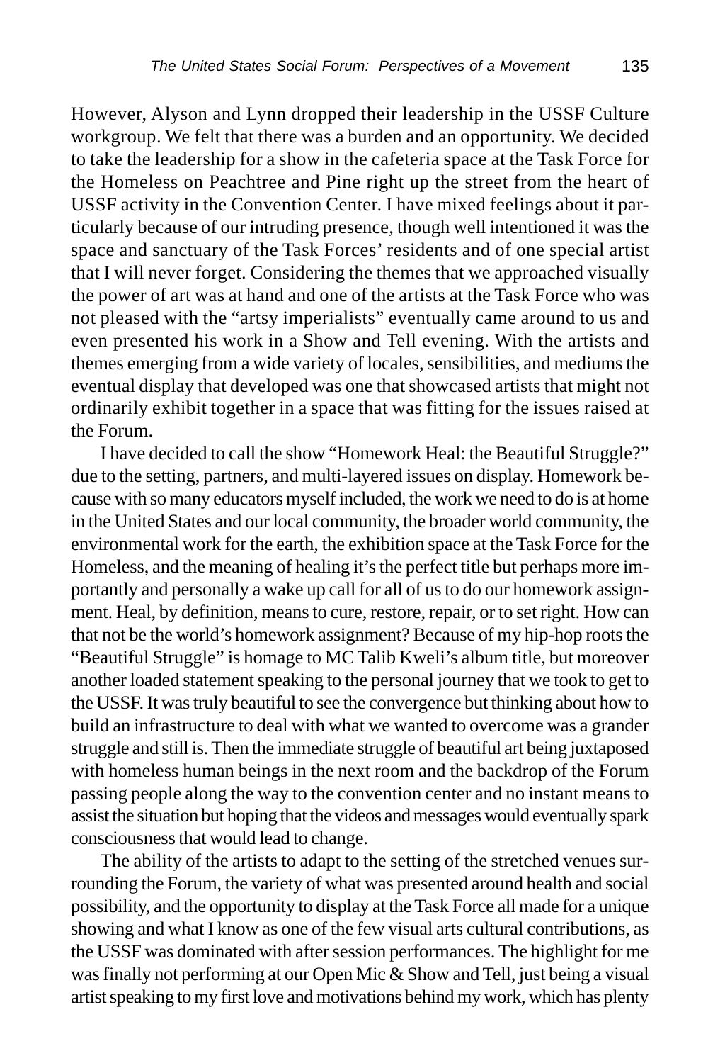However, Alyson and Lynn dropped their leadership in the USSF Culture workgroup. We felt that there was a burden and an opportunity. We decided to take the leadership for a show in the cafeteria space at the Task Force for the Homeless on Peachtree and Pine right up the street from the heart of USSF activity in the Convention Center. I have mixed feelings about it particularly because of our intruding presence, though well intentioned it was the space and sanctuary of the Task Forces' residents and of one special artist that I will never forget. Considering the themes that we approached visually the power of art was at hand and one of the artists at the Task Force who was not pleased with the "artsy imperialists" eventually came around to us and even presented his work in a Show and Tell evening. With the artists and themes emerging from a wide variety of locales, sensibilities, and mediums the eventual display that developed was one that showcased artists that might not ordinarily exhibit together in a space that was fitting for the issues raised at the Forum.

I have decided to call the show "Homework Heal: the Beautiful Struggle?" due to the setting, partners, and multi-layered issues on display. Homework because with so many educators myself included, the work we need to do is at home in the United States and our local community, the broader world community, the environmental work for the earth, the exhibition space at the Task Force for the Homeless, and the meaning of healing it's the perfect title but perhaps more importantly and personally a wake up call for all of us to do our homework assignment. Heal, by definition, means to cure, restore, repair, or to set right. How can that not be the world's homework assignment? Because of my hip-hop roots the "Beautiful Struggle" is homage to MC Talib Kweli's album title, but moreover another loaded statement speaking to the personal journey that we took to get to the USSF. It was truly beautiful to see the convergence but thinking about how to build an infrastructure to deal with what we wanted to overcome was a grander struggle and still is. Then the immediate struggle of beautiful art being juxtaposed with homeless human beings in the next room and the backdrop of the Forum passing people along the way to the convention center and no instant means to assist the situation but hoping that the videos and messages would eventually spark consciousness that would lead to change.

The ability of the artists to adapt to the setting of the stretched venues surrounding the Forum, the variety of what was presented around health and social possibility, and the opportunity to display at the Task Force all made for a unique showing and what I know as one of the few visual arts cultural contributions, as the USSF was dominated with after session performances. The highlight for me was finally not performing at our Open Mic & Show and Tell, just being a visual artist speaking to my first love and motivations behind my work, which has plenty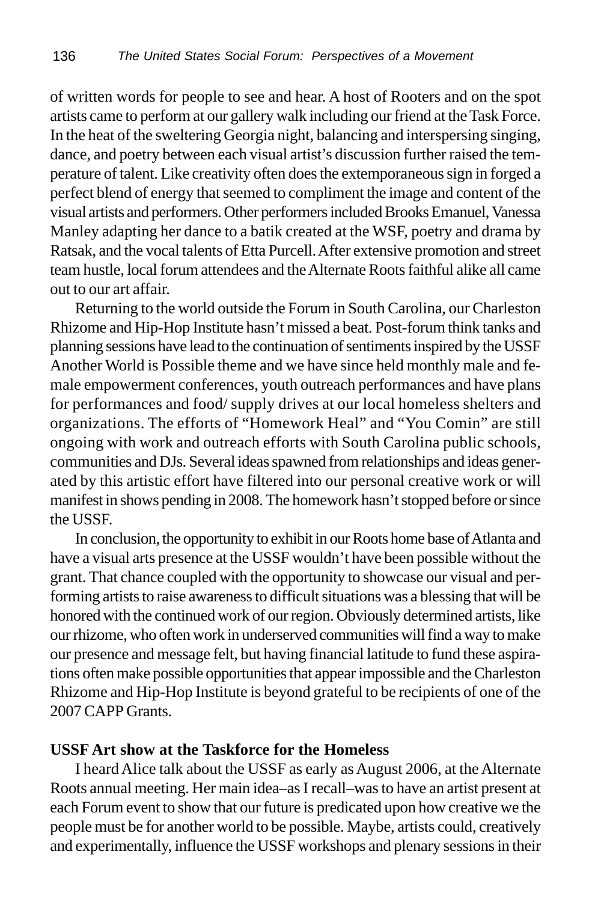of written words for people to see and hear. A host of Rooters and on the spot artists came to perform at our gallery walk including our friend at the Task Force. In the heat of the sweltering Georgia night, balancing and interspersing singing, dance, and poetry between each visual artist's discussion further raised the temperature of talent. Like creativity often does the extemporaneous sign in forged a perfect blend of energy that seemed to compliment the image and content of the visual artists and performers. Other performers included Brooks Emanuel, Vanessa Manley adapting her dance to a batik created at the WSF, poetry and drama by Ratsak, and the vocal talents of Etta Purcell. After extensive promotion and street team hustle, local forum attendees and the Alternate Roots faithful alike all came out to our art affair.

Returning to the world outside the Forum in South Carolina, our Charleston Rhizome and Hip-Hop Institute hasn't missed a beat. Post-forum think tanks and planning sessions have lead to the continuation of sentiments inspired by the USSF Another World is Possible theme and we have since held monthly male and female empowerment conferences, youth outreach performances and have plans for performances and food/ supply drives at our local homeless shelters and organizations. The efforts of "Homework Heal" and "You Comin" are still ongoing with work and outreach efforts with South Carolina public schools, communities and DJs. Several ideas spawned from relationships and ideas generated by this artistic effort have filtered into our personal creative work or will manifest in shows pending in 2008. The homework hasn't stopped before or since the USSF.

In conclusion, the opportunity to exhibit in our Roots home base of Atlanta and have a visual arts presence at the USSF wouldn't have been possible without the grant. That chance coupled with the opportunity to showcase our visual and performing artists to raise awareness to difficult situations was a blessing that will be honored with the continued work of our region. Obviously determined artists, like our rhizome, who often work in underserved communities will find a way to make our presence and message felt, but having financial latitude to fund these aspirations often make possible opportunities that appear impossible and the Charleston Rhizome and Hip-Hop Institute is beyond grateful to be recipients of one of the 2007 CAPP Grants.

**USSF Art show at the Taskforce for the Homeless**

I heard Alice talk about the USSF as early as August 2006, at the Alternate Roots annual meeting. Her main idea–as I recall–was to have an artist present at each Forum event to show that our future is predicated upon how creative we the people must be for another world to be possible. Maybe, artists could, creatively and experimentally, influence the USSF workshops and plenary sessions in their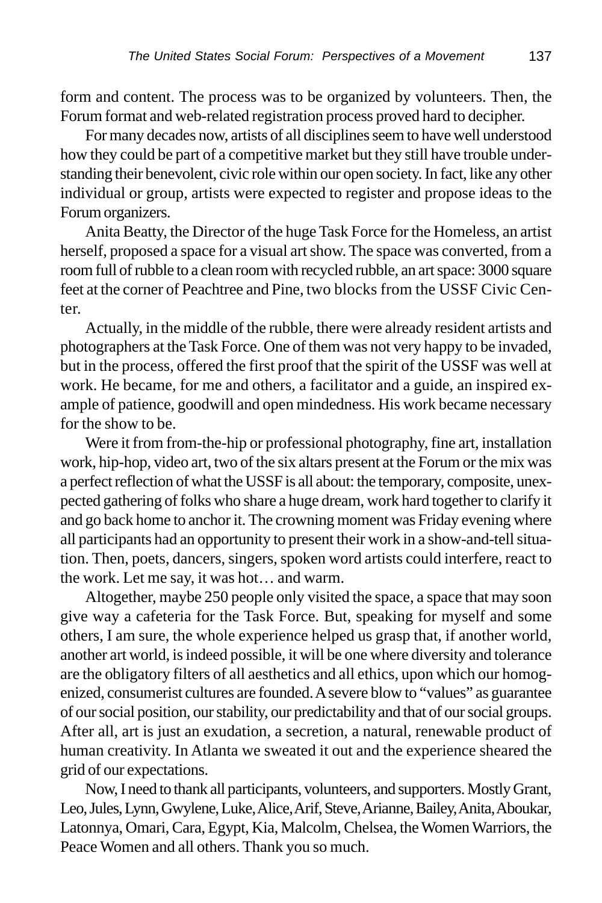form and content. The process was to be organized by volunteers. Then, the Forum format and web-related registration process proved hard to decipher.

For many decades now, artists of all disciplines seem to have well understood how they could be part of a competitive market but they still have trouble understanding their benevolent, civic role within our open society. In fact, like any other individual or group, artists were expected to register and propose ideas to the Forum organizers.

Anita Beatty, the Director of the huge Task Force for the Homeless, an artist herself, proposed a space for a visual art show. The space was converted, from a room full of rubble to a clean room with recycled rubble, an art space: 3000 square feet at the corner of Peachtree and Pine, two blocks from the USSF Civic Center.

Actually, in the middle of the rubble, there were already resident artists and photographers at the Task Force. One of them was not very happy to be invaded, but in the process, offered the first proof that the spirit of the USSF was well at work. He became, for me and others, a facilitator and a guide, an inspired example of patience, goodwill and open mindedness. His work became necessary for the show to be.

Were it from from-the-hip or professional photography, fine art, installation work, hip-hop, video art, two of the six altars present at the Forum or the mix was a perfect reflection of what the USSF is all about: the temporary, composite, unexpected gathering of folks who share a huge dream, work hard together to clarify it and go back home to anchor it. The crowning moment was Friday evening where all participants had an opportunity to present their work in a show-and-tell situation. Then, poets, dancers, singers, spoken word artists could interfere, react to the work. Let me say, it was hot… and warm.

Altogether, maybe 250 people only visited the space, a space that may soon give way a cafeteria for the Task Force. But, speaking for myself and some others, I am sure, the whole experience helped us grasp that, if another world, another art world, is indeed possible, it will be one where diversity and tolerance are the obligatory filters of all aesthetics and all ethics, upon which our homogenized, consumerist cultures are founded. A severe blow to "values" as guarantee of our social position, our stability, our predictability and that of our social groups. After all, art is just an exudation, a secretion, a natural, renewable product of human creativity. In Atlanta we sweated it out and the experience sheared the grid of our expectations.

Now, I need to thank all participants, volunteers, and supporters. Mostly Grant, Leo, Jules, Lynn, Gwylene, Luke, Alice, Arif, Steve, Arianne, Bailey, Anita, Aboukar, Latonnya, Omari, Cara, Egypt, Kia, Malcolm, Chelsea, the Women Warriors, the Peace Women and all others. Thank you so much.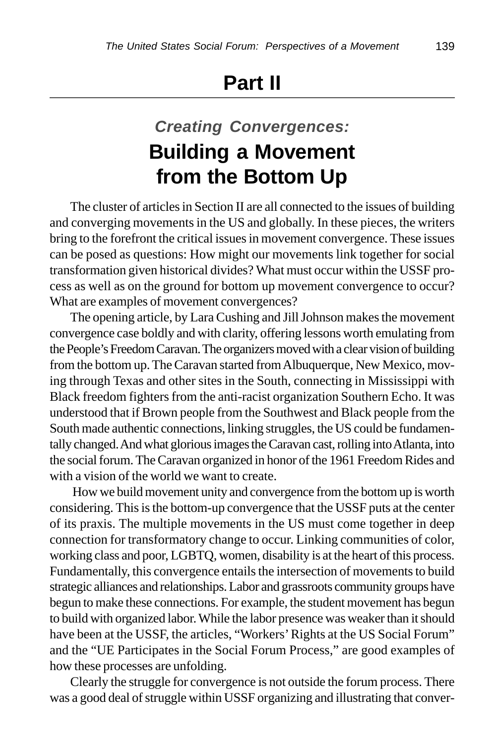# Part II

## *Creating Convergences:*

## Building a Movement from the Bottom Up

The cluster of articles in Section II are all connected to the issues of building and converging movements in the US and globally. In these pieces, the writers bring to the forefront the critical issues in movement convergence. These issues can be posed as questions: How might our movements link together for social transformation given historical divides? What must occur within the USSF process as well as on the ground for bottom up movement convergence to occur? What are examples of movement convergences?

The opening article, by Lara Cushing and Jill Johnson makes the movement convergence case boldly and with clarity, offering lessons worth emulating from the People's Freedom Caravan. The organizers moved with a clear vision of building from the bottom up. The Caravan started from Albuquerque, New Mexico, moving through Texas and other sites in the South, connecting in Mississippi with Black freedom fighters from the anti-racist organization Southern Echo. It was understood that if Brown people from the Southwest and Black people from the South made authentic connections, linking struggles, the US could be fundamentally changed. And what glorious images the Caravan cast, rolling into Atlanta, into the social forum. The Caravan organized in honor of the 1961 Freedom Rides and with a vision of the world we want to create.

How we build movement unity and convergence from the bottom up is worth considering. This is the bottom-up convergence that the USSF puts at the center of its praxis. The multiple movements in the US must come together in deep connection for transformatory change to occur. Linking communities of color, working class and poor, LGBTQ, women, disability is at the heart of this process. Fundamentally, this convergence entails the intersection of movements to build strategic alliances and relationships. Labor and grassroots community groups have begun to make these connections. For example, the student movement has begun to build with organized labor. While the labor presence was weaker than it should have been at the USSF, the articles, "Workers' Rights at the US Social Forum" and the "UE Participates in the Social Forum Process," are good examples of how these processes are unfolding.

Clearly the struggle for convergence is not outside the forum process. There was a good deal of struggle within USSF organizing and illustrating that conver-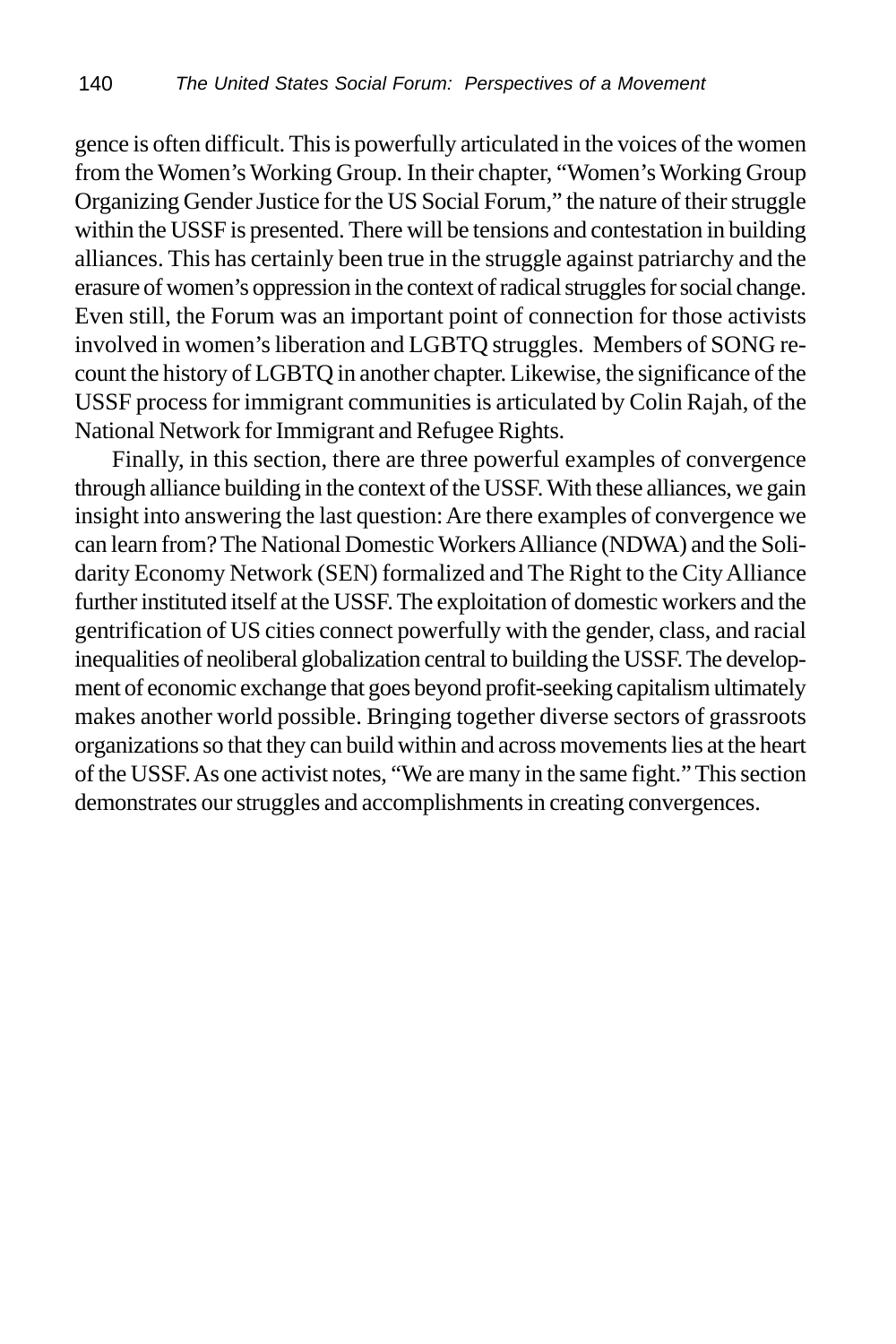gence is often difficult. This is powerfully articulated in the voices of the women from the Women's Working Group. In their chapter, "Women's Working Group Organizing Gender Justice for the US Social Forum," the nature of their struggle within the USSF is presented. There will be tensions and contestation in building alliances. This has certainly been true in the struggle against patriarchy and the erasure of women's oppression in the context of radical struggles for social change. Even still, the Forum was an important point of connection for those activists involved in women's liberation and LGBTQ struggles. Members of SONG recount the history of LGBTQ in another chapter. Likewise, the significance of the USSF process for immigrant communities is articulated by Colin Rajah, of the National Network for Immigrant and Refugee Rights.

Finally, in this section, there are three powerful examples of convergence through alliance building in the context of the USSF. With these alliances, we gain insight into answering the last question: Are there examples of convergence we can learn from? The National Domestic Workers Alliance (NDWA) and the Solidarity Economy Network (SEN) formalized and The Right to the City Alliance further instituted itself at the USSF. The exploitation of domestic workers and the gentrification of US cities connect powerfully with the gender, class, and racial inequalities of neoliberal globalization central to building the USSF. The development of economic exchange that goes beyond profit-seeking capitalism ultimately makes another world possible. Bringing together diverse sectors of grassroots organizations so that they can build within and across movements lies at the heart of the USSF. As one activist notes, "We are many in the same fight." This section demonstrates our struggles and accomplishments in creating convergences.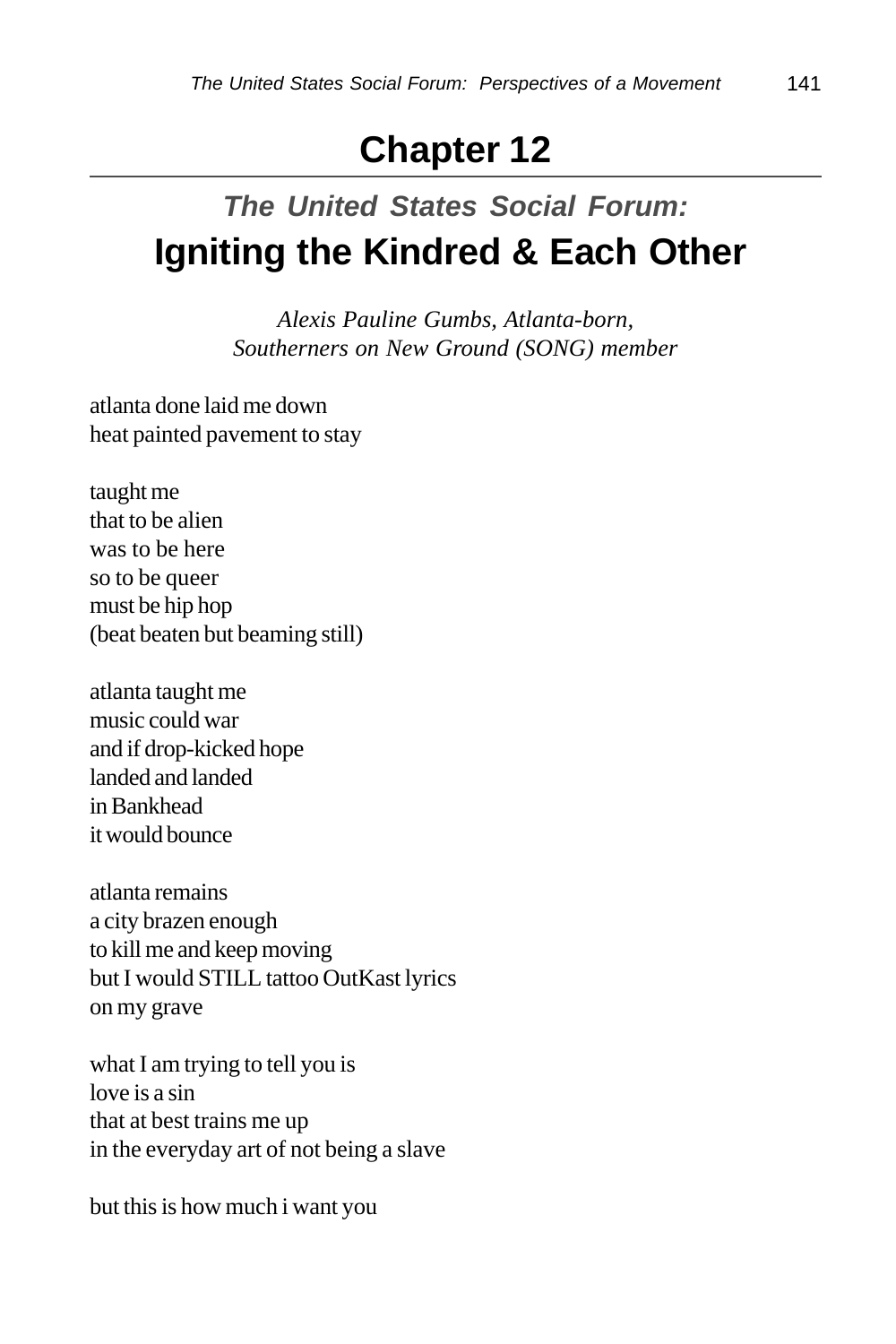# Chapter 12

## *The United States Social Forum:*
## Igniting the Kindred & Each Other

*Alexis Pauline Gumbs, Atlanta-born,*
*Southerners on New Ground (SONG) member*

atlanta done laid me down
heat painted pavement to stay

taught me
that to be alien
was to be here
so to be queer
must be hip hop
(beat beaten but beaming still)

atlanta taught me
music could war
and if drop-kicked hope
landed and landed
in Bankhead
it would bounce

atlanta remains
a city brazen enough
to kill me and keep moving
but I would STILL tattoo OutKast lyrics
on my grave

what I am trying to tell you is
love is a sin
that at best trains me up
in the everyday art of not being a slave

but this is how much i want you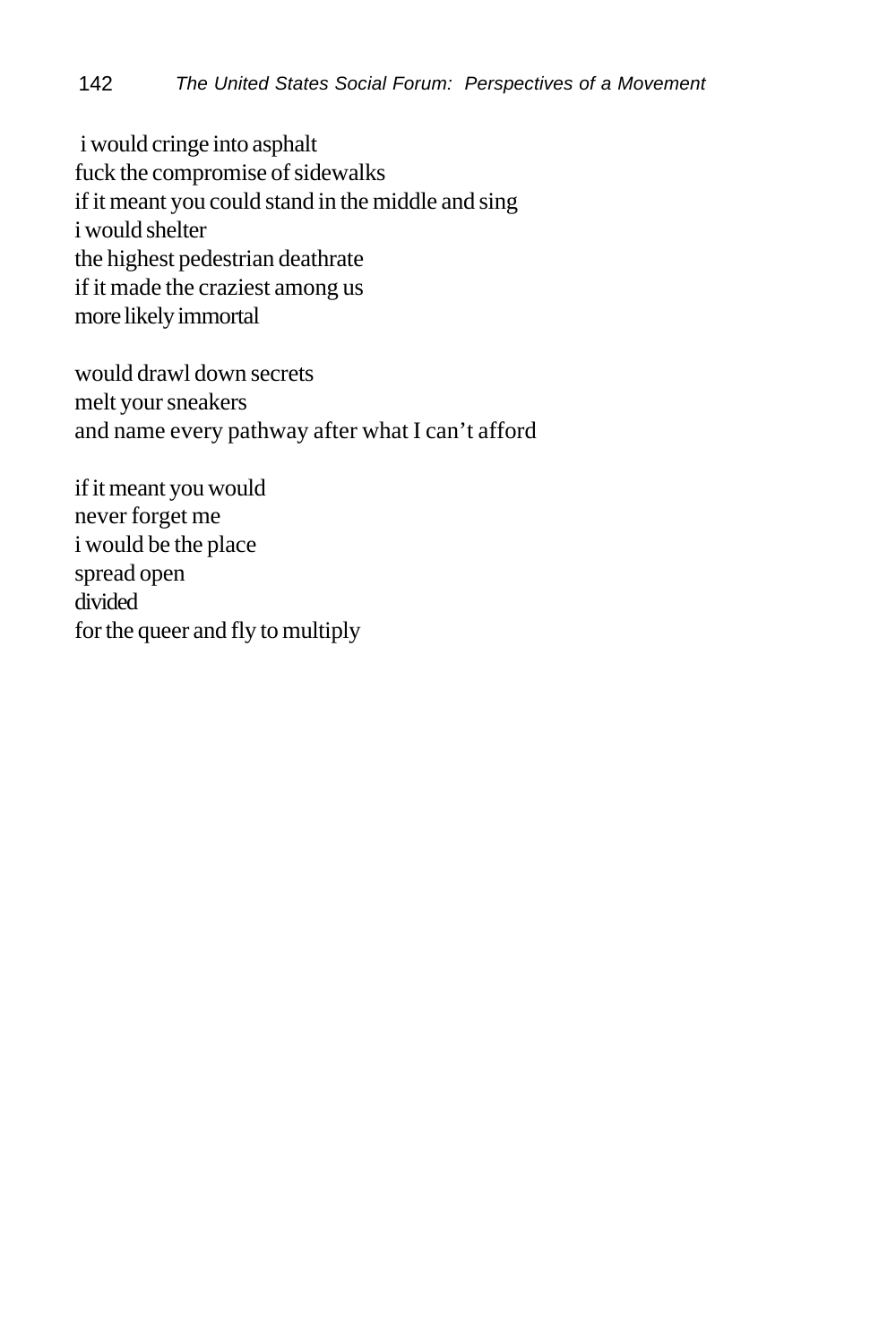i would cringe into asphalt
fuck the compromise of sidewalks
if it meant you could stand in the middle and sing
i would shelter
the highest pedestrian deathrate
if it made the craziest among us
more likely immortal

would drawl down secrets
melt your sneakers
and name every pathway after what I can't afford

if it meant you would
never forget me
i would be the place
spread open
divided
for the queer and fly to multiply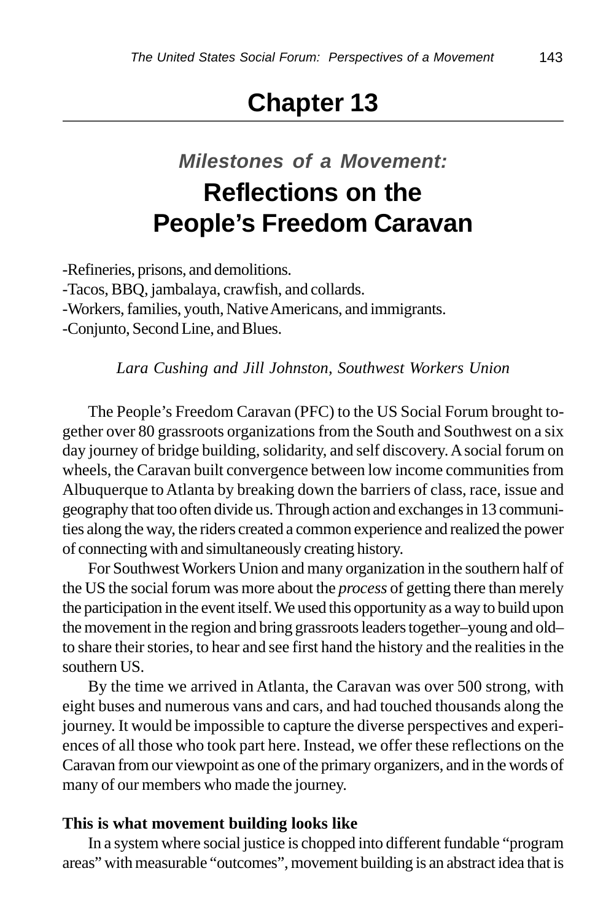# Chapter 13

## *Milestones of a Movement:*

## Reflections on the People's Freedom Caravan

-Refineries, prisons, and demolitions.
-Tacos, BBQ, jambalaya, crawfish, and collards.
-Workers, families, youth, Native Americans, and immigrants.
-Conjunto, Second Line, and Blues.

*Lara Cushing and Jill Johnston, Southwest Workers Union*

The People's Freedom Caravan (PFC) to the US Social Forum brought together over 80 grassroots organizations from the South and Southwest on a six day journey of bridge building, solidarity, and self discovery. A social forum on wheels, the Caravan built convergence between low income communities from Albuquerque to Atlanta by breaking down the barriers of class, race, issue and geography that too often divide us. Through action and exchanges in 13 communities along the way, the riders created a common experience and realized the power of connecting with and simultaneously creating history.

For Southwest Workers Union and many organization in the southern half of the US the social forum was more about the *process* of getting there than merely the participation in the event itself. We used this opportunity as a way to build upon the movement in the region and bring grassroots leaders together–young and old–to share their stories, to hear and see first hand the history and the realities in the southern US.

By the time we arrived in Atlanta, the Caravan was over 500 strong, with eight buses and numerous vans and cars, and had touched thousands along the journey. It would be impossible to capture the diverse perspectives and experiences of all those who took part here. Instead, we offer these reflections on the Caravan from our viewpoint as one of the primary organizers, and in the words of many of our members who made the journey.

**This is what movement building looks like**

In a system where social justice is chopped into different fundable "program areas" with measurable "outcomes", movement building is an abstract idea that is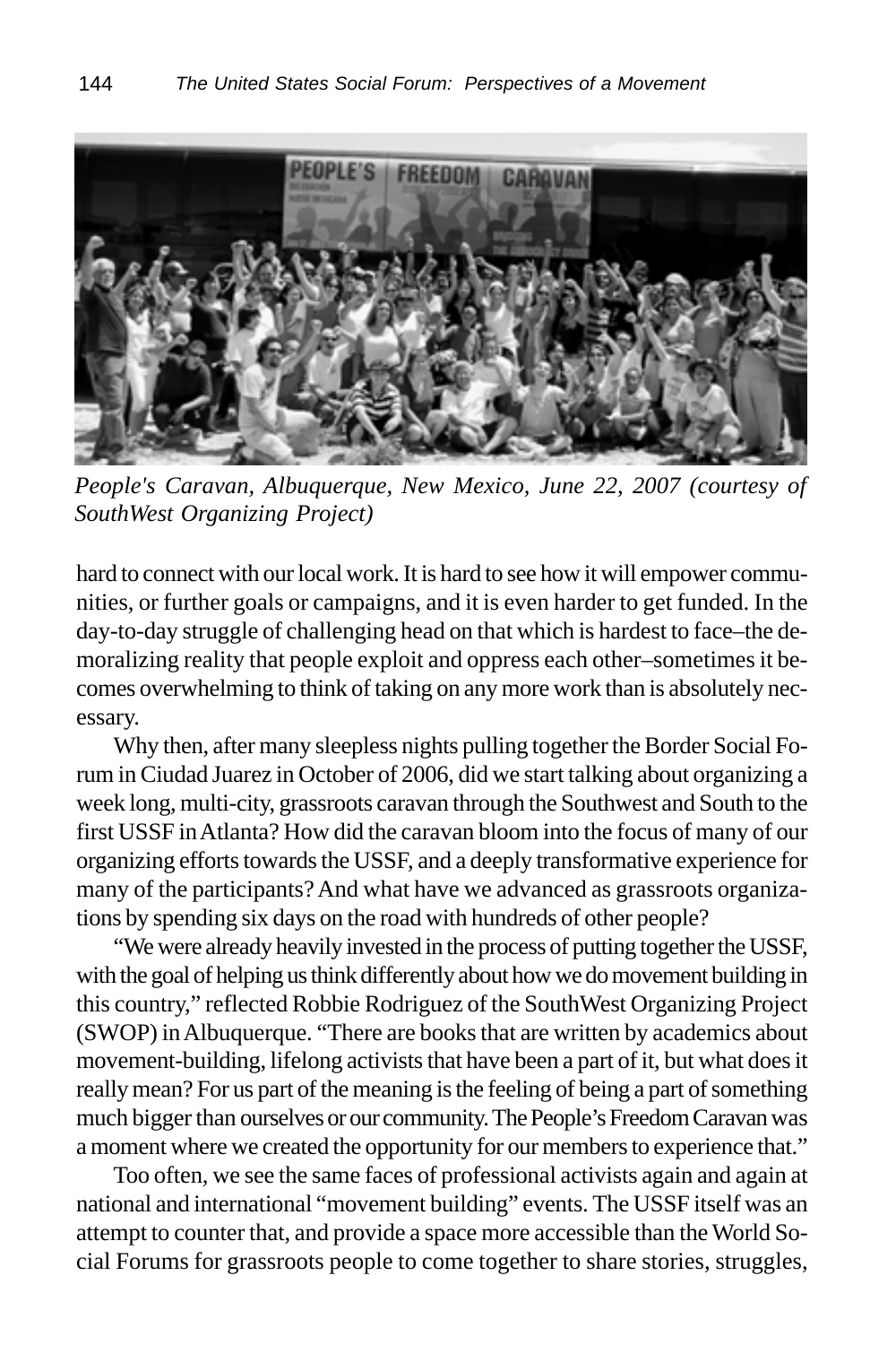*People's Caravan, Albuquerque, New Mexico, June 22, 2007 (courtesy of SouthWest Organizing Project)*

hard to connect with our local work. It is hard to see how it will empower communities, or further goals or campaigns, and it is even harder to get funded. In the day-to-day struggle of challenging head on that which is hardest to face–the demoralizing reality that people exploit and oppress each other–sometimes it becomes overwhelming to think of taking on any more work than is absolutely necessary.

Why then, after many sleepless nights pulling together the Border Social Forum in Ciudad Juarez in October of 2006, did we start talking about organizing a week long, multi-city, grassroots caravan through the Southwest and South to the first USSF in Atlanta? How did the caravan bloom into the focus of many of our organizing efforts towards the USSF, and a deeply transformative experience for many of the participants? And what have we advanced as grassroots organizations by spending six days on the road with hundreds of other people?

"We were already heavily invested in the process of putting together the USSF, with the goal of helping us think differently about how we do movement building in this country," reflected Robbie Rodriguez of the SouthWest Organizing Project (SWOP) in Albuquerque. "There are books that are written by academics about movement-building, lifelong activists that have been a part of it, but what does it really mean? For us part of the meaning is the feeling of being a part of something much bigger than ourselves or our community. The People's Freedom Caravan was a moment where we created the opportunity for our members to experience that."

Too often, we see the same faces of professional activists again and again at national and international "movement building" events. The USSF itself was an attempt to counter that, and provide a space more accessible than the World Social Forums for grassroots people to come together to share stories, struggles,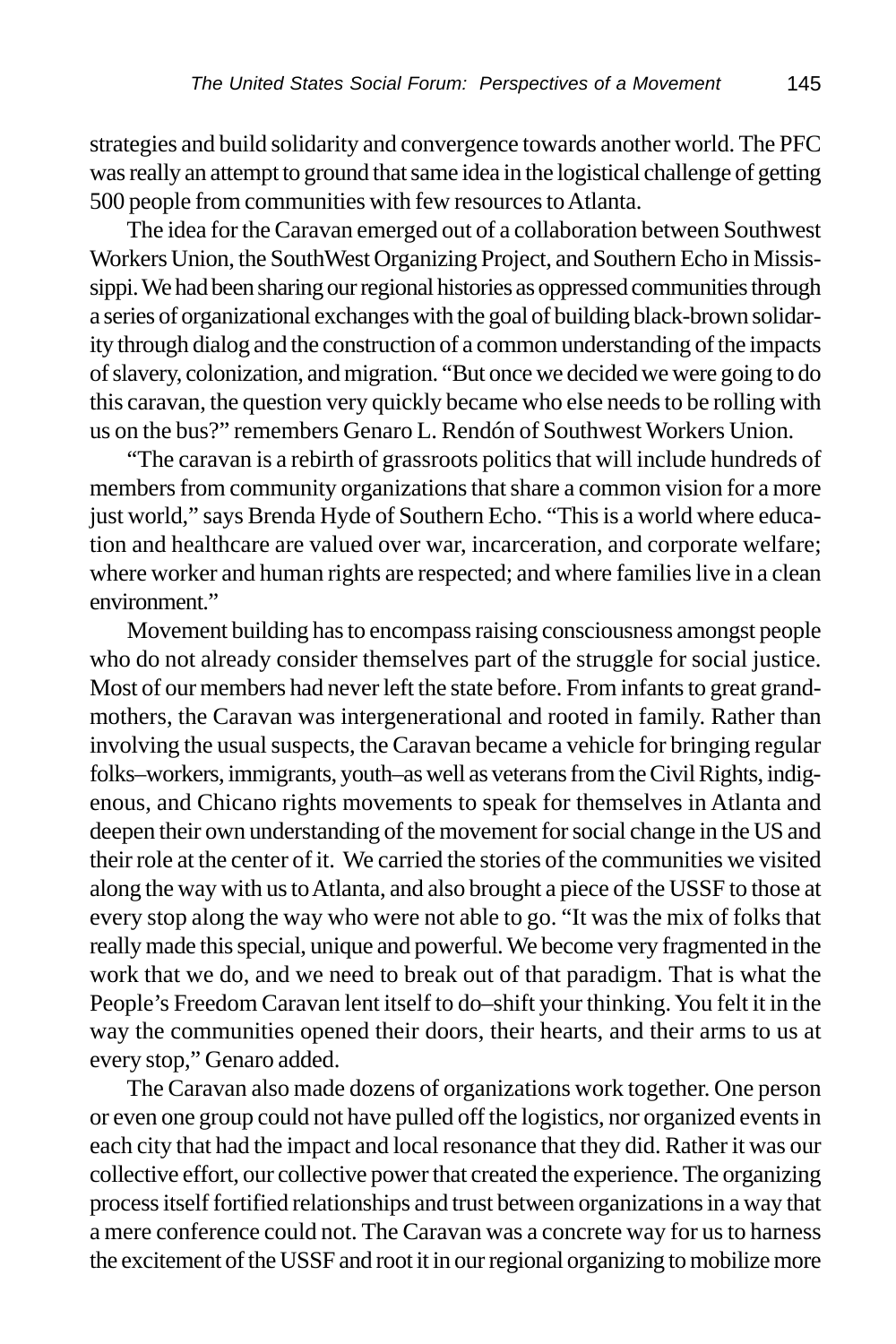strategies and build solidarity and convergence towards another world. The PFC was really an attempt to ground that same idea in the logistical challenge of getting 500 people from communities with few resources to Atlanta.

The idea for the Caravan emerged out of a collaboration between Southwest Workers Union, the SouthWest Organizing Project, and Southern Echo in Mississippi. We had been sharing our regional histories as oppressed communities through a series of organizational exchanges with the goal of building black-brown solidarity through dialog and the construction of a common understanding of the impacts of slavery, colonization, and migration. "But once we decided we were going to do this caravan, the question very quickly became who else needs to be rolling with us on the bus?" remembers Genaro L. Rendón of Southwest Workers Union.

"The caravan is a rebirth of grassroots politics that will include hundreds of members from community organizations that share a common vision for a more just world," says Brenda Hyde of Southern Echo. "This is a world where education and healthcare are valued over war, incarceration, and corporate welfare; where worker and human rights are respected; and where families live in a clean environment."

Movement building has to encompass raising consciousness amongst people who do not already consider themselves part of the struggle for social justice. Most of our members had never left the state before. From infants to great grandmothers, the Caravan was intergenerational and rooted in family. Rather than involving the usual suspects, the Caravan became a vehicle for bringing regular folks–workers, immigrants, youth–as well as veterans from the Civil Rights, indigenous, and Chicano rights movements to speak for themselves in Atlanta and deepen their own understanding of the movement for social change in the US and their role at the center of it. We carried the stories of the communities we visited along the way with us to Atlanta, and also brought a piece of the USSF to those at every stop along the way who were not able to go. "It was the mix of folks that really made this special, unique and powerful. We become very fragmented in the work that we do, and we need to break out of that paradigm. That is what the People's Freedom Caravan lent itself to do–shift your thinking. You felt it in the way the communities opened their doors, their hearts, and their arms to us at every stop," Genaro added.

The Caravan also made dozens of organizations work together. One person or even one group could not have pulled off the logistics, nor organized events in each city that had the impact and local resonance that they did. Rather it was our collective effort, our collective power that created the experience. The organizing process itself fortified relationships and trust between organizations in a way that a mere conference could not. The Caravan was a concrete way for us to harness the excitement of the USSF and root it in our regional organizing to mobilize more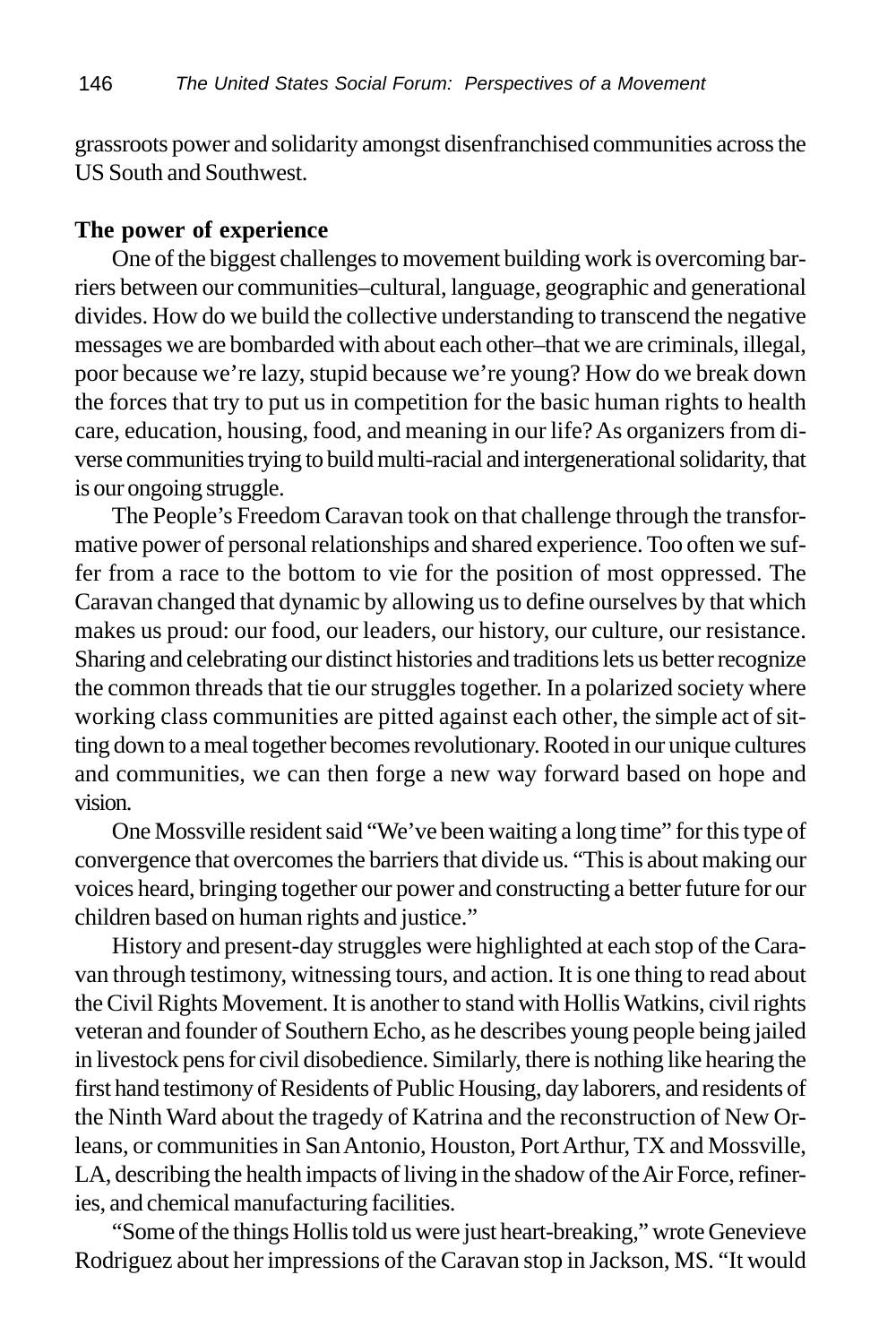grassroots power and solidarity amongst disenfranchised communities across the US South and Southwest.

**The power of experience**

One of the biggest challenges to movement building work is overcoming barriers between our communities–cultural, language, geographic and generational divides. How do we build the collective understanding to transcend the negative messages we are bombarded with about each other–that we are criminals, illegal, poor because we're lazy, stupid because we're young? How do we break down the forces that try to put us in competition for the basic human rights to health care, education, housing, food, and meaning in our life? As organizers from diverse communities trying to build multi-racial and intergenerational solidarity, that is our ongoing struggle.

The People's Freedom Caravan took on that challenge through the transformative power of personal relationships and shared experience. Too often we suffer from a race to the bottom to vie for the position of most oppressed. The Caravan changed that dynamic by allowing us to define ourselves by that which makes us proud: our food, our leaders, our history, our culture, our resistance. Sharing and celebrating our distinct histories and traditions lets us better recognize the common threads that tie our struggles together. In a polarized society where working class communities are pitted against each other, the simple act of sitting down to a meal together becomes revolutionary. Rooted in our unique cultures and communities, we can then forge a new way forward based on hope and vision.

One Mossville resident said "We've been waiting a long time" for this type of convergence that overcomes the barriers that divide us. "This is about making our voices heard, bringing together our power and constructing a better future for our children based on human rights and justice."

History and present-day struggles were highlighted at each stop of the Caravan through testimony, witnessing tours, and action. It is one thing to read about the Civil Rights Movement. It is another to stand with Hollis Watkins, civil rights veteran and founder of Southern Echo, as he describes young people being jailed in livestock pens for civil disobedience. Similarly, there is nothing like hearing the first hand testimony of Residents of Public Housing, day laborers, and residents of the Ninth Ward about the tragedy of Katrina and the reconstruction of New Orleans, or communities in San Antonio, Houston, Port Arthur, TX and Mossville, LA, describing the health impacts of living in the shadow of the Air Force, refineries, and chemical manufacturing facilities.

"Some of the things Hollis told us were just heart-breaking," wrote Genevieve Rodriguez about her impressions of the Caravan stop in Jackson, MS. "It would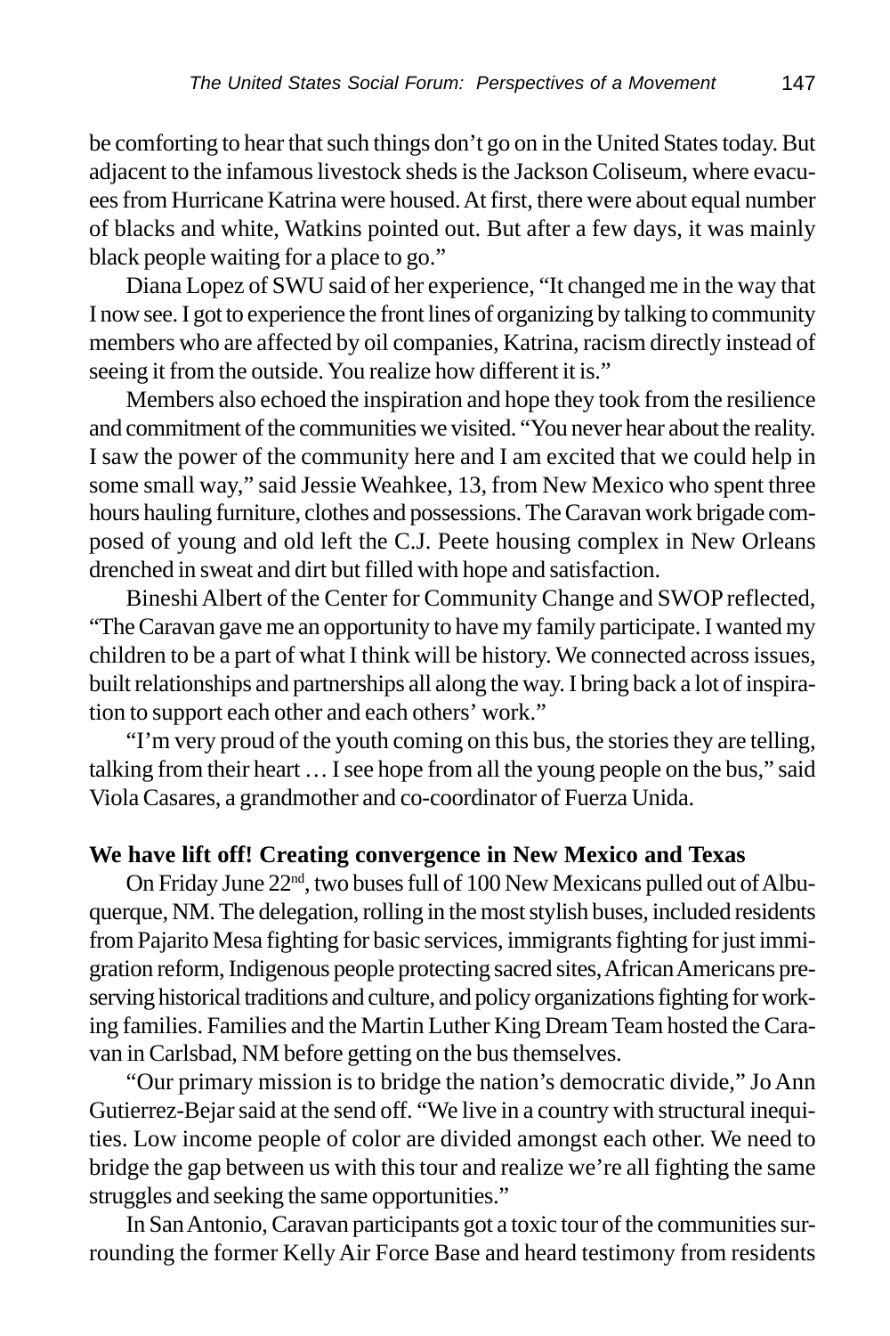be comforting to hear that such things don't go on in the United States today. But adjacent to the infamous livestock sheds is the Jackson Coliseum, where evacuees from Hurricane Katrina were housed. At first, there were about equal number of blacks and white, Watkins pointed out. But after a few days, it was mainly black people waiting for a place to go."

Diana Lopez of SWU said of her experience, "It changed me in the way that I now see. I got to experience the front lines of organizing by talking to community members who are affected by oil companies, Katrina, racism directly instead of seeing it from the outside. You realize how different it is."

Members also echoed the inspiration and hope they took from the resilience and commitment of the communities we visited. "You never hear about the reality. I saw the power of the community here and I am excited that we could help in some small way," said Jessie Weahkee, 13, from New Mexico who spent three hours hauling furniture, clothes and possessions. The Caravan work brigade composed of young and old left the C.J. Peete housing complex in New Orleans drenched in sweat and dirt but filled with hope and satisfaction.

Bineshi Albert of the Center for Community Change and SWOP reflected, "The Caravan gave me an opportunity to have my family participate. I wanted my children to be a part of what I think will be history. We connected across issues, built relationships and partnerships all along the way. I bring back a lot of inspiration to support each other and each others' work."

"I'm very proud of the youth coming on this bus, the stories they are telling, talking from their heart … I see hope from all the young people on the bus," said Viola Casares, a grandmother and co-coordinator of Fuerza Unida.

**We have lift off! Creating convergence in New Mexico and Texas**

On Friday June 22nd, two buses full of 100 New Mexicans pulled out of Albuquerque, NM. The delegation, rolling in the most stylish buses, included residents from Pajarito Mesa fighting for basic services, immigrants fighting for just immigration reform, Indigenous people protecting sacred sites, African Americans preserving historical traditions and culture, and policy organizations fighting for working families. Families and the Martin Luther King Dream Team hosted the Caravan in Carlsbad, NM before getting on the bus themselves.

"Our primary mission is to bridge the nation's democratic divide," Jo Ann Gutierrez-Bejar said at the send off. "We live in a country with structural inequities. Low income people of color are divided amongst each other. We need to bridge the gap between us with this tour and realize we're all fighting the same struggles and seeking the same opportunities."

In San Antonio, Caravan participants got a toxic tour of the communities surrounding the former Kelly Air Force Base and heard testimony from residents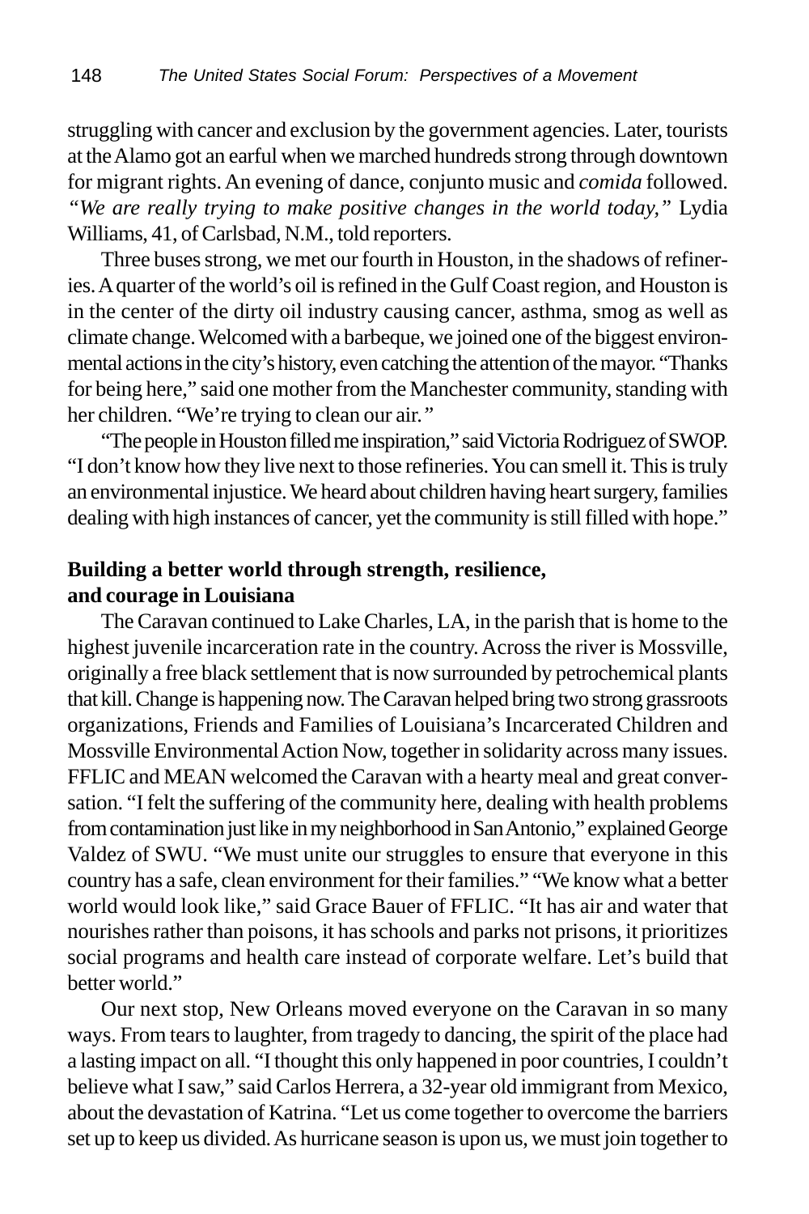struggling with cancer and exclusion by the government agencies. Later, tourists at the Alamo got an earful when we marched hundreds strong through downtown for migrant rights. An evening of dance, conjunto music and *comida* followed. *"We are really trying to make positive changes in the world today,"* Lydia Williams, 41, of Carlsbad, N.M., told reporters.

Three buses strong, we met our fourth in Houston, in the shadows of refineries. A quarter of the world's oil is refined in the Gulf Coast region, and Houston is in the center of the dirty oil industry causing cancer, asthma, smog as well as climate change. Welcomed with a barbeque, we joined one of the biggest environmental actions in the city's history, even catching the attention of the mayor. "Thanks for being here," said one mother from the Manchester community, standing with her children. "We're trying to clean our air."

"The people in Houston filled me inspiration," said Victoria Rodriguez of SWOP. "I don't know how they live next to those refineries. You can smell it. This is truly an environmental injustice. We heard about children having heart surgery, families dealing with high instances of cancer, yet the community is still filled with hope."

### Building a better world through strength, resilience, and courage in Louisiana

The Caravan continued to Lake Charles, LA, in the parish that is home to the highest juvenile incarceration rate in the country. Across the river is Mossville, originally a free black settlement that is now surrounded by petrochemical plants that kill. Change is happening now. The Caravan helped bring two strong grassroots organizations, Friends and Families of Louisiana's Incarcerated Children and Mossville Environmental Action Now, together in solidarity across many issues. FFLIC and MEAN welcomed the Caravan with a hearty meal and great conversation. "I felt the suffering of the community here, dealing with health problems from contamination just like in my neighborhood in San Antonio," explained George Valdez of SWU. "We must unite our struggles to ensure that everyone in this country has a safe, clean environment for their families." "We know what a better world would look like," said Grace Bauer of FFLIC. "It has air and water that nourishes rather than poisons, it has schools and parks not prisons, it prioritizes social programs and health care instead of corporate welfare. Let's build that better world."

Our next stop, New Orleans moved everyone on the Caravan in so many ways. From tears to laughter, from tragedy to dancing, the spirit of the place had a lasting impact on all. "I thought this only happened in poor countries, I couldn't believe what I saw," said Carlos Herrera, a 32-year old immigrant from Mexico, about the devastation of Katrina. "Let us come together to overcome the barriers set up to keep us divided. As hurricane season is upon us, we must join together to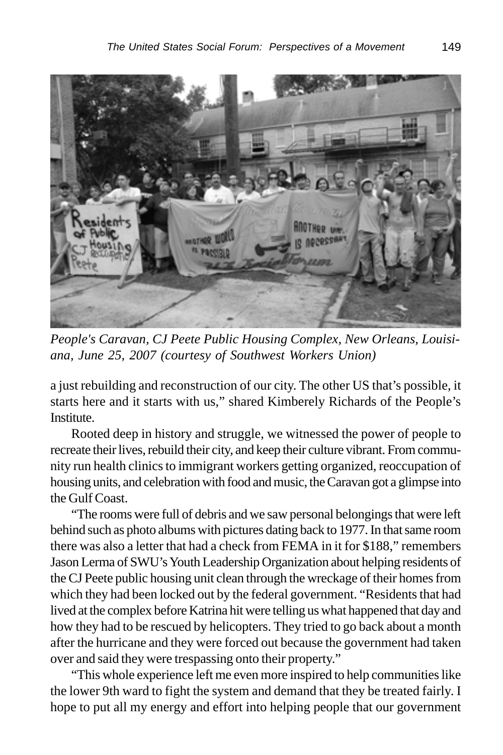*People's Caravan, CJ Peete Public Housing Complex, New Orleans, Louisiana, June 25, 2007 (courtesy of Southwest Workers Union)*

a just rebuilding and reconstruction of our city. The other US that's possible, it starts here and it starts with us," shared Kimberely Richards of the People's Institute.

Rooted deep in history and struggle, we witnessed the power of people to recreate their lives, rebuild their city, and keep their culture vibrant. From community run health clinics to immigrant workers getting organized, reoccupation of housing units, and celebration with food and music, the Caravan got a glimpse into the Gulf Coast.

"The rooms were full of debris and we saw personal belongings that were left behind such as photo albums with pictures dating back to 1977. In that same room there was also a letter that had a check from FEMA in it for $188," remembers Jason Lerma of SWU's Youth Leadership Organization about helping residents of the CJ Peete public housing unit clean through the wreckage of their homes from which they had been locked out by the federal government. "Residents that had lived at the complex before Katrina hit were telling us what happened that day and how they had to be rescued by helicopters. They tried to go back about a month after the hurricane and they were forced out because the government had taken over and said they were trespassing onto their property."

"This whole experience left me even more inspired to help communities like the lower 9th ward to fight the system and demand that they be treated fairly. I hope to put all my energy and effort into helping people that our government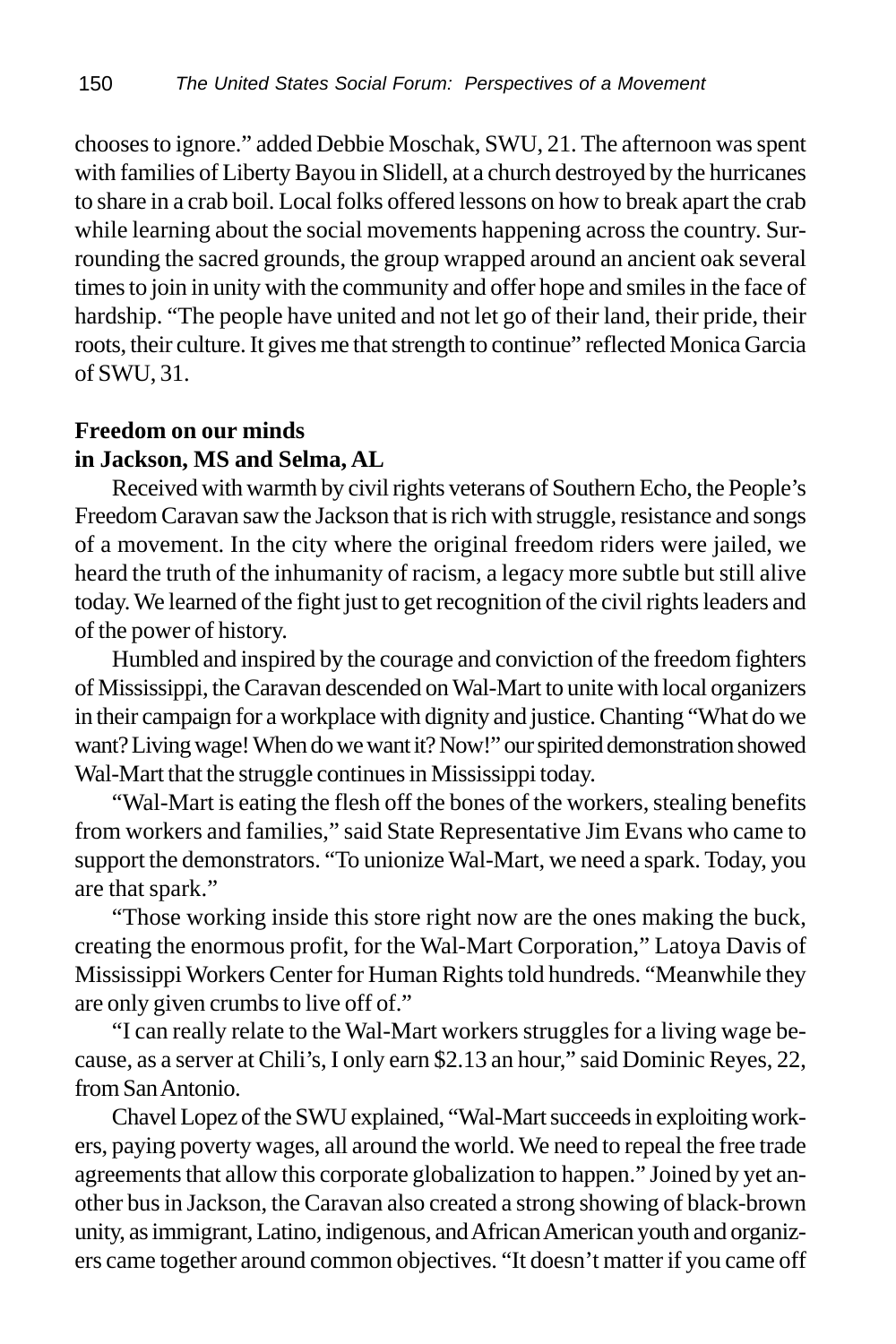chooses to ignore." added Debbie Moschak, SWU, 21. The afternoon was spent with families of Liberty Bayou in Slidell, at a church destroyed by the hurricanes to share in a crab boil. Local folks offered lessons on how to break apart the crab while learning about the social movements happening across the country. Surrounding the sacred grounds, the group wrapped around an ancient oak several times to join in unity with the community and offer hope and smiles in the face of hardship. "The people have united and not let go of their land, their pride, their roots, their culture. It gives me that strength to continue" reflected Monica Garcia of SWU, 31.

**Freedom on our minds in Jackson, MS and Selma, AL**

Received with warmth by civil rights veterans of Southern Echo, the People's Freedom Caravan saw the Jackson that is rich with struggle, resistance and songs of a movement. In the city where the original freedom riders were jailed, we heard the truth of the inhumanity of racism, a legacy more subtle but still alive today. We learned of the fight just to get recognition of the civil rights leaders and of the power of history.

Humbled and inspired by the courage and conviction of the freedom fighters of Mississippi, the Caravan descended on Wal-Mart to unite with local organizers in their campaign for a workplace with dignity and justice. Chanting "What do we want? Living wage! When do we want it? Now!" our spirited demonstration showed Wal-Mart that the struggle continues in Mississippi today.

"Wal-Mart is eating the flesh off the bones of the workers, stealing benefits from workers and families," said State Representative Jim Evans who came to support the demonstrators. "To unionize Wal-Mart, we need a spark. Today, you are that spark."

"Those working inside this store right now are the ones making the buck, creating the enormous profit, for the Wal-Mart Corporation," Latoya Davis of Mississippi Workers Center for Human Rights told hundreds. "Meanwhile they are only given crumbs to live off of."

"I can really relate to the Wal-Mart workers struggles for a living wage because, as a server at Chili's, I only earn $2.13 an hour," said Dominic Reyes, 22, from San Antonio.

Chavel Lopez of the SWU explained, "Wal-Mart succeeds in exploiting workers, paying poverty wages, all around the world. We need to repeal the free trade agreements that allow this corporate globalization to happen." Joined by yet another bus in Jackson, the Caravan also created a strong showing of black-brown unity, as immigrant, Latino, indigenous, and African American youth and organizers came together around common objectives. "It doesn't matter if you came off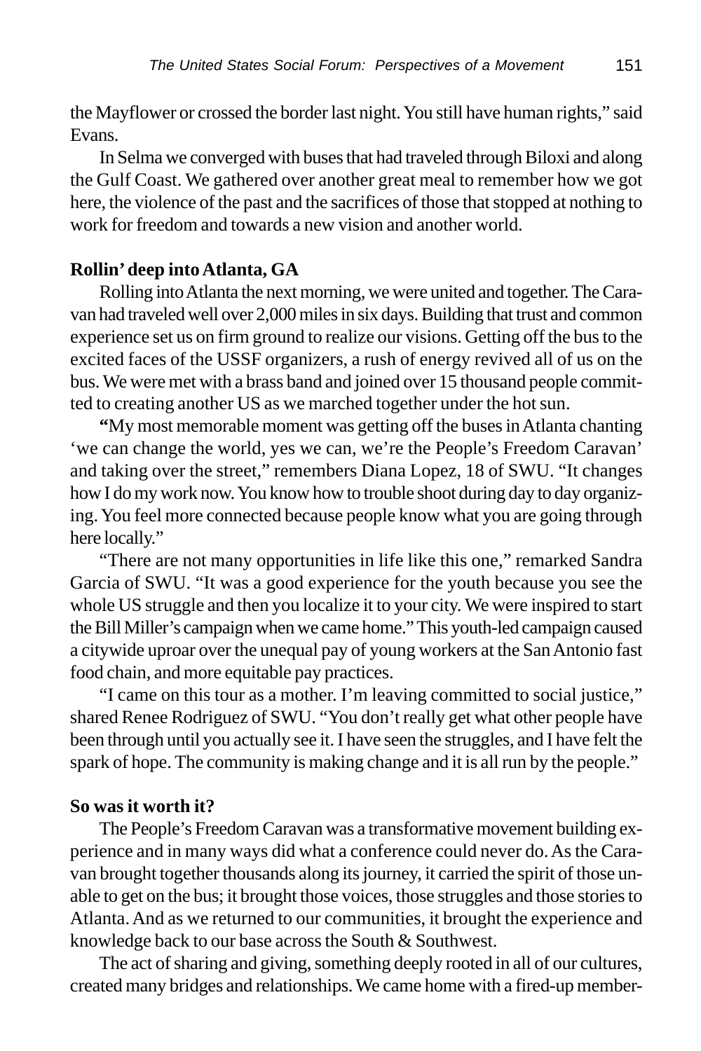the Mayflower or crossed the border last night. You still have human rights," said Evans.

In Selma we converged with buses that had traveled through Biloxi and along the Gulf Coast. We gathered over another great meal to remember how we got here, the violence of the past and the sacrifices of those that stopped at nothing to work for freedom and towards a new vision and another world.

**Rollin' deep into Atlanta, GA**

Rolling into Atlanta the next morning, we were united and together. The Caravan had traveled well over 2,000 miles in six days. Building that trust and common experience set us on firm ground to realize our visions. Getting off the bus to the excited faces of the USSF organizers, a rush of energy revived all of us on the bus. We were met with a brass band and joined over 15 thousand people committed to creating another US as we marched together under the hot sun.

**"**My most memorable moment was getting off the buses in Atlanta chanting 'we can change the world, yes we can, we're the People's Freedom Caravan' and taking over the street," remembers Diana Lopez, 18 of SWU. "It changes how I do my work now. You know how to trouble shoot during day to day organizing. You feel more connected because people know what you are going through here locally."

"There are not many opportunities in life like this one," remarked Sandra Garcia of SWU. "It was a good experience for the youth because you see the whole US struggle and then you localize it to your city. We were inspired to start the Bill Miller's campaign when we came home." This youth-led campaign caused a citywide uproar over the unequal pay of young workers at the San Antonio fast food chain, and more equitable pay practices.

"I came on this tour as a mother. I'm leaving committed to social justice," shared Renee Rodriguez of SWU. "You don't really get what other people have been through until you actually see it. I have seen the struggles, and I have felt the spark of hope. The community is making change and it is all run by the people."

**So was it worth it?**

The People's Freedom Caravan was a transformative movement building experience and in many ways did what a conference could never do. As the Caravan brought together thousands along its journey, it carried the spirit of those unable to get on the bus; it brought those voices, those struggles and those stories to Atlanta. And as we returned to our communities, it brought the experience and knowledge back to our base across the South & Southwest.

The act of sharing and giving, something deeply rooted in all of our cultures, created many bridges and relationships. We came home with a fired-up member-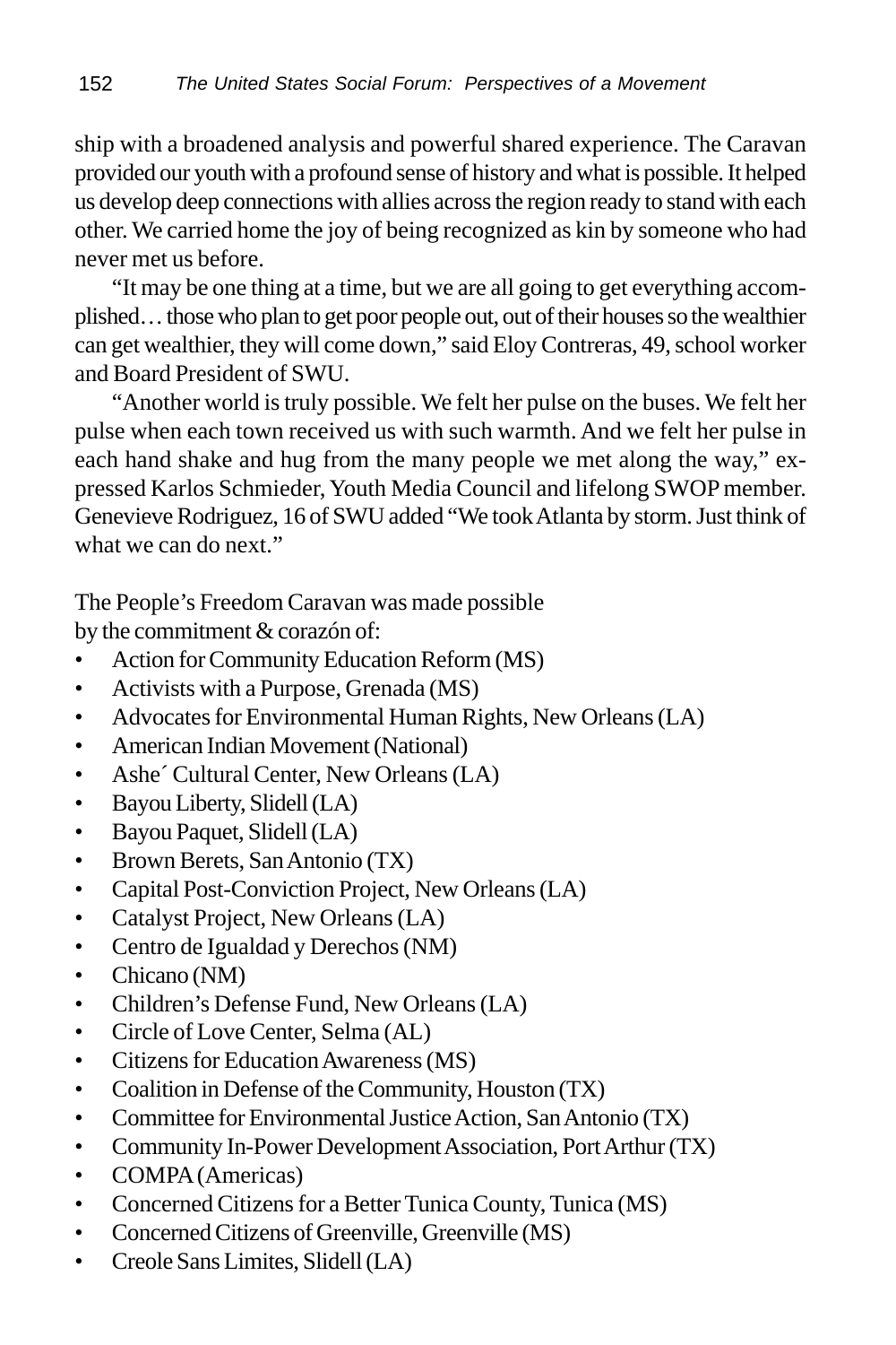ship with a broadened analysis and powerful shared experience. The Caravan provided our youth with a profound sense of history and what is possible. It helped us develop deep connections with allies across the region ready to stand with each other. We carried home the joy of being recognized as kin by someone who had never met us before.

"It may be one thing at a time, but we are all going to get everything accomplished… those who plan to get poor people out, out of their houses so the wealthier can get wealthier, they will come down," said Eloy Contreras, 49, school worker and Board President of SWU.

"Another world is truly possible. We felt her pulse on the buses. We felt her pulse when each town received us with such warmth. And we felt her pulse in each hand shake and hug from the many people we met along the way," expressed Karlos Schmieder, Youth Media Council and lifelong SWOP member. Genevieve Rodriguez, 16 of SWU added "We took Atlanta by storm. Just think of what we can do next."

The People's Freedom Caravan was made possible by the commitment & corazón of:

- Action for Community Education Reform (MS)
- Activists with a Purpose, Grenada (MS)
- Advocates for Environmental Human Rights, New Orleans (LA)
- American Indian Movement (National)
- Ashe´ Cultural Center, New Orleans (LA)
- Bayou Liberty, Slidell (LA)
- Bayou Paquet, Slidell (LA)
- Brown Berets, San Antonio (TX)
- Capital Post-Conviction Project, New Orleans (LA)
- Catalyst Project, New Orleans (LA)
- Centro de Igualdad y Derechos (NM)
- Chicano (NM)
- Children's Defense Fund, New Orleans (LA)
- Circle of Love Center, Selma (AL)
- Citizens for Education Awareness (MS)
- Coalition in Defense of the Community, Houston (TX)
- Committee for Environmental Justice Action, San Antonio (TX)
- Community In-Power Development Association, Port Arthur (TX)
- COMPA (Americas)
- Concerned Citizens for a Better Tunica County, Tunica (MS)
- Concerned Citizens of Greenville, Greenville (MS)
- Creole Sans Limites, Slidell (LA)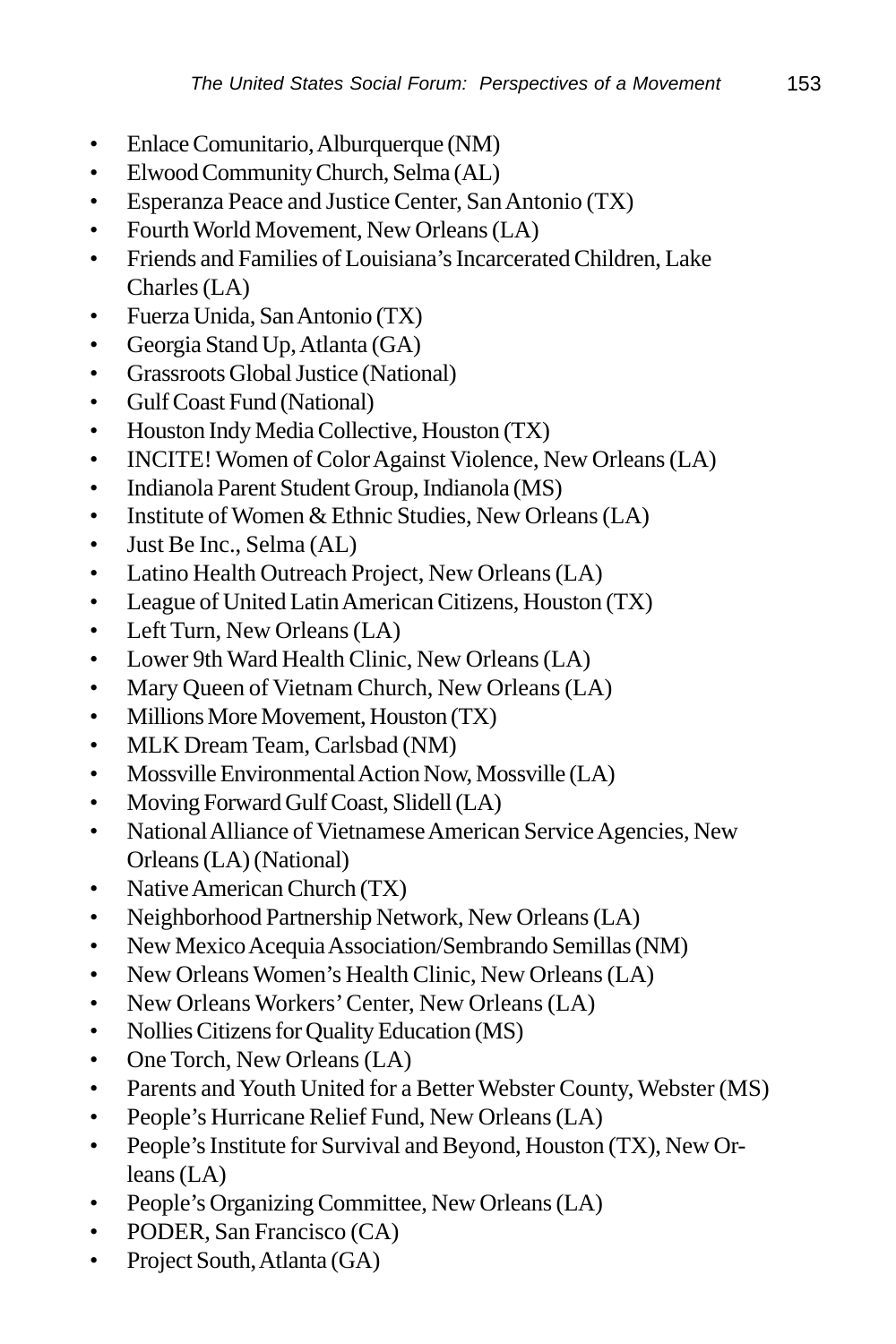- Enlace Comunitario, Alburquerque (NM)
- Elwood Community Church, Selma (AL)
- Esperanza Peace and Justice Center, San Antonio (TX)
- Fourth World Movement, New Orleans (LA)
- Friends and Families of Louisiana's Incarcerated Children, Lake Charles (LA)
- Fuerza Unida, San Antonio (TX)
- Georgia Stand Up, Atlanta (GA)
- Grassroots Global Justice (National)
- Gulf Coast Fund (National)
- Houston Indy Media Collective, Houston (TX)
- INCITE! Women of Color Against Violence, New Orleans (LA)
- Indianola Parent Student Group, Indianola (MS)
- Institute of Women & Ethnic Studies, New Orleans (LA)
- Just Be Inc., Selma (AL)
- Latino Health Outreach Project, New Orleans (LA)
- League of United Latin American Citizens, Houston (TX)
- Left Turn, New Orleans (LA)
- Lower 9th Ward Health Clinic, New Orleans (LA)
- Mary Queen of Vietnam Church, New Orleans (LA)
- Millions More Movement, Houston (TX)
- MLK Dream Team, Carlsbad (NM)
- Mossville Environmental Action Now, Mossville (LA)
- Moving Forward Gulf Coast, Slidell (LA)
- National Alliance of Vietnamese American Service Agencies, New Orleans (LA) (National)
- Native American Church (TX)
- Neighborhood Partnership Network, New Orleans (LA)
- New Mexico Acequia Association/Sembrando Semillas (NM)
- New Orleans Women's Health Clinic, New Orleans (LA)
- New Orleans Workers' Center, New Orleans (LA)
- Nollies Citizens for Quality Education (MS)
- One Torch, New Orleans (LA)
- Parents and Youth United for a Better Webster County, Webster (MS)
- People's Hurricane Relief Fund, New Orleans (LA)
- People's Institute for Survival and Beyond, Houston (TX), New Orleans (LA)
- People's Organizing Committee, New Orleans (LA)
- PODER, San Francisco (CA)
- Project South, Atlanta (GA)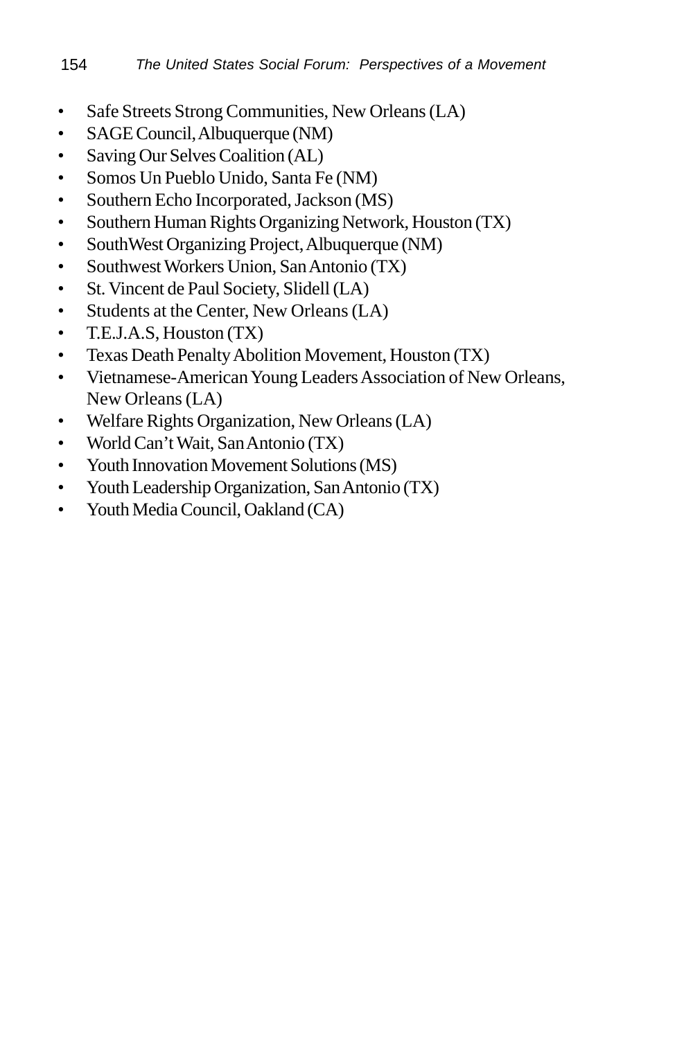- Safe Streets Strong Communities, New Orleans (LA)
- SAGE Council, Albuquerque (NM)
- Saving Our Selves Coalition (AL)
- Somos Un Pueblo Unido, Santa Fe (NM)
- Southern Echo Incorporated, Jackson (MS)
- Southern Human Rights Organizing Network, Houston (TX)
- SouthWest Organizing Project, Albuquerque (NM)
- Southwest Workers Union, San Antonio (TX)
- St. Vincent de Paul Society, Slidell (LA)
- Students at the Center, New Orleans (LA)
- T.E.J.A.S, Houston (TX)
- Texas Death Penalty Abolition Movement, Houston (TX)
- Vietnamese-American Young Leaders Association of New Orleans, New Orleans (LA)
- Welfare Rights Organization, New Orleans (LA)
- World Can't Wait, San Antonio (TX)
- Youth Innovation Movement Solutions (MS)
- Youth Leadership Organization, San Antonio (TX)
- Youth Media Council, Oakland (CA)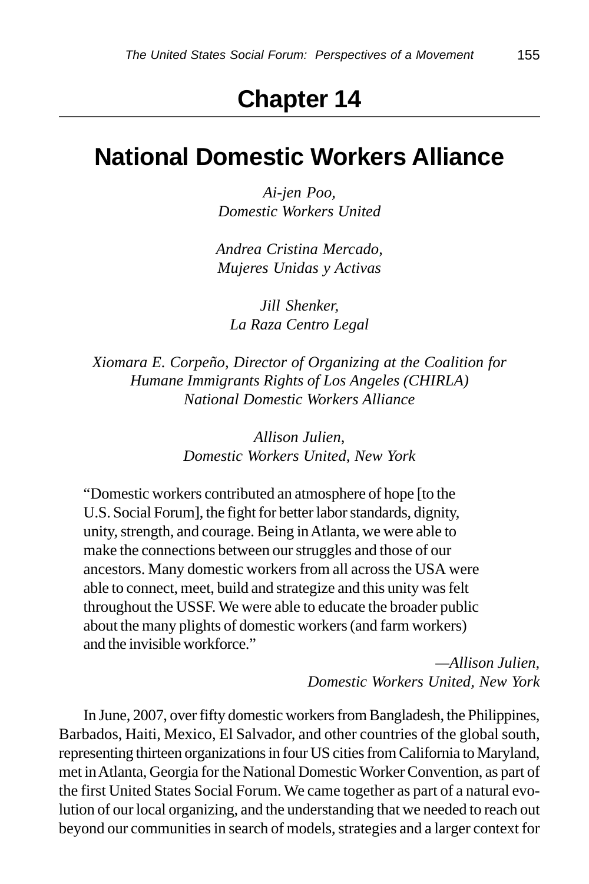# Chapter 14

## National Domestic Workers Alliance

*Ai-jen Poo,*
*Domestic Workers United*

*Andrea Cristina Mercado,*
*Mujeres Unidas y Activas*

*Jill Shenker,*
*La Raza Centro Legal*

*Xiomara E. Corpeño, Director of Organizing at the Coalition for Humane Immigrants Rights of Los Angeles (CHIRLA)*
*National Domestic Workers Alliance*

*Allison Julien,*
*Domestic Workers United, New York*

> "Domestic workers contributed an atmosphere of hope [to the U.S. Social Forum], the fight for better labor standards, dignity, unity, strength, and courage. Being in Atlanta, we were able to make the connections between our struggles and those of our ancestors. Many domestic workers from all across the USA were able to connect, meet, build and strategize and this unity was felt throughout the USSF. We were able to educate the broader public about the many plights of domestic workers (and farm workers) and the invisible workforce."
>
> —*Allison Julien, Domestic Workers United, New York*

In June, 2007, over fifty domestic workers from Bangladesh, the Philippines, Barbados, Haiti, Mexico, El Salvador, and other countries of the global south, representing thirteen organizations in four US cities from California to Maryland, met in Atlanta, Georgia for the National Domestic Worker Convention, as part of the first United States Social Forum. We came together as part of a natural evolution of our local organizing, and the understanding that we needed to reach out beyond our communities in search of models, strategies and a larger context for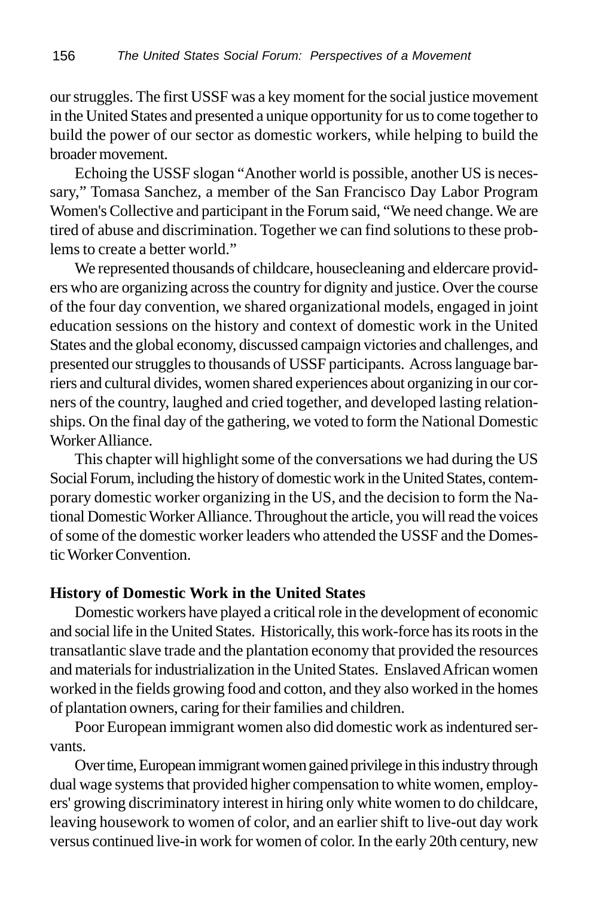our struggles. The first USSF was a key moment for the social justice movement in the United States and presented a unique opportunity for us to come together to build the power of our sector as domestic workers, while helping to build the broader movement.

Echoing the USSF slogan "Another world is possible, another US is necessary," Tomasa Sanchez, a member of the San Francisco Day Labor Program Women's Collective and participant in the Forum said, "We need change. We are tired of abuse and discrimination. Together we can find solutions to these problems to create a better world."

We represented thousands of childcare, housecleaning and eldercare providers who are organizing across the country for dignity and justice. Over the course of the four day convention, we shared organizational models, engaged in joint education sessions on the history and context of domestic work in the United States and the global economy, discussed campaign victories and challenges, and presented our struggles to thousands of USSF participants. Across language barriers and cultural divides, women shared experiences about organizing in our corners of the country, laughed and cried together, and developed lasting relationships. On the final day of the gathering, we voted to form the National Domestic Worker Alliance.

This chapter will highlight some of the conversations we had during the US Social Forum, including the history of domestic work in the United States, contemporary domestic worker organizing in the US, and the decision to form the National Domestic Worker Alliance. Throughout the article, you will read the voices of some of the domestic worker leaders who attended the USSF and the Domestic Worker Convention.

## History of Domestic Work in the United States

Domestic workers have played a critical role in the development of economic and social life in the United States. Historically, this work-force has its roots in the transatlantic slave trade and the plantation economy that provided the resources and materials for industrialization in the United States. Enslaved African women worked in the fields growing food and cotton, and they also worked in the homes of plantation owners, caring for their families and children.

Poor European immigrant women also did domestic work as indentured servants.

Over time, European immigrant women gained privilege in this industry through dual wage systems that provided higher compensation to white women, employers' growing discriminatory interest in hiring only white women to do childcare, leaving housework to women of color, and an earlier shift to live-out day work versus continued live-in work for women of color. In the early 20th century, new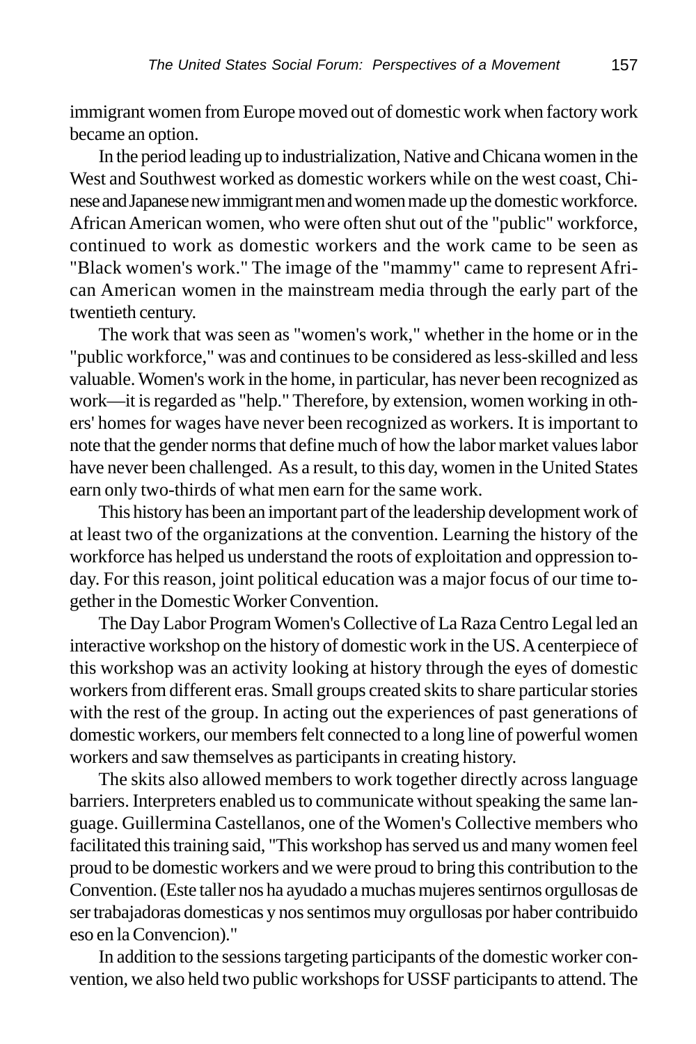immigrant women from Europe moved out of domestic work when factory work became an option.

In the period leading up to industrialization, Native and Chicana women in the West and Southwest worked as domestic workers while on the west coast, Chinese and Japanese new immigrant men and women made up the domestic workforce. African American women, who were often shut out of the "public" workforce, continued to work as domestic workers and the work came to be seen as "Black women's work." The image of the "mammy" came to represent African American women in the mainstream media through the early part of the twentieth century.

The work that was seen as "women's work," whether in the home or in the "public workforce," was and continues to be considered as less-skilled and less valuable. Women's work in the home, in particular, has never been recognized as work—it is regarded as "help." Therefore, by extension, women working in others' homes for wages have never been recognized as workers. It is important to note that the gender norms that define much of how the labor market values labor have never been challenged. As a result, to this day, women in the United States earn only two-thirds of what men earn for the same work.

This history has been an important part of the leadership development work of at least two of the organizations at the convention. Learning the history of the workforce has helped us understand the roots of exploitation and oppression today. For this reason, joint political education was a major focus of our time together in the Domestic Worker Convention.

The Day Labor Program Women's Collective of La Raza Centro Legal led an interactive workshop on the history of domestic work in the US. A centerpiece of this workshop was an activity looking at history through the eyes of domestic workers from different eras. Small groups created skits to share particular stories with the rest of the group. In acting out the experiences of past generations of domestic workers, our members felt connected to a long line of powerful women workers and saw themselves as participants in creating history.

The skits also allowed members to work together directly across language barriers. Interpreters enabled us to communicate without speaking the same language. Guillermina Castellanos, one of the Women's Collective members who facilitated this training said, "This workshop has served us and many women feel proud to be domestic workers and we were proud to bring this contribution to the Convention. (Este taller nos ha ayudado a muchas mujeres sentirnos orgullosas de ser trabajadoras domesticas y nos sentimos muy orgullosas por haber contribuido eso en la Convencion)."

In addition to the sessions targeting participants of the domestic worker convention, we also held two public workshops for USSF participants to attend. The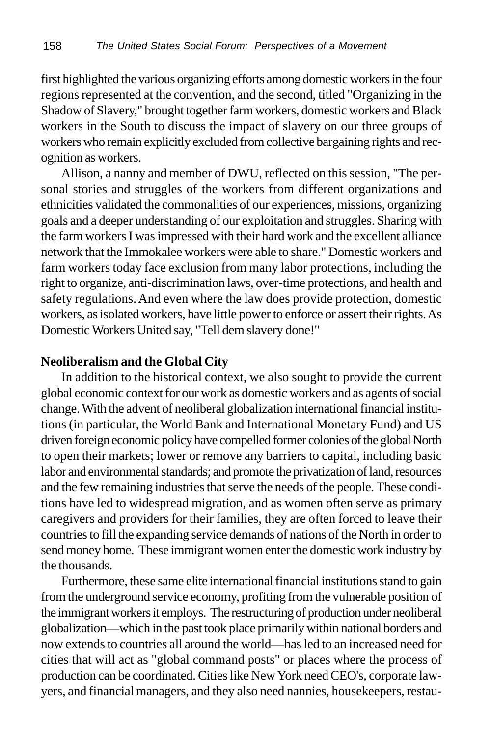first highlighted the various organizing efforts among domestic workers in the four regions represented at the convention, and the second, titled "Organizing in the Shadow of Slavery," brought together farm workers, domestic workers and Black workers in the South to discuss the impact of slavery on our three groups of workers who remain explicitly excluded from collective bargaining rights and recognition as workers.

Allison, a nanny and member of DWU, reflected on this session, "The personal stories and struggles of the workers from different organizations and ethnicities validated the commonalities of our experiences, missions, organizing goals and a deeper understanding of our exploitation and struggles. Sharing with the farm workers I was impressed with their hard work and the excellent alliance network that the Immokalee workers were able to share." Domestic workers and farm workers today face exclusion from many labor protections, including the right to organize, anti-discrimination laws, over-time protections, and health and safety regulations. And even where the law does provide protection, domestic workers, as isolated workers, have little power to enforce or assert their rights. As Domestic Workers United say, "Tell dem slavery done!"

**Neoliberalism and the Global City**

In addition to the historical context, we also sought to provide the current global economic context for our work as domestic workers and as agents of social change. With the advent of neoliberal globalization international financial institutions (in particular, the World Bank and International Monetary Fund) and US driven foreign economic policy have compelled former colonies of the global North to open their markets; lower or remove any barriers to capital, including basic labor and environmental standards; and promote the privatization of land, resources and the few remaining industries that serve the needs of the people. These conditions have led to widespread migration, and as women often serve as primary caregivers and providers for their families, they are often forced to leave their countries to fill the expanding service demands of nations of the North in order to send money home. These immigrant women enter the domestic work industry by the thousands.

Furthermore, these same elite international financial institutions stand to gain from the underground service economy, profiting from the vulnerable position of the immigrant workers it employs. The restructuring of production under neoliberal globalization—which in the past took place primarily within national borders and now extends to countries all around the world—has led to an increased need for cities that will act as "global command posts" or places where the process of production can be coordinated. Cities like New York need CEO's, corporate lawyers, and financial managers, and they also need nannies, housekeepers, restau-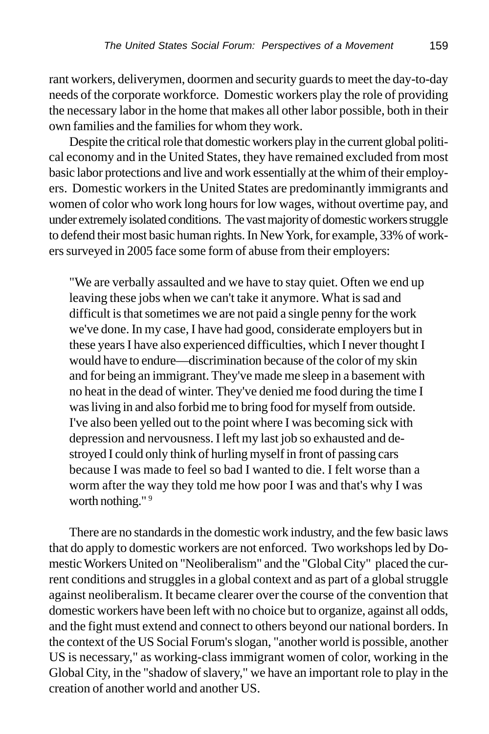rant workers, deliverymen, doormen and security guards to meet the day-to-day needs of the corporate workforce. Domestic workers play the role of providing the necessary labor in the home that makes all other labor possible, both in their own families and the families for whom they work.

Despite the critical role that domestic workers play in the current global political economy and in the United States, they have remained excluded from most basic labor protections and live and work essentially at the whim of their employers. Domestic workers in the United States are predominantly immigrants and women of color who work long hours for low wages, without overtime pay, and under extremely isolated conditions. The vast majority of domestic workers struggle to defend their most basic human rights. In New York, for example, 33% of workers surveyed in 2005 face some form of abuse from their employers:

> "We are verbally assaulted and we have to stay quiet. Often we end up leaving these jobs when we can't take it anymore. What is sad and difficult is that sometimes we are not paid a single penny for the work we've done. In my case, I have had good, considerate employers but in these years I have also experienced difficulties, which I never thought I would have to endure—discrimination because of the color of my skin and for being an immigrant. They've made me sleep in a basement with no heat in the dead of winter. They've denied me food during the time I was living in and also forbid me to bring food for myself from outside. I've also been yelled out to the point where I was becoming sick with depression and nervousness. I left my last job so exhausted and destroyed I could only think of hurling myself in front of passing cars because I was made to feel so bad I wanted to die. I felt worse than a worm after the way they told me how poor I was and that's why I was worth nothing." [9]

There are no standards in the domestic work industry, and the few basic laws that do apply to domestic workers are not enforced. Two workshops led by Domestic Workers United on "Neoliberalism" and the "Global City" placed the current conditions and struggles in a global context and as part of a global struggle against neoliberalism. It became clearer over the course of the convention that domestic workers have been left with no choice but to organize, against all odds, and the fight must extend and connect to others beyond our national borders. In the context of the US Social Forum's slogan, "another world is possible, another US is necessary," as working-class immigrant women of color, working in the Global City, in the "shadow of slavery," we have an important role to play in the creation of another world and another US.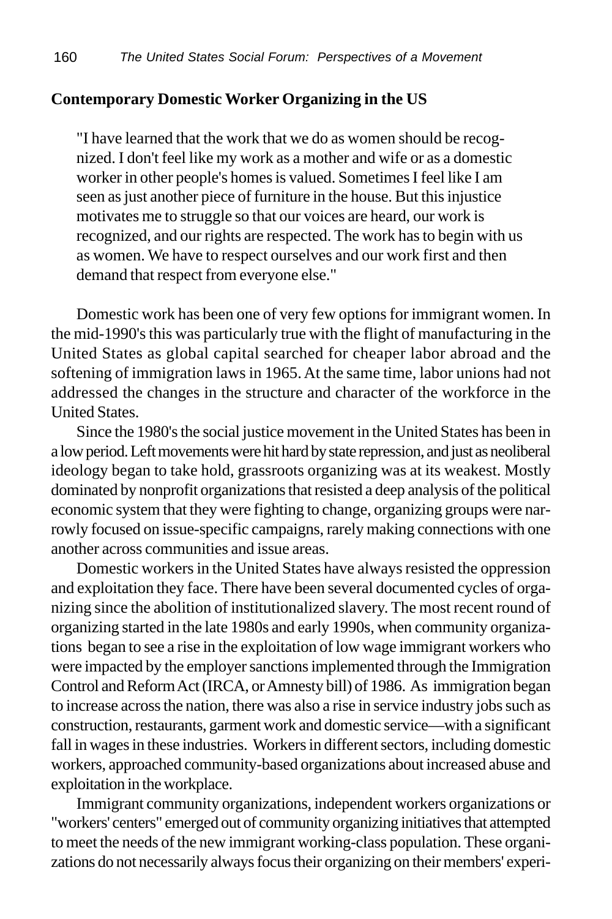## Contemporary Domestic Worker Organizing in the US

> "I have learned that the work that we do as women should be recognized. I don't feel like my work as a mother and wife or as a domestic worker in other people's homes is valued. Sometimes I feel like I am seen as just another piece of furniture in the house. But this injustice motivates me to struggle so that our voices are heard, our work is recognized, and our rights are respected. The work has to begin with us as women. We have to respect ourselves and our work first and then demand that respect from everyone else."

Domestic work has been one of very few options for immigrant women. In the mid-1990's this was particularly true with the flight of manufacturing in the United States as global capital searched for cheaper labor abroad and the softening of immigration laws in 1965. At the same time, labor unions had not addressed the changes in the structure and character of the workforce in the United States.

Since the 1980's the social justice movement in the United States has been in a low period. Left movements were hit hard by state repression, and just as neoliberal ideology began to take hold, grassroots organizing was at its weakest. Mostly dominated by nonprofit organizations that resisted a deep analysis of the political economic system that they were fighting to change, organizing groups were narrowly focused on issue-specific campaigns, rarely making connections with one another across communities and issue areas.

Domestic workers in the United States have always resisted the oppression and exploitation they face. There have been several documented cycles of organizing since the abolition of institutionalized slavery. The most recent round of organizing started in the late 1980s and early 1990s, when community organizations began to see a rise in the exploitation of low wage immigrant workers who were impacted by the employer sanctions implemented through the Immigration Control and Reform Act (IRCA, or Amnesty bill) of 1986. As immigration began to increase across the nation, there was also a rise in service industry jobs such as construction, restaurants, garment work and domestic service—with a significant fall in wages in these industries. Workers in different sectors, including domestic workers, approached community-based organizations about increased abuse and exploitation in the workplace.

Immigrant community organizations, independent workers organizations or "workers' centers" emerged out of community organizing initiatives that attempted to meet the needs of the new immigrant working-class population. These organizations do not necessarily always focus their organizing on their members' experi-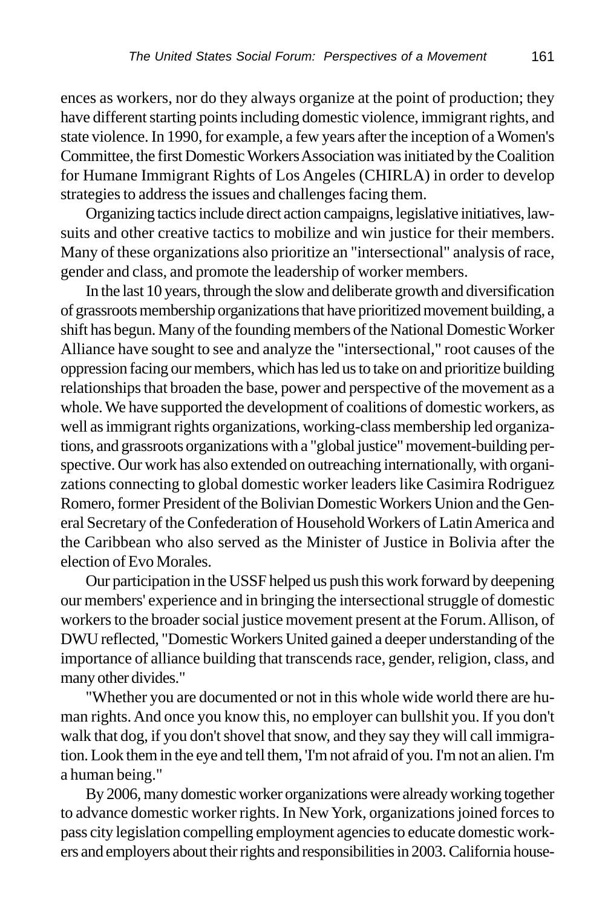ences as workers, nor do they always organize at the point of production; they have different starting points including domestic violence, immigrant rights, and state violence. In 1990, for example, a few years after the inception of a Women's Committee, the first Domestic Workers Association was initiated by the Coalition for Humane Immigrant Rights of Los Angeles (CHIRLA) in order to develop strategies to address the issues and challenges facing them.

Organizing tactics include direct action campaigns, legislative initiatives, lawsuits and other creative tactics to mobilize and win justice for their members. Many of these organizations also prioritize an "intersectional" analysis of race, gender and class, and promote the leadership of worker members.

In the last 10 years, through the slow and deliberate growth and diversification of grassroots membership organizations that have prioritized movement building, a shift has begun. Many of the founding members of the National Domestic Worker Alliance have sought to see and analyze the "intersectional," root causes of the oppression facing our members, which has led us to take on and prioritize building relationships that broaden the base, power and perspective of the movement as a whole. We have supported the development of coalitions of domestic workers, as well as immigrant rights organizations, working-class membership led organizations, and grassroots organizations with a "global justice" movement-building perspective. Our work has also extended on outreaching internationally, with organizations connecting to global domestic worker leaders like Casimira Rodriguez Romero, former President of the Bolivian Domestic Workers Union and the General Secretary of the Confederation of Household Workers of Latin America and the Caribbean who also served as the Minister of Justice in Bolivia after the election of Evo Morales.

Our participation in the USSF helped us push this work forward by deepening our members' experience and in bringing the intersectional struggle of domestic workers to the broader social justice movement present at the Forum. Allison, of DWU reflected, "Domestic Workers United gained a deeper understanding of the importance of alliance building that transcends race, gender, religion, class, and many other divides."

"Whether you are documented or not in this whole wide world there are human rights. And once you know this, no employer can bullshit you. If you don't walk that dog, if you don't shovel that snow, and they say they will call immigration. Look them in the eye and tell them, 'I'm not afraid of you. I'm not an alien. I'm a human being."

By 2006, many domestic worker organizations were already working together to advance domestic worker rights. In New York, organizations joined forces to pass city legislation compelling employment agencies to educate domestic workers and employers about their rights and responsibilities in 2003. California house-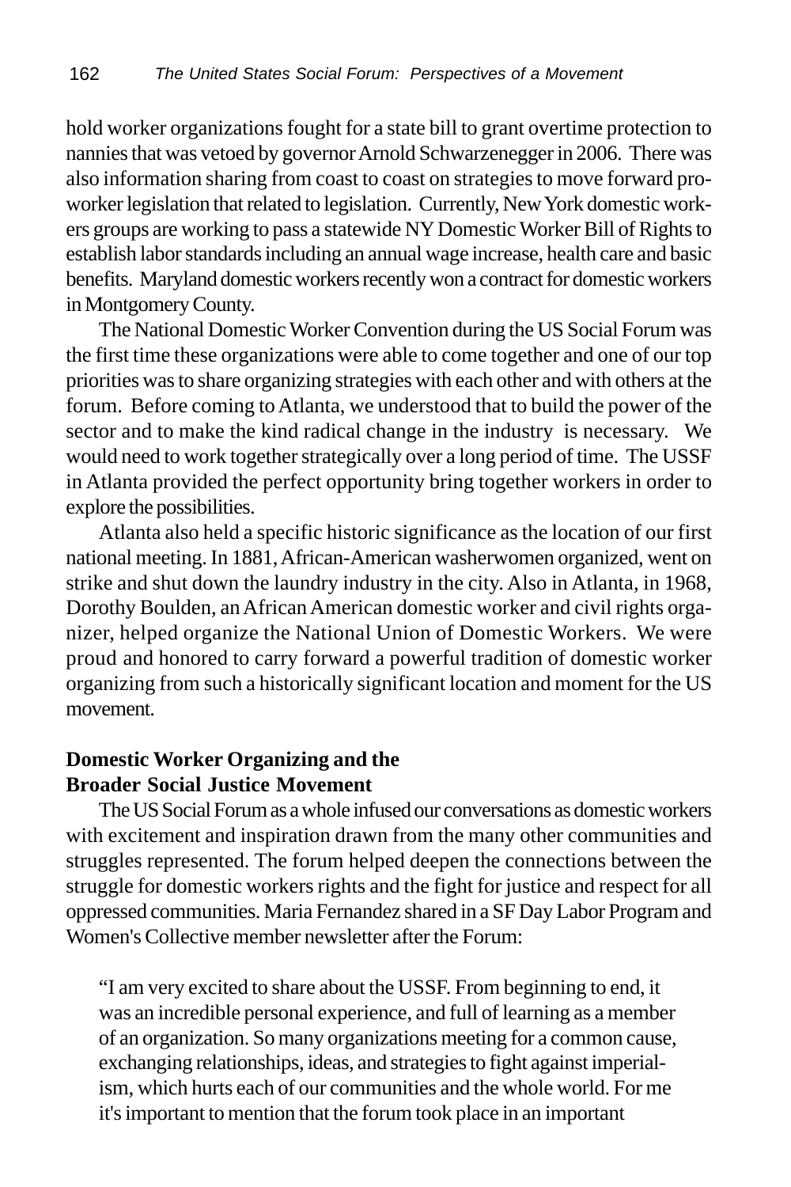hold worker organizations fought for a state bill to grant overtime protection to nannies that was vetoed by governor Arnold Schwarzenegger in 2006. There was also information sharing from coast to coast on strategies to move forward pro-worker legislation that related to legislation. Currently, New York domestic workers groups are working to pass a statewide NY Domestic Worker Bill of Rights to establish labor standards including an annual wage increase, health care and basic benefits. Maryland domestic workers recently won a contract for domestic workers in Montgomery County.

The National Domestic Worker Convention during the US Social Forum was the first time these organizations were able to come together and one of our top priorities was to share organizing strategies with each other and with others at the forum. Before coming to Atlanta, we understood that to build the power of the sector and to make the kind radical change in the industry is necessary. We would need to work together strategically over a long period of time. The USSF in Atlanta provided the perfect opportunity bring together workers in order to explore the possibilities.

Atlanta also held a specific historic significance as the location of our first national meeting. In 1881, African-American washerwomen organized, went on strike and shut down the laundry industry in the city. Also in Atlanta, in 1968, Dorothy Boulden, an African American domestic worker and civil rights organizer, helped organize the National Union of Domestic Workers. We were proud and honored to carry forward a powerful tradition of domestic worker organizing from such a historically significant location and moment for the US movement.

**Domestic Worker Organizing and the Broader Social Justice Movement**

The US Social Forum as a whole infused our conversations as domestic workers with excitement and inspiration drawn from the many other communities and struggles represented. The forum helped deepen the connections between the struggle for domestic workers rights and the fight for justice and respect for all oppressed communities. Maria Fernandez shared in a SF Day Labor Program and Women's Collective member newsletter after the Forum:

> "I am very excited to share about the USSF. From beginning to end, it was an incredible personal experience, and full of learning as a member of an organization. So many organizations meeting for a common cause, exchanging relationships, ideas, and strategies to fight against imperialism, which hurts each of our communities and the whole world. For me it's important to mention that the forum took place in an important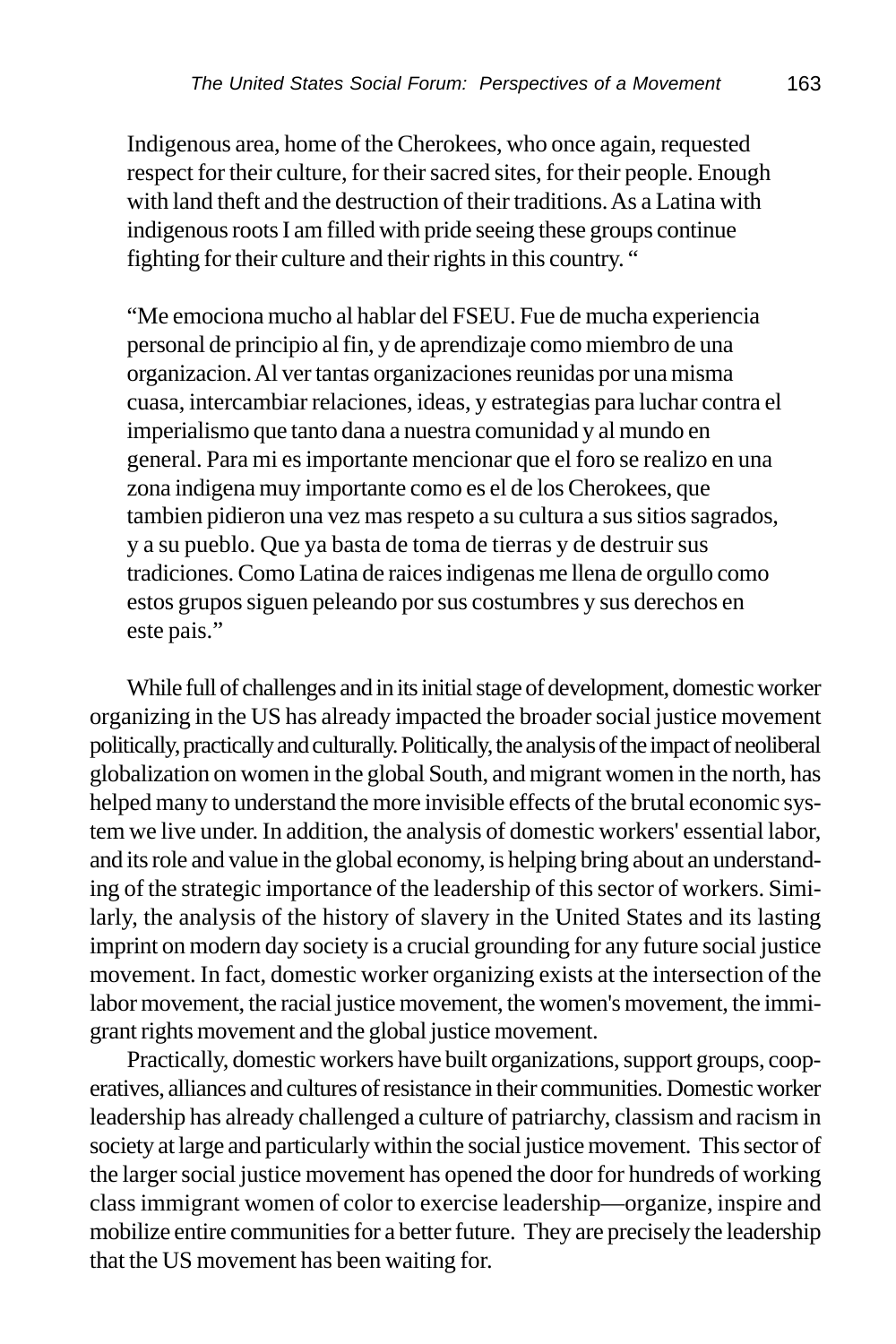Indigenous area, home of the Cherokees, who once again, requested respect for their culture, for their sacred sites, for their people. Enough with land theft and the destruction of their traditions. As a Latina with indigenous roots I am filled with pride seeing these groups continue fighting for their culture and their rights in this country. "

"Me emociona mucho al hablar del FSEU. Fue de mucha experiencia personal de principio al fin, y de aprendizaje como miembro de una organizacion. Al ver tantas organizaciones reunidas por una misma cuasa, intercambiar relaciones, ideas, y estrategias para luchar contra el imperialismo que tanto dana a nuestra comunidad y al mundo en general. Para mi es importante mencionar que el foro se realizo en una zona indigena muy importante como es el de los Cherokees, que tambien pidieron una vez mas respeto a su cultura a sus sitios sagrados, y a su pueblo. Que ya basta de toma de tierras y de destruir sus tradiciones. Como Latina de raices indigenas me llena de orgullo como estos grupos siguen peleando por sus costumbres y sus derechos en este pais."

While full of challenges and in its initial stage of development, domestic worker organizing in the US has already impacted the broader social justice movement politically, practically and culturally. Politically, the analysis of the impact of neoliberal globalization on women in the global South, and migrant women in the north, has helped many to understand the more invisible effects of the brutal economic system we live under. In addition, the analysis of domestic workers' essential labor, and its role and value in the global economy, is helping bring about an understanding of the strategic importance of the leadership of this sector of workers. Similarly, the analysis of the history of slavery in the United States and its lasting imprint on modern day society is a crucial grounding for any future social justice movement. In fact, domestic worker organizing exists at the intersection of the labor movement, the racial justice movement, the women's movement, the immigrant rights movement and the global justice movement.

Practically, domestic workers have built organizations, support groups, cooperatives, alliances and cultures of resistance in their communities. Domestic worker leadership has already challenged a culture of patriarchy, classism and racism in society at large and particularly within the social justice movement. This sector of the larger social justice movement has opened the door for hundreds of working class immigrant women of color to exercise leadership—organize, inspire and mobilize entire communities for a better future. They are precisely the leadership that the US movement has been waiting for.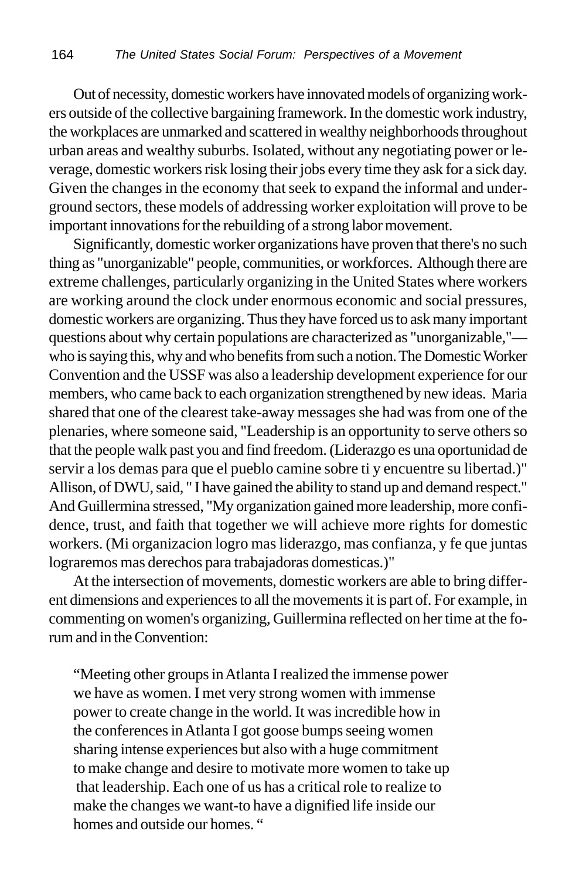Out of necessity, domestic workers have innovated models of organizing workers outside of the collective bargaining framework. In the domestic work industry, the workplaces are unmarked and scattered in wealthy neighborhoods throughout urban areas and wealthy suburbs. Isolated, without any negotiating power or leverage, domestic workers risk losing their jobs every time they ask for a sick day. Given the changes in the economy that seek to expand the informal and underground sectors, these models of addressing worker exploitation will prove to be important innovations for the rebuilding of a strong labor movement.

Significantly, domestic worker organizations have proven that there's no such thing as "unorganizable" people, communities, or workforces. Although there are extreme challenges, particularly organizing in the United States where workers are working around the clock under enormous economic and social pressures, domestic workers are organizing. Thus they have forced us to ask many important questions about why certain populations are characterized as "unorganizable,"—who is saying this, why and who benefits from such a notion. The Domestic Worker Convention and the USSF was also a leadership development experience for our members, who came back to each organization strengthened by new ideas. Maria shared that one of the clearest take-away messages she had was from one of the plenaries, where someone said, "Leadership is an opportunity to serve others so that the people walk past you and find freedom. (Liderazgo es una oportunidad de servir a los demas para que el pueblo camine sobre ti y encuentre su libertad.)" Allison, of DWU, said, " I have gained the ability to stand up and demand respect." And Guillermina stressed, "My organization gained more leadership, more confidence, trust, and faith that together we will achieve more rights for domestic workers. (Mi organizacion logro mas liderazgo, mas confianza, y fe que juntas lograremos mas derechos para trabajadoras domesticas.)"

At the intersection of movements, domestic workers are able to bring different dimensions and experiences to all the movements it is part of. For example, in commenting on women's organizing, Guillermina reflected on her time at the forum and in the Convention:

> "Meeting other groups in Atlanta I realized the immense power we have as women. I met very strong women with immense power to create change in the world. It was incredible how in the conferences in Atlanta I got goose bumps seeing women sharing intense experiences but also with a huge commitment to make change and desire to motivate more women to take up that leadership. Each one of us has a critical role to realize to make the changes we want-to have a dignified life inside our homes and outside our homes. "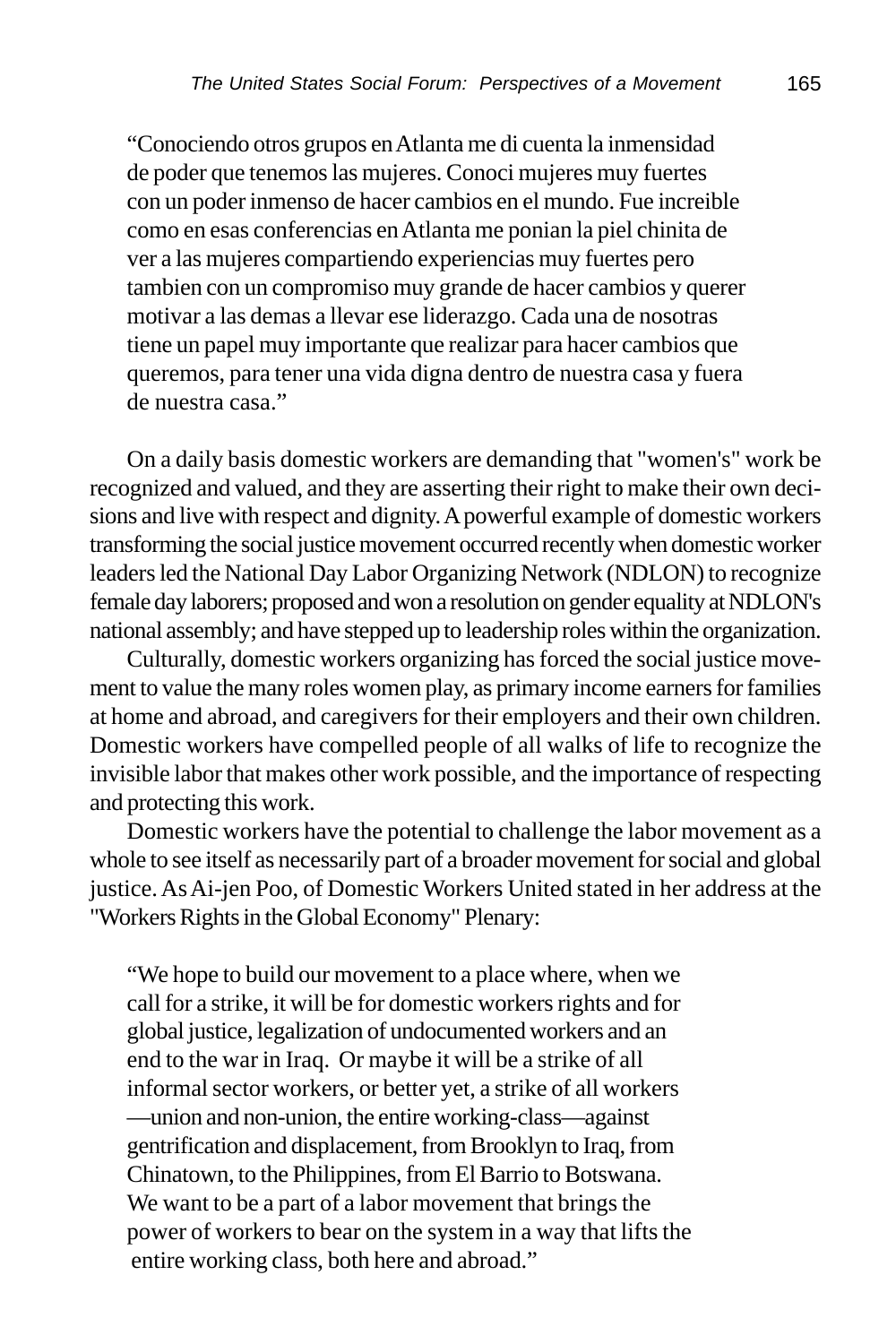> "Conociendo otros grupos en Atlanta me di cuenta la inmensidad de poder que tenemos las mujeres. Conoci mujeres muy fuertes con un poder inmenso de hacer cambios en el mundo. Fue increible como en esas conferencias en Atlanta me ponian la piel chinita de ver a las mujeres compartiendo experiencias muy fuertes pero tambien con un compromiso muy grande de hacer cambios y querer motivar a las demas a llevar ese liderazgo. Cada una de nosotras tiene un papel muy importante que realizar para hacer cambios que queremos, para tener una vida digna dentro de nuestra casa y fuera de nuestra casa."

On a daily basis domestic workers are demanding that "women's" work be recognized and valued, and they are asserting their right to make their own decisions and live with respect and dignity. A powerful example of domestic workers transforming the social justice movement occurred recently when domestic worker leaders led the National Day Labor Organizing Network (NDLON) to recognize female day laborers; proposed and won a resolution on gender equality at NDLON's national assembly; and have stepped up to leadership roles within the organization.

Culturally, domestic workers organizing has forced the social justice movement to value the many roles women play, as primary income earners for families at home and abroad, and caregivers for their employers and their own children. Domestic workers have compelled people of all walks of life to recognize the invisible labor that makes other work possible, and the importance of respecting and protecting this work.

Domestic workers have the potential to challenge the labor movement as a whole to see itself as necessarily part of a broader movement for social and global justice. As Ai-jen Poo, of Domestic Workers United stated in her address at the "Workers Rights in the Global Economy" Plenary:

> "We hope to build our movement to a place where, when we call for a strike, it will be for domestic workers rights and for global justice, legalization of undocumented workers and an end to the war in Iraq. Or maybe it will be a strike of all informal sector workers, or better yet, a strike of all workers —union and non-union, the entire working-class—against gentrification and displacement, from Brooklyn to Iraq, from Chinatown, to the Philippines, from El Barrio to Botswana. We want to be a part of a labor movement that brings the power of workers to bear on the system in a way that lifts the entire working class, both here and abroad."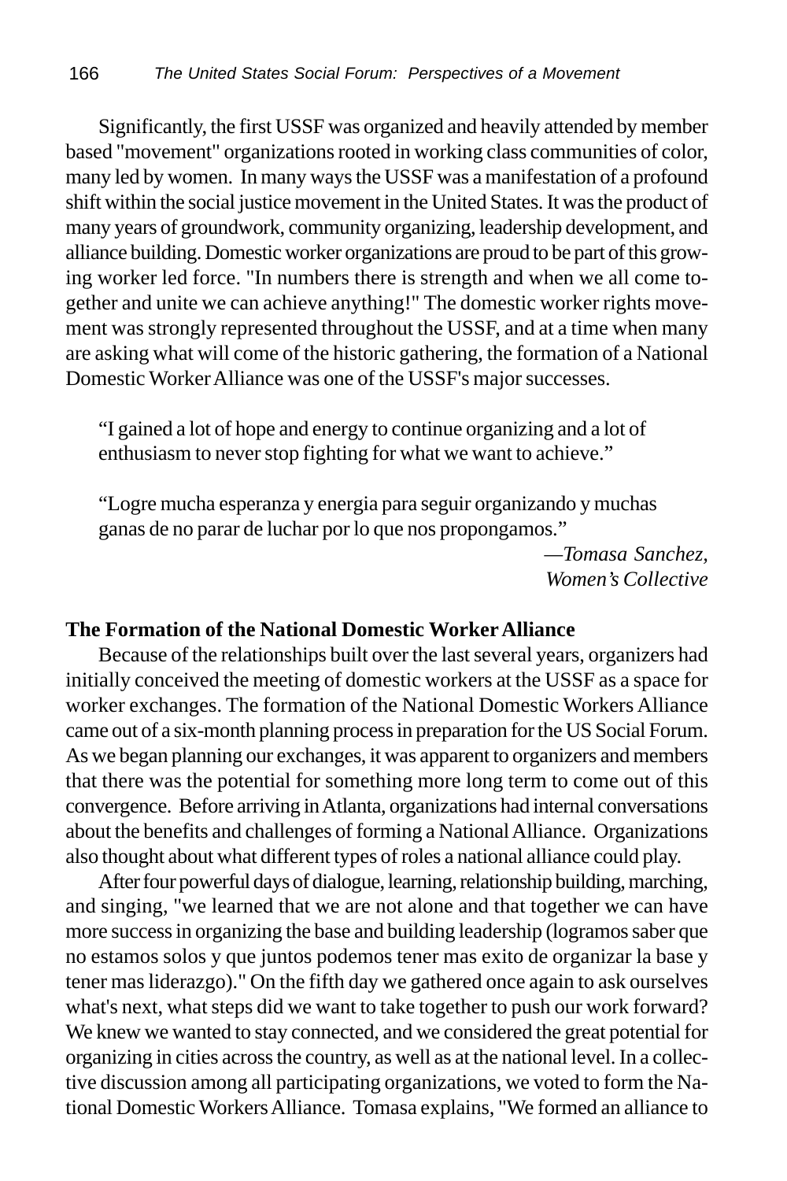Significantly, the first USSF was organized and heavily attended by member based "movement" organizations rooted in working class communities of color, many led by women. In many ways the USSF was a manifestation of a profound shift within the social justice movement in the United States. It was the product of many years of groundwork, community organizing, leadership development, and alliance building. Domestic worker organizations are proud to be part of this growing worker led force. "In numbers there is strength and when we all come together and unite we can achieve anything!" The domestic worker rights movement was strongly represented throughout the USSF, and at a time when many are asking what will come of the historic gathering, the formation of a National Domestic Worker Alliance was one of the USSF's major successes.

> "I gained a lot of hope and energy to continue organizing and a lot of enthusiasm to never stop fighting for what we want to achieve."
>
> "Logre mucha esperanza y energia para seguir organizando y muchas ganas de no parar de luchar por lo que nos propongamos."
>
> —*Tomasa Sanchez, Women's Collective*

**The Formation of the National Domestic Worker Alliance**

Because of the relationships built over the last several years, organizers had initially conceived the meeting of domestic workers at the USSF as a space for worker exchanges. The formation of the National Domestic Workers Alliance came out of a six-month planning process in preparation for the US Social Forum. As we began planning our exchanges, it was apparent to organizers and members that there was the potential for something more long term to come out of this convergence. Before arriving in Atlanta, organizations had internal conversations about the benefits and challenges of forming a National Alliance. Organizations also thought about what different types of roles a national alliance could play.

After four powerful days of dialogue, learning, relationship building, marching, and singing, "we learned that we are not alone and that together we can have more success in organizing the base and building leadership (logramos saber que no estamos solos y que juntos podemos tener mas exito de organizar la base y tener mas liderazgo)." On the fifth day we gathered once again to ask ourselves what's next, what steps did we want to take together to push our work forward? We knew we wanted to stay connected, and we considered the great potential for organizing in cities across the country, as well as at the national level. In a collective discussion among all participating organizations, we voted to form the National Domestic Workers Alliance. Tomasa explains, "We formed an alliance to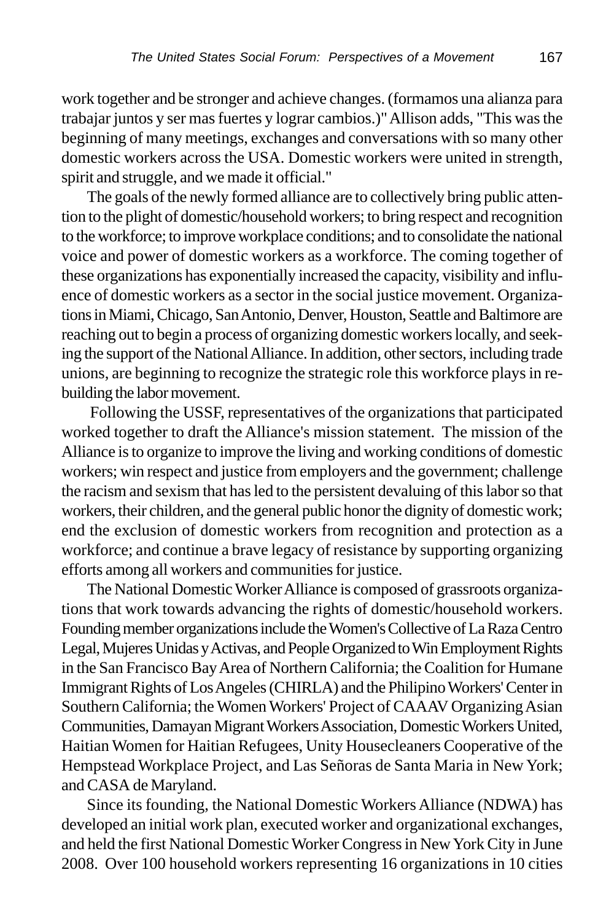work together and be stronger and achieve changes. (formamos una alianza para trabajar juntos y ser mas fuertes y lograr cambios.)" Allison adds, "This was the beginning of many meetings, exchanges and conversations with so many other domestic workers across the USA. Domestic workers were united in strength, spirit and struggle, and we made it official."

The goals of the newly formed alliance are to collectively bring public attention to the plight of domestic/household workers; to bring respect and recognition to the workforce; to improve workplace conditions; and to consolidate the national voice and power of domestic workers as a workforce. The coming together of these organizations has exponentially increased the capacity, visibility and influence of domestic workers as a sector in the social justice movement. Organizations in Miami, Chicago, San Antonio, Denver, Houston, Seattle and Baltimore are reaching out to begin a process of organizing domestic workers locally, and seeking the support of the National Alliance. In addition, other sectors, including trade unions, are beginning to recognize the strategic role this workforce plays in rebuilding the labor movement.

Following the USSF, representatives of the organizations that participated worked together to draft the Alliance's mission statement. The mission of the Alliance is to organize to improve the living and working conditions of domestic workers; win respect and justice from employers and the government; challenge the racism and sexism that has led to the persistent devaluing of this labor so that workers, their children, and the general public honor the dignity of domestic work; end the exclusion of domestic workers from recognition and protection as a workforce; and continue a brave legacy of resistance by supporting organizing efforts among all workers and communities for justice.

The National Domestic Worker Alliance is composed of grassroots organizations that work towards advancing the rights of domestic/household workers. Founding member organizations include the Women's Collective of La Raza Centro Legal, Mujeres Unidas y Activas, and People Organized to Win Employment Rights in the San Francisco Bay Area of Northern California; the Coalition for Humane Immigrant Rights of Los Angeles (CHIRLA) and the Philipino Workers' Center in Southern California; the Women Workers' Project of CAAAV Organizing Asian Communities, Damayan Migrant Workers Association, Domestic Workers United, Haitian Women for Haitian Refugees, Unity Housecleaners Cooperative of the Hempstead Workplace Project, and Las Señoras de Santa Maria in New York; and CASA de Maryland.

Since its founding, the National Domestic Workers Alliance (NDWA) has developed an initial work plan, executed worker and organizational exchanges, and held the first National Domestic Worker Congress in New York City in June 2008. Over 100 household workers representing 16 organizations in 10 cities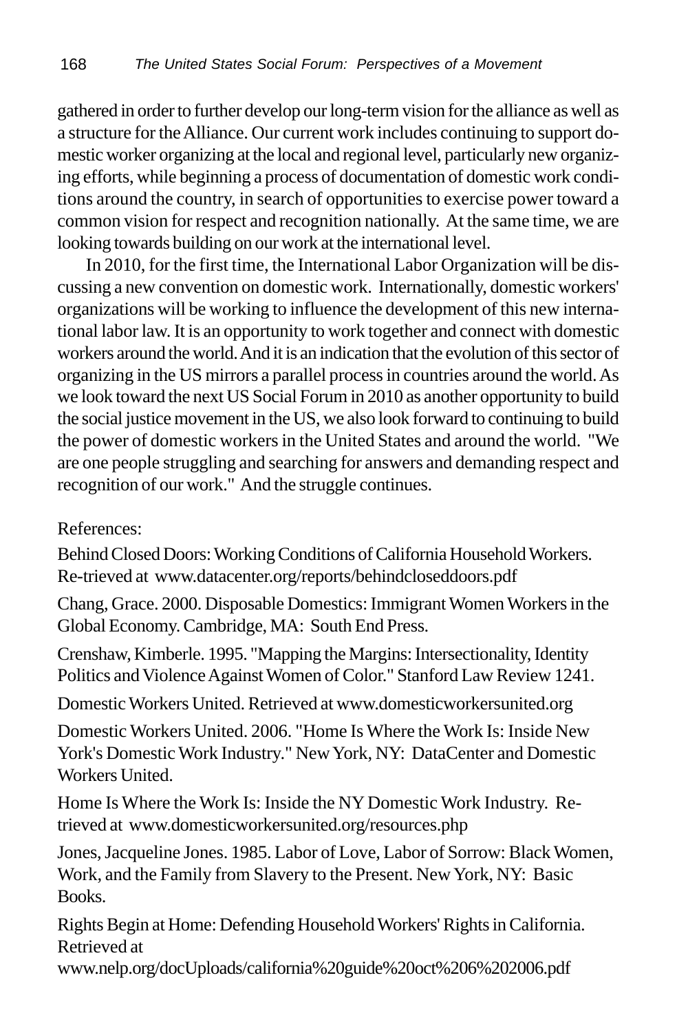gathered in order to further develop our long-term vision for the alliance as well as a structure for the Alliance. Our current work includes continuing to support domestic worker organizing at the local and regional level, particularly new organizing efforts, while beginning a process of documentation of domestic work conditions around the country, in search of opportunities to exercise power toward a common vision for respect and recognition nationally. At the same time, we are looking towards building on our work at the international level.

In 2010, for the first time, the International Labor Organization will be discussing a new convention on domestic work. Internationally, domestic workers' organizations will be working to influence the development of this new international labor law. It is an opportunity to work together and connect with domestic workers around the world. And it is an indication that the evolution of this sector of organizing in the US mirrors a parallel process in countries around the world. As we look toward the next US Social Forum in 2010 as another opportunity to build the social justice movement in the US, we also look forward to continuing to build the power of domestic workers in the United States and around the world. "We are one people struggling and searching for answers and demanding respect and recognition of our work." And the struggle continues.

References:

Behind Closed Doors: Working Conditions of California Household Workers. Re-trieved at www.datacenter.org/reports/behindcloseddoors.pdf

Chang, Grace. 2000. Disposable Domestics: Immigrant Women Workers in the Global Economy. Cambridge, MA: South End Press.

Crenshaw, Kimberle. 1995. "Mapping the Margins: Intersectionality, Identity Politics and Violence Against Women of Color." Stanford Law Review 1241.

Domestic Workers United. Retrieved at www.domesticworkersunited.org

Domestic Workers United. 2006. "Home Is Where the Work Is: Inside New York's Domestic Work Industry." New York, NY: DataCenter and Domestic Workers United.

Home Is Where the Work Is: Inside the NY Domestic Work Industry. Retrieved at www.domesticworkersunited.org/resources.php

Jones, Jacqueline Jones. 1985. Labor of Love, Labor of Sorrow: Black Women, Work, and the Family from Slavery to the Present. New York, NY: Basic Books.

Rights Begin at Home: Defending Household Workers' Rights in California. Retrieved at www.nelp.org/docUploads/california%20guide%20oct%206%202006.pdf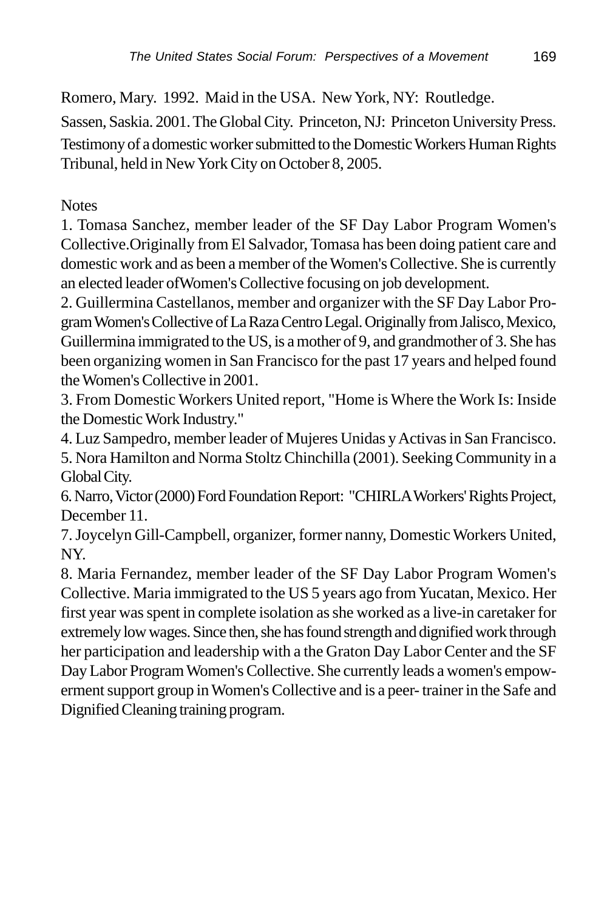Romero, Mary. 1992. Maid in the USA. New York, NY: Routledge.

Sassen, Saskia. 2001. The Global City. Princeton, NJ: Princeton University Press.

Testimony of a domestic worker submitted to the Domestic Workers Human Rights Tribunal, held in New York City on October 8, 2005.

Notes

1. Tomasa Sanchez, member leader of the SF Day Labor Program Women's Collective.Originally from El Salvador, Tomasa has been doing patient care and domestic work and as been a member of the Women's Collective. She is currently an elected leader ofWomen's Collective focusing on job development.

2. Guillermina Castellanos, member and organizer with the SF Day Labor Program Women's Collective of La Raza Centro Legal. Originally from Jalisco, Mexico, Guillermina immigrated to the US, is a mother of 9, and grandmother of 3. She has been organizing women in San Francisco for the past 17 years and helped found the Women's Collective in 2001.

3. From Domestic Workers United report, "Home is Where the Work Is: Inside the Domestic Work Industry."

4. Luz Sampedro, member leader of Mujeres Unidas y Activas in San Francisco.

5. Nora Hamilton and Norma Stoltz Chinchilla (2001). Seeking Community in a Global City.

6. Narro, Victor (2000) Ford Foundation Report: "CHIRLA Workers' Rights Project, December 11.

7. Joycelyn Gill-Campbell, organizer, former nanny, Domestic Workers United, NY.

8. Maria Fernandez, member leader of the SF Day Labor Program Women's Collective. Maria immigrated to the US 5 years ago from Yucatan, Mexico. Her first year was spent in complete isolation as she worked as a live-in caretaker for extremely low wages. Since then, she has found strength and dignified work through her participation and leadership with a the Graton Day Labor Center and the SF Day Labor Program Women's Collective. She currently leads a women's empowerment support group in Women's Collective and is a peer- trainer in the Safe and Dignified Cleaning training program.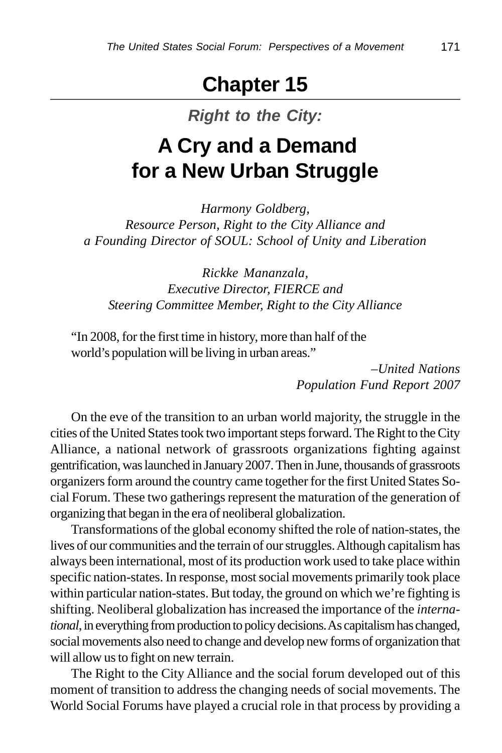# Chapter 15

## *Right to the City:*

## A Cry and a Demand for a New Urban Struggle

*Harmony Goldberg,*
*Resource Person, Right to the City Alliance and*
*a Founding Director of SOUL: School of Unity and Liberation*

*Rickke Mananzala,*
*Executive Director, FIERCE and*
*Steering Committee Member, Right to the City Alliance*

> "In 2008, for the first time in history, more than half of the world's population will be living in urban areas."
>
> *–United Nations Population Fund Report 2007*

On the eve of the transition to an urban world majority, the struggle in the cities of the United States took two important steps forward. The Right to the City Alliance, a national network of grassroots organizations fighting against gentrification, was launched in January 2007. Then in June, thousands of grassroots organizers form around the country came together for the first United States Social Forum. These two gatherings represent the maturation of the generation of organizing that began in the era of neoliberal globalization.

Transformations of the global economy shifted the role of nation-states, the lives of our communities and the terrain of our struggles. Although capitalism has always been international, most of its production work used to take place within specific nation-states. In response, most social movements primarily took place within particular nation-states. But today, the ground on which we're fighting is shifting. Neoliberal globalization has increased the importance of the *international*, in everything from production to policy decisions. As capitalism has changed, social movements also need to change and develop new forms of organization that will allow us to fight on new terrain.

The Right to the City Alliance and the social forum developed out of this moment of transition to address the changing needs of social movements. The World Social Forums have played a crucial role in that process by providing a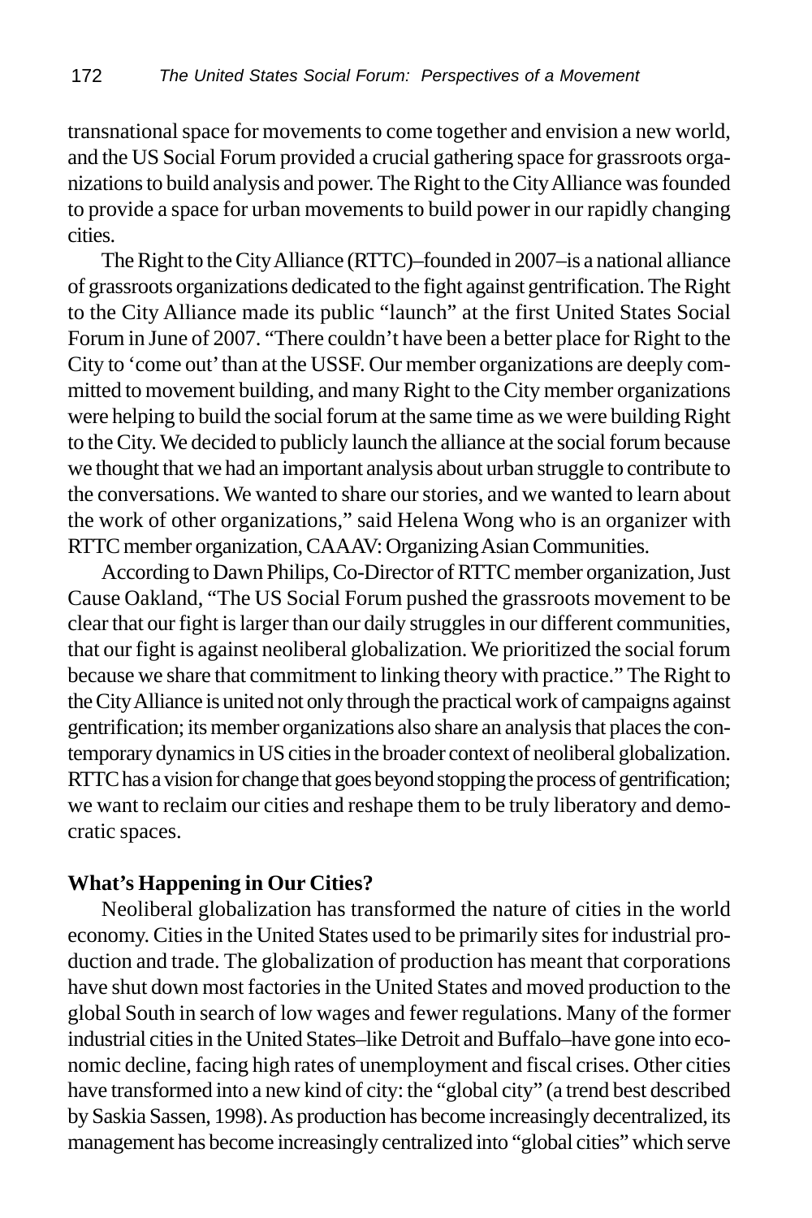transnational space for movements to come together and envision a new world, and the US Social Forum provided a crucial gathering space for grassroots organizations to build analysis and power. The Right to the City Alliance was founded to provide a space for urban movements to build power in our rapidly changing cities.

The Right to the City Alliance (RTTC)–founded in 2007–is a national alliance of grassroots organizations dedicated to the fight against gentrification. The Right to the City Alliance made its public "launch" at the first United States Social Forum in June of 2007. "There couldn't have been a better place for Right to the City to 'come out' than at the USSF. Our member organizations are deeply committed to movement building, and many Right to the City member organizations were helping to build the social forum at the same time as we were building Right to the City. We decided to publicly launch the alliance at the social forum because we thought that we had an important analysis about urban struggle to contribute to the conversations. We wanted to share our stories, and we wanted to learn about the work of other organizations," said Helena Wong who is an organizer with RTTC member organization, CAAAV: Organizing Asian Communities.

According to Dawn Philips, Co-Director of RTTC member organization, Just Cause Oakland, "The US Social Forum pushed the grassroots movement to be clear that our fight is larger than our daily struggles in our different communities, that our fight is against neoliberal globalization. We prioritized the social forum because we share that commitment to linking theory with practice." The Right to the City Alliance is united not only through the practical work of campaigns against gentrification; its member organizations also share an analysis that places the contemporary dynamics in US cities in the broader context of neoliberal globalization. RTTC has a vision for change that goes beyond stopping the process of gentrification; we want to reclaim our cities and reshape them to be truly liberatory and democratic spaces.

**What's Happening in Our Cities?**

Neoliberal globalization has transformed the nature of cities in the world economy. Cities in the United States used to be primarily sites for industrial production and trade. The globalization of production has meant that corporations have shut down most factories in the United States and moved production to the global South in search of low wages and fewer regulations. Many of the former industrial cities in the United States–like Detroit and Buffalo–have gone into economic decline, facing high rates of unemployment and fiscal crises. Other cities have transformed into a new kind of city: the "global city" (a trend best described by Saskia Sassen, 1998). As production has become increasingly decentralized, its management has become increasingly centralized into "global cities" which serve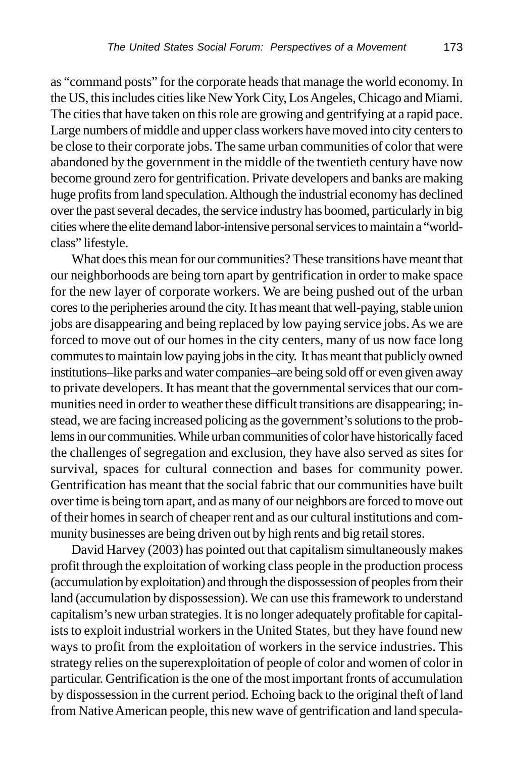as "command posts" for the corporate heads that manage the world economy. In the US, this includes cities like New York City, Los Angeles, Chicago and Miami. The cities that have taken on this role are growing and gentrifying at a rapid pace. Large numbers of middle and upper class workers have moved into city centers to be close to their corporate jobs. The same urban communities of color that were abandoned by the government in the middle of the twentieth century have now become ground zero for gentrification. Private developers and banks are making huge profits from land speculation. Although the industrial economy has declined over the past several decades, the service industry has boomed, particularly in big cities where the elite demand labor-intensive personal services to maintain a "world-class" lifestyle.

What does this mean for our communities? These transitions have meant that our neighborhoods are being torn apart by gentrification in order to make space for the new layer of corporate workers. We are being pushed out of the urban cores to the peripheries around the city. It has meant that well-paying, stable union jobs are disappearing and being replaced by low paying service jobs. As we are forced to move out of our homes in the city centers, many of us now face long commutes to maintain low paying jobs in the city. It has meant that publicly owned institutions–like parks and water companies–are being sold off or even given away to private developers. It has meant that the governmental services that our communities need in order to weather these difficult transitions are disappearing; instead, we are facing increased policing as the government's solutions to the problems in our communities. While urban communities of color have historically faced the challenges of segregation and exclusion, they have also served as sites for survival, spaces for cultural connection and bases for community power. Gentrification has meant that the social fabric that our communities have built over time is being torn apart, and as many of our neighbors are forced to move out of their homes in search of cheaper rent and as our cultural institutions and community businesses are being driven out by high rents and big retail stores.

David Harvey (2003) has pointed out that capitalism simultaneously makes profit through the exploitation of working class people in the production process (accumulation by exploitation) and through the dispossession of peoples from their land (accumulation by dispossession). We can use this framework to understand capitalism's new urban strategies. It is no longer adequately profitable for capitalists to exploit industrial workers in the United States, but they have found new ways to profit from the exploitation of workers in the service industries. This strategy relies on the superexploitation of people of color and women of color in particular. Gentrification is the one of the most important fronts of accumulation by dispossession in the current period. Echoing back to the original theft of land from Native American people, this new wave of gentrification and land specula-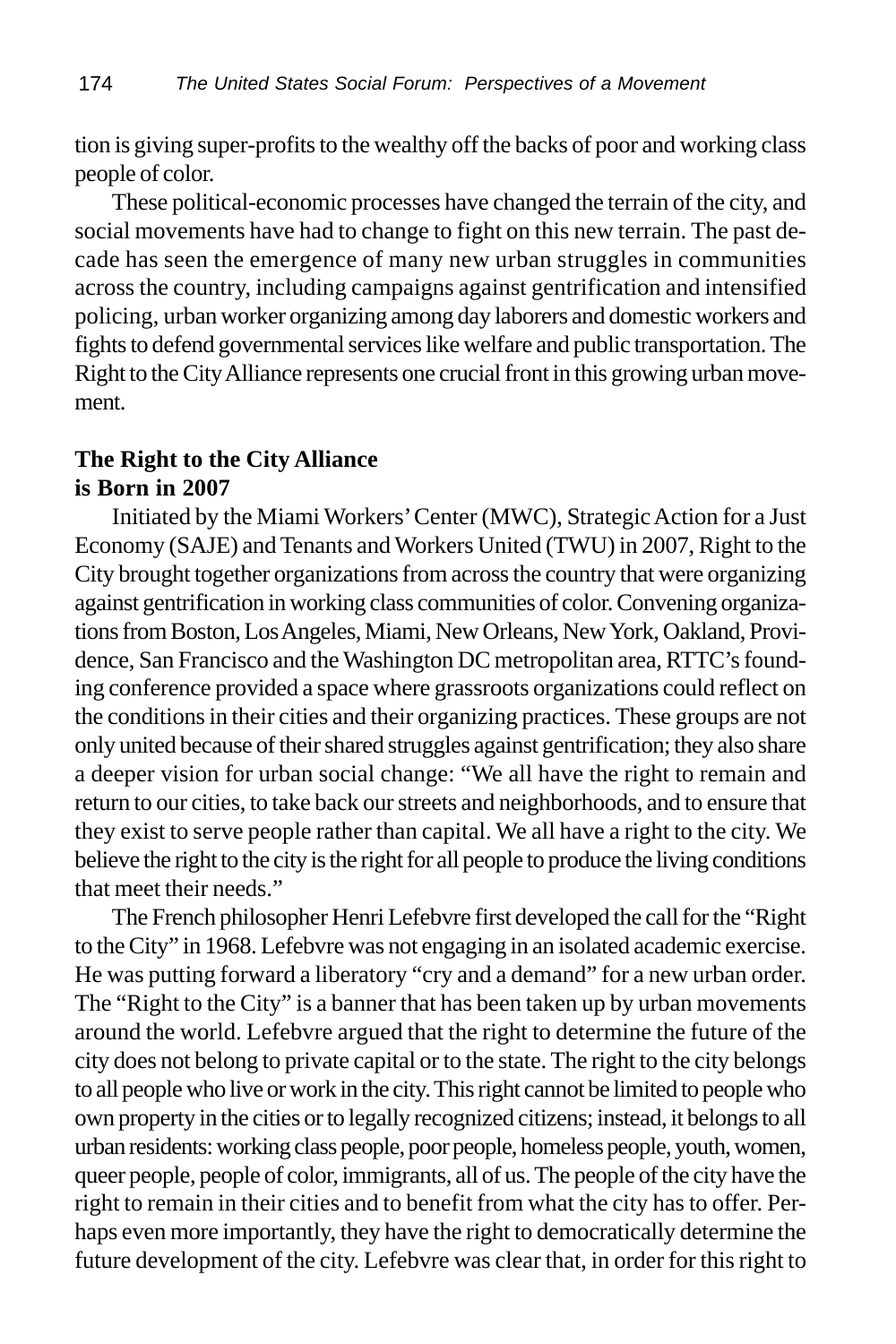tion is giving super-profits to the wealthy off the backs of poor and working class people of color.

These political-economic processes have changed the terrain of the city, and social movements have had to change to fight on this new terrain. The past decade has seen the emergence of many new urban struggles in communities across the country, including campaigns against gentrification and intensified policing, urban worker organizing among day laborers and domestic workers and fights to defend governmental services like welfare and public transportation. The Right to the City Alliance represents one crucial front in this growing urban movement.

### The Right to the City Alliance is Born in 2007

Initiated by the Miami Workers' Center (MWC), Strategic Action for a Just Economy (SAJE) and Tenants and Workers United (TWU) in 2007, Right to the City brought together organizations from across the country that were organizing against gentrification in working class communities of color. Convening organizations from Boston, Los Angeles, Miami, New Orleans, New York, Oakland, Providence, San Francisco and the Washington DC metropolitan area, RTTC's founding conference provided a space where grassroots organizations could reflect on the conditions in their cities and their organizing practices. These groups are not only united because of their shared struggles against gentrification; they also share a deeper vision for urban social change: "We all have the right to remain and return to our cities, to take back our streets and neighborhoods, and to ensure that they exist to serve people rather than capital. We all have a right to the city. We believe the right to the city is the right for all people to produce the living conditions that meet their needs."

The French philosopher Henri Lefebvre first developed the call for the "Right to the City" in 1968. Lefebvre was not engaging in an isolated academic exercise. He was putting forward a liberatory "cry and a demand" for a new urban order. The "Right to the City" is a banner that has been taken up by urban movements around the world. Lefebvre argued that the right to determine the future of the city does not belong to private capital or to the state. The right to the city belongs to all people who live or work in the city. This right cannot be limited to people who own property in the cities or to legally recognized citizens; instead, it belongs to all urban residents: working class people, poor people, homeless people, youth, women, queer people, people of color, immigrants, all of us. The people of the city have the right to remain in their cities and to benefit from what the city has to offer. Perhaps even more importantly, they have the right to democratically determine the future development of the city. Lefebvre was clear that, in order for this right to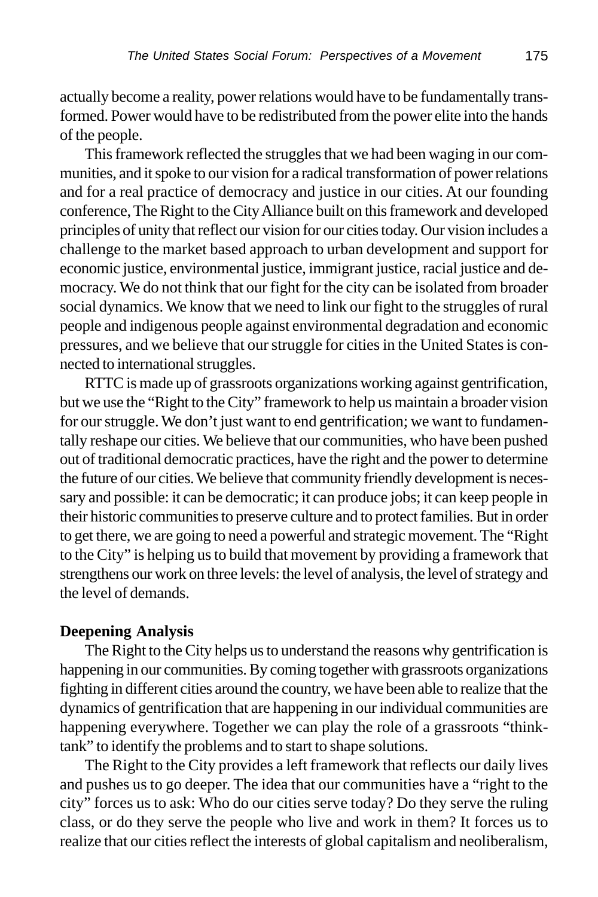actually become a reality, power relations would have to be fundamentally transformed. Power would have to be redistributed from the power elite into the hands of the people.

This framework reflected the struggles that we had been waging in our communities, and it spoke to our vision for a radical transformation of power relations and for a real practice of democracy and justice in our cities. At our founding conference, The Right to the City Alliance built on this framework and developed principles of unity that reflect our vision for our cities today. Our vision includes a challenge to the market based approach to urban development and support for economic justice, environmental justice, immigrant justice, racial justice and democracy. We do not think that our fight for the city can be isolated from broader social dynamics. We know that we need to link our fight to the struggles of rural people and indigenous people against environmental degradation and economic pressures, and we believe that our struggle for cities in the United States is connected to international struggles.

RTTC is made up of grassroots organizations working against gentrification, but we use the "Right to the City" framework to help us maintain a broader vision for our struggle. We don't just want to end gentrification; we want to fundamentally reshape our cities. We believe that our communities, who have been pushed out of traditional democratic practices, have the right and the power to determine the future of our cities. We believe that community friendly development is necessary and possible: it can be democratic; it can produce jobs; it can keep people in their historic communities to preserve culture and to protect families. But in order to get there, we are going to need a powerful and strategic movement. The "Right to the City" is helping us to build that movement by providing a framework that strengthens our work on three levels: the level of analysis, the level of strategy and the level of demands.

**Deepening Analysis**

The Right to the City helps us to understand the reasons why gentrification is happening in our communities. By coming together with grassroots organizations fighting in different cities around the country, we have been able to realize that the dynamics of gentrification that are happening in our individual communities are happening everywhere. Together we can play the role of a grassroots "think-tank" to identify the problems and to start to shape solutions.

The Right to the City provides a left framework that reflects our daily lives and pushes us to go deeper. The idea that our communities have a "right to the city" forces us to ask: Who do our cities serve today? Do they serve the ruling class, or do they serve the people who live and work in them? It forces us to realize that our cities reflect the interests of global capitalism and neoliberalism,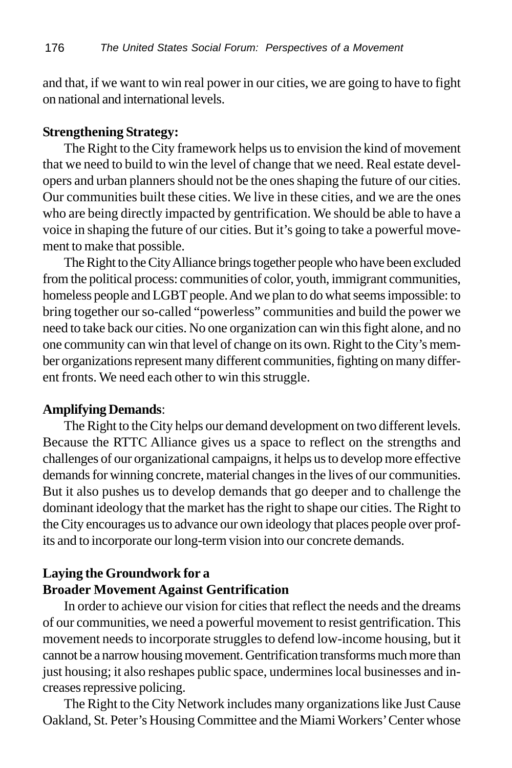and that, if we want to win real power in our cities, we are going to have to fight on national and international levels.

**Strengthening Strategy:**

The Right to the City framework helps us to envision the kind of movement that we need to build to win the level of change that we need. Real estate developers and urban planners should not be the ones shaping the future of our cities. Our communities built these cities. We live in these cities, and we are the ones who are being directly impacted by gentrification. We should be able to have a voice in shaping the future of our cities. But it's going to take a powerful movement to make that possible.

The Right to the City Alliance brings together people who have been excluded from the political process: communities of color, youth, immigrant communities, homeless people and LGBT people. And we plan to do what seems impossible: to bring together our so-called "powerless" communities and build the power we need to take back our cities. No one organization can win this fight alone, and no one community can win that level of change on its own. Right to the City's member organizations represent many different communities, fighting on many different fronts. We need each other to win this struggle.

**Amplifying Demands**:

The Right to the City helps our demand development on two different levels. Because the RTTC Alliance gives us a space to reflect on the strengths and challenges of our organizational campaigns, it helps us to develop more effective demands for winning concrete, material changes in the lives of our communities. But it also pushes us to develop demands that go deeper and to challenge the dominant ideology that the market has the right to shape our cities. The Right to the City encourages us to advance our own ideology that places people over profits and to incorporate our long-term vision into our concrete demands.

**Laying the Groundwork for a Broader Movement Against Gentrification**

In order to achieve our vision for cities that reflect the needs and the dreams of our communities, we need a powerful movement to resist gentrification. This movement needs to incorporate struggles to defend low-income housing, but it cannot be a narrow housing movement. Gentrification transforms much more than just housing; it also reshapes public space, undermines local businesses and increases repressive policing.

The Right to the City Network includes many organizations like Just Cause Oakland, St. Peter's Housing Committee and the Miami Workers' Center whose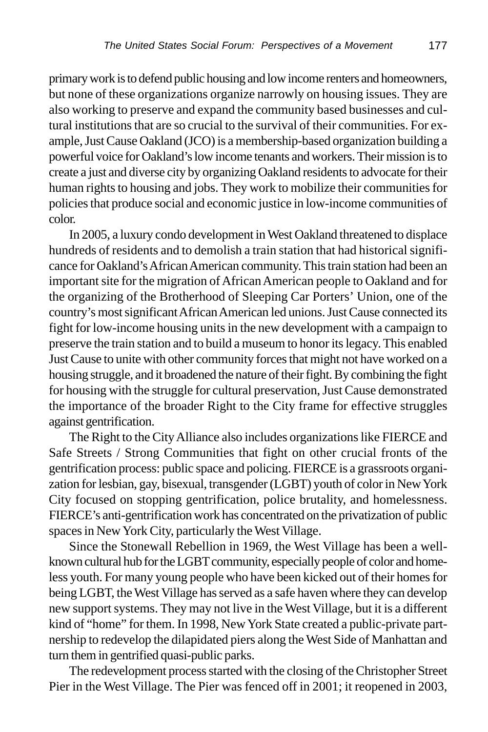primary work is to defend public housing and low income renters and homeowners, but none of these organizations organize narrowly on housing issues. They are also working to preserve and expand the community based businesses and cultural institutions that are so crucial to the survival of their communities. For example, Just Cause Oakland (JCO) is a membership-based organization building a powerful voice for Oakland's low income tenants and workers. Their mission is to create a just and diverse city by organizing Oakland residents to advocate for their human rights to housing and jobs. They work to mobilize their communities for policies that produce social and economic justice in low-income communities of color.

In 2005, a luxury condo development in West Oakland threatened to displace hundreds of residents and to demolish a train station that had historical significance for Oakland's African American community. This train station had been an important site for the migration of African American people to Oakland and for the organizing of the Brotherhood of Sleeping Car Porters' Union, one of the country's most significant African American led unions. Just Cause connected its fight for low-income housing units in the new development with a campaign to preserve the train station and to build a museum to honor its legacy. This enabled Just Cause to unite with other community forces that might not have worked on a housing struggle, and it broadened the nature of their fight. By combining the fight for housing with the struggle for cultural preservation, Just Cause demonstrated the importance of the broader Right to the City frame for effective struggles against gentrification.

The Right to the City Alliance also includes organizations like FIERCE and Safe Streets / Strong Communities that fight on other crucial fronts of the gentrification process: public space and policing. FIERCE is a grassroots organization for lesbian, gay, bisexual, transgender (LGBT) youth of color in New York City focused on stopping gentrification, police brutality, and homelessness. FIERCE's anti-gentrification work has concentrated on the privatization of public spaces in New York City, particularly the West Village.

Since the Stonewall Rebellion in 1969, the West Village has been a well-known cultural hub for the LGBT community, especially people of color and homeless youth. For many young people who have been kicked out of their homes for being LGBT, the West Village has served as a safe haven where they can develop new support systems. They may not live in the West Village, but it is a different kind of "home" for them. In 1998, New York State created a public-private partnership to redevelop the dilapidated piers along the West Side of Manhattan and turn them in gentrified quasi-public parks.

The redevelopment process started with the closing of the Christopher Street Pier in the West Village. The Pier was fenced off in 2001; it reopened in 2003,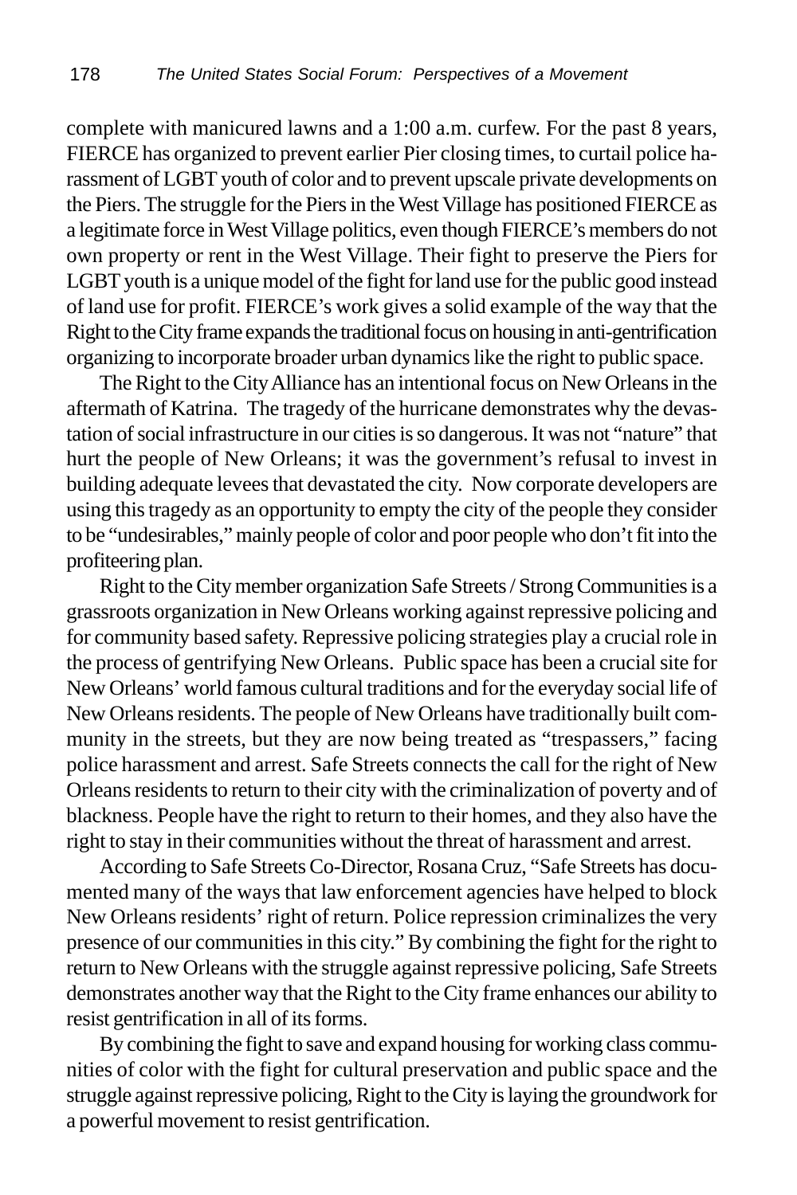complete with manicured lawns and a 1:00 a.m. curfew. For the past 8 years, FIERCE has organized to prevent earlier Pier closing times, to curtail police harassment of LGBT youth of color and to prevent upscale private developments on the Piers. The struggle for the Piers in the West Village has positioned FIERCE as a legitimate force in West Village politics, even though FIERCE's members do not own property or rent in the West Village. Their fight to preserve the Piers for LGBT youth is a unique model of the fight for land use for the public good instead of land use for profit. FIERCE's work gives a solid example of the way that the Right to the City frame expands the traditional focus on housing in anti-gentrification organizing to incorporate broader urban dynamics like the right to public space.

The Right to the City Alliance has an intentional focus on New Orleans in the aftermath of Katrina. The tragedy of the hurricane demonstrates why the devastation of social infrastructure in our cities is so dangerous. It was not "nature" that hurt the people of New Orleans; it was the government's refusal to invest in building adequate levees that devastated the city. Now corporate developers are using this tragedy as an opportunity to empty the city of the people they consider to be "undesirables," mainly people of color and poor people who don't fit into the profiteering plan.

Right to the City member organization Safe Streets / Strong Communities is a grassroots organization in New Orleans working against repressive policing and for community based safety. Repressive policing strategies play a crucial role in the process of gentrifying New Orleans. Public space has been a crucial site for New Orleans' world famous cultural traditions and for the everyday social life of New Orleans residents. The people of New Orleans have traditionally built community in the streets, but they are now being treated as "trespassers," facing police harassment and arrest. Safe Streets connects the call for the right of New Orleans residents to return to their city with the criminalization of poverty and of blackness. People have the right to return to their homes, and they also have the right to stay in their communities without the threat of harassment and arrest.

According to Safe Streets Co-Director, Rosana Cruz, "Safe Streets has documented many of the ways that law enforcement agencies have helped to block New Orleans residents' right of return. Police repression criminalizes the very presence of our communities in this city." By combining the fight for the right to return to New Orleans with the struggle against repressive policing, Safe Streets demonstrates another way that the Right to the City frame enhances our ability to resist gentrification in all of its forms.

By combining the fight to save and expand housing for working class communities of color with the fight for cultural preservation and public space and the struggle against repressive policing, Right to the City is laying the groundwork for a powerful movement to resist gentrification.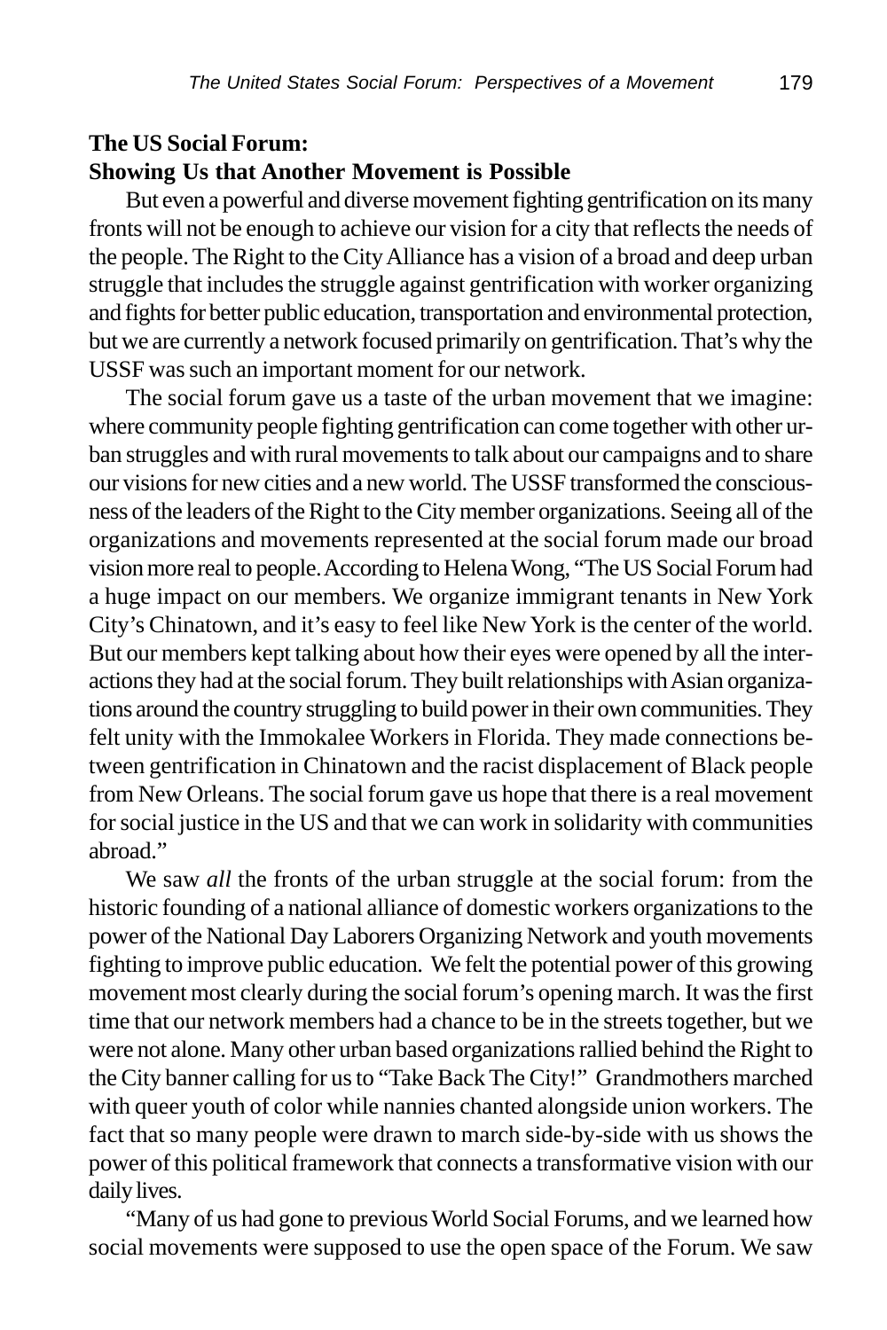**The US Social Forum:**
**Showing Us that Another Movement is Possible**

But even a powerful and diverse movement fighting gentrification on its many fronts will not be enough to achieve our vision for a city that reflects the needs of the people. The Right to the City Alliance has a vision of a broad and deep urban struggle that includes the struggle against gentrification with worker organizing and fights for better public education, transportation and environmental protection, but we are currently a network focused primarily on gentrification. That's why the USSF was such an important moment for our network.

The social forum gave us a taste of the urban movement that we imagine: where community people fighting gentrification can come together with other urban struggles and with rural movements to talk about our campaigns and to share our visions for new cities and a new world. The USSF transformed the consciousness of the leaders of the Right to the City member organizations. Seeing all of the organizations and movements represented at the social forum made our broad vision more real to people. According to Helena Wong, "The US Social Forum had a huge impact on our members. We organize immigrant tenants in New York City's Chinatown, and it's easy to feel like New York is the center of the world. But our members kept talking about how their eyes were opened by all the interactions they had at the social forum. They built relationships with Asian organizations around the country struggling to build power in their own communities. They felt unity with the Immokalee Workers in Florida. They made connections between gentrification in Chinatown and the racist displacement of Black people from New Orleans. The social forum gave us hope that there is a real movement for social justice in the US and that we can work in solidarity with communities abroad."

We saw *all* the fronts of the urban struggle at the social forum: from the historic founding of a national alliance of domestic workers organizations to the power of the National Day Laborers Organizing Network and youth movements fighting to improve public education. We felt the potential power of this growing movement most clearly during the social forum's opening march. It was the first time that our network members had a chance to be in the streets together, but we were not alone. Many other urban based organizations rallied behind the Right to the City banner calling for us to "Take Back The City!" Grandmothers marched with queer youth of color while nannies chanted alongside union workers. The fact that so many people were drawn to march side-by-side with us shows the power of this political framework that connects a transformative vision with our daily lives.

"Many of us had gone to previous World Social Forums, and we learned how social movements were supposed to use the open space of the Forum. We saw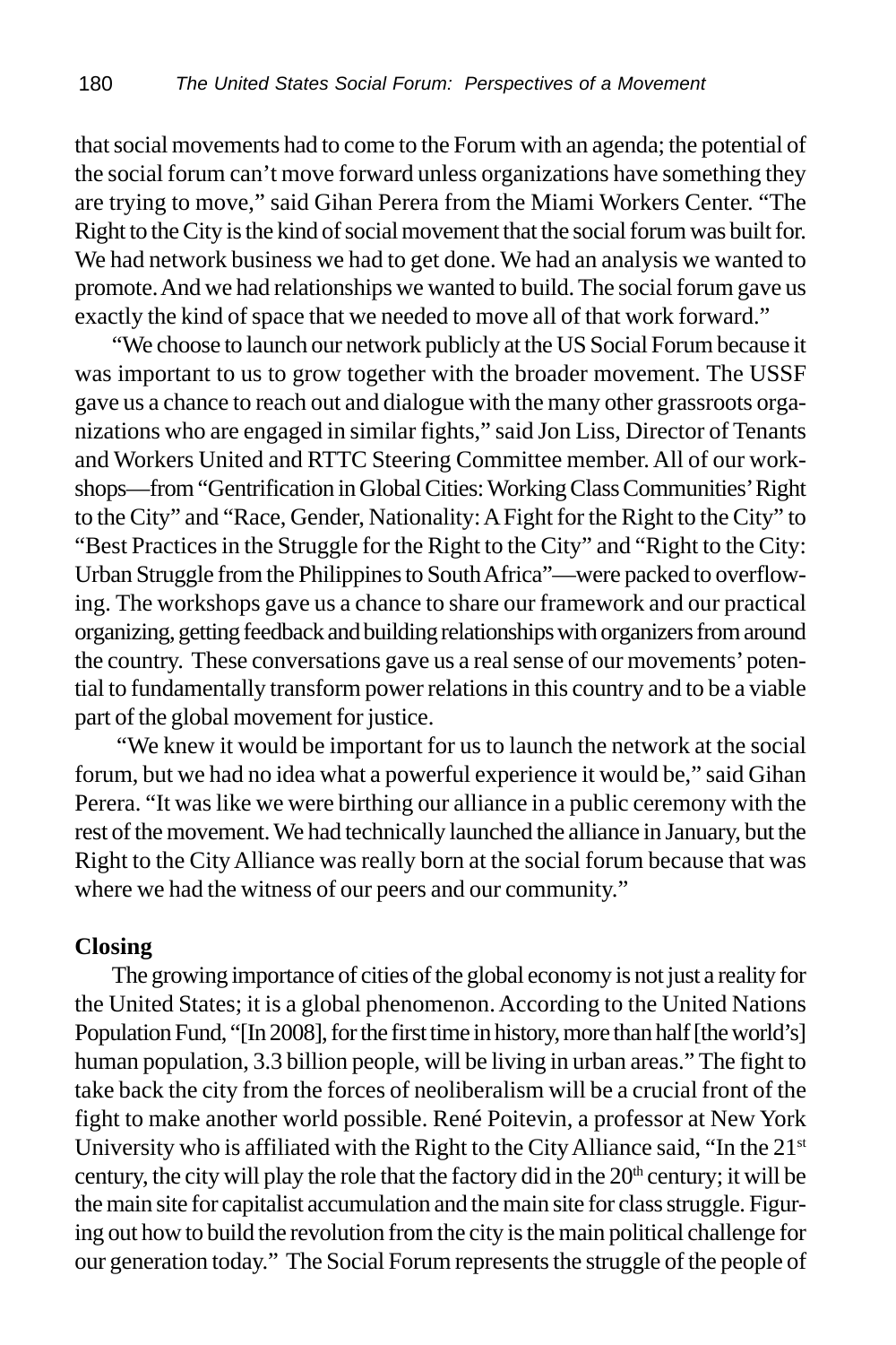that social movements had to come to the Forum with an agenda; the potential of the social forum can't move forward unless organizations have something they are trying to move," said Gihan Perera from the Miami Workers Center. "The Right to the City is the kind of social movement that the social forum was built for. We had network business we had to get done. We had an analysis we wanted to promote. And we had relationships we wanted to build. The social forum gave us exactly the kind of space that we needed to move all of that work forward."

"We choose to launch our network publicly at the US Social Forum because it was important to us to grow together with the broader movement. The USSF gave us a chance to reach out and dialogue with the many other grassroots organizations who are engaged in similar fights," said Jon Liss, Director of Tenants and Workers United and RTTC Steering Committee member. All of our workshops—from "Gentrification in Global Cities: Working Class Communities' Right to the City" and "Race, Gender, Nationality: A Fight for the Right to the City" to "Best Practices in the Struggle for the Right to the City" and "Right to the City: Urban Struggle from the Philippines to South Africa"—were packed to overflowing. The workshops gave us a chance to share our framework and our practical organizing, getting feedback and building relationships with organizers from around the country. These conversations gave us a real sense of our movements' potential to fundamentally transform power relations in this country and to be a viable part of the global movement for justice.

"We knew it would be important for us to launch the network at the social forum, but we had no idea what a powerful experience it would be," said Gihan Perera. "It was like we were birthing our alliance in a public ceremony with the rest of the movement. We had technically launched the alliance in January, but the Right to the City Alliance was really born at the social forum because that was where we had the witness of our peers and our community."

**Closing**

The growing importance of cities of the global economy is not just a reality for the United States; it is a global phenomenon. According to the United Nations Population Fund, "[In 2008], for the first time in history, more than half [the world's] human population, 3.3 billion people, will be living in urban areas." The fight to take back the city from the forces of neoliberalism will be a crucial front of the fight to make another world possible. René Poitevin, a professor at New York University who is affiliated with the Right to the City Alliance said, "In the 21st century, the city will play the role that the factory did in the 20th century; it will be the main site for capitalist accumulation and the main site for class struggle. Figuring out how to build the revolution from the city is the main political challenge for our generation today." The Social Forum represents the struggle of the people of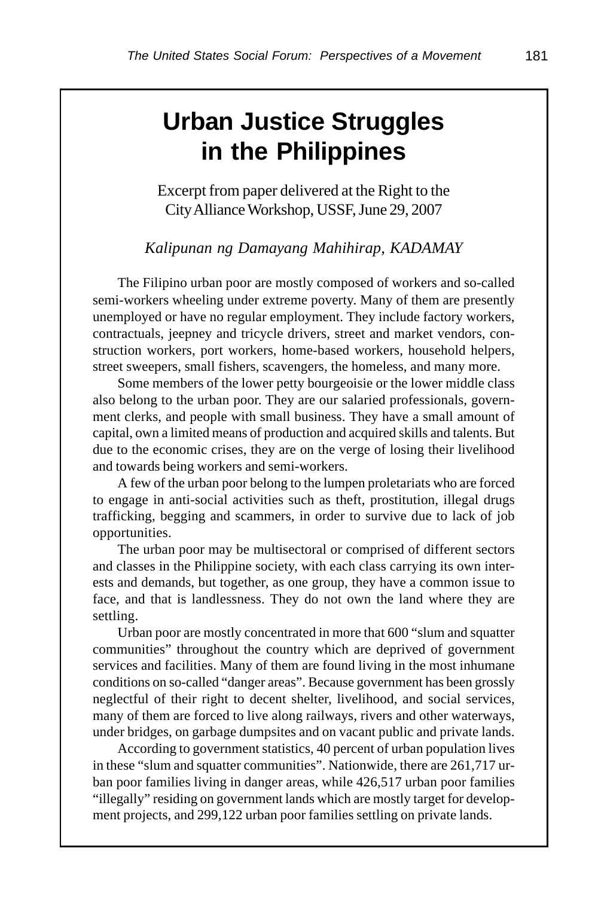# Urban Justice Struggles in the Philippines

Excerpt from paper delivered at the Right to the City Alliance Workshop, USSF, June 29, 2007

*Kalipunan ng Damayang Mahihirap, KADAMAY*

The Filipino urban poor are mostly composed of workers and so-called semi-workers wheeling under extreme poverty. Many of them are presently unemployed or have no regular employment. They include factory workers, contractuals, jeepney and tricycle drivers, street and market vendors, construction workers, port workers, home-based workers, household helpers, street sweepers, small fishers, scavengers, the homeless, and many more.

Some members of the lower petty bourgeoisie or the lower middle class also belong to the urban poor. They are our salaried professionals, government clerks, and people with small business. They have a small amount of capital, own a limited means of production and acquired skills and talents. But due to the economic crises, they are on the verge of losing their livelihood and towards being workers and semi-workers.

A few of the urban poor belong to the lumpen proletariats who are forced to engage in anti-social activities such as theft, prostitution, illegal drugs trafficking, begging and scammers, in order to survive due to lack of job opportunities.

The urban poor may be multisectoral or comprised of different sectors and classes in the Philippine society, with each class carrying its own interests and demands, but together, as one group, they have a common issue to face, and that is landlessness. They do not own the land where they are settling.

Urban poor are mostly concentrated in more that 600 "slum and squatter communities" throughout the country which are deprived of government services and facilities. Many of them are found living in the most inhumane conditions on so-called "danger areas". Because government has been grossly neglectful of their right to decent shelter, livelihood, and social services, many of them are forced to live along railways, rivers and other waterways, under bridges, on garbage dumpsites and on vacant public and private lands.

According to government statistics, 40 percent of urban population lives in these "slum and squatter communities". Nationwide, there are 261,717 urban poor families living in danger areas, while 426,517 urban poor families "illegally" residing on government lands which are mostly target for development projects, and 299,122 urban poor families settling on private lands.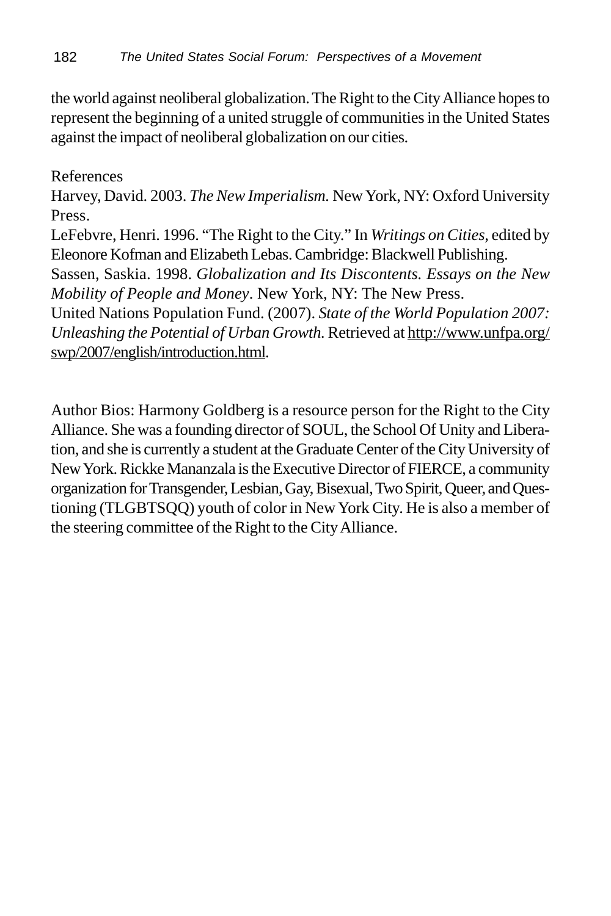the world against neoliberal globalization. The Right to the City Alliance hopes to represent the beginning of a united struggle of communities in the United States against the impact of neoliberal globalization on our cities.

References

Harvey, David. 2003. *The New Imperialism.* New York, NY: Oxford University Press.

LeFebvre, Henri. 1996. "The Right to the City." In *Writings on Cities,* edited by Eleonore Kofman and Elizabeth Lebas. Cambridge: Blackwell Publishing.

Sassen, Saskia. 1998. *Globalization and Its Discontents. Essays on the New Mobility of People and Money*. New York, NY: The New Press.

United Nations Population Fund. (2007). *State of the World Population 2007: Unleashing the Potential of Urban Growth.* Retrieved at http://www.unfpa.org/swp/2007/english/introduction.html.

Author Bios: Harmony Goldberg is a resource person for the Right to the City Alliance. She was a founding director of SOUL, the School Of Unity and Liberation, and she is currently a student at the Graduate Center of the City University of New York. Rickke Mananzala is the Executive Director of FIERCE, a community organization for Transgender, Lesbian, Gay, Bisexual, Two Spirit, Queer, and Questioning (TLGBTSQQ) youth of color in New York City. He is also a member of the steering committee of the Right to the City Alliance.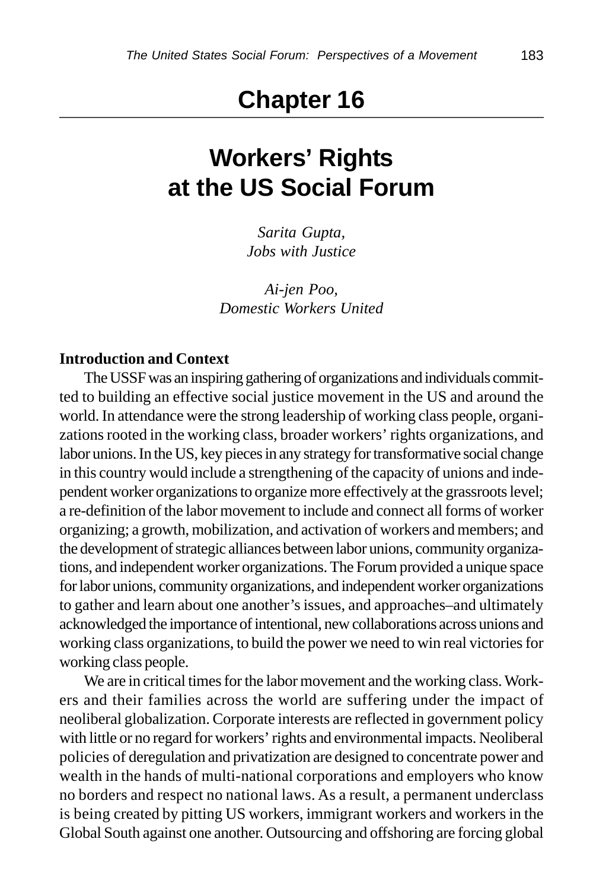# Chapter 16

# Workers' Rights at the US Social Forum

*Sarita Gupta,*
*Jobs with Justice*

*Ai-jen Poo,*
*Domestic Workers United*

**Introduction and Context**

The USSF was an inspiring gathering of organizations and individuals committed to building an effective social justice movement in the US and around the world. In attendance were the strong leadership of working class people, organizations rooted in the working class, broader workers' rights organizations, and labor unions. In the US, key pieces in any strategy for transformative social change in this country would include a strengthening of the capacity of unions and independent worker organizations to organize more effectively at the grassroots level; a re-definition of the labor movement to include and connect all forms of worker organizing; a growth, mobilization, and activation of workers and members; and the development of strategic alliances between labor unions, community organizations, and independent worker organizations. The Forum provided a unique space for labor unions, community organizations, and independent worker organizations to gather and learn about one another's issues, and approaches–and ultimately acknowledged the importance of intentional, new collaborations across unions and working class organizations, to build the power we need to win real victories for working class people.

We are in critical times for the labor movement and the working class. Workers and their families across the world are suffering under the impact of neoliberal globalization. Corporate interests are reflected in government policy with little or no regard for workers' rights and environmental impacts. Neoliberal policies of deregulation and privatization are designed to concentrate power and wealth in the hands of multi-national corporations and employers who know no borders and respect no national laws. As a result, a permanent underclass is being created by pitting US workers, immigrant workers and workers in the Global South against one another. Outsourcing and offshoring are forcing global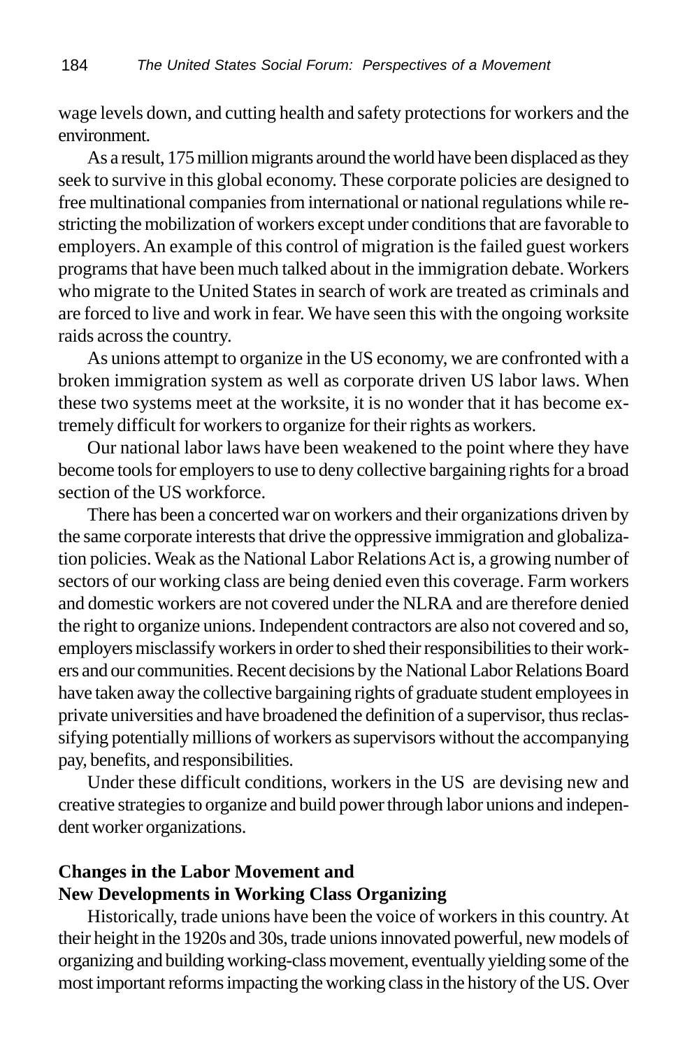wage levels down, and cutting health and safety protections for workers and the environment.

As a result, 175 million migrants around the world have been displaced as they seek to survive in this global economy. These corporate policies are designed to free multinational companies from international or national regulations while restricting the mobilization of workers except under conditions that are favorable to employers. An example of this control of migration is the failed guest workers programs that have been much talked about in the immigration debate. Workers who migrate to the United States in search of work are treated as criminals and are forced to live and work in fear. We have seen this with the ongoing worksite raids across the country.

As unions attempt to organize in the US economy, we are confronted with a broken immigration system as well as corporate driven US labor laws. When these two systems meet at the worksite, it is no wonder that it has become extremely difficult for workers to organize for their rights as workers.

Our national labor laws have been weakened to the point where they have become tools for employers to use to deny collective bargaining rights for a broad section of the US workforce.

There has been a concerted war on workers and their organizations driven by the same corporate interests that drive the oppressive immigration and globalization policies. Weak as the National Labor Relations Act is, a growing number of sectors of our working class are being denied even this coverage. Farm workers and domestic workers are not covered under the NLRA and are therefore denied the right to organize unions. Independent contractors are also not covered and so, employers misclassify workers in order to shed their responsibilities to their workers and our communities. Recent decisions by the National Labor Relations Board have taken away the collective bargaining rights of graduate student employees in private universities and have broadened the definition of a supervisor, thus reclassifying potentially millions of workers as supervisors without the accompanying pay, benefits, and responsibilities.

Under these difficult conditions, workers in the US are devising new and creative strategies to organize and build power through labor unions and independent worker organizations.

## Changes in the Labor Movement and New Developments in Working Class Organizing

Historically, trade unions have been the voice of workers in this country. At their height in the 1920s and 30s, trade unions innovated powerful, new models of organizing and building working-class movement, eventually yielding some of the most important reforms impacting the working class in the history of the US. Over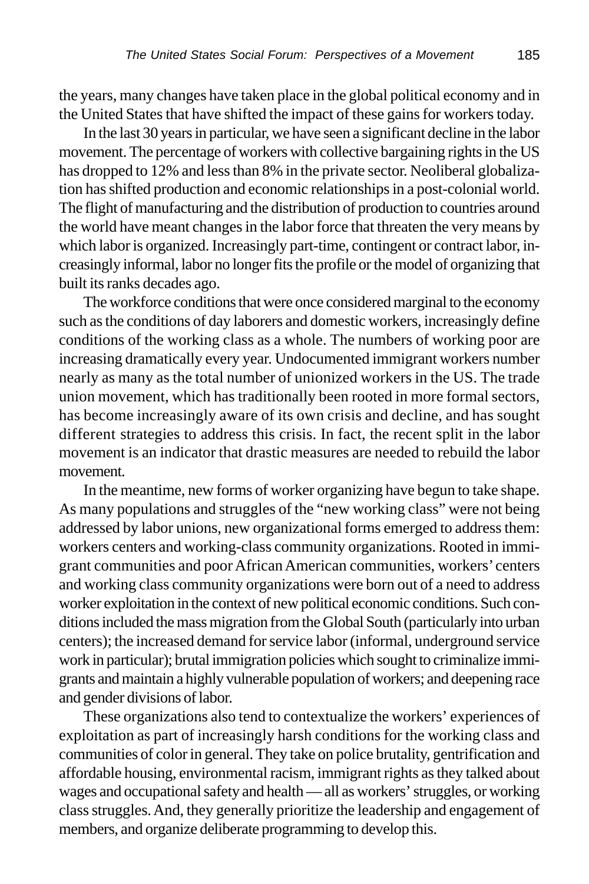the years, many changes have taken place in the global political economy and in the United States that have shifted the impact of these gains for workers today.

In the last 30 years in particular, we have seen a significant decline in the labor movement. The percentage of workers with collective bargaining rights in the US has dropped to 12% and less than 8% in the private sector. Neoliberal globalization has shifted production and economic relationships in a post-colonial world. The flight of manufacturing and the distribution of production to countries around the world have meant changes in the labor force that threaten the very means by which labor is organized. Increasingly part-time, contingent or contract labor, increasingly informal, labor no longer fits the profile or the model of organizing that built its ranks decades ago.

The workforce conditions that were once considered marginal to the economy such as the conditions of day laborers and domestic workers, increasingly define conditions of the working class as a whole. The numbers of working poor are increasing dramatically every year. Undocumented immigrant workers number nearly as many as the total number of unionized workers in the US. The trade union movement, which has traditionally been rooted in more formal sectors, has become increasingly aware of its own crisis and decline, and has sought different strategies to address this crisis. In fact, the recent split in the labor movement is an indicator that drastic measures are needed to rebuild the labor movement.

In the meantime, new forms of worker organizing have begun to take shape. As many populations and struggles of the "new working class" were not being addressed by labor unions, new organizational forms emerged to address them: workers centers and working-class community organizations. Rooted in immigrant communities and poor African American communities, workers' centers and working class community organizations were born out of a need to address worker exploitation in the context of new political economic conditions. Such conditions included the mass migration from the Global South (particularly into urban centers); the increased demand for service labor (informal, underground service work in particular); brutal immigration policies which sought to criminalize immigrants and maintain a highly vulnerable population of workers; and deepening race and gender divisions of labor.

These organizations also tend to contextualize the workers' experiences of exploitation as part of increasingly harsh conditions for the working class and communities of color in general. They take on police brutality, gentrification and affordable housing, environmental racism, immigrant rights as they talked about wages and occupational safety and health — all as workers' struggles, or working class struggles. And, they generally prioritize the leadership and engagement of members, and organize deliberate programming to develop this.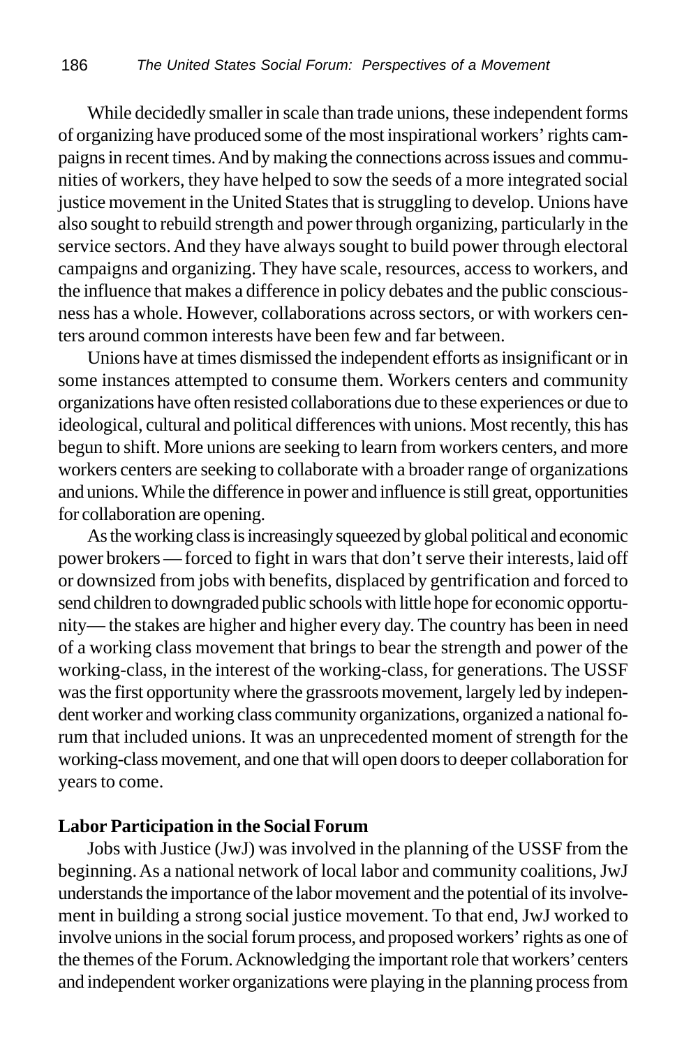While decidedly smaller in scale than trade unions, these independent forms of organizing have produced some of the most inspirational workers' rights campaigns in recent times. And by making the connections across issues and communities of workers, they have helped to sow the seeds of a more integrated social justice movement in the United States that is struggling to develop. Unions have also sought to rebuild strength and power through organizing, particularly in the service sectors. And they have always sought to build power through electoral campaigns and organizing. They have scale, resources, access to workers, and the influence that makes a difference in policy debates and the public consciousness has a whole. However, collaborations across sectors, or with workers centers around common interests have been few and far between.

Unions have at times dismissed the independent efforts as insignificant or in some instances attempted to consume them. Workers centers and community organizations have often resisted collaborations due to these experiences or due to ideological, cultural and political differences with unions. Most recently, this has begun to shift. More unions are seeking to learn from workers centers, and more workers centers are seeking to collaborate with a broader range of organizations and unions. While the difference in power and influence is still great, opportunities for collaboration are opening.

As the working class is increasingly squeezed by global political and economic power brokers — forced to fight in wars that don't serve their interests, laid off or downsized from jobs with benefits, displaced by gentrification and forced to send children to downgraded public schools with little hope for economic opportunity— the stakes are higher and higher every day. The country has been in need of a working class movement that brings to bear the strength and power of the working-class, in the interest of the working-class, for generations. The USSF was the first opportunity where the grassroots movement, largely led by independent worker and working class community organizations, organized a national forum that included unions. It was an unprecedented moment of strength for the working-class movement, and one that will open doors to deeper collaboration for years to come.

**Labor Participation in the Social Forum**

Jobs with Justice (JwJ) was involved in the planning of the USSF from the beginning. As a national network of local labor and community coalitions, JwJ understands the importance of the labor movement and the potential of its involvement in building a strong social justice movement. To that end, JwJ worked to involve unions in the social forum process, and proposed workers' rights as one of the themes of the Forum. Acknowledging the important role that workers' centers and independent worker organizations were playing in the planning process from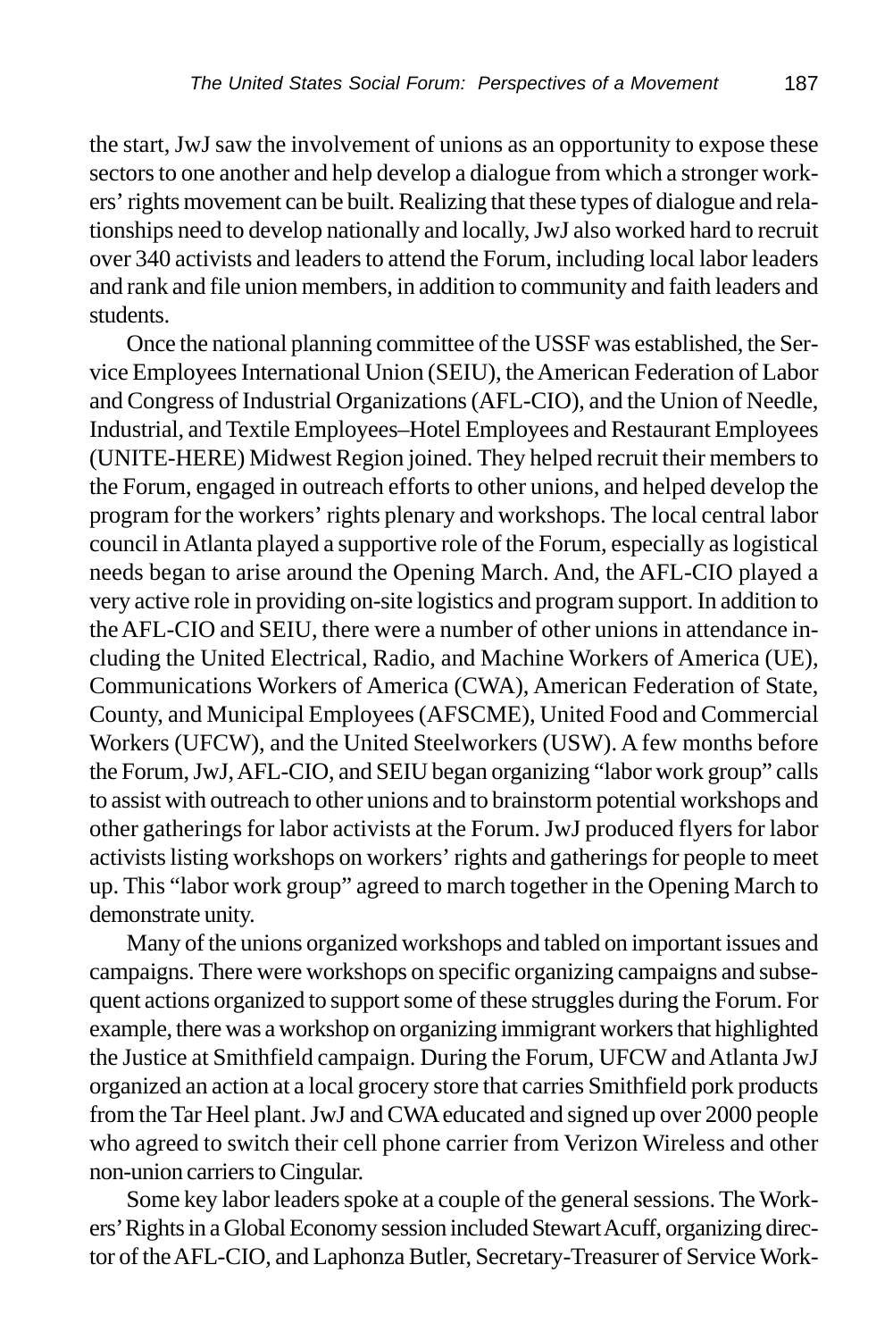the start, JwJ saw the involvement of unions as an opportunity to expose these sectors to one another and help develop a dialogue from which a stronger workers' rights movement can be built. Realizing that these types of dialogue and relationships need to develop nationally and locally, JwJ also worked hard to recruit over 340 activists and leaders to attend the Forum, including local labor leaders and rank and file union members, in addition to community and faith leaders and students.

Once the national planning committee of the USSF was established, the Service Employees International Union (SEIU), the American Federation of Labor and Congress of Industrial Organizations (AFL-CIO), and the Union of Needle, Industrial, and Textile Employees–Hotel Employees and Restaurant Employees (UNITE-HERE) Midwest Region joined. They helped recruit their members to the Forum, engaged in outreach efforts to other unions, and helped develop the program for the workers' rights plenary and workshops. The local central labor council in Atlanta played a supportive role of the Forum, especially as logistical needs began to arise around the Opening March. And, the AFL-CIO played a very active role in providing on-site logistics and program support. In addition to the AFL-CIO and SEIU, there were a number of other unions in attendance including the United Electrical, Radio, and Machine Workers of America (UE), Communications Workers of America (CWA), American Federation of State, County, and Municipal Employees (AFSCME), United Food and Commercial Workers (UFCW), and the United Steelworkers (USW). A few months before the Forum, JwJ, AFL-CIO, and SEIU began organizing "labor work group" calls to assist with outreach to other unions and to brainstorm potential workshops and other gatherings for labor activists at the Forum. JwJ produced flyers for labor activists listing workshops on workers' rights and gatherings for people to meet up. This "labor work group" agreed to march together in the Opening March to demonstrate unity.

Many of the unions organized workshops and tabled on important issues and campaigns. There were workshops on specific organizing campaigns and subsequent actions organized to support some of these struggles during the Forum. For example, there was a workshop on organizing immigrant workers that highlighted the Justice at Smithfield campaign. During the Forum, UFCW and Atlanta JwJ organized an action at a local grocery store that carries Smithfield pork products from the Tar Heel plant. JwJ and CWA educated and signed up over 2000 people who agreed to switch their cell phone carrier from Verizon Wireless and other non-union carriers to Cingular.

Some key labor leaders spoke at a couple of the general sessions. The Workers' Rights in a Global Economy session included Stewart Acuff, organizing director of the AFL-CIO, and Laphonza Butler, Secretary-Treasurer of Service Work-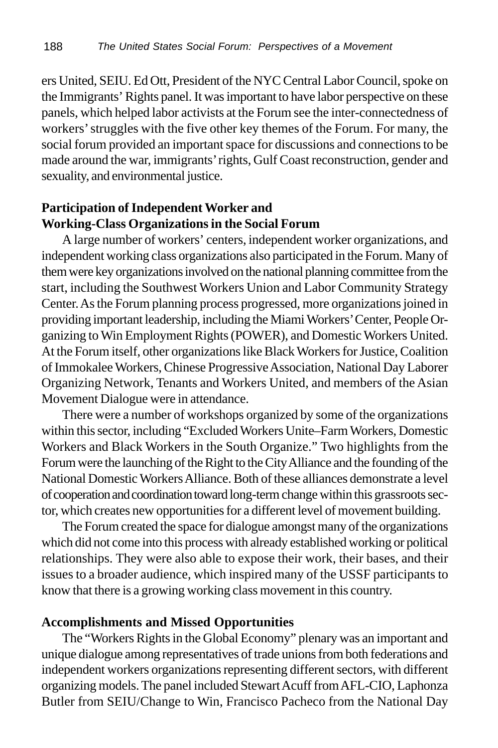ers United, SEIU. Ed Ott, President of the NYC Central Labor Council, spoke on the Immigrants' Rights panel. It was important to have labor perspective on these panels, which helped labor activists at the Forum see the inter-connectedness of workers' struggles with the five other key themes of the Forum. For many, the social forum provided an important space for discussions and connections to be made around the war, immigrants' rights, Gulf Coast reconstruction, gender and sexuality, and environmental justice.

### Participation of Independent Worker and Working-Class Organizations in the Social Forum

A large number of workers' centers, independent worker organizations, and independent working class organizations also participated in the Forum. Many of them were key organizations involved on the national planning committee from the start, including the Southwest Workers Union and Labor Community Strategy Center. As the Forum planning process progressed, more organizations joined in providing important leadership, including the Miami Workers' Center, People Organizing to Win Employment Rights (POWER), and Domestic Workers United. At the Forum itself, other organizations like Black Workers for Justice, Coalition of Immokalee Workers, Chinese Progressive Association, National Day Laborer Organizing Network, Tenants and Workers United, and members of the Asian Movement Dialogue were in attendance.

There were a number of workshops organized by some of the organizations within this sector, including "Excluded Workers Unite–Farm Workers, Domestic Workers and Black Workers in the South Organize." Two highlights from the Forum were the launching of the Right to the City Alliance and the founding of the National Domestic Workers Alliance. Both of these alliances demonstrate a level of cooperation and coordination toward long-term change within this grassroots sector, which creates new opportunities for a different level of movement building.

The Forum created the space for dialogue amongst many of the organizations which did not come into this process with already established working or political relationships. They were also able to expose their work, their bases, and their issues to a broader audience, which inspired many of the USSF participants to know that there is a growing working class movement in this country.

### Accomplishments and Missed Opportunities

The "Workers Rights in the Global Economy" plenary was an important and unique dialogue among representatives of trade unions from both federations and independent workers organizations representing different sectors, with different organizing models. The panel included Stewart Acuff from AFL-CIO, Laphonza Butler from SEIU/Change to Win, Francisco Pacheco from the National Day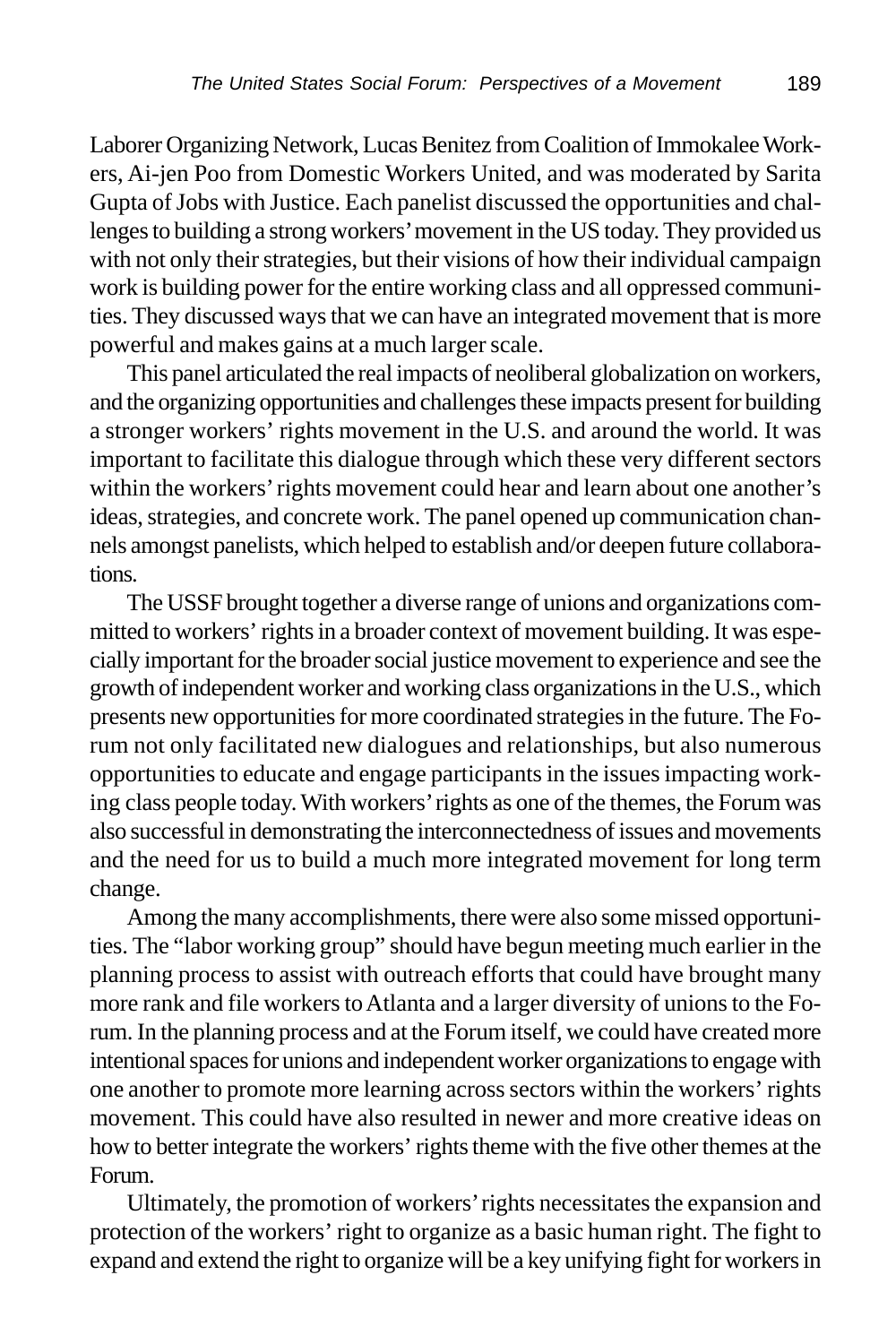Laborer Organizing Network, Lucas Benitez from Coalition of Immokalee Workers, Ai-jen Poo from Domestic Workers United, and was moderated by Sarita Gupta of Jobs with Justice. Each panelist discussed the opportunities and challenges to building a strong workers' movement in the US today. They provided us with not only their strategies, but their visions of how their individual campaign work is building power for the entire working class and all oppressed communities. They discussed ways that we can have an integrated movement that is more powerful and makes gains at a much larger scale.

This panel articulated the real impacts of neoliberal globalization on workers, and the organizing opportunities and challenges these impacts present for building a stronger workers' rights movement in the U.S. and around the world. It was important to facilitate this dialogue through which these very different sectors within the workers' rights movement could hear and learn about one another's ideas, strategies, and concrete work. The panel opened up communication channels amongst panelists, which helped to establish and/or deepen future collaborations.

The USSF brought together a diverse range of unions and organizations committed to workers' rights in a broader context of movement building. It was especially important for the broader social justice movement to experience and see the growth of independent worker and working class organizations in the U.S., which presents new opportunities for more coordinated strategies in the future. The Forum not only facilitated new dialogues and relationships, but also numerous opportunities to educate and engage participants in the issues impacting working class people today. With workers' rights as one of the themes, the Forum was also successful in demonstrating the interconnectedness of issues and movements and the need for us to build a much more integrated movement for long term change.

Among the many accomplishments, there were also some missed opportunities. The "labor working group" should have begun meeting much earlier in the planning process to assist with outreach efforts that could have brought many more rank and file workers to Atlanta and a larger diversity of unions to the Forum. In the planning process and at the Forum itself, we could have created more intentional spaces for unions and independent worker organizations to engage with one another to promote more learning across sectors within the workers' rights movement. This could have also resulted in newer and more creative ideas on how to better integrate the workers' rights theme with the five other themes at the Forum.

Ultimately, the promotion of workers' rights necessitates the expansion and protection of the workers' right to organize as a basic human right. The fight to expand and extend the right to organize will be a key unifying fight for workers in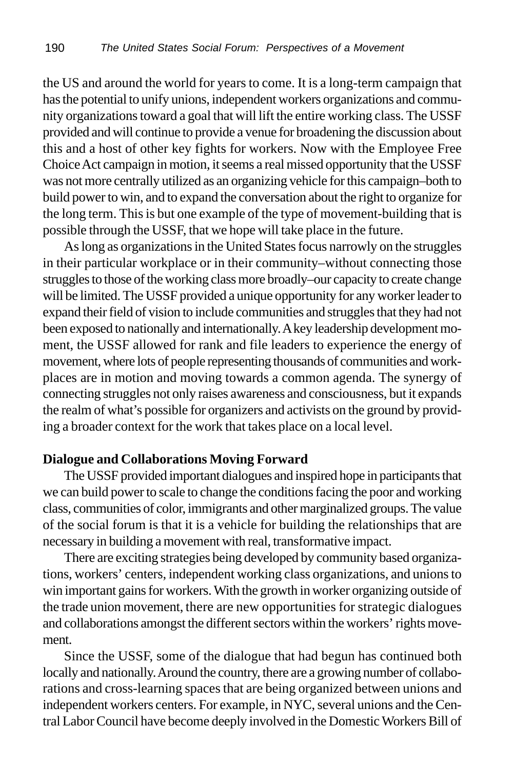the US and around the world for years to come. It is a long-term campaign that has the potential to unify unions, independent workers organizations and community organizations toward a goal that will lift the entire working class. The USSF provided and will continue to provide a venue for broadening the discussion about this and a host of other key fights for workers. Now with the Employee Free Choice Act campaign in motion, it seems a real missed opportunity that the USSF was not more centrally utilized as an organizing vehicle for this campaign–both to build power to win, and to expand the conversation about the right to organize for the long term. This is but one example of the type of movement-building that is possible through the USSF, that we hope will take place in the future.

As long as organizations in the United States focus narrowly on the struggles in their particular workplace or in their community–without connecting those struggles to those of the working class more broadly–our capacity to create change will be limited. The USSF provided a unique opportunity for any worker leader to expand their field of vision to include communities and struggles that they had not been exposed to nationally and internationally. A key leadership development moment, the USSF allowed for rank and file leaders to experience the energy of movement, where lots of people representing thousands of communities and workplaces are in motion and moving towards a common agenda. The synergy of connecting struggles not only raises awareness and consciousness, but it expands the realm of what's possible for organizers and activists on the ground by providing a broader context for the work that takes place on a local level.

**Dialogue and Collaborations Moving Forward**

The USSF provided important dialogues and inspired hope in participants that we can build power to scale to change the conditions facing the poor and working class, communities of color, immigrants and other marginalized groups. The value of the social forum is that it is a vehicle for building the relationships that are necessary in building a movement with real, transformative impact.

There are exciting strategies being developed by community based organizations, workers' centers, independent working class organizations, and unions to win important gains for workers. With the growth in worker organizing outside of the trade union movement, there are new opportunities for strategic dialogues and collaborations amongst the different sectors within the workers' rights movement.

Since the USSF, some of the dialogue that had begun has continued both locally and nationally. Around the country, there are a growing number of collaborations and cross-learning spaces that are being organized between unions and independent workers centers. For example, in NYC, several unions and the Central Labor Council have become deeply involved in the Domestic Workers Bill of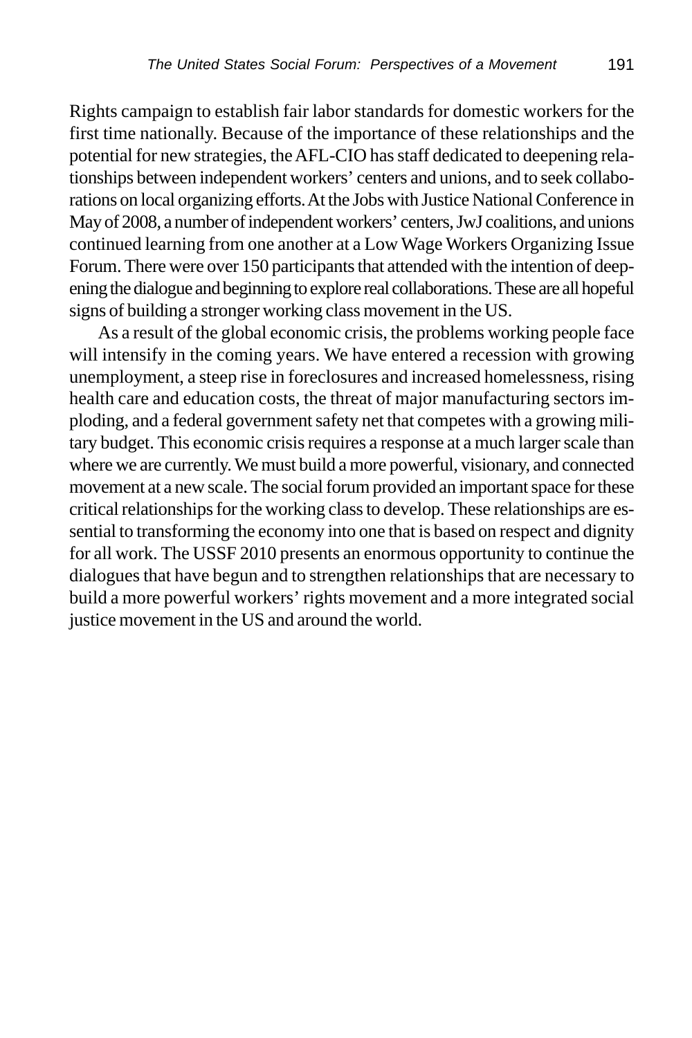Rights campaign to establish fair labor standards for domestic workers for the first time nationally. Because of the importance of these relationships and the potential for new strategies, the AFL-CIO has staff dedicated to deepening relationships between independent workers' centers and unions, and to seek collaborations on local organizing efforts. At the Jobs with Justice National Conference in May of 2008, a number of independent workers' centers, JwJ coalitions, and unions continued learning from one another at a Low Wage Workers Organizing Issue Forum. There were over 150 participants that attended with the intention of deepening the dialogue and beginning to explore real collaborations. These are all hopeful signs of building a stronger working class movement in the US.

As a result of the global economic crisis, the problems working people face will intensify in the coming years. We have entered a recession with growing unemployment, a steep rise in foreclosures and increased homelessness, rising health care and education costs, the threat of major manufacturing sectors imploding, and a federal government safety net that competes with a growing military budget. This economic crisis requires a response at a much larger scale than where we are currently. We must build a more powerful, visionary, and connected movement at a new scale. The social forum provided an important space for these critical relationships for the working class to develop. These relationships are essential to transforming the economy into one that is based on respect and dignity for all work. The USSF 2010 presents an enormous opportunity to continue the dialogues that have begun and to strengthen relationships that are necessary to build a more powerful workers' rights movement and a more integrated social justice movement in the US and around the world.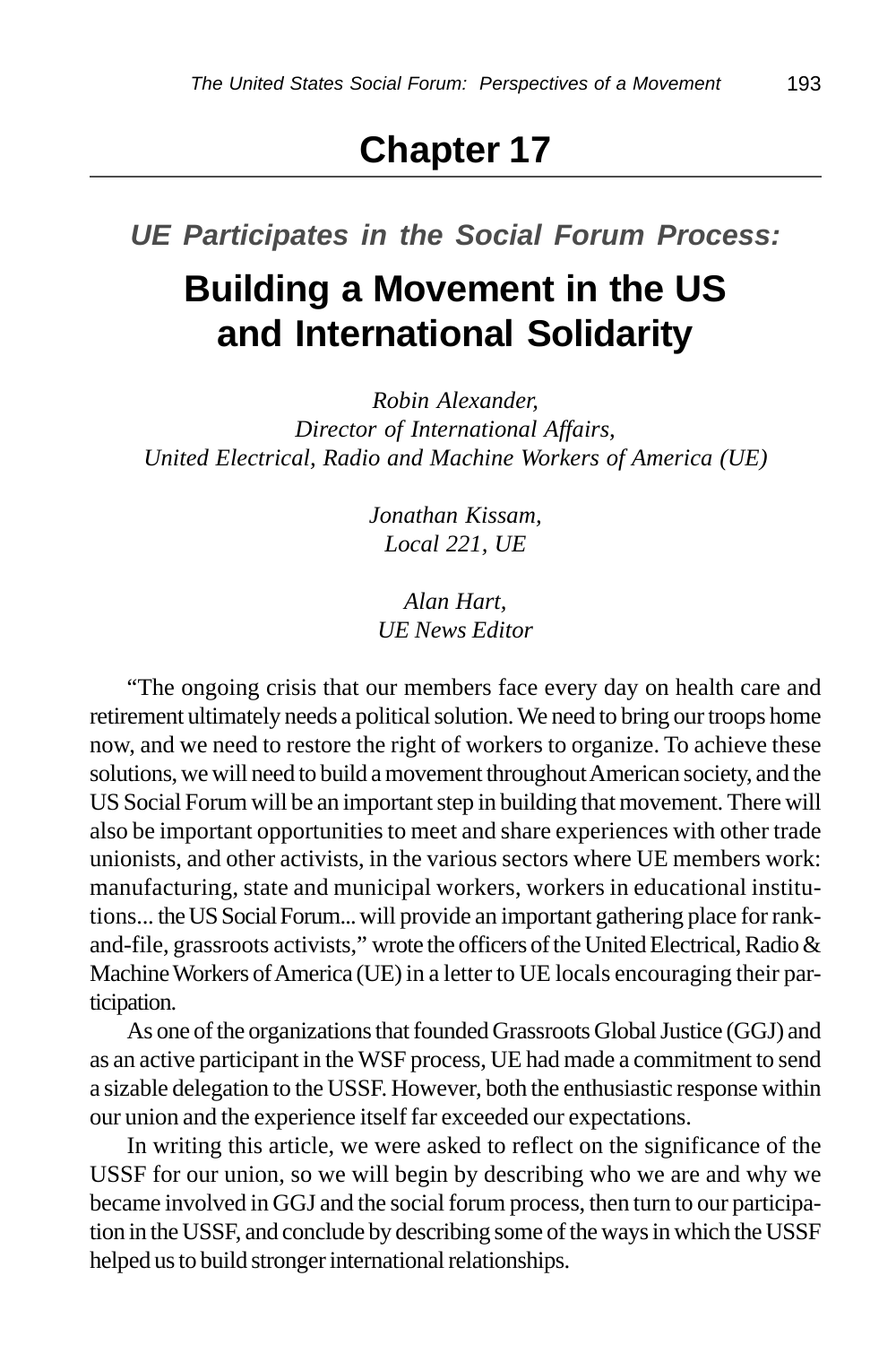# Chapter 17

### *UE Participates in the Social Forum Process:*

## Building a Movement in the US and International Solidarity

*Robin Alexander,*
*Director of International Affairs,*
*United Electrical, Radio and Machine Workers of America (UE)*

*Jonathan Kissam,*
*Local 221, UE*

*Alan Hart,*
*UE News Editor*

"The ongoing crisis that our members face every day on health care and retirement ultimately needs a political solution. We need to bring our troops home now, and we need to restore the right of workers to organize. To achieve these solutions, we will need to build a movement throughout American society, and the US Social Forum will be an important step in building that movement. There will also be important opportunities to meet and share experiences with other trade unionists, and other activists, in the various sectors where UE members work: manufacturing, state and municipal workers, workers in educational institutions... the US Social Forum... will provide an important gathering place for rank-and-file, grassroots activists," wrote the officers of the United Electrical, Radio & Machine Workers of America (UE) in a letter to UE locals encouraging their participation.

As one of the organizations that founded Grassroots Global Justice (GGJ) and as an active participant in the WSF process, UE had made a commitment to send a sizable delegation to the USSF. However, both the enthusiastic response within our union and the experience itself far exceeded our expectations.

In writing this article, we were asked to reflect on the significance of the USSF for our union, so we will begin by describing who we are and why we became involved in GGJ and the social forum process, then turn to our participation in the USSF, and conclude by describing some of the ways in which the USSF helped us to build stronger international relationships.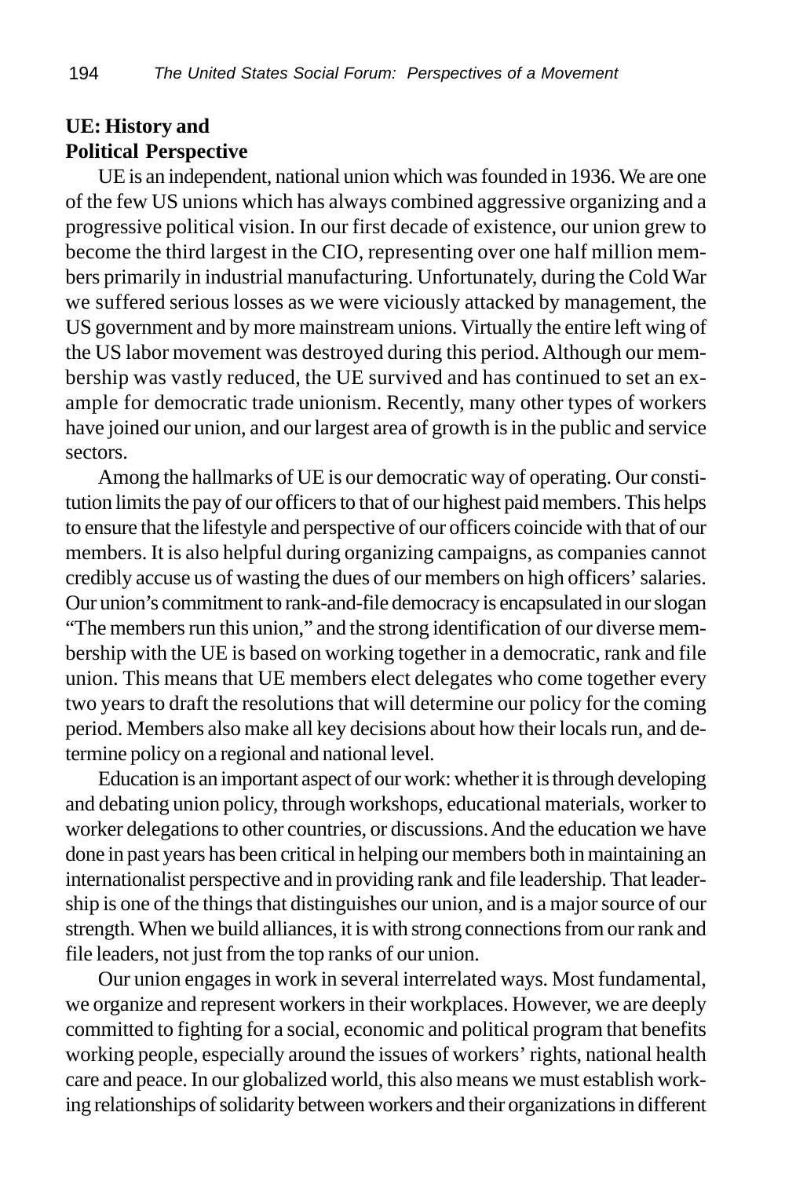## UE: History and Political Perspective

UE is an independent, national union which was founded in 1936. We are one of the few US unions which has always combined aggressive organizing and a progressive political vision. In our first decade of existence, our union grew to become the third largest in the CIO, representing over one half million members primarily in industrial manufacturing. Unfortunately, during the Cold War we suffered serious losses as we were viciously attacked by management, the US government and by more mainstream unions. Virtually the entire left wing of the US labor movement was destroyed during this period. Although our membership was vastly reduced, the UE survived and has continued to set an example for democratic trade unionism. Recently, many other types of workers have joined our union, and our largest area of growth is in the public and service sectors.

Among the hallmarks of UE is our democratic way of operating. Our constitution limits the pay of our officers to that of our highest paid members. This helps to ensure that the lifestyle and perspective of our officers coincide with that of our members. It is also helpful during organizing campaigns, as companies cannot credibly accuse us of wasting the dues of our members on high officers' salaries. Our union's commitment to rank-and-file democracy is encapsulated in our slogan "The members run this union," and the strong identification of our diverse membership with the UE is based on working together in a democratic, rank and file union. This means that UE members elect delegates who come together every two years to draft the resolutions that will determine our policy for the coming period. Members also make all key decisions about how their locals run, and determine policy on a regional and national level.

Education is an important aspect of our work: whether it is through developing and debating union policy, through workshops, educational materials, worker to worker delegations to other countries, or discussions. And the education we have done in past years has been critical in helping our members both in maintaining an internationalist perspective and in providing rank and file leadership. That leadership is one of the things that distinguishes our union, and is a major source of our strength. When we build alliances, it is with strong connections from our rank and file leaders, not just from the top ranks of our union.

Our union engages in work in several interrelated ways. Most fundamental, we organize and represent workers in their workplaces. However, we are deeply committed to fighting for a social, economic and political program that benefits working people, especially around the issues of workers' rights, national health care and peace. In our globalized world, this also means we must establish working relationships of solidarity between workers and their organizations in different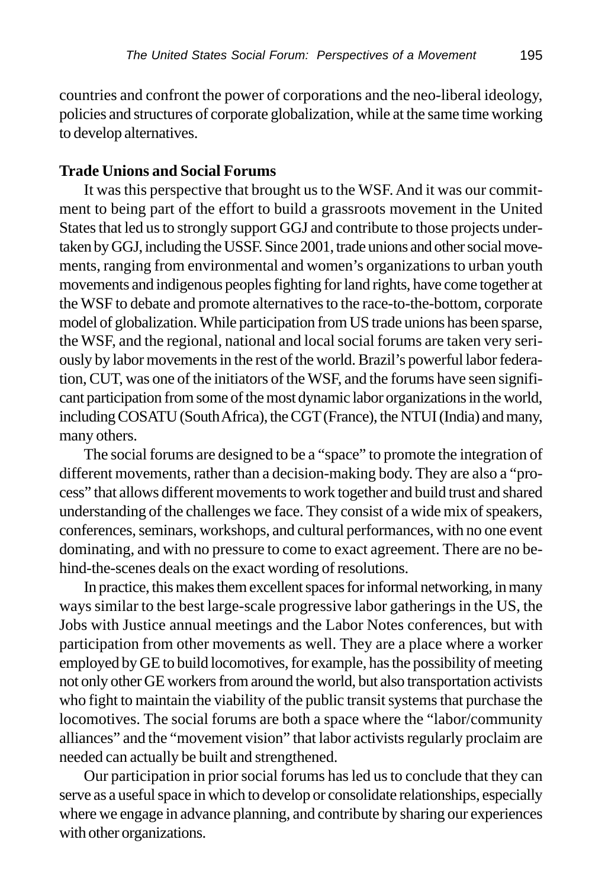countries and confront the power of corporations and the neo-liberal ideology, policies and structures of corporate globalization, while at the same time working to develop alternatives.

**Trade Unions and Social Forums**

It was this perspective that brought us to the WSF. And it was our commitment to being part of the effort to build a grassroots movement in the United States that led us to strongly support GGJ and contribute to those projects undertaken by GGJ, including the USSF. Since 2001, trade unions and other social movements, ranging from environmental and women's organizations to urban youth movements and indigenous peoples fighting for land rights, have come together at the WSF to debate and promote alternatives to the race-to-the-bottom, corporate model of globalization. While participation from US trade unions has been sparse, the WSF, and the regional, national and local social forums are taken very seriously by labor movements in the rest of the world. Brazil's powerful labor federation, CUT, was one of the initiators of the WSF, and the forums have seen significant participation from some of the most dynamic labor organizations in the world, including COSATU (South Africa), the CGT (France), the NTUI (India) and many, many others.

The social forums are designed to be a "space" to promote the integration of different movements, rather than a decision-making body. They are also a "process" that allows different movements to work together and build trust and shared understanding of the challenges we face. They consist of a wide mix of speakers, conferences, seminars, workshops, and cultural performances, with no one event dominating, and with no pressure to come to exact agreement. There are no behind-the-scenes deals on the exact wording of resolutions.

In practice, this makes them excellent spaces for informal networking, in many ways similar to the best large-scale progressive labor gatherings in the US, the Jobs with Justice annual meetings and the Labor Notes conferences, but with participation from other movements as well. They are a place where a worker employed by GE to build locomotives, for example, has the possibility of meeting not only other GE workers from around the world, but also transportation activists who fight to maintain the viability of the public transit systems that purchase the locomotives. The social forums are both a space where the "labor/community alliances" and the "movement vision" that labor activists regularly proclaim are needed can actually be built and strengthened.

Our participation in prior social forums has led us to conclude that they can serve as a useful space in which to develop or consolidate relationships, especially where we engage in advance planning, and contribute by sharing our experiences with other organizations.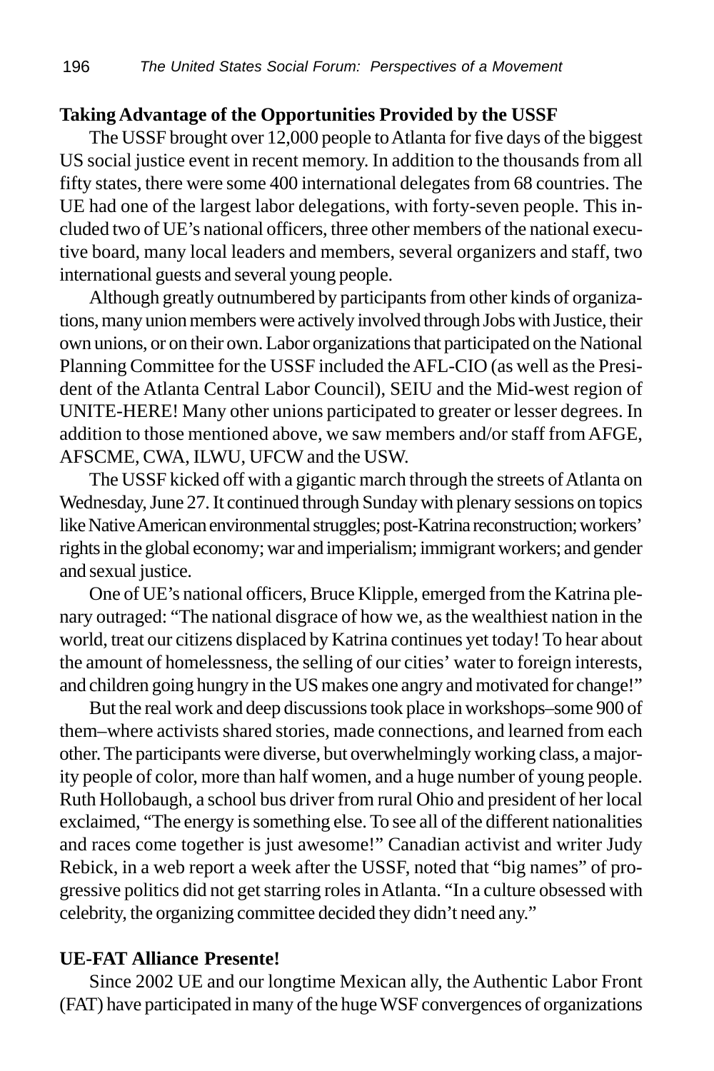**Taking Advantage of the Opportunities Provided by the USSF**

The USSF brought over 12,000 people to Atlanta for five days of the biggest US social justice event in recent memory. In addition to the thousands from all fifty states, there were some 400 international delegates from 68 countries. The UE had one of the largest labor delegations, with forty-seven people. This included two of UE's national officers, three other members of the national executive board, many local leaders and members, several organizers and staff, two international guests and several young people.

Although greatly outnumbered by participants from other kinds of organizations, many union members were actively involved through Jobs with Justice, their own unions, or on their own. Labor organizations that participated on the National Planning Committee for the USSF included the AFL-CIO (as well as the President of the Atlanta Central Labor Council), SEIU and the Mid-west region of UNITE-HERE! Many other unions participated to greater or lesser degrees. In addition to those mentioned above, we saw members and/or staff from AFGE, AFSCME, CWA, ILWU, UFCW and the USW.

The USSF kicked off with a gigantic march through the streets of Atlanta on Wednesday, June 27. It continued through Sunday with plenary sessions on topics like Native American environmental struggles; post-Katrina reconstruction; workers' rights in the global economy; war and imperialism; immigrant workers; and gender and sexual justice.

One of UE's national officers, Bruce Klipple, emerged from the Katrina plenary outraged: "The national disgrace of how we, as the wealthiest nation in the world, treat our citizens displaced by Katrina continues yet today! To hear about the amount of homelessness, the selling of our cities' water to foreign interests, and children going hungry in the US makes one angry and motivated for change!"

But the real work and deep discussions took place in workshops–some 900 of them–where activists shared stories, made connections, and learned from each other. The participants were diverse, but overwhelmingly working class, a majority people of color, more than half women, and a huge number of young people. Ruth Hollobaugh, a school bus driver from rural Ohio and president of her local exclaimed, "The energy is something else. To see all of the different nationalities and races come together is just awesome!" Canadian activist and writer Judy Rebick, in a web report a week after the USSF, noted that "big names" of progressive politics did not get starring roles in Atlanta. "In a culture obsessed with celebrity, the organizing committee decided they didn't need any."

**UE-FAT Alliance Presente!**

Since 2002 UE and our longtime Mexican ally, the Authentic Labor Front (FAT) have participated in many of the huge WSF convergences of organizations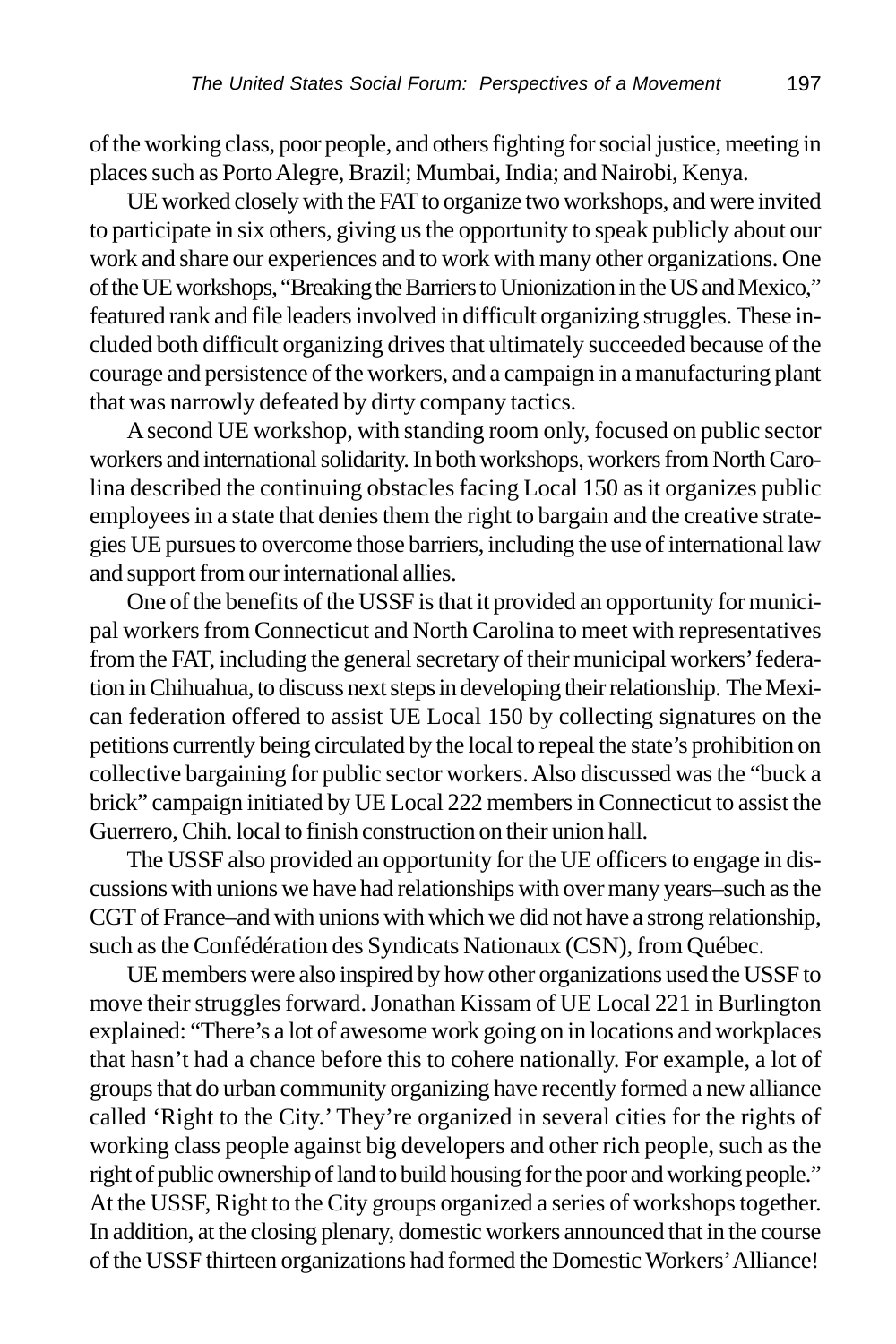of the working class, poor people, and others fighting for social justice, meeting in places such as Porto Alegre, Brazil; Mumbai, India; and Nairobi, Kenya.

UE worked closely with the FAT to organize two workshops, and were invited to participate in six others, giving us the opportunity to speak publicly about our work and share our experiences and to work with many other organizations. One of the UE workshops, "Breaking the Barriers to Unionization in the US and Mexico," featured rank and file leaders involved in difficult organizing struggles. These included both difficult organizing drives that ultimately succeeded because of the courage and persistence of the workers, and a campaign in a manufacturing plant that was narrowly defeated by dirty company tactics.

A second UE workshop, with standing room only, focused on public sector workers and international solidarity. In both workshops, workers from North Carolina described the continuing obstacles facing Local 150 as it organizes public employees in a state that denies them the right to bargain and the creative strategies UE pursues to overcome those barriers, including the use of international law and support from our international allies.

One of the benefits of the USSF is that it provided an opportunity for municipal workers from Connecticut and North Carolina to meet with representatives from the FAT, including the general secretary of their municipal workers' federation in Chihuahua, to discuss next steps in developing their relationship. The Mexican federation offered to assist UE Local 150 by collecting signatures on the petitions currently being circulated by the local to repeal the state's prohibition on collective bargaining for public sector workers. Also discussed was the "buck a brick" campaign initiated by UE Local 222 members in Connecticut to assist the Guerrero, Chih. local to finish construction on their union hall.

The USSF also provided an opportunity for the UE officers to engage in discussions with unions we have had relationships with over many years–such as the CGT of France–and with unions with which we did not have a strong relationship, such as the Confédération des Syndicats Nationaux (CSN), from Québec.

UE members were also inspired by how other organizations used the USSF to move their struggles forward. Jonathan Kissam of UE Local 221 in Burlington explained: "There's a lot of awesome work going on in locations and workplaces that hasn't had a chance before this to cohere nationally. For example, a lot of groups that do urban community organizing have recently formed a new alliance called 'Right to the City.' They're organized in several cities for the rights of working class people against big developers and other rich people, such as the right of public ownership of land to build housing for the poor and working people." At the USSF, Right to the City groups organized a series of workshops together. In addition, at the closing plenary, domestic workers announced that in the course of the USSF thirteen organizations had formed the Domestic Workers' Alliance!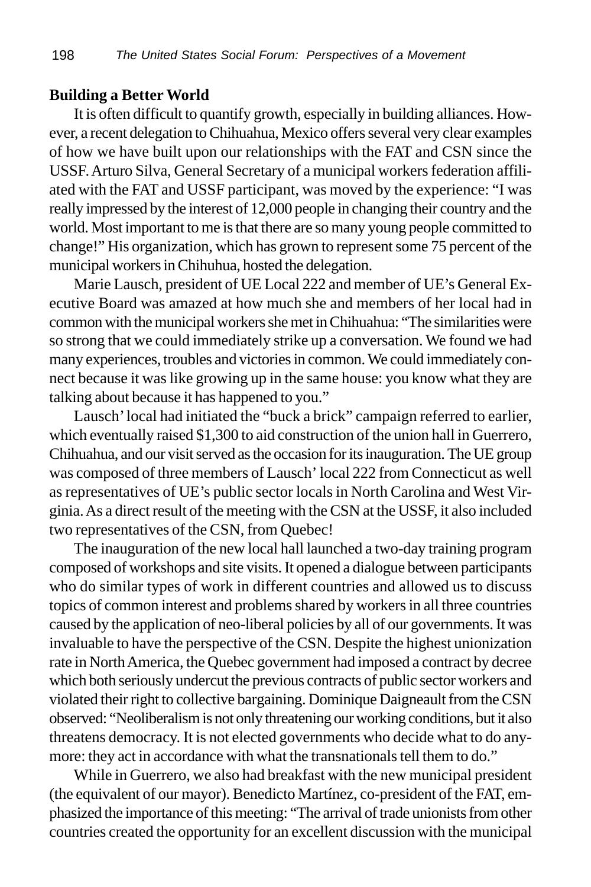**Building a Better World**

It is often difficult to quantify growth, especially in building alliances. However, a recent delegation to Chihuahua, Mexico offers several very clear examples of how we have built upon our relationships with the FAT and CSN since the USSF. Arturo Silva, General Secretary of a municipal workers federation affiliated with the FAT and USSF participant, was moved by the experience: "I was really impressed by the interest of 12,000 people in changing their country and the world. Most important to me is that there are so many young people committed to change!" His organization, which has grown to represent some 75 percent of the municipal workers in Chihuahua, hosted the delegation.

Marie Lausch, president of UE Local 222 and member of UE's General Executive Board was amazed at how much she and members of her local had in common with the municipal workers she met in Chihuahua: "The similarities were so strong that we could immediately strike up a conversation. We found we had many experiences, troubles and victories in common. We could immediately connect because it was like growing up in the same house: you know what they are talking about because it has happened to you."

Lausch' local had initiated the "buck a brick" campaign referred to earlier, which eventually raised $1,300 to aid construction of the union hall in Guerrero, Chihuahua, and our visit served as the occasion for its inauguration. The UE group was composed of three members of Lausch' local 222 from Connecticut as well as representatives of UE's public sector locals in North Carolina and West Virginia. As a direct result of the meeting with the CSN at the USSF, it also included two representatives of the CSN, from Quebec!

The inauguration of the new local hall launched a two-day training program composed of workshops and site visits. It opened a dialogue between participants who do similar types of work in different countries and allowed us to discuss topics of common interest and problems shared by workers in all three countries caused by the application of neo-liberal policies by all of our governments. It was invaluable to have the perspective of the CSN. Despite the highest unionization rate in North America, the Quebec government had imposed a contract by decree which both seriously undercut the previous contracts of public sector workers and violated their right to collective bargaining. Dominique Daigneault from the CSN observed: "Neoliberalism is not only threatening our working conditions, but it also threatens democracy. It is not elected governments who decide what to do anymore: they act in accordance with what the transnationals tell them to do."

While in Guerrero, we also had breakfast with the new municipal president (the equivalent of our mayor). Benedicto Martínez, co-president of the FAT, emphasized the importance of this meeting: "The arrival of trade unionists from other countries created the opportunity for an excellent discussion with the municipal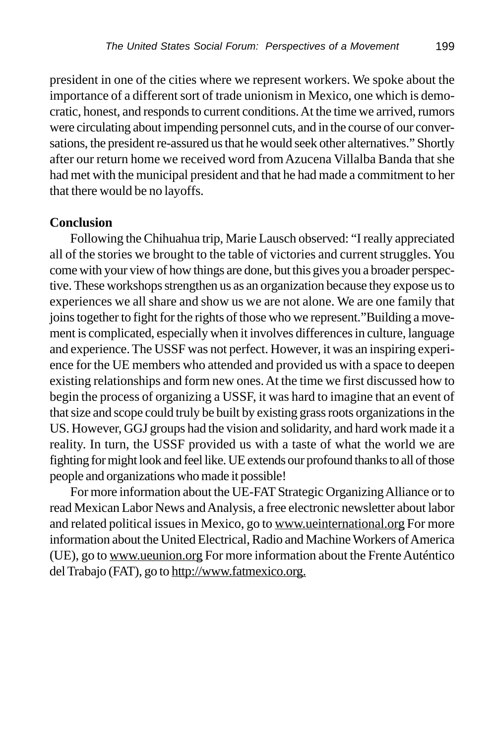president in one of the cities where we represent workers. We spoke about the importance of a different sort of trade unionism in Mexico, one which is democratic, honest, and responds to current conditions. At the time we arrived, rumors were circulating about impending personnel cuts, and in the course of our conversations, the president re-assured us that he would seek other alternatives." Shortly after our return home we received word from Azucena Villalba Banda that she had met with the municipal president and that he had made a commitment to her that there would be no layoffs.

**Conclusion**

Following the Chihuahua trip, Marie Lausch observed: "I really appreciated all of the stories we brought to the table of victories and current struggles. You come with your view of how things are done, but this gives you a broader perspective. These workshops strengthen us as an organization because they expose us to experiences we all share and show us we are not alone. We are one family that joins together to fight for the rights of those who we represent."Building a movement is complicated, especially when it involves differences in culture, language and experience. The USSF was not perfect. However, it was an inspiring experience for the UE members who attended and provided us with a space to deepen existing relationships and form new ones. At the time we first discussed how to begin the process of organizing a USSF, it was hard to imagine that an event of that size and scope could truly be built by existing grass roots organizations in the US. However, GGJ groups had the vision and solidarity, and hard work made it a reality. In turn, the USSF provided us with a taste of what the world we are fighting for might look and feel like. UE extends our profound thanks to all of those people and organizations who made it possible!

For more information about the UE-FAT Strategic Organizing Alliance or to read Mexican Labor News and Analysis, a free electronic newsletter about labor and related political issues in Mexico, go to www.ueinternational.org For more information about the United Electrical, Radio and Machine Workers of America (UE), go to www.ueunion.org For more information about the Frente Auténtico del Trabajo (FAT), go to http://www.fatmexico.org.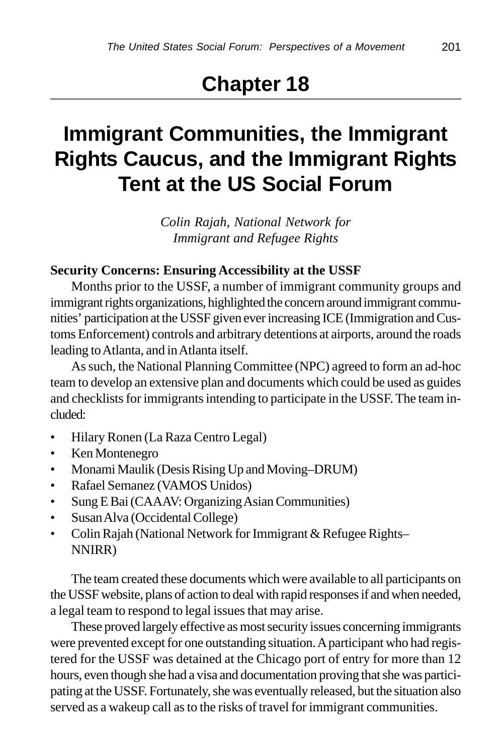# Chapter 18

# Immigrant Communities, the Immigrant Rights Caucus, and the Immigrant Rights Tent at the US Social Forum

*Colin Rajah, National Network for Immigrant and Refugee Rights*

**Security Concerns: Ensuring Accessibility at the USSF**

Months prior to the USSF, a number of immigrant community groups and immigrant rights organizations, highlighted the concern around immigrant communities' participation at the USSF given ever increasing ICE (Immigration and Customs Enforcement) controls and arbitrary detentions at airports, around the roads leading to Atlanta, and in Atlanta itself.

As such, the National Planning Committee (NPC) agreed to form an ad-hoc team to develop an extensive plan and documents which could be used as guides and checklists for immigrants intending to participate in the USSF. The team included:

- Hilary Ronen (La Raza Centro Legal)
- Ken Montenegro
- Monami Maulik (Desis Rising Up and Moving–DRUM)
- Rafael Semanez (VAMOS Unidos)
- Sung E Bai (CAAAV: Organizing Asian Communities)
- Susan Alva (Occidental College)
- Colin Rajah (National Network for Immigrant & Refugee Rights–NNIRR)

The team created these documents which were available to all participants on the USSF website, plans of action to deal with rapid responses if and when needed, a legal team to respond to legal issues that may arise.

These proved largely effective as most security issues concerning immigrants were prevented except for one outstanding situation. A participant who had registered for the USSF was detained at the Chicago port of entry for more than 12 hours, even though she had a visa and documentation proving that she was participating at the USSF. Fortunately, she was eventually released, but the situation also served as a wakeup call as to the risks of travel for immigrant communities.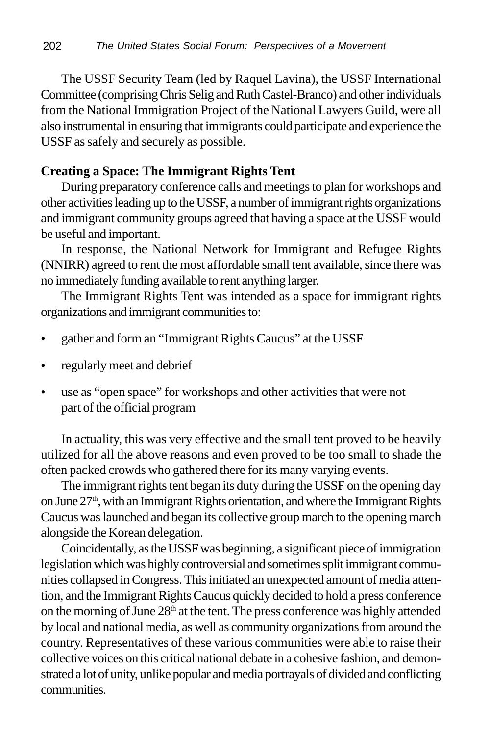The USSF Security Team (led by Raquel Lavina), the USSF International Committee (comprising Chris Selig and Ruth Castel-Branco) and other individuals from the National Immigration Project of the National Lawyers Guild, were all also instrumental in ensuring that immigrants could participate and experience the USSF as safely and securely as possible.

**Creating a Space: The Immigrant Rights Tent**

During preparatory conference calls and meetings to plan for workshops and other activities leading up to the USSF, a number of immigrant rights organizations and immigrant community groups agreed that having a space at the USSF would be useful and important.

In response, the National Network for Immigrant and Refugee Rights (NNIRR) agreed to rent the most affordable small tent available, since there was no immediately funding available to rent anything larger.

The Immigrant Rights Tent was intended as a space for immigrant rights organizations and immigrant communities to:

- gather and form an "Immigrant Rights Caucus" at the USSF
- regularly meet and debrief
- use as "open space" for workshops and other activities that were not part of the official program

In actuality, this was very effective and the small tent proved to be heavily utilized for all the above reasons and even proved to be too small to shade the often packed crowds who gathered there for its many varying events.

The immigrant rights tent began its duty during the USSF on the opening day on June 27th, with an Immigrant Rights orientation, and where the Immigrant Rights Caucus was launched and began its collective group march to the opening march alongside the Korean delegation.

Coincidentally, as the USSF was beginning, a significant piece of immigration legislation which was highly controversial and sometimes split immigrant communities collapsed in Congress. This initiated an unexpected amount of media attention, and the Immigrant Rights Caucus quickly decided to hold a press conference on the morning of June 28th at the tent. The press conference was highly attended by local and national media, as well as community organizations from around the country. Representatives of these various communities were able to raise their collective voices on this critical national debate in a cohesive fashion, and demonstrated a lot of unity, unlike popular and media portrayals of divided and conflicting communities.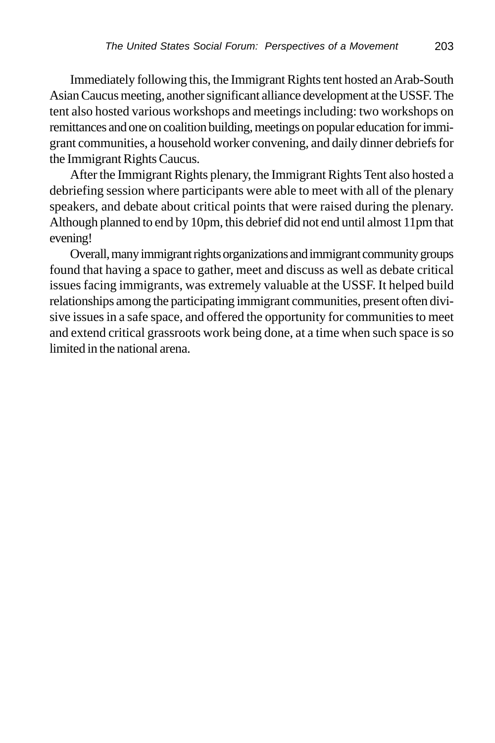Immediately following this, the Immigrant Rights tent hosted an Arab-South Asian Caucus meeting, another significant alliance development at the USSF. The tent also hosted various workshops and meetings including: two workshops on remittances and one on coalition building, meetings on popular education for immigrant communities, a household worker convening, and daily dinner debriefs for the Immigrant Rights Caucus.

After the Immigrant Rights plenary, the Immigrant Rights Tent also hosted a debriefing session where participants were able to meet with all of the plenary speakers, and debate about critical points that were raised during the plenary. Although planned to end by 10pm, this debrief did not end until almost 11pm that evening!

Overall, many immigrant rights organizations and immigrant community groups found that having a space to gather, meet and discuss as well as debate critical issues facing immigrants, was extremely valuable at the USSF. It helped build relationships among the participating immigrant communities, present often divisive issues in a safe space, and offered the opportunity for communities to meet and extend critical grassroots work being done, at a time when such space is so limited in the national arena.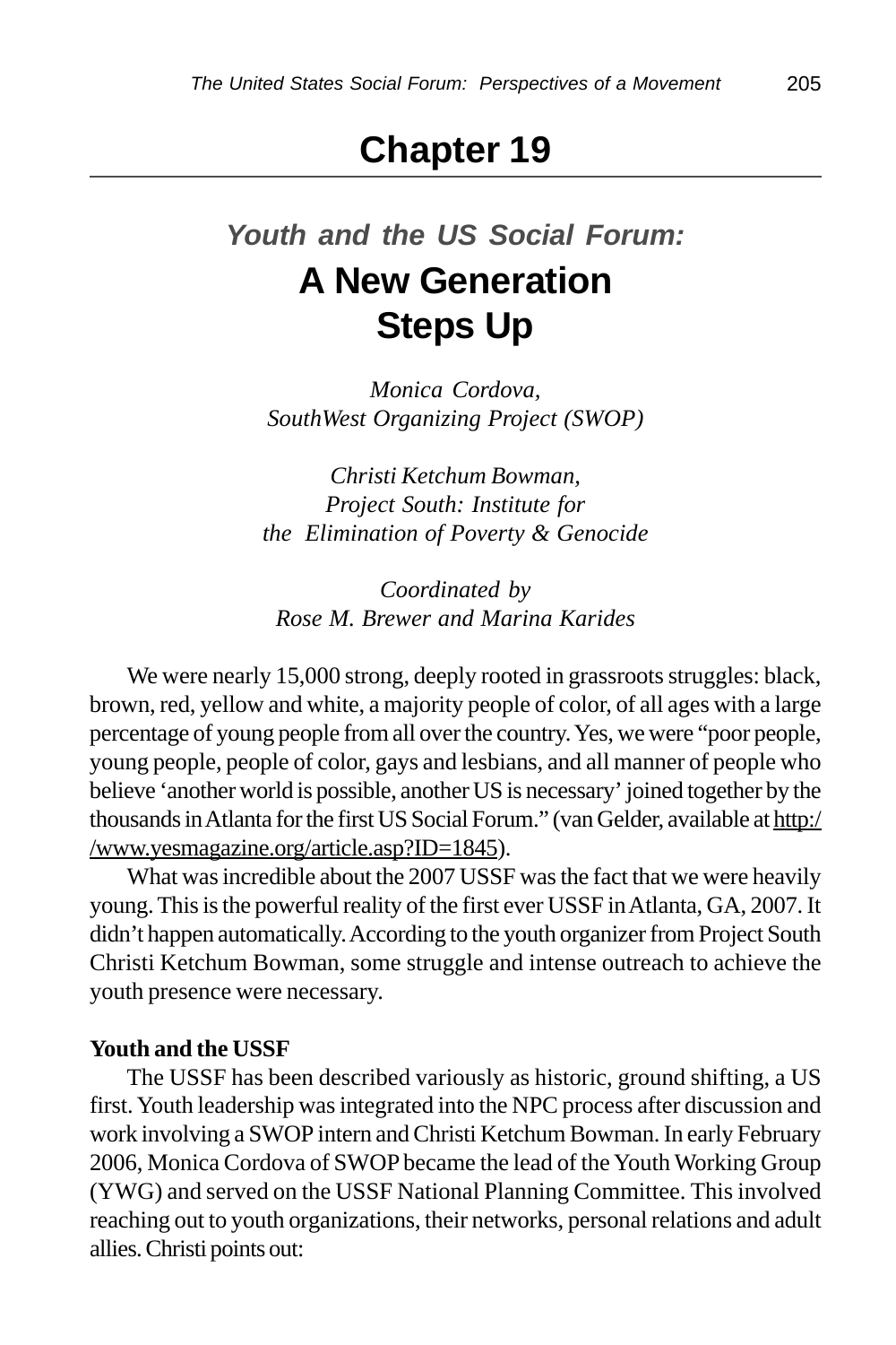# Chapter 19

## *Youth and the US Social Forum:*
## A New Generation Steps Up

*Monica Cordova,*
*SouthWest Organizing Project (SWOP)*

*Christi Ketchum Bowman,*
*Project South: Institute for the Elimination of Poverty & Genocide*

*Coordinated by*
*Rose M. Brewer and Marina Karides*

We were nearly 15,000 strong, deeply rooted in grassroots struggles: black, brown, red, yellow and white, a majority people of color, of all ages with a large percentage of young people from all over the country. Yes, we were "poor people, young people, people of color, gays and lesbians, and all manner of people who believe 'another world is possible, another US is necessary' joined together by the thousands in Atlanta for the first US Social Forum." (van Gelder, available at http://www.yesmagazine.org/article.asp?ID=1845).

What was incredible about the 2007 USSF was the fact that we were heavily young. This is the powerful reality of the first ever USSF in Atlanta, GA, 2007. It didn't happen automatically. According to the youth organizer from Project South Christi Ketchum Bowman, some struggle and intense outreach to achieve the youth presence were necessary.

**Youth and the USSF**

The USSF has been described variously as historic, ground shifting, a US first. Youth leadership was integrated into the NPC process after discussion and work involving a SWOP intern and Christi Ketchum Bowman. In early February 2006, Monica Cordova of SWOP became the lead of the Youth Working Group (YWG) and served on the USSF National Planning Committee. This involved reaching out to youth organizations, their networks, personal relations and adult allies. Christi points out: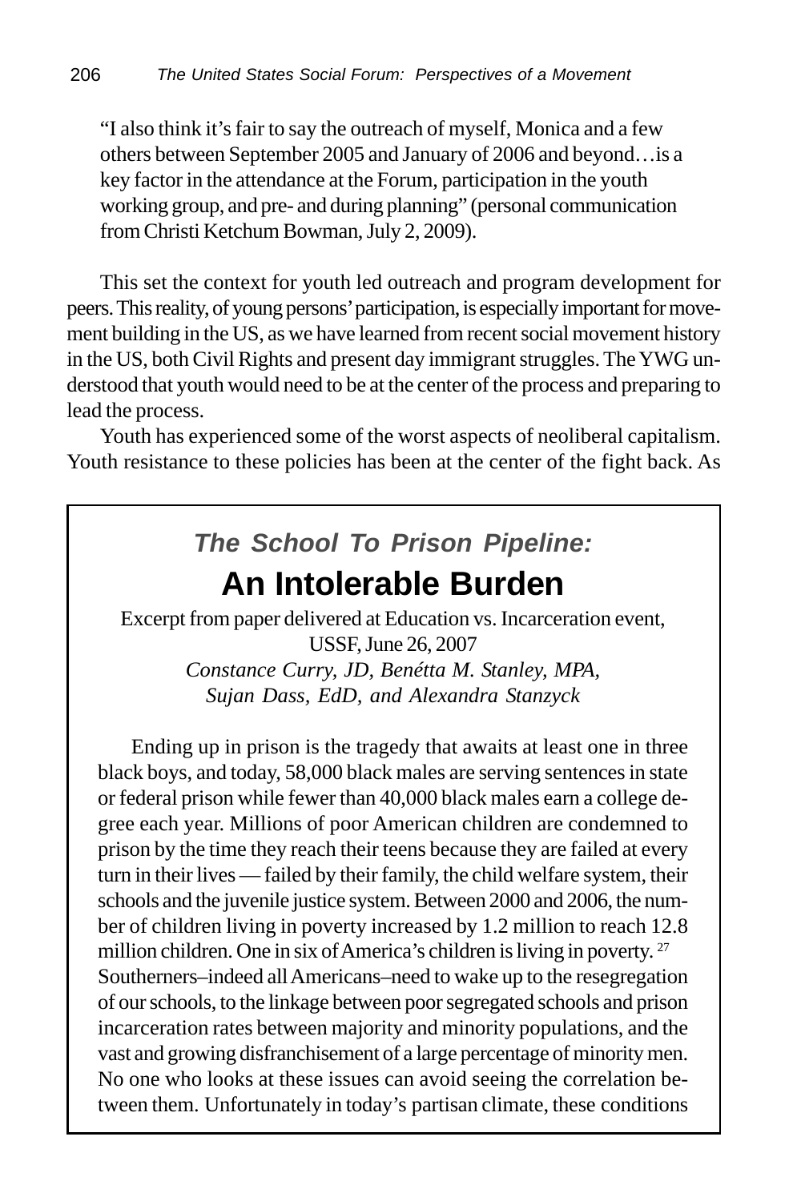"I also think it's fair to say the outreach of myself, Monica and a few others between September 2005 and January of 2006 and beyond…is a key factor in the attendance at the Forum, participation in the youth working group, and pre- and during planning" (personal communication from Christi Ketchum Bowman, July 2, 2009).

This set the context for youth led outreach and program development for peers. This reality, of young persons' participation, is especially important for movement building in the US, as we have learned from recent social movement history in the US, both Civil Rights and present day immigrant struggles. The YWG understood that youth would need to be at the center of the process and preparing to lead the process.

Youth has experienced some of the worst aspects of neoliberal capitalism. Youth resistance to these policies has been at the center of the fight back. As

### *The School To Prison Pipeline:*
## An Intolerable Burden

Excerpt from paper delivered at Education vs. Incarceration event, USSF, June 26, 2007

*Constance Curry, JD, Benétta M. Stanley, MPA, Sujan Dass, EdD, and Alexandra Stanzyck*

Ending up in prison is the tragedy that awaits at least one in three black boys, and today, 58,000 black males are serving sentences in state or federal prison while fewer than 40,000 black males earn a college degree each year. Millions of poor American children are condemned to prison by the time they reach their teens because they are failed at every turn in their lives — failed by their family, the child welfare system, their schools and the juvenile justice system. Between 2000 and 2006, the number of children living in poverty increased by 1.2 million to reach 12.8 million children. One in six of America's children is living in poverty. [27] Southerners–indeed all Americans–need to wake up to the resegregation of our schools, to the linkage between poor segregated schools and prison incarceration rates between majority and minority populations, and the vast and growing disfranchisement of a large percentage of minority men. No one who looks at these issues can avoid seeing the correlation between them. Unfortunately in today's partisan climate, these conditions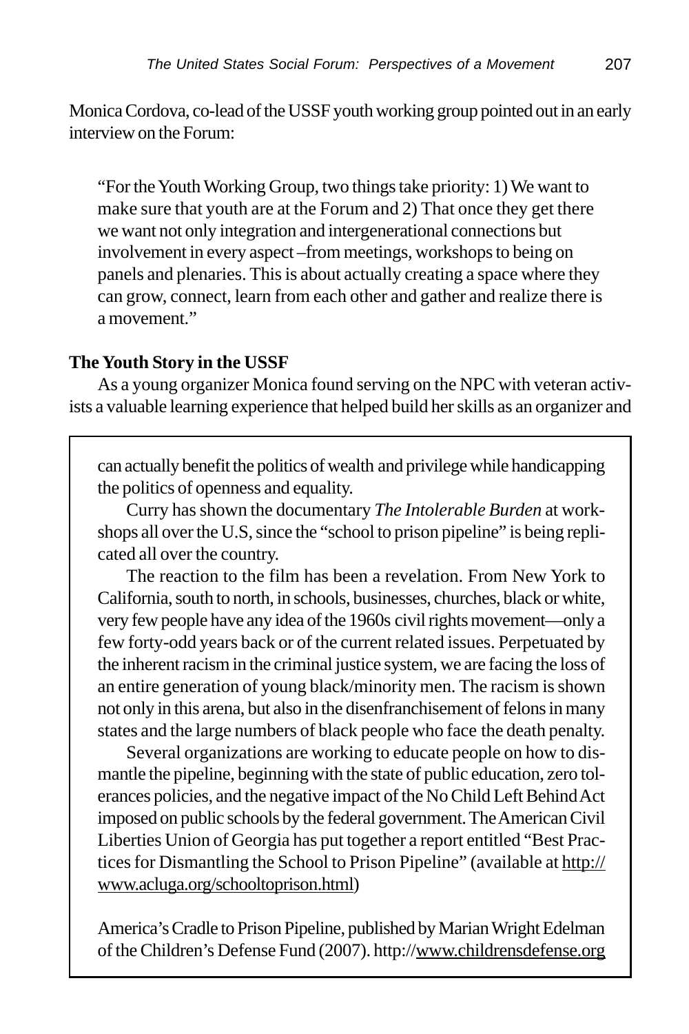Monica Cordova, co-lead of the USSF youth working group pointed out in an early interview on the Forum:

> "For the Youth Working Group, two things take priority: 1) We want to make sure that youth are at the Forum and 2) That once they get there we want not only integration and intergenerational connections but involvement in every aspect –from meetings, workshops to being on panels and plenaries. This is about actually creating a space where they can grow, connect, learn from each other and gather and realize there is a movement."

**The Youth Story in the USSF**

As a young organizer Monica found serving on the NPC with veteran activists a valuable learning experience that helped build her skills as an organizer and

---

can actually benefit the politics of wealth and privilege while handicapping the politics of openness and equality.

Curry has shown the documentary *The Intolerable Burden* at workshops all over the U.S, since the "school to prison pipeline" is being replicated all over the country.

The reaction to the film has been a revelation. From New York to California, south to north, in schools, businesses, churches, black or white, very few people have any idea of the 1960s civil rights movement—only a few forty-odd years back or of the current related issues. Perpetuated by the inherent racism in the criminal justice system, we are facing the loss of an entire generation of young black/minority men. The racism is shown not only in this arena, but also in the disenfranchisement of felons in many states and the large numbers of black people who face the death penalty.

Several organizations are working to educate people on how to dismantle the pipeline, beginning with the state of public education, zero tolerances policies, and the negative impact of the No Child Left Behind Act imposed on public schools by the federal government. The American Civil Liberties Union of Georgia has put together a report entitled "Best Practices for Dismantling the School to Prison Pipeline" (available at http://www.acluga.org/schooltoprison.html)

America's Cradle to Prison Pipeline, published by Marian Wright Edelman of the Children's Defense Fund (2007). http://www.childrensdefense.org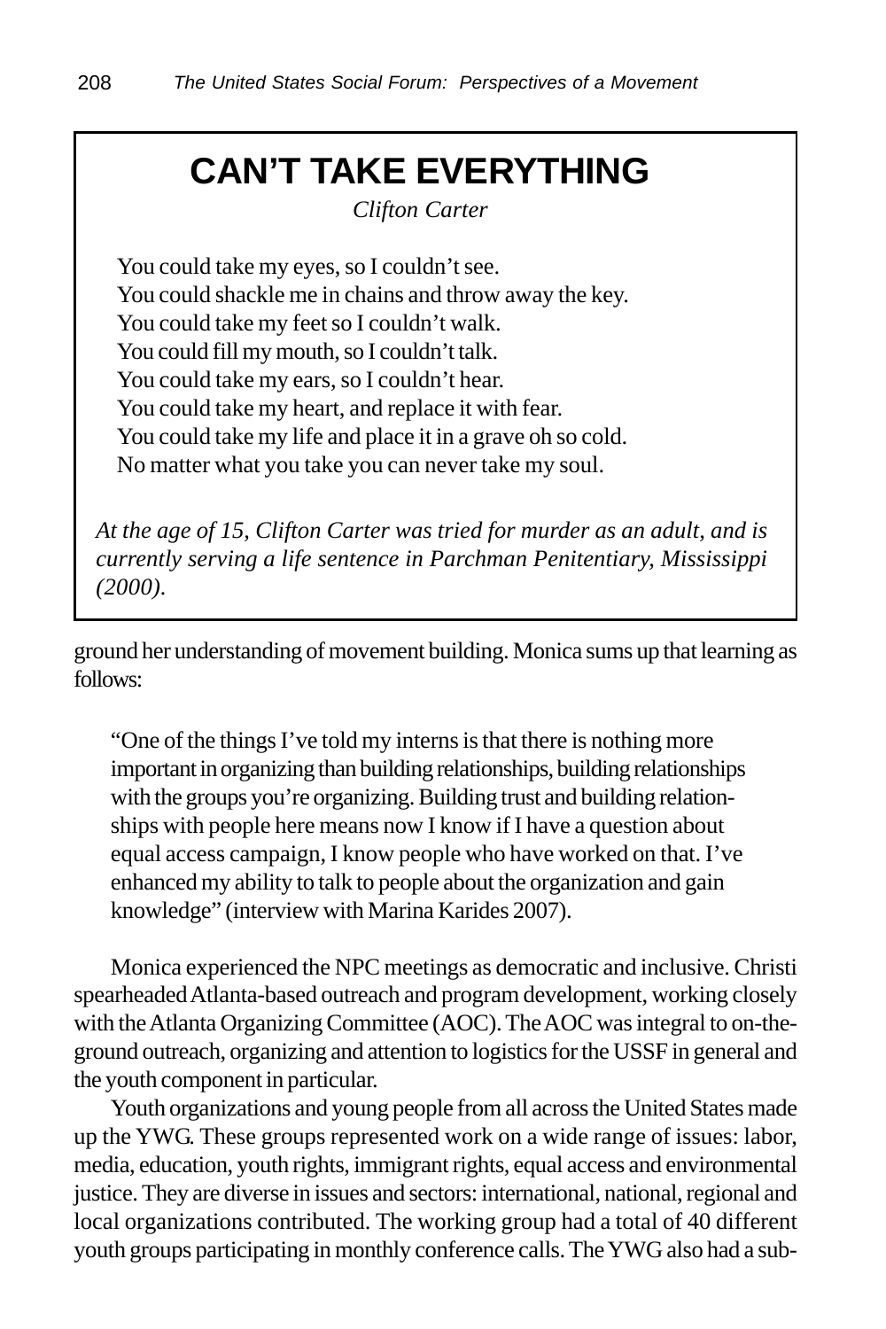## CAN'T TAKE EVERYTHING

*Clifton Carter*

You could take my eyes, so I couldn't see.
You could shackle me in chains and throw away the key.
You could take my feet so I couldn't walk.
You could fill my mouth, so I couldn't talk.
You could take my ears, so I couldn't hear.
You could take my heart, and replace it with fear.
You could take my life and place it in a grave oh so cold.
No matter what you take you can never take my soul.

*At the age of 15, Clifton Carter was tried for murder as an adult, and is currently serving a life sentence in Parchman Penitentiary, Mississippi (2000).*

ground her understanding of movement building. Monica sums up that learning as follows:

> "One of the things I've told my interns is that there is nothing more important in organizing than building relationships, building relationships with the groups you're organizing. Building trust and building relationships with people here means now I know if I have a question about equal access campaign, I know people who have worked on that. I've enhanced my ability to talk to people about the organization and gain knowledge" (interview with Marina Karides 2007).

Monica experienced the NPC meetings as democratic and inclusive. Christi spearheaded Atlanta-based outreach and program development, working closely with the Atlanta Organizing Committee (AOC). The AOC was integral to on-the-ground outreach, organizing and attention to logistics for the USSF in general and the youth component in particular.

Youth organizations and young people from all across the United States made up the YWG. These groups represented work on a wide range of issues: labor, media, education, youth rights, immigrant rights, equal access and environmental justice. They are diverse in issues and sectors: international, national, regional and local organizations contributed. The working group had a total of 40 different youth groups participating in monthly conference calls. The YWG also had a sub-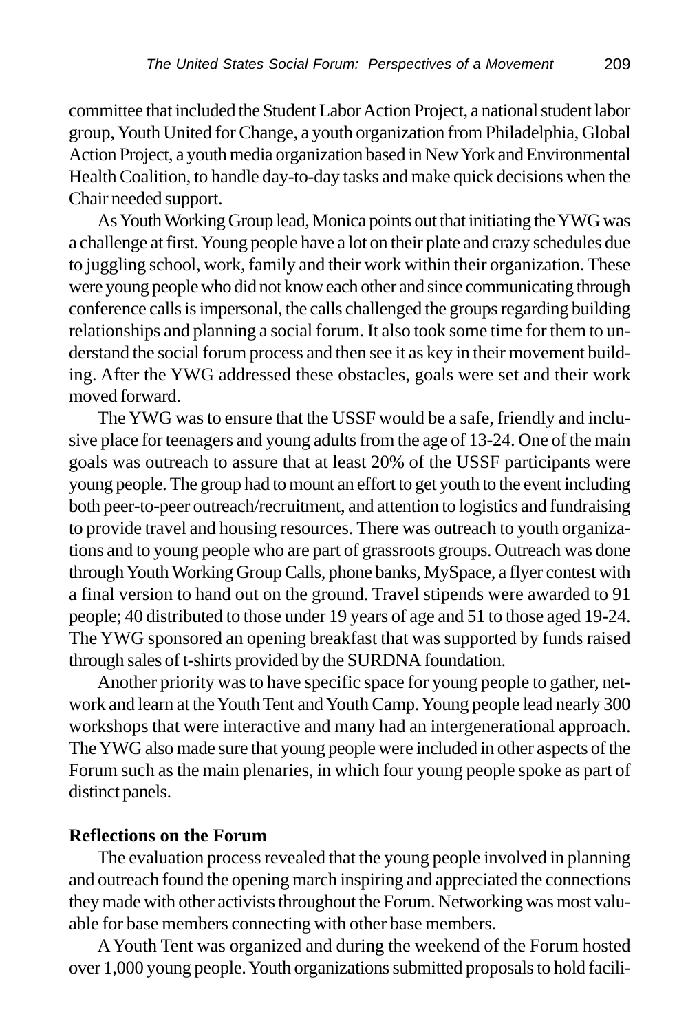committee that included the Student Labor Action Project, a national student labor group, Youth United for Change, a youth organization from Philadelphia, Global Action Project, a youth media organization based in New York and Environmental Health Coalition, to handle day-to-day tasks and make quick decisions when the Chair needed support.

As Youth Working Group lead, Monica points out that initiating the YWG was a challenge at first. Young people have a lot on their plate and crazy schedules due to juggling school, work, family and their work within their organization. These were young people who did not know each other and since communicating through conference calls is impersonal, the calls challenged the groups regarding building relationships and planning a social forum. It also took some time for them to understand the social forum process and then see it as key in their movement building. After the YWG addressed these obstacles, goals were set and their work moved forward.

The YWG was to ensure that the USSF would be a safe, friendly and inclusive place for teenagers and young adults from the age of 13-24. One of the main goals was outreach to assure that at least 20% of the USSF participants were young people. The group had to mount an effort to get youth to the event including both peer-to-peer outreach/recruitment, and attention to logistics and fundraising to provide travel and housing resources. There was outreach to youth organizations and to young people who are part of grassroots groups. Outreach was done through Youth Working Group Calls, phone banks, MySpace, a flyer contest with a final version to hand out on the ground. Travel stipends were awarded to 91 people; 40 distributed to those under 19 years of age and 51 to those aged 19-24. The YWG sponsored an opening breakfast that was supported by funds raised through sales of t-shirts provided by the SURDNA foundation.

Another priority was to have specific space for young people to gather, network and learn at the Youth Tent and Youth Camp. Young people lead nearly 300 workshops that were interactive and many had an intergenerational approach. The YWG also made sure that young people were included in other aspects of the Forum such as the main plenaries, in which four young people spoke as part of distinct panels.

**Reflections on the Forum**

The evaluation process revealed that the young people involved in planning and outreach found the opening march inspiring and appreciated the connections they made with other activists throughout the Forum. Networking was most valuable for base members connecting with other base members.

A Youth Tent was organized and during the weekend of the Forum hosted over 1,000 young people. Youth organizations submitted proposals to hold facili-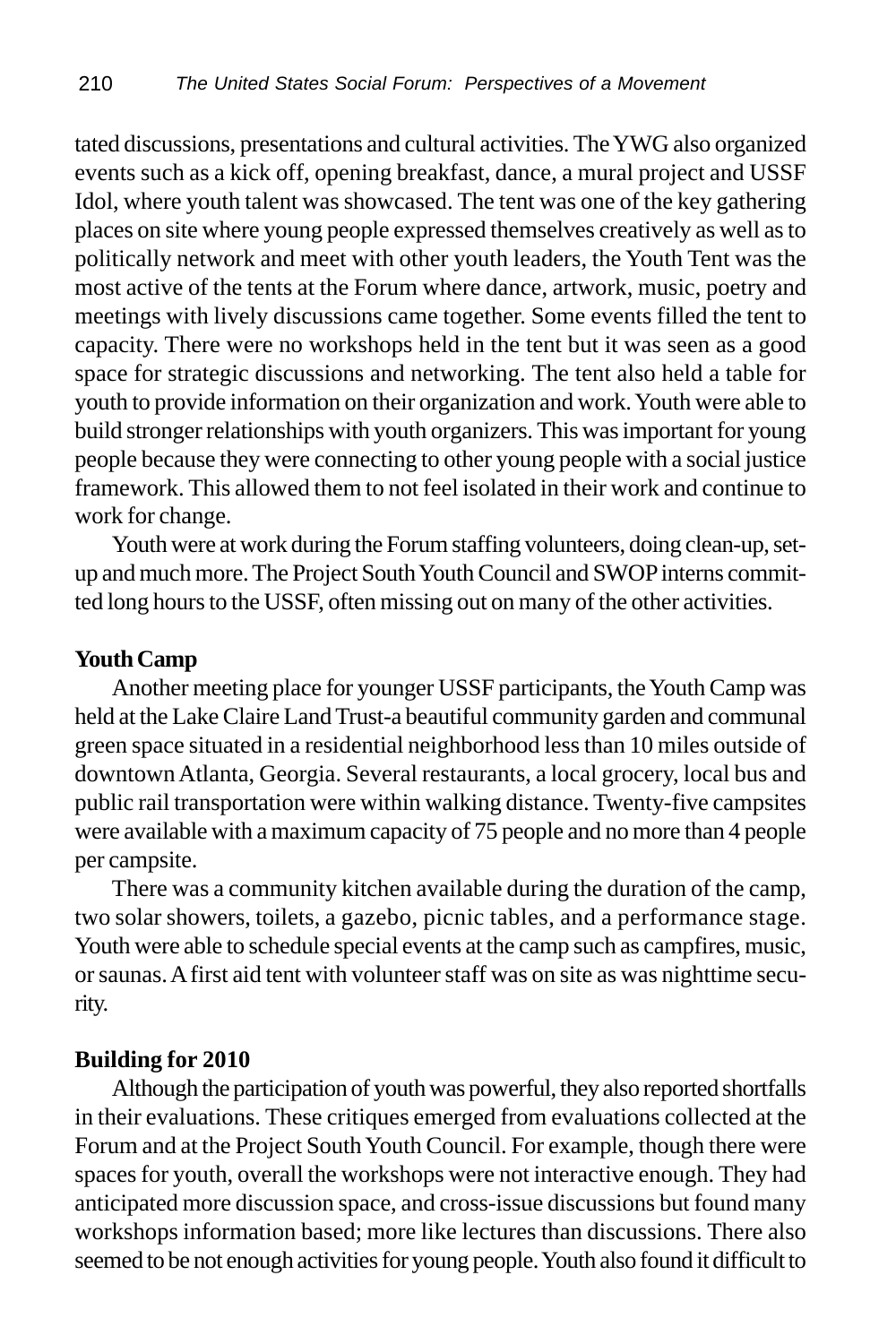tated discussions, presentations and cultural activities. The YWG also organized events such as a kick off, opening breakfast, dance, a mural project and USSF Idol, where youth talent was showcased. The tent was one of the key gathering places on site where young people expressed themselves creatively as well as to politically network and meet with other youth leaders, the Youth Tent was the most active of the tents at the Forum where dance, artwork, music, poetry and meetings with lively discussions came together. Some events filled the tent to capacity. There were no workshops held in the tent but it was seen as a good space for strategic discussions and networking. The tent also held a table for youth to provide information on their organization and work. Youth were able to build stronger relationships with youth organizers. This was important for young people because they were connecting to other young people with a social justice framework. This allowed them to not feel isolated in their work and continue to work for change.

Youth were at work during the Forum staffing volunteers, doing clean-up, set-up and much more. The Project South Youth Council and SWOP interns committed long hours to the USSF, often missing out on many of the other activities.

**Youth Camp**

Another meeting place for younger USSF participants, the Youth Camp was held at the Lake Claire Land Trust-a beautiful community garden and communal green space situated in a residential neighborhood less than 10 miles outside of downtown Atlanta, Georgia. Several restaurants, a local grocery, local bus and public rail transportation were within walking distance. Twenty-five campsites were available with a maximum capacity of 75 people and no more than 4 people per campsite.

There was a community kitchen available during the duration of the camp, two solar showers, toilets, a gazebo, picnic tables, and a performance stage. Youth were able to schedule special events at the camp such as campfires, music, or saunas. A first aid tent with volunteer staff was on site as was nighttime security.

**Building for 2010**

Although the participation of youth was powerful, they also reported shortfalls in their evaluations. These critiques emerged from evaluations collected at the Forum and at the Project South Youth Council. For example, though there were spaces for youth, overall the workshops were not interactive enough. They had anticipated more discussion space, and cross-issue discussions but found many workshops information based; more like lectures than discussions. There also seemed to be not enough activities for young people. Youth also found it difficult to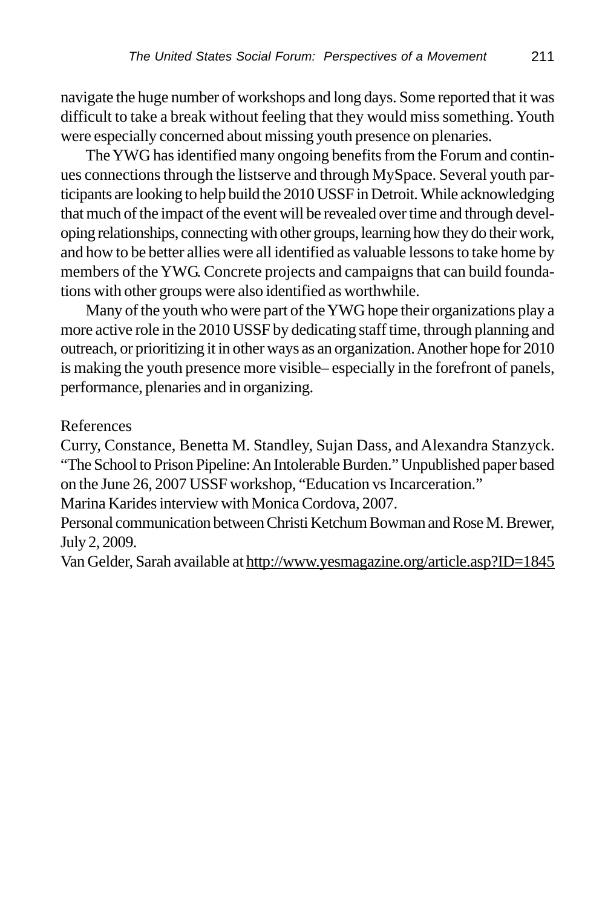navigate the huge number of workshops and long days. Some reported that it was difficult to take a break without feeling that they would miss something. Youth were especially concerned about missing youth presence on plenaries.

The YWG has identified many ongoing benefits from the Forum and continues connections through the listserve and through MySpace. Several youth participants are looking to help build the 2010 USSF in Detroit. While acknowledging that much of the impact of the event will be revealed over time and through developing relationships, connecting with other groups, learning how they do their work, and how to be better allies were all identified as valuable lessons to take home by members of the YWG. Concrete projects and campaigns that can build foundations with other groups were also identified as worthwhile.

Many of the youth who were part of the YWG hope their organizations play a more active role in the 2010 USSF by dedicating staff time, through planning and outreach, or prioritizing it in other ways as an organization. Another hope for 2010 is making the youth presence more visible– especially in the forefront of panels, performance, plenaries and in organizing.

References

Curry, Constance, Benetta M. Standley, Sujan Dass, and Alexandra Stanzyck. "The School to Prison Pipeline: An Intolerable Burden." Unpublished paper based on the June 26, 2007 USSF workshop, "Education vs Incarceration."

Marina Karides interview with Monica Cordova, 2007.

Personal communication between Christi Ketchum Bowman and Rose M. Brewer, July 2, 2009.

Van Gelder, Sarah available at http://www.yesmagazine.org/article.asp?ID=1845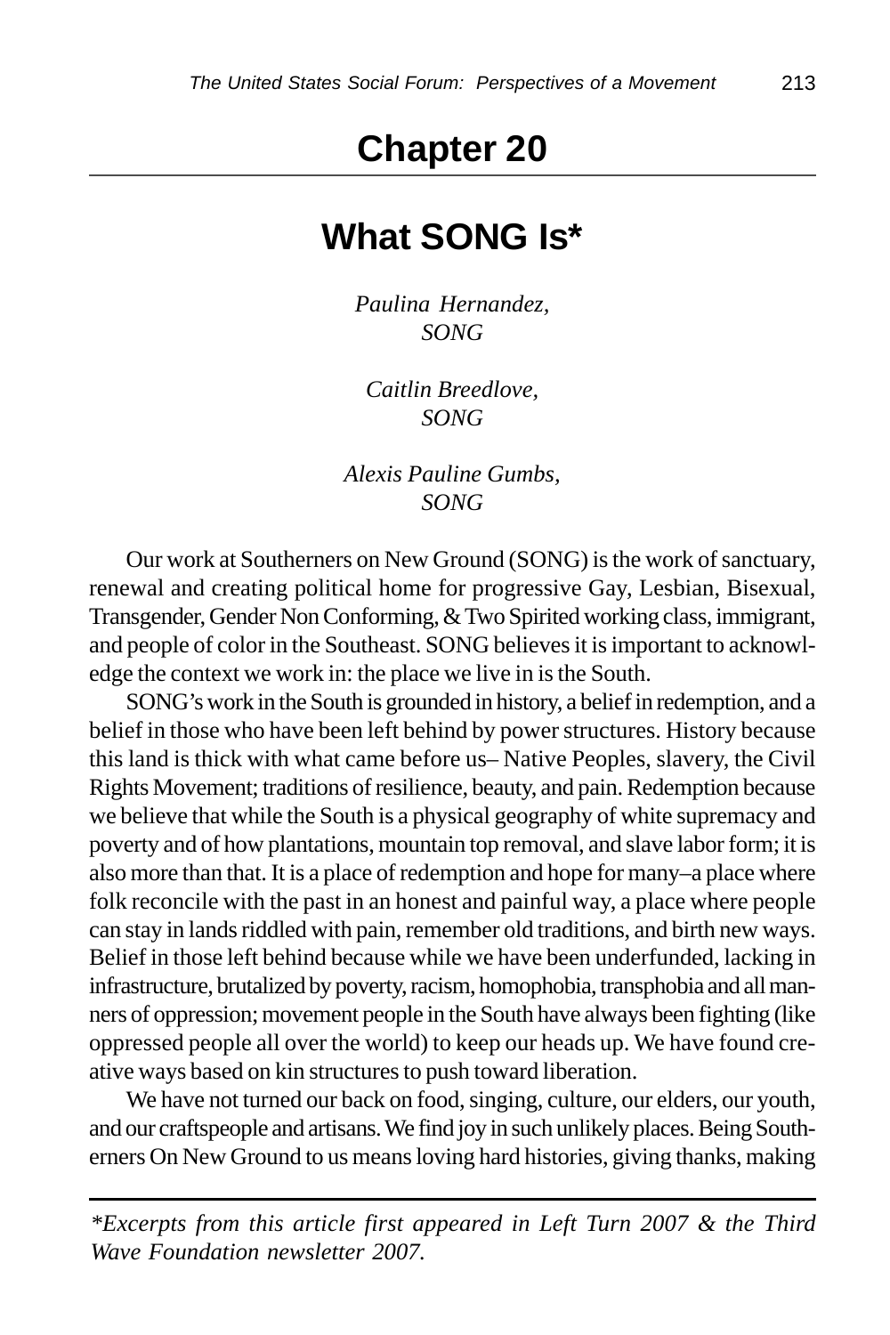# Chapter 20

## What SONG Is*

*Paulina Hernandez,*
*SONG*

*Caitlin Breedlove,*
*SONG*

*Alexis Pauline Gumbs,*
*SONG*

Our work at Southerners on New Ground (SONG) is the work of sanctuary, renewal and creating political home for progressive Gay, Lesbian, Bisexual, Transgender, Gender Non Conforming, & Two Spirited working class, immigrant, and people of color in the Southeast. SONG believes it is important to acknowledge the context we work in: the place we live in is the South.

SONG's work in the South is grounded in history, a belief in redemption, and a belief in those who have been left behind by power structures. History because this land is thick with what came before us– Native Peoples, slavery, the Civil Rights Movement; traditions of resilience, beauty, and pain. Redemption because we believe that while the South is a physical geography of white supremacy and poverty and of how plantations, mountain top removal, and slave labor form; it is also more than that. It is a place of redemption and hope for many–a place where folk reconcile with the past in an honest and painful way, a place where people can stay in lands riddled with pain, remember old traditions, and birth new ways. Belief in those left behind because while we have been underfunded, lacking in infrastructure, brutalized by poverty, racism, homophobia, transphobia and all manners of oppression; movement people in the South have always been fighting (like oppressed people all over the world) to keep our heads up. We have found creative ways based on kin structures to push toward liberation.

We have not turned our back on food, singing, culture, our elders, our youth, and our craftspeople and artisans. We find joy in such unlikely places. Being Southerners On New Ground to us means loving hard histories, giving thanks, making

---

*\*Excerpts from this article first appeared in Left Turn 2007 & the Third Wave Foundation newsletter 2007.*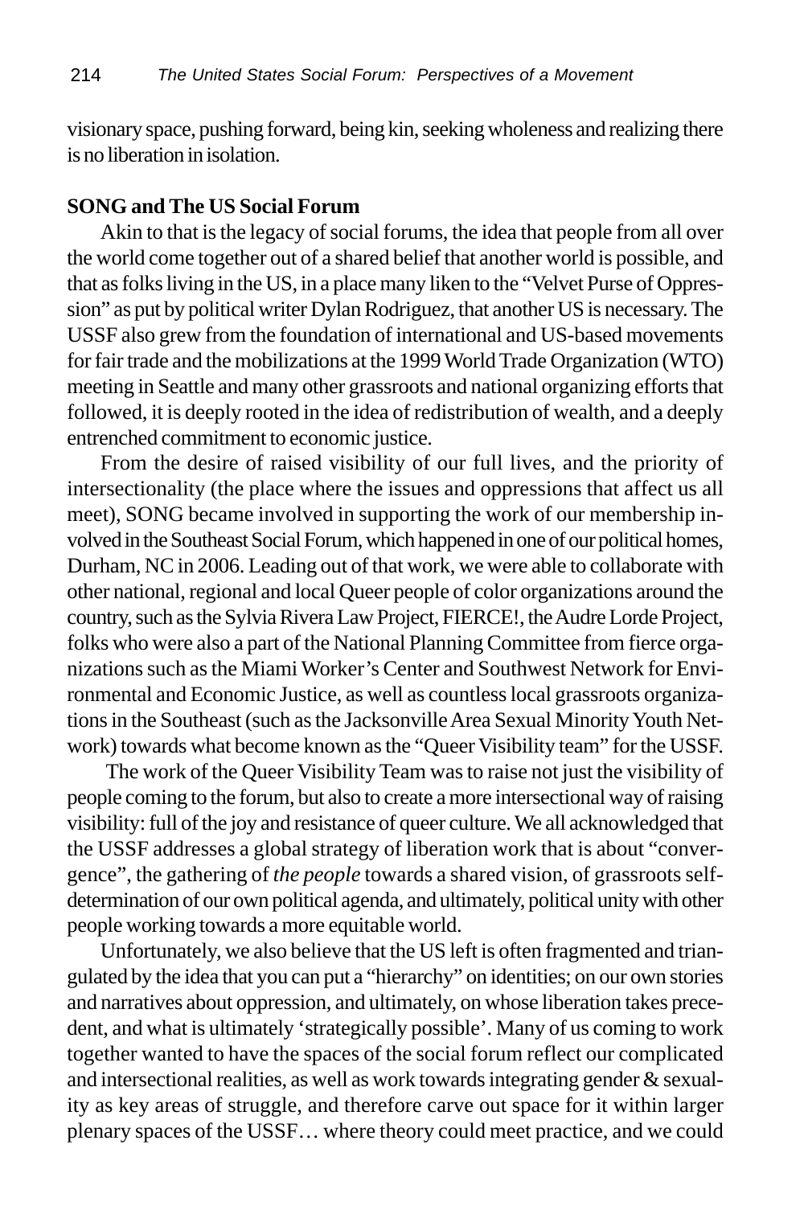visionary space, pushing forward, being kin, seeking wholeness and realizing there is no liberation in isolation.

**SONG and The US Social Forum**

Akin to that is the legacy of social forums, the idea that people from all over the world come together out of a shared belief that another world is possible, and that as folks living in the US, in a place many liken to the "Velvet Purse of Oppression" as put by political writer Dylan Rodriguez, that another US is necessary. The USSF also grew from the foundation of international and US-based movements for fair trade and the mobilizations at the 1999 World Trade Organization (WTO) meeting in Seattle and many other grassroots and national organizing efforts that followed, it is deeply rooted in the idea of redistribution of wealth, and a deeply entrenched commitment to economic justice.

From the desire of raised visibility of our full lives, and the priority of intersectionality (the place where the issues and oppressions that affect us all meet), SONG became involved in supporting the work of our membership involved in the Southeast Social Forum, which happened in one of our political homes, Durham, NC in 2006. Leading out of that work, we were able to collaborate with other national, regional and local Queer people of color organizations around the country, such as the Sylvia Rivera Law Project, FIERCE!, the Audre Lorde Project, folks who were also a part of the National Planning Committee from fierce organizations such as the Miami Worker's Center and Southwest Network for Environmental and Economic Justice, as well as countless local grassroots organizations in the Southeast (such as the Jacksonville Area Sexual Minority Youth Network) towards what become known as the "Queer Visibility team" for the USSF.

The work of the Queer Visibility Team was to raise not just the visibility of people coming to the forum, but also to create a more intersectional way of raising visibility: full of the joy and resistance of queer culture. We all acknowledged that the USSF addresses a global strategy of liberation work that is about "convergence", the gathering of *the people* towards a shared vision, of grassroots self-determination of our own political agenda, and ultimately, political unity with other people working towards a more equitable world.

Unfortunately, we also believe that the US left is often fragmented and triangulated by the idea that you can put a "hierarchy" on identities; on our own stories and narratives about oppression, and ultimately, on whose liberation takes precedent, and what is ultimately 'strategically possible'. Many of us coming to work together wanted to have the spaces of the social forum reflect our complicated and intersectional realities, as well as work towards integrating gender & sexuality as key areas of struggle, and therefore carve out space for it within larger plenary spaces of the USSF… where theory could meet practice, and we could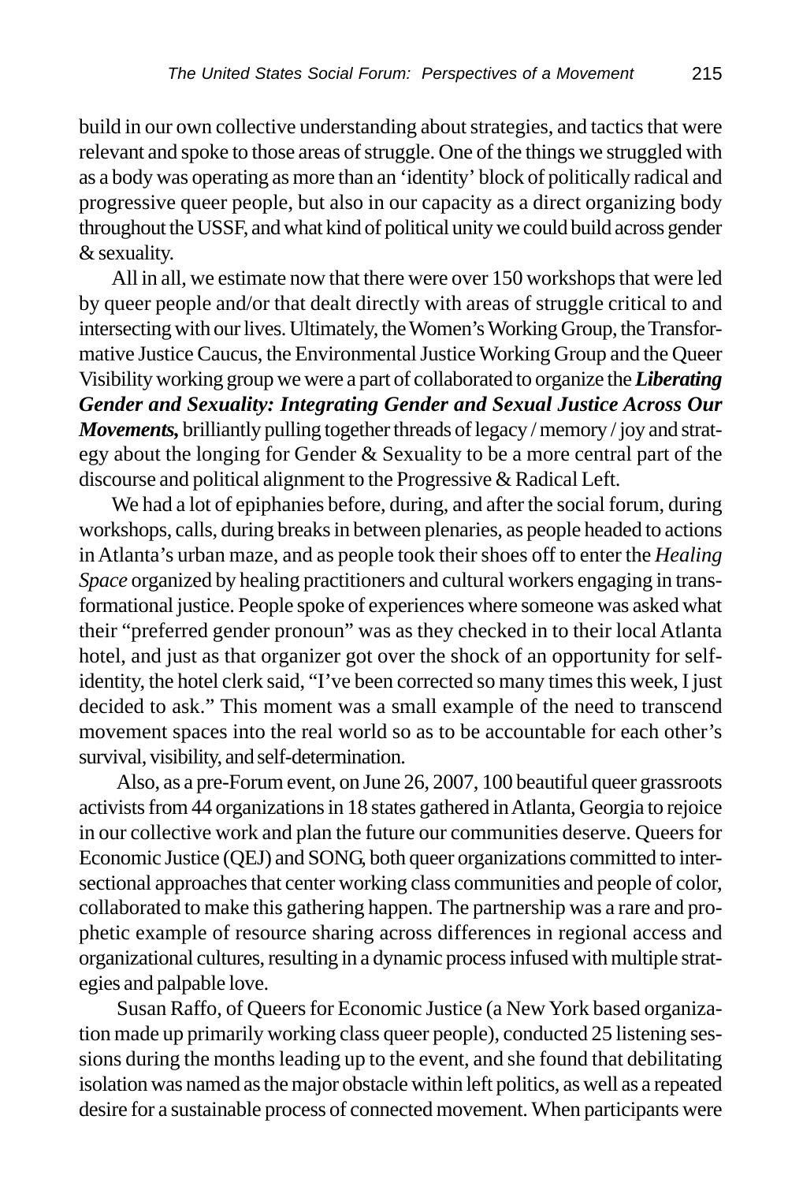build in our own collective understanding about strategies, and tactics that were relevant and spoke to those areas of struggle. One of the things we struggled with as a body was operating as more than an 'identity' block of politically radical and progressive queer people, but also in our capacity as a direct organizing body throughout the USSF, and what kind of political unity we could build across gender & sexuality.

All in all, we estimate now that there were over 150 workshops that were led by queer people and/or that dealt directly with areas of struggle critical to and intersecting with our lives. Ultimately, the Women's Working Group, the Transformative Justice Caucus, the Environmental Justice Working Group and the Queer Visibility working group we were a part of collaborated to organize the ***Liberating Gender and Sexuality: Integrating Gender and Sexual Justice Across Our Movements,*** brilliantly pulling together threads of legacy / memory / joy and strategy about the longing for Gender & Sexuality to be a more central part of the discourse and political alignment to the Progressive & Radical Left.

We had a lot of epiphanies before, during, and after the social forum, during workshops, calls, during breaks in between plenaries, as people headed to actions in Atlanta's urban maze, and as people took their shoes off to enter the *Healing Space* organized by healing practitioners and cultural workers engaging in transformational justice. People spoke of experiences where someone was asked what their "preferred gender pronoun" was as they checked in to their local Atlanta hotel, and just as that organizer got over the shock of an opportunity for self-identity, the hotel clerk said, "I've been corrected so many times this week, I just decided to ask." This moment was a small example of the need to transcend movement spaces into the real world so as to be accountable for each other's survival, visibility, and self-determination.

Also, as a pre-Forum event, on June 26, 2007, 100 beautiful queer grassroots activists from 44 organizations in 18 states gathered in Atlanta, Georgia to rejoice in our collective work and plan the future our communities deserve. Queers for Economic Justice (QEJ) and SONG, both queer organizations committed to intersectional approaches that center working class communities and people of color, collaborated to make this gathering happen. The partnership was a rare and prophetic example of resource sharing across differences in regional access and organizational cultures, resulting in a dynamic process infused with multiple strategies and palpable love.

Susan Raffo, of Queers for Economic Justice (a New York based organization made up primarily working class queer people), conducted 25 listening sessions during the months leading up to the event, and she found that debilitating isolation was named as the major obstacle within left politics, as well as a repeated desire for a sustainable process of connected movement. When participants were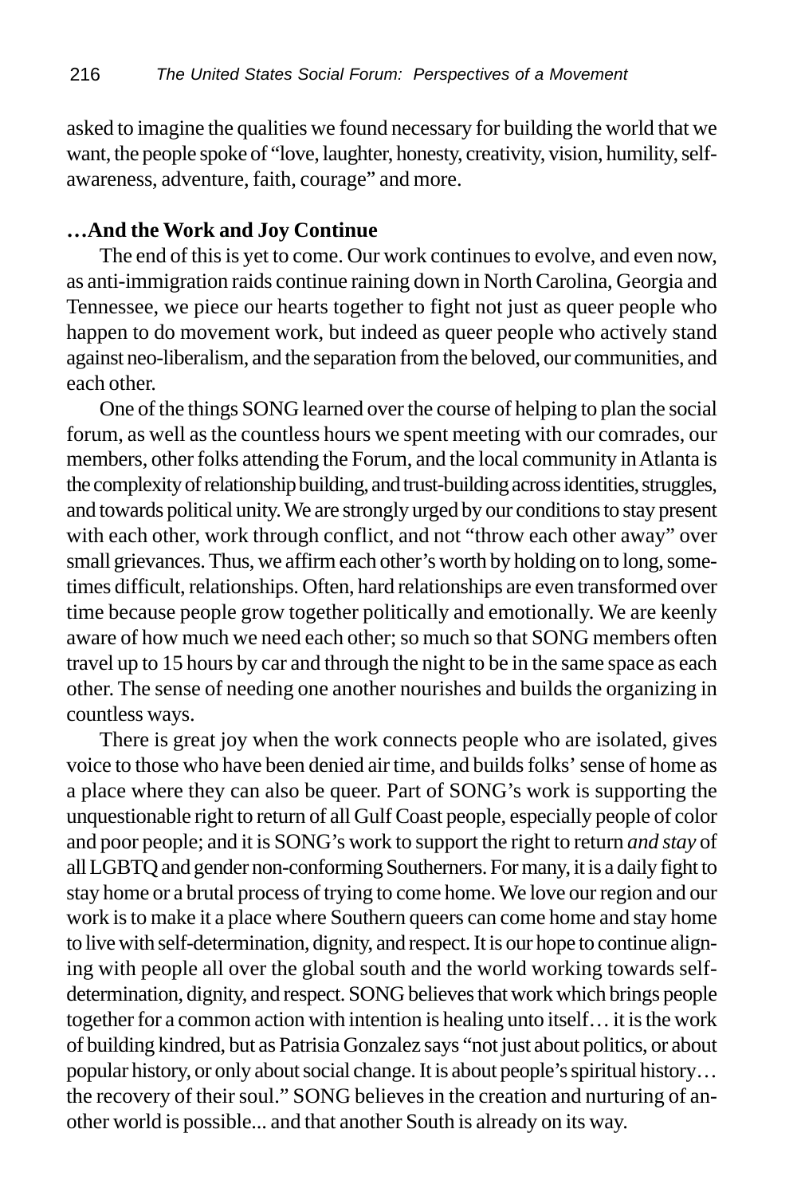asked to imagine the qualities we found necessary for building the world that we want, the people spoke of "love, laughter, honesty, creativity, vision, humility, self-awareness, adventure, faith, courage" and more.

**…And the Work and Joy Continue**

The end of this is yet to come. Our work continues to evolve, and even now, as anti-immigration raids continue raining down in North Carolina, Georgia and Tennessee, we piece our hearts together to fight not just as queer people who happen to do movement work, but indeed as queer people who actively stand against neo-liberalism, and the separation from the beloved, our communities, and each other.

One of the things SONG learned over the course of helping to plan the social forum, as well as the countless hours we spent meeting with our comrades, our members, other folks attending the Forum, and the local community in Atlanta is the complexity of relationship building, and trust-building across identities, struggles, and towards political unity. We are strongly urged by our conditions to stay present with each other, work through conflict, and not "throw each other away" over small grievances. Thus, we affirm each other's worth by holding on to long, sometimes difficult, relationships. Often, hard relationships are even transformed over time because people grow together politically and emotionally. We are keenly aware of how much we need each other; so much so that SONG members often travel up to 15 hours by car and through the night to be in the same space as each other. The sense of needing one another nourishes and builds the organizing in countless ways.

There is great joy when the work connects people who are isolated, gives voice to those who have been denied air time, and builds folks' sense of home as a place where they can also be queer. Part of SONG's work is supporting the unquestionable right to return of all Gulf Coast people, especially people of color and poor people; and it is SONG's work to support the right to return *and stay* of all LGBTQ and gender non-conforming Southerners. For many, it is a daily fight to stay home or a brutal process of trying to come home. We love our region and our work is to make it a place where Southern queers can come home and stay home to live with self-determination, dignity, and respect. It is our hope to continue aligning with people all over the global south and the world working towards self-determination, dignity, and respect. SONG believes that work which brings people together for a common action with intention is healing unto itself… it is the work of building kindred, but as Patrisia Gonzalez says "not just about politics, or about popular history, or only about social change. It is about people's spiritual history… the recovery of their soul." SONG believes in the creation and nurturing of another world is possible... and that another South is already on its way.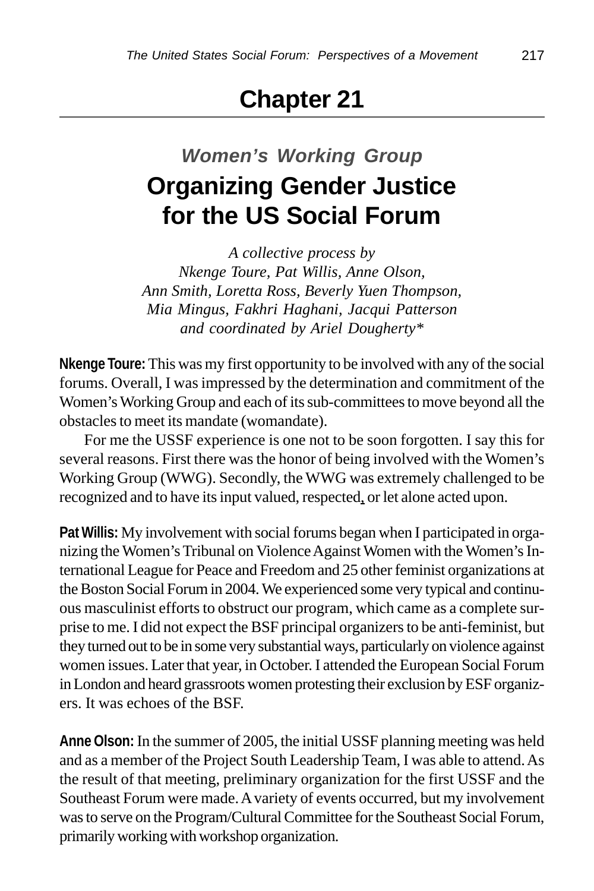# Chapter 21

## *Women's Working Group*

## Organizing Gender Justice for the US Social Forum

*A collective process by*
*Nkenge Toure, Pat Willis, Anne Olson,*
*Ann Smith, Loretta Ross, Beverly Yuen Thompson,*
*Mia Mingus, Fakhri Haghani, Jacqui Patterson*
*and coordinated by Ariel Dougherty**

**Nkenge Toure:** This was my first opportunity to be involved with any of the social forums. Overall, I was impressed by the determination and commitment of the Women's Working Group and each of its sub-committees to move beyond all the obstacles to meet its mandate (womandate).

For me the USSF experience is one not to be soon forgotten. I say this for several reasons. First there was the honor of being involved with the Women's Working Group (WWG). Secondly, the WWG was extremely challenged to be recognized and to have its input valued, respected, or let alone acted upon.

**Pat Willis:** My involvement with social forums began when I participated in organizing the Women's Tribunal on Violence Against Women with the Women's International League for Peace and Freedom and 25 other feminist organizations at the Boston Social Forum in 2004. We experienced some very typical and continuous masculinist efforts to obstruct our program, which came as a complete surprise to me. I did not expect the BSF principal organizers to be anti-feminist, but they turned out to be in some very substantial ways, particularly on violence against women issues. Later that year, in October. I attended the European Social Forum in London and heard grassroots women protesting their exclusion by ESF organizers. It was echoes of the BSF.

**Anne Olson:** In the summer of 2005, the initial USSF planning meeting was held and as a member of the Project South Leadership Team, I was able to attend. As the result of that meeting, preliminary organization for the first USSF and the Southeast Forum were made. A variety of events occurred, but my involvement was to serve on the Program/Cultural Committee for the Southeast Social Forum, primarily working with workshop organization.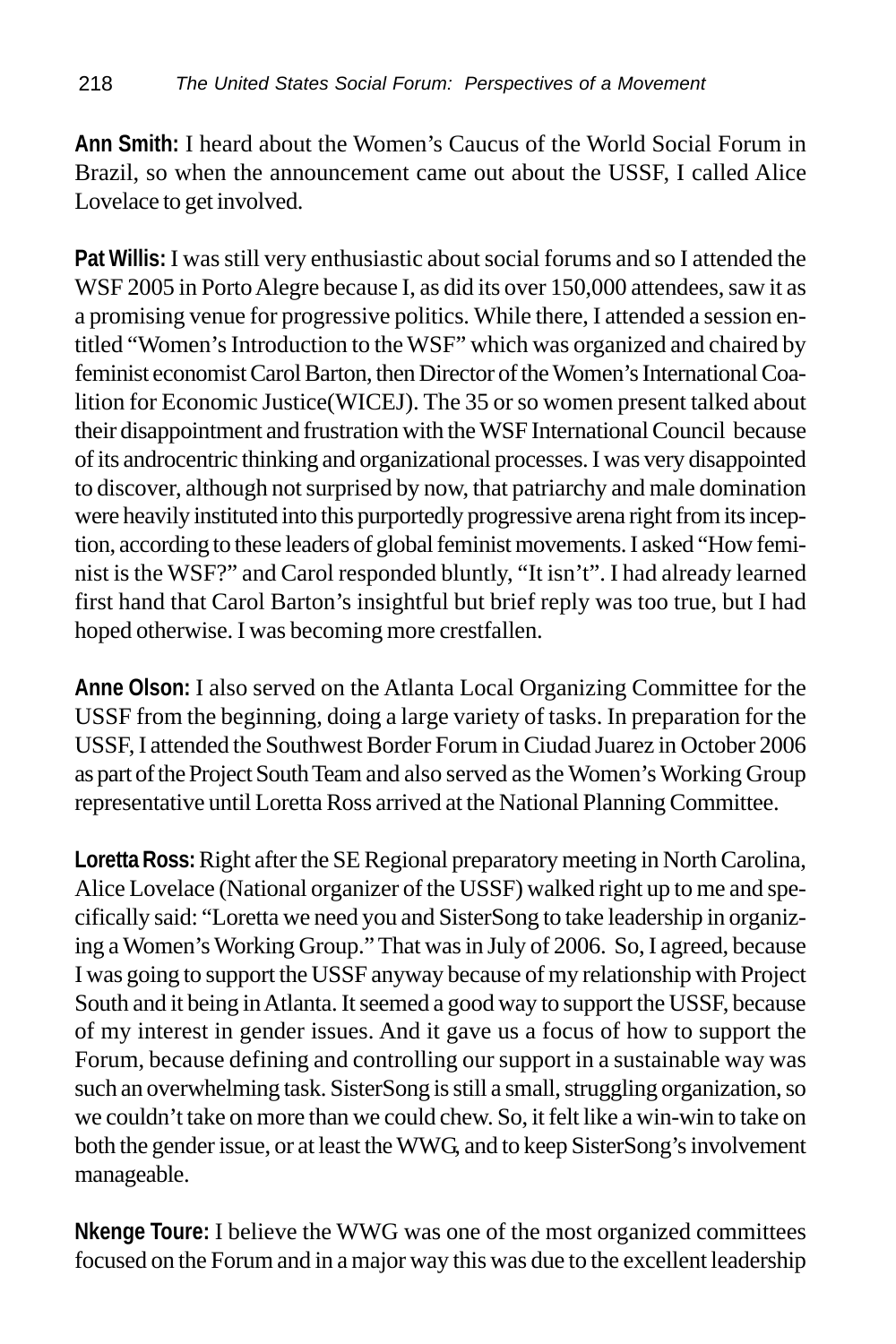**Ann Smith:** I heard about the Women's Caucus of the World Social Forum in Brazil, so when the announcement came out about the USSF, I called Alice Lovelace to get involved.

**Pat Willis:** I was still very enthusiastic about social forums and so I attended the WSF 2005 in Porto Alegre because I, as did its over 150,000 attendees, saw it as a promising venue for progressive politics. While there, I attended a session entitled "Women's Introduction to the WSF" which was organized and chaired by feminist economist Carol Barton, then Director of the Women's International Coalition for Economic Justice(WICEJ). The 35 or so women present talked about their disappointment and frustration with the WSF International Council because of its androcentric thinking and organizational processes. I was very disappointed to discover, although not surprised by now, that patriarchy and male domination were heavily instituted into this purportedly progressive arena right from its inception, according to these leaders of global feminist movements. I asked "How feminist is the WSF?" and Carol responded bluntly, "It isn't". I had already learned first hand that Carol Barton's insightful but brief reply was too true, but I had hoped otherwise. I was becoming more crestfallen.

**Anne Olson:** I also served on the Atlanta Local Organizing Committee for the USSF from the beginning, doing a large variety of tasks. In preparation for the USSF, I attended the Southwest Border Forum in Ciudad Juarez in October 2006 as part of the Project South Team and also served as the Women's Working Group representative until Loretta Ross arrived at the National Planning Committee.

**Loretta Ross:** Right after the SE Regional preparatory meeting in North Carolina, Alice Lovelace (National organizer of the USSF) walked right up to me and specifically said: "Loretta we need you and SisterSong to take leadership in organizing a Women's Working Group." That was in July of 2006. So, I agreed, because I was going to support the USSF anyway because of my relationship with Project South and it being in Atlanta. It seemed a good way to support the USSF, because of my interest in gender issues. And it gave us a focus of how to support the Forum, because defining and controlling our support in a sustainable way was such an overwhelming task. SisterSong is still a small, struggling organization, so we couldn't take on more than we could chew. So, it felt like a win-win to take on both the gender issue, or at least the WWG, and to keep SisterSong's involvement manageable.

**Nkenge Toure:** I believe the WWG was one of the most organized committees focused on the Forum and in a major way this was due to the excellent leadership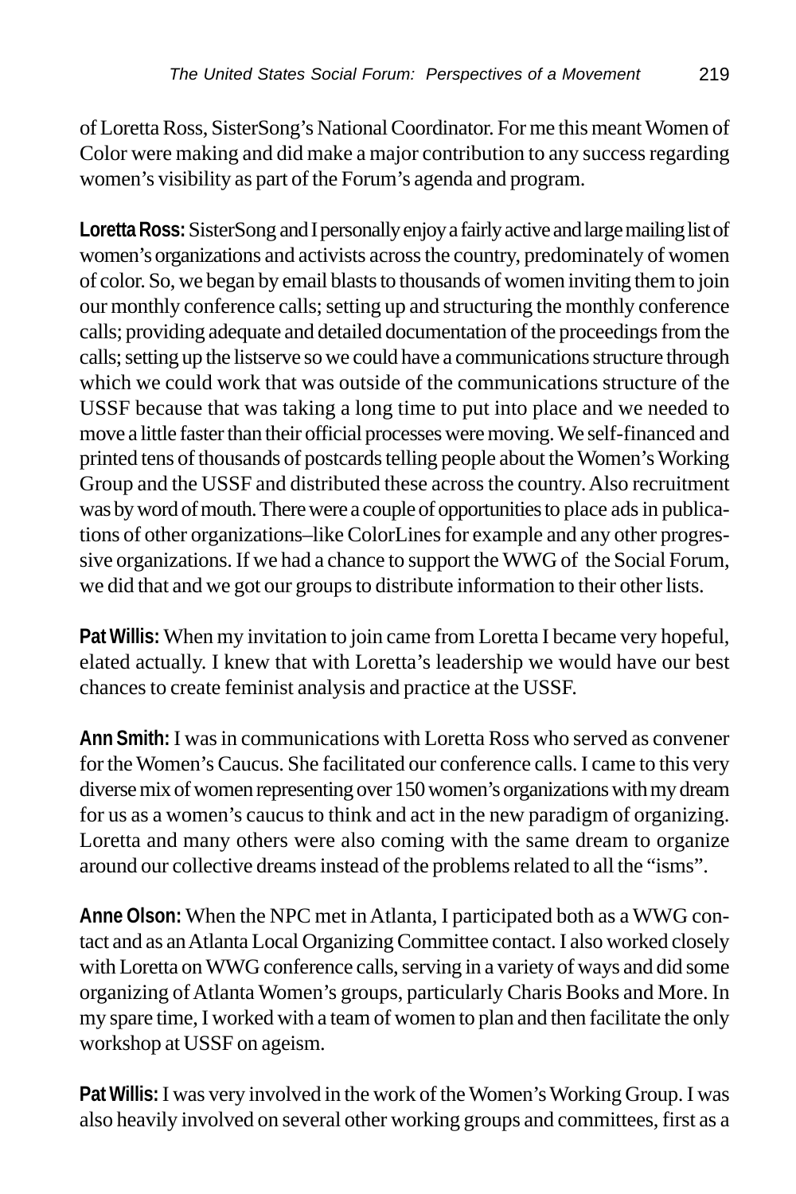of Loretta Ross, SisterSong's National Coordinator. For me this meant Women of Color were making and did make a major contribution to any success regarding women's visibility as part of the Forum's agenda and program.

**Loretta Ross:** SisterSong and I personally enjoy a fairly active and large mailing list of women's organizations and activists across the country, predominately of women of color. So, we began by email blasts to thousands of women inviting them to join our monthly conference calls; setting up and structuring the monthly conference calls; providing adequate and detailed documentation of the proceedings from the calls; setting up the listserve so we could have a communications structure through which we could work that was outside of the communications structure of the USSF because that was taking a long time to put into place and we needed to move a little faster than their official processes were moving. We self-financed and printed tens of thousands of postcards telling people about the Women's Working Group and the USSF and distributed these across the country. Also recruitment was by word of mouth. There were a couple of opportunities to place ads in publications of other organizations–like ColorLines for example and any other progressive organizations. If we had a chance to support the WWG of the Social Forum, we did that and we got our groups to distribute information to their other lists.

**Pat Willis:** When my invitation to join came from Loretta I became very hopeful, elated actually. I knew that with Loretta's leadership we would have our best chances to create feminist analysis and practice at the USSF.

**Ann Smith:** I was in communications with Loretta Ross who served as convener for the Women's Caucus. She facilitated our conference calls. I came to this very diverse mix of women representing over 150 women's organizations with my dream for us as a women's caucus to think and act in the new paradigm of organizing. Loretta and many others were also coming with the same dream to organize around our collective dreams instead of the problems related to all the "isms".

**Anne Olson:** When the NPC met in Atlanta, I participated both as a WWG contact and as an Atlanta Local Organizing Committee contact. I also worked closely with Loretta on WWG conference calls, serving in a variety of ways and did some organizing of Atlanta Women's groups, particularly Charis Books and More. In my spare time, I worked with a team of women to plan and then facilitate the only workshop at USSF on ageism.

**Pat Willis:** I was very involved in the work of the Women's Working Group. I was also heavily involved on several other working groups and committees, first as a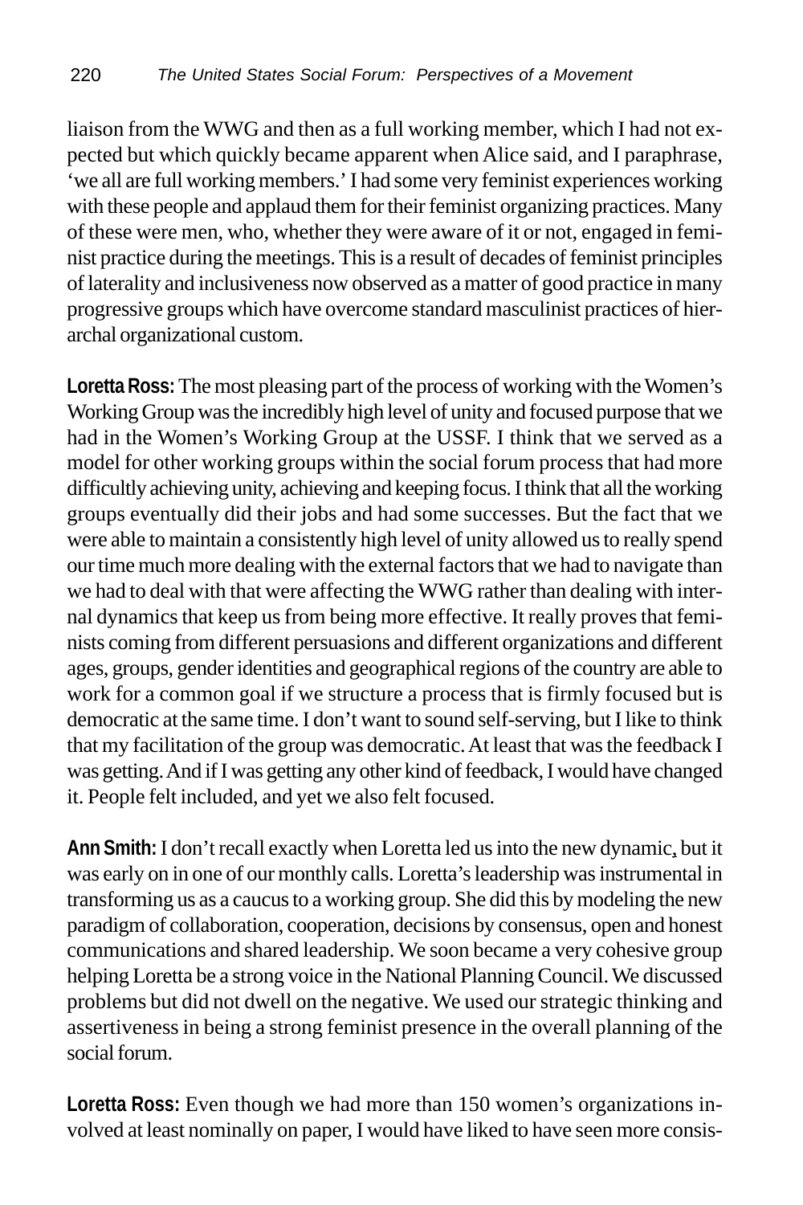liaison from the WWG and then as a full working member, which I had not expected but which quickly became apparent when Alice said, and I paraphrase, 'we all are full working members.' I had some very feminist experiences working with these people and applaud them for their feminist organizing practices. Many of these were men, who, whether they were aware of it or not, engaged in feminist practice during the meetings. This is a result of decades of feminist principles of laterality and inclusiveness now observed as a matter of good practice in many progressive groups which have overcome standard masculinist practices of hierarchal organizational custom.

**Loretta Ross:** The most pleasing part of the process of working with the Women's Working Group was the incredibly high level of unity and focused purpose that we had in the Women's Working Group at the USSF. I think that we served as a model for other working groups within the social forum process that had more difficultly achieving unity, achieving and keeping focus. I think that all the working groups eventually did their jobs and had some successes. But the fact that we were able to maintain a consistently high level of unity allowed us to really spend our time much more dealing with the external factors that we had to navigate than we had to deal with that were affecting the WWG rather than dealing with internal dynamics that keep us from being more effective. It really proves that feminists coming from different persuasions and different organizations and different ages, groups, gender identities and geographical regions of the country are able to work for a common goal if we structure a process that is firmly focused but is democratic at the same time. I don't want to sound self-serving, but I like to think that my facilitation of the group was democratic. At least that was the feedback I was getting. And if I was getting any other kind of feedback, I would have changed it. People felt included, and yet we also felt focused.

**Ann Smith:** I don't recall exactly when Loretta led us into the new dynamic, but it was early on in one of our monthly calls. Loretta's leadership was instrumental in transforming us as a caucus to a working group. She did this by modeling the new paradigm of collaboration, cooperation, decisions by consensus, open and honest communications and shared leadership. We soon became a very cohesive group helping Loretta be a strong voice in the National Planning Council. We discussed problems but did not dwell on the negative. We used our strategic thinking and assertiveness in being a strong feminist presence in the overall planning of the social forum.

**Loretta Ross:** Even though we had more than 150 women's organizations involved at least nominally on paper, I would have liked to have seen more consis-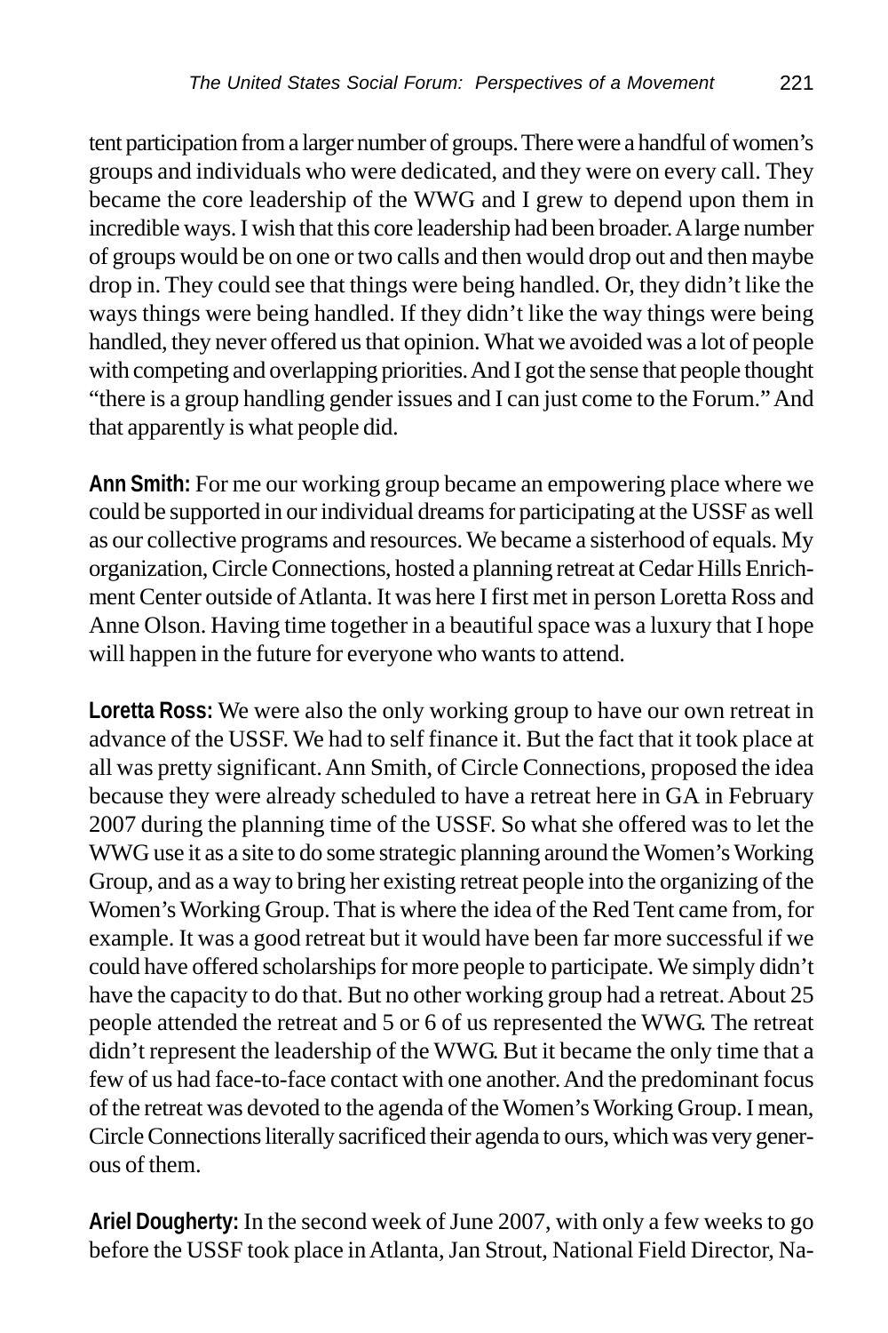tent participation from a larger number of groups. There were a handful of women's groups and individuals who were dedicated, and they were on every call. They became the core leadership of the WWG and I grew to depend upon them in incredible ways. I wish that this core leadership had been broader. A large number of groups would be on one or two calls and then would drop out and then maybe drop in. They could see that things were being handled. Or, they didn't like the ways things were being handled. If they didn't like the way things were being handled, they never offered us that opinion. What we avoided was a lot of people with competing and overlapping priorities. And I got the sense that people thought "there is a group handling gender issues and I can just come to the Forum." And that apparently is what people did.

**Ann Smith:** For me our working group became an empowering place where we could be supported in our individual dreams for participating at the USSF as well as our collective programs and resources. We became a sisterhood of equals. My organization, Circle Connections, hosted a planning retreat at Cedar Hills Enrichment Center outside of Atlanta. It was here I first met in person Loretta Ross and Anne Olson. Having time together in a beautiful space was a luxury that I hope will happen in the future for everyone who wants to attend.

**Loretta Ross:** We were also the only working group to have our own retreat in advance of the USSF. We had to self finance it. But the fact that it took place at all was pretty significant. Ann Smith, of Circle Connections, proposed the idea because they were already scheduled to have a retreat here in GA in February 2007 during the planning time of the USSF. So what she offered was to let the WWG use it as a site to do some strategic planning around the Women's Working Group, and as a way to bring her existing retreat people into the organizing of the Women's Working Group. That is where the idea of the Red Tent came from, for example. It was a good retreat but it would have been far more successful if we could have offered scholarships for more people to participate. We simply didn't have the capacity to do that. But no other working group had a retreat. About 25 people attended the retreat and 5 or 6 of us represented the WWG. The retreat didn't represent the leadership of the WWG. But it became the only time that a few of us had face-to-face contact with one another. And the predominant focus of the retreat was devoted to the agenda of the Women's Working Group. I mean, Circle Connections literally sacrificed their agenda to ours, which was very generous of them.

**Ariel Dougherty:** In the second week of June 2007, with only a few weeks to go before the USSF took place in Atlanta, Jan Strout, National Field Director, Na-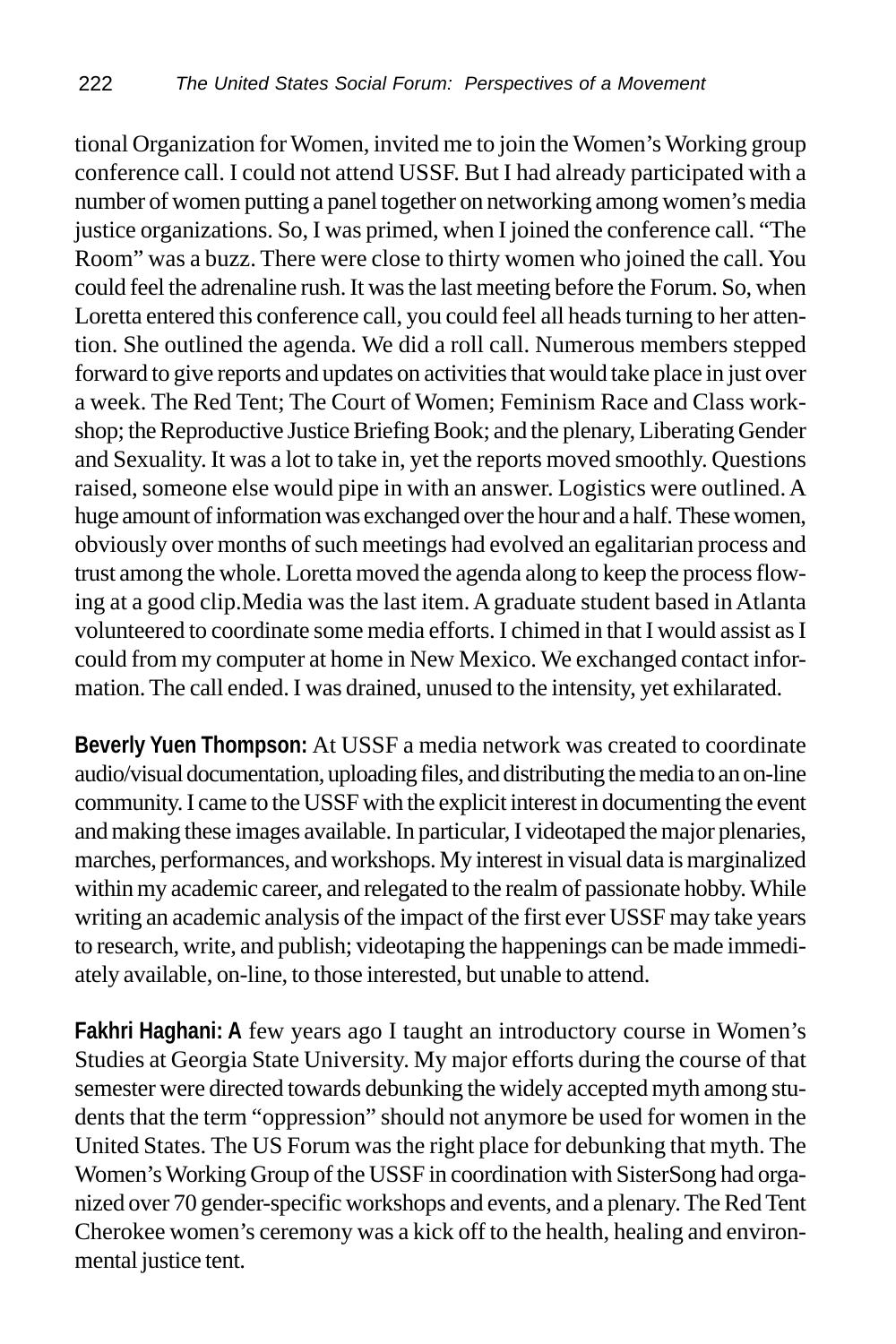tional Organization for Women, invited me to join the Women's Working group conference call. I could not attend USSF. But I had already participated with a number of women putting a panel together on networking among women's media justice organizations. So, I was primed, when I joined the conference call. "The Room" was a buzz. There were close to thirty women who joined the call. You could feel the adrenaline rush. It was the last meeting before the Forum. So, when Loretta entered this conference call, you could feel all heads turning to her attention. She outlined the agenda. We did a roll call. Numerous members stepped forward to give reports and updates on activities that would take place in just over a week. The Red Tent; The Court of Women; Feminism Race and Class workshop; the Reproductive Justice Briefing Book; and the plenary, Liberating Gender and Sexuality. It was a lot to take in, yet the reports moved smoothly. Questions raised, someone else would pipe in with an answer. Logistics were outlined. A huge amount of information was exchanged over the hour and a half. These women, obviously over months of such meetings had evolved an egalitarian process and trust among the whole. Loretta moved the agenda along to keep the process flowing at a good clip.Media was the last item. A graduate student based in Atlanta volunteered to coordinate some media efforts. I chimed in that I would assist as I could from my computer at home in New Mexico. We exchanged contact information. The call ended. I was drained, unused to the intensity, yet exhilarated.

**Beverly Yuen Thompson:** At USSF a media network was created to coordinate audio/visual documentation, uploading files, and distributing the media to an on-line community. I came to the USSF with the explicit interest in documenting the event and making these images available. In particular, I videotaped the major plenaries, marches, performances, and workshops. My interest in visual data is marginalized within my academic career, and relegated to the realm of passionate hobby. While writing an academic analysis of the impact of the first ever USSF may take years to research, write, and publish; videotaping the happenings can be made immediately available, on-line, to those interested, but unable to attend.

**Fakhri Haghani: A** few years ago I taught an introductory course in Women's Studies at Georgia State University. My major efforts during the course of that semester were directed towards debunking the widely accepted myth among students that the term "oppression" should not anymore be used for women in the United States. The US Forum was the right place for debunking that myth. The Women's Working Group of the USSF in coordination with SisterSong had organized over 70 gender-specific workshops and events, and a plenary. The Red Tent Cherokee women's ceremony was a kick off to the health, healing and environmental justice tent.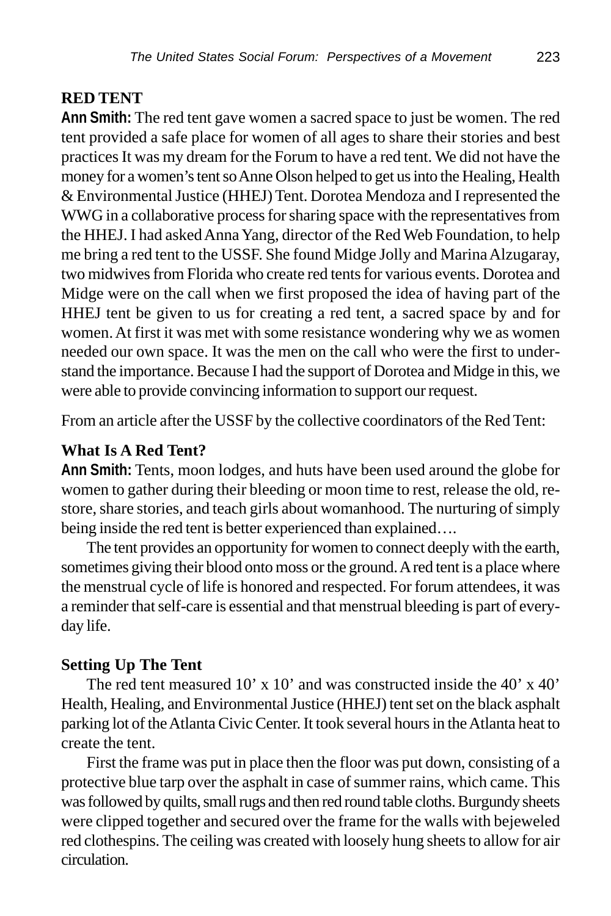## RED TENT

**Ann Smith:** The red tent gave women a sacred space to just be women. The red tent provided a safe place for women of all ages to share their stories and best practices It was my dream for the Forum to have a red tent. We did not have the money for a women's tent so Anne Olson helped to get us into the Healing, Health & Environmental Justice (HHEJ) Tent. Dorotea Mendoza and I represented the WWG in a collaborative process for sharing space with the representatives from the HHEJ. I had asked Anna Yang, director of the Red Web Foundation, to help me bring a red tent to the USSF. She found Midge Jolly and Marina Alzugaray, two midwives from Florida who create red tents for various events. Dorotea and Midge were on the call when we first proposed the idea of having part of the HHEJ tent be given to us for creating a red tent, a sacred space by and for women. At first it was met with some resistance wondering why we as women needed our own space. It was the men on the call who were the first to understand the importance. Because I had the support of Dorotea and Midge in this, we were able to provide convincing information to support our request.

From an article after the USSF by the collective coordinators of the Red Tent:

## What Is A Red Tent?

**Ann Smith:** Tents, moon lodges, and huts have been used around the globe for women to gather during their bleeding or moon time to rest, release the old, restore, share stories, and teach girls about womanhood. The nurturing of simply being inside the red tent is better experienced than explained….

The tent provides an opportunity for women to connect deeply with the earth, sometimes giving their blood onto moss or the ground. A red tent is a place where the menstrual cycle of life is honored and respected. For forum attendees, it was a reminder that self-care is essential and that menstrual bleeding is part of everyday life.

## Setting Up The Tent

The red tent measured 10' x 10' and was constructed inside the 40' x 40' Health, Healing, and Environmental Justice (HHEJ) tent set on the black asphalt parking lot of the Atlanta Civic Center. It took several hours in the Atlanta heat to create the tent.

First the frame was put in place then the floor was put down, consisting of a protective blue tarp over the asphalt in case of summer rains, which came. This was followed by quilts, small rugs and then red round table cloths. Burgundy sheets were clipped together and secured over the frame for the walls with bejeweled red clothespins. The ceiling was created with loosely hung sheets to allow for air circulation.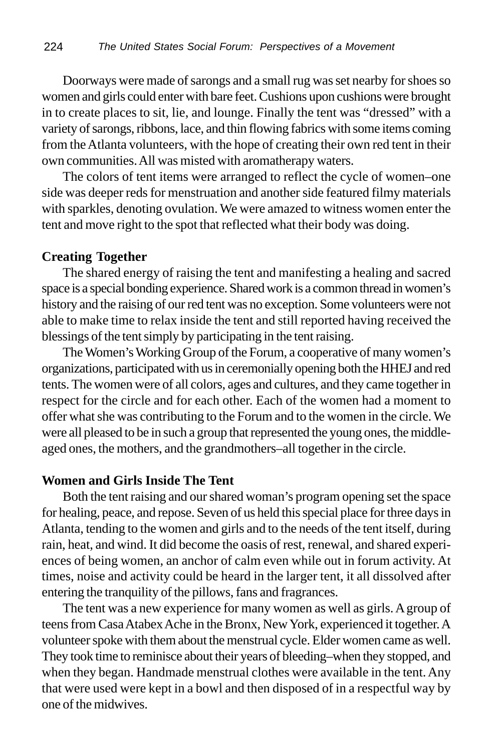Doorways were made of sarongs and a small rug was set nearby for shoes so women and girls could enter with bare feet. Cushions upon cushions were brought in to create places to sit, lie, and lounge. Finally the tent was "dressed" with a variety of sarongs, ribbons, lace, and thin flowing fabrics with some items coming from the Atlanta volunteers, with the hope of creating their own red tent in their own communities. All was misted with aromatherapy waters.

The colors of tent items were arranged to reflect the cycle of women–one side was deeper reds for menstruation and another side featured filmy materials with sparkles, denoting ovulation. We were amazed to witness women enter the tent and move right to the spot that reflected what their body was doing.

**Creating Together**

The shared energy of raising the tent and manifesting a healing and sacred space is a special bonding experience. Shared work is a common thread in women's history and the raising of our red tent was no exception. Some volunteers were not able to make time to relax inside the tent and still reported having received the blessings of the tent simply by participating in the tent raising.

The Women's Working Group of the Forum, a cooperative of many women's organizations, participated with us in ceremonially opening both the HHEJ and red tents. The women were of all colors, ages and cultures, and they came together in respect for the circle and for each other. Each of the women had a moment to offer what she was contributing to the Forum and to the women in the circle. We were all pleased to be in such a group that represented the young ones, the middle-aged ones, the mothers, and the grandmothers–all together in the circle.

**Women and Girls Inside The Tent**

Both the tent raising and our shared woman's program opening set the space for healing, peace, and repose. Seven of us held this special place for three days in Atlanta, tending to the women and girls and to the needs of the tent itself, during rain, heat, and wind. It did become the oasis of rest, renewal, and shared experiences of being women, an anchor of calm even while out in forum activity. At times, noise and activity could be heard in the larger tent, it all dissolved after entering the tranquility of the pillows, fans and fragrances.

The tent was a new experience for many women as well as girls. A group of teens from Casa Atabex Ache in the Bronx, New York, experienced it together. A volunteer spoke with them about the menstrual cycle. Elder women came as well. They took time to reminisce about their years of bleeding–when they stopped, and when they began. Handmade menstrual clothes were available in the tent. Any that were used were kept in a bowl and then disposed of in a respectful way by one of the midwives.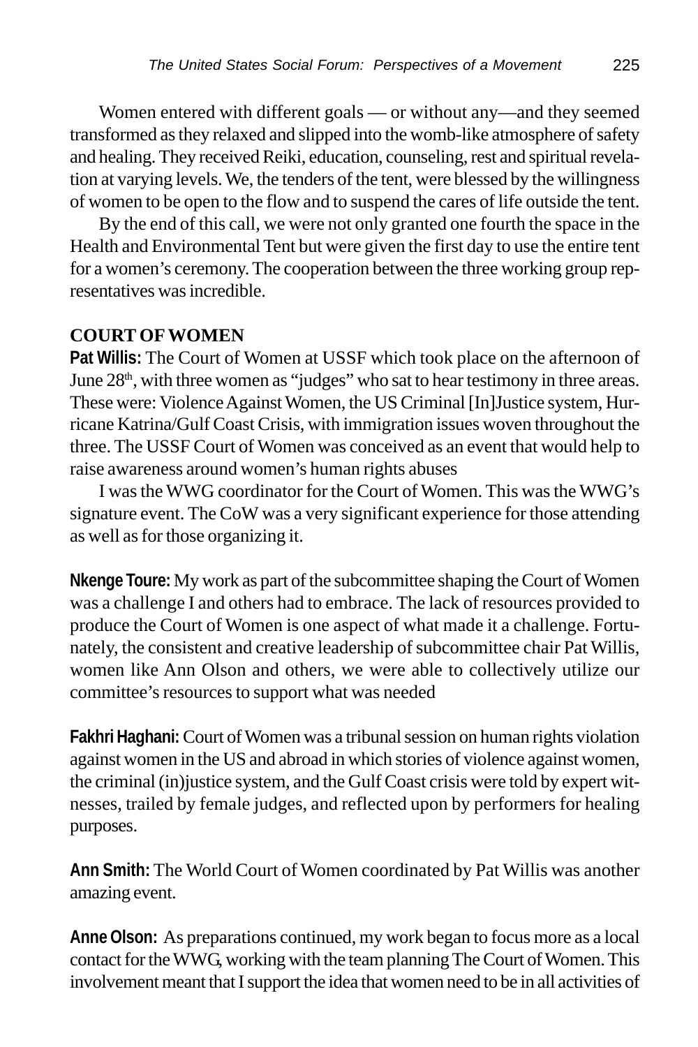Women entered with different goals — or without any—and they seemed transformed as they relaxed and slipped into the womb-like atmosphere of safety and healing. They received Reiki, education, counseling, rest and spiritual revelation at varying levels. We, the tenders of the tent, were blessed by the willingness of women to be open to the flow and to suspend the cares of life outside the tent.

By the end of this call, we were not only granted one fourth the space in the Health and Environmental Tent but were given the first day to use the entire tent for a women's ceremony. The cooperation between the three working group representatives was incredible.

## COURT OF WOMEN

**Pat Willis:** The Court of Women at USSF which took place on the afternoon of June 28th, with three women as "judges" who sat to hear testimony in three areas. These were: Violence Against Women, the US Criminal [In]Justice system, Hurricane Katrina/Gulf Coast Crisis, with immigration issues woven throughout the three. The USSF Court of Women was conceived as an event that would help to raise awareness around women's human rights abuses

I was the WWG coordinator for the Court of Women. This was the WWG's signature event. The CoW was a very significant experience for those attending as well as for those organizing it.

**Nkenge Toure:** My work as part of the subcommittee shaping the Court of Women was a challenge I and others had to embrace. The lack of resources provided to produce the Court of Women is one aspect of what made it a challenge. Fortunately, the consistent and creative leadership of subcommittee chair Pat Willis, women like Ann Olson and others, we were able to collectively utilize our committee's resources to support what was needed

**Fakhri Haghani:** Court of Women was a tribunal session on human rights violation against women in the US and abroad in which stories of violence against women, the criminal (in)justice system, and the Gulf Coast crisis were told by expert witnesses, trailed by female judges, and reflected upon by performers for healing purposes.

**Ann Smith:** The World Court of Women coordinated by Pat Willis was another amazing event.

**Anne Olson:** As preparations continued, my work began to focus more as a local contact for the WWG, working with the team planning The Court of Women. This involvement meant that I support the idea that women need to be in all activities of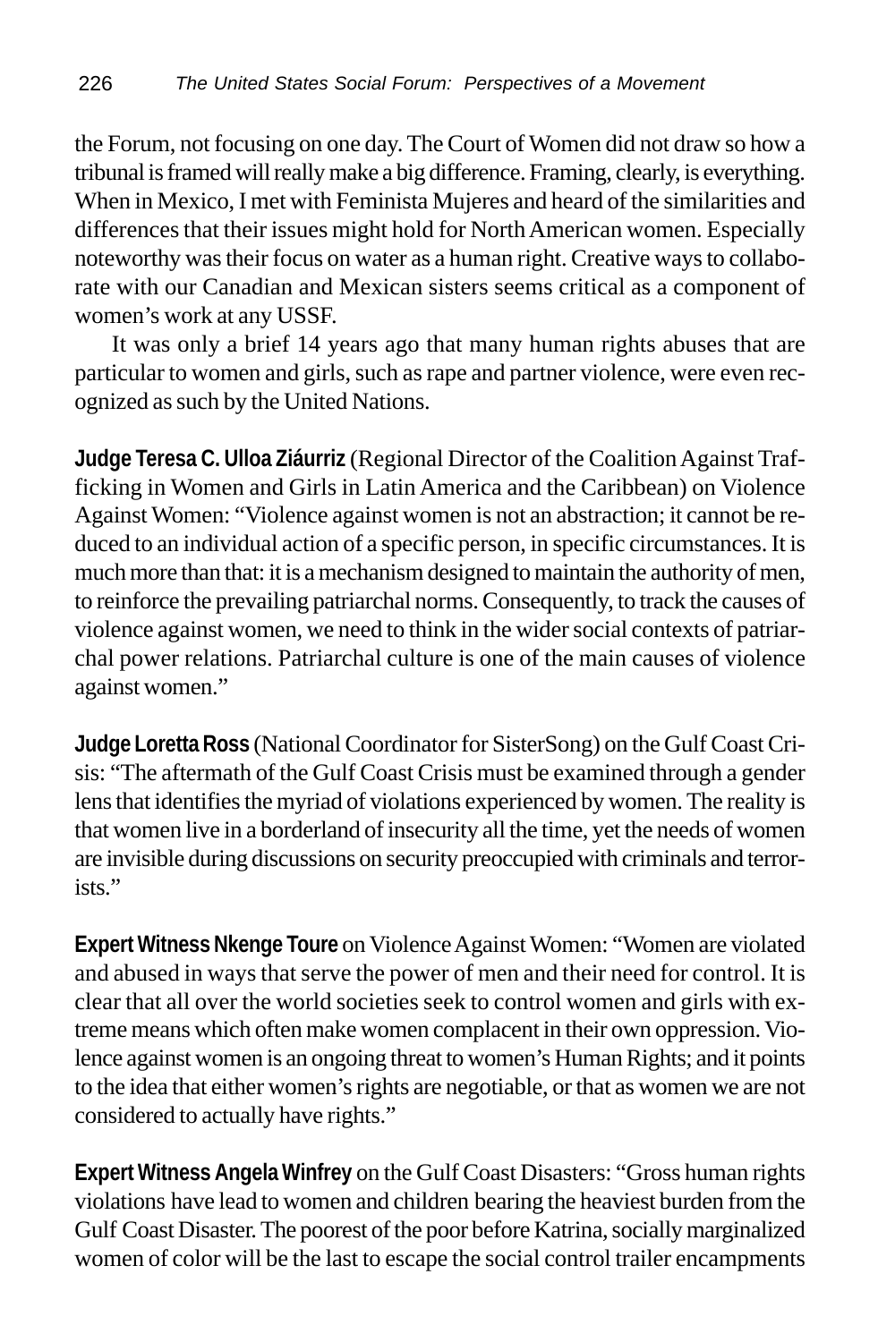the Forum, not focusing on one day. The Court of Women did not draw so how a tribunal is framed will really make a big difference. Framing, clearly, is everything. When in Mexico, I met with Feminista Mujeres and heard of the similarities and differences that their issues might hold for North American women. Especially noteworthy was their focus on water as a human right. Creative ways to collaborate with our Canadian and Mexican sisters seems critical as a component of women's work at any USSF.

It was only a brief 14 years ago that many human rights abuses that are particular to women and girls, such as rape and partner violence, were even recognized as such by the United Nations.

**Judge Teresa C. Ulloa Ziáurriz** (Regional Director of the Coalition Against Trafficking in Women and Girls in Latin America and the Caribbean) on Violence Against Women: "Violence against women is not an abstraction; it cannot be reduced to an individual action of a specific person, in specific circumstances. It is much more than that: it is a mechanism designed to maintain the authority of men, to reinforce the prevailing patriarchal norms. Consequently, to track the causes of violence against women, we need to think in the wider social contexts of patriarchal power relations. Patriarchal culture is one of the main causes of violence against women."

**Judge Loretta Ross** (National Coordinator for SisterSong) on the Gulf Coast Crisis: "The aftermath of the Gulf Coast Crisis must be examined through a gender lens that identifies the myriad of violations experienced by women. The reality is that women live in a borderland of insecurity all the time, yet the needs of women are invisible during discussions on security preoccupied with criminals and terrorists."

**Expert Witness Nkenge Toure** on Violence Against Women: "Women are violated and abused in ways that serve the power of men and their need for control. It is clear that all over the world societies seek to control women and girls with extreme means which often make women complacent in their own oppression. Violence against women is an ongoing threat to women's Human Rights; and it points to the idea that either women's rights are negotiable, or that as women we are not considered to actually have rights."

**Expert Witness Angela Winfrey** on the Gulf Coast Disasters: "Gross human rights violations have lead to women and children bearing the heaviest burden from the Gulf Coast Disaster. The poorest of the poor before Katrina, socially marginalized women of color will be the last to escape the social control trailer encampments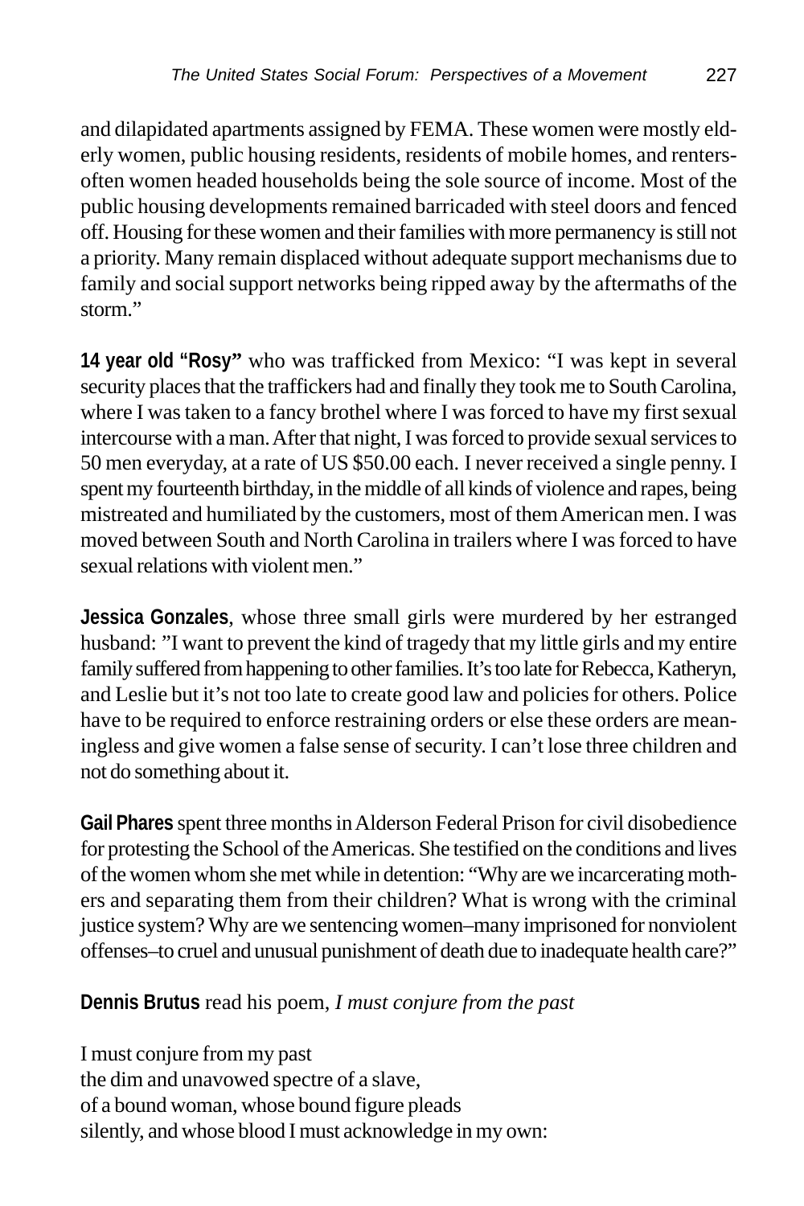and dilapidated apartments assigned by FEMA. These women were mostly elderly women, public housing residents, residents of mobile homes, and renters-often women headed households being the sole source of income. Most of the public housing developments remained barricaded with steel doors and fenced off. Housing for these women and their families with more permanency is still not a priority. Many remain displaced without adequate support mechanisms due to family and social support networks being ripped away by the aftermaths of the storm."

**14 year old "Rosy"** who was trafficked from Mexico: "I was kept in several security places that the traffickers had and finally they took me to South Carolina, where I was taken to a fancy brothel where I was forced to have my first sexual intercourse with a man. After that night, I was forced to provide sexual services to 50 men everyday, at a rate of US $50.00 each. I never received a single penny. I spent my fourteenth birthday, in the middle of all kinds of violence and rapes, being mistreated and humiliated by the customers, most of them American men. I was moved between South and North Carolina in trailers where I was forced to have sexual relations with violent men."

**Jessica Gonzales**, whose three small girls were murdered by her estranged husband: "I want to prevent the kind of tragedy that my little girls and my entire family suffered from happening to other families. It's too late for Rebecca, Katheryn, and Leslie but it's not too late to create good law and policies for others. Police have to be required to enforce restraining orders or else these orders are meaningless and give women a false sense of security. I can't lose three children and not do something about it.

**Gail Phares** spent three months in Alderson Federal Prison for civil disobedience for protesting the School of the Americas. She testified on the conditions and lives of the women whom she met while in detention: "Why are we incarcerating mothers and separating them from their children? What is wrong with the criminal justice system? Why are we sentencing women–many imprisoned for nonviolent offenses–to cruel and unusual punishment of death due to inadequate health care?"

**Dennis Brutus** read his poem, *I must conjure from the past*

I must conjure from my past
the dim and unavowed spectre of a slave,
of a bound woman, whose bound figure pleads
silently, and whose blood I must acknowledge in my own: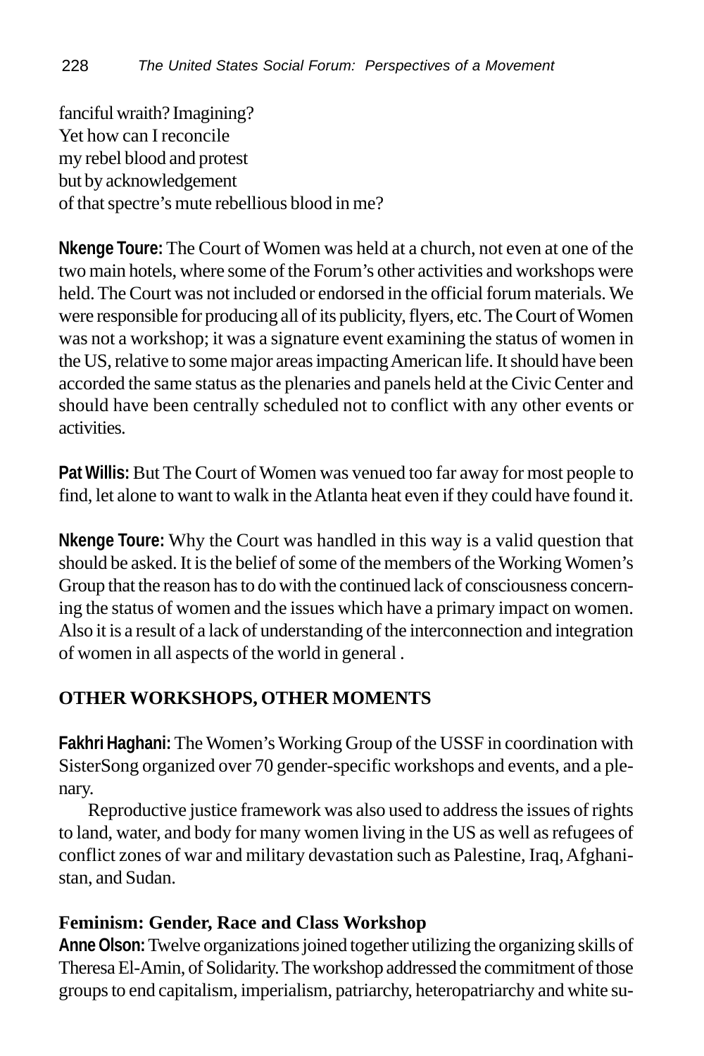fanciful wraith? Imagining?
Yet how can I reconcile
my rebel blood and protest
but by acknowledgement
of that spectre's mute rebellious blood in me?

**Nkenge Toure:** The Court of Women was held at a church, not even at one of the two main hotels, where some of the Forum's other activities and workshops were held. The Court was not included or endorsed in the official forum materials. We were responsible for producing all of its publicity, flyers, etc. The Court of Women was not a workshop; it was a signature event examining the status of women in the US, relative to some major areas impacting American life. It should have been accorded the same status as the plenaries and panels held at the Civic Center and should have been centrally scheduled not to conflict with any other events or activities.

**Pat Willis:** But The Court of Women was venued too far away for most people to find, let alone to want to walk in the Atlanta heat even if they could have found it.

**Nkenge Toure:** Why the Court was handled in this way is a valid question that should be asked. It is the belief of some of the members of the Working Women's Group that the reason has to do with the continued lack of consciousness concerning the status of women and the issues which have a primary impact on women. Also it is a result of a lack of understanding of the interconnection and integration of women in all aspects of the world in general .

## OTHER WORKSHOPS, OTHER MOMENTS

**Fakhri Haghani:** The Women's Working Group of the USSF in coordination with SisterSong organized over 70 gender-specific workshops and events, and a plenary.

Reproductive justice framework was also used to address the issues of rights to land, water, and body for many women living in the US as well as refugees of conflict zones of war and military devastation such as Palestine, Iraq, Afghanistan, and Sudan.

### Feminism: Gender, Race and Class Workshop

**Anne Olson:** Twelve organizations joined together utilizing the organizing skills of Theresa El-Amin, of Solidarity. The workshop addressed the commitment of those groups to end capitalism, imperialism, patriarchy, heteropatriarchy and white su-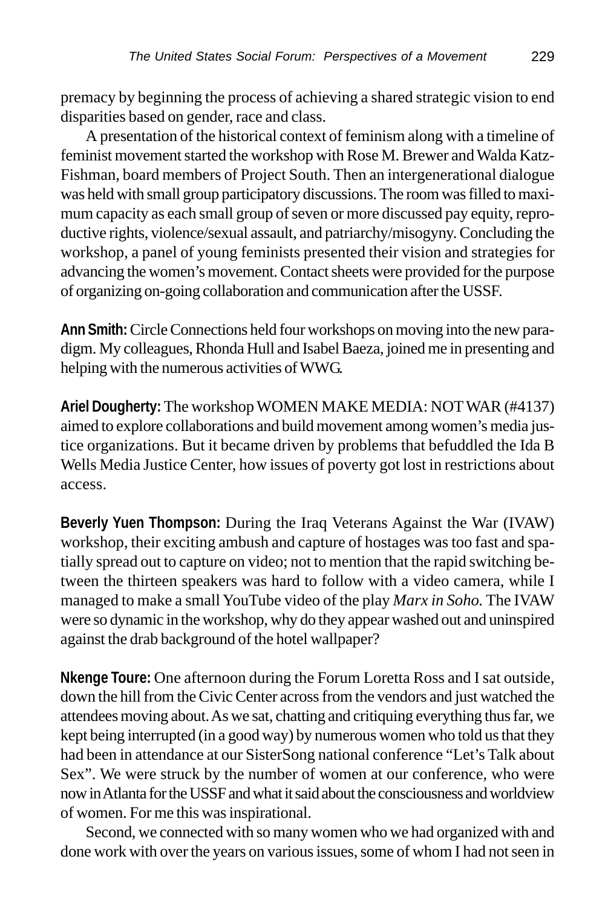premacy by beginning the process of achieving a shared strategic vision to end disparities based on gender, race and class.

A presentation of the historical context of feminism along with a timeline of feminist movement started the workshop with Rose M. Brewer and Walda Katz-Fishman, board members of Project South. Then an intergenerational dialogue was held with small group participatory discussions. The room was filled to maximum capacity as each small group of seven or more discussed pay equity, reproductive rights, violence/sexual assault, and patriarchy/misogyny. Concluding the workshop, a panel of young feminists presented their vision and strategies for advancing the women's movement. Contact sheets were provided for the purpose of organizing on-going collaboration and communication after the USSF.

**Ann Smith:** Circle Connections held four workshops on moving into the new paradigm. My colleagues, Rhonda Hull and Isabel Baeza, joined me in presenting and helping with the numerous activities of WWG.

**Ariel Dougherty:** The workshop WOMEN MAKE MEDIA: NOT WAR (#4137) aimed to explore collaborations and build movement among women's media justice organizations. But it became driven by problems that befuddled the Ida B Wells Media Justice Center, how issues of poverty got lost in restrictions about access.

**Beverly Yuen Thompson:** During the Iraq Veterans Against the War (IVAW) workshop, their exciting ambush and capture of hostages was too fast and spatially spread out to capture on video; not to mention that the rapid switching between the thirteen speakers was hard to follow with a video camera, while I managed to make a small YouTube video of the play *Marx in Soho.* The IVAW were so dynamic in the workshop, why do they appear washed out and uninspired against the drab background of the hotel wallpaper?

**Nkenge Toure:** One afternoon during the Forum Loretta Ross and I sat outside, down the hill from the Civic Center across from the vendors and just watched the attendees moving about. As we sat, chatting and critiquing everything thus far, we kept being interrupted (in a good way) by numerous women who told us that they had been in attendance at our SisterSong national conference "Let's Talk about Sex". We were struck by the number of women at our conference, who were now in Atlanta for the USSF and what it said about the consciousness and worldview of women. For me this was inspirational.

Second, we connected with so many women who we had organized with and done work with over the years on various issues, some of whom I had not seen in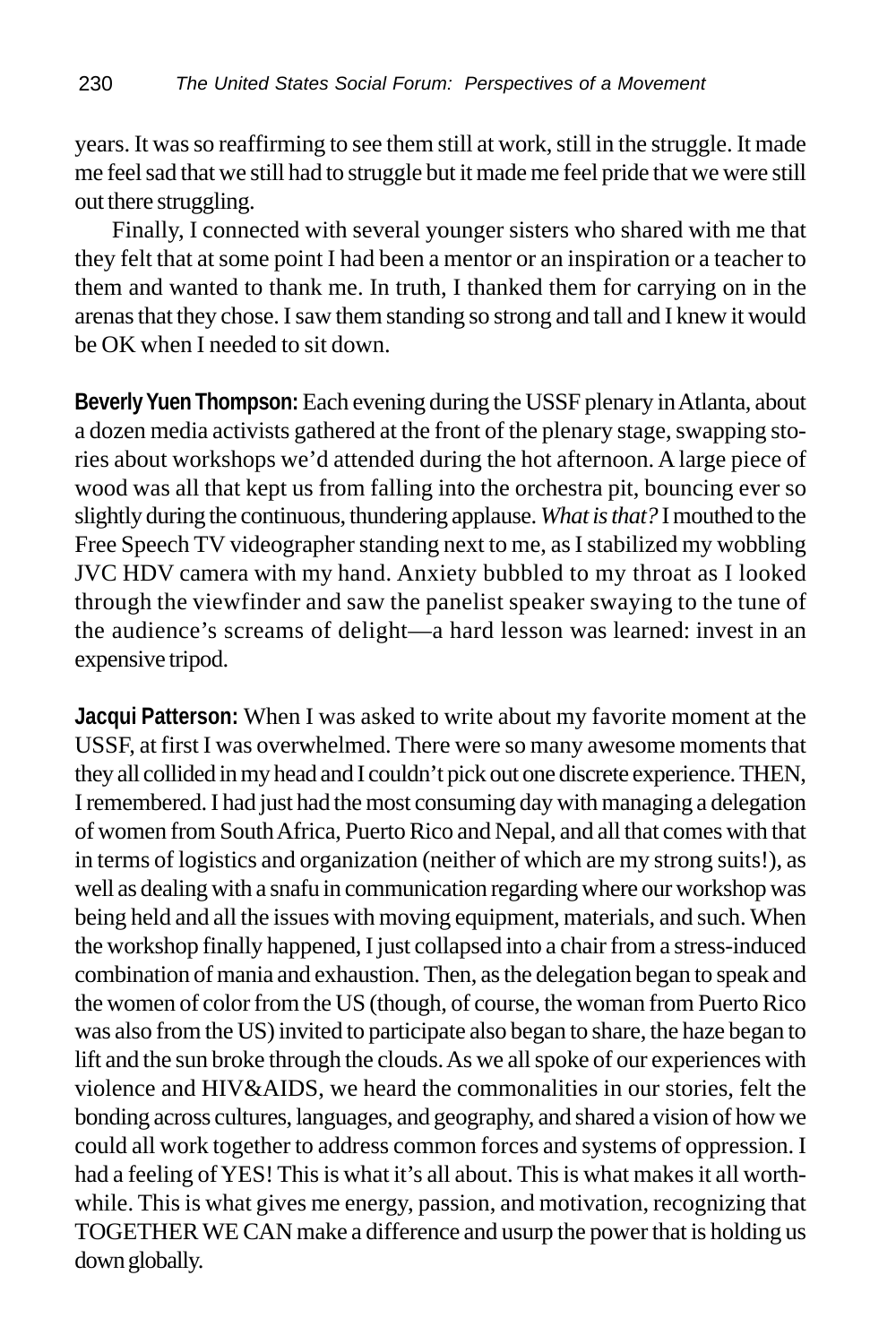years. It was so reaffirming to see them still at work, still in the struggle. It made me feel sad that we still had to struggle but it made me feel pride that we were still out there struggling.

Finally, I connected with several younger sisters who shared with me that they felt that at some point I had been a mentor or an inspiration or a teacher to them and wanted to thank me. In truth, I thanked them for carrying on in the arenas that they chose. I saw them standing so strong and tall and I knew it would be OK when I needed to sit down.

**Beverly Yuen Thompson:** Each evening during the USSF plenary in Atlanta, about a dozen media activists gathered at the front of the plenary stage, swapping stories about workshops we'd attended during the hot afternoon. A large piece of wood was all that kept us from falling into the orchestra pit, bouncing ever so slightly during the continuous, thundering applause. *What is that?* I mouthed to the Free Speech TV videographer standing next to me, as I stabilized my wobbling JVC HDV camera with my hand. Anxiety bubbled to my throat as I looked through the viewfinder and saw the panelist speaker swaying to the tune of the audience's screams of delight—a hard lesson was learned: invest in an expensive tripod.

**Jacqui Patterson:** When I was asked to write about my favorite moment at the USSF, at first I was overwhelmed. There were so many awesome moments that they all collided in my head and I couldn't pick out one discrete experience. THEN, I remembered. I had just had the most consuming day with managing a delegation of women from South Africa, Puerto Rico and Nepal, and all that comes with that in terms of logistics and organization (neither of which are my strong suits!), as well as dealing with a snafu in communication regarding where our workshop was being held and all the issues with moving equipment, materials, and such. When the workshop finally happened, I just collapsed into a chair from a stress-induced combination of mania and exhaustion. Then, as the delegation began to speak and the women of color from the US (though, of course, the woman from Puerto Rico was also from the US) invited to participate also began to share, the haze began to lift and the sun broke through the clouds. As we all spoke of our experiences with violence and HIV&AIDS, we heard the commonalities in our stories, felt the bonding across cultures, languages, and geography, and shared a vision of how we could all work together to address common forces and systems of oppression. I had a feeling of YES! This is what it's all about. This is what makes it all worthwhile. This is what gives me energy, passion, and motivation, recognizing that TOGETHER WE CAN make a difference and usurp the power that is holding us down globally.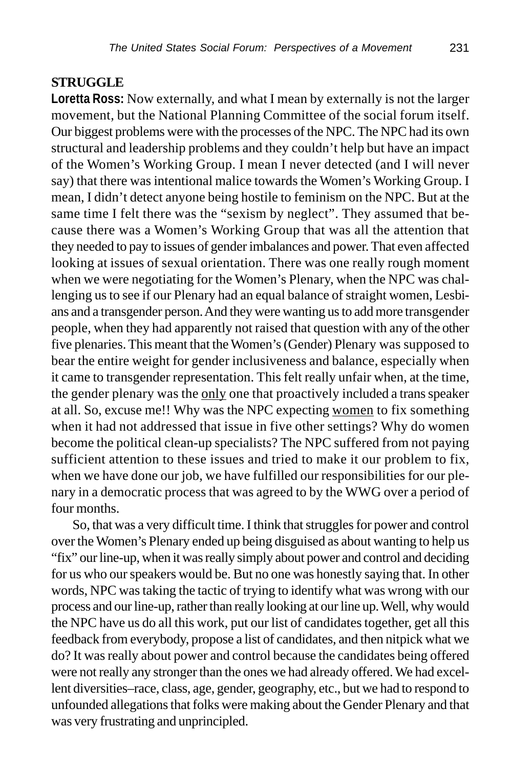**STRUGGLE**

**Loretta Ross:** Now externally, and what I mean by externally is not the larger movement, but the National Planning Committee of the social forum itself. Our biggest problems were with the processes of the NPC. The NPC had its own structural and leadership problems and they couldn't help but have an impact of the Women's Working Group. I mean I never detected (and I will never say) that there was intentional malice towards the Women's Working Group. I mean, I didn't detect anyone being hostile to feminism on the NPC. But at the same time I felt there was the "sexism by neglect". They assumed that because there was a Women's Working Group that was all the attention that they needed to pay to issues of gender imbalances and power. That even affected looking at issues of sexual orientation. There was one really rough moment when we were negotiating for the Women's Plenary, when the NPC was challenging us to see if our Plenary had an equal balance of straight women, Lesbians and a transgender person. And they were wanting us to add more transgender people, when they had apparently not raised that question with any of the other five plenaries. This meant that the Women's (Gender) Plenary was supposed to bear the entire weight for gender inclusiveness and balance, especially when it came to transgender representation. This felt really unfair when, at the time, the gender plenary was the <u>only</u> one that proactively included a trans speaker at all. So, excuse me!! Why was the NPC expecting <u>women</u> to fix something when it had not addressed that issue in five other settings? Why do women become the political clean-up specialists? The NPC suffered from not paying sufficient attention to these issues and tried to make it our problem to fix, when we have done our job, we have fulfilled our responsibilities for our plenary in a democratic process that was agreed to by the WWG over a period of four months.

So, that was a very difficult time. I think that struggles for power and control over the Women's Plenary ended up being disguised as about wanting to help us "fix" our line-up, when it was really simply about power and control and deciding for us who our speakers would be. But no one was honestly saying that. In other words, NPC was taking the tactic of trying to identify what was wrong with our process and our line-up, rather than really looking at our line up. Well, why would the NPC have us do all this work, put our list of candidates together, get all this feedback from everybody, propose a list of candidates, and then nitpick what we do? It was really about power and control because the candidates being offered were not really any stronger than the ones we had already offered. We had excellent diversities–race, class, age, gender, geography, etc., but we had to respond to unfounded allegations that folks were making about the Gender Plenary and that was very frustrating and unprincipled.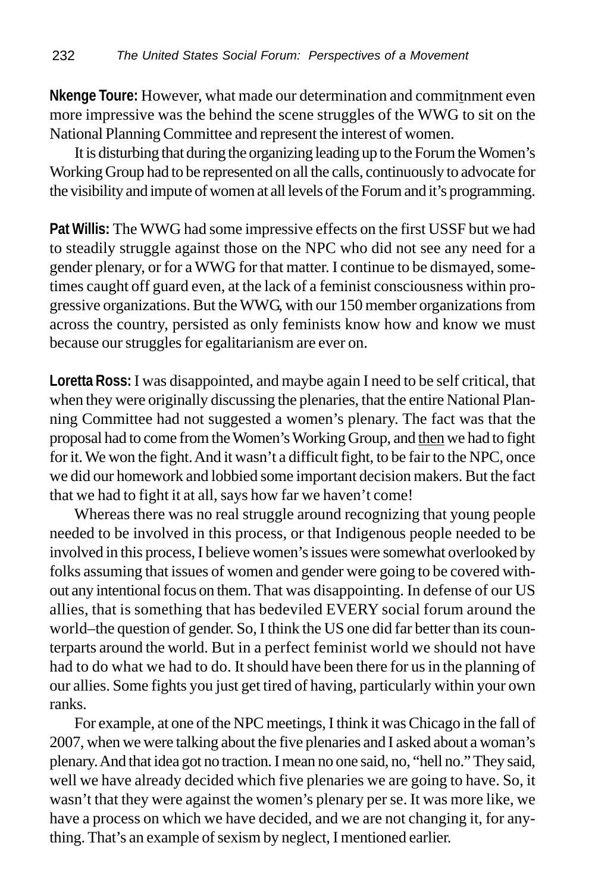**Nkenge Toure:** However, what made our determination and commitnment even more impressive was the behind the scene struggles of the WWG to sit on the National Planning Committee and represent the interest of women.

It is disturbing that during the organizing leading up to the Forum the Women's Working Group had to be represented on all the calls, continuously to advocate for the visibility and impute of women at all levels of the Forum and it's programming.

**Pat Willis:** The WWG had some impressive effects on the first USSF but we had to steadily struggle against those on the NPC who did not see any need for a gender plenary, or for a WWG for that matter. I continue to be dismayed, sometimes caught off guard even, at the lack of a feminist consciousness within progressive organizations. But the WWG, with our 150 member organizations from across the country, persisted as only feminists know how and know we must because our struggles for egalitarianism are ever on.

**Loretta Ross:** I was disappointed, and maybe again I need to be self critical, that when they were originally discussing the plenaries, that the entire National Planning Committee had not suggested a women's plenary. The fact was that the proposal had to come from the Women's Working Group, and then we had to fight for it. We won the fight. And it wasn't a difficult fight, to be fair to the NPC, once we did our homework and lobbied some important decision makers. But the fact that we had to fight it at all, says how far we haven't come!

Whereas there was no real struggle around recognizing that young people needed to be involved in this process, or that Indigenous people needed to be involved in this process, I believe women's issues were somewhat overlooked by folks assuming that issues of women and gender were going to be covered without any intentional focus on them. That was disappointing. In defense of our US allies, that is something that has bedeviled EVERY social forum around the world–the question of gender. So, I think the US one did far better than its counterparts around the world. But in a perfect feminist world we should not have had to do what we had to do. It should have been there for us in the planning of our allies. Some fights you just get tired of having, particularly within your own ranks.

For example, at one of the NPC meetings, I think it was Chicago in the fall of 2007, when we were talking about the five plenaries and I asked about a woman's plenary. And that idea got no traction. I mean no one said, no, "hell no." They said, well we have already decided which five plenaries we are going to have. So, it wasn't that they were against the women's plenary per se. It was more like, we have a process on which we have decided, and we are not changing it, for anything. That's an example of sexism by neglect, I mentioned earlier.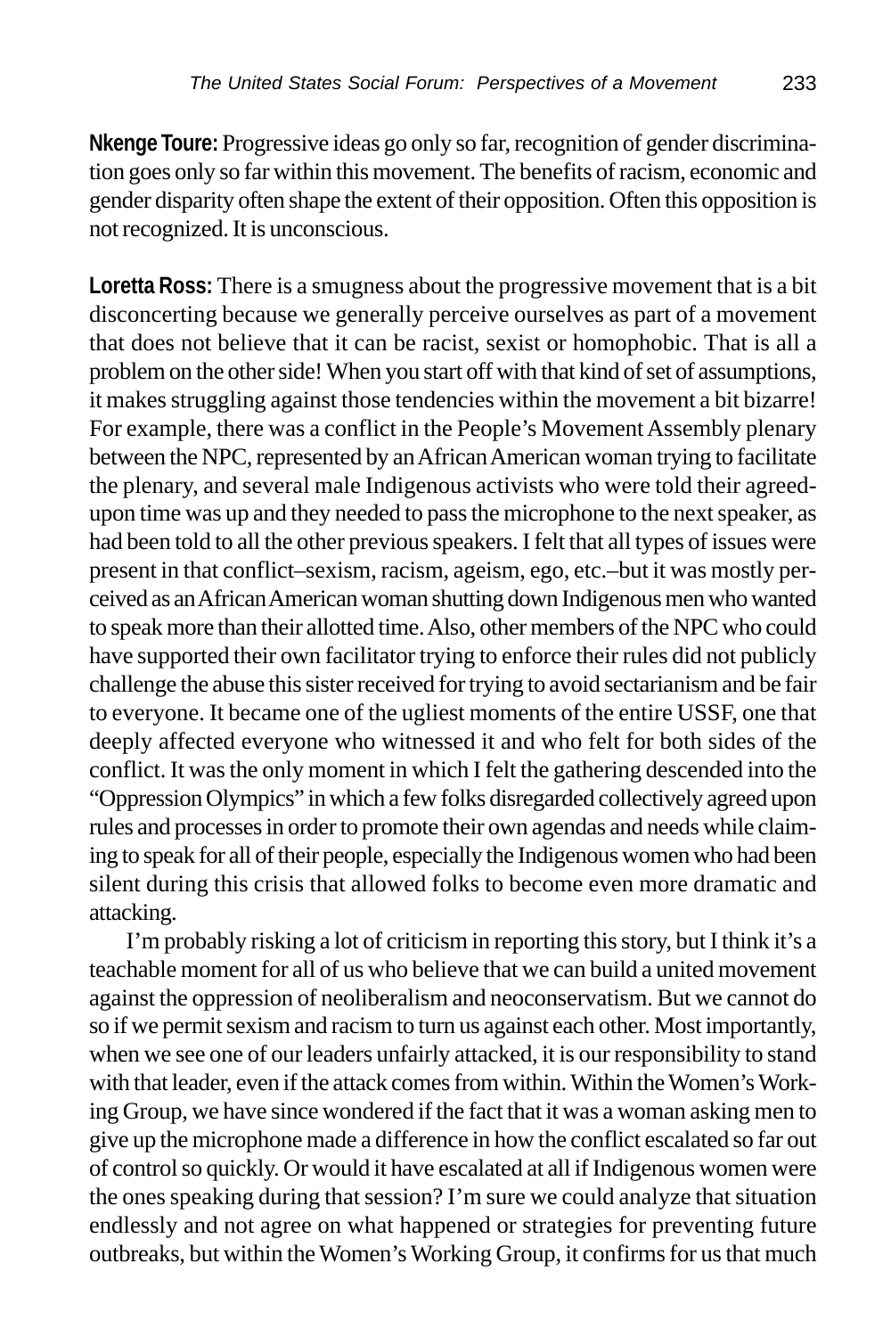**Nkenge Toure:** Progressive ideas go only so far, recognition of gender discrimination goes only so far within this movement. The benefits of racism, economic and gender disparity often shape the extent of their opposition. Often this opposition is not recognized. It is unconscious.

**Loretta Ross:** There is a smugness about the progressive movement that is a bit disconcerting because we generally perceive ourselves as part of a movement that does not believe that it can be racist, sexist or homophobic. That is all a problem on the other side! When you start off with that kind of set of assumptions, it makes struggling against those tendencies within the movement a bit bizarre! For example, there was a conflict in the People's Movement Assembly plenary between the NPC, represented by an African American woman trying to facilitate the plenary, and several male Indigenous activists who were told their agreed-upon time was up and they needed to pass the microphone to the next speaker, as had been told to all the other previous speakers. I felt that all types of issues were present in that conflict–sexism, racism, ageism, ego, etc.–but it was mostly perceived as an African American woman shutting down Indigenous men who wanted to speak more than their allotted time. Also, other members of the NPC who could have supported their own facilitator trying to enforce their rules did not publicly challenge the abuse this sister received for trying to avoid sectarianism and be fair to everyone. It became one of the ugliest moments of the entire USSF, one that deeply affected everyone who witnessed it and who felt for both sides of the conflict. It was the only moment in which I felt the gathering descended into the "Oppression Olympics" in which a few folks disregarded collectively agreed upon rules and processes in order to promote their own agendas and needs while claiming to speak for all of their people, especially the Indigenous women who had been silent during this crisis that allowed folks to become even more dramatic and attacking.

I'm probably risking a lot of criticism in reporting this story, but I think it's a teachable moment for all of us who believe that we can build a united movement against the oppression of neoliberalism and neoconservatism. But we cannot do so if we permit sexism and racism to turn us against each other. Most importantly, when we see one of our leaders unfairly attacked, it is our responsibility to stand with that leader, even if the attack comes from within. Within the Women's Working Group, we have since wondered if the fact that it was a woman asking men to give up the microphone made a difference in how the conflict escalated so far out of control so quickly. Or would it have escalated at all if Indigenous women were the ones speaking during that session? I'm sure we could analyze that situation endlessly and not agree on what happened or strategies for preventing future outbreaks, but within the Women's Working Group, it confirms for us that much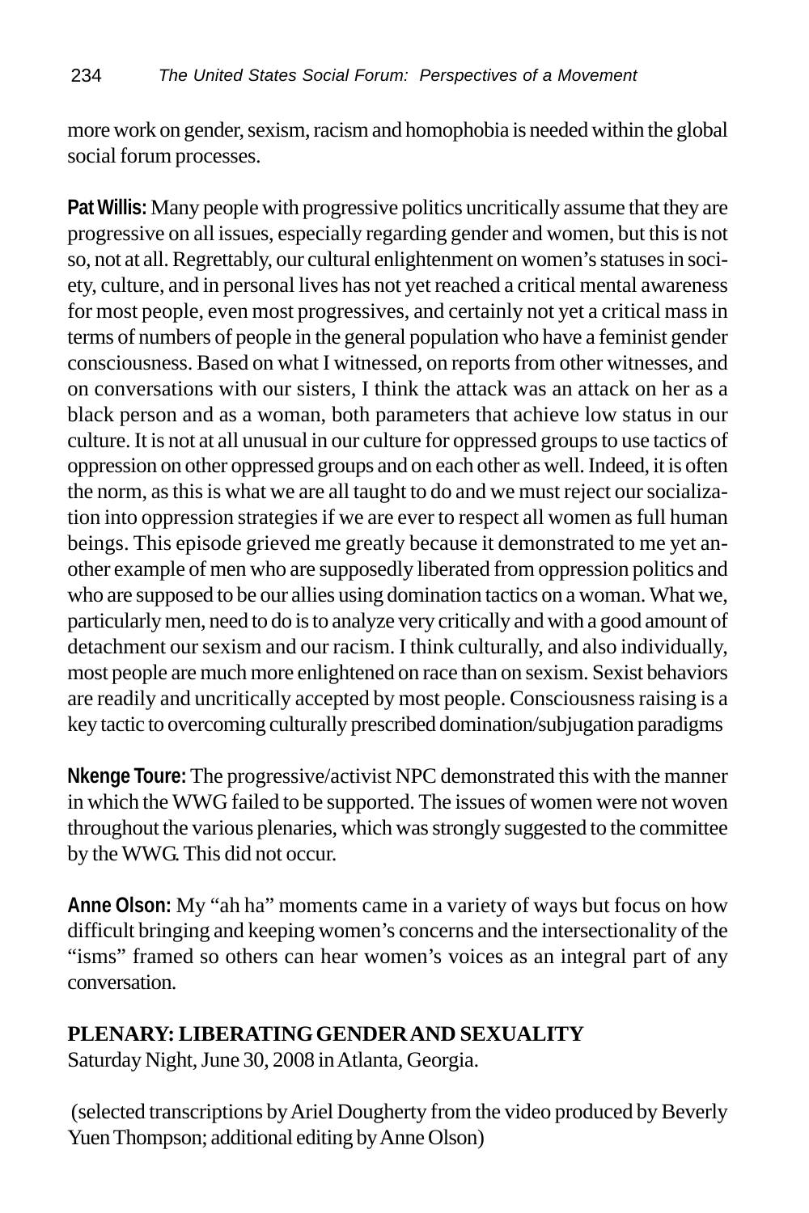more work on gender, sexism, racism and homophobia is needed within the global social forum processes.

**Pat Willis:** Many people with progressive politics uncritically assume that they are progressive on all issues, especially regarding gender and women, but this is not so, not at all. Regrettably, our cultural enlightenment on women's statuses in society, culture, and in personal lives has not yet reached a critical mental awareness for most people, even most progressives, and certainly not yet a critical mass in terms of numbers of people in the general population who have a feminist gender consciousness. Based on what I witnessed, on reports from other witnesses, and on conversations with our sisters, I think the attack was an attack on her as a black person and as a woman, both parameters that achieve low status in our culture. It is not at all unusual in our culture for oppressed groups to use tactics of oppression on other oppressed groups and on each other as well. Indeed, it is often the norm, as this is what we are all taught to do and we must reject our socialization into oppression strategies if we are ever to respect all women as full human beings. This episode grieved me greatly because it demonstrated to me yet another example of men who are supposedly liberated from oppression politics and who are supposed to be our allies using domination tactics on a woman. What we, particularly men, need to do is to analyze very critically and with a good amount of detachment our sexism and our racism. I think culturally, and also individually, most people are much more enlightened on race than on sexism. Sexist behaviors are readily and uncritically accepted by most people. Consciousness raising is a key tactic to overcoming culturally prescribed domination/subjugation paradigms

**Nkenge Toure:** The progressive/activist NPC demonstrated this with the manner in which the WWG failed to be supported. The issues of women were not woven throughout the various plenaries, which was strongly suggested to the committee by the WWG. This did not occur.

**Anne Olson:** My "ah ha" moments came in a variety of ways but focus on how difficult bringing and keeping women's concerns and the intersectionality of the "isms" framed so others can hear women's voices as an integral part of any conversation.

**PLENARY: LIBERATING GENDER AND SEXUALITY**
Saturday Night, June 30, 2008 in Atlanta, Georgia.

(selected transcriptions by Ariel Dougherty from the video produced by Beverly Yuen Thompson; additional editing by Anne Olson)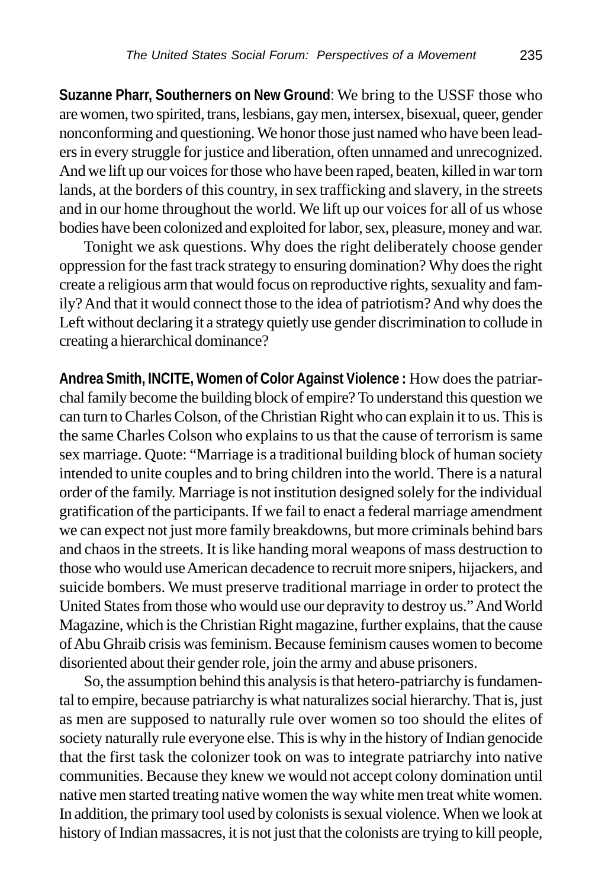**Suzanne Pharr, Southerners on New Ground**: We bring to the USSF those who are women, two spirited, trans, lesbians, gay men, intersex, bisexual, queer, gender nonconforming and questioning. We honor those just named who have been leaders in every struggle for justice and liberation, often unnamed and unrecognized. And we lift up our voices for those who have been raped, beaten, killed in war torn lands, at the borders of this country, in sex trafficking and slavery, in the streets and in our home throughout the world. We lift up our voices for all of us whose bodies have been colonized and exploited for labor, sex, pleasure, money and war.

Tonight we ask questions. Why does the right deliberately choose gender oppression for the fast track strategy to ensuring domination? Why does the right create a religious arm that would focus on reproductive rights, sexuality and family? And that it would connect those to the idea of patriotism? And why does the Left without declaring it a strategy quietly use gender discrimination to collude in creating a hierarchical dominance?

**Andrea Smith, INCITE, Women of Color Against Violence :** How does the patriarchal family become the building block of empire? To understand this question we can turn to Charles Colson, of the Christian Right who can explain it to us. This is the same Charles Colson who explains to us that the cause of terrorism is same sex marriage. Quote: "Marriage is a traditional building block of human society intended to unite couples and to bring children into the world. There is a natural order of the family. Marriage is not institution designed solely for the individual gratification of the participants. If we fail to enact a federal marriage amendment we can expect not just more family breakdowns, but more criminals behind bars and chaos in the streets. It is like handing moral weapons of mass destruction to those who would use American decadence to recruit more snipers, hijackers, and suicide bombers. We must preserve traditional marriage in order to protect the United States from those who would use our depravity to destroy us." And World Magazine, which is the Christian Right magazine, further explains, that the cause of Abu Ghraib crisis was feminism. Because feminism causes women to become disoriented about their gender role, join the army and abuse prisoners.

So, the assumption behind this analysis is that hetero-patriarchy is fundamental to empire, because patriarchy is what naturalizes social hierarchy. That is, just as men are supposed to naturally rule over women so too should the elites of society naturally rule everyone else. This is why in the history of Indian genocide that the first task the colonizer took on was to integrate patriarchy into native communities. Because they knew we would not accept colony domination until native men started treating native women the way white men treat white women. In addition, the primary tool used by colonists is sexual violence. When we look at history of Indian massacres, it is not just that the colonists are trying to kill people,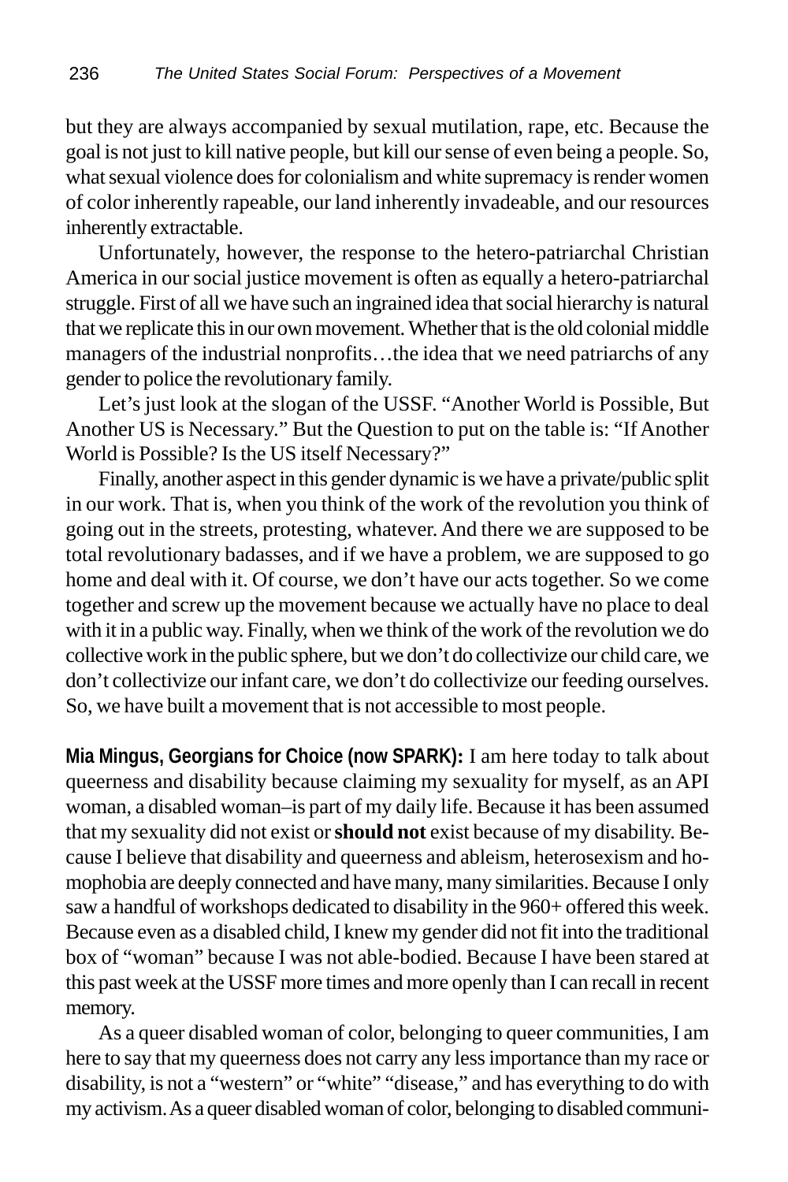but they are always accompanied by sexual mutilation, rape, etc. Because the goal is not just to kill native people, but kill our sense of even being a people. So, what sexual violence does for colonialism and white supremacy is render women of color inherently rapeable, our land inherently invadeable, and our resources inherently extractable.

Unfortunately, however, the response to the hetero-patriarchal Christian America in our social justice movement is often as equally a hetero-patriarchal struggle. First of all we have such an ingrained idea that social hierarchy is natural that we replicate this in our own movement. Whether that is the old colonial middle managers of the industrial nonprofits…the idea that we need patriarchs of any gender to police the revolutionary family.

Let's just look at the slogan of the USSF. "Another World is Possible, But Another US is Necessary." But the Question to put on the table is: "If Another World is Possible? Is the US itself Necessary?"

Finally, another aspect in this gender dynamic is we have a private/public split in our work. That is, when you think of the work of the revolution you think of going out in the streets, protesting, whatever. And there we are supposed to be total revolutionary badasses, and if we have a problem, we are supposed to go home and deal with it. Of course, we don't have our acts together. So we come together and screw up the movement because we actually have no place to deal with it in a public way. Finally, when we think of the work of the revolution we do collective work in the public sphere, but we don't do collectivize our child care, we don't collectivize our infant care, we don't do collectivize our feeding ourselves. So, we have built a movement that is not accessible to most people.

**Mia Mingus, Georgians for Choice (now SPARK):** I am here today to talk about queerness and disability because claiming my sexuality for myself, as an API woman, a disabled woman–is part of my daily life. Because it has been assumed that my sexuality did not exist or **should not** exist because of my disability. Because I believe that disability and queerness and ableism, heterosexism and homophobia are deeply connected and have many, many similarities. Because I only saw a handful of workshops dedicated to disability in the 960+ offered this week. Because even as a disabled child, I knew my gender did not fit into the traditional box of "woman" because I was not able-bodied. Because I have been stared at this past week at the USSF more times and more openly than I can recall in recent memory.

As a queer disabled woman of color, belonging to queer communities, I am here to say that my queerness does not carry any less importance than my race or disability, is not a "western" or "white" "disease," and has everything to do with my activism. As a queer disabled woman of color, belonging to disabled communi-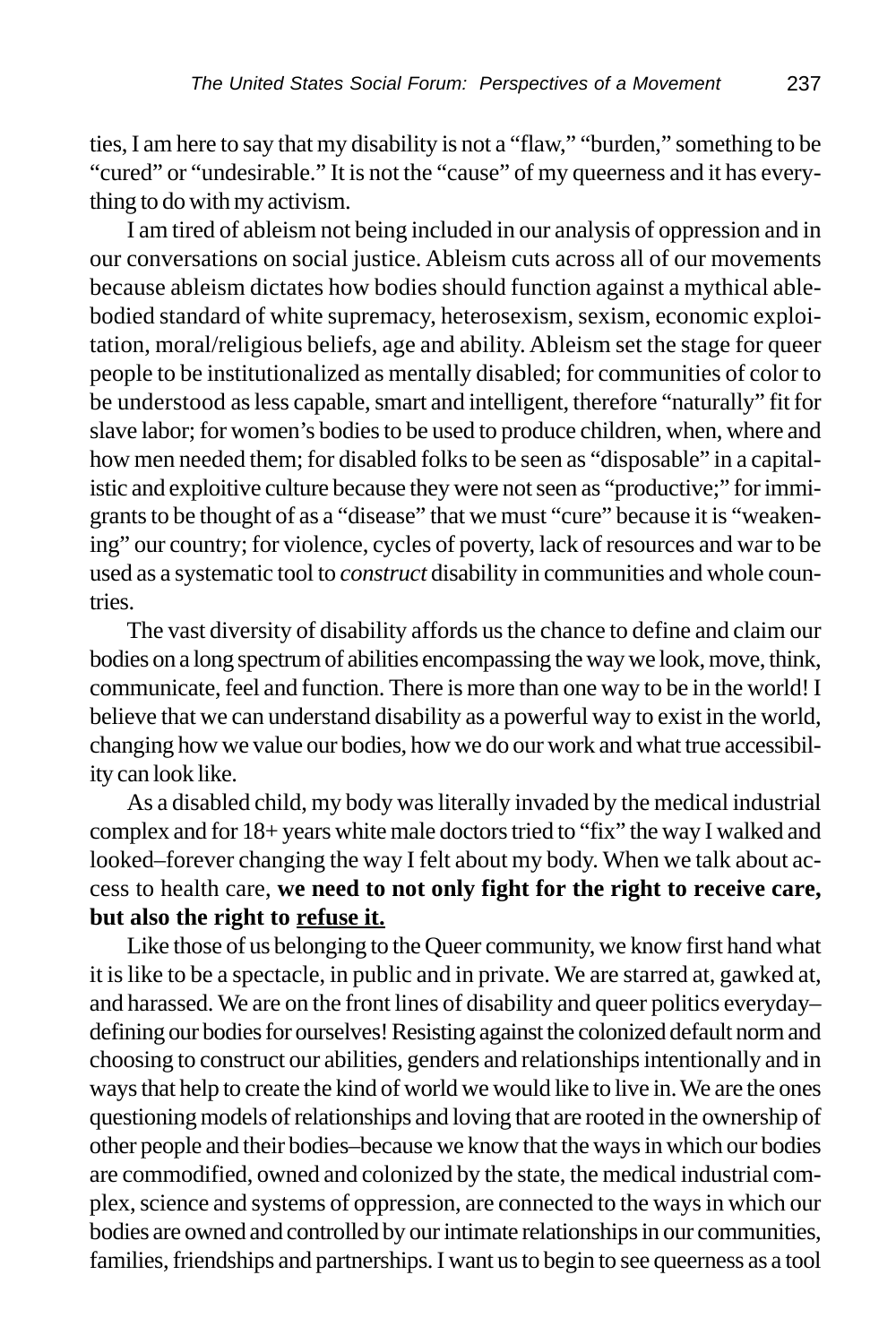ties, I am here to say that my disability is not a "flaw," "burden," something to be "cured" or "undesirable." It is not the "cause" of my queerness and it has everything to do with my activism.

I am tired of ableism not being included in our analysis of oppression and in our conversations on social justice. Ableism cuts across all of our movements because ableism dictates how bodies should function against a mythical able-bodied standard of white supremacy, heterosexism, sexism, economic exploitation, moral/religious beliefs, age and ability. Ableism set the stage for queer people to be institutionalized as mentally disabled; for communities of color to be understood as less capable, smart and intelligent, therefore "naturally" fit for slave labor; for women's bodies to be used to produce children, when, where and how men needed them; for disabled folks to be seen as "disposable" in a capitalistic and exploitive culture because they were not seen as "productive;" for immigrants to be thought of as a "disease" that we must "cure" because it is "weakening" our country; for violence, cycles of poverty, lack of resources and war to be used as a systematic tool to *construct* disability in communities and whole countries.

The vast diversity of disability affords us the chance to define and claim our bodies on a long spectrum of abilities encompassing the way we look, move, think, communicate, feel and function. There is more than one way to be in the world! I believe that we can understand disability as a powerful way to exist in the world, changing how we value our bodies, how we do our work and what true accessibility can look like.

As a disabled child, my body was literally invaded by the medical industrial complex and for 18+ years white male doctors tried to "fix" the way I walked and looked–forever changing the way I felt about my body. When we talk about access to health care, **we need to not only fight for the right to receive care, but also the right to <u>refuse it.</u>**

Like those of us belonging to the Queer community, we know first hand what it is like to be a spectacle, in public and in private. We are starred at, gawked at, and harassed. We are on the front lines of disability and queer politics everyday–defining our bodies for ourselves! Resisting against the colonized default norm and choosing to construct our abilities, genders and relationships intentionally and in ways that help to create the kind of world we would like to live in. We are the ones questioning models of relationships and loving that are rooted in the ownership of other people and their bodies–because we know that the ways in which our bodies are commodified, owned and colonized by the state, the medical industrial complex, science and systems of oppression, are connected to the ways in which our bodies are owned and controlled by our intimate relationships in our communities, families, friendships and partnerships. I want us to begin to see queerness as a tool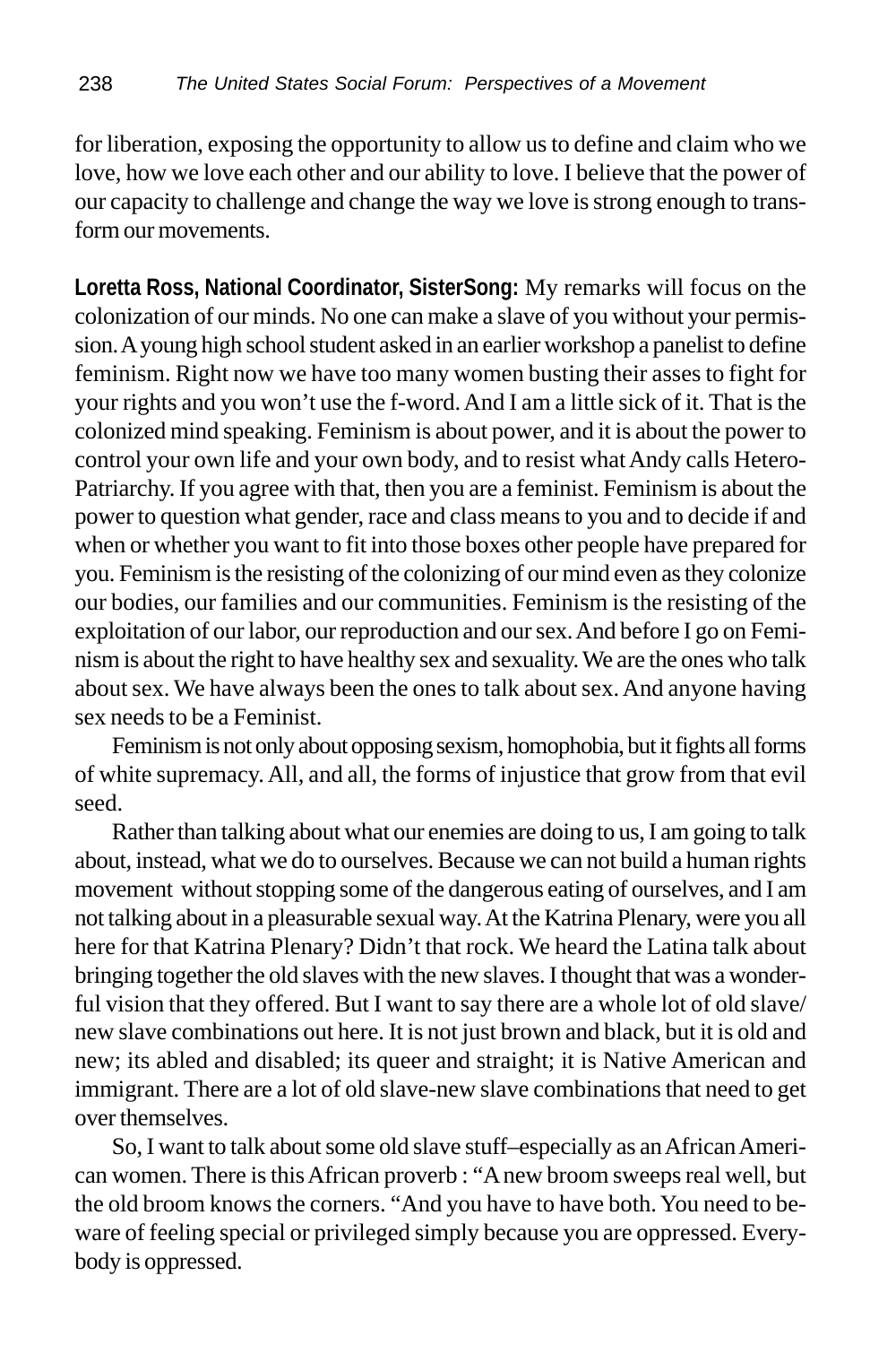for liberation, exposing the opportunity to allow us to define and claim who we love, how we love each other and our ability to love. I believe that the power of our capacity to challenge and change the way we love is strong enough to transform our movements.

**Loretta Ross, National Coordinator, SisterSong:** My remarks will focus on the colonization of our minds. No one can make a slave of you without your permission. A young high school student asked in an earlier workshop a panelist to define feminism. Right now we have too many women busting their asses to fight for your rights and you won't use the f-word. And I am a little sick of it. That is the colonized mind speaking. Feminism is about power, and it is about the power to control your own life and your own body, and to resist what Andy calls Hetero-Patriarchy. If you agree with that, then you are a feminist. Feminism is about the power to question what gender, race and class means to you and to decide if and when or whether you want to fit into those boxes other people have prepared for you. Feminism is the resisting of the colonizing of our mind even as they colonize our bodies, our families and our communities. Feminism is the resisting of the exploitation of our labor, our reproduction and our sex. And before I go on Feminism is about the right to have healthy sex and sexuality. We are the ones who talk about sex. We have always been the ones to talk about sex. And anyone having sex needs to be a Feminist.

Feminism is not only about opposing sexism, homophobia, but it fights all forms of white supremacy. All, and all, the forms of injustice that grow from that evil seed.

Rather than talking about what our enemies are doing to us, I am going to talk about, instead, what we do to ourselves. Because we can not build a human rights movement without stopping some of the dangerous eating of ourselves, and I am not talking about in a pleasurable sexual way. At the Katrina Plenary, were you all here for that Katrina Plenary? Didn't that rock. We heard the Latina talk about bringing together the old slaves with the new slaves. I thought that was a wonderful vision that they offered. But I want to say there are a whole lot of old slave/new slave combinations out here. It is not just brown and black, but it is old and new; its abled and disabled; its queer and straight; it is Native American and immigrant. There are a lot of old slave-new slave combinations that need to get over themselves.

So, I want to talk about some old slave stuff–especially as an African American women. There is this African proverb : "A new broom sweeps real well, but the old broom knows the corners. "And you have to have both. You need to beware of feeling special or privileged simply because you are oppressed. Everybody is oppressed.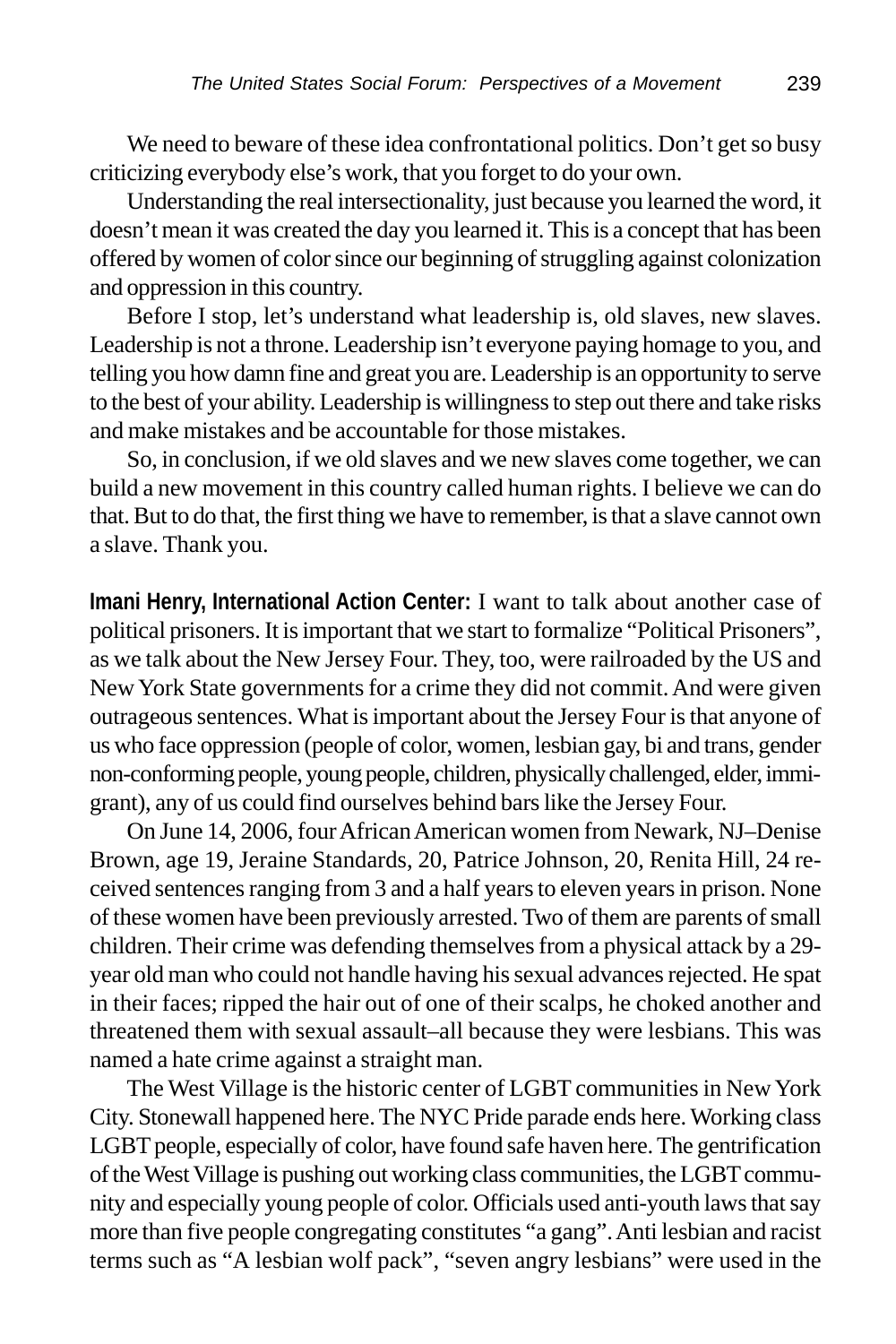We need to beware of these idea confrontational politics. Don't get so busy criticizing everybody else's work, that you forget to do your own.

Understanding the real intersectionality, just because you learned the word, it doesn't mean it was created the day you learned it. This is a concept that has been offered by women of color since our beginning of struggling against colonization and oppression in this country.

Before I stop, let's understand what leadership is, old slaves, new slaves. Leadership is not a throne. Leadership isn't everyone paying homage to you, and telling you how damn fine and great you are. Leadership is an opportunity to serve to the best of your ability. Leadership is willingness to step out there and take risks and make mistakes and be accountable for those mistakes.

So, in conclusion, if we old slaves and we new slaves come together, we can build a new movement in this country called human rights. I believe we can do that. But to do that, the first thing we have to remember, is that a slave cannot own a slave. Thank you.

**Imani Henry, International Action Center:** I want to talk about another case of political prisoners. It is important that we start to formalize "Political Prisoners", as we talk about the New Jersey Four. They, too, were railroaded by the US and New York State governments for a crime they did not commit. And were given outrageous sentences. What is important about the Jersey Four is that anyone of us who face oppression (people of color, women, lesbian gay, bi and trans, gender non-conforming people, young people, children, physically challenged, elder, immigrant), any of us could find ourselves behind bars like the Jersey Four.

On June 14, 2006, four African American women from Newark, NJ–Denise Brown, age 19, Jeraine Standards, 20, Patrice Johnson, 20, Renita Hill, 24 received sentences ranging from 3 and a half years to eleven years in prison. None of these women have been previously arrested. Two of them are parents of small children. Their crime was defending themselves from a physical attack by a 29-year old man who could not handle having his sexual advances rejected. He spat in their faces; ripped the hair out of one of their scalps, he choked another and threatened them with sexual assault–all because they were lesbians. This was named a hate crime against a straight man.

The West Village is the historic center of LGBT communities in New York City. Stonewall happened here. The NYC Pride parade ends here. Working class LGBT people, especially of color, have found safe haven here. The gentrification of the West Village is pushing out working class communities, the LGBT community and especially young people of color. Officials used anti-youth laws that say more than five people congregating constitutes "a gang". Anti lesbian and racist terms such as "A lesbian wolf pack", "seven angry lesbians" were used in the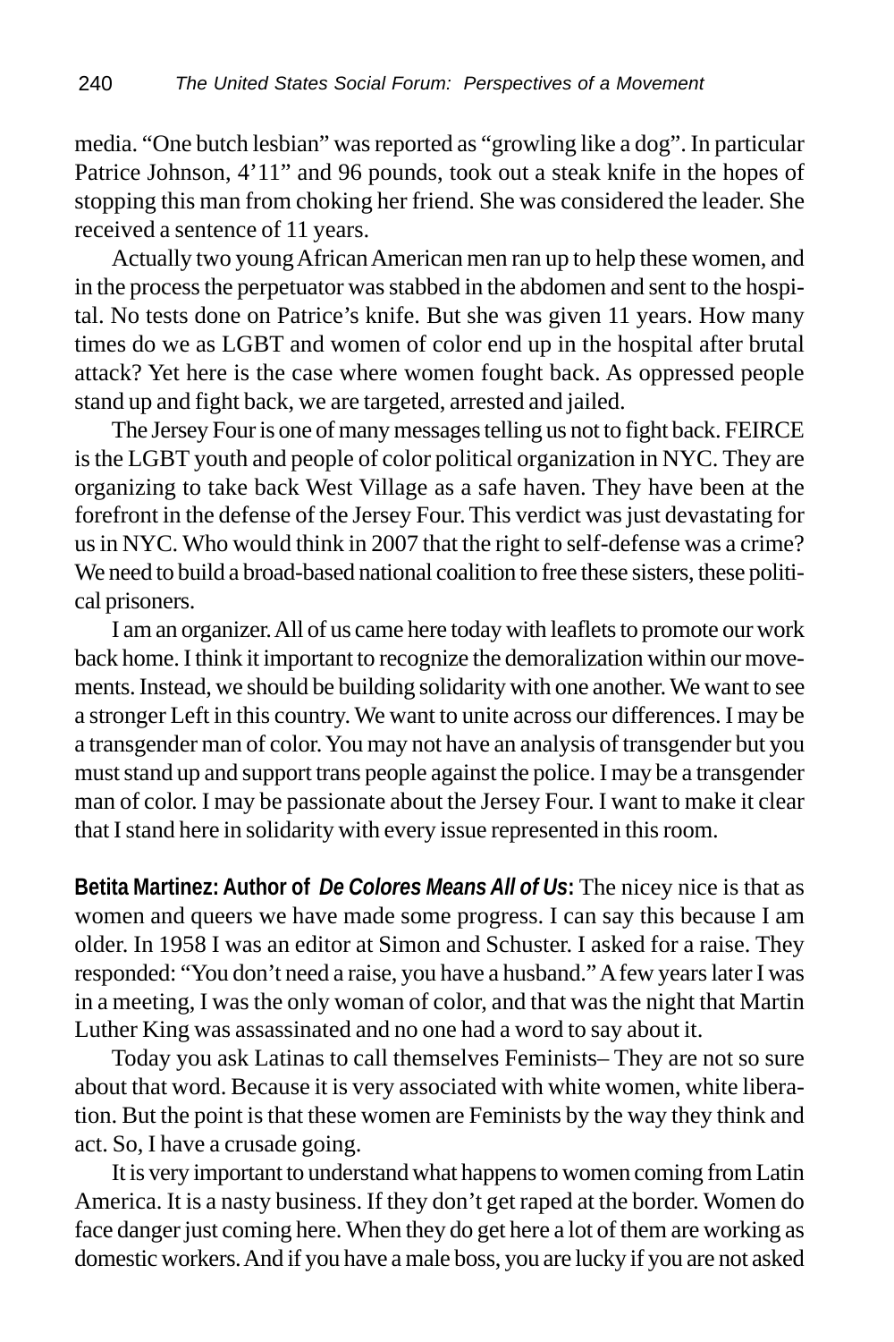media. "One butch lesbian" was reported as "growling like a dog". In particular Patrice Johnson, 4'11" and 96 pounds, took out a steak knife in the hopes of stopping this man from choking her friend. She was considered the leader. She received a sentence of 11 years.

Actually two young African American men ran up to help these women, and in the process the perpetuator was stabbed in the abdomen and sent to the hospital. No tests done on Patrice's knife. But she was given 11 years. How many times do we as LGBT and women of color end up in the hospital after brutal attack? Yet here is the case where women fought back. As oppressed people stand up and fight back, we are targeted, arrested and jailed.

The Jersey Four is one of many messages telling us not to fight back. FEIRCE is the LGBT youth and people of color political organization in NYC. They are organizing to take back West Village as a safe haven. They have been at the forefront in the defense of the Jersey Four. This verdict was just devastating for us in NYC. Who would think in 2007 that the right to self-defense was a crime? We need to build a broad-based national coalition to free these sisters, these political prisoners.

I am an organizer. All of us came here today with leaflets to promote our work back home. I think it important to recognize the demoralization within our movements. Instead, we should be building solidarity with one another. We want to see a stronger Left in this country. We want to unite across our differences. I may be a transgender man of color. You may not have an analysis of transgender but you must stand up and support trans people against the police. I may be a transgender man of color. I may be passionate about the Jersey Four. I want to make it clear that I stand here in solidarity with every issue represented in this room.

**Betita Martinez: Author of *De Colores Means All of Us*:** The nicey nice is that as women and queers we have made some progress. I can say this because I am older. In 1958 I was an editor at Simon and Schuster. I asked for a raise. They responded: "You don't need a raise, you have a husband." A few years later I was in a meeting, I was the only woman of color, and that was the night that Martin Luther King was assassinated and no one had a word to say about it.

Today you ask Latinas to call themselves Feminists– They are not so sure about that word. Because it is very associated with white women, white liberation. But the point is that these women are Feminists by the way they think and act. So, I have a crusade going.

It is very important to understand what happens to women coming from Latin America. It is a nasty business. If they don't get raped at the border. Women do face danger just coming here. When they do get here a lot of them are working as domestic workers. And if you have a male boss, you are lucky if you are not asked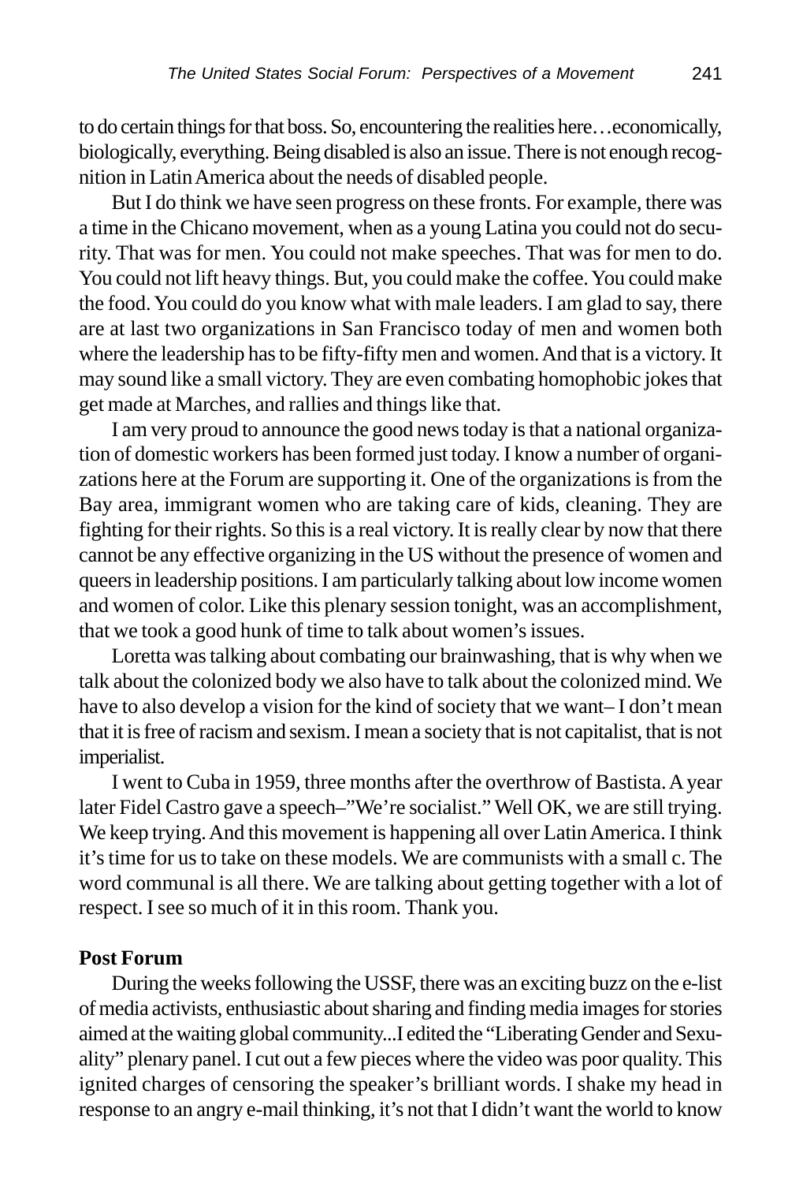to do certain things for that boss. So, encountering the realities here…economically, biologically, everything. Being disabled is also an issue. There is not enough recognition in Latin America about the needs of disabled people.

But I do think we have seen progress on these fronts. For example, there was a time in the Chicano movement, when as a young Latina you could not do security. That was for men. You could not make speeches. That was for men to do. You could not lift heavy things. But, you could make the coffee. You could make the food. You could do you know what with male leaders. I am glad to say, there are at last two organizations in San Francisco today of men and women both where the leadership has to be fifty-fifty men and women. And that is a victory. It may sound like a small victory. They are even combating homophobic jokes that get made at Marches, and rallies and things like that.

I am very proud to announce the good news today is that a national organization of domestic workers has been formed just today. I know a number of organizations here at the Forum are supporting it. One of the organizations is from the Bay area, immigrant women who are taking care of kids, cleaning. They are fighting for their rights. So this is a real victory. It is really clear by now that there cannot be any effective organizing in the US without the presence of women and queers in leadership positions. I am particularly talking about low income women and women of color. Like this plenary session tonight, was an accomplishment, that we took a good hunk of time to talk about women's issues.

Loretta was talking about combating our brainwashing, that is why when we talk about the colonized body we also have to talk about the colonized mind. We have to also develop a vision for the kind of society that we want– I don't mean that it is free of racism and sexism. I mean a society that is not capitalist, that is not imperialist.

I went to Cuba in 1959, three months after the overthrow of Bastista. A year later Fidel Castro gave a speech–"We're socialist." Well OK, we are still trying. We keep trying. And this movement is happening all over Latin America. I think it's time for us to take on these models. We are communists with a small c. The word communal is all there. We are talking about getting together with a lot of respect. I see so much of it in this room. Thank you.

**Post Forum**

During the weeks following the USSF, there was an exciting buzz on the e-list of media activists, enthusiastic about sharing and finding media images for stories aimed at the waiting global community...I edited the "Liberating Gender and Sexuality" plenary panel. I cut out a few pieces where the video was poor quality. This ignited charges of censoring the speaker's brilliant words. I shake my head in response to an angry e-mail thinking, it's not that I didn't want the world to know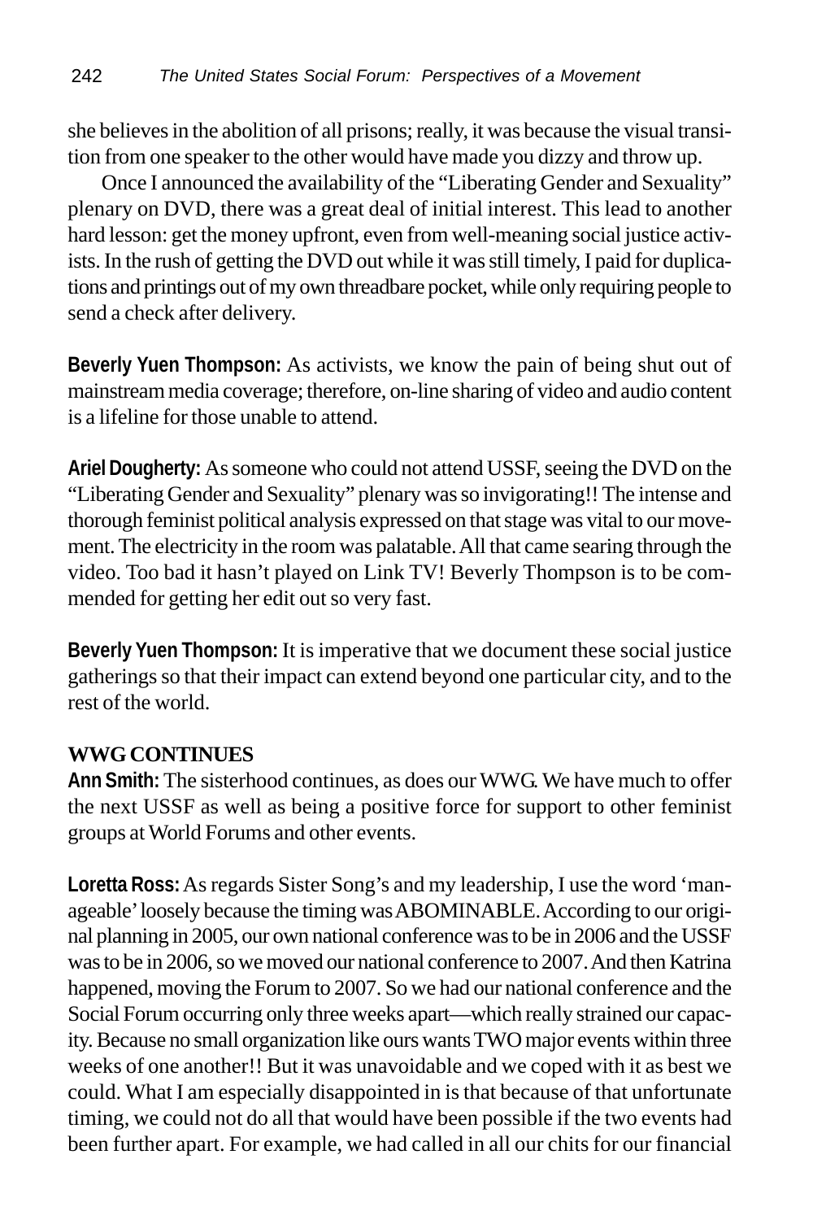she believes in the abolition of all prisons; really, it was because the visual transition from one speaker to the other would have made you dizzy and throw up.

Once I announced the availability of the "Liberating Gender and Sexuality" plenary on DVD, there was a great deal of initial interest. This lead to another hard lesson: get the money upfront, even from well-meaning social justice activists. In the rush of getting the DVD out while it was still timely, I paid for duplications and printings out of my own threadbare pocket, while only requiring people to send a check after delivery.

**Beverly Yuen Thompson:** As activists, we know the pain of being shut out of mainstream media coverage; therefore, on-line sharing of video and audio content is a lifeline for those unable to attend.

**Ariel Dougherty:** As someone who could not attend USSF, seeing the DVD on the "Liberating Gender and Sexuality" plenary was so invigorating!! The intense and thorough feminist political analysis expressed on that stage was vital to our movement. The electricity in the room was palatable. All that came searing through the video. Too bad it hasn't played on Link TV! Beverly Thompson is to be commended for getting her edit out so very fast.

**Beverly Yuen Thompson:** It is imperative that we document these social justice gatherings so that their impact can extend beyond one particular city, and to the rest of the world.

## WWG CONTINUES

**Ann Smith:** The sisterhood continues, as does our WWG. We have much to offer the next USSF as well as being a positive force for support to other feminist groups at World Forums and other events.

**Loretta Ross:** As regards Sister Song's and my leadership, I use the word 'manageable' loosely because the timing was ABOMINABLE. According to our original planning in 2005, our own national conference was to be in 2006 and the USSF was to be in 2006, so we moved our national conference to 2007. And then Katrina happened, moving the Forum to 2007. So we had our national conference and the Social Forum occurring only three weeks apart—which really strained our capacity. Because no small organization like ours wants TWO major events within three weeks of one another!! But it was unavoidable and we coped with it as best we could. What I am especially disappointed in is that because of that unfortunate timing, we could not do all that would have been possible if the two events had been further apart. For example, we had called in all our chits for our financial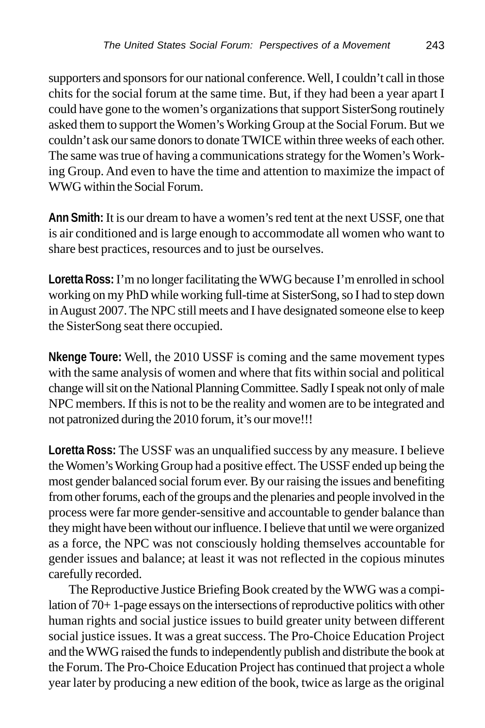supporters and sponsors for our national conference. Well, I couldn't call in those chits for the social forum at the same time. But, if they had been a year apart I could have gone to the women's organizations that support SisterSong routinely asked them to support the Women's Working Group at the Social Forum. But we couldn't ask our same donors to donate TWICE within three weeks of each other. The same was true of having a communications strategy for the Women's Working Group. And even to have the time and attention to maximize the impact of WWG within the Social Forum.

**Ann Smith:** It is our dream to have a women's red tent at the next USSF, one that is air conditioned and is large enough to accommodate all women who want to share best practices, resources and to just be ourselves.

**Loretta Ross:** I'm no longer facilitating the WWG because I'm enrolled in school working on my PhD while working full-time at SisterSong, so I had to step down in August 2007. The NPC still meets and I have designated someone else to keep the SisterSong seat there occupied.

**Nkenge Toure:** Well, the 2010 USSF is coming and the same movement types with the same analysis of women and where that fits within social and political change will sit on the National Planning Committee. Sadly I speak not only of male NPC members. If this is not to be the reality and women are to be integrated and not patronized during the 2010 forum, it's our move!!!

**Loretta Ross:** The USSF was an unqualified success by any measure. I believe the Women's Working Group had a positive effect. The USSF ended up being the most gender balanced social forum ever. By our raising the issues and benefiting from other forums, each of the groups and the plenaries and people involved in the process were far more gender-sensitive and accountable to gender balance than they might have been without our influence. I believe that until we were organized as a force, the NPC was not consciously holding themselves accountable for gender issues and balance; at least it was not reflected in the copious minutes carefully recorded.

The Reproductive Justice Briefing Book created by the WWG was a compilation of 70+ 1-page essays on the intersections of reproductive politics with other human rights and social justice issues to build greater unity between different social justice issues. It was a great success. The Pro-Choice Education Project and the WWG raised the funds to independently publish and distribute the book at the Forum. The Pro-Choice Education Project has continued that project a whole year later by producing a new edition of the book, twice as large as the original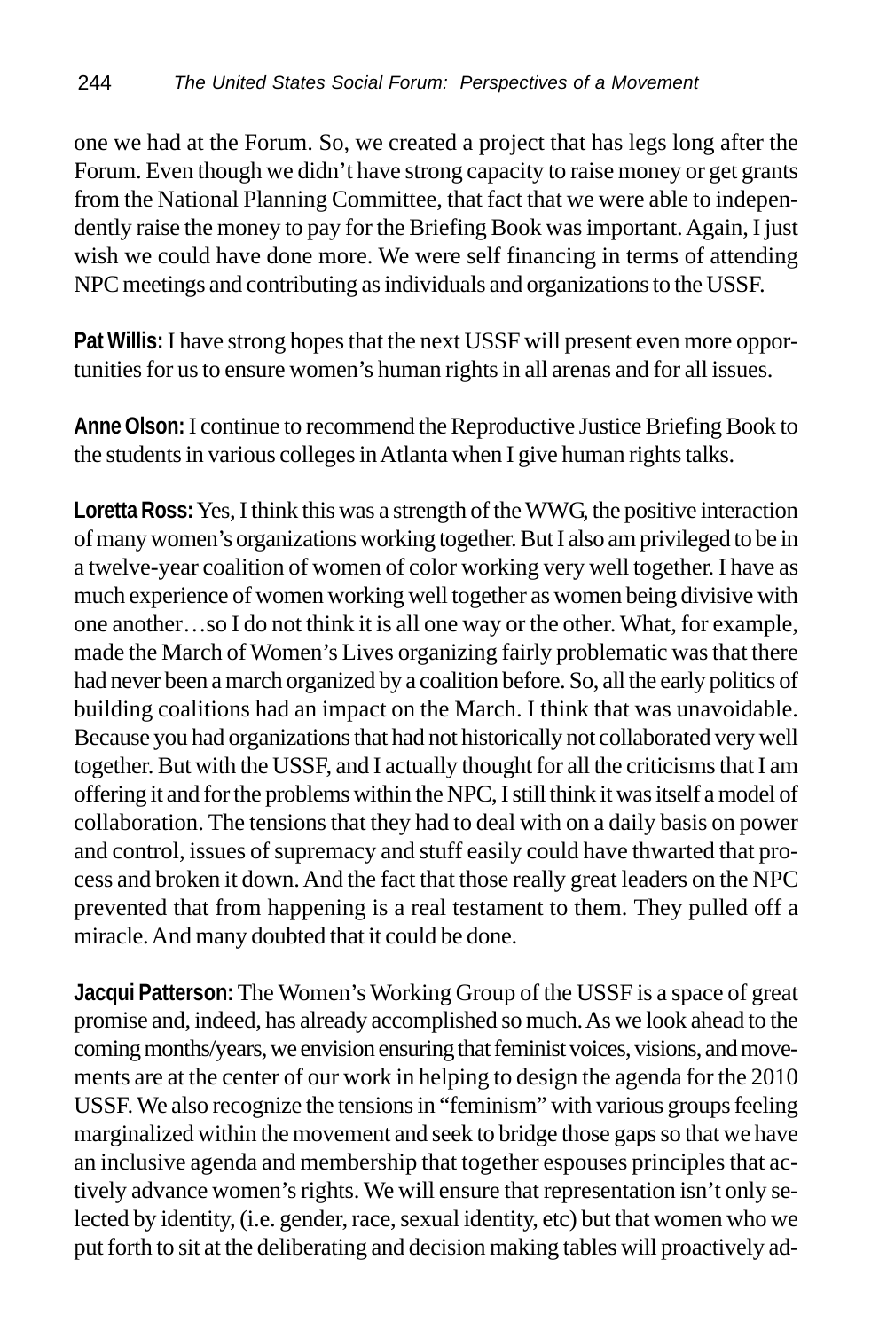one we had at the Forum. So, we created a project that has legs long after the Forum. Even though we didn't have strong capacity to raise money or get grants from the National Planning Committee, that fact that we were able to independently raise the money to pay for the Briefing Book was important. Again, I just wish we could have done more. We were self financing in terms of attending NPC meetings and contributing as individuals and organizations to the USSF.

**Pat Willis:** I have strong hopes that the next USSF will present even more opportunities for us to ensure women's human rights in all arenas and for all issues.

**Anne Olson:** I continue to recommend the Reproductive Justice Briefing Book to the students in various colleges in Atlanta when I give human rights talks.

**Loretta Ross:** Yes, I think this was a strength of the WWG, the positive interaction of many women's organizations working together. But I also am privileged to be in a twelve-year coalition of women of color working very well together. I have as much experience of women working well together as women being divisive with one another…so I do not think it is all one way or the other. What, for example, made the March of Women's Lives organizing fairly problematic was that there had never been a march organized by a coalition before. So, all the early politics of building coalitions had an impact on the March. I think that was unavoidable. Because you had organizations that had not historically not collaborated very well together. But with the USSF, and I actually thought for all the criticisms that I am offering it and for the problems within the NPC, I still think it was itself a model of collaboration. The tensions that they had to deal with on a daily basis on power and control, issues of supremacy and stuff easily could have thwarted that process and broken it down. And the fact that those really great leaders on the NPC prevented that from happening is a real testament to them. They pulled off a miracle. And many doubted that it could be done.

**Jacqui Patterson:** The Women's Working Group of the USSF is a space of great promise and, indeed, has already accomplished so much. As we look ahead to the coming months/years, we envision ensuring that feminist voices, visions, and movements are at the center of our work in helping to design the agenda for the 2010 USSF. We also recognize the tensions in "feminism" with various groups feeling marginalized within the movement and seek to bridge those gaps so that we have an inclusive agenda and membership that together espouses principles that actively advance women's rights. We will ensure that representation isn't only selected by identity, (i.e. gender, race, sexual identity, etc) but that women who we put forth to sit at the deliberating and decision making tables will proactively ad-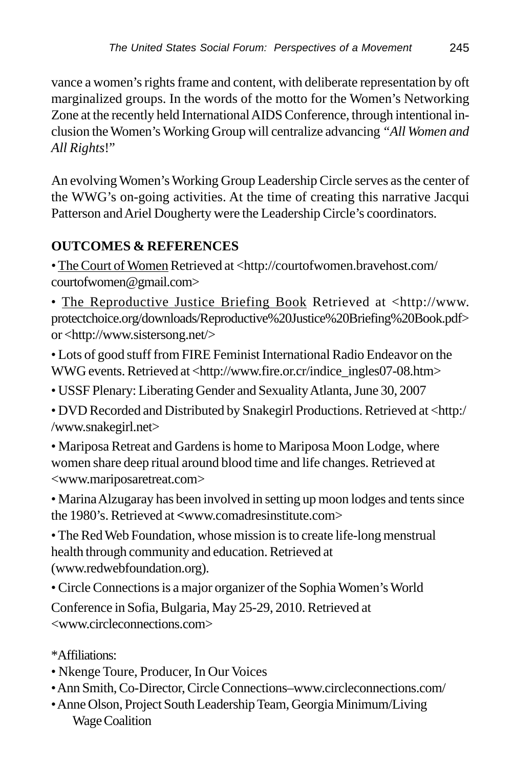vance a women's rights frame and content, with deliberate representation by oft marginalized groups. In the words of the motto for the Women's Networking Zone at the recently held International AIDS Conference, through intentional inclusion the Women's Working Group will centralize advancing *"All Women and All Rights*!"

An evolving Women's Working Group Leadership Circle serves as the center of the WWG's on-going activities. At the time of creating this narrative Jacqui Patterson and Ariel Dougherty were the Leadership Circle's coordinators.

**OUTCOMES & REFERENCES**

• The Court of Women Retrieved at <http://courtofwomen.bravehost.com/ courtofwomen@gmail.com>

• The Reproductive Justice Briefing Book Retrieved at <http://www.protectchoice.org/downloads/Reproductive%20Justice%20Briefing%20Book.pdf> or <http://www.sistersong.net/>

• Lots of good stuff from FIRE Feminist International Radio Endeavor on the WWG events. Retrieved at <http://www.fire.or.cr/indice_ingles07-08.htm>

• USSF Plenary: Liberating Gender and Sexuality Atlanta, June 30, 2007

• DVD Recorded and Distributed by Snakegirl Productions. Retrieved at <http://www.snakegirl.net>

• Mariposa Retreat and Gardens is home to Mariposa Moon Lodge, where women share deep ritual around blood time and life changes. Retrieved at <www.mariposaretreat.com>

• Marina Alzugaray has been involved in setting up moon lodges and tents since the 1980's. Retrieved at <www.comadresinstitute.com>

• The Red Web Foundation, whose mission is to create life-long menstrual health through community and education. Retrieved at (www.redwebfoundation.org).

• Circle Connections is a major organizer of the Sophia Women's World Conference in Sofia, Bulgaria, May 25-29, 2010. Retrieved at <www.circleconnections.com>

*Affiliations:

• Nkenge Toure, Producer, In Our Voices
• Ann Smith, Co-Director, Circle Connections–www.circleconnections.com/
• Anne Olson, Project South Leadership Team, Georgia Minimum/Living Wage Coalition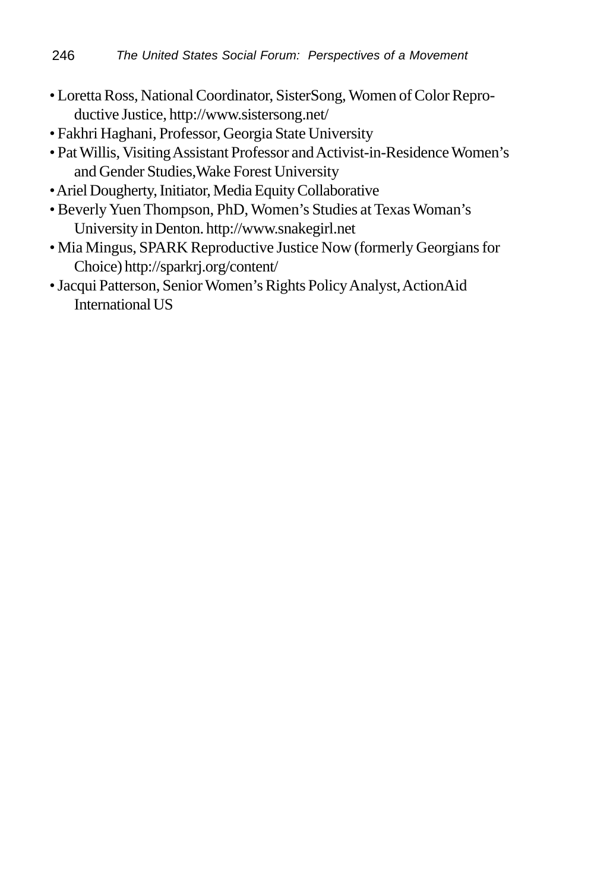- Loretta Ross, National Coordinator, SisterSong, Women of Color Reproductive Justice, http://www.sistersong.net/
- Fakhri Haghani, Professor, Georgia State University
- Pat Willis, Visiting Assistant Professor and Activist-in-Residence Women's and Gender Studies,Wake Forest University
- Ariel Dougherty, Initiator, Media Equity Collaborative
- Beverly Yuen Thompson, PhD, Women's Studies at Texas Woman's University in Denton. http://www.snakegirl.net
- Mia Mingus, SPARK Reproductive Justice Now (formerly Georgians for Choice) http://sparkrj.org/content/
- Jacqui Patterson, Senior Women's Rights Policy Analyst, ActionAid International US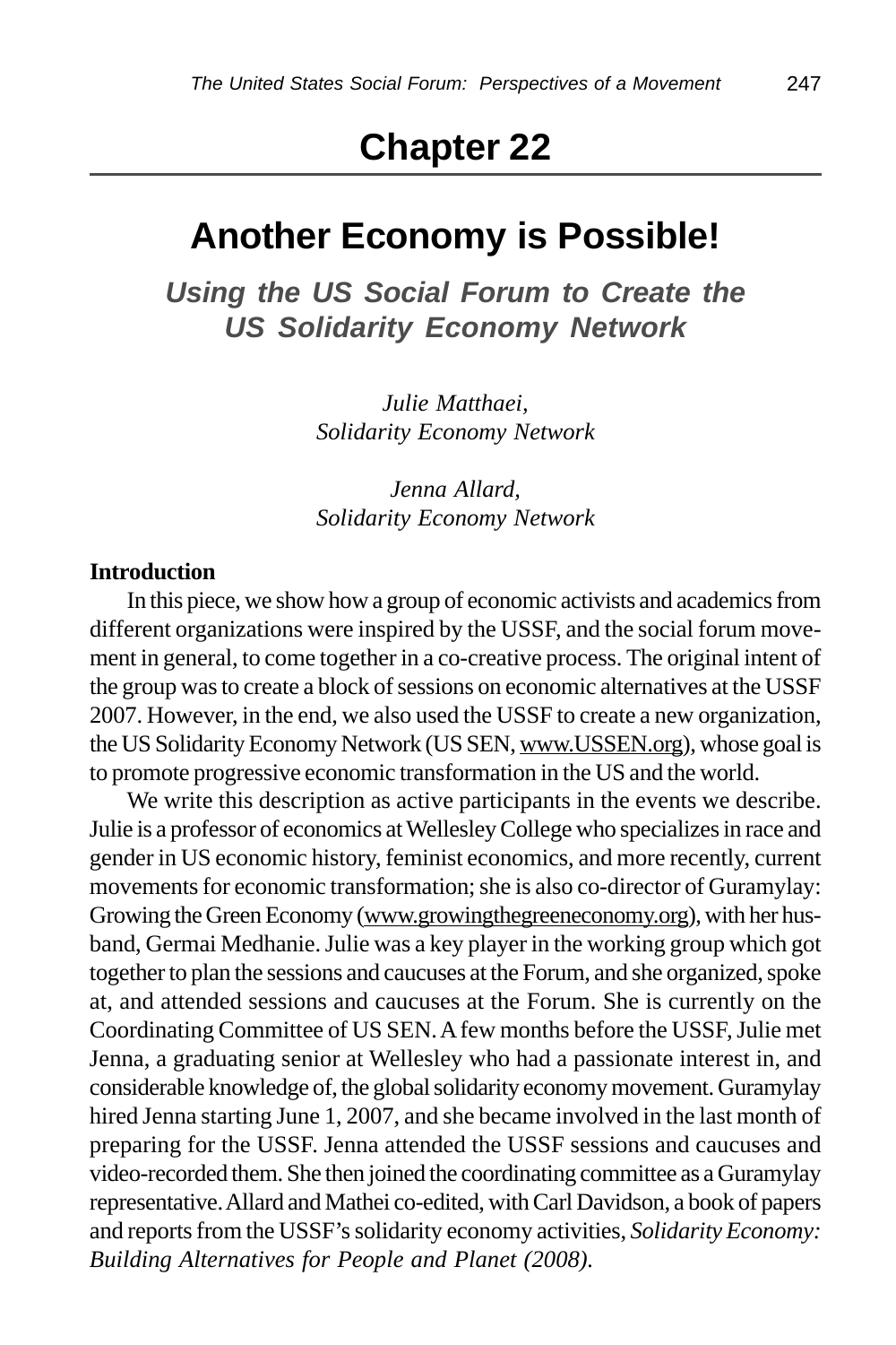# Chapter 22

## Another Economy is Possible!

### *Using the US Social Forum to Create the US Solidarity Economy Network*

*Julie Matthaei,*
*Solidarity Economy Network*

*Jenna Allard,*
*Solidarity Economy Network*

**Introduction**

In this piece, we show how a group of economic activists and academics from different organizations were inspired by the USSF, and the social forum movement in general, to come together in a co-creative process. The original intent of the group was to create a block of sessions on economic alternatives at the USSF 2007. However, in the end, we also used the USSF to create a new organization, the US Solidarity Economy Network (US SEN, www.USSEN.org), whose goal is to promote progressive economic transformation in the US and the world.

We write this description as active participants in the events we describe. Julie is a professor of economics at Wellesley College who specializes in race and gender in US economic history, feminist economics, and more recently, current movements for economic transformation; she is also co-director of Guramylay: Growing the Green Economy (www.growingthegreeneconomy.org), with her husband, Germai Medhanie. Julie was a key player in the working group which got together to plan the sessions and caucuses at the Forum, and she organized, spoke at, and attended sessions and caucuses at the Forum. She is currently on the Coordinating Committee of US SEN. A few months before the USSF, Julie met Jenna, a graduating senior at Wellesley who had a passionate interest in, and considerable knowledge of, the global solidarity economy movement. Guramylay hired Jenna starting June 1, 2007, and she became involved in the last month of preparing for the USSF. Jenna attended the USSF sessions and caucuses and video-recorded them. She then joined the coordinating committee as a Guramylay representative. Allard and Mathei co-edited, with Carl Davidson, a book of papers and reports from the USSF's solidarity economy activities, *Solidarity Economy: Building Alternatives for People and Planet (2008).*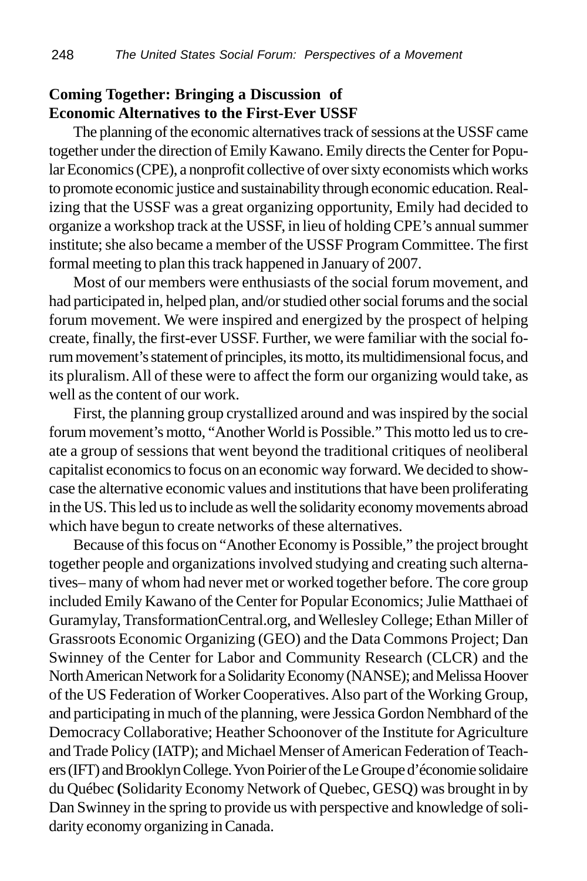## Coming Together: Bringing a Discussion of Economic Alternatives to the First-Ever USSF

The planning of the economic alternatives track of sessions at the USSF came together under the direction of Emily Kawano. Emily directs the Center for Popular Economics (CPE), a nonprofit collective of over sixty economists which works to promote economic justice and sustainability through economic education. Realizing that the USSF was a great organizing opportunity, Emily had decided to organize a workshop track at the USSF, in lieu of holding CPE's annual summer institute; she also became a member of the USSF Program Committee. The first formal meeting to plan this track happened in January of 2007.

Most of our members were enthusiasts of the social forum movement, and had participated in, helped plan, and/or studied other social forums and the social forum movement. We were inspired and energized by the prospect of helping create, finally, the first-ever USSF. Further, we were familiar with the social forum movement's statement of principles, its motto, its multidimensional focus, and its pluralism. All of these were to affect the form our organizing would take, as well as the content of our work.

First, the planning group crystallized around and was inspired by the social forum movement's motto, "Another World is Possible." This motto led us to create a group of sessions that went beyond the traditional critiques of neoliberal capitalist economics to focus on an economic way forward. We decided to showcase the alternative economic values and institutions that have been proliferating in the US. This led us to include as well the solidarity economy movements abroad which have begun to create networks of these alternatives.

Because of this focus on "Another Economy is Possible," the project brought together people and organizations involved studying and creating such alternatives– many of whom had never met or worked together before. The core group included Emily Kawano of the Center for Popular Economics; Julie Matthaei of Guramylay, TransformationCentral.org, and Wellesley College; Ethan Miller of Grassroots Economic Organizing (GEO) and the Data Commons Project; Dan Swinney of the Center for Labor and Community Research (CLCR) and the North American Network for a Solidarity Economy (NANSE); and Melissa Hoover of the US Federation of Worker Cooperatives. Also part of the Working Group, and participating in much of the planning, were Jessica Gordon Nembhard of the Democracy Collaborative; Heather Schoonover of the Institute for Agriculture and Trade Policy (IATP); and Michael Menser of American Federation of Teachers (IFT) and Brooklyn College. Yvon Poirier of the Le Groupe d'économie solidaire du Québec (Solidarity Economy Network of Quebec, GESQ) was brought in by Dan Swinney in the spring to provide us with perspective and knowledge of solidarity economy organizing in Canada.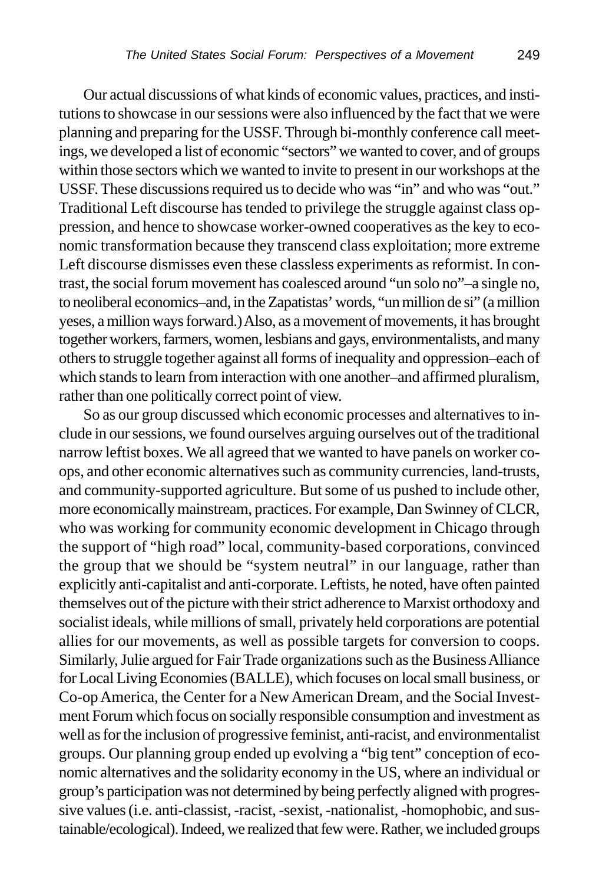Our actual discussions of what kinds of economic values, practices, and institutions to showcase in our sessions were also influenced by the fact that we were planning and preparing for the USSF. Through bi-monthly conference call meetings, we developed a list of economic "sectors" we wanted to cover, and of groups within those sectors which we wanted to invite to present in our workshops at the USSF. These discussions required us to decide who was "in" and who was "out." Traditional Left discourse has tended to privilege the struggle against class oppression, and hence to showcase worker-owned cooperatives as the key to economic transformation because they transcend class exploitation; more extreme Left discourse dismisses even these classless experiments as reformist. In contrast, the social forum movement has coalesced around "un solo no"–a single no, to neoliberal economics–and, in the Zapatistas' words, "un million de si" (a million yeses, a million ways forward.) Also, as a movement of movements, it has brought together workers, farmers, women, lesbians and gays, environmentalists, and many others to struggle together against all forms of inequality and oppression–each of which stands to learn from interaction with one another–and affirmed pluralism, rather than one politically correct point of view.

So as our group discussed which economic processes and alternatives to include in our sessions, we found ourselves arguing ourselves out of the traditional narrow leftist boxes. We all agreed that we wanted to have panels on worker co-ops, and other economic alternatives such as community currencies, land-trusts, and community-supported agriculture. But some of us pushed to include other, more economically mainstream, practices. For example, Dan Swinney of CLCR, who was working for community economic development in Chicago through the support of "high road" local, community-based corporations, convinced the group that we should be "system neutral" in our language, rather than explicitly anti-capitalist and anti-corporate. Leftists, he noted, have often painted themselves out of the picture with their strict adherence to Marxist orthodoxy and socialist ideals, while millions of small, privately held corporations are potential allies for our movements, as well as possible targets for conversion to coops. Similarly, Julie argued for Fair Trade organizations such as the Business Alliance for Local Living Economies (BALLE), which focuses on local small business, or Co-op America, the Center for a New American Dream, and the Social Investment Forum which focus on socially responsible consumption and investment as well as for the inclusion of progressive feminist, anti-racist, and environmentalist groups. Our planning group ended up evolving a "big tent" conception of economic alternatives and the solidarity economy in the US, where an individual or group's participation was not determined by being perfectly aligned with progressive values (i.e. anti-classist, -racist, -sexist, -nationalist, -homophobic, and sustainable/ecological). Indeed, we realized that few were. Rather, we included groups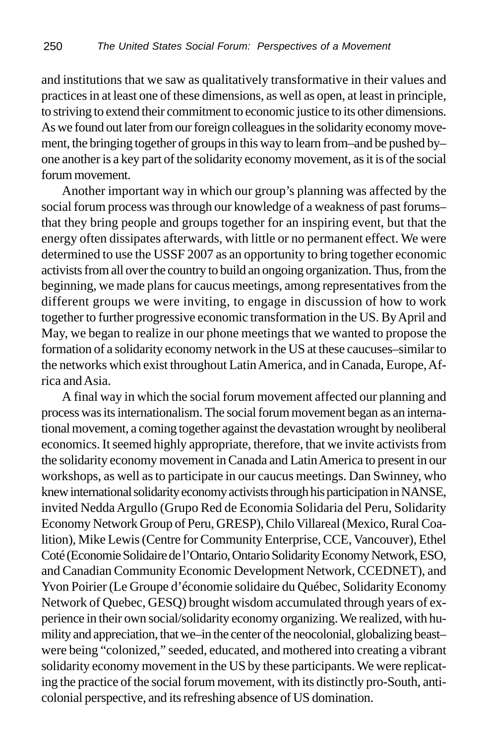and institutions that we saw as qualitatively transformative in their values and practices in at least one of these dimensions, as well as open, at least in principle, to striving to extend their commitment to economic justice to its other dimensions. As we found out later from our foreign colleagues in the solidarity economy movement, the bringing together of groups in this way to learn from–and be pushed by–one another is a key part of the solidarity economy movement, as it is of the social forum movement.

Another important way in which our group's planning was affected by the social forum process was through our knowledge of a weakness of past forums–that they bring people and groups together for an inspiring event, but that the energy often dissipates afterwards, with little or no permanent effect. We were determined to use the USSF 2007 as an opportunity to bring together economic activists from all over the country to build an ongoing organization. Thus, from the beginning, we made plans for caucus meetings, among representatives from the different groups we were inviting, to engage in discussion of how to work together to further progressive economic transformation in the US. By April and May, we began to realize in our phone meetings that we wanted to propose the formation of a solidarity economy network in the US at these caucuses–similar to the networks which exist throughout Latin America, and in Canada, Europe, Africa and Asia.

A final way in which the social forum movement affected our planning and process was its internationalism. The social forum movement began as an international movement, a coming together against the devastation wrought by neoliberal economics. It seemed highly appropriate, therefore, that we invite activists from the solidarity economy movement in Canada and Latin America to present in our workshops, as well as to participate in our caucus meetings. Dan Swinney, who knew international solidarity economy activists through his participation in NANSE, invited Nedda Argullo (Grupo Red de Economia Solidaria del Peru, Solidarity Economy Network Group of Peru, GRESP), Chilo Villareal (Mexico, Rural Coalition), Mike Lewis (Centre for Community Enterprise, CCE, Vancouver), Ethel Coté (Economie Solidaire de l'Ontario, Ontario Solidarity Economy Network, ESO, and Canadian Community Economic Development Network, CCEDNET), and Yvon Poirier (Le Groupe d'économie solidaire du Québec, Solidarity Economy Network of Quebec, GESQ) brought wisdom accumulated through years of experience in their own social/solidarity economy organizing. We realized, with humility and appreciation, that we–in the center of the neocolonial, globalizing beast–were being "colonized," seeded, educated, and mothered into creating a vibrant solidarity economy movement in the US by these participants. We were replicating the practice of the social forum movement, with its distinctly pro-South, anti-colonial perspective, and its refreshing absence of US domination.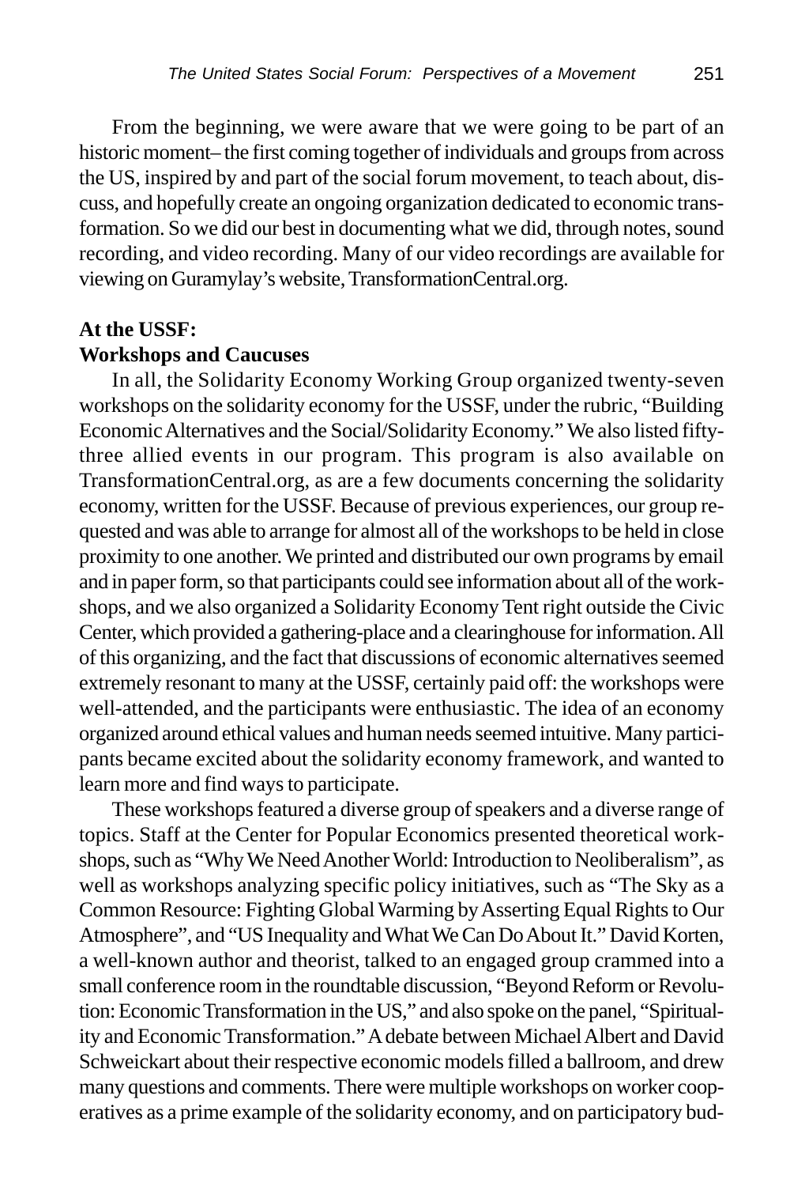From the beginning, we were aware that we were going to be part of an historic moment– the first coming together of individuals and groups from across the US, inspired by and part of the social forum movement, to teach about, discuss, and hopefully create an ongoing organization dedicated to economic transformation. So we did our best in documenting what we did, through notes, sound recording, and video recording. Many of our video recordings are available for viewing on Guramylay's website, TransformationCentral.org.

**At the USSF:**
**Workshops and Caucuses**

In all, the Solidarity Economy Working Group organized twenty-seven workshops on the solidarity economy for the USSF, under the rubric, "Building Economic Alternatives and the Social/Solidarity Economy." We also listed fifty-three allied events in our program. This program is also available on TransformationCentral.org, as are a few documents concerning the solidarity economy, written for the USSF. Because of previous experiences, our group requested and was able to arrange for almost all of the workshops to be held in close proximity to one another. We printed and distributed our own programs by email and in paper form, so that participants could see information about all of the workshops, and we also organized a Solidarity Economy Tent right outside the Civic Center, which provided a gathering-place and a clearinghouse for information. All of this organizing, and the fact that discussions of economic alternatives seemed extremely resonant to many at the USSF, certainly paid off: the workshops were well-attended, and the participants were enthusiastic. The idea of an economy organized around ethical values and human needs seemed intuitive. Many participants became excited about the solidarity economy framework, and wanted to learn more and find ways to participate.

These workshops featured a diverse group of speakers and a diverse range of topics. Staff at the Center for Popular Economics presented theoretical workshops, such as "Why We Need Another World: Introduction to Neoliberalism", as well as workshops analyzing specific policy initiatives, such as "The Sky as a Common Resource: Fighting Global Warming by Asserting Equal Rights to Our Atmosphere", and "US Inequality and What We Can Do About It." David Korten, a well-known author and theorist, talked to an engaged group crammed into a small conference room in the roundtable discussion, "Beyond Reform or Revolution: Economic Transformation in the US," and also spoke on the panel, "Spirituality and Economic Transformation." A debate between Michael Albert and David Schweickart about their respective economic models filled a ballroom, and drew many questions and comments. There were multiple workshops on worker cooperatives as a prime example of the solidarity economy, and on participatory bud-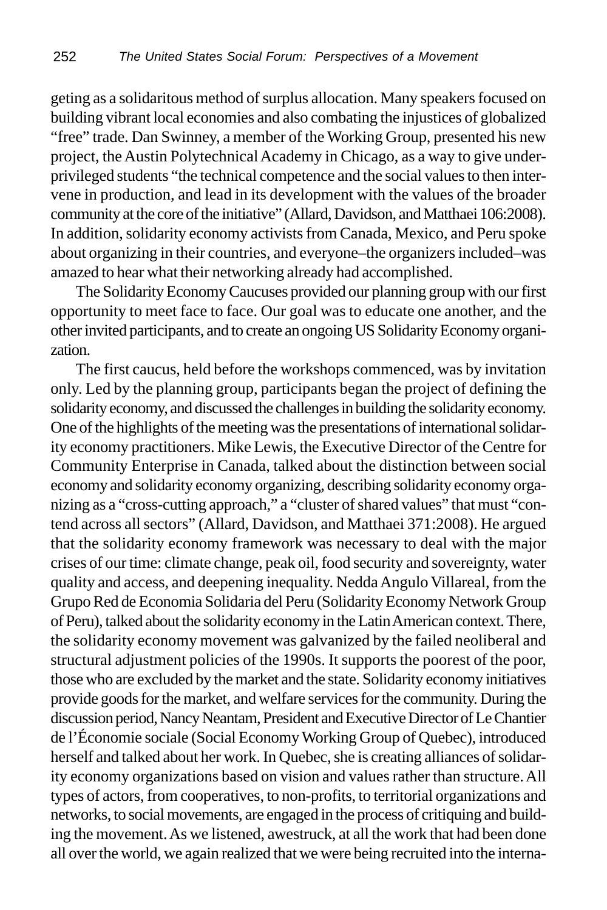geting as a solidaritous method of surplus allocation. Many speakers focused on building vibrant local economies and also combating the injustices of globalized "free" trade. Dan Swinney, a member of the Working Group, presented his new project, the Austin Polytechnical Academy in Chicago, as a way to give underprivileged students "the technical competence and the social values to then intervene in production, and lead in its development with the values of the broader community at the core of the initiative" (Allard, Davidson, and Matthaei 106:2008). In addition, solidarity economy activists from Canada, Mexico, and Peru spoke about organizing in their countries, and everyone–the organizers included–was amazed to hear what their networking already had accomplished.

The Solidarity Economy Caucuses provided our planning group with our first opportunity to meet face to face. Our goal was to educate one another, and the other invited participants, and to create an ongoing US Solidarity Economy organization.

The first caucus, held before the workshops commenced, was by invitation only. Led by the planning group, participants began the project of defining the solidarity economy, and discussed the challenges in building the solidarity economy. One of the highlights of the meeting was the presentations of international solidarity economy practitioners. Mike Lewis, the Executive Director of the Centre for Community Enterprise in Canada, talked about the distinction between social economy and solidarity economy organizing, describing solidarity economy organizing as a "cross-cutting approach," a "cluster of shared values" that must "contend across all sectors" (Allard, Davidson, and Matthaei 371:2008). He argued that the solidarity economy framework was necessary to deal with the major crises of our time: climate change, peak oil, food security and sovereignty, water quality and access, and deepening inequality. Nedda Angulo Villareal, from the Grupo Red de Economia Solidaria del Peru (Solidarity Economy Network Group of Peru), talked about the solidarity economy in the Latin American context. There, the solidarity economy movement was galvanized by the failed neoliberal and structural adjustment policies of the 1990s. It supports the poorest of the poor, those who are excluded by the market and the state. Solidarity economy initiatives provide goods for the market, and welfare services for the community. During the discussion period, Nancy Neantam, President and Executive Director of Le Chantier de l'Économie sociale (Social Economy Working Group of Quebec), introduced herself and talked about her work. In Quebec, she is creating alliances of solidarity economy organizations based on vision and values rather than structure. All types of actors, from cooperatives, to non-profits, to territorial organizations and networks, to social movements, are engaged in the process of critiquing and building the movement. As we listened, awestruck, at all the work that had been done all over the world, we again realized that we were being recruited into the interna-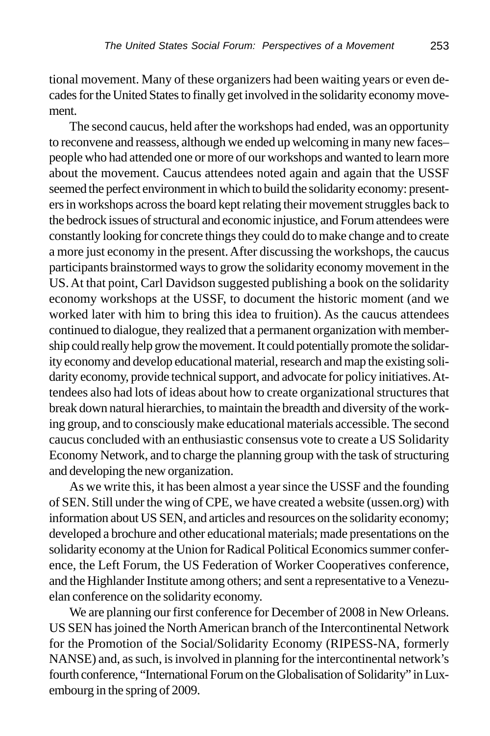tional movement. Many of these organizers had been waiting years or even decades for the United States to finally get involved in the solidarity economy movement.

The second caucus, held after the workshops had ended, was an opportunity to reconvene and reassess, although we ended up welcoming in many new faces– people who had attended one or more of our workshops and wanted to learn more about the movement. Caucus attendees noted again and again that the USSF seemed the perfect environment in which to build the solidarity economy: presenters in workshops across the board kept relating their movement struggles back to the bedrock issues of structural and economic injustice, and Forum attendees were constantly looking for concrete things they could do to make change and to create a more just economy in the present. After discussing the workshops, the caucus participants brainstormed ways to grow the solidarity economy movement in the US. At that point, Carl Davidson suggested publishing a book on the solidarity economy workshops at the USSF, to document the historic moment (and we worked later with him to bring this idea to fruition). As the caucus attendees continued to dialogue, they realized that a permanent organization with membership could really help grow the movement. It could potentially promote the solidarity economy and develop educational material, research and map the existing solidarity economy, provide technical support, and advocate for policy initiatives. Attendees also had lots of ideas about how to create organizational structures that break down natural hierarchies, to maintain the breadth and diversity of the working group, and to consciously make educational materials accessible. The second caucus concluded with an enthusiastic consensus vote to create a US Solidarity Economy Network, and to charge the planning group with the task of structuring and developing the new organization.

As we write this, it has been almost a year since the USSF and the founding of SEN. Still under the wing of CPE, we have created a website (ussen.org) with information about US SEN, and articles and resources on the solidarity economy; developed a brochure and other educational materials; made presentations on the solidarity economy at the Union for Radical Political Economics summer conference, the Left Forum, the US Federation of Worker Cooperatives conference, and the Highlander Institute among others; and sent a representative to a Venezuelan conference on the solidarity economy.

We are planning our first conference for December of 2008 in New Orleans. US SEN has joined the North American branch of the Intercontinental Network for the Promotion of the Social/Solidarity Economy (RIPESS-NA, formerly NANSE) and, as such, is involved in planning for the intercontinental network's fourth conference, "International Forum on the Globalisation of Solidarity" in Luxembourg in the spring of 2009.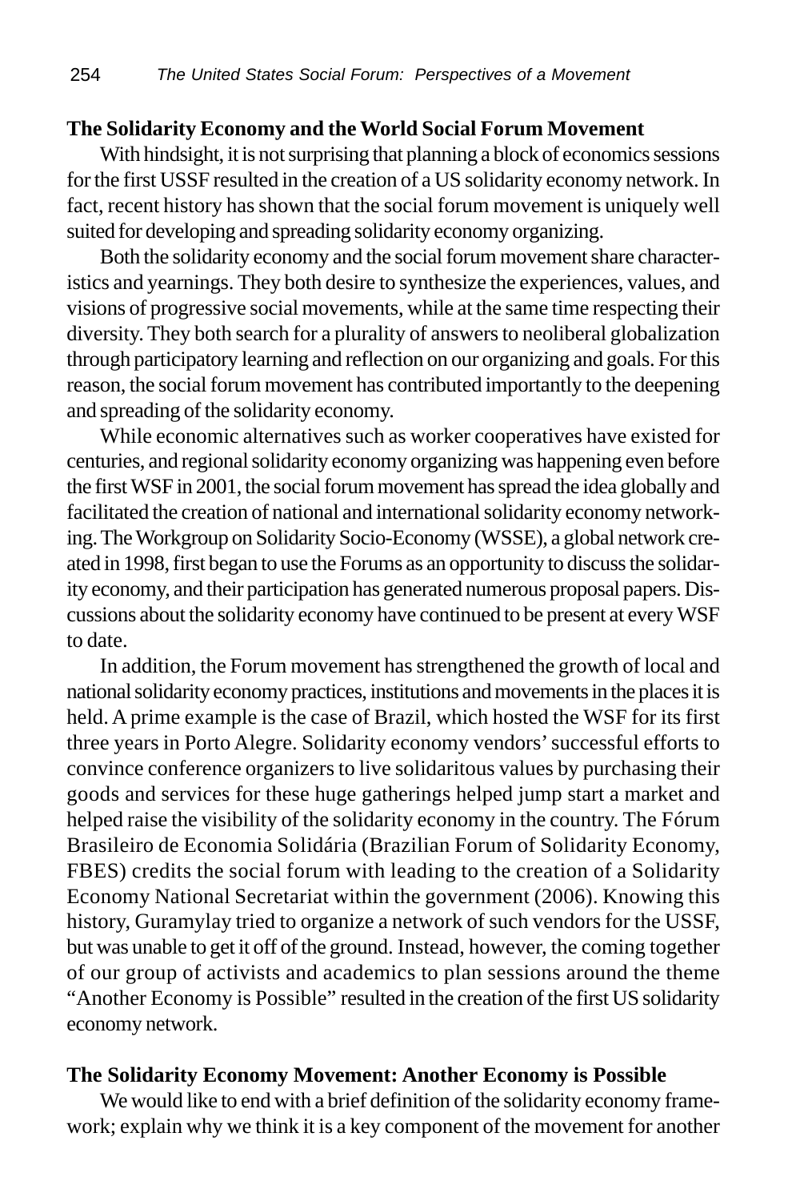## The Solidarity Economy and the World Social Forum Movement

With hindsight, it is not surprising that planning a block of economics sessions for the first USSF resulted in the creation of a US solidarity economy network. In fact, recent history has shown that the social forum movement is uniquely well suited for developing and spreading solidarity economy organizing.

Both the solidarity economy and the social forum movement share characteristics and yearnings. They both desire to synthesize the experiences, values, and visions of progressive social movements, while at the same time respecting their diversity. They both search for a plurality of answers to neoliberal globalization through participatory learning and reflection on our organizing and goals. For this reason, the social forum movement has contributed importantly to the deepening and spreading of the solidarity economy.

While economic alternatives such as worker cooperatives have existed for centuries, and regional solidarity economy organizing was happening even before the first WSF in 2001, the social forum movement has spread the idea globally and facilitated the creation of national and international solidarity economy networking. The Workgroup on Solidarity Socio-Economy (WSSE), a global network created in 1998, first began to use the Forums as an opportunity to discuss the solidarity economy, and their participation has generated numerous proposal papers. Discussions about the solidarity economy have continued to be present at every WSF to date.

In addition, the Forum movement has strengthened the growth of local and national solidarity economy practices, institutions and movements in the places it is held. A prime example is the case of Brazil, which hosted the WSF for its first three years in Porto Alegre. Solidarity economy vendors' successful efforts to convince conference organizers to live solidaritous values by purchasing their goods and services for these huge gatherings helped jump start a market and helped raise the visibility of the solidarity economy in the country. The Fórum Brasileiro de Economia Solidária (Brazilian Forum of Solidarity Economy, FBES) credits the social forum with leading to the creation of a Solidarity Economy National Secretariat within the government (2006). Knowing this history, Guramylay tried to organize a network of such vendors for the USSF, but was unable to get it off of the ground. Instead, however, the coming together of our group of activists and academics to plan sessions around the theme "Another Economy is Possible" resulted in the creation of the first US solidarity economy network.

## The Solidarity Economy Movement: Another Economy is Possible

We would like to end with a brief definition of the solidarity economy framework; explain why we think it is a key component of the movement for another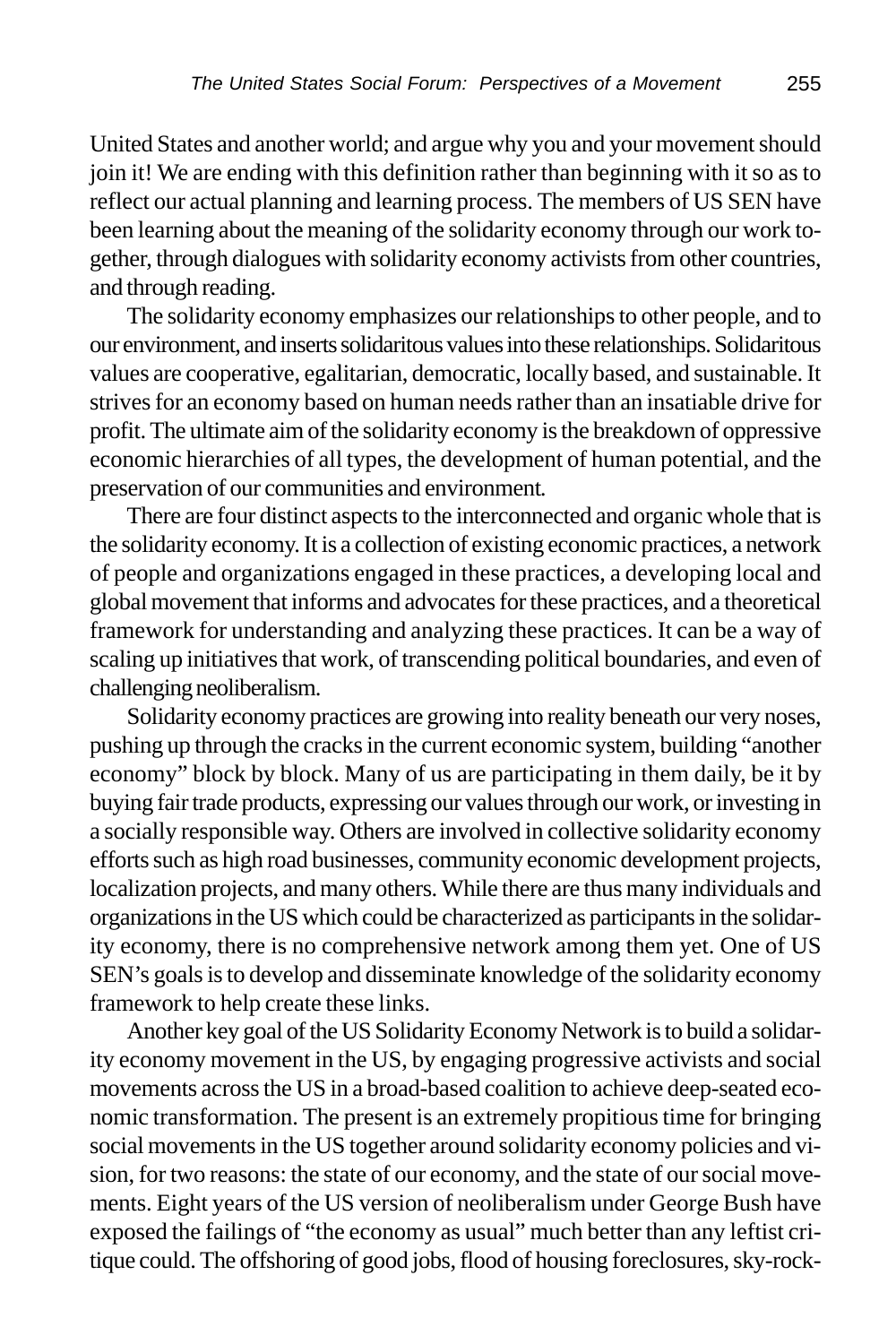United States and another world; and argue why you and your movement should join it! We are ending with this definition rather than beginning with it so as to reflect our actual planning and learning process. The members of US SEN have been learning about the meaning of the solidarity economy through our work together, through dialogues with solidarity economy activists from other countries, and through reading.

The solidarity economy emphasizes our relationships to other people, and to our environment, and inserts solidaritous values into these relationships. Solidaritous values are cooperative, egalitarian, democratic, locally based, and sustainable. It strives for an economy based on human needs rather than an insatiable drive for profit. The ultimate aim of the solidarity economy is the breakdown of oppressive economic hierarchies of all types, the development of human potential, and the preservation of our communities and environment.

There are four distinct aspects to the interconnected and organic whole that is the solidarity economy. It is a collection of existing economic practices, a network of people and organizations engaged in these practices, a developing local and global movement that informs and advocates for these practices, and a theoretical framework for understanding and analyzing these practices. It can be a way of scaling up initiatives that work, of transcending political boundaries, and even of challenging neoliberalism.

Solidarity economy practices are growing into reality beneath our very noses, pushing up through the cracks in the current economic system, building "another economy" block by block. Many of us are participating in them daily, be it by buying fair trade products, expressing our values through our work, or investing in a socially responsible way. Others are involved in collective solidarity economy efforts such as high road businesses, community economic development projects, localization projects, and many others. While there are thus many individuals and organizations in the US which could be characterized as participants in the solidarity economy, there is no comprehensive network among them yet. One of US SEN's goals is to develop and disseminate knowledge of the solidarity economy framework to help create these links.

Another key goal of the US Solidarity Economy Network is to build a solidarity economy movement in the US, by engaging progressive activists and social movements across the US in a broad-based coalition to achieve deep-seated economic transformation. The present is an extremely propitious time for bringing social movements in the US together around solidarity economy policies and vision, for two reasons: the state of our economy, and the state of our social movements. Eight years of the US version of neoliberalism under George Bush have exposed the failings of "the economy as usual" much better than any leftist critique could. The offshoring of good jobs, flood of housing foreclosures, sky-rock-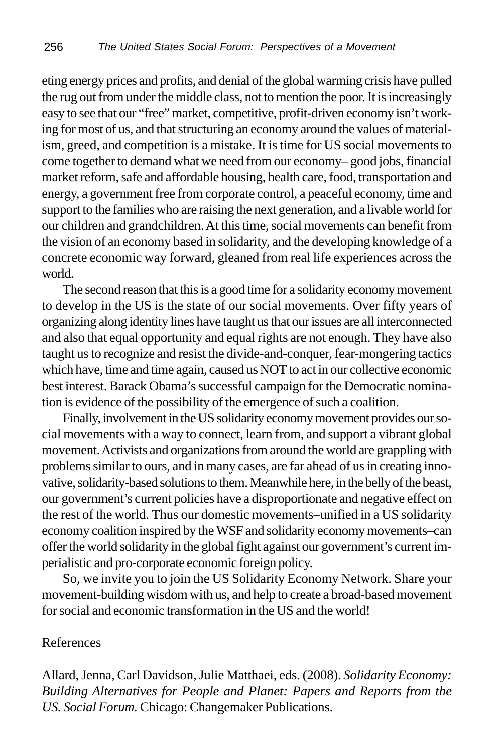eting energy prices and profits, and denial of the global warming crisis have pulled the rug out from under the middle class, not to mention the poor. It is increasingly easy to see that our "free" market, competitive, profit-driven economy isn't working for most of us, and that structuring an economy around the values of materialism, greed, and competition is a mistake. It is time for US social movements to come together to demand what we need from our economy– good jobs, financial market reform, safe and affordable housing, health care, food, transportation and energy, a government free from corporate control, a peaceful economy, time and support to the families who are raising the next generation, and a livable world for our children and grandchildren. At this time, social movements can benefit from the vision of an economy based in solidarity, and the developing knowledge of a concrete economic way forward, gleaned from real life experiences across the world.

The second reason that this is a good time for a solidarity economy movement to develop in the US is the state of our social movements. Over fifty years of organizing along identity lines have taught us that our issues are all interconnected and also that equal opportunity and equal rights are not enough. They have also taught us to recognize and resist the divide-and-conquer, fear-mongering tactics which have, time and time again, caused us NOT to act in our collective economic best interest. Barack Obama's successful campaign for the Democratic nomination is evidence of the possibility of the emergence of such a coalition.

Finally, involvement in the US solidarity economy movement provides our social movements with a way to connect, learn from, and support a vibrant global movement. Activists and organizations from around the world are grappling with problems similar to ours, and in many cases, are far ahead of us in creating innovative, solidarity-based solutions to them. Meanwhile here, in the belly of the beast, our government's current policies have a disproportionate and negative effect on the rest of the world. Thus our domestic movements–unified in a US solidarity economy coalition inspired by the WSF and solidarity economy movements–can offer the world solidarity in the global fight against our government's current imperialistic and pro-corporate economic foreign policy.

So, we invite you to join the US Solidarity Economy Network. Share your movement-building wisdom with us, and help to create a broad-based movement for social and economic transformation in the US and the world!

## References

Allard, Jenna, Carl Davidson, Julie Matthaei, eds. (2008). *Solidarity Economy: Building Alternatives for People and Planet: Papers and Reports from the US. Social Forum.* Chicago: Changemaker Publications.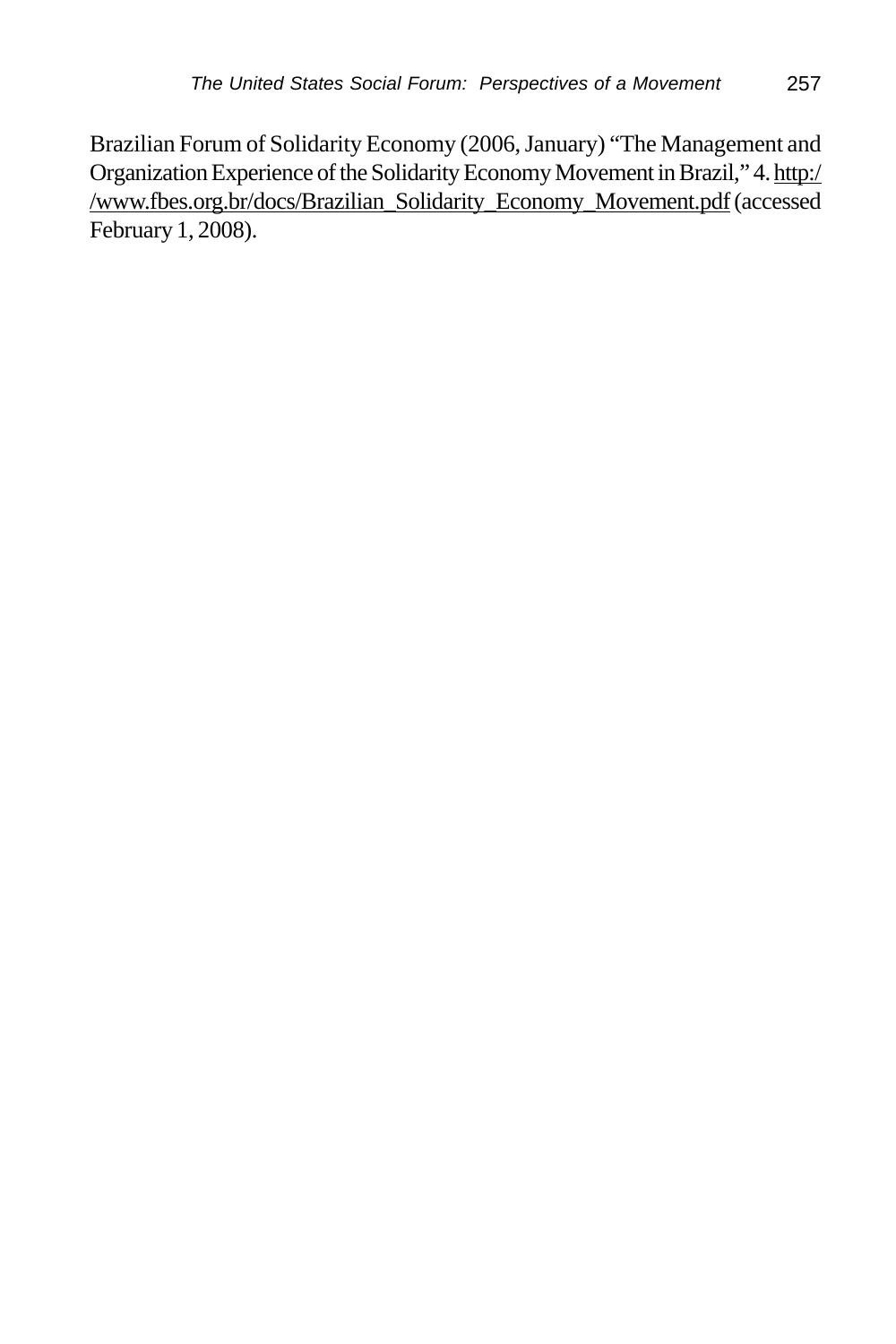Brazilian Forum of Solidarity Economy (2006, January) "The Management and Organization Experience of the Solidarity Economy Movement in Brazil," 4. http://www.fbes.org.br/docs/Brazilian_Solidarity_Economy_Movement.pdf (accessed February 1, 2008).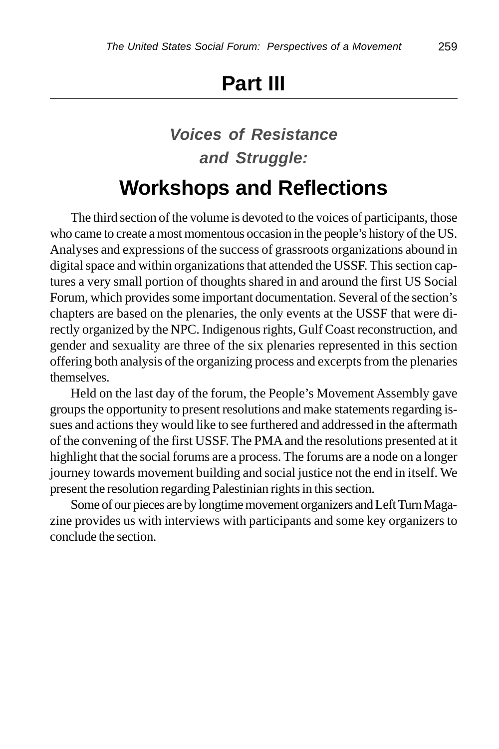# Part III

## *Voices of Resistance and Struggle:*

## Workshops and Reflections

The third section of the volume is devoted to the voices of participants, those who came to create a most momentous occasion in the people's history of the US. Analyses and expressions of the success of grassroots organizations abound in digital space and within organizations that attended the USSF. This section captures a very small portion of thoughts shared in and around the first US Social Forum, which provides some important documentation. Several of the section's chapters are based on the plenaries, the only events at the USSF that were directly organized by the NPC. Indigenous rights, Gulf Coast reconstruction, and gender and sexuality are three of the six plenaries represented in this section offering both analysis of the organizing process and excerpts from the plenaries themselves.

Held on the last day of the forum, the People's Movement Assembly gave groups the opportunity to present resolutions and make statements regarding issues and actions they would like to see furthered and addressed in the aftermath of the convening of the first USSF. The PMA and the resolutions presented at it highlight that the social forums are a process. The forums are a node on a longer journey towards movement building and social justice not the end in itself. We present the resolution regarding Palestinian rights in this section.

Some of our pieces are by longtime movement organizers and Left Turn Magazine provides us with interviews with participants and some key organizers to conclude the section.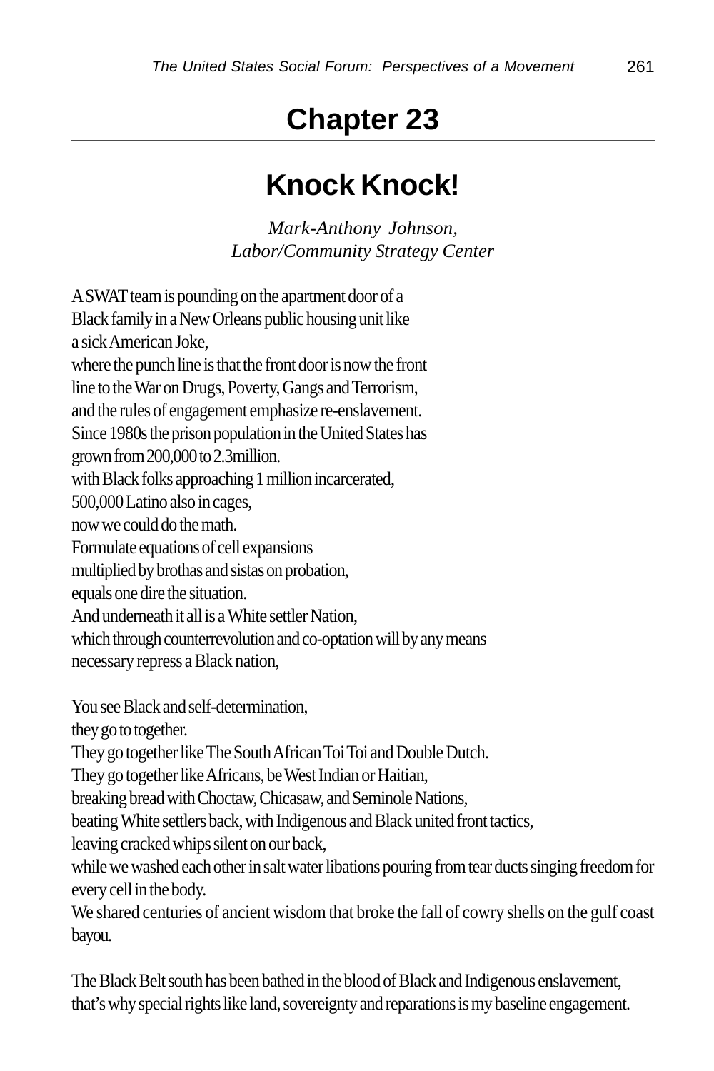# Chapter 23

## Knock Knock!

*Mark-Anthony Johnson,*
*Labor/Community Strategy Center*

A SWAT team is pounding on the apartment door of a
Black family in a New Orleans public housing unit like
a sick American Joke,
where the punch line is that the front door is now the front
line to the War on Drugs, Poverty, Gangs and Terrorism,
and the rules of engagement emphasize re-enslavement.
Since 1980s the prison population in the United States has
grown from 200,000 to 2.3million.
with Black folks approaching 1 million incarcerated,
500,000 Latino also in cages,
now we could do the math.
Formulate equations of cell expansions
multiplied by brothas and sistas on probation,
equals one dire the situation.
And underneath it all is a White settler Nation,
which through counterrevolution and co-optation will by any means
necessary repress a Black nation,

You see Black and self-determination,
they go to together.
They go together like The South African Toi Toi and Double Dutch.
They go together like Africans, be West Indian or Haitian,
breaking bread with Choctaw, Chicasaw, and Seminole Nations,
beating White settlers back, with Indigenous and Black united front tactics,
leaving cracked whips silent on our back,
while we washed each other in salt water libations pouring from tear ducts singing freedom for every cell in the body.
We shared centuries of ancient wisdom that broke the fall of cowry shells on the gulf coast bayou.

The Black Belt south has been bathed in the blood of Black and Indigenous enslavement,
that's why special rights like land, sovereignty and reparations is my baseline engagement.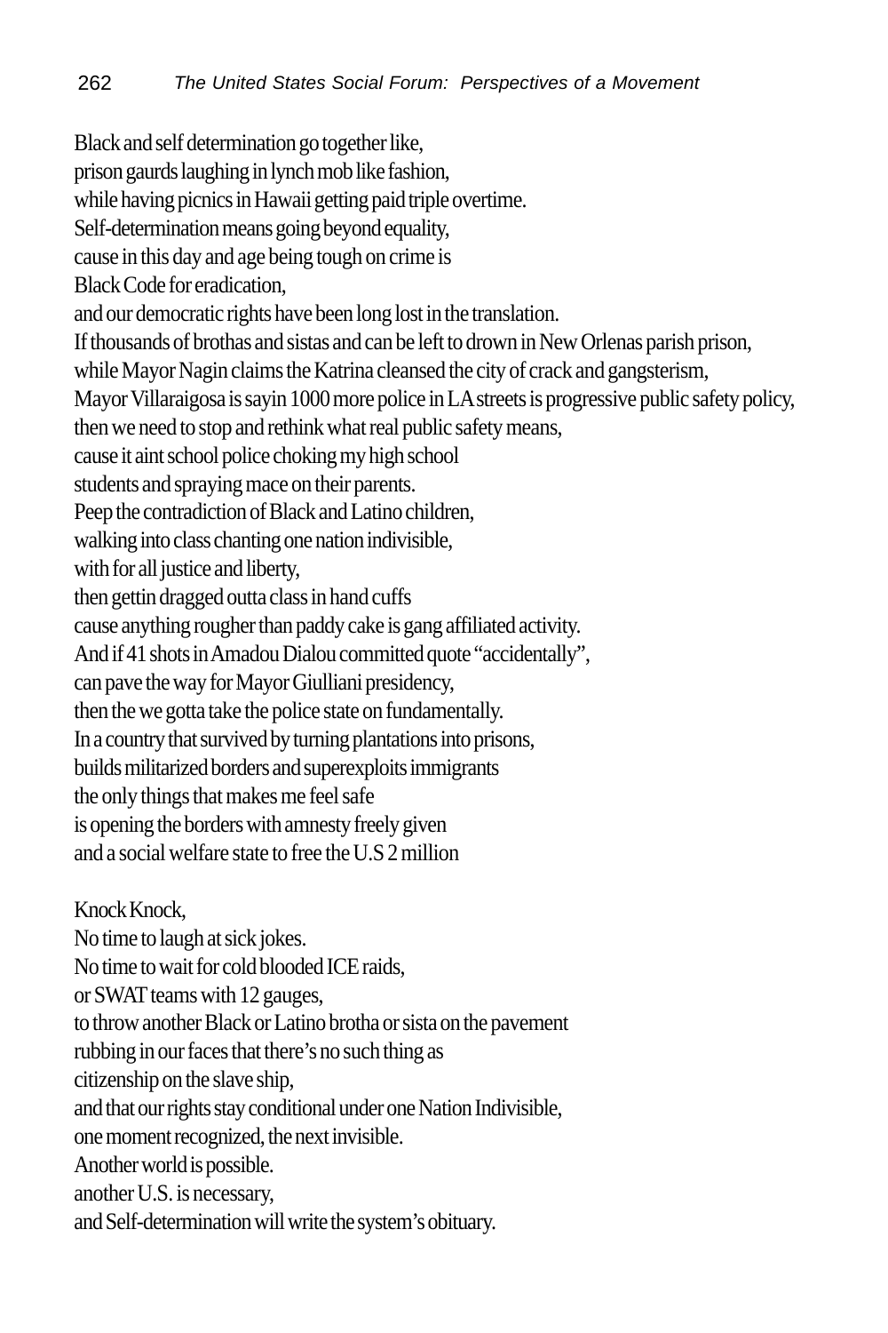Black and self determination go together like,
prison gaurds laughing in lynch mob like fashion,
while having picnics in Hawaii getting paid triple overtime.
Self-determination means going beyond equality,
cause in this day and age being tough on crime is
Black Code for eradication,
and our democratic rights have been long lost in the translation.
If thousands of brothas and sistas and can be left to drown in New Orlenas parish prison,
while Mayor Nagin claims the Katrina cleansed the city of crack and gangsterism,
Mayor Villaraigosa is sayin 1000 more police in LA streets is progressive public safety policy,
then we need to stop and rethink what real public safety means,
cause it aint school police choking my high school
students and spraying mace on their parents.
Peep the contradiction of Black and Latino children,
walking into class chanting one nation indivisible,
with for all justice and liberty,
then gettin dragged outta class in hand cuffs
cause anything rougher than paddy cake is gang affiliated activity.
And if 41 shots in Amadou Dialou committed quote "accidentally",
can pave the way for Mayor Giulliani presidency,
then the we gotta take the police state on fundamentally.
In a country that survived by turning plantations into prisons,
builds militarized borders and superexploits immigrants
the only things that makes me feel safe
is opening the borders with amnesty freely given
and a social welfare state to free the U.S 2 million

Knock Knock,
No time to laugh at sick jokes.
No time to wait for cold blooded ICE raids,
or SWAT teams with 12 gauges,
to throw another Black or Latino brotha or sista on the pavement
rubbing in our faces that there's no such thing as
citizenship on the slave ship,
and that our rights stay conditional under one Nation Indivisible,
one moment recognized, the next invisible.
Another world is possible.
another U.S. is necessary,
and Self-determination will write the system's obituary.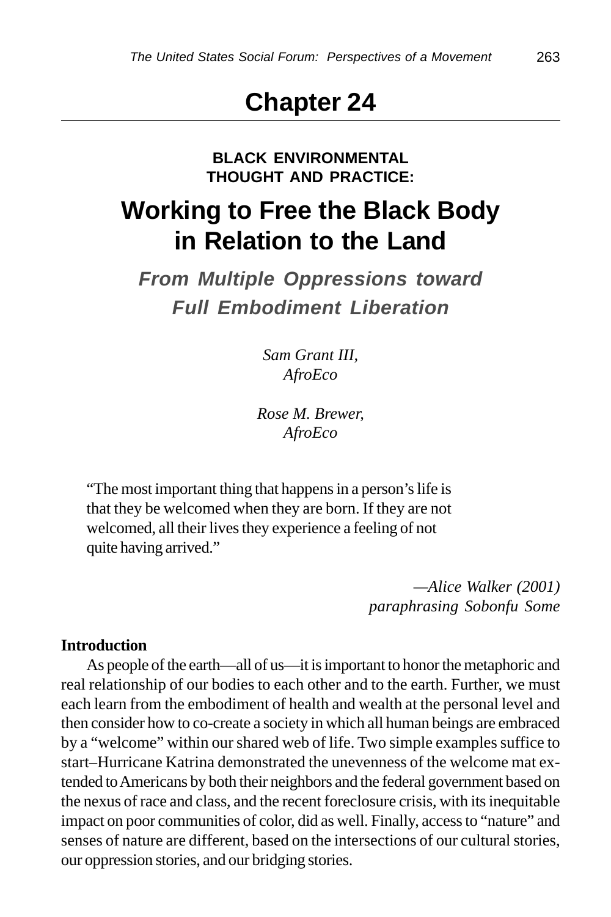# Chapter 24

## BLACK ENVIRONMENTAL THOUGHT AND PRACTICE:

# Working to Free the Black Body in Relation to the Land

### *From Multiple Oppressions toward Full Embodiment Liberation*

*Sam Grant III,*
*AfroEco*

*Rose M. Brewer,*
*AfroEco*

> "The most important thing that happens in a person's life is that they be welcomed when they are born. If they are not welcomed, all their lives they experience a feeling of not quite having arrived."
>
> —*Alice Walker (2001) paraphrasing Sobonfu Some*

**Introduction**

As people of the earth—all of us—it is important to honor the metaphoric and real relationship of our bodies to each other and to the earth. Further, we must each learn from the embodiment of health and wealth at the personal level and then consider how to co-create a society in which all human beings are embraced by a "welcome" within our shared web of life. Two simple examples suffice to start–Hurricane Katrina demonstrated the unevenness of the welcome mat extended to Americans by both their neighbors and the federal government based on the nexus of race and class, and the recent foreclosure crisis, with its inequitable impact on poor communities of color, did as well. Finally, access to "nature" and senses of nature are different, based on the intersections of our cultural stories, our oppression stories, and our bridging stories.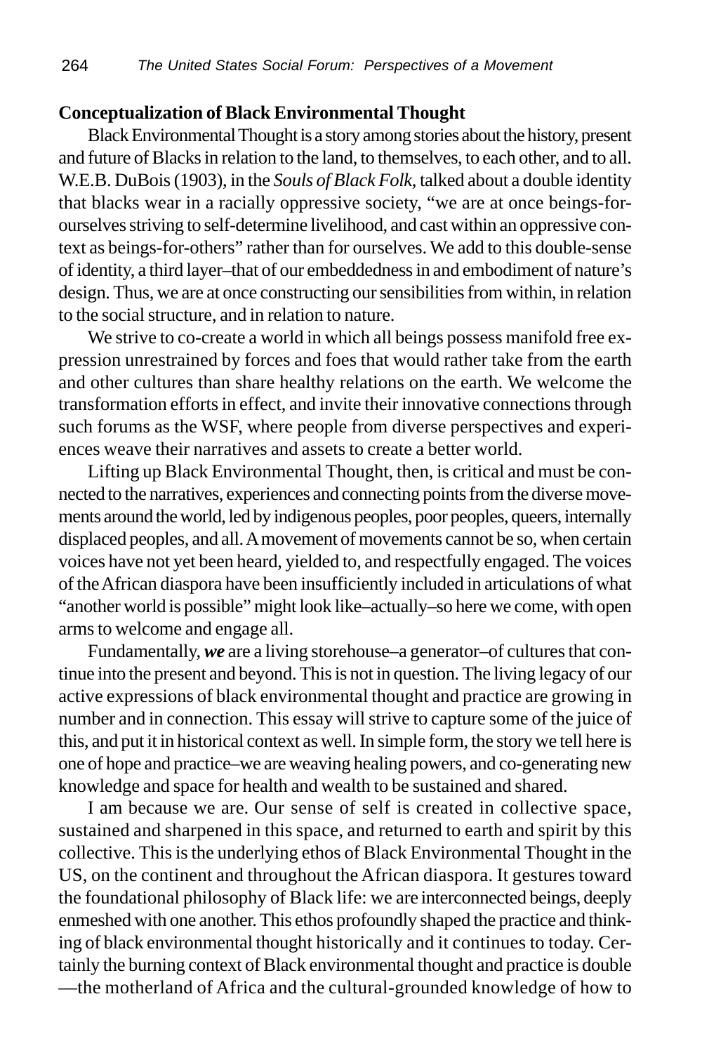**Conceptualization of Black Environmental Thought**

Black Environmental Thought is a story among stories about the history, present and future of Blacks in relation to the land, to themselves, to each other, and to all. W.E.B. DuBois (1903), in the *Souls of Black Folk*, talked about a double identity that blacks wear in a racially oppressive society, "we are at once beings-for-ourselves striving to self-determine livelihood, and cast within an oppressive context as beings-for-others" rather than for ourselves. We add to this double-sense of identity, a third layer–that of our embeddedness in and embodiment of nature's design. Thus, we are at once constructing our sensibilities from within, in relation to the social structure, and in relation to nature.

We strive to co-create a world in which all beings possess manifold free expression unrestrained by forces and foes that would rather take from the earth and other cultures than share healthy relations on the earth. We welcome the transformation efforts in effect, and invite their innovative connections through such forums as the WSF, where people from diverse perspectives and experiences weave their narratives and assets to create a better world.

Lifting up Black Environmental Thought, then, is critical and must be connected to the narratives, experiences and connecting points from the diverse movements around the world, led by indigenous peoples, poor peoples, queers, internally displaced peoples, and all. A movement of movements cannot be so, when certain voices have not yet been heard, yielded to, and respectfully engaged. The voices of the African diaspora have been insufficiently included in articulations of what "another world is possible" might look like–actually–so here we come, with open arms to welcome and engage all.

Fundamentally, ***we*** are a living storehouse–a generator–of cultures that continue into the present and beyond. This is not in question. The living legacy of our active expressions of black environmental thought and practice are growing in number and in connection. This essay will strive to capture some of the juice of this, and put it in historical context as well. In simple form, the story we tell here is one of hope and practice–we are weaving healing powers, and co-generating new knowledge and space for health and wealth to be sustained and shared.

I am because we are. Our sense of self is created in collective space, sustained and sharpened in this space, and returned to earth and spirit by this collective. This is the underlying ethos of Black Environmental Thought in the US, on the continent and throughout the African diaspora. It gestures toward the foundational philosophy of Black life: we are interconnected beings, deeply enmeshed with one another. This ethos profoundly shaped the practice and thinking of black environmental thought historically and it continues to today. Certainly the burning context of Black environmental thought and practice is double —the motherland of Africa and the cultural-grounded knowledge of how to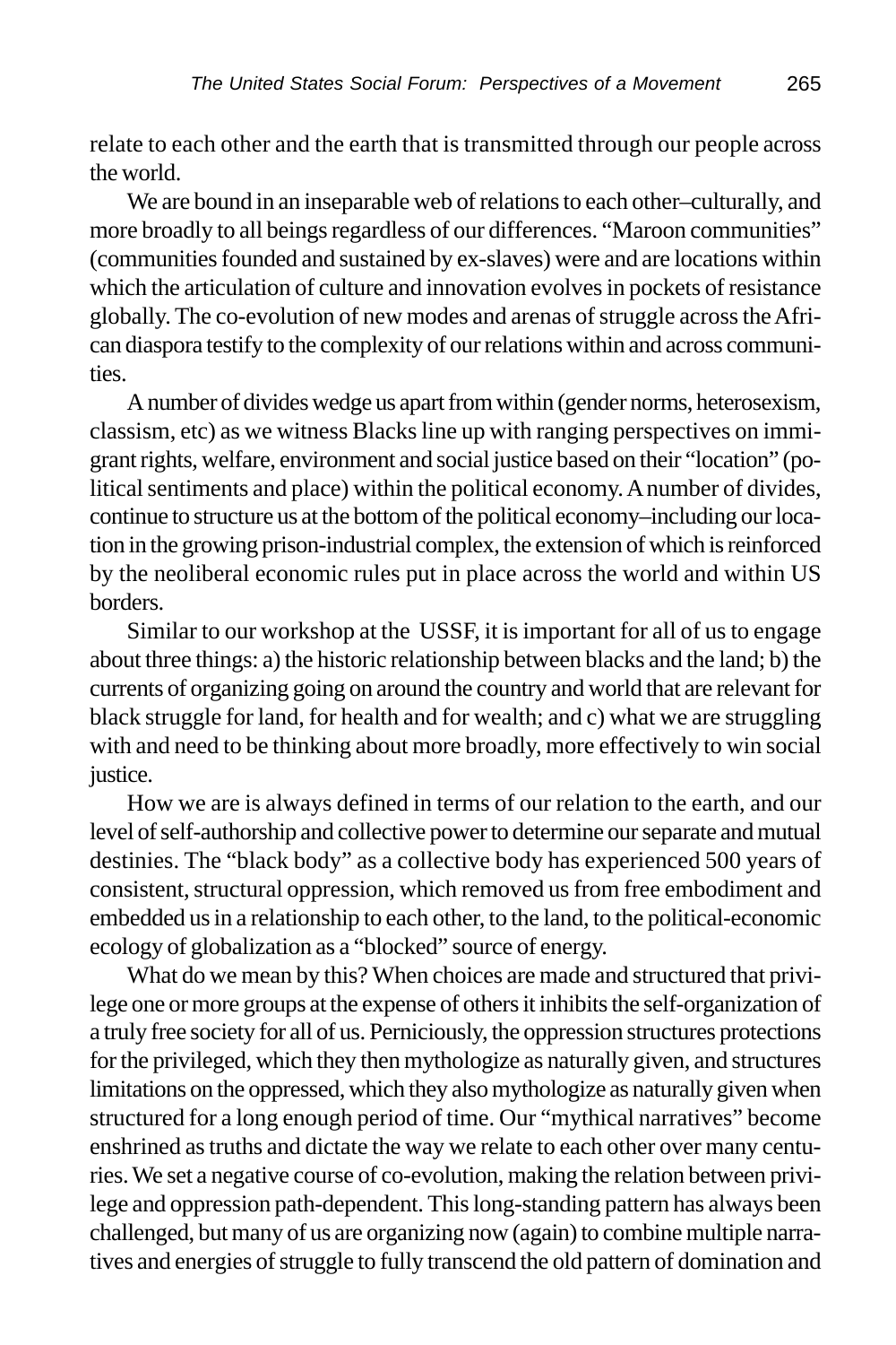relate to each other and the earth that is transmitted through our people across the world.

We are bound in an inseparable web of relations to each other–culturally, and more broadly to all beings regardless of our differences. "Maroon communities" (communities founded and sustained by ex-slaves) were and are locations within which the articulation of culture and innovation evolves in pockets of resistance globally. The co-evolution of new modes and arenas of struggle across the African diaspora testify to the complexity of our relations within and across communities.

A number of divides wedge us apart from within (gender norms, heterosexism, classism, etc) as we witness Blacks line up with ranging perspectives on immigrant rights, welfare, environment and social justice based on their "location" (political sentiments and place) within the political economy. A number of divides, continue to structure us at the bottom of the political economy–including our location in the growing prison-industrial complex, the extension of which is reinforced by the neoliberal economic rules put in place across the world and within US borders.

Similar to our workshop at the USSF, it is important for all of us to engage about three things: a) the historic relationship between blacks and the land; b) the currents of organizing going on around the country and world that are relevant for black struggle for land, for health and for wealth; and c) what we are struggling with and need to be thinking about more broadly, more effectively to win social justice.

How we are is always defined in terms of our relation to the earth, and our level of self-authorship and collective power to determine our separate and mutual destinies. The "black body" as a collective body has experienced 500 years of consistent, structural oppression, which removed us from free embodiment and embedded us in a relationship to each other, to the land, to the political-economic ecology of globalization as a "blocked" source of energy.

What do we mean by this? When choices are made and structured that privilege one or more groups at the expense of others it inhibits the self-organization of a truly free society for all of us. Perniciously, the oppression structures protections for the privileged, which they then mythologize as naturally given, and structures limitations on the oppressed, which they also mythologize as naturally given when structured for a long enough period of time. Our "mythical narratives" become enshrined as truths and dictate the way we relate to each other over many centuries. We set a negative course of co-evolution, making the relation between privilege and oppression path-dependent. This long-standing pattern has always been challenged, but many of us are organizing now (again) to combine multiple narratives and energies of struggle to fully transcend the old pattern of domination and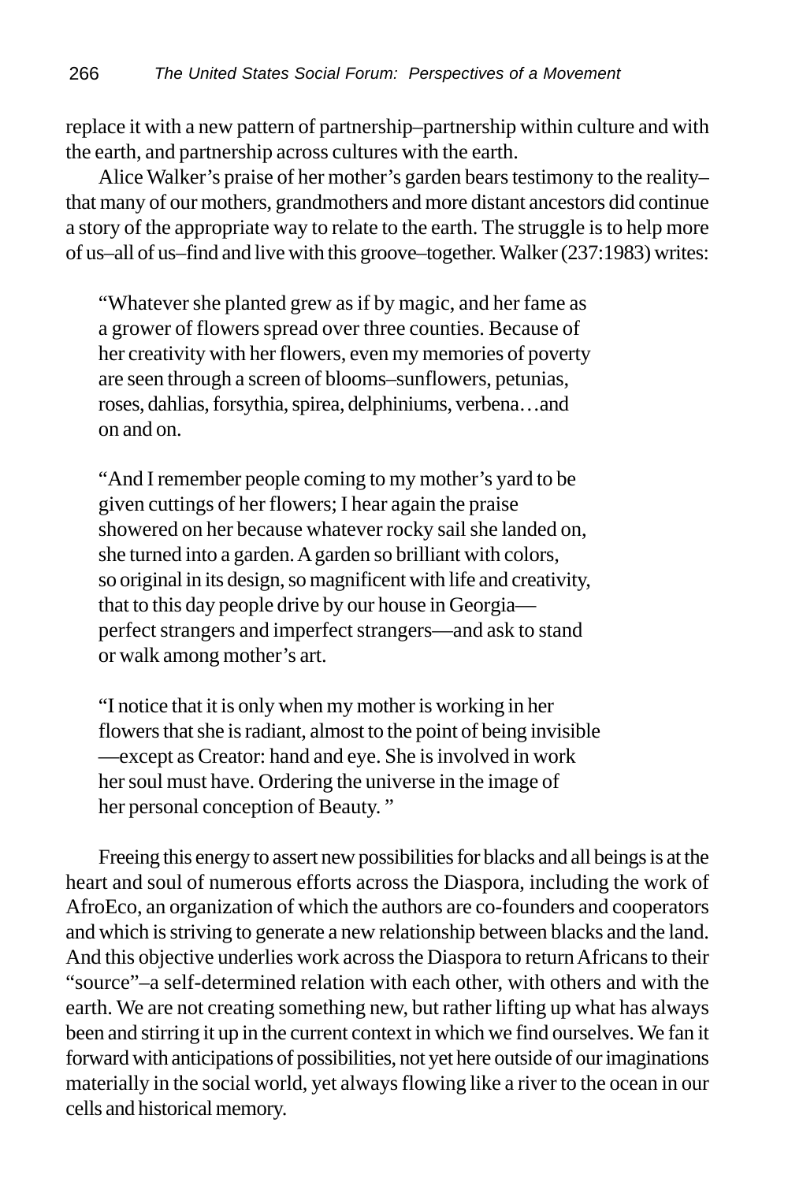replace it with a new pattern of partnership–partnership within culture and with the earth, and partnership across cultures with the earth.

Alice Walker's praise of her mother's garden bears testimony to the reality–that many of our mothers, grandmothers and more distant ancestors did continue a story of the appropriate way to relate to the earth. The struggle is to help more of us–all of us–find and live with this groove–together. Walker (237:1983) writes:

> "Whatever she planted grew as if by magic, and her fame as a grower of flowers spread over three counties. Because of her creativity with her flowers, even my memories of poverty are seen through a screen of blooms–sunflowers, petunias, roses, dahlias, forsythia, spirea, delphiniums, verbena…and on and on.
>
> "And I remember people coming to my mother's yard to be given cuttings of her flowers; I hear again the praise showered on her because whatever rocky sail she landed on, she turned into a garden. A garden so brilliant with colors, so original in its design, so magnificent with life and creativity, that to this day people drive by our house in Georgia—perfect strangers and imperfect strangers—and ask to stand or walk among mother's art.
>
> "I notice that it is only when my mother is working in her flowers that she is radiant, almost to the point of being invisible—except as Creator: hand and eye. She is involved in work her soul must have. Ordering the universe in the image of her personal conception of Beauty. "

Freeing this energy to assert new possibilities for blacks and all beings is at the heart and soul of numerous efforts across the Diaspora, including the work of AfroEco, an organization of which the authors are co-founders and cooperators and which is striving to generate a new relationship between blacks and the land. And this objective underlies work across the Diaspora to return Africans to their "source"–a self-determined relation with each other, with others and with the earth. We are not creating something new, but rather lifting up what has always been and stirring it up in the current context in which we find ourselves. We fan it forward with anticipations of possibilities, not yet here outside of our imaginations materially in the social world, yet always flowing like a river to the ocean in our cells and historical memory.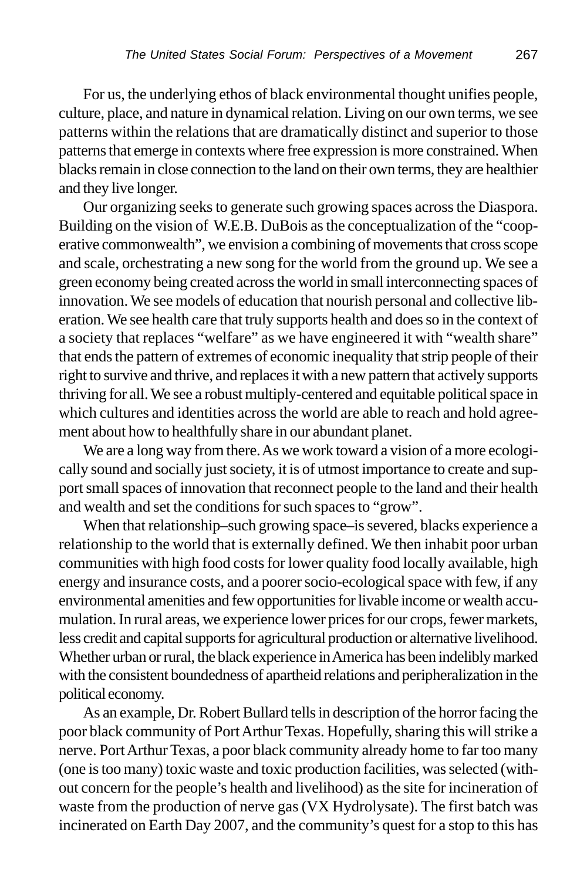For us, the underlying ethos of black environmental thought unifies people, culture, place, and nature in dynamical relation. Living on our own terms, we see patterns within the relations that are dramatically distinct and superior to those patterns that emerge in contexts where free expression is more constrained. When blacks remain in close connection to the land on their own terms, they are healthier and they live longer.

Our organizing seeks to generate such growing spaces across the Diaspora. Building on the vision of W.E.B. DuBois as the conceptualization of the "cooperative commonwealth", we envision a combining of movements that cross scope and scale, orchestrating a new song for the world from the ground up. We see a green economy being created across the world in small interconnecting spaces of innovation. We see models of education that nourish personal and collective liberation. We see health care that truly supports health and does so in the context of a society that replaces "welfare" as we have engineered it with "wealth share" that ends the pattern of extremes of economic inequality that strip people of their right to survive and thrive, and replaces it with a new pattern that actively supports thriving for all. We see a robust multiply-centered and equitable political space in which cultures and identities across the world are able to reach and hold agreement about how to healthfully share in our abundant planet.

We are a long way from there. As we work toward a vision of a more ecologically sound and socially just society, it is of utmost importance to create and support small spaces of innovation that reconnect people to the land and their health and wealth and set the conditions for such spaces to "grow".

When that relationship–such growing space–is severed, blacks experience a relationship to the world that is externally defined. We then inhabit poor urban communities with high food costs for lower quality food locally available, high energy and insurance costs, and a poorer socio-ecological space with few, if any environmental amenities and few opportunities for livable income or wealth accumulation. In rural areas, we experience lower prices for our crops, fewer markets, less credit and capital supports for agricultural production or alternative livelihood. Whether urban or rural, the black experience in America has been indelibly marked with the consistent boundedness of apartheid relations and peripheralization in the political economy.

As an example, Dr. Robert Bullard tells in description of the horror facing the poor black community of Port Arthur Texas. Hopefully, sharing this will strike a nerve. Port Arthur Texas, a poor black community already home to far too many (one is too many) toxic waste and toxic production facilities, was selected (without concern for the people's health and livelihood) as the site for incineration of waste from the production of nerve gas (VX Hydrolysate). The first batch was incinerated on Earth Day 2007, and the community's quest for a stop to this has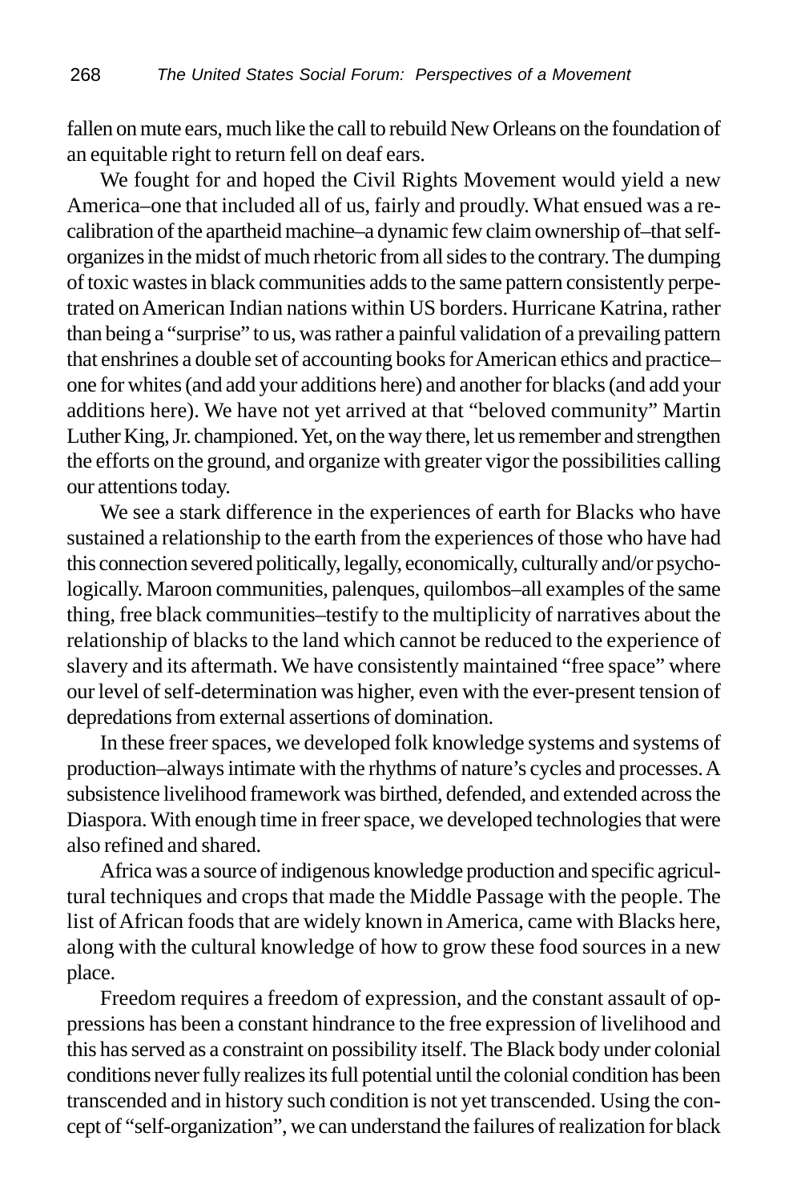fallen on mute ears, much like the call to rebuild New Orleans on the foundation of an equitable right to return fell on deaf ears.

We fought for and hoped the Civil Rights Movement would yield a new America–one that included all of us, fairly and proudly. What ensued was a recalibration of the apartheid machine–a dynamic few claim ownership of–that self-organizes in the midst of much rhetoric from all sides to the contrary. The dumping of toxic wastes in black communities adds to the same pattern consistently perpetrated on American Indian nations within US borders. Hurricane Katrina, rather than being a "surprise" to us, was rather a painful validation of a prevailing pattern that enshrines a double set of accounting books for American ethics and practice–one for whites (and add your additions here) and another for blacks (and add your additions here). We have not yet arrived at that "beloved community" Martin Luther King, Jr. championed. Yet, on the way there, let us remember and strengthen the efforts on the ground, and organize with greater vigor the possibilities calling our attentions today.

We see a stark difference in the experiences of earth for Blacks who have sustained a relationship to the earth from the experiences of those who have had this connection severed politically, legally, economically, culturally and/or psychologically. Maroon communities, palenques, quilombos–all examples of the same thing, free black communities–testify to the multiplicity of narratives about the relationship of blacks to the land which cannot be reduced to the experience of slavery and its aftermath. We have consistently maintained "free space" where our level of self-determination was higher, even with the ever-present tension of depredations from external assertions of domination.

In these freer spaces, we developed folk knowledge systems and systems of production–always intimate with the rhythms of nature's cycles and processes. A subsistence livelihood framework was birthed, defended, and extended across the Diaspora. With enough time in freer space, we developed technologies that were also refined and shared.

Africa was a source of indigenous knowledge production and specific agricultural techniques and crops that made the Middle Passage with the people. The list of African foods that are widely known in America, came with Blacks here, along with the cultural knowledge of how to grow these food sources in a new place.

Freedom requires a freedom of expression, and the constant assault of oppressions has been a constant hindrance to the free expression of livelihood and this has served as a constraint on possibility itself. The Black body under colonial conditions never fully realizes its full potential until the colonial condition has been transcended and in history such condition is not yet transcended. Using the concept of "self-organization", we can understand the failures of realization for black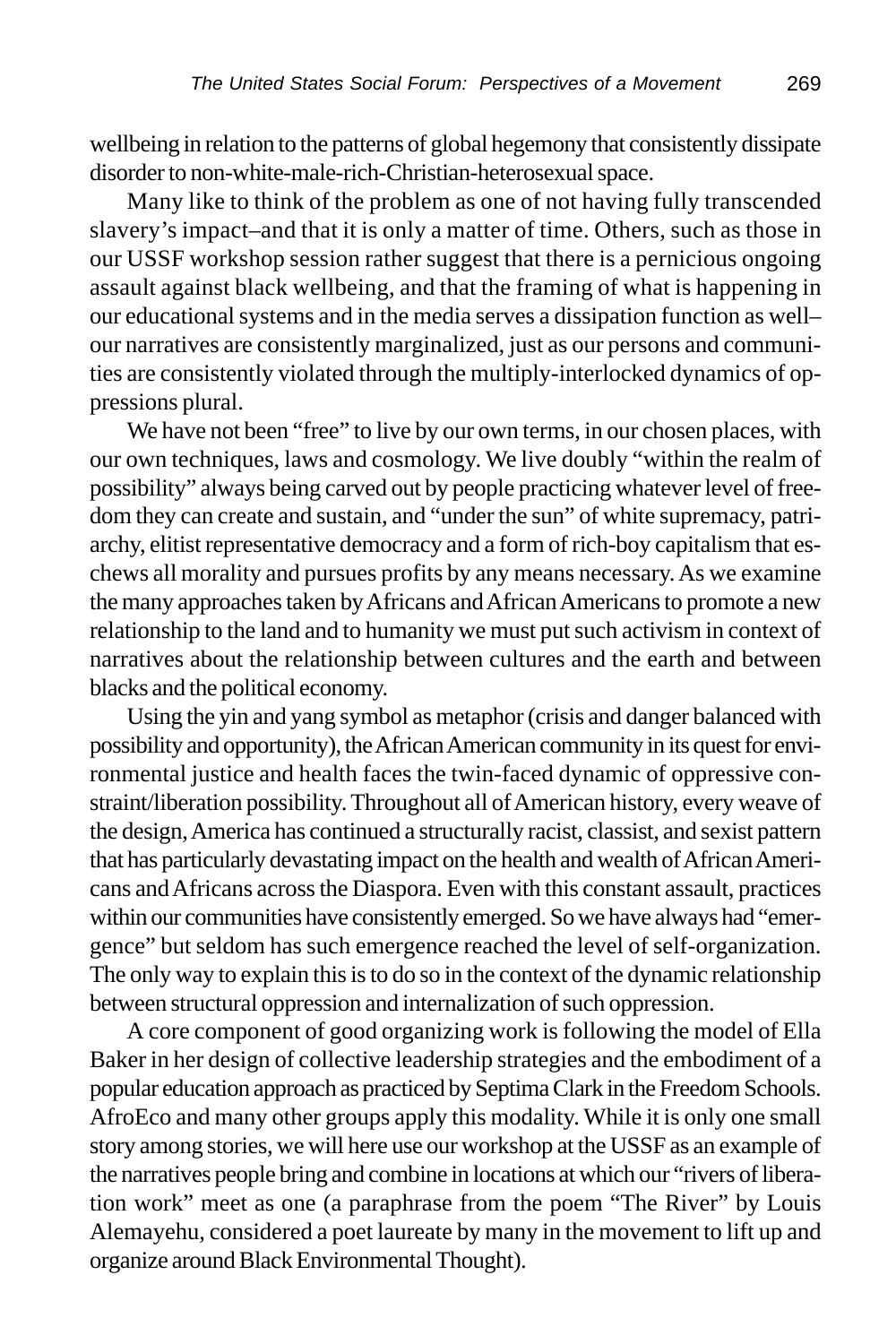wellbeing in relation to the patterns of global hegemony that consistently dissipate disorder to non-white-male-rich-Christian-heterosexual space.

Many like to think of the problem as one of not having fully transcended slavery's impact–and that it is only a matter of time. Others, such as those in our USSF workshop session rather suggest that there is a pernicious ongoing assault against black wellbeing, and that the framing of what is happening in our educational systems and in the media serves a dissipation function as well–our narratives are consistently marginalized, just as our persons and communities are consistently violated through the multiply-interlocked dynamics of oppressions plural.

We have not been "free" to live by our own terms, in our chosen places, with our own techniques, laws and cosmology. We live doubly "within the realm of possibility" always being carved out by people practicing whatever level of freedom they can create and sustain, and "under the sun" of white supremacy, patriarchy, elitist representative democracy and a form of rich-boy capitalism that eschews all morality and pursues profits by any means necessary. As we examine the many approaches taken by Africans and African Americans to promote a new relationship to the land and to humanity we must put such activism in context of narratives about the relationship between cultures and the earth and between blacks and the political economy.

Using the yin and yang symbol as metaphor (crisis and danger balanced with possibility and opportunity), the African American community in its quest for environmental justice and health faces the twin-faced dynamic of oppressive constraint/liberation possibility. Throughout all of American history, every weave of the design, America has continued a structurally racist, classist, and sexist pattern that has particularly devastating impact on the health and wealth of African Americans and Africans across the Diaspora. Even with this constant assault, practices within our communities have consistently emerged. So we have always had "emergence" but seldom has such emergence reached the level of self-organization. The only way to explain this is to do so in the context of the dynamic relationship between structural oppression and internalization of such oppression.

A core component of good organizing work is following the model of Ella Baker in her design of collective leadership strategies and the embodiment of a popular education approach as practiced by Septima Clark in the Freedom Schools. AfroEco and many other groups apply this modality. While it is only one small story among stories, we will here use our workshop at the USSF as an example of the narratives people bring and combine in locations at which our "rivers of liberation work" meet as one (a paraphrase from the poem "The River" by Louis Alemayehu, considered a poet laureate by many in the movement to lift up and organize around Black Environmental Thought).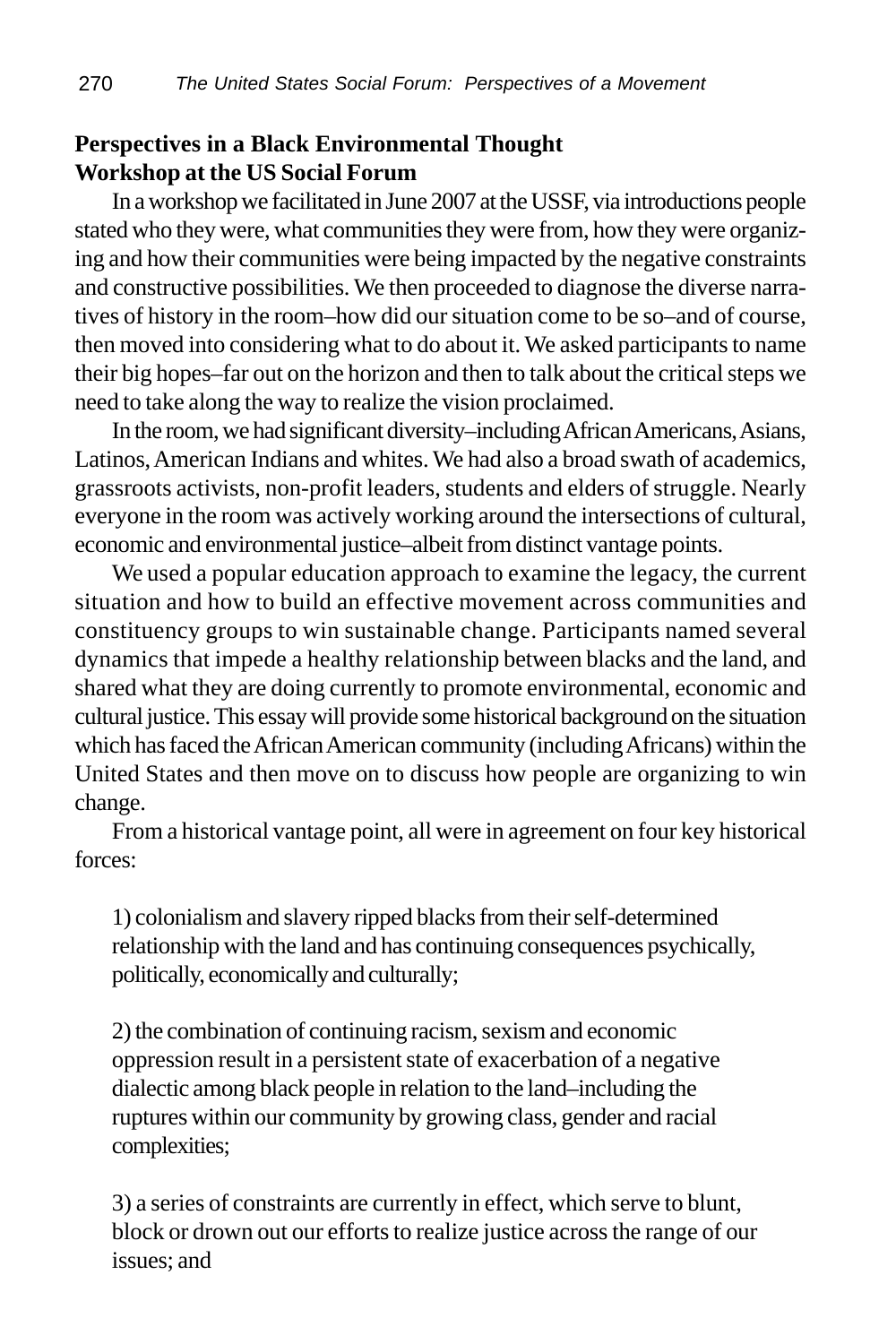**Perspectives in a Black Environmental Thought Workshop at the US Social Forum**

In a workshop we facilitated in June 2007 at the USSF, via introductions people stated who they were, what communities they were from, how they were organizing and how their communities were being impacted by the negative constraints and constructive possibilities. We then proceeded to diagnose the diverse narratives of history in the room–how did our situation come to be so–and of course, then moved into considering what to do about it. We asked participants to name their big hopes–far out on the horizon and then to talk about the critical steps we need to take along the way to realize the vision proclaimed.

In the room, we had significant diversity–including African Americans, Asians, Latinos, American Indians and whites. We had also a broad swath of academics, grassroots activists, non-profit leaders, students and elders of struggle. Nearly everyone in the room was actively working around the intersections of cultural, economic and environmental justice–albeit from distinct vantage points.

We used a popular education approach to examine the legacy, the current situation and how to build an effective movement across communities and constituency groups to win sustainable change. Participants named several dynamics that impede a healthy relationship between blacks and the land, and shared what they are doing currently to promote environmental, economic and cultural justice. This essay will provide some historical background on the situation which has faced the African American community (including Africans) within the United States and then move on to discuss how people are organizing to win change.

From a historical vantage point, all were in agreement on four key historical forces:

1) colonialism and slavery ripped blacks from their self-determined relationship with the land and has continuing consequences psychically, politically, economically and culturally;

2) the combination of continuing racism, sexism and economic oppression result in a persistent state of exacerbation of a negative dialectic among black people in relation to the land–including the ruptures within our community by growing class, gender and racial complexities;

3) a series of constraints are currently in effect, which serve to blunt, block or drown out our efforts to realize justice across the range of our issues; and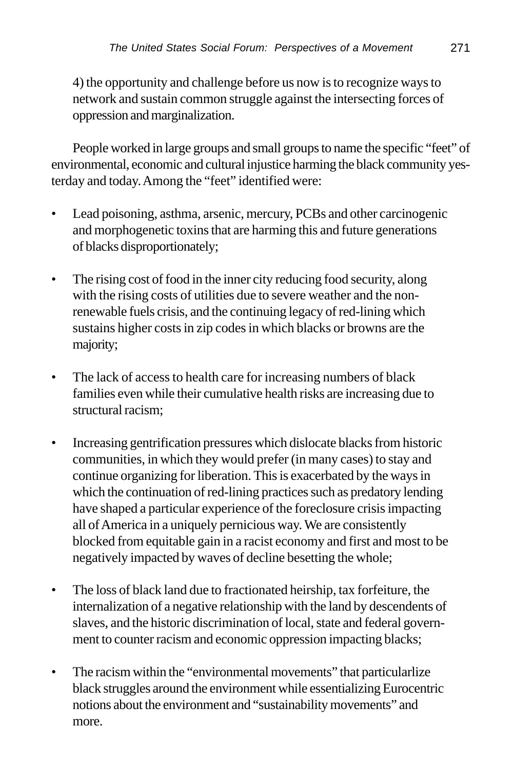4) the opportunity and challenge before us now is to recognize ways to network and sustain common struggle against the intersecting forces of oppression and marginalization.

People worked in large groups and small groups to name the specific "feet" of environmental, economic and cultural injustice harming the black community yesterday and today. Among the "feet" identified were:

- Lead poisoning, asthma, arsenic, mercury, PCBs and other carcinogenic and morphogenetic toxins that are harming this and future generations of blacks disproportionately;
- The rising cost of food in the inner city reducing food security, along with the rising costs of utilities due to severe weather and the non-renewable fuels crisis, and the continuing legacy of red-lining which sustains higher costs in zip codes in which blacks or browns are the majority;
- The lack of access to health care for increasing numbers of black families even while their cumulative health risks are increasing due to structural racism;
- Increasing gentrification pressures which dislocate blacks from historic communities, in which they would prefer (in many cases) to stay and continue organizing for liberation. This is exacerbated by the ways in which the continuation of red-lining practices such as predatory lending have shaped a particular experience of the foreclosure crisis impacting all of America in a uniquely pernicious way. We are consistently blocked from equitable gain in a racist economy and first and most to be negatively impacted by waves of decline besetting the whole;
- The loss of black land due to fractionated heirship, tax forfeiture, the internalization of a negative relationship with the land by descendents of slaves, and the historic discrimination of local, state and federal government to counter racism and economic oppression impacting blacks;
- The racism within the "environmental movements" that particularlize black struggles around the environment while essentializing Eurocentric notions about the environment and "sustainability movements" and more.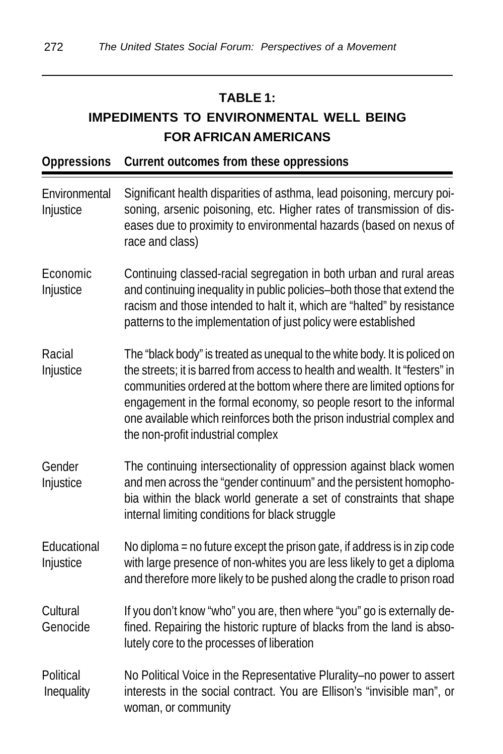**TABLE 1:**
**IMPEDIMENTS TO ENVIRONMENTAL WELL BEING FOR AFRICAN AMERICANS**

| Oppressions | Current outcomes from these oppressions |
|---|---|
| Environmental Injustice | Significant health disparities of asthma, lead poisoning, mercury poisoning, arsenic poisoning, etc. Higher rates of transmission of diseases due to proximity to environmental hazards (based on nexus of race and class) |
| Economic Injustice | Continuing classed-racial segregation in both urban and rural areas and continuing inequality in public policies–both those that extend the racism and those intended to halt it, which are "halted" by resistance patterns to the implementation of just policy were established |
| Racial Injustice | The "black body" is treated as unequal to the white body. It is policed on the streets; it is barred from access to health and wealth. It "festers" in communities ordered at the bottom where there are limited options for engagement in the formal economy, so people resort to the informal one available which reinforces both the prison industrial complex and the non-profit industrial complex |
| Gender Injustice | The continuing intersectionality of oppression against black women and men across the "gender continuum" and the persistent homophobia within the black world generate a set of constraints that shape internal limiting conditions for black struggle |
| Educational Injustice | No diploma = no future except the prison gate, if address is in zip code with large presence of non-whites you are less likely to get a diploma and therefore more likely to be pushed along the cradle to prison road |
| Cultural Genocide | If you don't know "who" you are, then where "you" go is externally defined. Repairing the historic rupture of blacks from the land is absolutely core to the processes of liberation |
| Political Inequality | No Political Voice in the Representative Plurality–no power to assert interests in the social contract. You are Ellison's "invisible man", or woman, or community |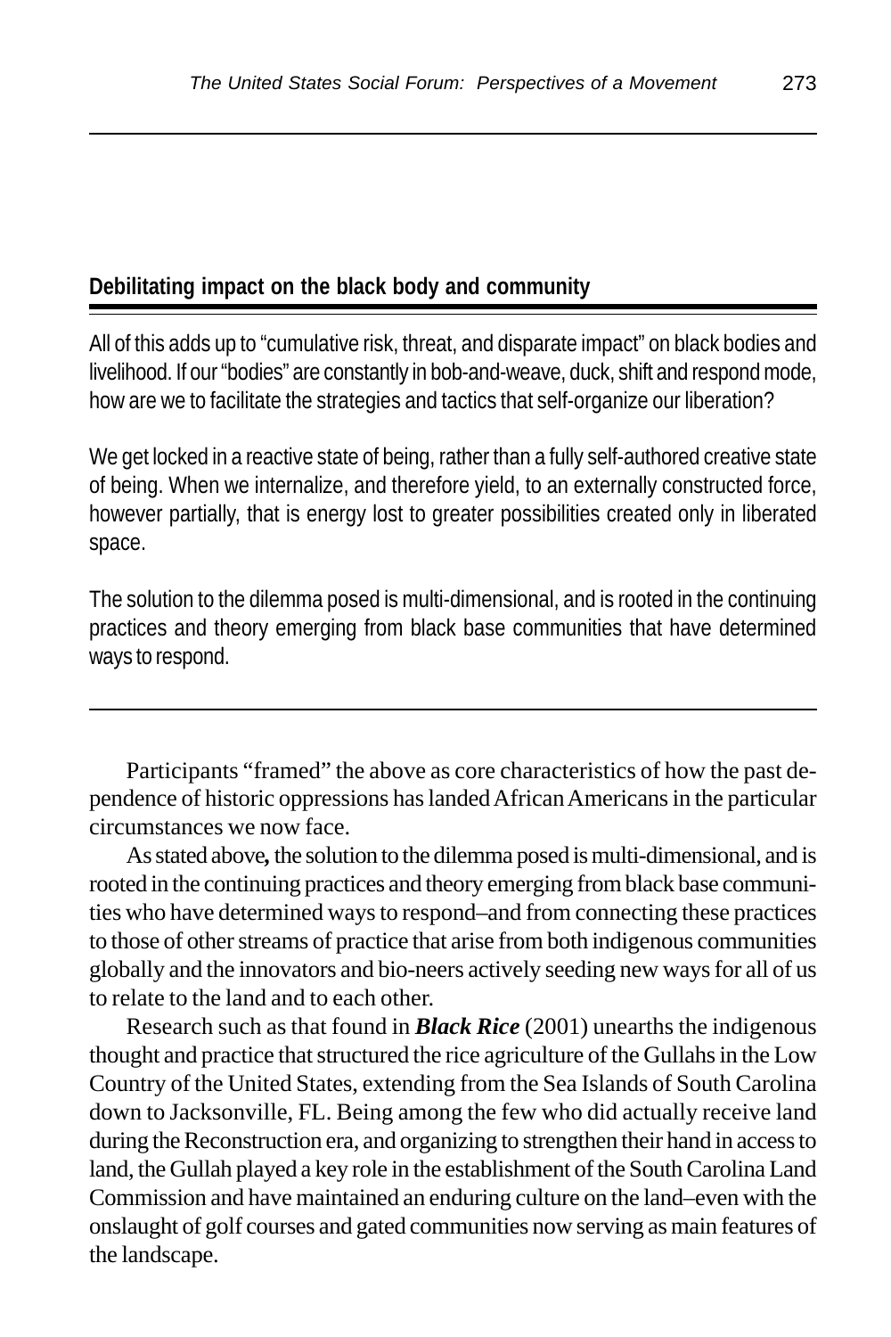### Debilitating impact on the black body and community

All of this adds up to "cumulative risk, threat, and disparate impact" on black bodies and livelihood. If our "bodies" are constantly in bob-and-weave, duck, shift and respond mode, how are we to facilitate the strategies and tactics that self-organize our liberation?

We get locked in a reactive state of being, rather than a fully self-authored creative state of being. When we internalize, and therefore yield, to an externally constructed force, however partially, that is energy lost to greater possibilities created only in liberated space.

The solution to the dilemma posed is multi-dimensional, and is rooted in the continuing practices and theory emerging from black base communities that have determined ways to respond.

---

Participants "framed" the above as core characteristics of how the past dependence of historic oppressions has landed African Americans in the particular circumstances we now face.

As stated above**,** the solution to the dilemma posed is multi-dimensional, and is rooted in the continuing practices and theory emerging from black base communities who have determined ways to respond–and from connecting these practices to those of other streams of practice that arise from both indigenous communities globally and the innovators and bio-neers actively seeding new ways for all of us to relate to the land and to each other.

Research such as that found in ***Black Rice*** (2001) unearths the indigenous thought and practice that structured the rice agriculture of the Gullahs in the Low Country of the United States, extending from the Sea Islands of South Carolina down to Jacksonville, FL. Being among the few who did actually receive land during the Reconstruction era, and organizing to strengthen their hand in access to land, the Gullah played a key role in the establishment of the South Carolina Land Commission and have maintained an enduring culture on the land–even with the onslaught of golf courses and gated communities now serving as main features of the landscape.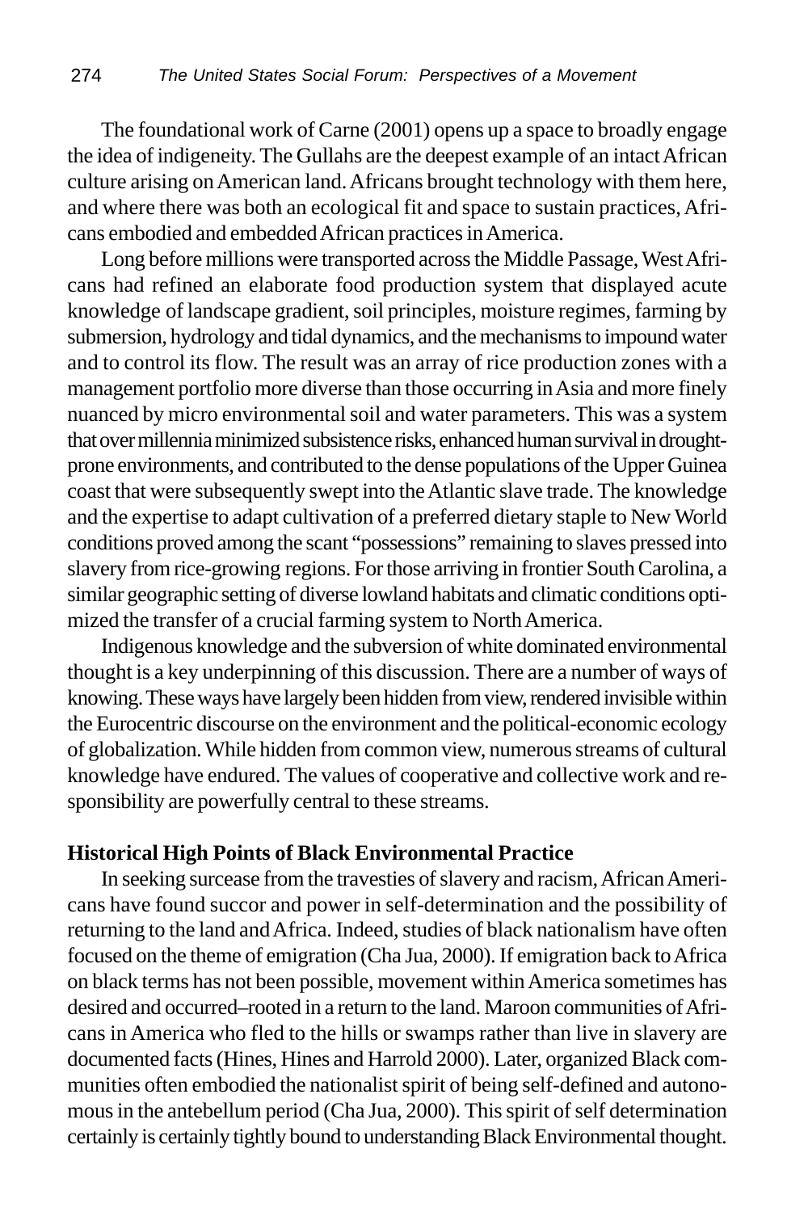The foundational work of Carne (2001) opens up a space to broadly engage the idea of indigeneity. The Gullahs are the deepest example of an intact African culture arising on American land. Africans brought technology with them here, and where there was both an ecological fit and space to sustain practices, Africans embodied and embedded African practices in America.

Long before millions were transported across the Middle Passage, West Africans had refined an elaborate food production system that displayed acute knowledge of landscape gradient, soil principles, moisture regimes, farming by submersion, hydrology and tidal dynamics, and the mechanisms to impound water and to control its flow. The result was an array of rice production zones with a management portfolio more diverse than those occurring in Asia and more finely nuanced by micro environmental soil and water parameters. This was a system that over millennia minimized subsistence risks, enhanced human survival in drought-prone environments, and contributed to the dense populations of the Upper Guinea coast that were subsequently swept into the Atlantic slave trade. The knowledge and the expertise to adapt cultivation of a preferred dietary staple to New World conditions proved among the scant "possessions" remaining to slaves pressed into slavery from rice-growing regions. For those arriving in frontier South Carolina, a similar geographic setting of diverse lowland habitats and climatic conditions optimized the transfer of a crucial farming system to North America.

Indigenous knowledge and the subversion of white dominated environmental thought is a key underpinning of this discussion. There are a number of ways of knowing. These ways have largely been hidden from view, rendered invisible within the Eurocentric discourse on the environment and the political-economic ecology of globalization. While hidden from common view, numerous streams of cultural knowledge have endured. The values of cooperative and collective work and responsibility are powerfully central to these streams.

## Historical High Points of Black Environmental Practice

In seeking surcease from the travesties of slavery and racism, African Americans have found succor and power in self-determination and the possibility of returning to the land and Africa. Indeed, studies of black nationalism have often focused on the theme of emigration (Cha Jua, 2000). If emigration back to Africa on black terms has not been possible, movement within America sometimes has desired and occurred–rooted in a return to the land. Maroon communities of Africans in America who fled to the hills or swamps rather than live in slavery are documented facts (Hines, Hines and Harrold 2000). Later, organized Black communities often embodied the nationalist spirit of being self-defined and autonomous in the antebellum period (Cha Jua, 2000). This spirit of self determination certainly is certainly tightly bound to understanding Black Environmental thought.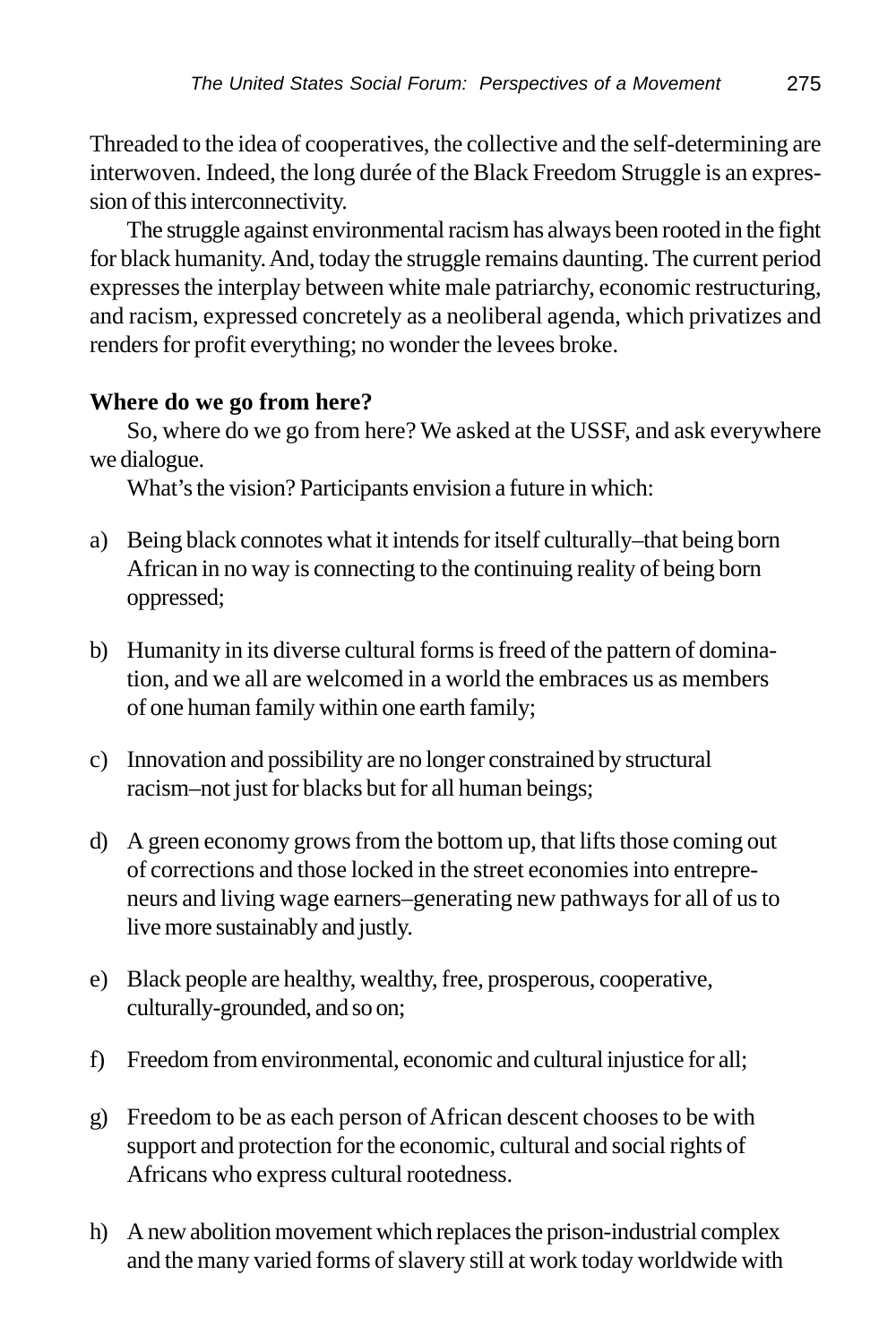Threaded to the idea of cooperatives, the collective and the self-determining are interwoven. Indeed, the long durée of the Black Freedom Struggle is an expression of this interconnectivity.

The struggle against environmental racism has always been rooted in the fight for black humanity. And, today the struggle remains daunting. The current period expresses the interplay between white male patriarchy, economic restructuring, and racism, expressed concretely as a neoliberal agenda, which privatizes and renders for profit everything; no wonder the levees broke.

**Where do we go from here?**

So, where do we go from here? We asked at the USSF, and ask everywhere we dialogue.

What's the vision? Participants envision a future in which:

a) Being black connotes what it intends for itself culturally–that being born African in no way is connecting to the continuing reality of being born oppressed;

b) Humanity in its diverse cultural forms is freed of the pattern of domination, and we all are welcomed in a world the embraces us as members of one human family within one earth family;

c) Innovation and possibility are no longer constrained by structural racism–not just for blacks but for all human beings;

d) A green economy grows from the bottom up, that lifts those coming out of corrections and those locked in the street economies into entrepreneurs and living wage earners–generating new pathways for all of us to live more sustainably and justly.

e) Black people are healthy, wealthy, free, prosperous, cooperative, culturally-grounded, and so on;

f) Freedom from environmental, economic and cultural injustice for all;

g) Freedom to be as each person of African descent chooses to be with support and protection for the economic, cultural and social rights of Africans who express cultural rootedness.

h) A new abolition movement which replaces the prison-industrial complex and the many varied forms of slavery still at work today worldwide with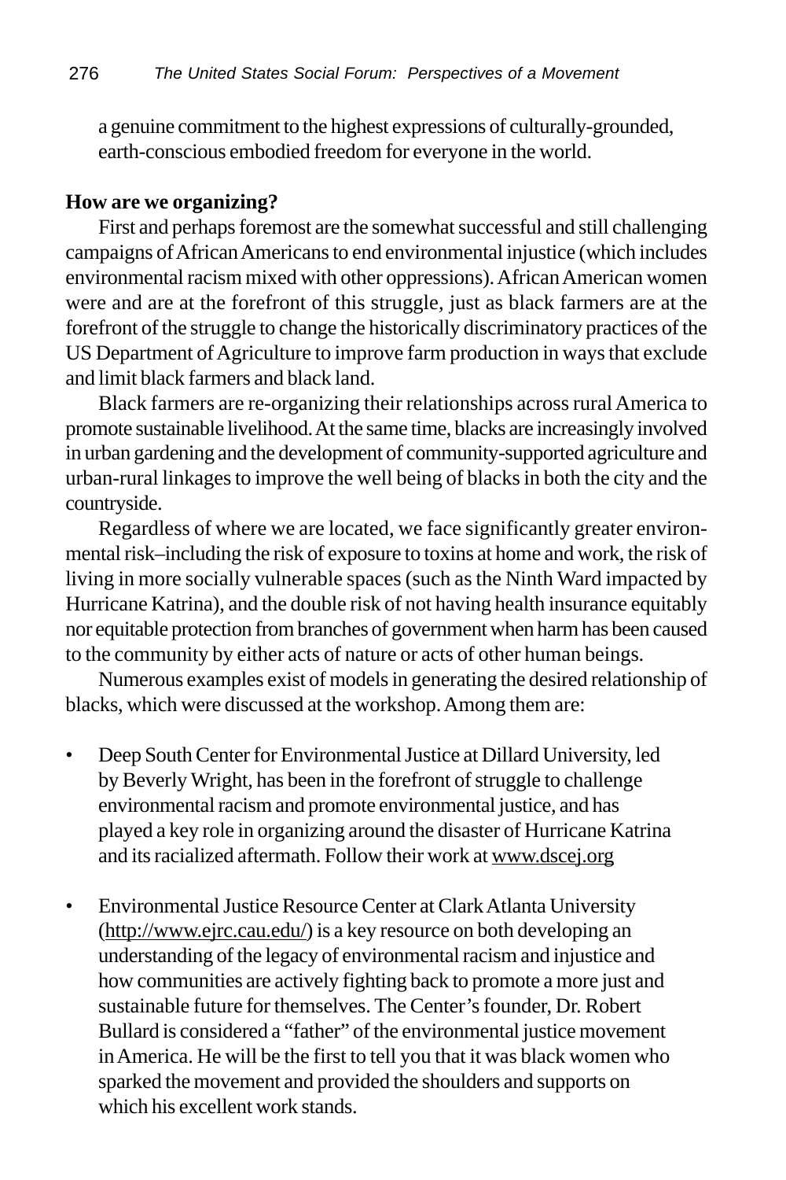a genuine commitment to the highest expressions of culturally-grounded, earth-conscious embodied freedom for everyone in the world.

**How are we organizing?**

First and perhaps foremost are the somewhat successful and still challenging campaigns of African Americans to end environmental injustice (which includes environmental racism mixed with other oppressions). African American women were and are at the forefront of this struggle, just as black farmers are at the forefront of the struggle to change the historically discriminatory practices of the US Department of Agriculture to improve farm production in ways that exclude and limit black farmers and black land.

Black farmers are re-organizing their relationships across rural America to promote sustainable livelihood. At the same time, blacks are increasingly involved in urban gardening and the development of community-supported agriculture and urban-rural linkages to improve the well being of blacks in both the city and the countryside.

Regardless of where we are located, we face significantly greater environmental risk–including the risk of exposure to toxins at home and work, the risk of living in more socially vulnerable spaces (such as the Ninth Ward impacted by Hurricane Katrina), and the double risk of not having health insurance equitably nor equitable protection from branches of government when harm has been caused to the community by either acts of nature or acts of other human beings.

Numerous examples exist of models in generating the desired relationship of blacks, which were discussed at the workshop. Among them are:

- Deep South Center for Environmental Justice at Dillard University, led by Beverly Wright, has been in the forefront of struggle to challenge environmental racism and promote environmental justice, and has played a key role in organizing around the disaster of Hurricane Katrina and its racialized aftermath. Follow their work at www.dscej.org

- Environmental Justice Resource Center at Clark Atlanta University (http://www.ejrc.cau.edu/) is a key resource on both developing an understanding of the legacy of environmental racism and injustice and how communities are actively fighting back to promote a more just and sustainable future for themselves. The Center's founder, Dr. Robert Bullard is considered a "father" of the environmental justice movement in America. He will be the first to tell you that it was black women who sparked the movement and provided the shoulders and supports on which his excellent work stands.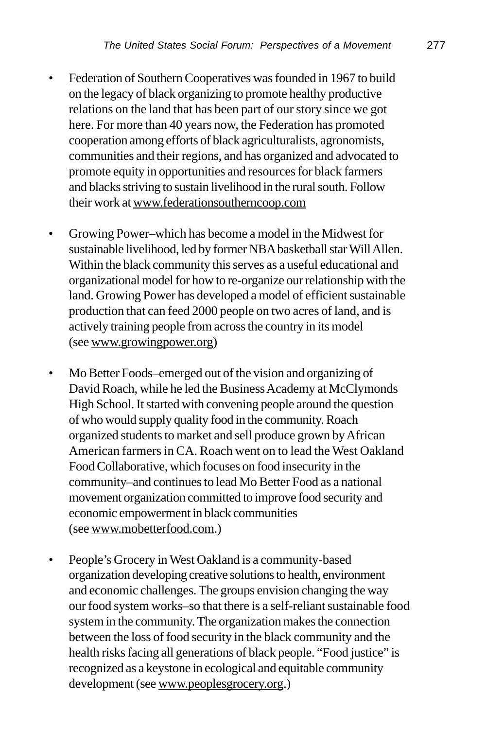- Federation of Southern Cooperatives was founded in 1967 to build on the legacy of black organizing to promote healthy productive relations on the land that has been part of our story since we got here. For more than 40 years now, the Federation has promoted cooperation among efforts of black agriculturalists, agronomists, communities and their regions, and has organized and advocated to promote equity in opportunities and resources for black farmers and blacks striving to sustain livelihood in the rural south. Follow their work at www.federationsoutherncoop.com

- Growing Power–which has become a model in the Midwest for sustainable livelihood, led by former NBA basketball star Will Allen. Within the black community this serves as a useful educational and organizational model for how to re-organize our relationship with the land. Growing Power has developed a model of efficient sustainable production that can feed 2000 people on two acres of land, and is actively training people from across the country in its model (see www.growingpower.org)

- Mo Better Foods–emerged out of the vision and organizing of David Roach, while he led the Business Academy at McClymonds High School. It started with convening people around the question of who would supply quality food in the community. Roach organized students to market and sell produce grown by African American farmers in CA. Roach went on to lead the West Oakland Food Collaborative, which focuses on food insecurity in the community–and continues to lead Mo Better Food as a national movement organization committed to improve food security and economic empowerment in black communities (see www.mobetterfood.com.)

- People's Grocery in West Oakland is a community-based organization developing creative solutions to health, environment and economic challenges. The groups envision changing the way our food system works–so that there is a self-reliant sustainable food system in the community. The organization makes the connection between the loss of food security in the black community and the health risks facing all generations of black people. "Food justice" is recognized as a keystone in ecological and equitable community development (see www.peoplesgrocery.org.)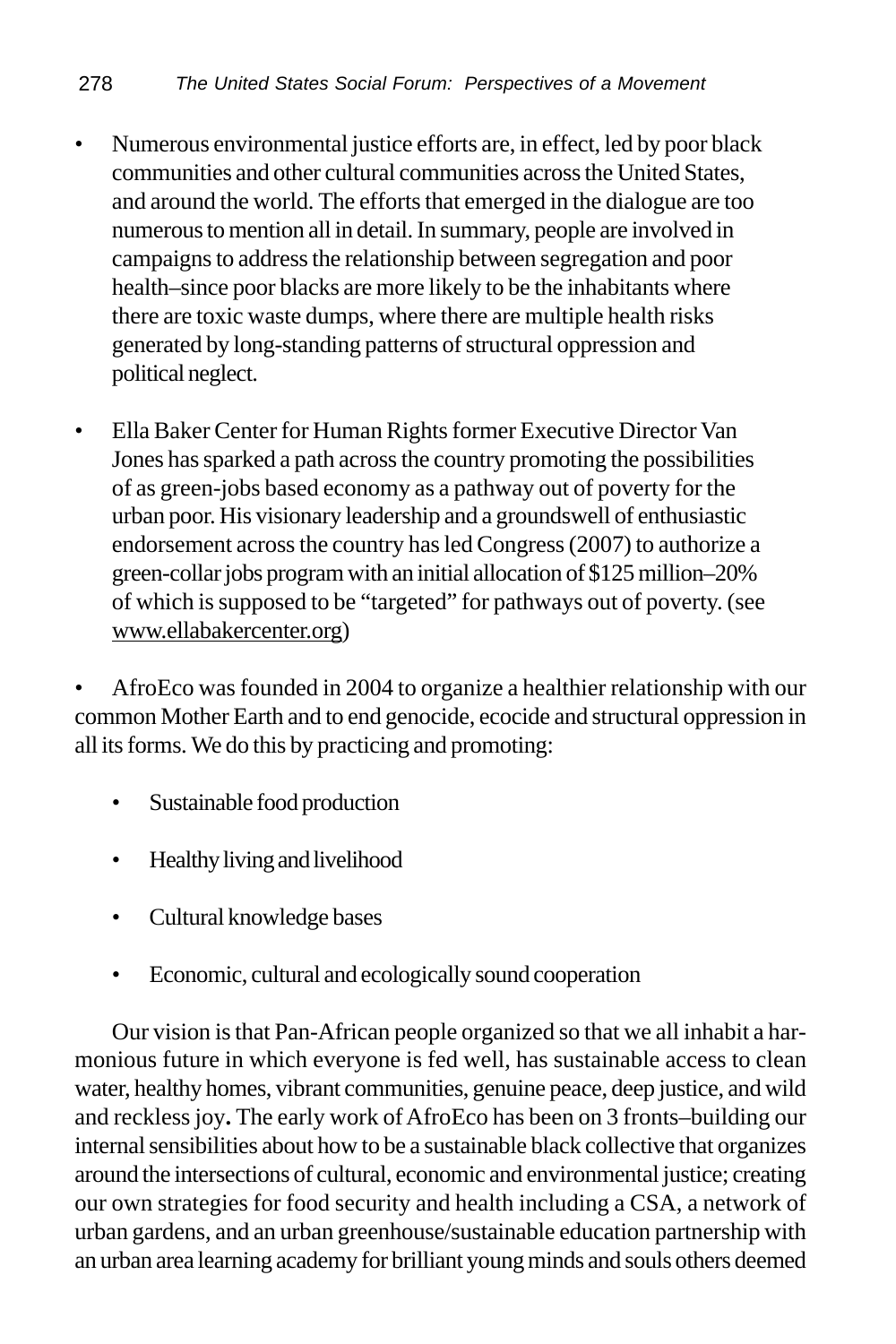- Numerous environmental justice efforts are, in effect, led by poor black communities and other cultural communities across the United States, and around the world. The efforts that emerged in the dialogue are too numerous to mention all in detail. In summary, people are involved in campaigns to address the relationship between segregation and poor health–since poor blacks are more likely to be the inhabitants where there are toxic waste dumps, where there are multiple health risks generated by long-standing patterns of structural oppression and political neglect.

- Ella Baker Center for Human Rights former Executive Director Van Jones has sparked a path across the country promoting the possibilities of as green-jobs based economy as a pathway out of poverty for the urban poor. His visionary leadership and a groundswell of enthusiastic endorsement across the country has led Congress (2007) to authorize a green-collar jobs program with an initial allocation of $125 million–20% of which is supposed to be "targeted" for pathways out of poverty. (see www.ellabakercenter.org)

- AfroEco was founded in 2004 to organize a healthier relationship with our common Mother Earth and to end genocide, ecocide and structural oppression in all its forms. We do this by practicing and promoting:

  - Sustainable food production
  - Healthy living and livelihood
  - Cultural knowledge bases
  - Economic, cultural and ecologically sound cooperation

Our vision is that Pan-African people organized so that we all inhabit a harmonious future in which everyone is fed well, has sustainable access to clean water, healthy homes, vibrant communities, genuine peace, deep justice, and wild and reckless joy**.** The early work of AfroEco has been on 3 fronts–building our internal sensibilities about how to be a sustainable black collective that organizes around the intersections of cultural, economic and environmental justice; creating our own strategies for food security and health including a CSA, a network of urban gardens, and an urban greenhouse/sustainable education partnership with an urban area learning academy for brilliant young minds and souls others deemed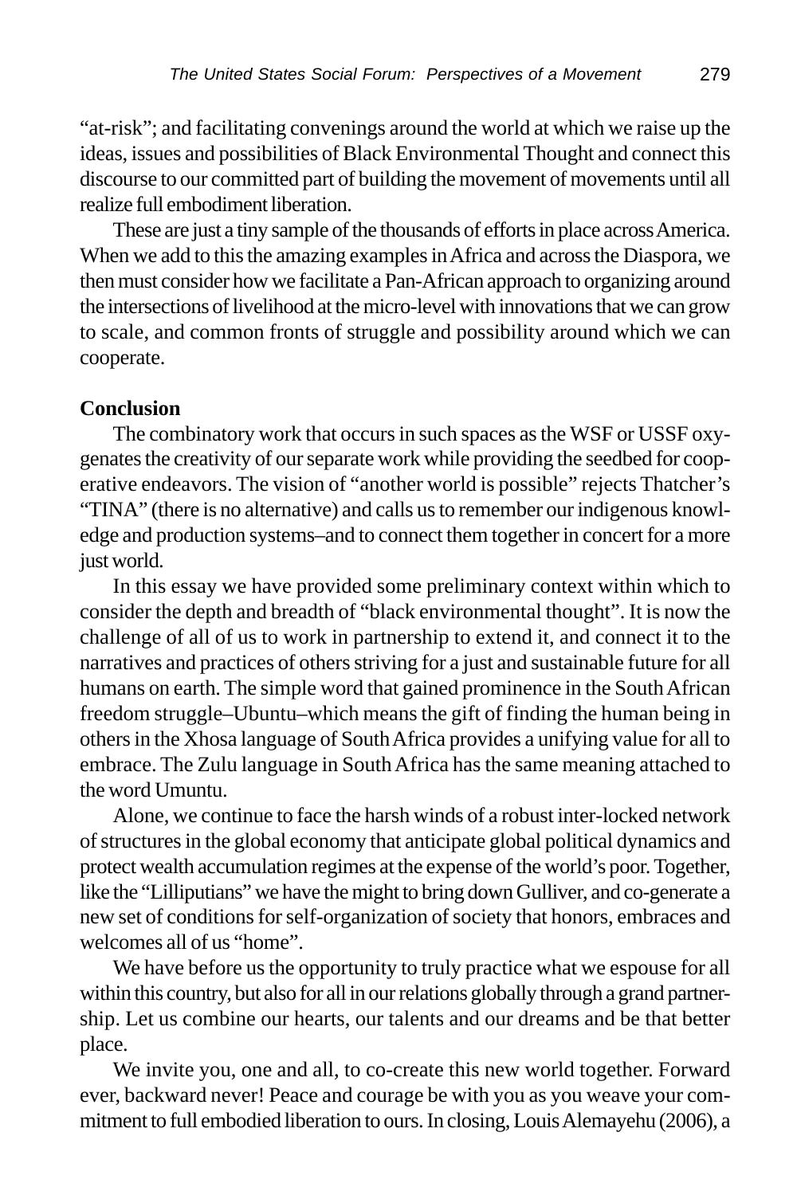"at-risk"; and facilitating convenings around the world at which we raise up the ideas, issues and possibilities of Black Environmental Thought and connect this discourse to our committed part of building the movement of movements until all realize full embodiment liberation.

These are just a tiny sample of the thousands of efforts in place across America. When we add to this the amazing examples in Africa and across the Diaspora, we then must consider how we facilitate a Pan-African approach to organizing around the intersections of livelihood at the micro-level with innovations that we can grow to scale, and common fronts of struggle and possibility around which we can cooperate.

**Conclusion**

The combinatory work that occurs in such spaces as the WSF or USSF oxygenates the creativity of our separate work while providing the seedbed for cooperative endeavors. The vision of "another world is possible" rejects Thatcher's "TINA" (there is no alternative) and calls us to remember our indigenous knowledge and production systems–and to connect them together in concert for a more just world.

In this essay we have provided some preliminary context within which to consider the depth and breadth of "black environmental thought". It is now the challenge of all of us to work in partnership to extend it, and connect it to the narratives and practices of others striving for a just and sustainable future for all humans on earth. The simple word that gained prominence in the South African freedom struggle–Ubuntu–which means the gift of finding the human being in others in the Xhosa language of South Africa provides a unifying value for all to embrace. The Zulu language in South Africa has the same meaning attached to the word Umuntu.

Alone, we continue to face the harsh winds of a robust inter-locked network of structures in the global economy that anticipate global political dynamics and protect wealth accumulation regimes at the expense of the world's poor. Together, like the "Lilliputians" we have the might to bring down Gulliver, and co-generate a new set of conditions for self-organization of society that honors, embraces and welcomes all of us "home".

We have before us the opportunity to truly practice what we espouse for all within this country, but also for all in our relations globally through a grand partnership. Let us combine our hearts, our talents and our dreams and be that better place.

We invite you, one and all, to co-create this new world together. Forward ever, backward never! Peace and courage be with you as you weave your commitment to full embodied liberation to ours. In closing, Louis Alemayehu (2006), a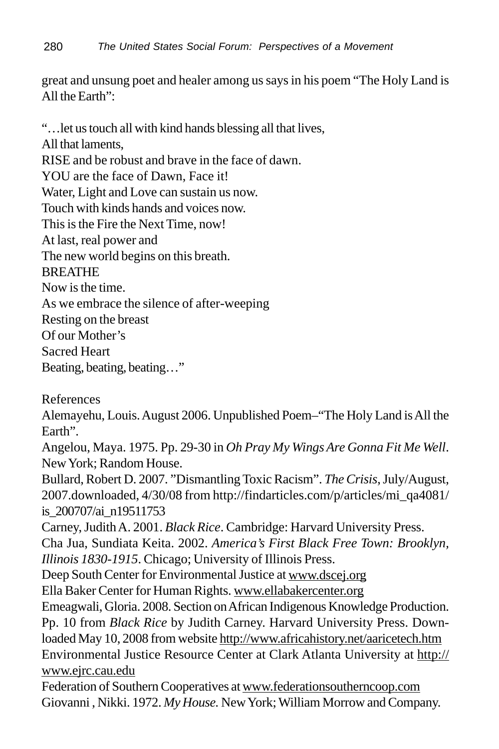great and unsung poet and healer among us says in his poem "The Holy Land is All the Earth":

"…let us touch all with kind hands blessing all that lives,  
All that laments,  
RISE and be robust and brave in the face of dawn.  
YOU are the face of Dawn, Face it!  
Water, Light and Love can sustain us now.  
Touch with kinds hands and voices now.  
This is the Fire the Next Time, now!  
At last, real power and  
The new world begins on this breath.  
BREATHE  
Now is the time.  
As we embrace the silence of after-weeping  
Resting on the breast  
Of our Mother's  
Sacred Heart  
Beating, beating, beating…"

References

Alemayehu, Louis. August 2006. Unpublished Poem–"The Holy Land is All the Earth".

Angelou, Maya. 1975. Pp. 29-30 in *Oh Pray My Wings Are Gonna Fit Me Well*. New York; Random House.

Bullard, Robert D. 2007. "Dismantling Toxic Racism". *The Crisis*, July/August, 2007.downloaded, 4/30/08 from http://findarticles.com/p/articles/mi_qa4081/is_200707/ai_n19511753

Carney, Judith A. 2001. *Black Rice*. Cambridge: Harvard University Press.

Cha Jua, Sundiata Keita. 2002. *America's First Black Free Town: Brooklyn, Illinois 1830-1915*. Chicago; University of Illinois Press.

Deep South Center for Environmental Justice at www.dscej.org

Ella Baker Center for Human Rights. www.ellabakercenter.org

Emeagwali, Gloria. 2008. Section on African Indigenous Knowledge Production. Pp. 10 from *Black Rice* by Judith Carney. Harvard University Press. Downloaded May 10, 2008 from website http://www.africahistory.net/aaricetech.htm

Environmental Justice Resource Center at Clark Atlanta University at http://www.ejrc.cau.edu

Federation of Southern Cooperatives at www.federationsoutherncoop.com

Giovanni , Nikki. 1972. *My House.* New York; William Morrow and Company.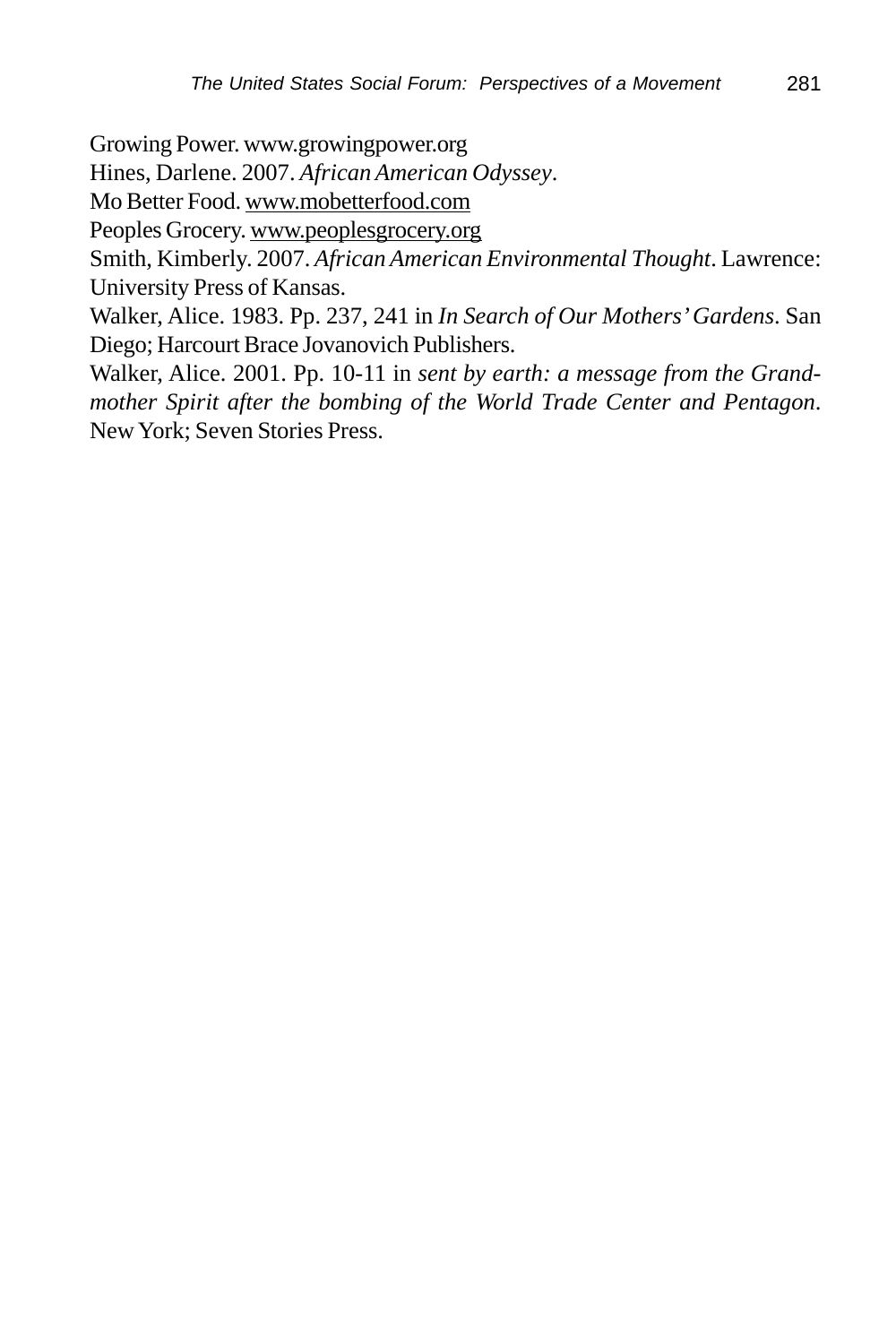Growing Power. www.growingpower.org

Hines, Darlene. 2007. *African American Odyssey*.

Mo Better Food. www.mobetterfood.com

Peoples Grocery. www.peoplesgrocery.org

Smith, Kimberly. 2007. *African American Environmental Thought*. Lawrence: University Press of Kansas.

Walker, Alice. 1983. Pp. 237, 241 in *In Search of Our Mothers' Gardens*. San Diego; Harcourt Brace Jovanovich Publishers.

Walker, Alice. 2001. Pp. 10-11 in *sent by earth: a message from the Grandmother Spirit after the bombing of the World Trade Center and Pentagon*. New York; Seven Stories Press.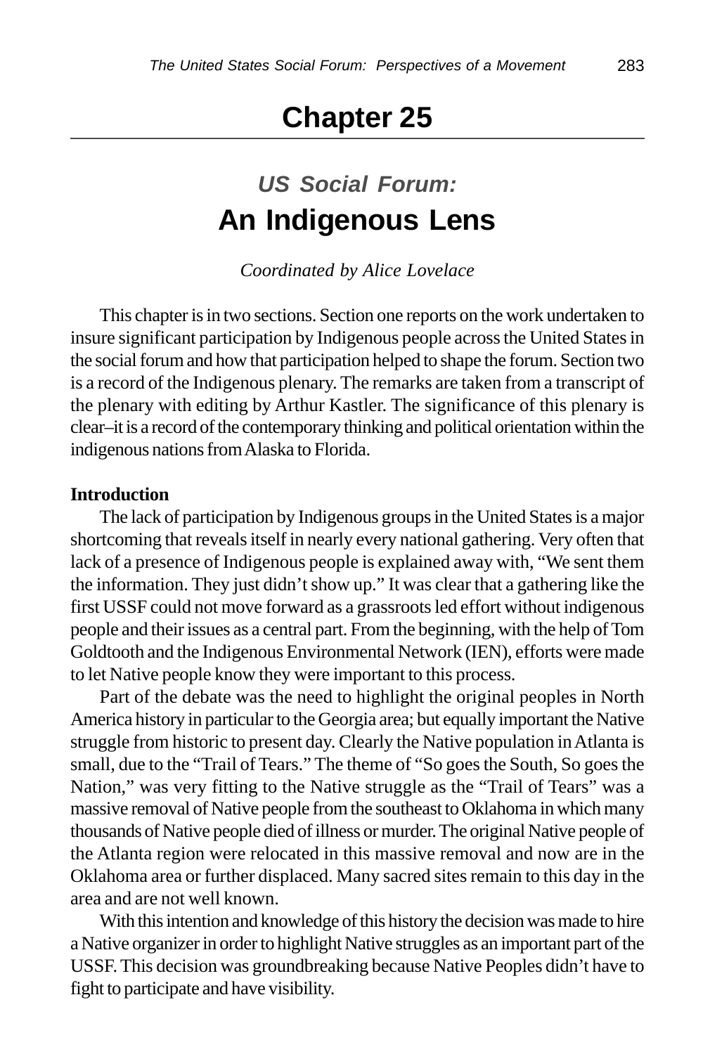# Chapter 25

## *US Social Forum:* An Indigenous Lens

*Coordinated by Alice Lovelace*

This chapter is in two sections. Section one reports on the work undertaken to insure significant participation by Indigenous people across the United States in the social forum and how that participation helped to shape the forum. Section two is a record of the Indigenous plenary. The remarks are taken from a transcript of the plenary with editing by Arthur Kastler. The significance of this plenary is clear–it is a record of the contemporary thinking and political orientation within the indigenous nations from Alaska to Florida.

**Introduction**

The lack of participation by Indigenous groups in the United States is a major shortcoming that reveals itself in nearly every national gathering. Very often that lack of a presence of Indigenous people is explained away with, "We sent them the information. They just didn't show up." It was clear that a gathering like the first USSF could not move forward as a grassroots led effort without indigenous people and their issues as a central part. From the beginning, with the help of Tom Goldtooth and the Indigenous Environmental Network (IEN), efforts were made to let Native people know they were important to this process.

Part of the debate was the need to highlight the original peoples in North America history in particular to the Georgia area; but equally important the Native struggle from historic to present day. Clearly the Native population in Atlanta is small, due to the "Trail of Tears." The theme of "So goes the South, So goes the Nation," was very fitting to the Native struggle as the "Trail of Tears" was a massive removal of Native people from the southeast to Oklahoma in which many thousands of Native people died of illness or murder. The original Native people of the Atlanta region were relocated in this massive removal and now are in the Oklahoma area or further displaced. Many sacred sites remain to this day in the area and are not well known.

With this intention and knowledge of this history the decision was made to hire a Native organizer in order to highlight Native struggles as an important part of the USSF. This decision was groundbreaking because Native Peoples didn't have to fight to participate and have visibility.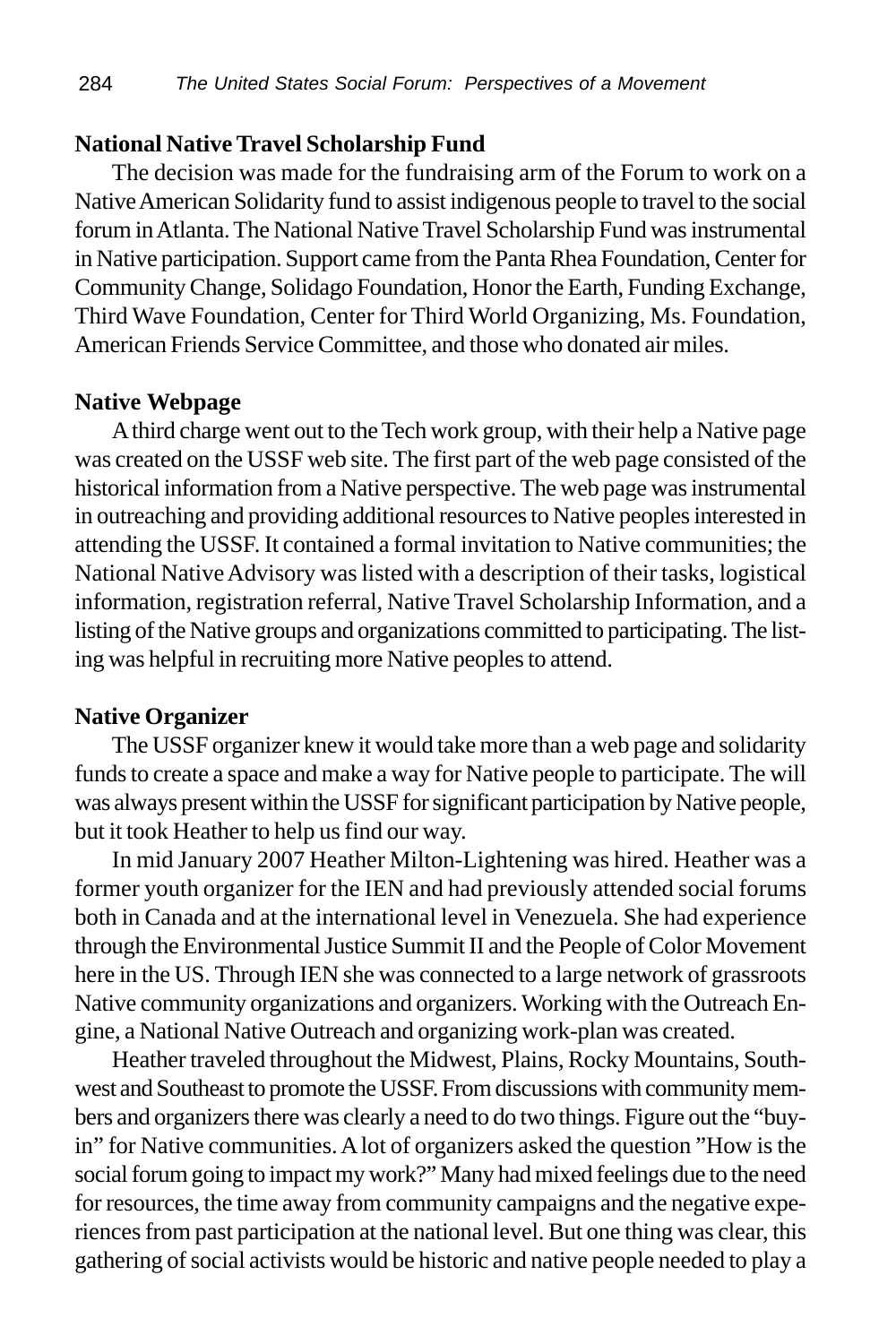### National Native Travel Scholarship Fund

The decision was made for the fundraising arm of the Forum to work on a Native American Solidarity fund to assist indigenous people to travel to the social forum in Atlanta. The National Native Travel Scholarship Fund was instrumental in Native participation. Support came from the Panta Rhea Foundation, Center for Community Change, Solidago Foundation, Honor the Earth, Funding Exchange, Third Wave Foundation, Center for Third World Organizing, Ms. Foundation, American Friends Service Committee, and those who donated air miles.

### Native Webpage

A third charge went out to the Tech work group, with their help a Native page was created on the USSF web site. The first part of the web page consisted of the historical information from a Native perspective. The web page was instrumental in outreaching and providing additional resources to Native peoples interested in attending the USSF. It contained a formal invitation to Native communities; the National Native Advisory was listed with a description of their tasks, logistical information, registration referral, Native Travel Scholarship Information, and a listing of the Native groups and organizations committed to participating. The listing was helpful in recruiting more Native peoples to attend.

### Native Organizer

The USSF organizer knew it would take more than a web page and solidarity funds to create a space and make a way for Native people to participate. The will was always present within the USSF for significant participation by Native people, but it took Heather to help us find our way.

In mid January 2007 Heather Milton-Lightening was hired. Heather was a former youth organizer for the IEN and had previously attended social forums both in Canada and at the international level in Venezuela. She had experience through the Environmental Justice Summit II and the People of Color Movement here in the US. Through IEN she was connected to a large network of grassroots Native community organizations and organizers. Working with the Outreach Engine, a National Native Outreach and organizing work-plan was created.

Heather traveled throughout the Midwest, Plains, Rocky Mountains, Southwest and Southeast to promote the USSF. From discussions with community members and organizers there was clearly a need to do two things. Figure out the "buy-in" for Native communities. A lot of organizers asked the question "How is the social forum going to impact my work?" Many had mixed feelings due to the need for resources, the time away from community campaigns and the negative experiences from past participation at the national level. But one thing was clear, this gathering of social activists would be historic and native people needed to play a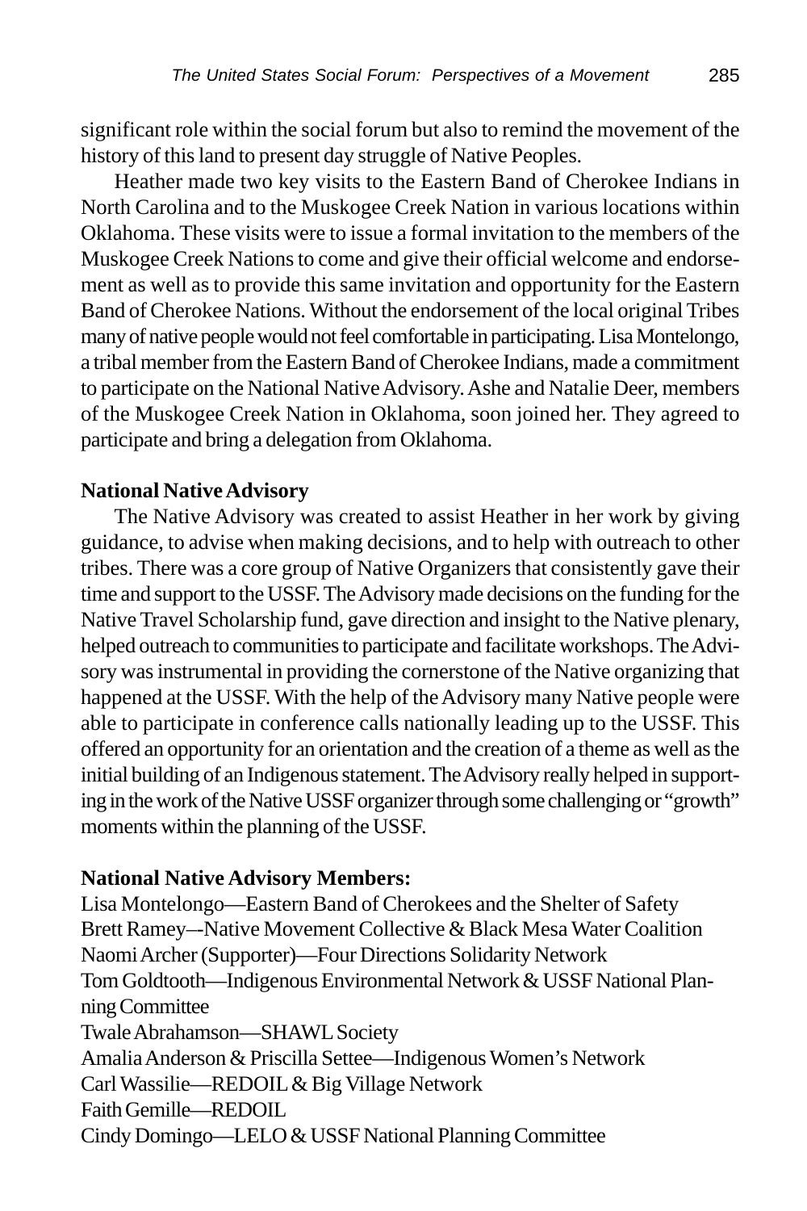significant role within the social forum but also to remind the movement of the history of this land to present day struggle of Native Peoples.

Heather made two key visits to the Eastern Band of Cherokee Indians in North Carolina and to the Muskogee Creek Nation in various locations within Oklahoma. These visits were to issue a formal invitation to the members of the Muskogee Creek Nations to come and give their official welcome and endorsement as well as to provide this same invitation and opportunity for the Eastern Band of Cherokee Nations. Without the endorsement of the local original Tribes many of native people would not feel comfortable in participating. Lisa Montelongo, a tribal member from the Eastern Band of Cherokee Indians, made a commitment to participate on the National Native Advisory. Ashe and Natalie Deer, members of the Muskogee Creek Nation in Oklahoma, soon joined her. They agreed to participate and bring a delegation from Oklahoma.

**National Native Advisory**

The Native Advisory was created to assist Heather in her work by giving guidance, to advise when making decisions, and to help with outreach to other tribes. There was a core group of Native Organizers that consistently gave their time and support to the USSF. The Advisory made decisions on the funding for the Native Travel Scholarship fund, gave direction and insight to the Native plenary, helped outreach to communities to participate and facilitate workshops. The Advisory was instrumental in providing the cornerstone of the Native organizing that happened at the USSF. With the help of the Advisory many Native people were able to participate in conference calls nationally leading up to the USSF. This offered an opportunity for an orientation and the creation of a theme as well as the initial building of an Indigenous statement. The Advisory really helped in supporting in the work of the Native USSF organizer through some challenging or "growth" moments within the planning of the USSF.

**National Native Advisory Members:**

Lisa Montelongo—Eastern Band of Cherokees and the Shelter of Safety
Brett Ramey–-Native Movement Collective & Black Mesa Water Coalition
Naomi Archer (Supporter)—Four Directions Solidarity Network
Tom Goldtooth—Indigenous Environmental Network & USSF National Planning Committee
Twale Abrahamson—SHAWL Society
Amalia Anderson & Priscilla Settee—Indigenous Women's Network
Carl Wassilie—REDOIL & Big Village Network
Faith Gemille—REDOIL
Cindy Domingo—LELO & USSF National Planning Committee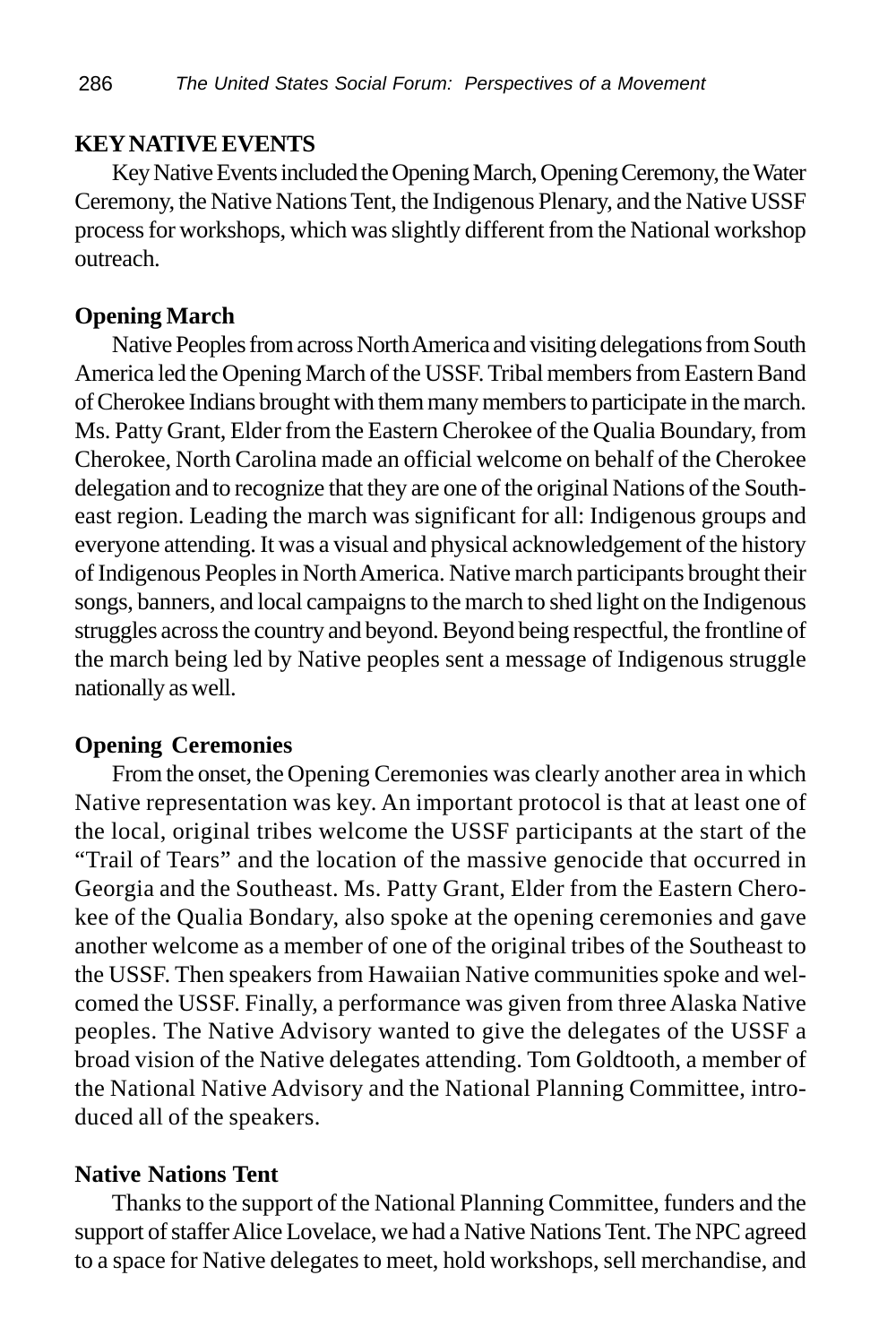## KEY NATIVE EVENTS

Key Native Events included the Opening March, Opening Ceremony, the Water Ceremony, the Native Nations Tent, the Indigenous Plenary, and the Native USSF process for workshops, which was slightly different from the National workshop outreach.

### Opening March

Native Peoples from across North America and visiting delegations from South America led the Opening March of the USSF. Tribal members from Eastern Band of Cherokee Indians brought with them many members to participate in the march. Ms. Patty Grant, Elder from the Eastern Cherokee of the Qualia Boundary, from Cherokee, North Carolina made an official welcome on behalf of the Cherokee delegation and to recognize that they are one of the original Nations of the Southeast region. Leading the march was significant for all: Indigenous groups and everyone attending. It was a visual and physical acknowledgement of the history of Indigenous Peoples in North America. Native march participants brought their songs, banners, and local campaigns to the march to shed light on the Indigenous struggles across the country and beyond. Beyond being respectful, the frontline of the march being led by Native peoples sent a message of Indigenous struggle nationally as well.

### Opening Ceremonies

From the onset, the Opening Ceremonies was clearly another area in which Native representation was key. An important protocol is that at least one of the local, original tribes welcome the USSF participants at the start of the "Trail of Tears" and the location of the massive genocide that occurred in Georgia and the Southeast. Ms. Patty Grant, Elder from the Eastern Cherokee of the Qualia Bondary, also spoke at the opening ceremonies and gave another welcome as a member of one of the original tribes of the Southeast to the USSF. Then speakers from Hawaiian Native communities spoke and welcomed the USSF. Finally, a performance was given from three Alaska Native peoples. The Native Advisory wanted to give the delegates of the USSF a broad vision of the Native delegates attending. Tom Goldtooth, a member of the National Native Advisory and the National Planning Committee, introduced all of the speakers.

### Native Nations Tent

Thanks to the support of the National Planning Committee, funders and the support of staffer Alice Lovelace, we had a Native Nations Tent. The NPC agreed to a space for Native delegates to meet, hold workshops, sell merchandise, and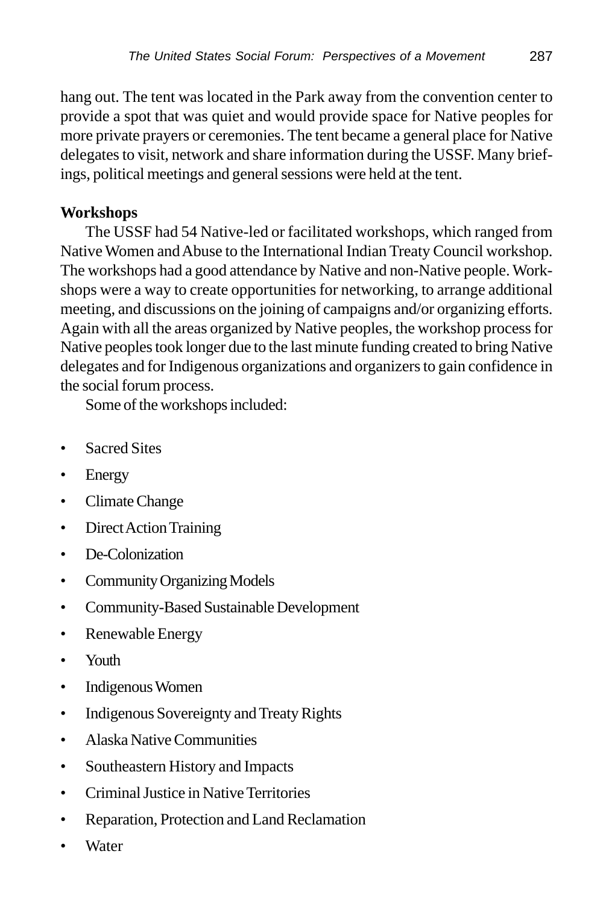hang out. The tent was located in the Park away from the convention center to provide a spot that was quiet and would provide space for Native peoples for more private prayers or ceremonies. The tent became a general place for Native delegates to visit, network and share information during the USSF. Many briefings, political meetings and general sessions were held at the tent.

**Workshops**

The USSF had 54 Native-led or facilitated workshops, which ranged from Native Women and Abuse to the International Indian Treaty Council workshop. The workshops had a good attendance by Native and non-Native people. Workshops were a way to create opportunities for networking, to arrange additional meeting, and discussions on the joining of campaigns and/or organizing efforts. Again with all the areas organized by Native peoples, the workshop process for Native peoples took longer due to the last minute funding created to bring Native delegates and for Indigenous organizations and organizers to gain confidence in the social forum process.

Some of the workshops included:

- Sacred Sites
- Energy
- Climate Change
- Direct Action Training
- De-Colonization
- Community Organizing Models
- Community-Based Sustainable Development
- Renewable Energy
- Youth
- Indigenous Women
- Indigenous Sovereignty and Treaty Rights
- Alaska Native Communities
- Southeastern History and Impacts
- Criminal Justice in Native Territories
- Reparation, Protection and Land Reclamation
- Water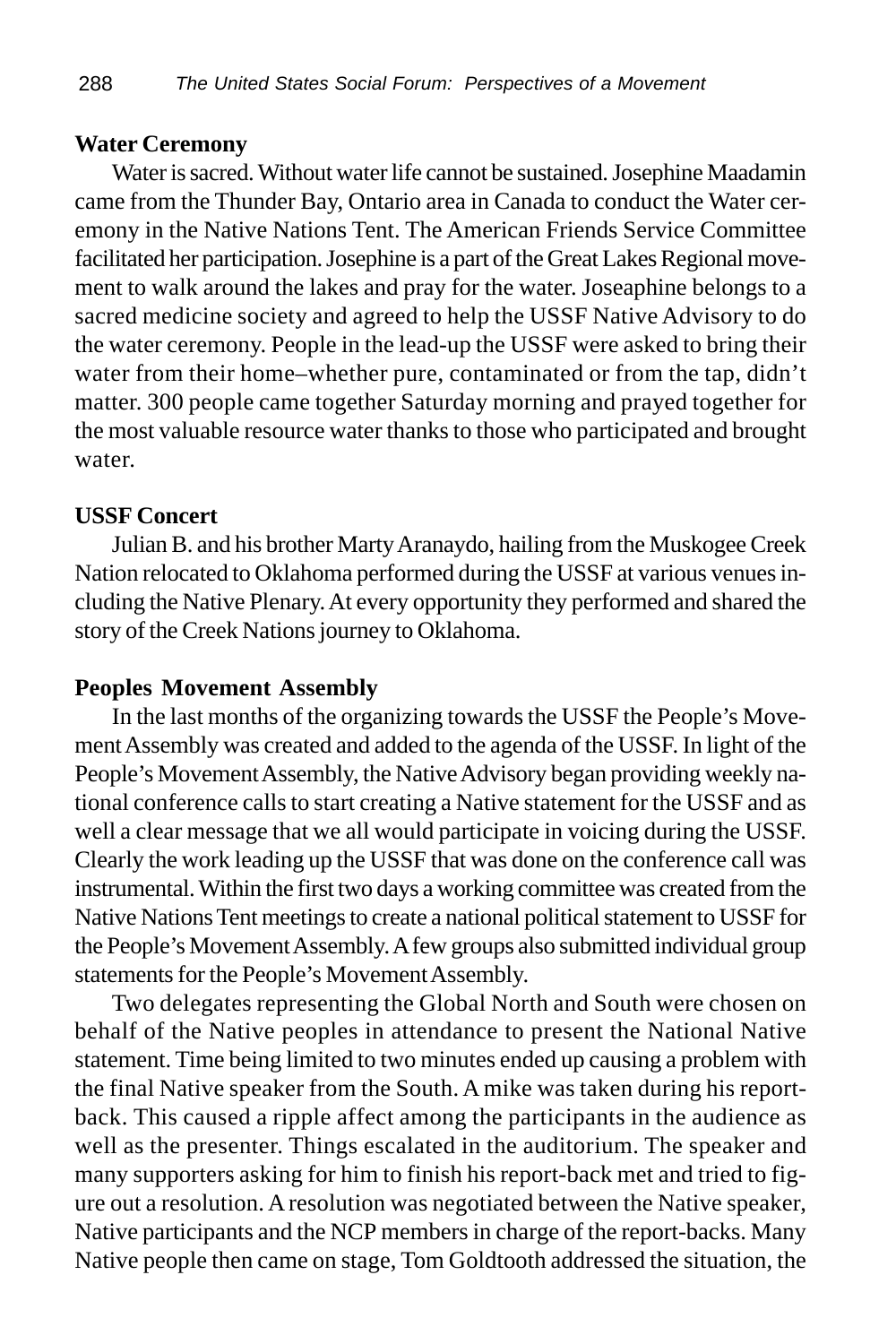**Water Ceremony**

Water is sacred. Without water life cannot be sustained. Josephine Maadamin came from the Thunder Bay, Ontario area in Canada to conduct the Water ceremony in the Native Nations Tent. The American Friends Service Committee facilitated her participation. Josephine is a part of the Great Lakes Regional movement to walk around the lakes and pray for the water. Joseaphine belongs to a sacred medicine society and agreed to help the USSF Native Advisory to do the water ceremony. People in the lead-up the USSF were asked to bring their water from their home–whether pure, contaminated or from the tap, didn't matter. 300 people came together Saturday morning and prayed together for the most valuable resource water thanks to those who participated and brought water.

**USSF Concert**

Julian B. and his brother Marty Aranaydo, hailing from the Muskogee Creek Nation relocated to Oklahoma performed during the USSF at various venues including the Native Plenary. At every opportunity they performed and shared the story of the Creek Nations journey to Oklahoma.

**Peoples Movement Assembly**

In the last months of the organizing towards the USSF the People's Movement Assembly was created and added to the agenda of the USSF. In light of the People's Movement Assembly, the Native Advisory began providing weekly national conference calls to start creating a Native statement for the USSF and as well a clear message that we all would participate in voicing during the USSF. Clearly the work leading up the USSF that was done on the conference call was instrumental. Within the first two days a working committee was created from the Native Nations Tent meetings to create a national political statement to USSF for the People's Movement Assembly. A few groups also submitted individual group statements for the People's Movement Assembly.

Two delegates representing the Global North and South were chosen on behalf of the Native peoples in attendance to present the National Native statement. Time being limited to two minutes ended up causing a problem with the final Native speaker from the South. A mike was taken during his report-back. This caused a ripple affect among the participants in the audience as well as the presenter. Things escalated in the auditorium. The speaker and many supporters asking for him to finish his report-back met and tried to figure out a resolution. A resolution was negotiated between the Native speaker, Native participants and the NCP members in charge of the report-backs. Many Native people then came on stage, Tom Goldtooth addressed the situation, the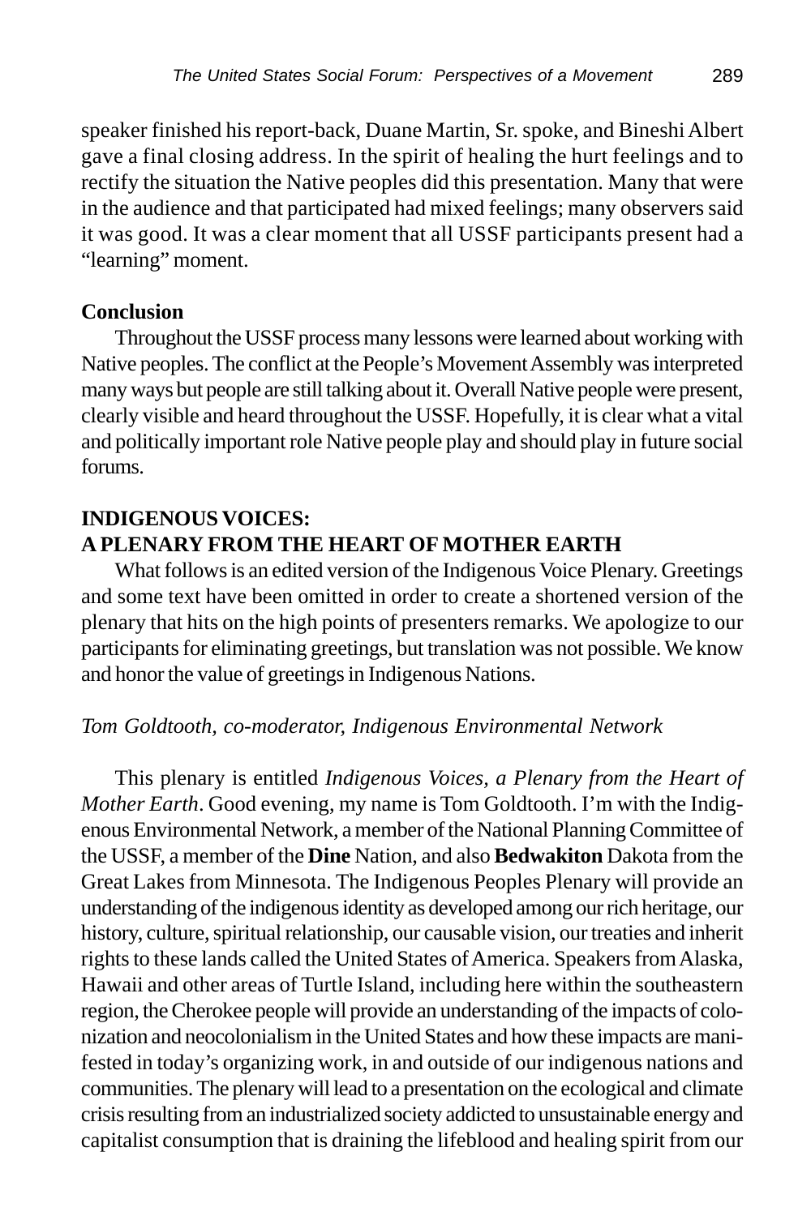speaker finished his report-back, Duane Martin, Sr. spoke, and Bineshi Albert gave a final closing address. In the spirit of healing the hurt feelings and to rectify the situation the Native peoples did this presentation. Many that were in the audience and that participated had mixed feelings; many observers said it was good. It was a clear moment that all USSF participants present had a "learning" moment.

**Conclusion**

Throughout the USSF process many lessons were learned about working with Native peoples. The conflict at the People's Movement Assembly was interpreted many ways but people are still talking about it. Overall Native people were present, clearly visible and heard throughout the USSF. Hopefully, it is clear what a vital and politically important role Native people play and should play in future social forums.

## INDIGENOUS VOICES: A PLENARY FROM THE HEART OF MOTHER EARTH

What follows is an edited version of the Indigenous Voice Plenary. Greetings and some text have been omitted in order to create a shortened version of the plenary that hits on the high points of presenters remarks. We apologize to our participants for eliminating greetings, but translation was not possible. We know and honor the value of greetings in Indigenous Nations.

*Tom Goldtooth, co-moderator, Indigenous Environmental Network*

This plenary is entitled *Indigenous Voices, a Plenary from the Heart of Mother Earth*. Good evening, my name is Tom Goldtooth. I'm with the Indigenous Environmental Network, a member of the National Planning Committee of the USSF, a member of the **Dine** Nation, and also **Bedwakiton** Dakota from the Great Lakes from Minnesota. The Indigenous Peoples Plenary will provide an understanding of the indigenous identity as developed among our rich heritage, our history, culture, spiritual relationship, our causable vision, our treaties and inherit rights to these lands called the United States of America. Speakers from Alaska, Hawaii and other areas of Turtle Island, including here within the southeastern region, the Cherokee people will provide an understanding of the impacts of colonization and neocolonialism in the United States and how these impacts are manifested in today's organizing work, in and outside of our indigenous nations and communities. The plenary will lead to a presentation on the ecological and climate crisis resulting from an industrialized society addicted to unsustainable energy and capitalist consumption that is draining the lifeblood and healing spirit from our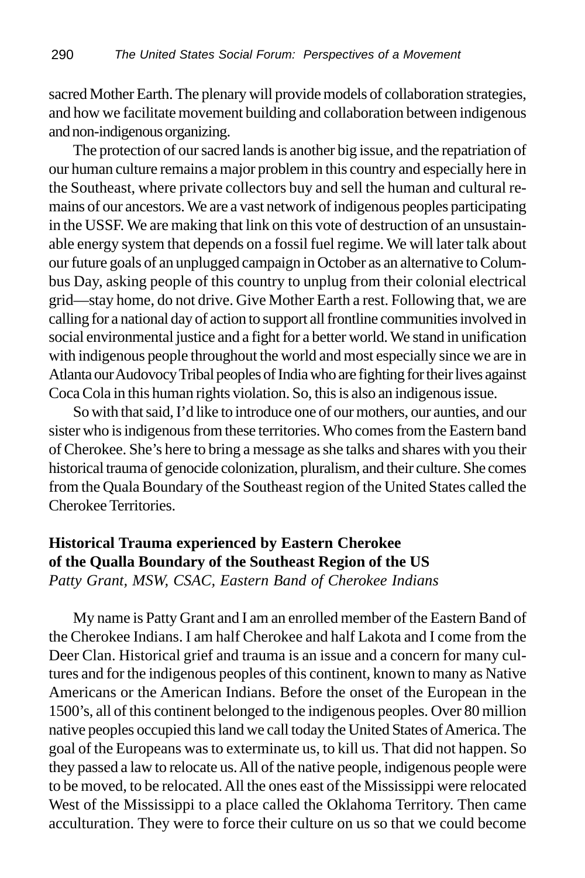sacred Mother Earth. The plenary will provide models of collaboration strategies, and how we facilitate movement building and collaboration between indigenous and non-indigenous organizing.

The protection of our sacred lands is another big issue, and the repatriation of our human culture remains a major problem in this country and especially here in the Southeast, where private collectors buy and sell the human and cultural remains of our ancestors. We are a vast network of indigenous peoples participating in the USSF. We are making that link on this vote of destruction of an unsustainable energy system that depends on a fossil fuel regime. We will later talk about our future goals of an unplugged campaign in October as an alternative to Columbus Day, asking people of this country to unplug from their colonial electrical grid—stay home, do not drive. Give Mother Earth a rest. Following that, we are calling for a national day of action to support all frontline communities involved in social environmental justice and a fight for a better world. We stand in unification with indigenous people throughout the world and most especially since we are in Atlanta our Audovocy Tribal peoples of India who are fighting for their lives against Coca Cola in this human rights violation. So, this is also an indigenous issue.

So with that said, I'd like to introduce one of our mothers, our aunties, and our sister who is indigenous from these territories. Who comes from the Eastern band of Cherokee. She's here to bring a message as she talks and shares with you their historical trauma of genocide colonization, pluralism, and their culture. She comes from the Quala Boundary of the Southeast region of the United States called the Cherokee Territories.

## Historical Trauma experienced by Eastern Cherokee of the Qualla Boundary of the Southeast Region of the US

*Patty Grant, MSW, CSAC, Eastern Band of Cherokee Indians*

My name is Patty Grant and I am an enrolled member of the Eastern Band of the Cherokee Indians. I am half Cherokee and half Lakota and I come from the Deer Clan. Historical grief and trauma is an issue and a concern for many cultures and for the indigenous peoples of this continent, known to many as Native Americans or the American Indians. Before the onset of the European in the 1500's, all of this continent belonged to the indigenous peoples. Over 80 million native peoples occupied this land we call today the United States of America. The goal of the Europeans was to exterminate us, to kill us. That did not happen. So they passed a law to relocate us. All of the native people, indigenous people were to be moved, to be relocated. All the ones east of the Mississippi were relocated West of the Mississippi to a place called the Oklahoma Territory. Then came acculturation. They were to force their culture on us so that we could become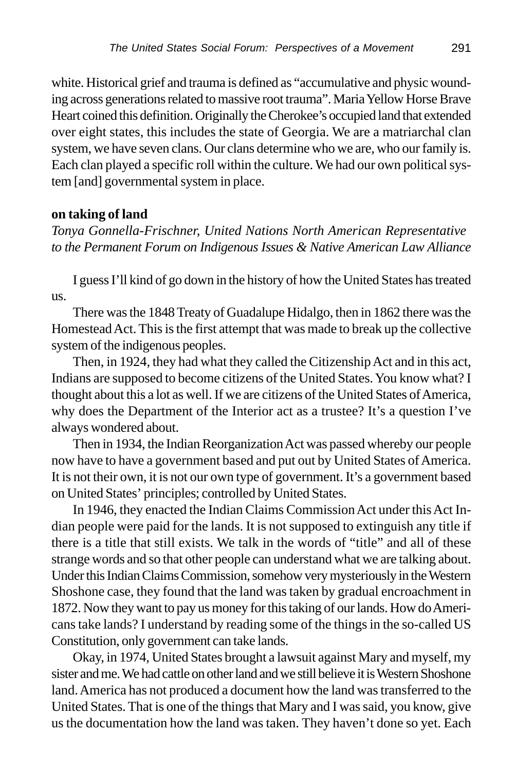white. Historical grief and trauma is defined as "accumulative and physic wounding across generations related to massive root trauma". Maria Yellow Horse Brave Heart coined this definition. Originally the Cherokee's occupied land that extended over eight states, this includes the state of Georgia. We are a matriarchal clan system, we have seven clans. Our clans determine who we are, who our family is. Each clan played a specific roll within the culture. We had our own political system [and] governmental system in place.

**on taking of land**

*Tonya Gonnella-Frischner, United Nations North American Representative to the Permanent Forum on Indigenous Issues & Native American Law Alliance*

I guess I'll kind of go down in the history of how the United States has treated us.

There was the 1848 Treaty of Guadalupe Hidalgo, then in 1862 there was the Homestead Act. This is the first attempt that was made to break up the collective system of the indigenous peoples.

Then, in 1924, they had what they called the Citizenship Act and in this act, Indians are supposed to become citizens of the United States. You know what? I thought about this a lot as well. If we are citizens of the United States of America, why does the Department of the Interior act as a trustee? It's a question I've always wondered about.

Then in 1934, the Indian Reorganization Act was passed whereby our people now have to have a government based and put out by United States of America. It is not their own, it is not our own type of government. It's a government based on United States' principles; controlled by United States.

In 1946, they enacted the Indian Claims Commission Act under this Act Indian people were paid for the lands. It is not supposed to extinguish any title if there is a title that still exists. We talk in the words of "title" and all of these strange words and so that other people can understand what we are talking about. Under this Indian Claims Commission, somehow very mysteriously in the Western Shoshone case, they found that the land was taken by gradual encroachment in 1872. Now they want to pay us money for this taking of our lands. How do Americans take lands? I understand by reading some of the things in the so-called US Constitution, only government can take lands.

Okay, in 1974, United States brought a lawsuit against Mary and myself, my sister and me. We had cattle on other land and we still believe it is Western Shoshone land. America has not produced a document how the land was transferred to the United States. That is one of the things that Mary and I was said, you know, give us the documentation how the land was taken. They haven't done so yet. Each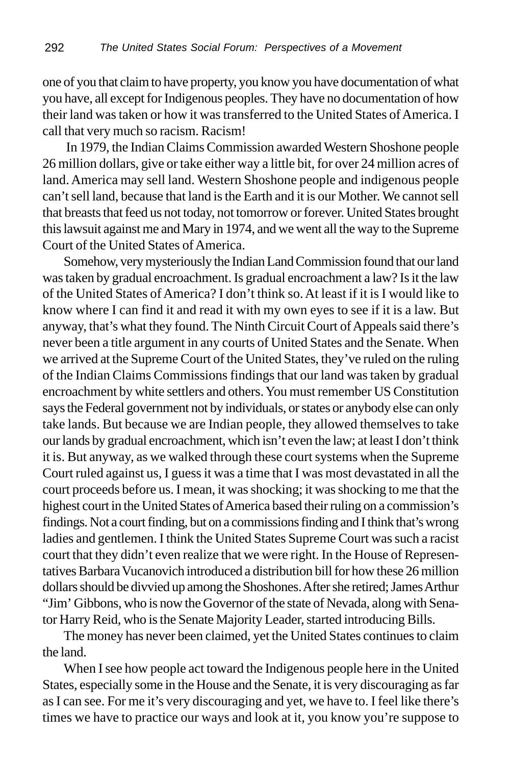one of you that claim to have property, you know you have documentation of what you have, all except for Indigenous peoples. They have no documentation of how their land was taken or how it was transferred to the United States of America. I call that very much so racism. Racism!

In 1979, the Indian Claims Commission awarded Western Shoshone people 26 million dollars, give or take either way a little bit, for over 24 million acres of land. America may sell land. Western Shoshone people and indigenous people can't sell land, because that land is the Earth and it is our Mother. We cannot sell that breasts that feed us not today, not tomorrow or forever. United States brought this lawsuit against me and Mary in 1974, and we went all the way to the Supreme Court of the United States of America.

Somehow, very mysteriously the Indian Land Commission found that our land was taken by gradual encroachment. Is gradual encroachment a law? Is it the law of the United States of America? I don't think so. At least if it is I would like to know where I can find it and read it with my own eyes to see if it is a law. But anyway, that's what they found. The Ninth Circuit Court of Appeals said there's never been a title argument in any courts of United States and the Senate. When we arrived at the Supreme Court of the United States, they've ruled on the ruling of the Indian Claims Commissions findings that our land was taken by gradual encroachment by white settlers and others. You must remember US Constitution says the Federal government not by individuals, or states or anybody else can only take lands. But because we are Indian people, they allowed themselves to take our lands by gradual encroachment, which isn't even the law; at least I don't think it is. But anyway, as we walked through these court systems when the Supreme Court ruled against us, I guess it was a time that I was most devastated in all the court proceeds before us. I mean, it was shocking; it was shocking to me that the highest court in the United States of America based their ruling on a commission's findings. Not a court finding, but on a commissions finding and I think that's wrong ladies and gentlemen. I think the United States Supreme Court was such a racist court that they didn't even realize that we were right. In the House of Representatives Barbara Vucanovich introduced a distribution bill for how these 26 million dollars should be divvied up among the Shoshones. After she retired; James Arthur "Jim' Gibbons, who is now the Governor of the state of Nevada, along with Senator Harry Reid, who is the Senate Majority Leader, started introducing Bills.

The money has never been claimed, yet the United States continues to claim the land.

When I see how people act toward the Indigenous people here in the United States, especially some in the House and the Senate, it is very discouraging as far as I can see. For me it's very discouraging and yet, we have to. I feel like there's times we have to practice our ways and look at it, you know you're suppose to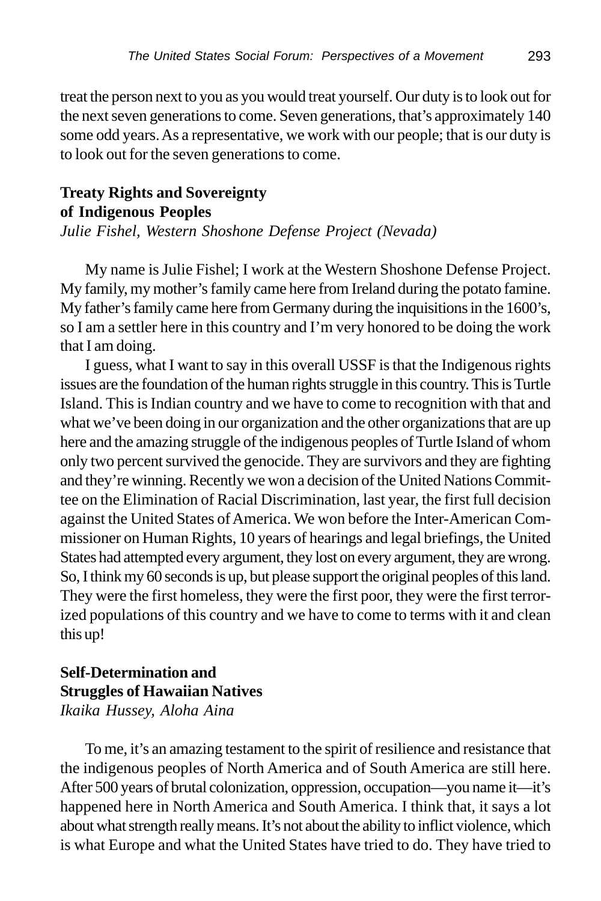treat the person next to you as you would treat yourself. Our duty is to look out for the next seven generations to come. Seven generations, that's approximately 140 some odd years. As a representative, we work with our people; that is our duty is to look out for the seven generations to come.

## Treaty Rights and Sovereignty of Indigenous Peoples

*Julie Fishel, Western Shoshone Defense Project (Nevada)*

My name is Julie Fishel; I work at the Western Shoshone Defense Project. My family, my mother's family came here from Ireland during the potato famine. My father's family came here from Germany during the inquisitions in the 1600's, so I am a settler here in this country and I'm very honored to be doing the work that I am doing.

I guess, what I want to say in this overall USSF is that the Indigenous rights issues are the foundation of the human rights struggle in this country. This is Turtle Island. This is Indian country and we have to come to recognition with that and what we've been doing in our organization and the other organizations that are up here and the amazing struggle of the indigenous peoples of Turtle Island of whom only two percent survived the genocide. They are survivors and they are fighting and they're winning. Recently we won a decision of the United Nations Committee on the Elimination of Racial Discrimination, last year, the first full decision against the United States of America. We won before the Inter-American Commissioner on Human Rights, 10 years of hearings and legal briefings, the United States had attempted every argument, they lost on every argument, they are wrong. So, I think my 60 seconds is up, but please support the original peoples of this land. They were the first homeless, they were the first poor, they were the first terrorized populations of this country and we have to come to terms with it and clean this up!

## Self-Determination and Struggles of Hawaiian Natives

*Ikaika Hussey, Aloha Aina*

To me, it's an amazing testament to the spirit of resilience and resistance that the indigenous peoples of North America and of South America are still here. After 500 years of brutal colonization, oppression, occupation—you name it—it's happened here in North America and South America. I think that, it says a lot about what strength really means. It's not about the ability to inflict violence, which is what Europe and what the United States have tried to do. They have tried to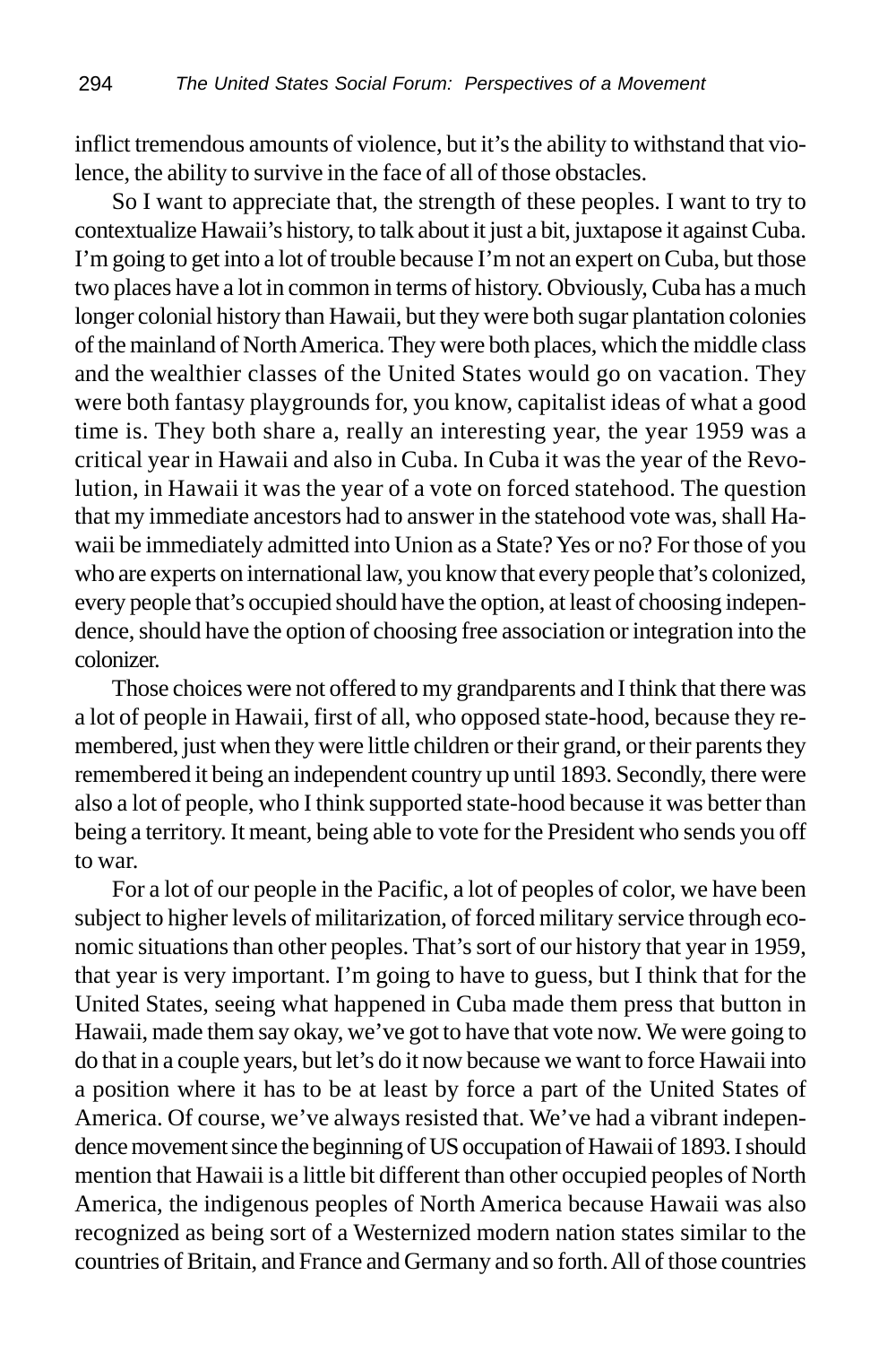inflict tremendous amounts of violence, but it's the ability to withstand that violence, the ability to survive in the face of all of those obstacles.

So I want to appreciate that, the strength of these peoples. I want to try to contextualize Hawaii's history, to talk about it just a bit, juxtapose it against Cuba. I'm going to get into a lot of trouble because I'm not an expert on Cuba, but those two places have a lot in common in terms of history. Obviously, Cuba has a much longer colonial history than Hawaii, but they were both sugar plantation colonies of the mainland of North America. They were both places, which the middle class and the wealthier classes of the United States would go on vacation. They were both fantasy playgrounds for, you know, capitalist ideas of what a good time is. They both share a, really an interesting year, the year 1959 was a critical year in Hawaii and also in Cuba. In Cuba it was the year of the Revolution, in Hawaii it was the year of a vote on forced statehood. The question that my immediate ancestors had to answer in the statehood vote was, shall Hawaii be immediately admitted into Union as a State? Yes or no? For those of you who are experts on international law, you know that every people that's colonized, every people that's occupied should have the option, at least of choosing independence, should have the option of choosing free association or integration into the colonizer.

Those choices were not offered to my grandparents and I think that there was a lot of people in Hawaii, first of all, who opposed state-hood, because they remembered, just when they were little children or their grand, or their parents they remembered it being an independent country up until 1893. Secondly, there were also a lot of people, who I think supported state-hood because it was better than being a territory. It meant, being able to vote for the President who sends you off to war.

For a lot of our people in the Pacific, a lot of peoples of color, we have been subject to higher levels of militarization, of forced military service through economic situations than other peoples. That's sort of our history that year in 1959, that year is very important. I'm going to have to guess, but I think that for the United States, seeing what happened in Cuba made them press that button in Hawaii, made them say okay, we've got to have that vote now. We were going to do that in a couple years, but let's do it now because we want to force Hawaii into a position where it has to be at least by force a part of the United States of America. Of course, we've always resisted that. We've had a vibrant independence movement since the beginning of US occupation of Hawaii of 1893. I should mention that Hawaii is a little bit different than other occupied peoples of North America, the indigenous peoples of North America because Hawaii was also recognized as being sort of a Westernized modern nation states similar to the countries of Britain, and France and Germany and so forth. All of those countries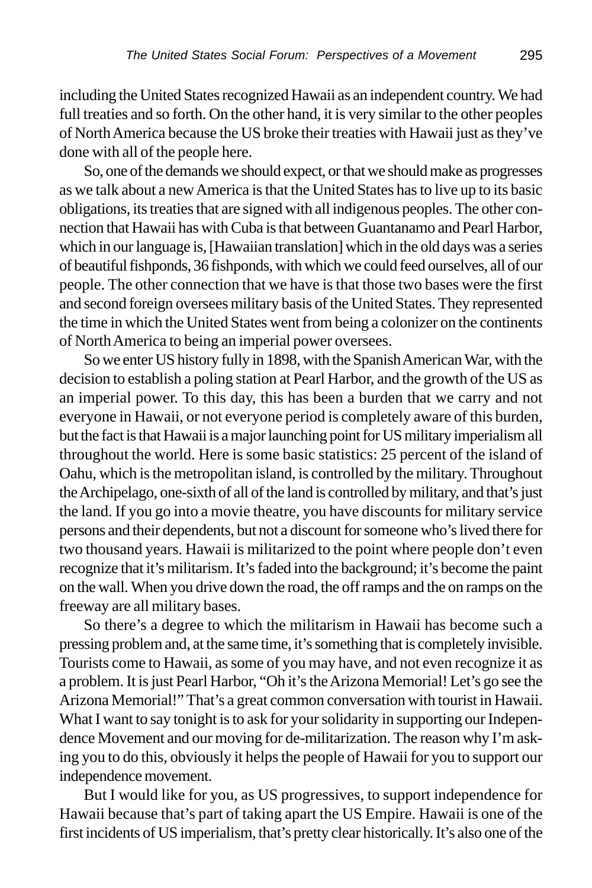including the United States recognized Hawaii as an independent country. We had full treaties and so forth. On the other hand, it is very similar to the other peoples of North America because the US broke their treaties with Hawaii just as they've done with all of the people here.

So, one of the demands we should expect, or that we should make as progresses as we talk about a new America is that the United States has to live up to its basic obligations, its treaties that are signed with all indigenous peoples. The other connection that Hawaii has with Cuba is that between Guantanamo and Pearl Harbor, which in our language is, [Hawaiian translation] which in the old days was a series of beautiful fishponds, 36 fishponds, with which we could feed ourselves, all of our people. The other connection that we have is that those two bases were the first and second foreign oversees military basis of the United States. They represented the time in which the United States went from being a colonizer on the continents of North America to being an imperial power oversees.

So we enter US history fully in 1898, with the Spanish American War, with the decision to establish a poling station at Pearl Harbor, and the growth of the US as an imperial power. To this day, this has been a burden that we carry and not everyone in Hawaii, or not everyone period is completely aware of this burden, but the fact is that Hawaii is a major launching point for US military imperialism all throughout the world. Here is some basic statistics: 25 percent of the island of Oahu, which is the metropolitan island, is controlled by the military. Throughout the Archipelago, one-sixth of all of the land is controlled by military, and that's just the land. If you go into a movie theatre, you have discounts for military service persons and their dependents, but not a discount for someone who's lived there for two thousand years. Hawaii is militarized to the point where people don't even recognize that it's militarism. It's faded into the background; it's become the paint on the wall. When you drive down the road, the off ramps and the on ramps on the freeway are all military bases.

So there's a degree to which the militarism in Hawaii has become such a pressing problem and, at the same time, it's something that is completely invisible. Tourists come to Hawaii, as some of you may have, and not even recognize it as a problem. It is just Pearl Harbor, "Oh it's the Arizona Memorial! Let's go see the Arizona Memorial!" That's a great common conversation with tourist in Hawaii. What I want to say tonight is to ask for your solidarity in supporting our Independence Movement and our moving for de-militarization. The reason why I'm asking you to do this, obviously it helps the people of Hawaii for you to support our independence movement.

But I would like for you, as US progressives, to support independence for Hawaii because that's part of taking apart the US Empire. Hawaii is one of the first incidents of US imperialism, that's pretty clear historically. It's also one of the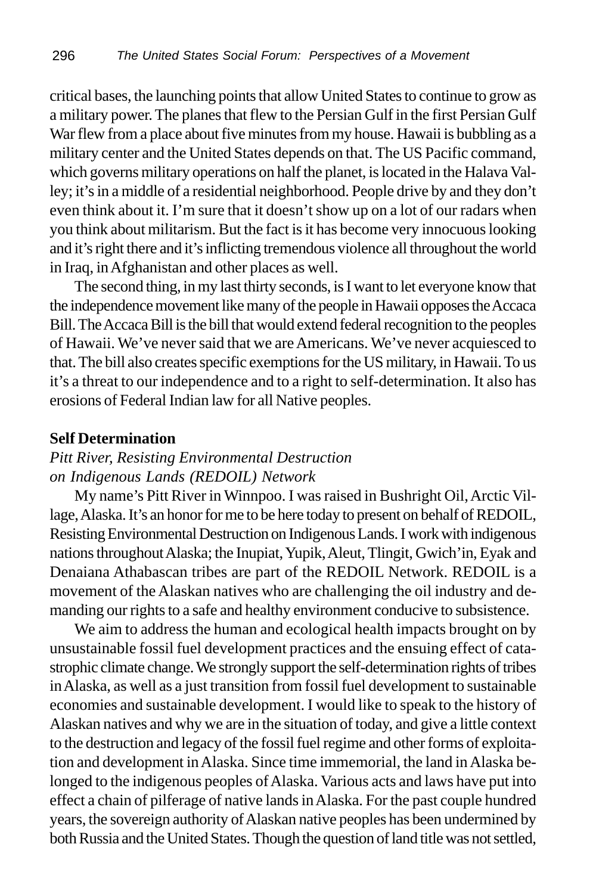critical bases, the launching points that allow United States to continue to grow as a military power. The planes that flew to the Persian Gulf in the first Persian Gulf War flew from a place about five minutes from my house. Hawaii is bubbling as a military center and the United States depends on that. The US Pacific command, which governs military operations on half the planet, is located in the Halava Valley; it's in a middle of a residential neighborhood. People drive by and they don't even think about it. I'm sure that it doesn't show up on a lot of our radars when you think about militarism. But the fact is it has become very innocuous looking and it's right there and it's inflicting tremendous violence all throughout the world in Iraq, in Afghanistan and other places as well.

The second thing, in my last thirty seconds, is I want to let everyone know that the independence movement like many of the people in Hawaii opposes the Accaca Bill. The Accaca Bill is the bill that would extend federal recognition to the peoples of Hawaii. We've never said that we are Americans. We've never acquiesced to that. The bill also creates specific exemptions for the US military, in Hawaii. To us it's a threat to our independence and to a right to self-determination. It also has erosions of Federal Indian law for all Native peoples.

**Self Determination**

*Pitt River, Resisting Environmental Destruction on Indigenous Lands (REDOIL) Network*

My name's Pitt River in Winnpoo. I was raised in Bushright Oil, Arctic Village, Alaska. It's an honor for me to be here today to present on behalf of REDOIL, Resisting Environmental Destruction on Indigenous Lands. I work with indigenous nations throughout Alaska; the Inupiat, Yupik, Aleut, Tlingit, Gwich'in, Eyak and Denaiana Athabascan tribes are part of the REDOIL Network. REDOIL is a movement of the Alaskan natives who are challenging the oil industry and demanding our rights to a safe and healthy environment conducive to subsistence.

We aim to address the human and ecological health impacts brought on by unsustainable fossil fuel development practices and the ensuing effect of catastrophic climate change. We strongly support the self-determination rights of tribes in Alaska, as well as a just transition from fossil fuel development to sustainable economies and sustainable development. I would like to speak to the history of Alaskan natives and why we are in the situation of today, and give a little context to the destruction and legacy of the fossil fuel regime and other forms of exploitation and development in Alaska. Since time immemorial, the land in Alaska belonged to the indigenous peoples of Alaska. Various acts and laws have put into effect a chain of pilferage of native lands in Alaska. For the past couple hundred years, the sovereign authority of Alaskan native peoples has been undermined by both Russia and the United States. Though the question of land title was not settled,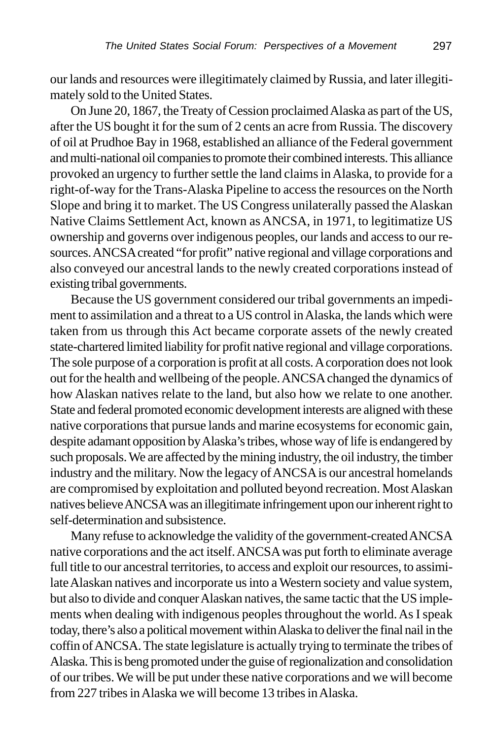our lands and resources were illegitimately claimed by Russia, and later illegitimately sold to the United States.

On June 20, 1867, the Treaty of Cession proclaimed Alaska as part of the US, after the US bought it for the sum of 2 cents an acre from Russia. The discovery of oil at Prudhoe Bay in 1968, established an alliance of the Federal government and multi-national oil companies to promote their combined interests. This alliance provoked an urgency to further settle the land claims in Alaska, to provide for a right-of-way for the Trans-Alaska Pipeline to access the resources on the North Slope and bring it to market. The US Congress unilaterally passed the Alaskan Native Claims Settlement Act, known as ANCSA, in 1971, to legitimatize US ownership and governs over indigenous peoples, our lands and access to our resources. ANCSA created "for profit" native regional and village corporations and also conveyed our ancestral lands to the newly created corporations instead of existing tribal governments.

Because the US government considered our tribal governments an impediment to assimilation and a threat to a US control in Alaska, the lands which were taken from us through this Act became corporate assets of the newly created state-chartered limited liability for profit native regional and village corporations. The sole purpose of a corporation is profit at all costs. A corporation does not look out for the health and wellbeing of the people. ANCSA changed the dynamics of how Alaskan natives relate to the land, but also how we relate to one another. State and federal promoted economic development interests are aligned with these native corporations that pursue lands and marine ecosystems for economic gain, despite adamant opposition by Alaska's tribes, whose way of life is endangered by such proposals. We are affected by the mining industry, the oil industry, the timber industry and the military. Now the legacy of ANCSA is our ancestral homelands are compromised by exploitation and polluted beyond recreation. Most Alaskan natives believe ANCSA was an illegitimate infringement upon our inherent right to self-determination and subsistence.

Many refuse to acknowledge the validity of the government-created ANCSA native corporations and the act itself. ANCSA was put forth to eliminate average full title to our ancestral territories, to access and exploit our resources, to assimilate Alaskan natives and incorporate us into a Western society and value system, but also to divide and conquer Alaskan natives, the same tactic that the US implements when dealing with indigenous peoples throughout the world. As I speak today, there's also a political movement within Alaska to deliver the final nail in the coffin of ANCSA. The state legislature is actually trying to terminate the tribes of Alaska. This is beng promoted under the guise of regionalization and consolidation of our tribes. We will be put under these native corporations and we will become from 227 tribes in Alaska we will become 13 tribes in Alaska.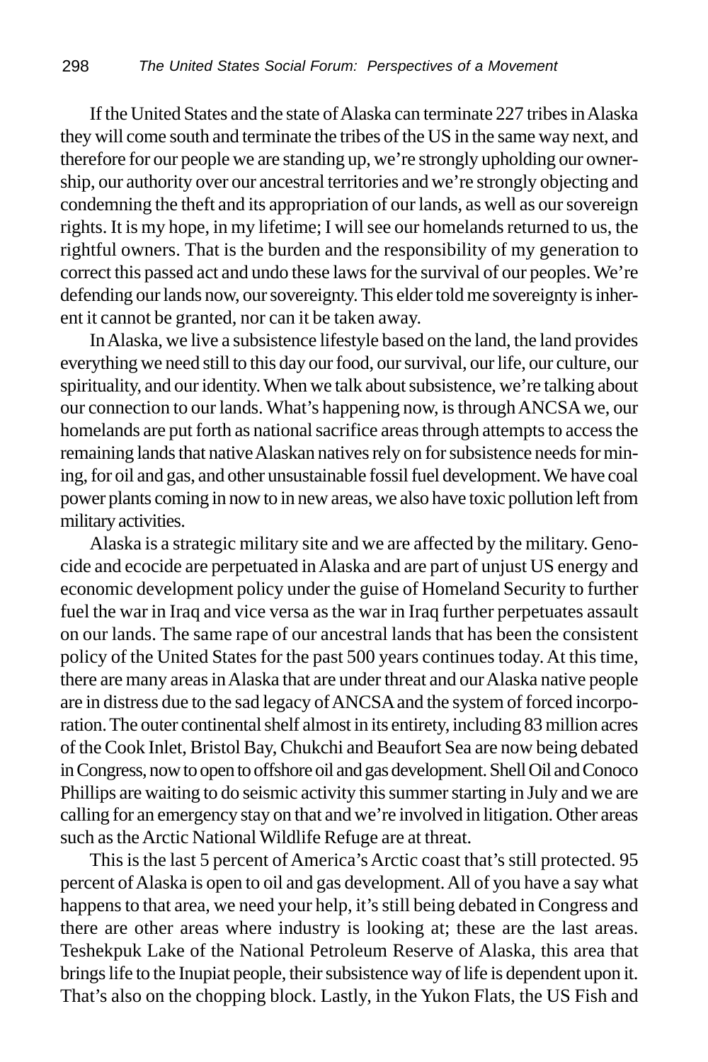If the United States and the state of Alaska can terminate 227 tribes in Alaska they will come south and terminate the tribes of the US in the same way next, and therefore for our people we are standing up, we're strongly upholding our ownership, our authority over our ancestral territories and we're strongly objecting and condemning the theft and its appropriation of our lands, as well as our sovereign rights. It is my hope, in my lifetime; I will see our homelands returned to us, the rightful owners. That is the burden and the responsibility of my generation to correct this passed act and undo these laws for the survival of our peoples. We're defending our lands now, our sovereignty. This elder told me sovereignty is inherent it cannot be granted, nor can it be taken away.

In Alaska, we live a subsistence lifestyle based on the land, the land provides everything we need still to this day our food, our survival, our life, our culture, our spirituality, and our identity. When we talk about subsistence, we're talking about our connection to our lands. What's happening now, is through ANCSA we, our homelands are put forth as national sacrifice areas through attempts to access the remaining lands that native Alaskan natives rely on for subsistence needs for mining, for oil and gas, and other unsustainable fossil fuel development. We have coal power plants coming in now to in new areas, we also have toxic pollution left from military activities.

Alaska is a strategic military site and we are affected by the military. Genocide and ecocide are perpetuated in Alaska and are part of unjust US energy and economic development policy under the guise of Homeland Security to further fuel the war in Iraq and vice versa as the war in Iraq further perpetuates assault on our lands. The same rape of our ancestral lands that has been the consistent policy of the United States for the past 500 years continues today. At this time, there are many areas in Alaska that are under threat and our Alaska native people are in distress due to the sad legacy of ANCSA and the system of forced incorporation. The outer continental shelf almost in its entirety, including 83 million acres of the Cook Inlet, Bristol Bay, Chukchi and Beaufort Sea are now being debated in Congress, now to open to offshore oil and gas development. Shell Oil and Conoco Phillips are waiting to do seismic activity this summer starting in July and we are calling for an emergency stay on that and we're involved in litigation. Other areas such as the Arctic National Wildlife Refuge are at threat.

This is the last 5 percent of America's Arctic coast that's still protected. 95 percent of Alaska is open to oil and gas development. All of you have a say what happens to that area, we need your help, it's still being debated in Congress and there are other areas where industry is looking at; these are the last areas. Teshekpuk Lake of the National Petroleum Reserve of Alaska, this area that brings life to the Inupiat people, their subsistence way of life is dependent upon it. That's also on the chopping block. Lastly, in the Yukon Flats, the US Fish and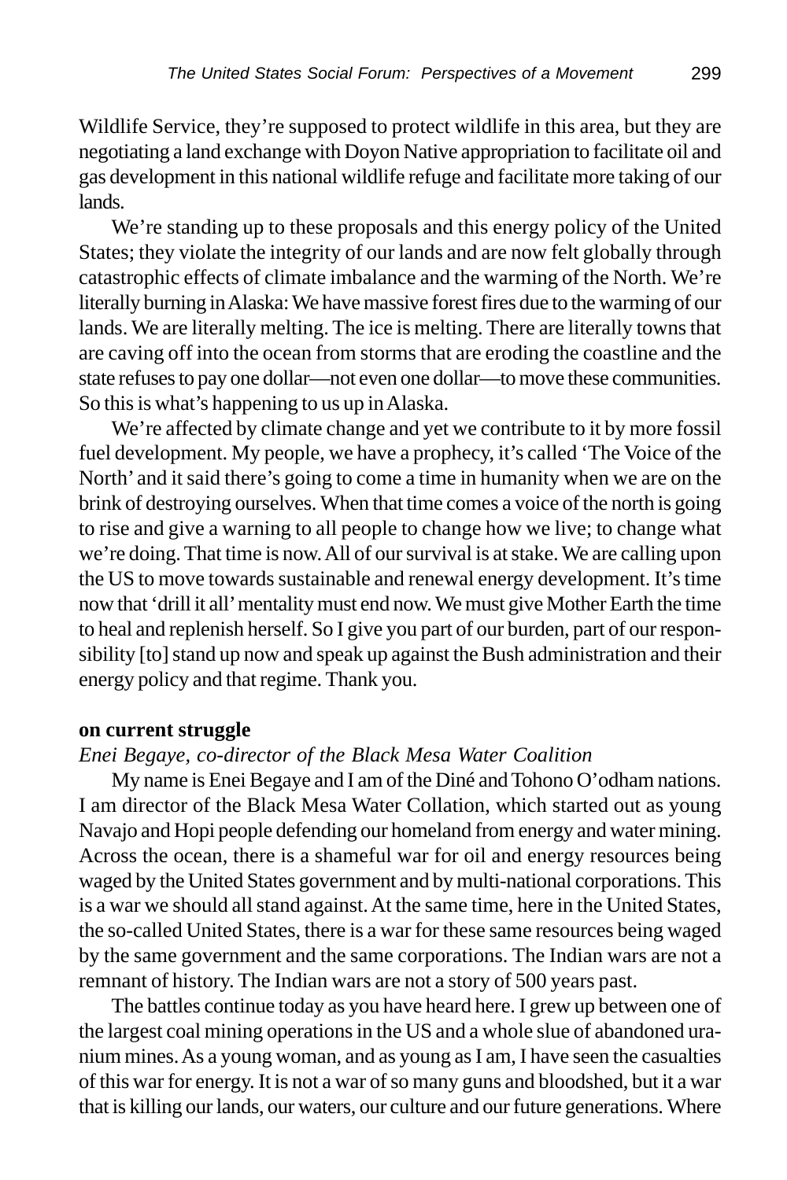Wildlife Service, they're supposed to protect wildlife in this area, but they are negotiating a land exchange with Doyon Native appropriation to facilitate oil and gas development in this national wildlife refuge and facilitate more taking of our lands.

We're standing up to these proposals and this energy policy of the United States; they violate the integrity of our lands and are now felt globally through catastrophic effects of climate imbalance and the warming of the North. We're literally burning in Alaska: We have massive forest fires due to the warming of our lands. We are literally melting. The ice is melting. There are literally towns that are caving off into the ocean from storms that are eroding the coastline and the state refuses to pay one dollar—not even one dollar—to move these communities. So this is what's happening to us up in Alaska.

We're affected by climate change and yet we contribute to it by more fossil fuel development. My people, we have a prophecy, it's called 'The Voice of the North' and it said there's going to come a time in humanity when we are on the brink of destroying ourselves. When that time comes a voice of the north is going to rise and give a warning to all people to change how we live; to change what we're doing. That time is now. All of our survival is at stake. We are calling upon the US to move towards sustainable and renewal energy development. It's time now that 'drill it all' mentality must end now. We must give Mother Earth the time to heal and replenish herself. So I give you part of our burden, part of our responsibility [to] stand up now and speak up against the Bush administration and their energy policy and that regime. Thank you.

**on current struggle**

*Enei Begaye, co-director of the Black Mesa Water Coalition*

My name is Enei Begaye and I am of the Diné and Tohono O'odham nations. I am director of the Black Mesa Water Collation, which started out as young Navajo and Hopi people defending our homeland from energy and water mining. Across the ocean, there is a shameful war for oil and energy resources being waged by the United States government and by multi-national corporations. This is a war we should all stand against. At the same time, here in the United States, the so-called United States, there is a war for these same resources being waged by the same government and the same corporations. The Indian wars are not a remnant of history. The Indian wars are not a story of 500 years past.

The battles continue today as you have heard here. I grew up between one of the largest coal mining operations in the US and a whole slue of abandoned uranium mines. As a young woman, and as young as I am, I have seen the casualties of this war for energy. It is not a war of so many guns and bloodshed, but it a war that is killing our lands, our waters, our culture and our future generations. Where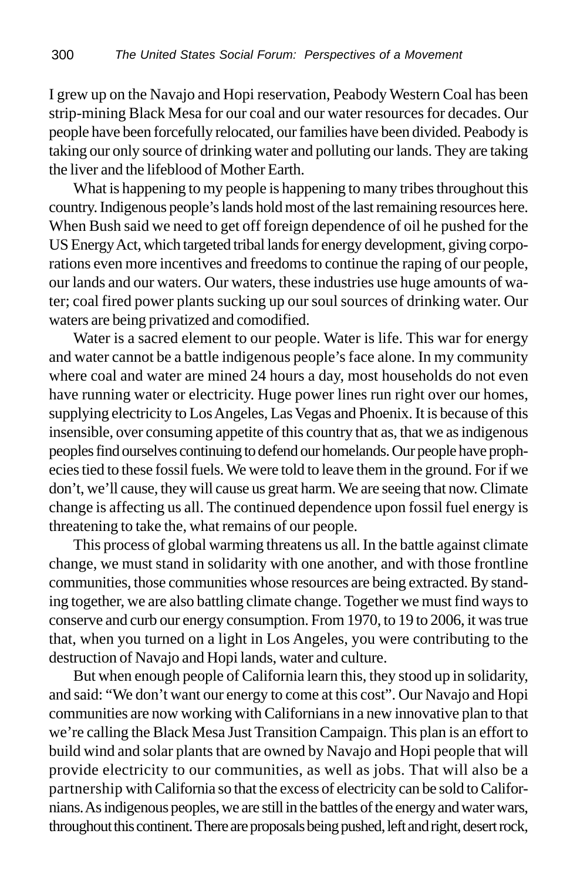I grew up on the Navajo and Hopi reservation, Peabody Western Coal has been strip-mining Black Mesa for our coal and our water resources for decades. Our people have been forcefully relocated, our families have been divided. Peabody is taking our only source of drinking water and polluting our lands. They are taking the liver and the lifeblood of Mother Earth.

What is happening to my people is happening to many tribes throughout this country. Indigenous people's lands hold most of the last remaining resources here. When Bush said we need to get off foreign dependence of oil he pushed for the US Energy Act, which targeted tribal lands for energy development, giving corporations even more incentives and freedoms to continue the raping of our people, our lands and our waters. Our waters, these industries use huge amounts of water; coal fired power plants sucking up our soul sources of drinking water. Our waters are being privatized and comodified.

Water is a sacred element to our people. Water is life. This war for energy and water cannot be a battle indigenous people's face alone. In my community where coal and water are mined 24 hours a day, most households do not even have running water or electricity. Huge power lines run right over our homes, supplying electricity to Los Angeles, Las Vegas and Phoenix. It is because of this insensible, over consuming appetite of this country that as, that we as indigenous peoples find ourselves continuing to defend our homelands. Our people have prophecies tied to these fossil fuels. We were told to leave them in the ground. For if we don't, we'll cause, they will cause us great harm. We are seeing that now. Climate change is affecting us all. The continued dependence upon fossil fuel energy is threatening to take the, what remains of our people.

This process of global warming threatens us all. In the battle against climate change, we must stand in solidarity with one another, and with those frontline communities, those communities whose resources are being extracted. By standing together, we are also battling climate change. Together we must find ways to conserve and curb our energy consumption. From 1970, to 19 to 2006, it was true that, when you turned on a light in Los Angeles, you were contributing to the destruction of Navajo and Hopi lands, water and culture.

But when enough people of California learn this, they stood up in solidarity, and said: "We don't want our energy to come at this cost". Our Navajo and Hopi communities are now working with Californians in a new innovative plan to that we're calling the Black Mesa Just Transition Campaign. This plan is an effort to build wind and solar plants that are owned by Navajo and Hopi people that will provide electricity to our communities, as well as jobs. That will also be a partnership with California so that the excess of electricity can be sold to Californians. As indigenous peoples, we are still in the battles of the energy and water wars, throughout this continent. There are proposals being pushed, left and right, desert rock,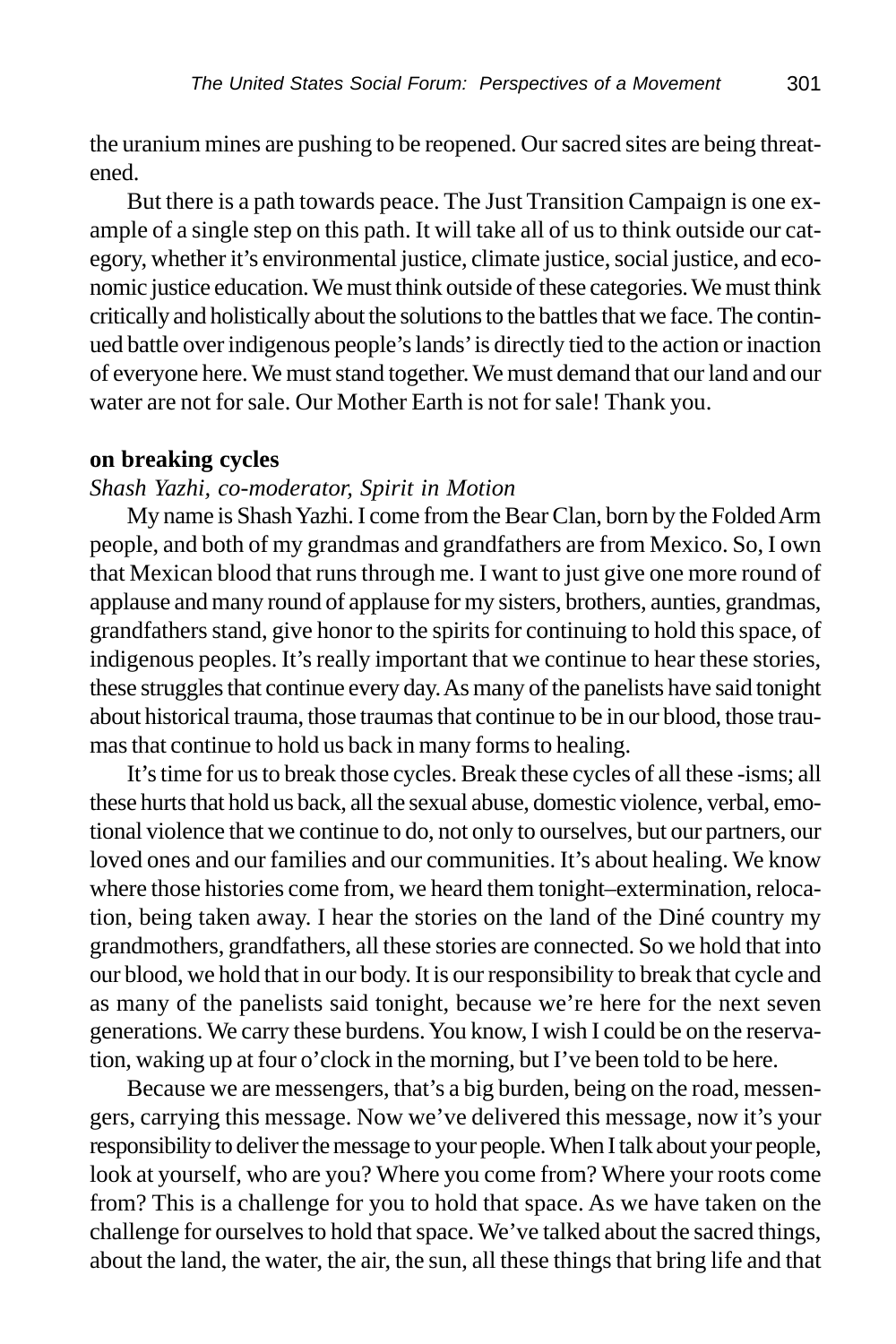the uranium mines are pushing to be reopened. Our sacred sites are being threatened.

But there is a path towards peace. The Just Transition Campaign is one example of a single step on this path. It will take all of us to think outside our category, whether it's environmental justice, climate justice, social justice, and economic justice education. We must think outside of these categories. We must think critically and holistically about the solutions to the battles that we face. The continued battle over indigenous people's lands' is directly tied to the action or inaction of everyone here. We must stand together. We must demand that our land and our water are not for sale. Our Mother Earth is not for sale! Thank you.

**on breaking cycles**

*Shash Yazhi, co-moderator, Spirit in Motion*

My name is Shash Yazhi. I come from the Bear Clan, born by the Folded Arm people, and both of my grandmas and grandfathers are from Mexico. So, I own that Mexican blood that runs through me. I want to just give one more round of applause and many round of applause for my sisters, brothers, aunties, grandmas, grandfathers stand, give honor to the spirits for continuing to hold this space, of indigenous peoples. It's really important that we continue to hear these stories, these struggles that continue every day. As many of the panelists have said tonight about historical trauma, those traumas that continue to be in our blood, those traumas that continue to hold us back in many forms to healing.

It's time for us to break those cycles. Break these cycles of all these -isms; all these hurts that hold us back, all the sexual abuse, domestic violence, verbal, emotional violence that we continue to do, not only to ourselves, but our partners, our loved ones and our families and our communities. It's about healing. We know where those histories come from, we heard them tonight–extermination, relocation, being taken away. I hear the stories on the land of the Diné country my grandmothers, grandfathers, all these stories are connected. So we hold that into our blood, we hold that in our body. It is our responsibility to break that cycle and as many of the panelists said tonight, because we're here for the next seven generations. We carry these burdens. You know, I wish I could be on the reservation, waking up at four o'clock in the morning, but I've been told to be here.

Because we are messengers, that's a big burden, being on the road, messengers, carrying this message. Now we've delivered this message, now it's your responsibility to deliver the message to your people. When I talk about your people, look at yourself, who are you? Where you come from? Where your roots come from? This is a challenge for you to hold that space. As we have taken on the challenge for ourselves to hold that space. We've talked about the sacred things, about the land, the water, the air, the sun, all these things that bring life and that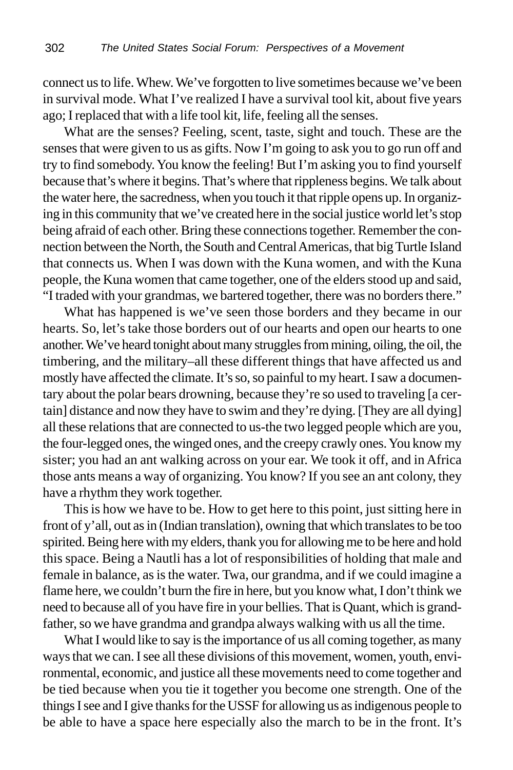connect us to life. Whew. We've forgotten to live sometimes because we've been in survival mode. What I've realized I have a survival tool kit, about five years ago; I replaced that with a life tool kit, life, feeling all the senses.

What are the senses? Feeling, scent, taste, sight and touch. These are the senses that were given to us as gifts. Now I'm going to ask you to go run off and try to find somebody. You know the feeling! But I'm asking you to find yourself because that's where it begins. That's where that rippleness begins. We talk about the water here, the sacredness, when you touch it that ripple opens up. In organizing in this community that we've created here in the social justice world let's stop being afraid of each other. Bring these connections together. Remember the connection between the North, the South and Central Americas, that big Turtle Island that connects us. When I was down with the Kuna women, and with the Kuna people, the Kuna women that came together, one of the elders stood up and said, "I traded with your grandmas, we bartered together, there was no borders there."

What has happened is we've seen those borders and they became in our hearts. So, let's take those borders out of our hearts and open our hearts to one another. We've heard tonight about many struggles from mining, oiling, the oil, the timbering, and the military–all these different things that have affected us and mostly have affected the climate. It's so, so painful to my heart. I saw a documentary about the polar bears drowning, because they're so used to traveling [a certain] distance and now they have to swim and they're dying. [They are all dying] all these relations that are connected to us-the two legged people which are you, the four-legged ones, the winged ones, and the creepy crawly ones. You know my sister; you had an ant walking across on your ear. We took it off, and in Africa those ants means a way of organizing. You know? If you see an ant colony, they have a rhythm they work together.

This is how we have to be. How to get here to this point, just sitting here in front of y'all, out as in (Indian translation), owning that which translates to be too spirited. Being here with my elders, thank you for allowing me to be here and hold this space. Being a Nautli has a lot of responsibilities of holding that male and female in balance, as is the water. Twa, our grandma, and if we could imagine a flame here, we couldn't burn the fire in here, but you know what, I don't think we need to because all of you have fire in your bellies. That is Quant, which is grandfather, so we have grandma and grandpa always walking with us all the time.

What I would like to say is the importance of us all coming together, as many ways that we can. I see all these divisions of this movement, women, youth, environmental, economic, and justice all these movements need to come together and be tied because when you tie it together you become one strength. One of the things I see and I give thanks for the USSF for allowing us as indigenous people to be able to have a space here especially also the march to be in the front. It's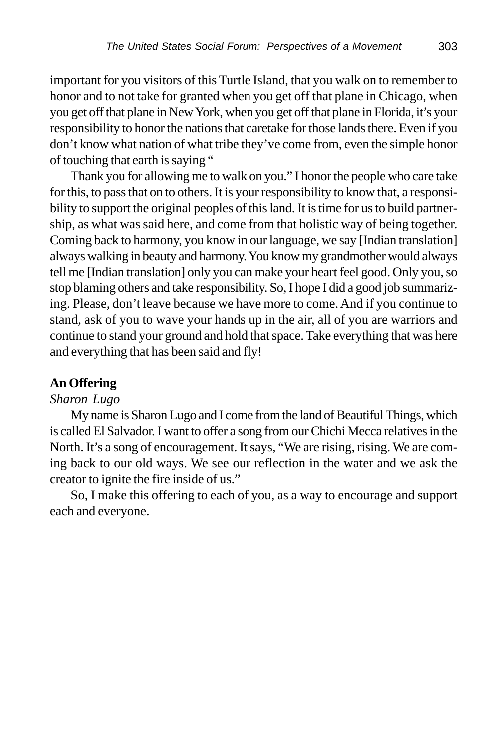important for you visitors of this Turtle Island, that you walk on to remember to honor and to not take for granted when you get off that plane in Chicago, when you get off that plane in New York, when you get off that plane in Florida, it's your responsibility to honor the nations that caretake for those lands there. Even if you don't know what nation of what tribe they've come from, even the simple honor of touching that earth is saying "

Thank you for allowing me to walk on you." I honor the people who care take for this, to pass that on to others. It is your responsibility to know that, a responsibility to support the original peoples of this land. It is time for us to build partnership, as what was said here, and come from that holistic way of being together. Coming back to harmony, you know in our language, we say [Indian translation] always walking in beauty and harmony. You know my grandmother would always tell me [Indian translation] only you can make your heart feel good. Only you, so stop blaming others and take responsibility. So, I hope I did a good job summarizing. Please, don't leave because we have more to come. And if you continue to stand, ask of you to wave your hands up in the air, all of you are warriors and continue to stand your ground and hold that space. Take everything that was here and everything that has been said and fly!

**An Offering**

*Sharon Lugo*

My name is Sharon Lugo and I come from the land of Beautiful Things, which is called El Salvador. I want to offer a song from our Chichi Mecca relatives in the North. It's a song of encouragement. It says, "We are rising, rising. We are coming back to our old ways. We see our reflection in the water and we ask the creator to ignite the fire inside of us."

So, I make this offering to each of you, as a way to encourage and support each and everyone.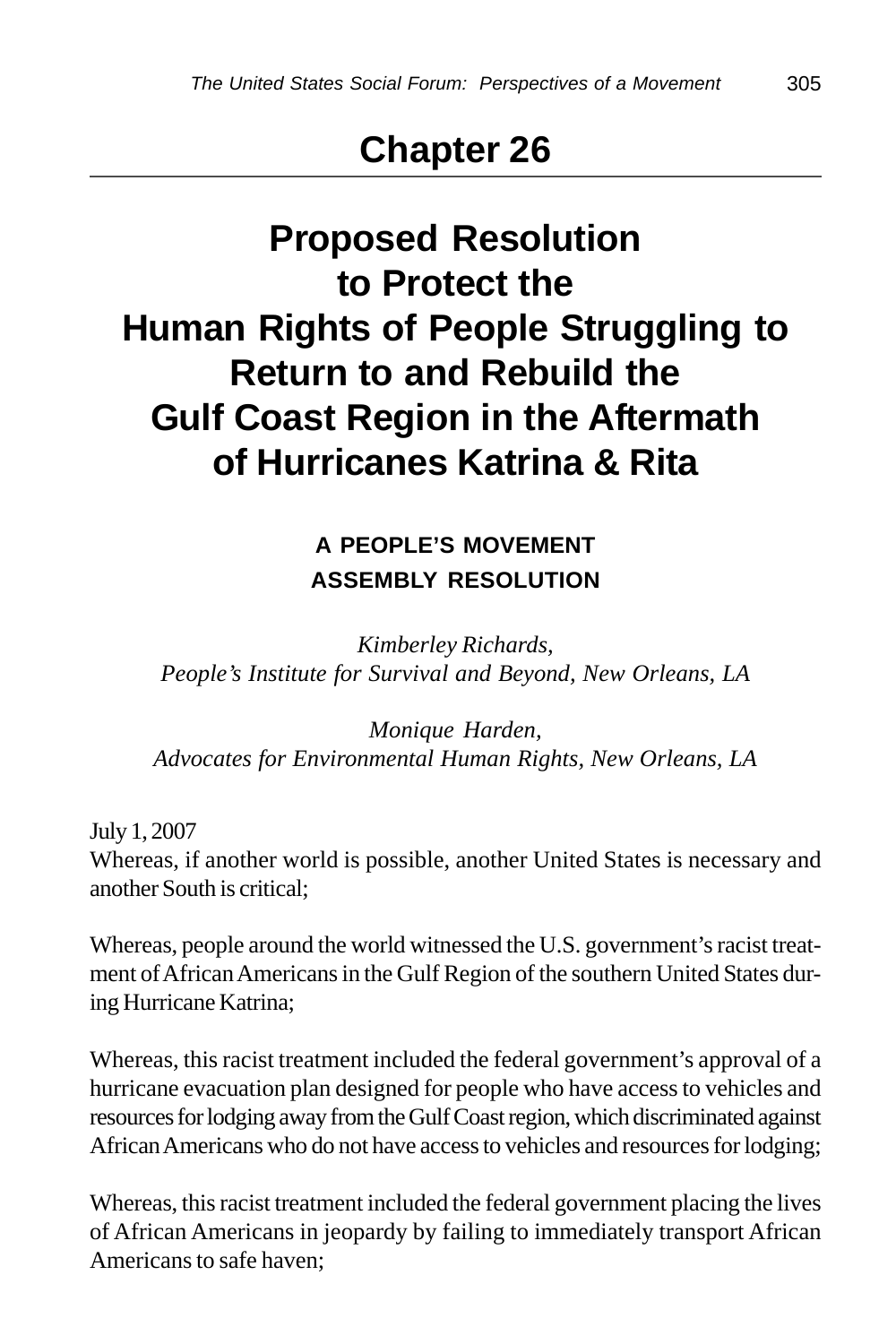# Chapter 26

## Proposed Resolution to Protect the Human Rights of People Struggling to Return to and Rebuild the Gulf Coast Region in the Aftermath of Hurricanes Katrina & Rita

### A PEOPLE'S MOVEMENT ASSEMBLY RESOLUTION

*Kimberley Richards,*
*People's Institute for Survival and Beyond, New Orleans, LA*

*Monique Harden,*
*Advocates for Environmental Human Rights, New Orleans, LA*

July 1, 2007

Whereas, if another world is possible, another United States is necessary and another South is critical;

Whereas, people around the world witnessed the U.S. government's racist treatment of African Americans in the Gulf Region of the southern United States during Hurricane Katrina;

Whereas, this racist treatment included the federal government's approval of a hurricane evacuation plan designed for people who have access to vehicles and resources for lodging away from the Gulf Coast region, which discriminated against African Americans who do not have access to vehicles and resources for lodging;

Whereas, this racist treatment included the federal government placing the lives of African Americans in jeopardy by failing to immediately transport African Americans to safe haven;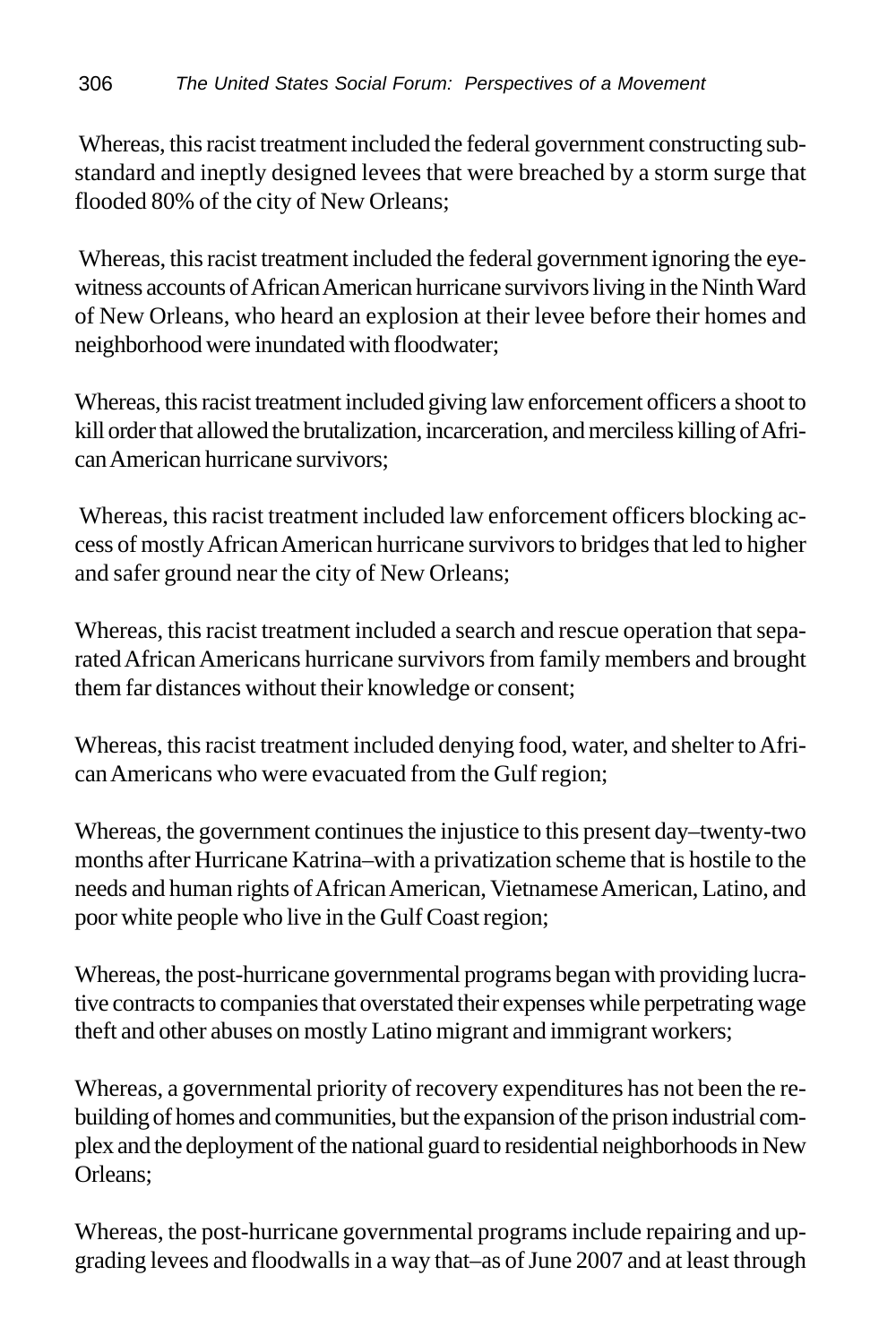Whereas, this racist treatment included the federal government constructing substandard and ineptly designed levees that were breached by a storm surge that flooded 80% of the city of New Orleans;

Whereas, this racist treatment included the federal government ignoring the eyewitness accounts of African American hurricane survivors living in the Ninth Ward of New Orleans, who heard an explosion at their levee before their homes and neighborhood were inundated with floodwater;

Whereas, this racist treatment included giving law enforcement officers a shoot to kill order that allowed the brutalization, incarceration, and merciless killing of African American hurricane survivors;

Whereas, this racist treatment included law enforcement officers blocking access of mostly African American hurricane survivors to bridges that led to higher and safer ground near the city of New Orleans;

Whereas, this racist treatment included a search and rescue operation that separated African Americans hurricane survivors from family members and brought them far distances without their knowledge or consent;

Whereas, this racist treatment included denying food, water, and shelter to African Americans who were evacuated from the Gulf region;

Whereas, the government continues the injustice to this present day–twenty-two months after Hurricane Katrina–with a privatization scheme that is hostile to the needs and human rights of African American, Vietnamese American, Latino, and poor white people who live in the Gulf Coast region;

Whereas, the post-hurricane governmental programs began with providing lucrative contracts to companies that overstated their expenses while perpetrating wage theft and other abuses on mostly Latino migrant and immigrant workers;

Whereas, a governmental priority of recovery expenditures has not been the rebuilding of homes and communities, but the expansion of the prison industrial complex and the deployment of the national guard to residential neighborhoods in New Orleans;

Whereas, the post-hurricane governmental programs include repairing and upgrading levees and floodwalls in a way that–as of June 2007 and at least through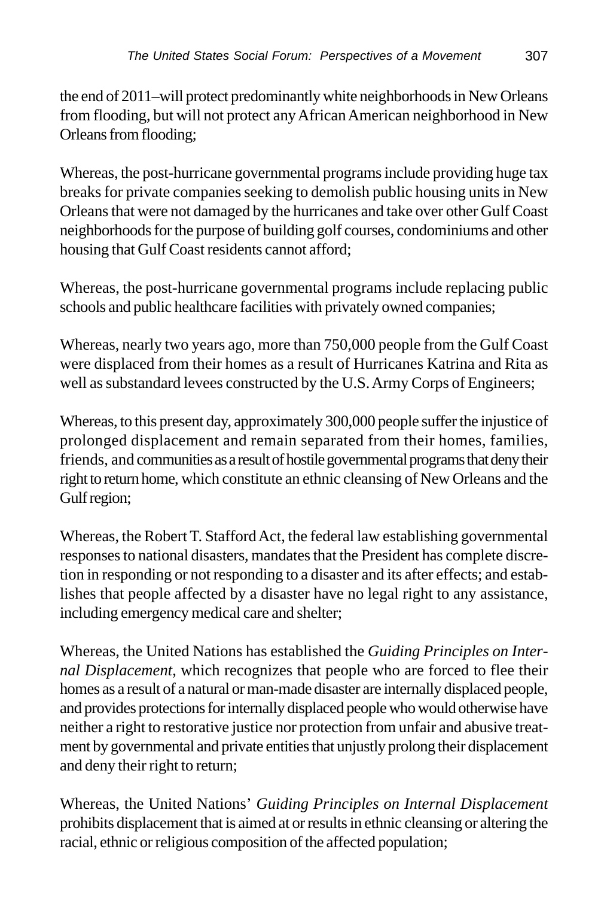the end of 2011–will protect predominantly white neighborhoods in New Orleans from flooding, but will not protect any African American neighborhood in New Orleans from flooding;

Whereas, the post-hurricane governmental programs include providing huge tax breaks for private companies seeking to demolish public housing units in New Orleans that were not damaged by the hurricanes and take over other Gulf Coast neighborhoods for the purpose of building golf courses, condominiums and other housing that Gulf Coast residents cannot afford;

Whereas, the post-hurricane governmental programs include replacing public schools and public healthcare facilities with privately owned companies;

Whereas, nearly two years ago, more than 750,000 people from the Gulf Coast were displaced from their homes as a result of Hurricanes Katrina and Rita as well as substandard levees constructed by the U.S. Army Corps of Engineers;

Whereas, to this present day, approximately 300,000 people suffer the injustice of prolonged displacement and remain separated from their homes, families, friends, and communities as a result of hostile governmental programs that deny their right to return home, which constitute an ethnic cleansing of New Orleans and the Gulf region;

Whereas, the Robert T. Stafford Act, the federal law establishing governmental responses to national disasters, mandates that the President has complete discretion in responding or not responding to a disaster and its after effects; and establishes that people affected by a disaster have no legal right to any assistance, including emergency medical care and shelter;

Whereas, the United Nations has established the *Guiding Principles on Internal Displacement*, which recognizes that people who are forced to flee their homes as a result of a natural or man-made disaster are internally displaced people, and provides protections for internally displaced people who would otherwise have neither a right to restorative justice nor protection from unfair and abusive treatment by governmental and private entities that unjustly prolong their displacement and deny their right to return;

Whereas, the United Nations' *Guiding Principles on Internal Displacement* prohibits displacement that is aimed at or results in ethnic cleansing or altering the racial, ethnic or religious composition of the affected population;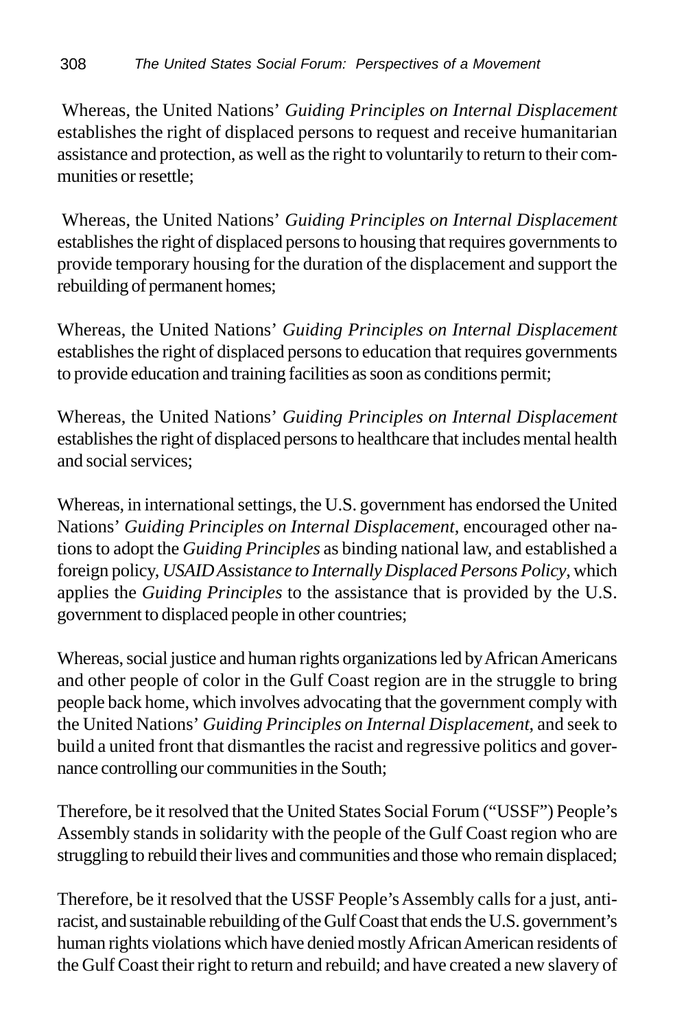Whereas, the United Nations' *Guiding Principles on Internal Displacement* establishes the right of displaced persons to request and receive humanitarian assistance and protection, as well as the right to voluntarily to return to their communities or resettle;

Whereas, the United Nations' *Guiding Principles on Internal Displacement* establishes the right of displaced persons to housing that requires governments to provide temporary housing for the duration of the displacement and support the rebuilding of permanent homes;

Whereas, the United Nations' *Guiding Principles on Internal Displacement* establishes the right of displaced persons to education that requires governments to provide education and training facilities as soon as conditions permit;

Whereas, the United Nations' *Guiding Principles on Internal Displacement* establishes the right of displaced persons to healthcare that includes mental health and social services;

Whereas, in international settings, the U.S. government has endorsed the United Nations' *Guiding Principles on Internal Displacement*, encouraged other nations to adopt the *Guiding Principles* as binding national law, and established a foreign policy, *USAID Assistance to Internally Displaced Persons Policy*, which applies the *Guiding Principles* to the assistance that is provided by the U.S. government to displaced people in other countries;

Whereas, social justice and human rights organizations led by African Americans and other people of color in the Gulf Coast region are in the struggle to bring people back home, which involves advocating that the government comply with the United Nations' *Guiding Principles on Internal Displacement*, and seek to build a united front that dismantles the racist and regressive politics and governance controlling our communities in the South;

Therefore, be it resolved that the United States Social Forum ("USSF") People's Assembly stands in solidarity with the people of the Gulf Coast region who are struggling to rebuild their lives and communities and those who remain displaced;

Therefore, be it resolved that the USSF People's Assembly calls for a just, anti-racist, and sustainable rebuilding of the Gulf Coast that ends the U.S. government's human rights violations which have denied mostly African American residents of the Gulf Coast their right to return and rebuild; and have created a new slavery of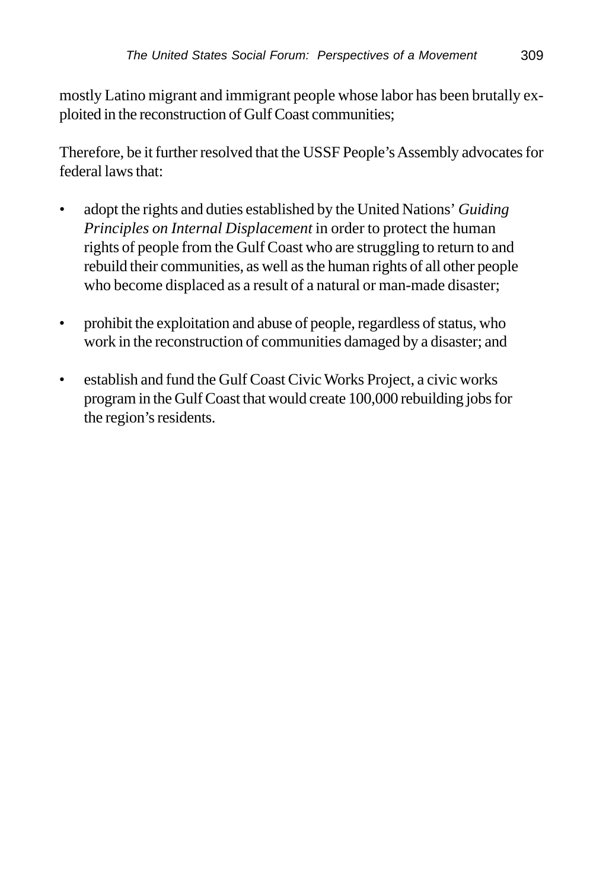mostly Latino migrant and immigrant people whose labor has been brutally exploited in the reconstruction of Gulf Coast communities;

Therefore, be it further resolved that the USSF People's Assembly advocates for federal laws that:

- adopt the rights and duties established by the United Nations' *Guiding Principles on Internal Displacement* in order to protect the human rights of people from the Gulf Coast who are struggling to return to and rebuild their communities, as well as the human rights of all other people who become displaced as a result of a natural or man-made disaster;
- prohibit the exploitation and abuse of people, regardless of status, who work in the reconstruction of communities damaged by a disaster; and
- establish and fund the Gulf Coast Civic Works Project, a civic works program in the Gulf Coast that would create 100,000 rebuilding jobs for the region's residents.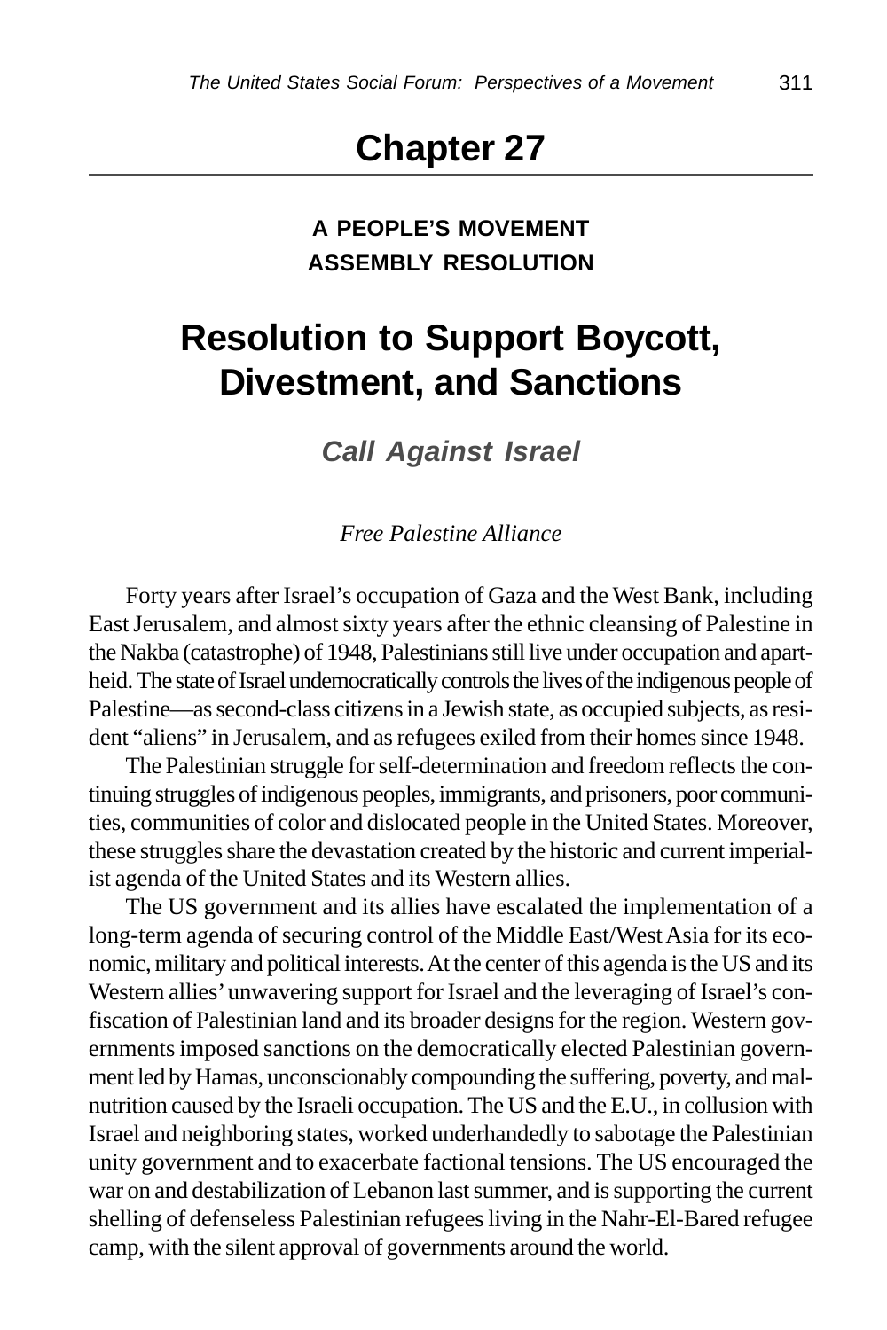# Chapter 27

**A PEOPLE'S MOVEMENT ASSEMBLY RESOLUTION**

## Resolution to Support Boycott, Divestment, and Sanctions

### *Call Against Israel*

*Free Palestine Alliance*

Forty years after Israel's occupation of Gaza and the West Bank, including East Jerusalem, and almost sixty years after the ethnic cleansing of Palestine in the Nakba (catastrophe) of 1948, Palestinians still live under occupation and apartheid. The state of Israel undemocratically controls the lives of the indigenous people of Palestine—as second-class citizens in a Jewish state, as occupied subjects, as resident "aliens" in Jerusalem, and as refugees exiled from their homes since 1948.

The Palestinian struggle for self-determination and freedom reflects the continuing struggles of indigenous peoples, immigrants, and prisoners, poor communities, communities of color and dislocated people in the United States. Moreover, these struggles share the devastation created by the historic and current imperialist agenda of the United States and its Western allies.

The US government and its allies have escalated the implementation of a long-term agenda of securing control of the Middle East/West Asia for its economic, military and political interests. At the center of this agenda is the US and its Western allies' unwavering support for Israel and the leveraging of Israel's confiscation of Palestinian land and its broader designs for the region. Western governments imposed sanctions on the democratically elected Palestinian government led by Hamas, unconscionably compounding the suffering, poverty, and malnutrition caused by the Israeli occupation. The US and the E.U., in collusion with Israel and neighboring states, worked underhandedly to sabotage the Palestinian unity government and to exacerbate factional tensions. The US encouraged the war on and destabilization of Lebanon last summer, and is supporting the current shelling of defenseless Palestinian refugees living in the Nahr-El-Bared refugee camp, with the silent approval of governments around the world.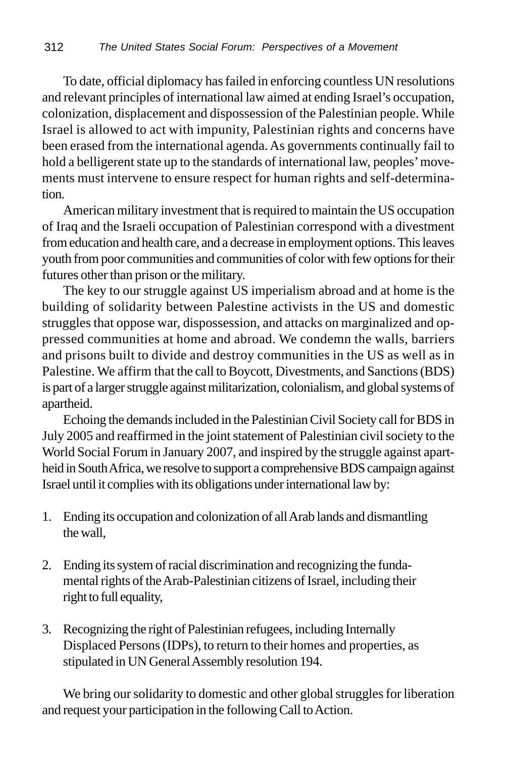To date, official diplomacy has failed in enforcing countless UN resolutions and relevant principles of international law aimed at ending Israel's occupation, colonization, displacement and dispossession of the Palestinian people. While Israel is allowed to act with impunity, Palestinian rights and concerns have been erased from the international agenda. As governments continually fail to hold a belligerent state up to the standards of international law, peoples' movements must intervene to ensure respect for human rights and self-determination.

American military investment that is required to maintain the US occupation of Iraq and the Israeli occupation of Palestinian correspond with a divestment from education and health care, and a decrease in employment options. This leaves youth from poor communities and communities of color with few options for their futures other than prison or the military.

The key to our struggle against US imperialism abroad and at home is the building of solidarity between Palestine activists in the US and domestic struggles that oppose war, dispossession, and attacks on marginalized and oppressed communities at home and abroad. We condemn the walls, barriers and prisons built to divide and destroy communities in the US as well as in Palestine. We affirm that the call to Boycott, Divestments, and Sanctions (BDS) is part of a larger struggle against militarization, colonialism, and global systems of apartheid.

Echoing the demands included in the Palestinian Civil Society call for BDS in July 2005 and reaffirmed in the joint statement of Palestinian civil society to the World Social Forum in January 2007, and inspired by the struggle against apartheid in South Africa, we resolve to support a comprehensive BDS campaign against Israel until it complies with its obligations under international law by:

1. Ending its occupation and colonization of all Arab lands and dismantling the wall,

2. Ending its system of racial discrimination and recognizing the fundamental rights of the Arab-Palestinian citizens of Israel, including their right to full equality,

3. Recognizing the right of Palestinian refugees, including Internally Displaced Persons (IDPs), to return to their homes and properties, as stipulated in UN General Assembly resolution 194.

We bring our solidarity to domestic and other global struggles for liberation and request your participation in the following Call to Action.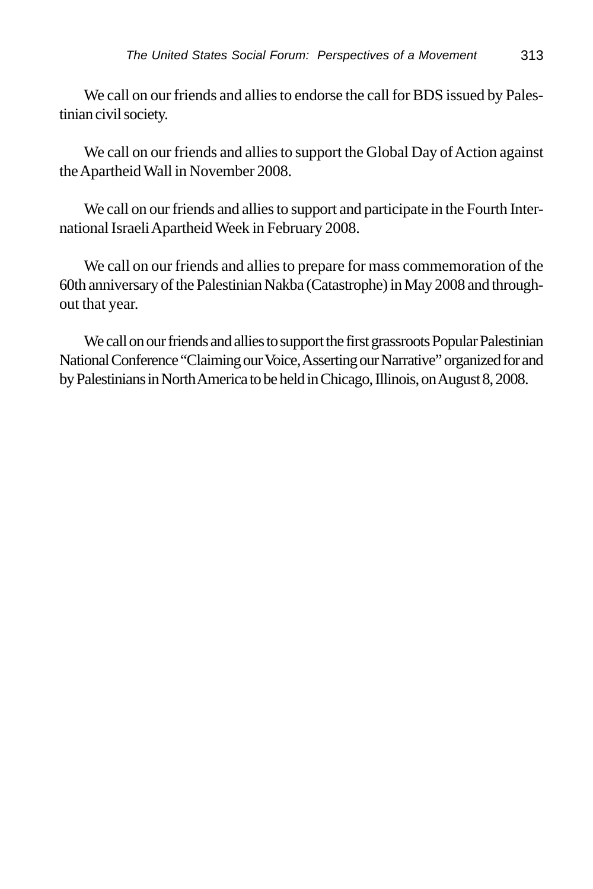We call on our friends and allies to endorse the call for BDS issued by Palestinian civil society.

We call on our friends and allies to support the Global Day of Action against the Apartheid Wall in November 2008.

We call on our friends and allies to support and participate in the Fourth International Israeli Apartheid Week in February 2008.

We call on our friends and allies to prepare for mass commemoration of the 60th anniversary of the Palestinian Nakba (Catastrophe) in May 2008 and throughout that year.

We call on our friends and allies to support the first grassroots Popular Palestinian National Conference "Claiming our Voice, Asserting our Narrative" organized for and by Palestinians in North America to be held in Chicago, Illinois, on August 8, 2008.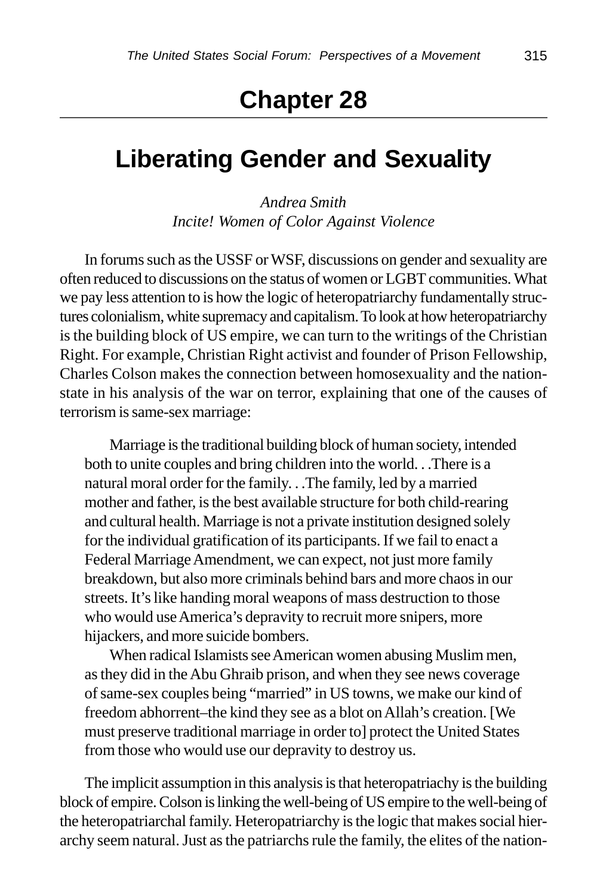# Chapter 28

## Liberating Gender and Sexuality

*Andrea Smith*
*Incite! Women of Color Against Violence*

In forums such as the USSF or WSF, discussions on gender and sexuality are often reduced to discussions on the status of women or LGBT communities. What we pay less attention to is how the logic of heteropatriarchy fundamentally structures colonialism, white supremacy and capitalism. To look at how heteropatriarchy is the building block of US empire, we can turn to the writings of the Christian Right. For example, Christian Right activist and founder of Prison Fellowship, Charles Colson makes the connection between homosexuality and the nation-state in his analysis of the war on terror, explaining that one of the causes of terrorism is same-sex marriage:

> Marriage is the traditional building block of human society, intended both to unite couples and bring children into the world. . .There is a natural moral order for the family. . .The family, led by a married mother and father, is the best available structure for both child-rearing and cultural health. Marriage is not a private institution designed solely for the individual gratification of its participants. If we fail to enact a Federal Marriage Amendment, we can expect, not just more family breakdown, but also more criminals behind bars and more chaos in our streets. It's like handing moral weapons of mass destruction to those who would use America's depravity to recruit more snipers, more hijackers, and more suicide bombers.
>
> When radical Islamists see American women abusing Muslim men, as they did in the Abu Ghraib prison, and when they see news coverage of same-sex couples being "married" in US towns, we make our kind of freedom abhorrent–the kind they see as a blot on Allah's creation. [We must preserve traditional marriage in order to] protect the United States from those who would use our depravity to destroy us.

The implicit assumption in this analysis is that heteropatriachy is the building block of empire. Colson is linking the well-being of US empire to the well-being of the heteropatriarchal family. Heteropatriarchy is the logic that makes social hierarchy seem natural. Just as the patriarchs rule the family, the elites of the nation-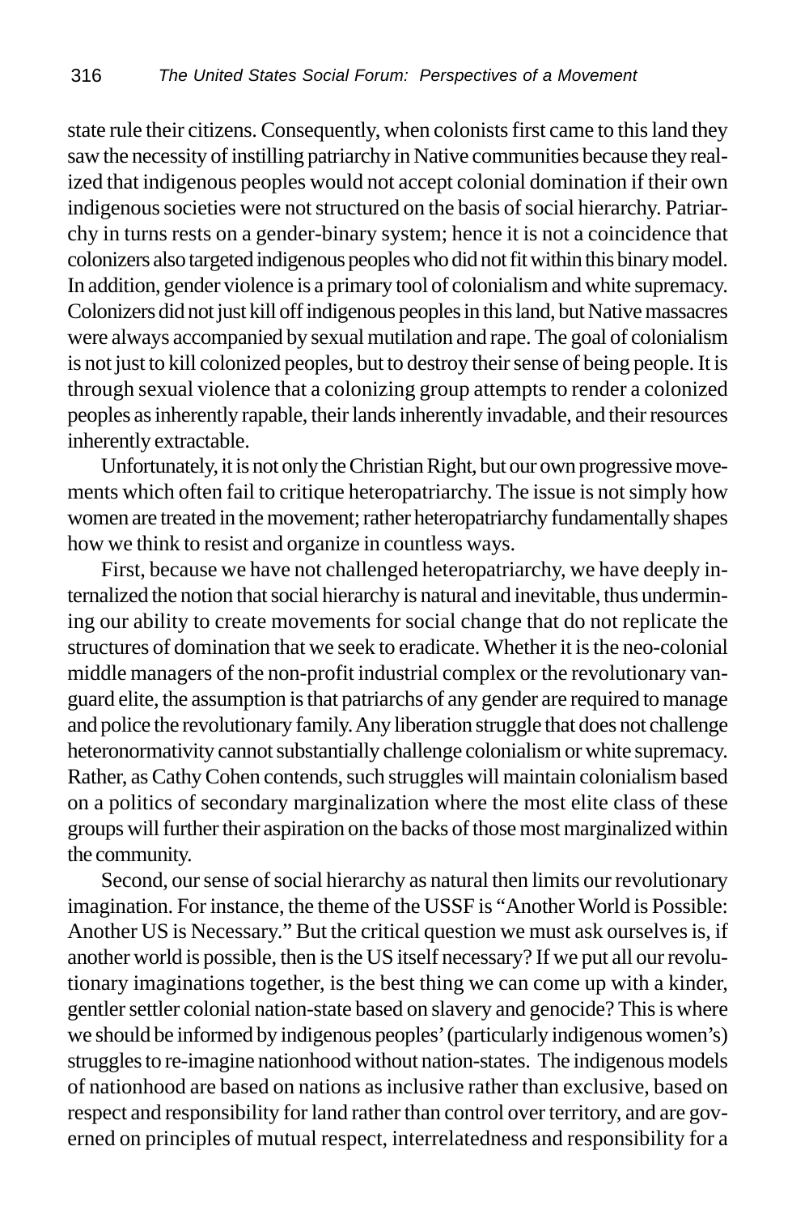state rule their citizens. Consequently, when colonists first came to this land they saw the necessity of instilling patriarchy in Native communities because they realized that indigenous peoples would not accept colonial domination if their own indigenous societies were not structured on the basis of social hierarchy. Patriarchy in turns rests on a gender-binary system; hence it is not a coincidence that colonizers also targeted indigenous peoples who did not fit within this binary model. In addition, gender violence is a primary tool of colonialism and white supremacy. Colonizers did not just kill off indigenous peoples in this land, but Native massacres were always accompanied by sexual mutilation and rape. The goal of colonialism is not just to kill colonized peoples, but to destroy their sense of being people. It is through sexual violence that a colonizing group attempts to render a colonized peoples as inherently rapable, their lands inherently invadable, and their resources inherently extractable.

Unfortunately, it is not only the Christian Right, but our own progressive movements which often fail to critique heteropatriarchy. The issue is not simply how women are treated in the movement; rather heteropatriarchy fundamentally shapes how we think to resist and organize in countless ways.

First, because we have not challenged heteropatriarchy, we have deeply internalized the notion that social hierarchy is natural and inevitable, thus undermining our ability to create movements for social change that do not replicate the structures of domination that we seek to eradicate. Whether it is the neo-colonial middle managers of the non-profit industrial complex or the revolutionary vanguard elite, the assumption is that patriarchs of any gender are required to manage and police the revolutionary family. Any liberation struggle that does not challenge heteronormativity cannot substantially challenge colonialism or white supremacy. Rather, as Cathy Cohen contends, such struggles will maintain colonialism based on a politics of secondary marginalization where the most elite class of these groups will further their aspiration on the backs of those most marginalized within the community.

Second, our sense of social hierarchy as natural then limits our revolutionary imagination. For instance, the theme of the USSF is "Another World is Possible: Another US is Necessary." But the critical question we must ask ourselves is, if another world is possible, then is the US itself necessary? If we put all our revolutionary imaginations together, is the best thing we can come up with a kinder, gentler settler colonial nation-state based on slavery and genocide? This is where we should be informed by indigenous peoples' (particularly indigenous women's) struggles to re-imagine nationhood without nation-states. The indigenous models of nationhood are based on nations as inclusive rather than exclusive, based on respect and responsibility for land rather than control over territory, and are governed on principles of mutual respect, interrelatedness and responsibility for a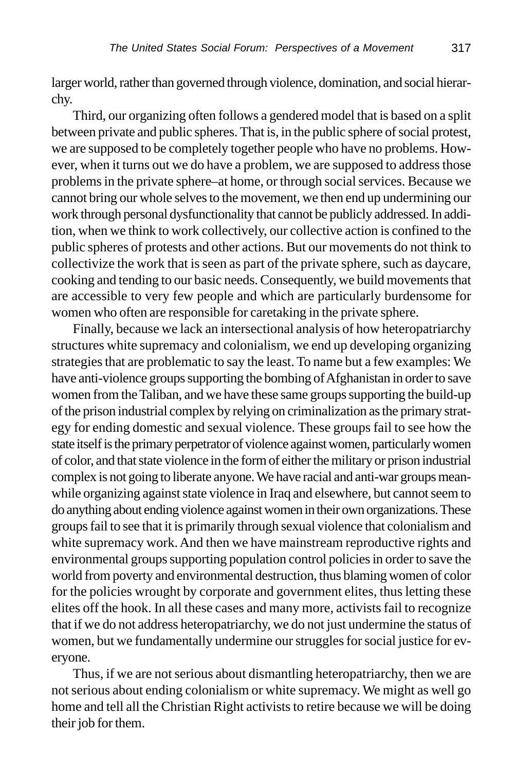larger world, rather than governed through violence, domination, and social hierarchy.

Third, our organizing often follows a gendered model that is based on a split between private and public spheres. That is, in the public sphere of social protest, we are supposed to be completely together people who have no problems. However, when it turns out we do have a problem, we are supposed to address those problems in the private sphere–at home, or through social services. Because we cannot bring our whole selves to the movement, we then end up undermining our work through personal dysfunctionality that cannot be publicly addressed. In addition, when we think to work collectively, our collective action is confined to the public spheres of protests and other actions. But our movements do not think to collectivize the work that is seen as part of the private sphere, such as daycare, cooking and tending to our basic needs. Consequently, we build movements that are accessible to very few people and which are particularly burdensome for women who often are responsible for caretaking in the private sphere.

Finally, because we lack an intersectional analysis of how heteropatriarchy structures white supremacy and colonialism, we end up developing organizing strategies that are problematic to say the least. To name but a few examples: We have anti-violence groups supporting the bombing of Afghanistan in order to save women from the Taliban, and we have these same groups supporting the build-up of the prison industrial complex by relying on criminalization as the primary strategy for ending domestic and sexual violence. These groups fail to see how the state itself is the primary perpetrator of violence against women, particularly women of color, and that state violence in the form of either the military or prison industrial complex is not going to liberate anyone. We have racial and anti-war groups meanwhile organizing against state violence in Iraq and elsewhere, but cannot seem to do anything about ending violence against women in their own organizations. These groups fail to see that it is primarily through sexual violence that colonialism and white supremacy work. And then we have mainstream reproductive rights and environmental groups supporting population control policies in order to save the world from poverty and environmental destruction, thus blaming women of color for the policies wrought by corporate and government elites, thus letting these elites off the hook. In all these cases and many more, activists fail to recognize that if we do not address heteropatriarchy, we do not just undermine the status of women, but we fundamentally undermine our struggles for social justice for everyone.

Thus, if we are not serious about dismantling heteropatriarchy, then we are not serious about ending colonialism or white supremacy. We might as well go home and tell all the Christian Right activists to retire because we will be doing their job for them.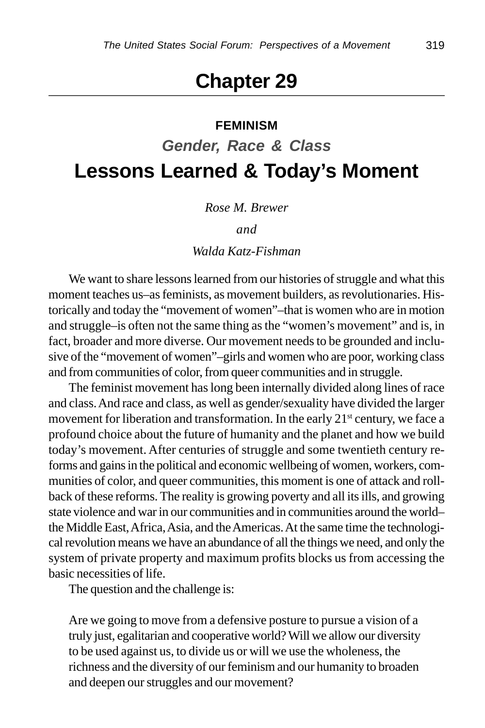# Chapter 29

## FEMINISM

### *Gender, Race & Class*

# Lessons Learned & Today's Moment

*Rose M. Brewer*

*and*

*Walda Katz-Fishman*

We want to share lessons learned from our histories of struggle and what this moment teaches us–as feminists, as movement builders, as revolutionaries. Historically and today the "movement of women"–that is women who are in motion and struggle–is often not the same thing as the "women's movement" and is, in fact, broader and more diverse. Our movement needs to be grounded and inclusive of the "movement of women"–girls and women who are poor, working class and from communities of color, from queer communities and in struggle.

The feminist movement has long been internally divided along lines of race and class. And race and class, as well as gender/sexuality have divided the larger movement for liberation and transformation. In the early 21st century, we face a profound choice about the future of humanity and the planet and how we build today's movement. After centuries of struggle and some twentieth century reforms and gains in the political and economic wellbeing of women, workers, communities of color, and queer communities, this moment is one of attack and rollback of these reforms. The reality is growing poverty and all its ills, and growing state violence and war in our communities and in communities around the world–the Middle East, Africa, Asia, and the Americas. At the same time the technological revolution means we have an abundance of all the things we need, and only the system of private property and maximum profits blocks us from accessing the basic necessities of life.

The question and the challenge is:

> Are we going to move from a defensive posture to pursue a vision of a truly just, egalitarian and cooperative world? Will we allow our diversity to be used against us, to divide us or will we use the wholeness, the richness and the diversity of our feminism and our humanity to broaden and deepen our struggles and our movement?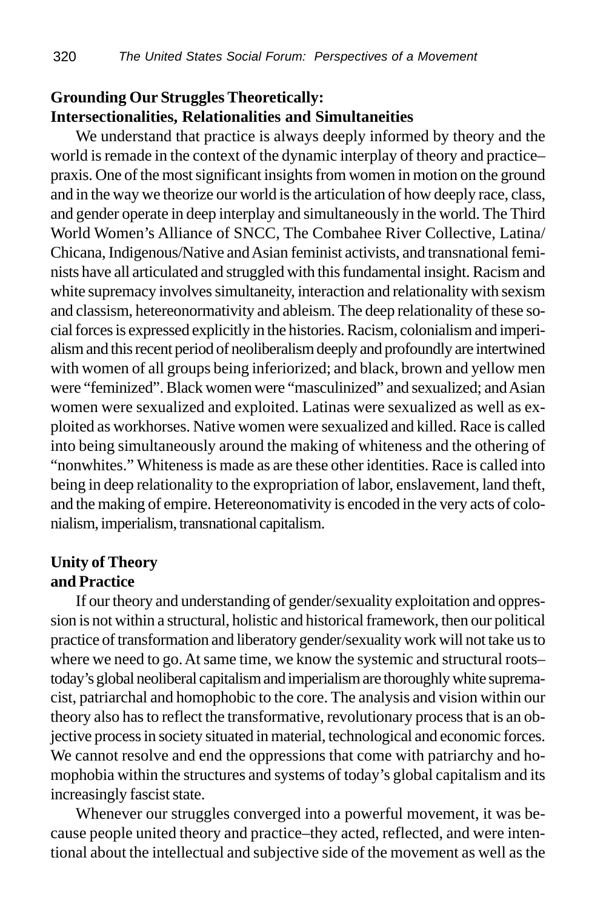## Grounding Our Struggles Theoretically: Intersectionalities, Relationalities and Simultaneities

We understand that practice is always deeply informed by theory and the world is remade in the context of the dynamic interplay of theory and practice–praxis. One of the most significant insights from women in motion on the ground and in the way we theorize our world is the articulation of how deeply race, class, and gender operate in deep interplay and simultaneously in the world. The Third World Women's Alliance of SNCC, The Combahee River Collective, Latina/Chicana, Indigenous/Native and Asian feminist activists, and transnational feminists have all articulated and struggled with this fundamental insight. Racism and white supremacy involves simultaneity, interaction and relationality with sexism and classism, hetereonormativity and ableism. The deep relationality of these social forces is expressed explicitly in the histories. Racism, colonialism and imperialism and this recent period of neoliberalism deeply and profoundly are intertwined with women of all groups being inferiorized; and black, brown and yellow men were "feminized". Black women were "masculinized" and sexualized; and Asian women were sexualized and exploited. Latinas were sexualized as well as exploited as workhorses. Native women were sexualized and killed. Race is called into being simultaneously around the making of whiteness and the othering of "nonwhites." Whiteness is made as are these other identities. Race is called into being in deep relationality to the expropriation of labor, enslavement, land theft, and the making of empire. Hetereonomativity is encoded in the very acts of colonialism, imperialism, transnational capitalism.

## Unity of Theory and Practice

If our theory and understanding of gender/sexuality exploitation and oppression is not within a structural, holistic and historical framework, then our political practice of transformation and liberatory gender/sexuality work will not take us to where we need to go. At same time, we know the systemic and structural roots–today's global neoliberal capitalism and imperialism are thoroughly white supremacist, patriarchal and homophobic to the core. The analysis and vision within our theory also has to reflect the transformative, revolutionary process that is an objective process in society situated in material, technological and economic forces. We cannot resolve and end the oppressions that come with patriarchy and homophobia within the structures and systems of today's global capitalism and its increasingly fascist state.

Whenever our struggles converged into a powerful movement, it was because people united theory and practice–they acted, reflected, and were intentional about the intellectual and subjective side of the movement as well as the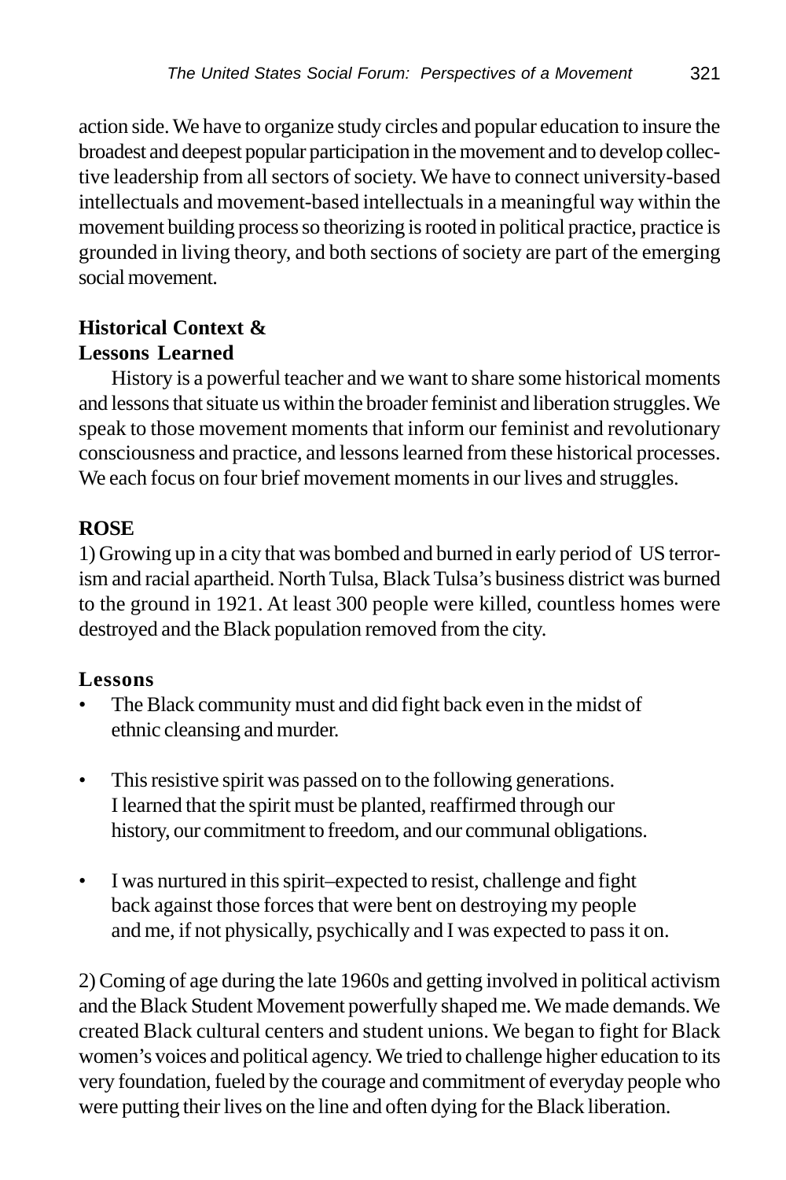action side. We have to organize study circles and popular education to insure the broadest and deepest popular participation in the movement and to develop collective leadership from all sectors of society. We have to connect university-based intellectuals and movement-based intellectuals in a meaningful way within the movement building process so theorizing is rooted in political practice, practice is grounded in living theory, and both sections of society are part of the emerging social movement.

## Historical Context & Lessons Learned

History is a powerful teacher and we want to share some historical moments and lessons that situate us within the broader feminist and liberation struggles. We speak to those movement moments that inform our feminist and revolutionary consciousness and practice, and lessons learned from these historical processes. We each focus on four brief movement moments in our lives and struggles.

### ROSE

1) Growing up in a city that was bombed and burned in early period of US terrorism and racial apartheid. North Tulsa, Black Tulsa's business district was burned to the ground in 1921. At least 300 people were killed, countless homes were destroyed and the Black population removed from the city.

#### Lessons

- The Black community must and did fight back even in the midst of ethnic cleansing and murder.
- This resistive spirit was passed on to the following generations. I learned that the spirit must be planted, reaffirmed through our history, our commitment to freedom, and our communal obligations.
- I was nurtured in this spirit–expected to resist, challenge and fight back against those forces that were bent on destroying my people and me, if not physically, psychically and I was expected to pass it on.

2) Coming of age during the late 1960s and getting involved in political activism and the Black Student Movement powerfully shaped me. We made demands. We created Black cultural centers and student unions. We began to fight for Black women's voices and political agency. We tried to challenge higher education to its very foundation, fueled by the courage and commitment of everyday people who were putting their lives on the line and often dying for the Black liberation.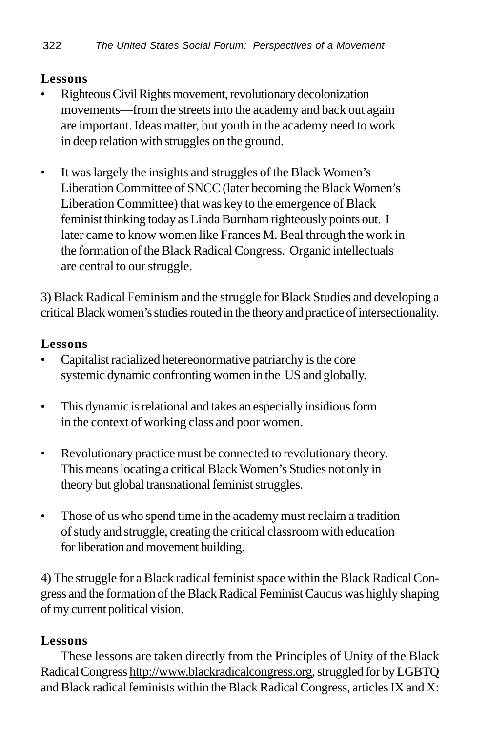**Lessons**

- Righteous Civil Rights movement, revolutionary decolonization movements—from the streets into the academy and back out again are important. Ideas matter, but youth in the academy need to work in deep relation with struggles on the ground.

- It was largely the insights and struggles of the Black Women's Liberation Committee of SNCC (later becoming the Black Women's Liberation Committee) that was key to the emergence of Black feminist thinking today as Linda Burnham righteously points out. I later came to know women like Frances M. Beal through the work in the formation of the Black Radical Congress. Organic intellectuals are central to our struggle.

3) Black Radical Feminism and the struggle for Black Studies and developing a critical Black women's studies routed in the theory and practice of intersectionality.

**Lessons**

- Capitalist racialized hetereonormative patriarchy is the core systemic dynamic confronting women in the US and globally.

- This dynamic is relational and takes an especially insidious form in the context of working class and poor women.

- Revolutionary practice must be connected to revolutionary theory. This means locating a critical Black Women's Studies not only in theory but global transnational feminist struggles.

- Those of us who spend time in the academy must reclaim a tradition of study and struggle, creating the critical classroom with education for liberation and movement building.

4) The struggle for a Black radical feminist space within the Black Radical Congress and the formation of the Black Radical Feminist Caucus was highly shaping of my current political vision.

**Lessons**

These lessons are taken directly from the Principles of Unity of the Black Radical Congress http://www.blackradicalcongress.org, struggled for by LGBTQ and Black radical feminists within the Black Radical Congress, articles IX and X: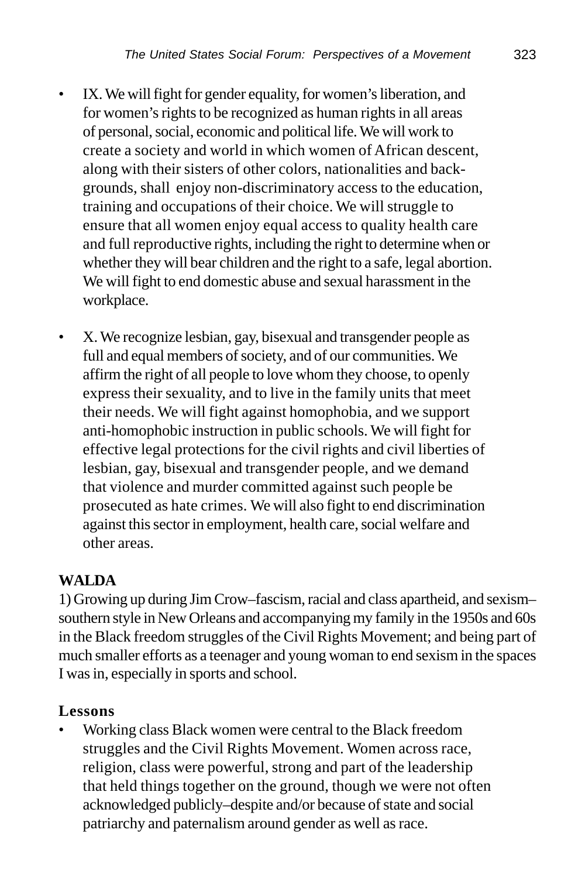- IX. We will fight for gender equality, for women's liberation, and for women's rights to be recognized as human rights in all areas of personal, social, economic and political life. We will work to create a society and world in which women of African descent, along with their sisters of other colors, nationalities and backgrounds, shall enjoy non-discriminatory access to the education, training and occupations of their choice. We will struggle to ensure that all women enjoy equal access to quality health care and full reproductive rights, including the right to determine when or whether they will bear children and the right to a safe, legal abortion. We will fight to end domestic abuse and sexual harassment in the workplace.

- X. We recognize lesbian, gay, bisexual and transgender people as full and equal members of society, and of our communities. We affirm the right of all people to love whom they choose, to openly express their sexuality, and to live in the family units that meet their needs. We will fight against homophobia, and we support anti-homophobic instruction in public schools. We will fight for effective legal protections for the civil rights and civil liberties of lesbian, gay, bisexual and transgender people, and we demand that violence and murder committed against such people be prosecuted as hate crimes. We will also fight to end discrimination against this sector in employment, health care, social welfare and other areas.

**WALDA**

1) Growing up during Jim Crow–fascism, racial and class apartheid, and sexism–southern style in New Orleans and accompanying my family in the 1950s and 60s in the Black freedom struggles of the Civil Rights Movement; and being part of much smaller efforts as a teenager and young woman to end sexism in the spaces I was in, especially in sports and school.

**Lessons**

- Working class Black women were central to the Black freedom struggles and the Civil Rights Movement. Women across race, religion, class were powerful, strong and part of the leadership that held things together on the ground, though we were not often acknowledged publicly–despite and/or because of state and social patriarchy and paternalism around gender as well as race.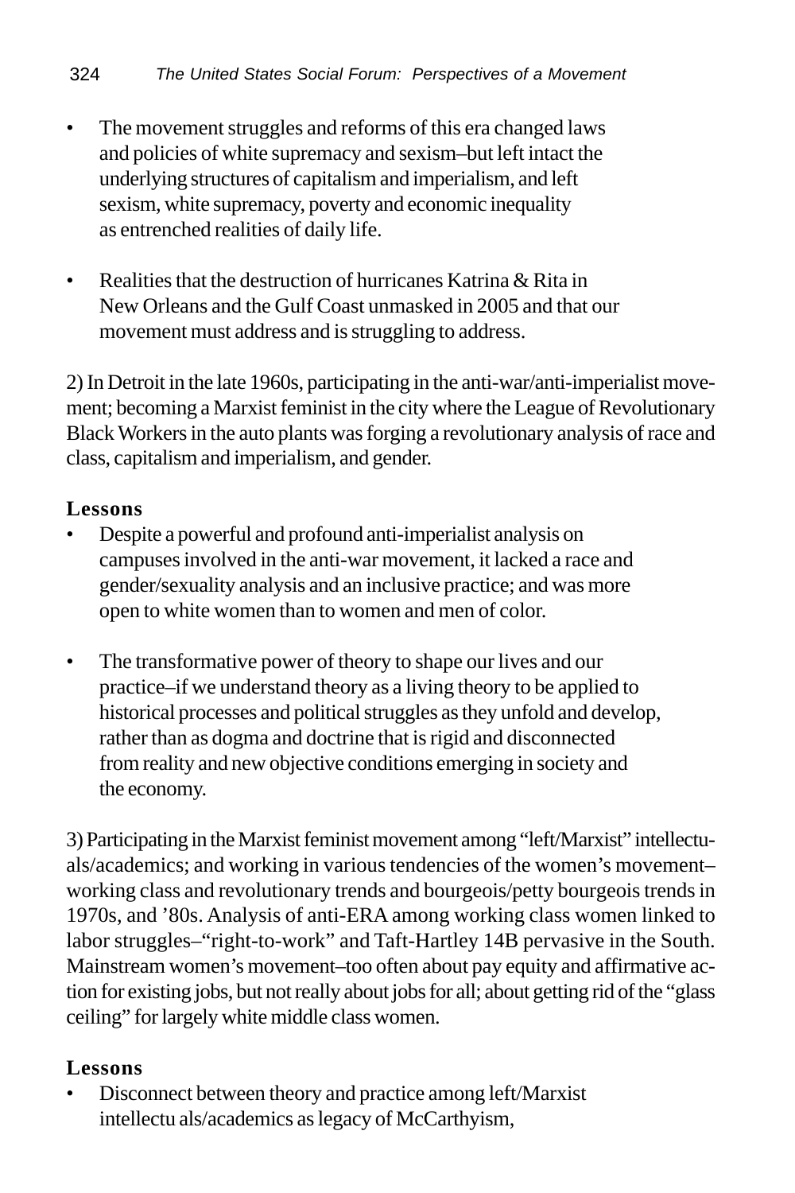- The movement struggles and reforms of this era changed laws and policies of white supremacy and sexism–but left intact the underlying structures of capitalism and imperialism, and left sexism, white supremacy, poverty and economic inequality as entrenched realities of daily life.

- Realities that the destruction of hurricanes Katrina & Rita in New Orleans and the Gulf Coast unmasked in 2005 and that our movement must address and is struggling to address.

2) In Detroit in the late 1960s, participating in the anti-war/anti-imperialist movement; becoming a Marxist feminist in the city where the League of Revolutionary Black Workers in the auto plants was forging a revolutionary analysis of race and class, capitalism and imperialism, and gender.

### Lessons

- Despite a powerful and profound anti-imperialist analysis on campuses involved in the anti-war movement, it lacked a race and gender/sexuality analysis and an inclusive practice; and was more open to white women than to women and men of color.

- The transformative power of theory to shape our lives and our practice–if we understand theory as a living theory to be applied to historical processes and political struggles as they unfold and develop, rather than as dogma and doctrine that is rigid and disconnected from reality and new objective conditions emerging in society and the economy.

3) Participating in the Marxist feminist movement among "left/Marxist" intellectuals/academics; and working in various tendencies of the women's movement–working class and revolutionary trends and bourgeois/petty bourgeois trends in 1970s, and '80s. Analysis of anti-ERA among working class women linked to labor struggles–"right-to-work" and Taft-Hartley 14B pervasive in the South. Mainstream women's movement–too often about pay equity and affirmative action for existing jobs, but not really about jobs for all; about getting rid of the "glass ceiling" for largely white middle class women.

### Lessons

- Disconnect between theory and practice among left/Marxist intellectu als/academics as legacy of McCarthyism,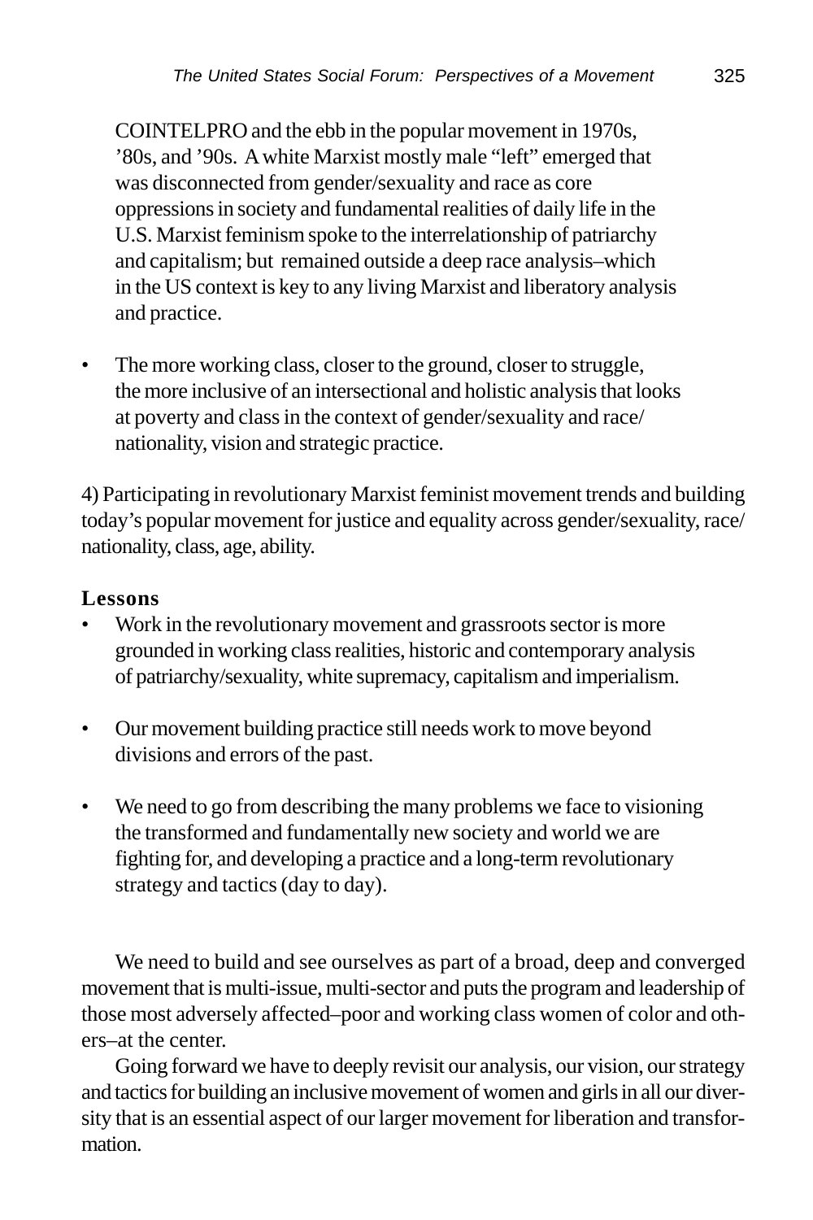COINTELPRO and the ebb in the popular movement in 1970s, '80s, and '90s. A white Marxist mostly male "left" emerged that was disconnected from gender/sexuality and race as core oppressions in society and fundamental realities of daily life in the U.S. Marxist feminism spoke to the interrelationship of patriarchy and capitalism; but remained outside a deep race analysis–which in the US context is key to any living Marxist and liberatory analysis and practice.

- The more working class, closer to the ground, closer to struggle, the more inclusive of an intersectional and holistic analysis that looks at poverty and class in the context of gender/sexuality and race/ nationality, vision and strategic practice.

4) Participating in revolutionary Marxist feminist movement trends and building today's popular movement for justice and equality across gender/sexuality, race/ nationality, class, age, ability.

**Lessons**

- Work in the revolutionary movement and grassroots sector is more grounded in working class realities, historic and contemporary analysis of patriarchy/sexuality, white supremacy, capitalism and imperialism.
- Our movement building practice still needs work to move beyond divisions and errors of the past.
- We need to go from describing the many problems we face to visioning the transformed and fundamentally new society and world we are fighting for, and developing a practice and a long-term revolutionary strategy and tactics (day to day).

We need to build and see ourselves as part of a broad, deep and converged movement that is multi-issue, multi-sector and puts the program and leadership of those most adversely affected–poor and working class women of color and others–at the center.

Going forward we have to deeply revisit our analysis, our vision, our strategy and tactics for building an inclusive movement of women and girls in all our diversity that is an essential aspect of our larger movement for liberation and transformation.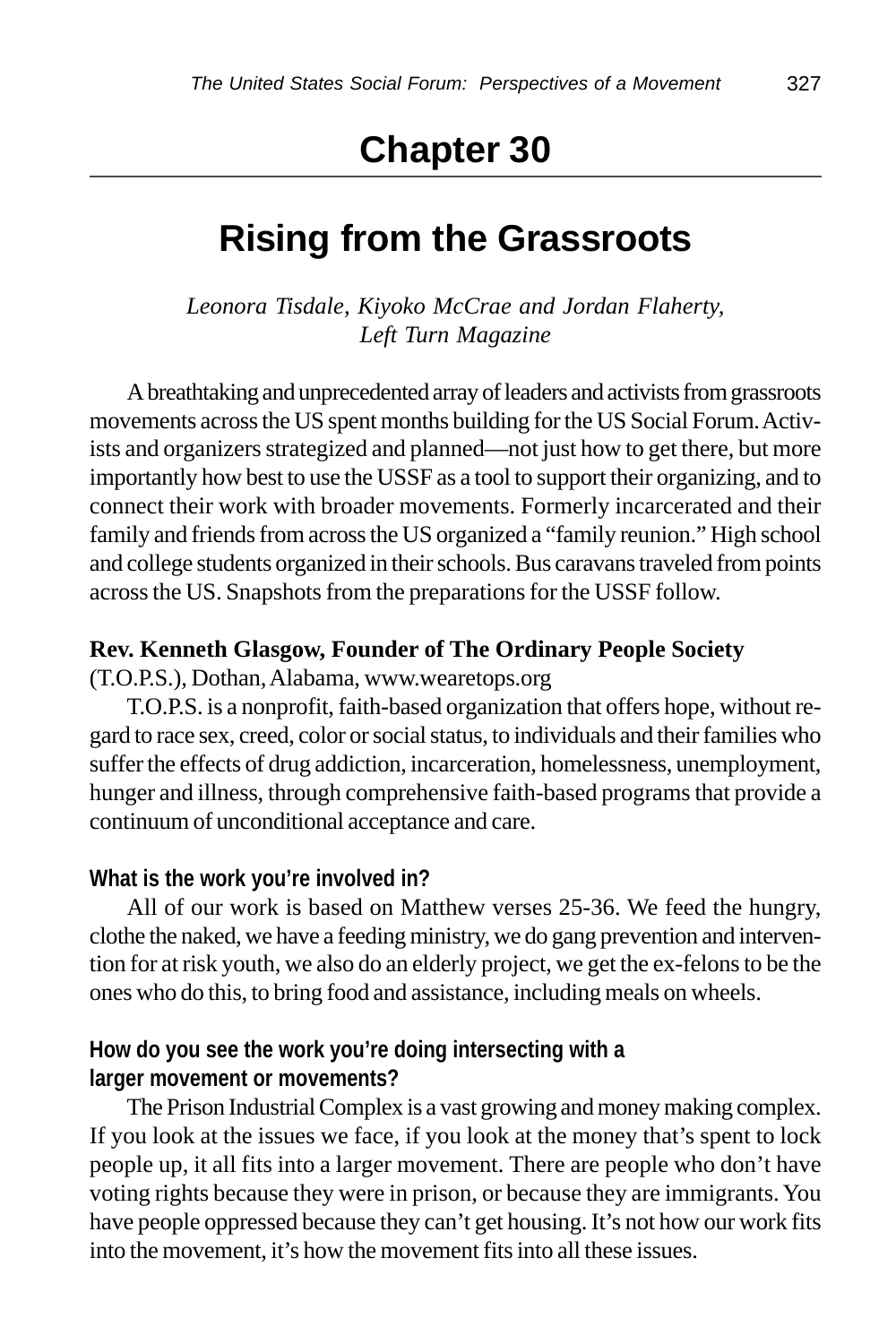# Chapter 30

## Rising from the Grassroots

*Leonora Tisdale, Kiyoko McCrae and Jordan Flaherty, Left Turn Magazine*

A breathtaking and unprecedented array of leaders and activists from grassroots movements across the US spent months building for the US Social Forum. Activists and organizers strategized and planned—not just how to get there, but more importantly how best to use the USSF as a tool to support their organizing, and to connect their work with broader movements. Formerly incarcerated and their family and friends from across the US organized a "family reunion." High school and college students organized in their schools. Bus caravans traveled from points across the US. Snapshots from the preparations for the USSF follow.

**Rev. Kenneth Glasgow, Founder of The Ordinary People Society** (T.O.P.S.), Dothan, Alabama, www.wearetops.org

T.O.P.S. is a nonprofit, faith-based organization that offers hope, without regard to race sex, creed, color or social status, to individuals and their families who suffer the effects of drug addiction, incarceration, homelessness, unemployment, hunger and illness, through comprehensive faith-based programs that provide a continuum of unconditional acceptance and care.

**What is the work you're involved in?**

All of our work is based on Matthew verses 25-36. We feed the hungry, clothe the naked, we have a feeding ministry, we do gang prevention and intervention for at risk youth, we also do an elderly project, we get the ex-felons to be the ones who do this, to bring food and assistance, including meals on wheels.

**How do you see the work you're doing intersecting with a larger movement or movements?**

The Prison Industrial Complex is a vast growing and money making complex. If you look at the issues we face, if you look at the money that's spent to lock people up, it all fits into a larger movement. There are people who don't have voting rights because they were in prison, or because they are immigrants. You have people oppressed because they can't get housing. It's not how our work fits into the movement, it's how the movement fits into all these issues.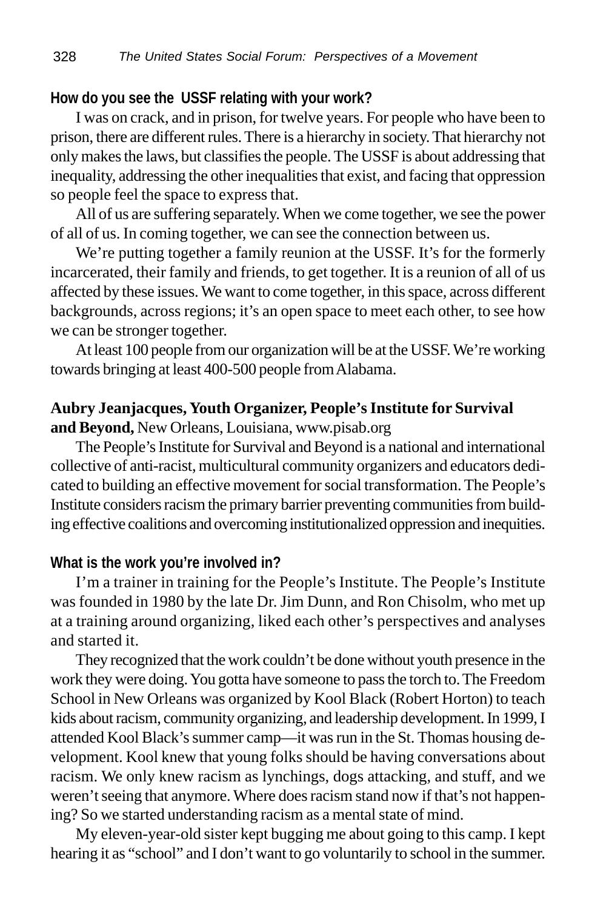**How do you see the USSF relating with your work?**

I was on crack, and in prison, for twelve years. For people who have been to prison, there are different rules. There is a hierarchy in society. That hierarchy not only makes the laws, but classifies the people. The USSF is about addressing that inequality, addressing the other inequalities that exist, and facing that oppression so people feel the space to express that.

All of us are suffering separately. When we come together, we see the power of all of us. In coming together, we can see the connection between us.

We're putting together a family reunion at the USSF. It's for the formerly incarcerated, their family and friends, to get together. It is a reunion of all of us affected by these issues. We want to come together, in this space, across different backgrounds, across regions; it's an open space to meet each other, to see how we can be stronger together.

At least 100 people from our organization will be at the USSF. We're working towards bringing at least 400-500 people from Alabama.

**Aubry Jeanjacques, Youth Organizer, People's Institute for Survival and Beyond,** New Orleans, Louisiana, www.pisab.org

The People's Institute for Survival and Beyond is a national and international collective of anti-racist, multicultural community organizers and educators dedicated to building an effective movement for social transformation. The People's Institute considers racism the primary barrier preventing communities from building effective coalitions and overcoming institutionalized oppression and inequities.

**What is the work you're involved in?**

I'm a trainer in training for the People's Institute. The People's Institute was founded in 1980 by the late Dr. Jim Dunn, and Ron Chisolm, who met up at a training around organizing, liked each other's perspectives and analyses and started it.

They recognized that the work couldn't be done without youth presence in the work they were doing. You gotta have someone to pass the torch to. The Freedom School in New Orleans was organized by Kool Black (Robert Horton) to teach kids about racism, community organizing, and leadership development. In 1999, I attended Kool Black's summer camp—it was run in the St. Thomas housing development. Kool knew that young folks should be having conversations about racism. We only knew racism as lynchings, dogs attacking, and stuff, and we weren't seeing that anymore. Where does racism stand now if that's not happening? So we started understanding racism as a mental state of mind.

My eleven-year-old sister kept bugging me about going to this camp. I kept hearing it as "school" and I don't want to go voluntarily to school in the summer.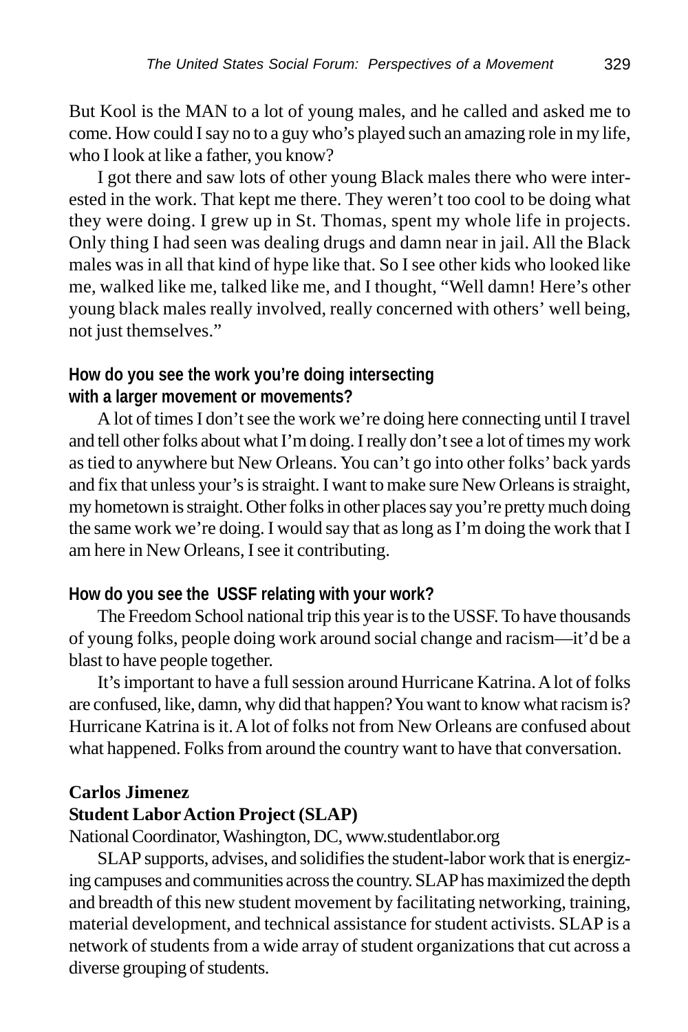But Kool is the MAN to a lot of young males, and he called and asked me to come. How could I say no to a guy who's played such an amazing role in my life, who I look at like a father, you know?

I got there and saw lots of other young Black males there who were interested in the work. That kept me there. They weren't too cool to be doing what they were doing. I grew up in St. Thomas, spent my whole life in projects. Only thing I had seen was dealing drugs and damn near in jail. All the Black males was in all that kind of hype like that. So I see other kids who looked like me, walked like me, talked like me, and I thought, "Well damn! Here's other young black males really involved, really concerned with others' well being, not just themselves."

**How do you see the work you're doing intersecting with a larger movement or movements?**

A lot of times I don't see the work we're doing here connecting until I travel and tell other folks about what I'm doing. I really don't see a lot of times my work as tied to anywhere but New Orleans. You can't go into other folks' back yards and fix that unless your's is straight. I want to make sure New Orleans is straight, my hometown is straight. Other folks in other places say you're pretty much doing the same work we're doing. I would say that as long as I'm doing the work that I am here in New Orleans, I see it contributing.

**How do you see the USSF relating with your work?**

The Freedom School national trip this year is to the USSF. To have thousands of young folks, people doing work around social change and racism—it'd be a blast to have people together.

It's important to have a full session around Hurricane Katrina. A lot of folks are confused, like, damn, why did that happen? You want to know what racism is? Hurricane Katrina is it. A lot of folks not from New Orleans are confused about what happened. Folks from around the country want to have that conversation.

**Carlos Jimenez**
**Student Labor Action Project (SLAP)**
National Coordinator, Washington, DC, www.studentlabor.org

SLAP supports, advises, and solidifies the student-labor work that is energizing campuses and communities across the country. SLAP has maximized the depth and breadth of this new student movement by facilitating networking, training, material development, and technical assistance for student activists. SLAP is a network of students from a wide array of student organizations that cut across a diverse grouping of students.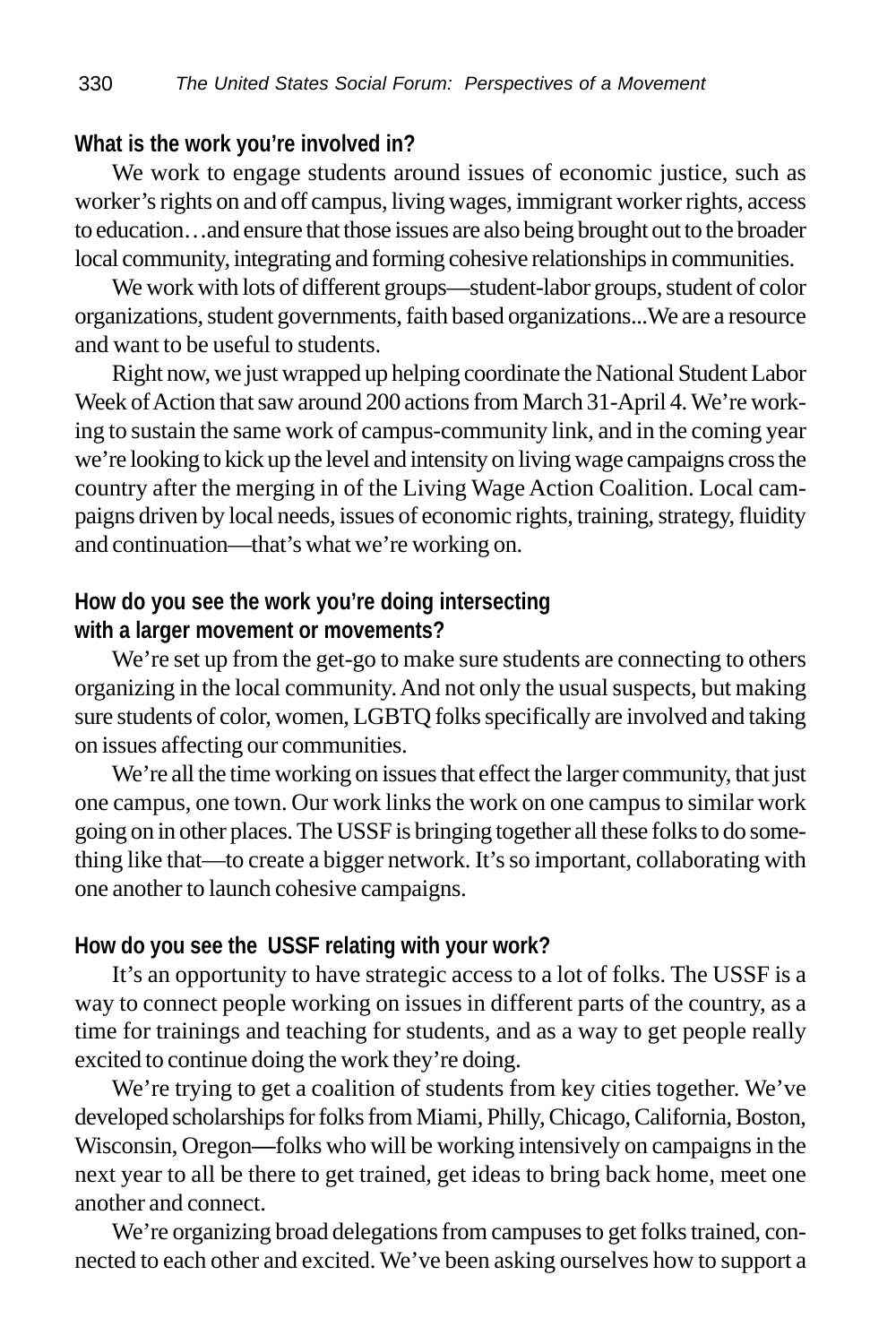**What is the work you're involved in?**

We work to engage students around issues of economic justice, such as worker's rights on and off campus, living wages, immigrant worker rights, access to education…and ensure that those issues are also being brought out to the broader local community, integrating and forming cohesive relationships in communities.

We work with lots of different groups—student-labor groups, student of color organizations, student governments, faith based organizations...We are a resource and want to be useful to students.

Right now, we just wrapped up helping coordinate the National Student Labor Week of Action that saw around 200 actions from March 31-April 4. We're working to sustain the same work of campus-community link, and in the coming year we're looking to kick up the level and intensity on living wage campaigns cross the country after the merging in of the Living Wage Action Coalition. Local campaigns driven by local needs, issues of economic rights, training, strategy, fluidity and continuation—that's what we're working on.

**How do you see the work you're doing intersecting with a larger movement or movements?**

We're set up from the get-go to make sure students are connecting to others organizing in the local community. And not only the usual suspects, but making sure students of color, women, LGBTQ folks specifically are involved and taking on issues affecting our communities.

We're all the time working on issues that effect the larger community, that just one campus, one town. Our work links the work on one campus to similar work going on in other places. The USSF is bringing together all these folks to do something like that—to create a bigger network. It's so important, collaborating with one another to launch cohesive campaigns.

**How do you see the USSF relating with your work?**

It's an opportunity to have strategic access to a lot of folks. The USSF is a way to connect people working on issues in different parts of the country, as a time for trainings and teaching for students, and as a way to get people really excited to continue doing the work they're doing.

We're trying to get a coalition of students from key cities together. We've developed scholarships for folks from Miami, Philly, Chicago, California, Boston, Wisconsin, Oregon—folks who will be working intensively on campaigns in the next year to all be there to get trained, get ideas to bring back home, meet one another and connect.

We're organizing broad delegations from campuses to get folks trained, connected to each other and excited. We've been asking ourselves how to support a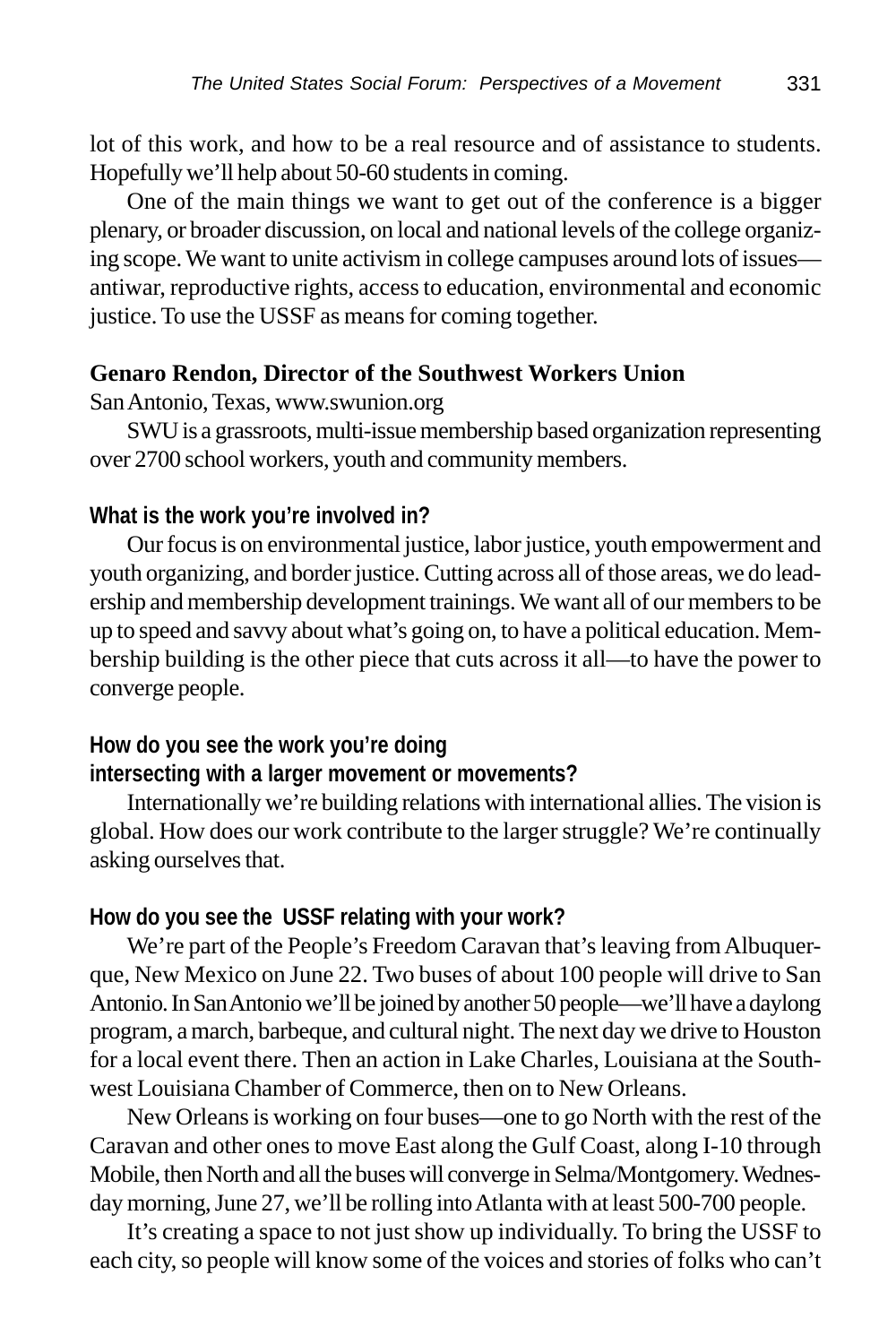lot of this work, and how to be a real resource and of assistance to students. Hopefully we'll help about 50-60 students in coming.

One of the main things we want to get out of the conference is a bigger plenary, or broader discussion, on local and national levels of the college organizing scope. We want to unite activism in college campuses around lots of issues—antiwar, reproductive rights, access to education, environmental and economic justice. To use the USSF as means for coming together.

**Genaro Rendon, Director of the Southwest Workers Union**

San Antonio, Texas, www.swunion.org

SWU is a grassroots, multi-issue membership based organization representing over 2700 school workers, youth and community members.

**What is the work you're involved in?**

Our focus is on environmental justice, labor justice, youth empowerment and youth organizing, and border justice. Cutting across all of those areas, we do leadership and membership development trainings. We want all of our members to be up to speed and savvy about what's going on, to have a political education. Membership building is the other piece that cuts across it all—to have the power to converge people.

**How do you see the work you're doing intersecting with a larger movement or movements?**

Internationally we're building relations with international allies. The vision is global. How does our work contribute to the larger struggle? We're continually asking ourselves that.

**How do you see the USSF relating with your work?**

We're part of the People's Freedom Caravan that's leaving from Albuquerque, New Mexico on June 22. Two buses of about 100 people will drive to San Antonio. In San Antonio we'll be joined by another 50 people—we'll have a daylong program, a march, barbeque, and cultural night. The next day we drive to Houston for a local event there. Then an action in Lake Charles, Louisiana at the Southwest Louisiana Chamber of Commerce, then on to New Orleans.

New Orleans is working on four buses—one to go North with the rest of the Caravan and other ones to move East along the Gulf Coast, along I-10 through Mobile, then North and all the buses will converge in Selma/Montgomery. Wednesday morning, June 27, we'll be rolling into Atlanta with at least 500-700 people.

It's creating a space to not just show up individually. To bring the USSF to each city, so people will know some of the voices and stories of folks who can't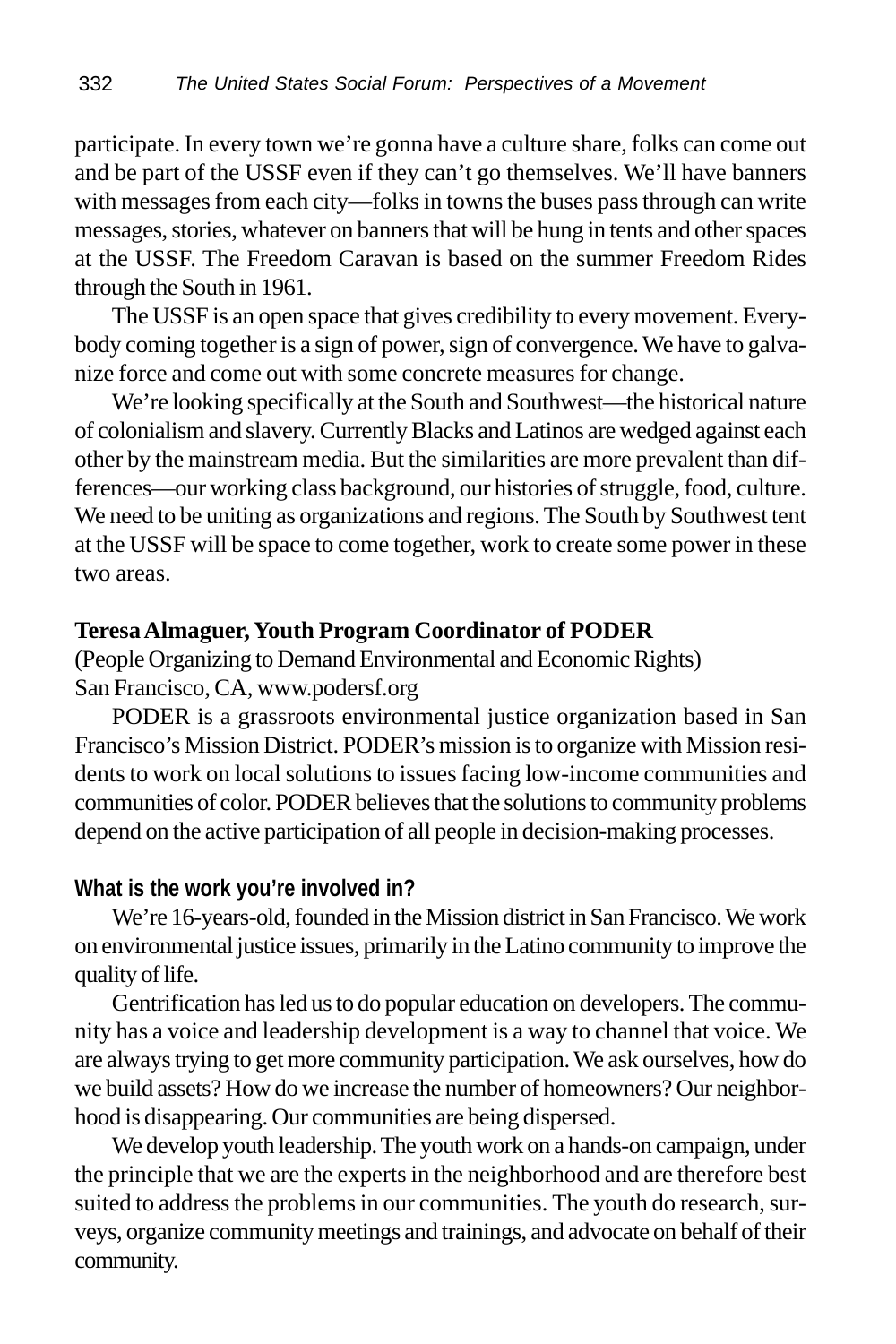participate. In every town we're gonna have a culture share, folks can come out and be part of the USSF even if they can't go themselves. We'll have banners with messages from each city—folks in towns the buses pass through can write messages, stories, whatever on banners that will be hung in tents and other spaces at the USSF. The Freedom Caravan is based on the summer Freedom Rides through the South in 1961.

The USSF is an open space that gives credibility to every movement. Everybody coming together is a sign of power, sign of convergence. We have to galvanize force and come out with some concrete measures for change.

We're looking specifically at the South and Southwest—the historical nature of colonialism and slavery. Currently Blacks and Latinos are wedged against each other by the mainstream media. But the similarities are more prevalent than differences—our working class background, our histories of struggle, food, culture. We need to be uniting as organizations and regions. The South by Southwest tent at the USSF will be space to come together, work to create some power in these two areas.

**Teresa Almaguer, Youth Program Coordinator of PODER**
(People Organizing to Demand Environmental and Economic Rights)
San Francisco, CA, www.podersf.org

PODER is a grassroots environmental justice organization based in San Francisco's Mission District. PODER's mission is to organize with Mission residents to work on local solutions to issues facing low-income communities and communities of color. PODER believes that the solutions to community problems depend on the active participation of all people in decision-making processes.

**What is the work you're involved in?**

We're 16-years-old, founded in the Mission district in San Francisco. We work on environmental justice issues, primarily in the Latino community to improve the quality of life.

Gentrification has led us to do popular education on developers. The community has a voice and leadership development is a way to channel that voice. We are always trying to get more community participation. We ask ourselves, how do we build assets? How do we increase the number of homeowners? Our neighborhood is disappearing. Our communities are being dispersed.

We develop youth leadership. The youth work on a hands-on campaign, under the principle that we are the experts in the neighborhood and are therefore best suited to address the problems in our communities. The youth do research, surveys, organize community meetings and trainings, and advocate on behalf of their community.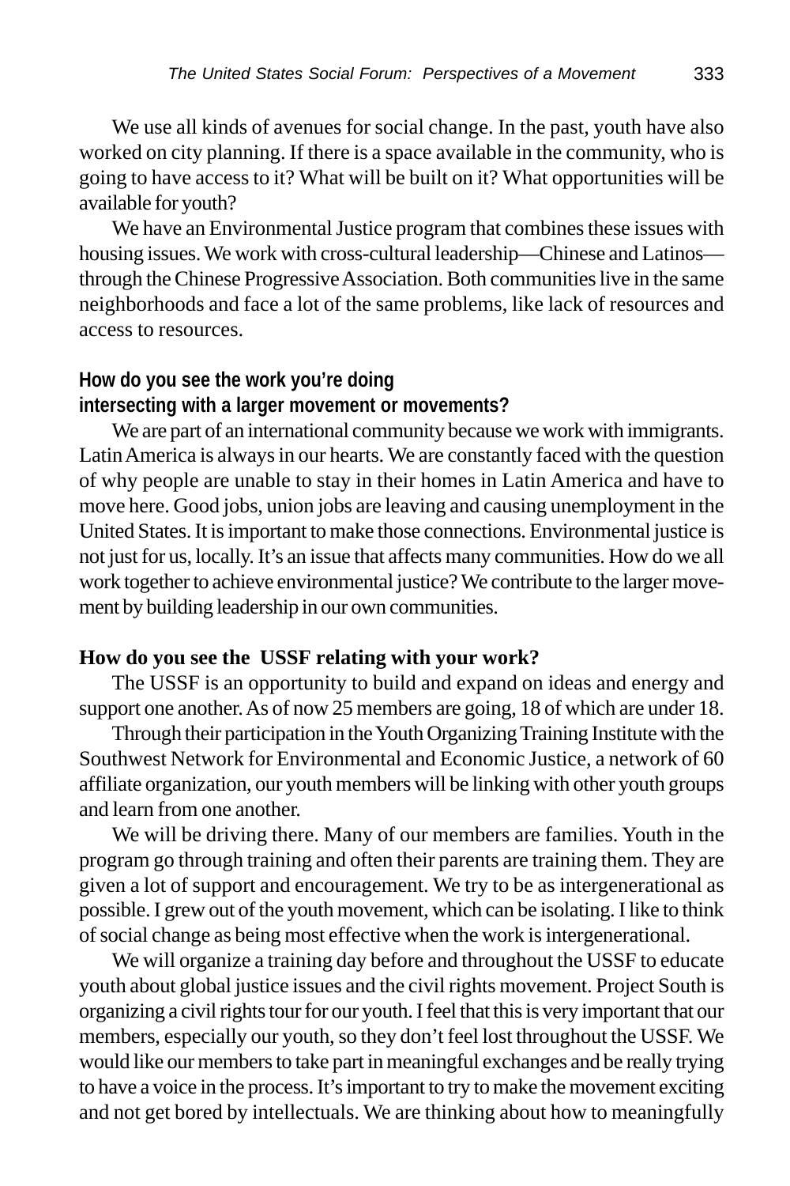We use all kinds of avenues for social change. In the past, youth have also worked on city planning. If there is a space available in the community, who is going to have access to it? What will be built on it? What opportunities will be available for youth?

We have an Environmental Justice program that combines these issues with housing issues. We work with cross-cultural leadership—Chinese and Latinos—through the Chinese Progressive Association. Both communities live in the same neighborhoods and face a lot of the same problems, like lack of resources and access to resources.

**How do you see the work you're doing intersecting with a larger movement or movements?**

We are part of an international community because we work with immigrants. Latin America is always in our hearts. We are constantly faced with the question of why people are unable to stay in their homes in Latin America and have to move here. Good jobs, union jobs are leaving and causing unemployment in the United States. It is important to make those connections. Environmental justice is not just for us, locally. It's an issue that affects many communities. How do we all work together to achieve environmental justice? We contribute to the larger movement by building leadership in our own communities.

**How do you see the USSF relating with your work?**

The USSF is an opportunity to build and expand on ideas and energy and support one another. As of now 25 members are going, 18 of which are under 18.

Through their participation in the Youth Organizing Training Institute with the Southwest Network for Environmental and Economic Justice, a network of 60 affiliate organization, our youth members will be linking with other youth groups and learn from one another.

We will be driving there. Many of our members are families. Youth in the program go through training and often their parents are training them. They are given a lot of support and encouragement. We try to be as intergenerational as possible. I grew out of the youth movement, which can be isolating. I like to think of social change as being most effective when the work is intergenerational.

We will organize a training day before and throughout the USSF to educate youth about global justice issues and the civil rights movement. Project South is organizing a civil rights tour for our youth. I feel that this is very important that our members, especially our youth, so they don't feel lost throughout the USSF. We would like our members to take part in meaningful exchanges and be really trying to have a voice in the process. It's important to try to make the movement exciting and not get bored by intellectuals. We are thinking about how to meaningfully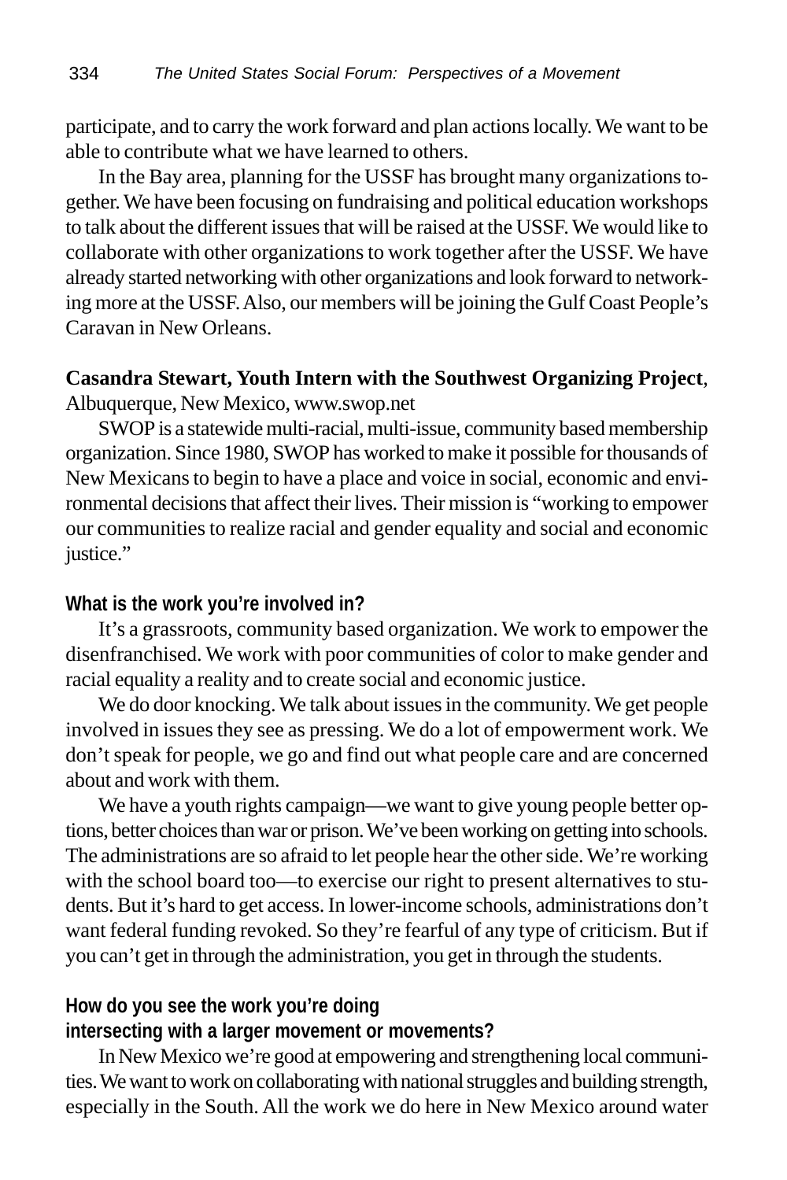participate, and to carry the work forward and plan actions locally. We want to be able to contribute what we have learned to others.

In the Bay area, planning for the USSF has brought many organizations together. We have been focusing on fundraising and political education workshops to talk about the different issues that will be raised at the USSF. We would like to collaborate with other organizations to work together after the USSF. We have already started networking with other organizations and look forward to networking more at the USSF. Also, our members will be joining the Gulf Coast People's Caravan in New Orleans.

**Casandra Stewart, Youth Intern with the Southwest Organizing Project**, Albuquerque, New Mexico, www.swop.net

SWOP is a statewide multi-racial, multi-issue, community based membership organization. Since 1980, SWOP has worked to make it possible for thousands of New Mexicans to begin to have a place and voice in social, economic and environmental decisions that affect their lives. Their mission is "working to empower our communities to realize racial and gender equality and social and economic justice."

**What is the work you're involved in?**

It's a grassroots, community based organization. We work to empower the disenfranchised. We work with poor communities of color to make gender and racial equality a reality and to create social and economic justice.

We do door knocking. We talk about issues in the community. We get people involved in issues they see as pressing. We do a lot of empowerment work. We don't speak for people, we go and find out what people care and are concerned about and work with them.

We have a youth rights campaign—we want to give young people better options, better choices than war or prison. We've been working on getting into schools. The administrations are so afraid to let people hear the other side. We're working with the school board too—to exercise our right to present alternatives to students. But it's hard to get access. In lower-income schools, administrations don't want federal funding revoked. So they're fearful of any type of criticism. But if you can't get in through the administration, you get in through the students.

**How do you see the work you're doing intersecting with a larger movement or movements?**

In New Mexico we're good at empowering and strengthening local communities. We want to work on collaborating with national struggles and building strength, especially in the South. All the work we do here in New Mexico around water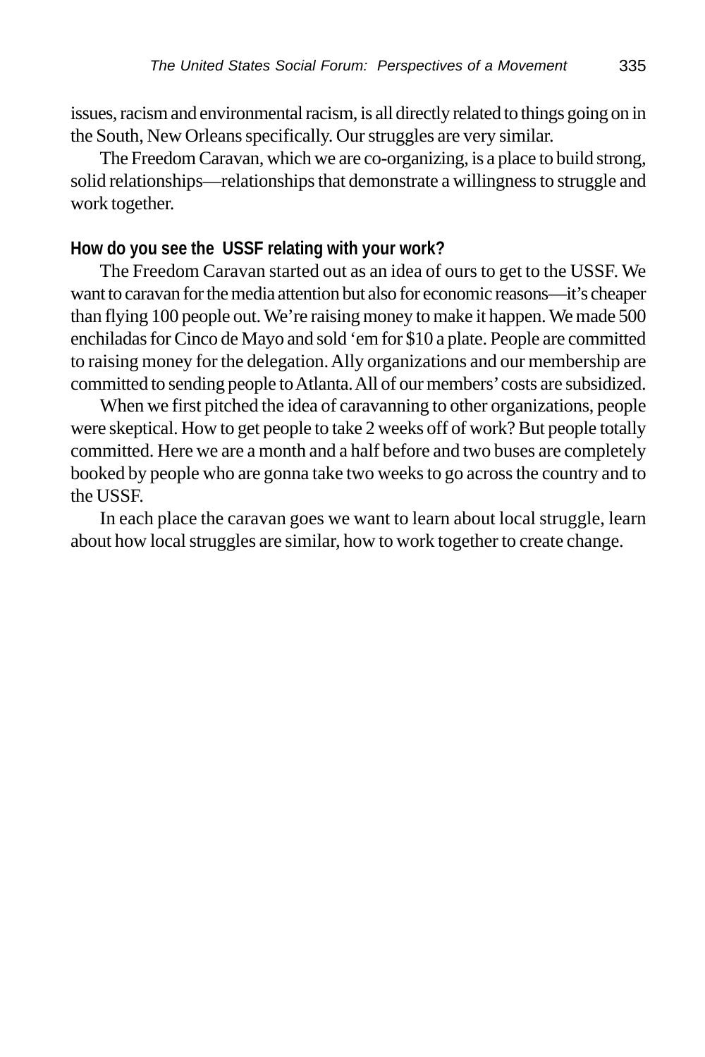issues, racism and environmental racism, is all directly related to things going on in the South, New Orleans specifically. Our struggles are very similar.

The Freedom Caravan, which we are co-organizing, is a place to build strong, solid relationships—relationships that demonstrate a willingness to struggle and work together.

**How do you see the USSF relating with your work?**

The Freedom Caravan started out as an idea of ours to get to the USSF. We want to caravan for the media attention but also for economic reasons—it's cheaper than flying 100 people out. We're raising money to make it happen. We made 500 enchiladas for Cinco de Mayo and sold 'em for $10 a plate. People are committed to raising money for the delegation. Ally organizations and our membership are committed to sending people to Atlanta. All of our members' costs are subsidized.

When we first pitched the idea of caravanning to other organizations, people were skeptical. How to get people to take 2 weeks off of work? But people totally committed. Here we are a month and a half before and two buses are completely booked by people who are gonna take two weeks to go across the country and to the USSF.

In each place the caravan goes we want to learn about local struggle, learn about how local struggles are similar, how to work together to create change.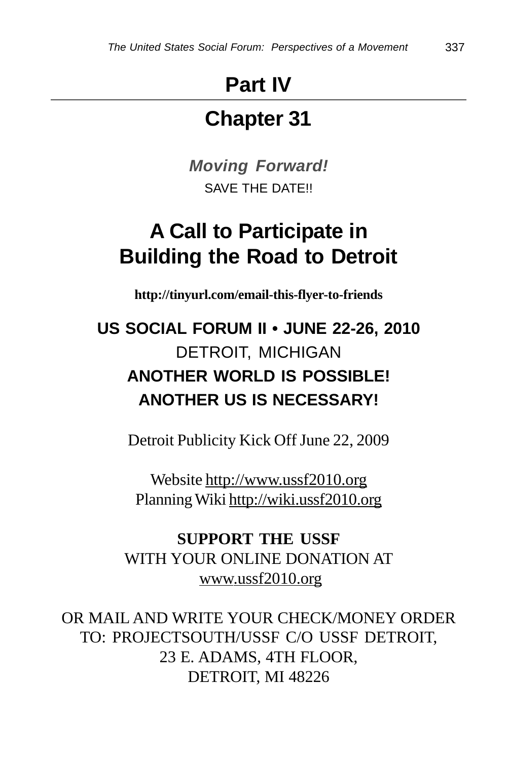# Part IV

## Chapter 31

***Moving Forward!***

SAVE THE DATE!!

## A Call to Participate in Building the Road to Detroit

**http://tinyurl.com/email-this-flyer-to-friends**

**US SOCIAL FORUM II • JUNE 22-26, 2010**

DETROIT, MICHIGAN

**ANOTHER WORLD IS POSSIBLE!**

**ANOTHER US IS NECESSARY!**

Detroit Publicity Kick Off June 22, 2009

Website http://www.ussf2010.org
Planning Wiki http://wiki.ussf2010.org

**SUPPORT THE USSF**
WITH YOUR ONLINE DONATION AT
www.ussf2010.org

OR MAIL AND WRITE YOUR CHECK/MONEY ORDER
TO: PROJECTSOUTH/USSF C/O USSF DETROIT,
23 E. ADAMS, 4TH FLOOR,
DETROIT, MI 48226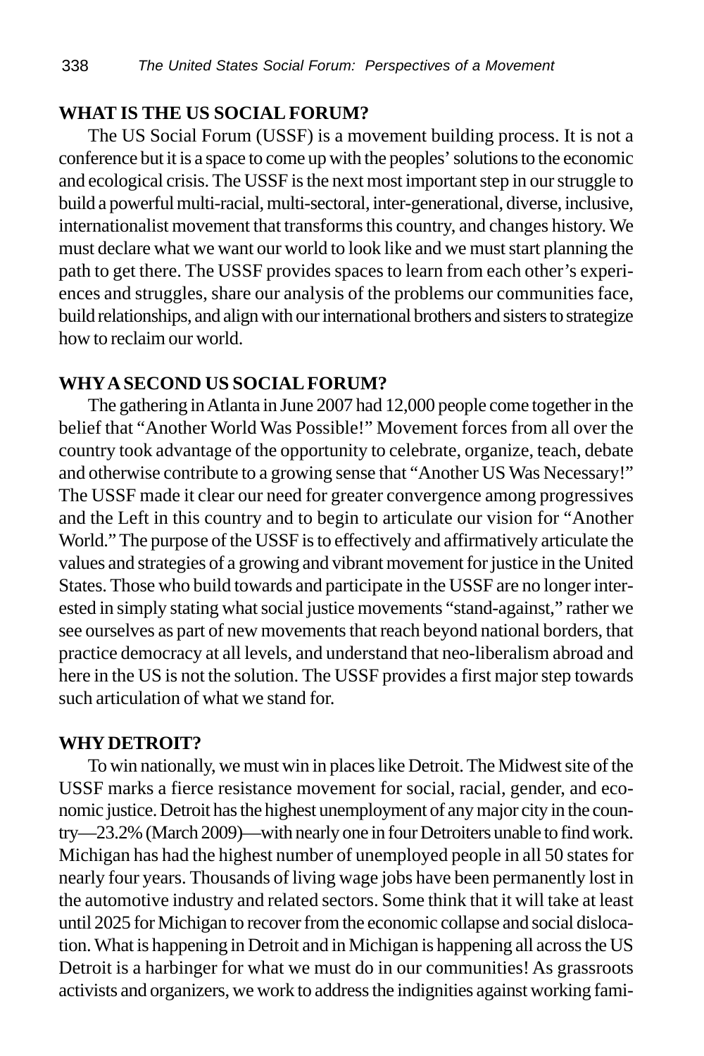## WHAT IS THE US SOCIAL FORUM?

The US Social Forum (USSF) is a movement building process. It is not a conference but it is a space to come up with the peoples' solutions to the economic and ecological crisis. The USSF is the next most important step in our struggle to build a powerful multi-racial, multi-sectoral, inter-generational, diverse, inclusive, internationalist movement that transforms this country, and changes history. We must declare what we want our world to look like and we must start planning the path to get there. The USSF provides spaces to learn from each other's experiences and struggles, share our analysis of the problems our communities face, build relationships, and align with our international brothers and sisters to strategize how to reclaim our world.

## WHY A SECOND US SOCIAL FORUM?

The gathering in Atlanta in June 2007 had 12,000 people come together in the belief that "Another World Was Possible!" Movement forces from all over the country took advantage of the opportunity to celebrate, organize, teach, debate and otherwise contribute to a growing sense that "Another US Was Necessary!" The USSF made it clear our need for greater convergence among progressives and the Left in this country and to begin to articulate our vision for "Another World." The purpose of the USSF is to effectively and affirmatively articulate the values and strategies of a growing and vibrant movement for justice in the United States. Those who build towards and participate in the USSF are no longer interested in simply stating what social justice movements "stand-against," rather we see ourselves as part of new movements that reach beyond national borders, that practice democracy at all levels, and understand that neo-liberalism abroad and here in the US is not the solution. The USSF provides a first major step towards such articulation of what we stand for.

## WHY DETROIT?

To win nationally, we must win in places like Detroit. The Midwest site of the USSF marks a fierce resistance movement for social, racial, gender, and economic justice. Detroit has the highest unemployment of any major city in the country—23.2% (March 2009)—with nearly one in four Detroiters unable to find work. Michigan has had the highest number of unemployed people in all 50 states for nearly four years. Thousands of living wage jobs have been permanently lost in the automotive industry and related sectors. Some think that it will take at least until 2025 for Michigan to recover from the economic collapse and social dislocation. What is happening in Detroit and in Michigan is happening all across the US Detroit is a harbinger for what we must do in our communities! As grassroots activists and organizers, we work to address the indignities against working fami-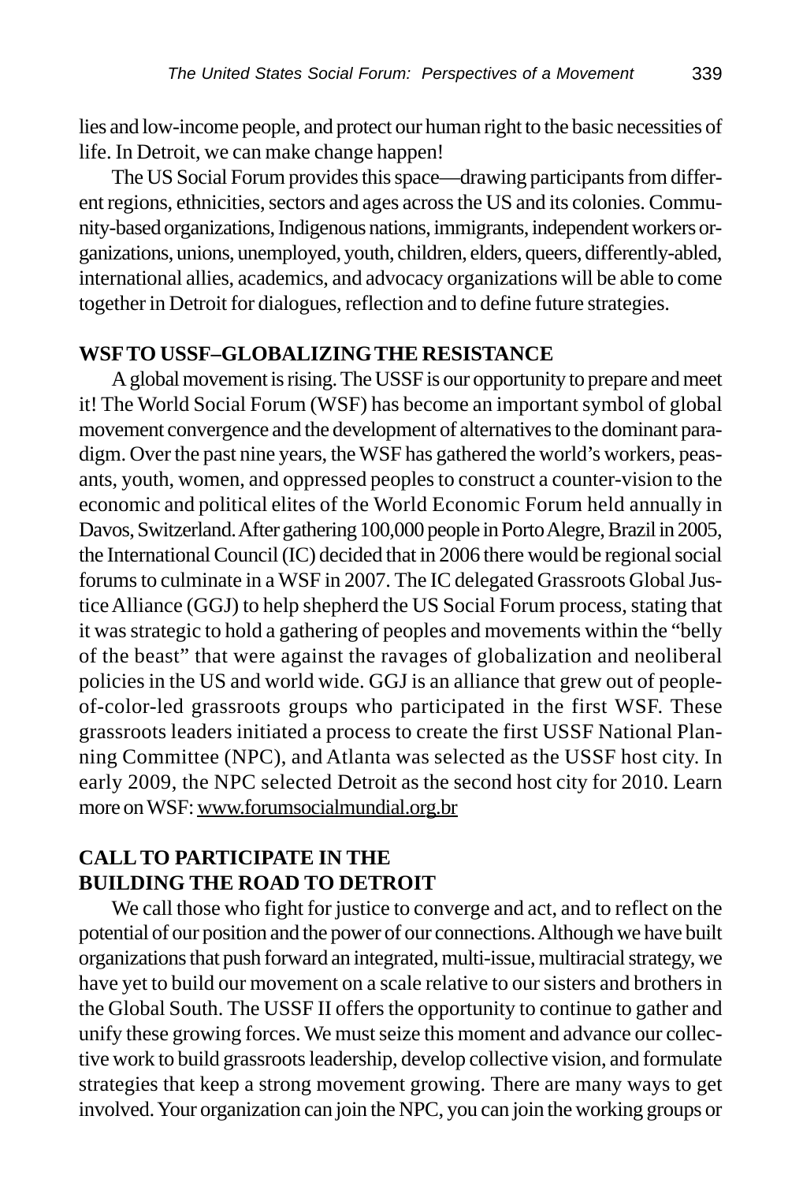lies and low-income people, and protect our human right to the basic necessities of life. In Detroit, we can make change happen!

The US Social Forum provides this space—drawing participants from different regions, ethnicities, sectors and ages across the US and its colonies. Community-based organizations, Indigenous nations, immigrants, independent workers organizations, unions, unemployed, youth, children, elders, queers, differently-abled, international allies, academics, and advocacy organizations will be able to come together in Detroit for dialogues, reflection and to define future strategies.

**WSF TO USSF–GLOBALIZING THE RESISTANCE**

A global movement is rising. The USSF is our opportunity to prepare and meet it! The World Social Forum (WSF) has become an important symbol of global movement convergence and the development of alternatives to the dominant paradigm. Over the past nine years, the WSF has gathered the world's workers, peasants, youth, women, and oppressed peoples to construct a counter-vision to the economic and political elites of the World Economic Forum held annually in Davos, Switzerland. After gathering 100,000 people in Porto Alegre, Brazil in 2005, the International Council (IC) decided that in 2006 there would be regional social forums to culminate in a WSF in 2007. The IC delegated Grassroots Global Justice Alliance (GGJ) to help shepherd the US Social Forum process, stating that it was strategic to hold a gathering of peoples and movements within the "belly of the beast" that were against the ravages of globalization and neoliberal policies in the US and world wide. GGJ is an alliance that grew out of people-of-color-led grassroots groups who participated in the first WSF. These grassroots leaders initiated a process to create the first USSF National Planning Committee (NPC), and Atlanta was selected as the USSF host city. In early 2009, the NPC selected Detroit as the second host city for 2010. Learn more on WSF: www.forumsocialmundial.org.br

**CALL TO PARTICIPATE IN THE BUILDING THE ROAD TO DETROIT**

We call those who fight for justice to converge and act, and to reflect on the potential of our position and the power of our connections. Although we have built organizations that push forward an integrated, multi-issue, multiracial strategy, we have yet to build our movement on a scale relative to our sisters and brothers in the Global South. The USSF II offers the opportunity to continue to gather and unify these growing forces. We must seize this moment and advance our collective work to build grassroots leadership, develop collective vision, and formulate strategies that keep a strong movement growing. There are many ways to get involved. Your organization can join the NPC, you can join the working groups or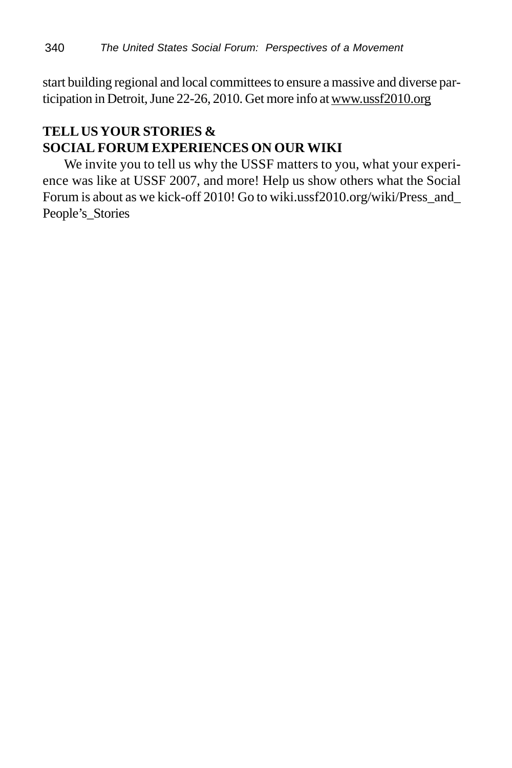start building regional and local committees to ensure a massive and diverse participation in Detroit, June 22-26, 2010. Get more info at www.ussf2010.org

**TELL US YOUR STORIES & SOCIAL FORUM EXPERIENCES ON OUR WIKI**

We invite you to tell us why the USSF matters to you, what your experience was like at USSF 2007, and more! Help us show others what the Social Forum is about as we kick-off 2010! Go to wiki.ussf2010.org/wiki/Press_and_People's_Stories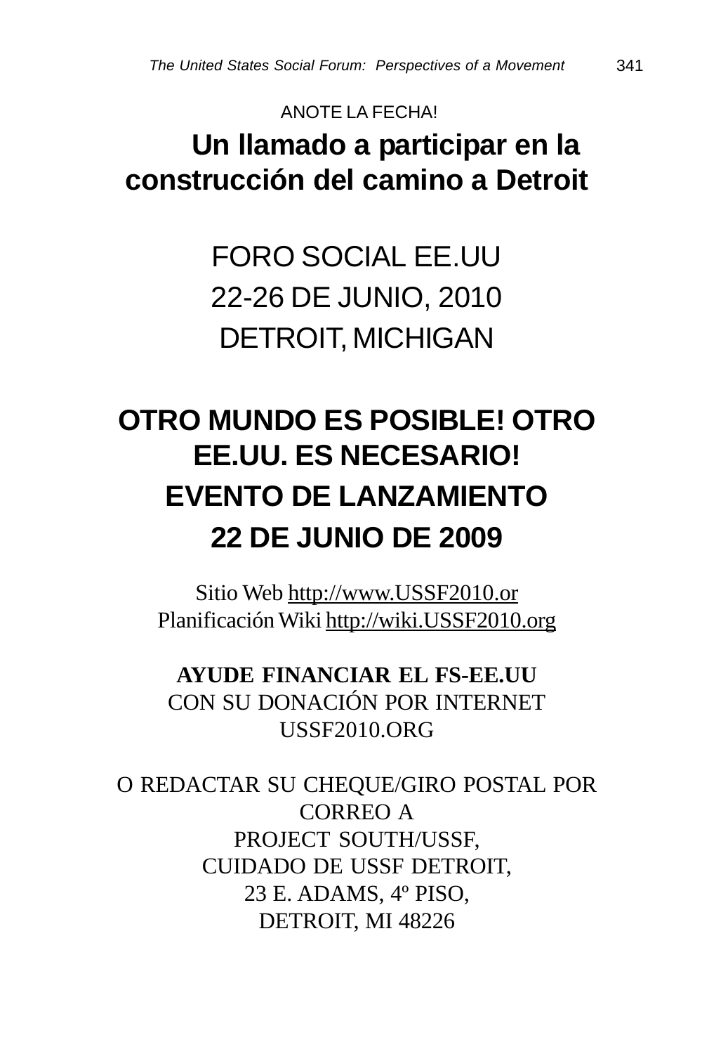ANOTE LA FECHA!

# Un llamado a participar en la construcción del camino a Detroit

FORO SOCIAL EE.UU

22-26 DE JUNIO, 2010

DETROIT, MICHIGAN

## OTRO MUNDO ES POSIBLE! OTRO EE.UU. ES NECESARIO!

## EVENTO DE LANZAMIENTO

## 22 DE JUNIO DE 2009

Sitio Web http://www.USSF2010.or
Planificación Wiki http://wiki.USSF2010.org

**AYUDE FINANCIAR EL FS-EE.UU**
CON SU DONACIÓN POR INTERNET
USSF2010.ORG

O REDACTAR SU CHEQUE/GIRO POSTAL POR CORREO A
PROJECT SOUTH/USSF,
CUIDADO DE USSF DETROIT,
23 E. ADAMS, 4º PISO,
DETROIT, MI 48226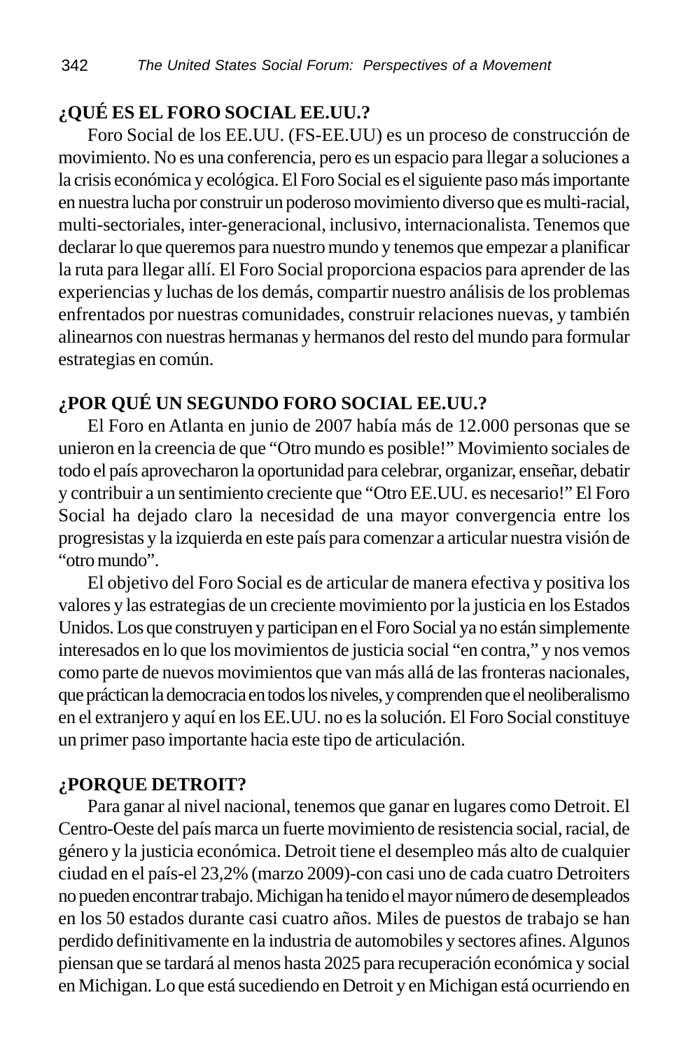**¿QUÉ ES EL FORO SOCIAL EE.UU.?**

Foro Social de los EE.UU. (FS-EE.UU) es un proceso de construcción de movimiento. No es una conferencia, pero es un espacio para llegar a soluciones a la crisis económica y ecológica. El Foro Social es el siguiente paso más importante en nuestra lucha por construir un poderoso movimiento diverso que es multi-racial, multi-sectoriales, inter-generacional, inclusivo, internacionalista. Tenemos que declarar lo que queremos para nuestro mundo y tenemos que empezar a planificar la ruta para llegar allí. El Foro Social proporciona espacios para aprender de las experiencias y luchas de los demás, compartir nuestro análisis de los problemas enfrentados por nuestras comunidades, construir relaciones nuevas, y también alinearnos con nuestras hermanas y hermanos del resto del mundo para formular estrategias en común.

**¿POR QUÉ UN SEGUNDO FORO SOCIAL EE.UU.?**

El Foro en Atlanta en junio de 2007 había más de 12.000 personas que se unieron en la creencia de que "Otro mundo es posible!" Movimiento sociales de todo el país aprovecharon la oportunidad para celebrar, organizar, enseñar, debatir y contribuir a un sentimiento creciente que "Otro EE.UU. es necesario!" El Foro Social ha dejado claro la necesidad de una mayor convergencia entre los progresistas y la izquierda en este país para comenzar a articular nuestra visión de "otro mundo".

El objetivo del Foro Social es de articular de manera efectiva y positiva los valores y las estrategias de un creciente movimiento por la justicia en los Estados Unidos. Los que construyen y participan en el Foro Social ya no están simplemente interesados en lo que los movimientos de justicia social "en contra," y nos vemos como parte de nuevos movimientos que van más allá de las fronteras nacionales, que práctican la democracia en todos los niveles, y comprenden que el neoliberalismo en el extranjero y aquí en los EE.UU. no es la solución. El Foro Social constituye un primer paso importante hacia este tipo de articulación.

**¿PORQUE DETROIT?**

Para ganar al nivel nacional, tenemos que ganar en lugares como Detroit. El Centro-Oeste del país marca un fuerte movimiento de resistencia social, racial, de género y la justicia económica. Detroit tiene el desempleo más alto de cualquier ciudad en el país-el 23,2% (marzo 2009)-con casi uno de cada cuatro Detroiters no pueden encontrar trabajo. Michigan ha tenido el mayor número de desempleados en los 50 estados durante casi cuatro años. Miles de puestos de trabajo se han perdido definitivamente en la industria de automobiles y sectores afines. Algunos piensan que se tardará al menos hasta 2025 para recuperación económica y social en Michigan. Lo que está sucediendo en Detroit y en Michigan está ocurriendo en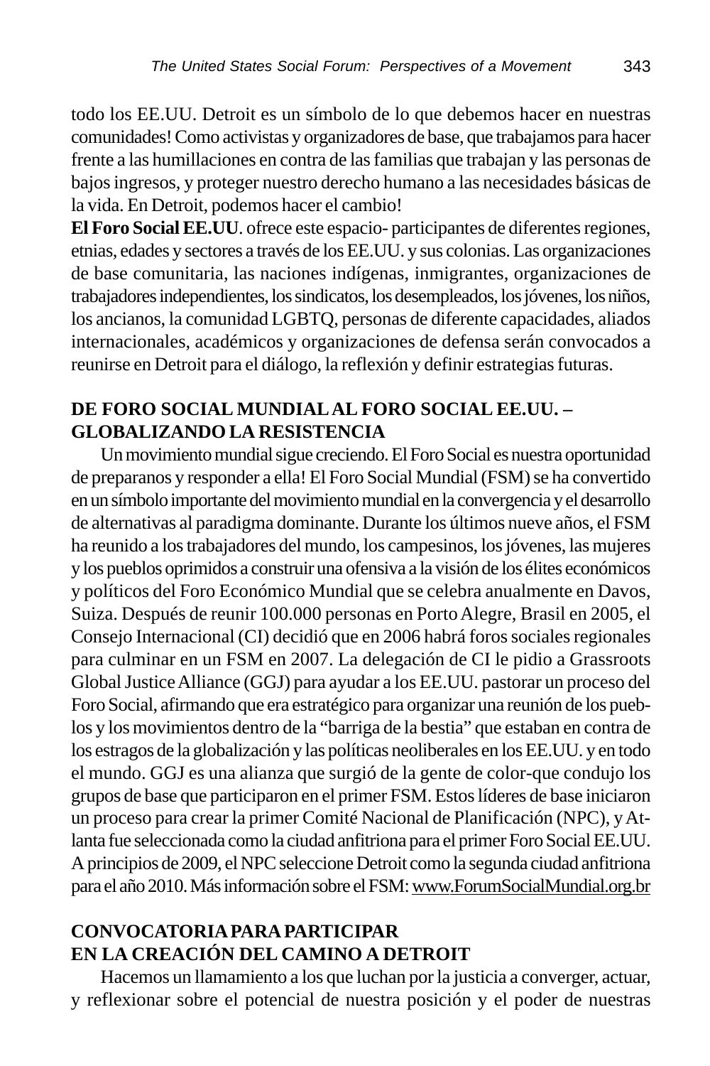todo los EE.UU. Detroit es un símbolo de lo que debemos hacer en nuestras comunidades! Como activistas y organizadores de base, que trabajamos para hacer frente a las humillaciones en contra de las familias que trabajan y las personas de bajos ingresos, y proteger nuestro derecho humano a las necesidades básicas de la vida. En Detroit, podemos hacer el cambio!

**El Foro Social EE.UU**. ofrece este espacio- participantes de diferentes regiones, etnias, edades y sectores a través de los EE.UU. y sus colonias. Las organizaciones de base comunitaria, las naciones indígenas, inmigrantes, organizaciones de trabajadores independientes, los sindicatos, los desempleados, los jóvenes, los niños, los ancianos, la comunidad LGBTQ, personas de diferente capacidades, aliados internacionales, académicos y organizaciones de defensa serán convocados a reunirse en Detroit para el diálogo, la reflexión y definir estrategias futuras.

## DE FORO SOCIAL MUNDIAL AL FORO SOCIAL EE.UU. – GLOBALIZANDO LA RESISTENCIA

Un movimiento mundial sigue creciendo. El Foro Social es nuestra oportunidad de preparanos y responder a ella! El Foro Social Mundial (FSM) se ha convertido en un símbolo importante del movimiento mundial en la convergencia y el desarrollo de alternativas al paradigma dominante. Durante los últimos nueve años, el FSM ha reunido a los trabajadores del mundo, los campesinos, los jóvenes, las mujeres y los pueblos oprimidos a construir una ofensiva a la visión de los élites económicos y políticos del Foro Económico Mundial que se celebra anualmente en Davos, Suiza. Después de reunir 100.000 personas en Porto Alegre, Brasil en 2005, el Consejo Internacional (CI) decidió que en 2006 habrá foros sociales regionales para culminar en un FSM en 2007. La delegación de CI le pidio a Grassroots Global Justice Alliance (GGJ) para ayudar a los EE.UU. pastorar un proceso del Foro Social, afirmando que era estratégico para organizar una reunión de los pueblos y los movimientos dentro de la "barriga de la bestia" que estaban en contra de los estragos de la globalización y las políticas neoliberales en los EE.UU. y en todo el mundo. GGJ es una alianza que surgió de la gente de color-que condujo los grupos de base que participaron en el primer FSM. Estos líderes de base iniciaron un proceso para crear la primer Comité Nacional de Planificación (NPC), y Atlanta fue seleccionada como la ciudad anfitriona para el primer Foro Social EE.UU. A principios de 2009, el NPC seleccione Detroit como la segunda ciudad anfitriona para el año 2010. Más información sobre el FSM: www.ForumSocialMundial.org.br

## CONVOCATORIA PARA PARTICIPAR EN LA CREACIÓN DEL CAMINO A DETROIT

Hacemos un llamamiento a los que luchan por la justicia a converger, actuar, y reflexionar sobre el potencial de nuestra posición y el poder de nuestras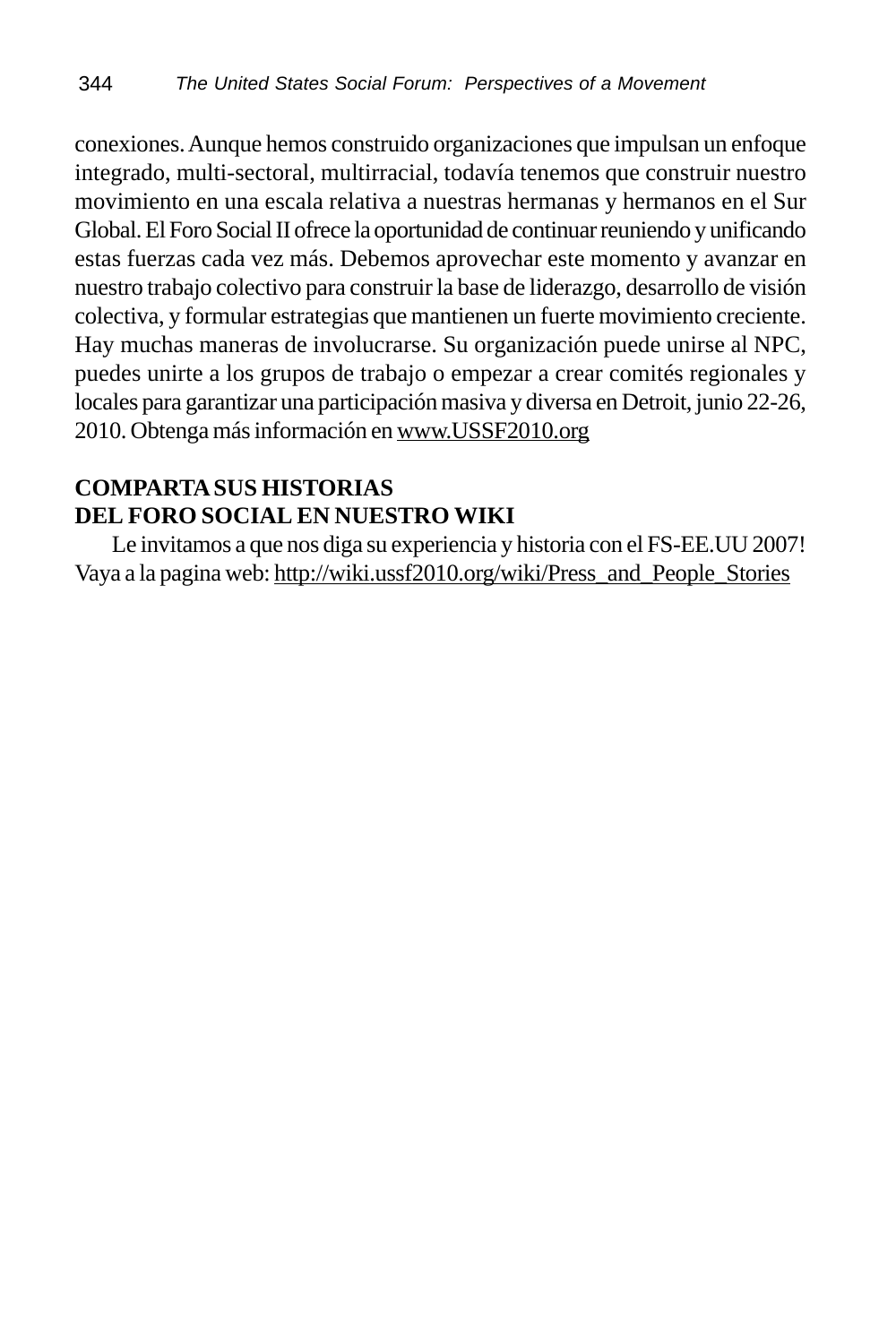conexiones. Aunque hemos construido organizaciones que impulsan un enfoque integrado, multi-sectoral, multirracial, todavía tenemos que construir nuestro movimiento en una escala relativa a nuestras hermanas y hermanos en el Sur Global. El Foro Social II ofrece la oportunidad de continuar reuniendo y unificando estas fuerzas cada vez más. Debemos aprovechar este momento y avanzar en nuestro trabajo colectivo para construir la base de liderazgo, desarrollo de visión colectiva, y formular estrategias que mantienen un fuerte movimiento creciente. Hay muchas maneras de involucrarse. Su organización puede unirse al NPC, puedes unirte a los grupos de trabajo o empezar a crear comités regionales y locales para garantizar una participación masiva y diversa en Detroit, junio 22-26, 2010. Obtenga más información en www.USSF2010.org

**COMPARTA SUS HISTORIAS DEL FORO SOCIAL EN NUESTRO WIKI**

Le invitamos a que nos diga su experiencia y historia con el FS-EE.UU 2007! Vaya a la pagina web: http://wiki.ussf2010.org/wiki/Press_and_People_Stories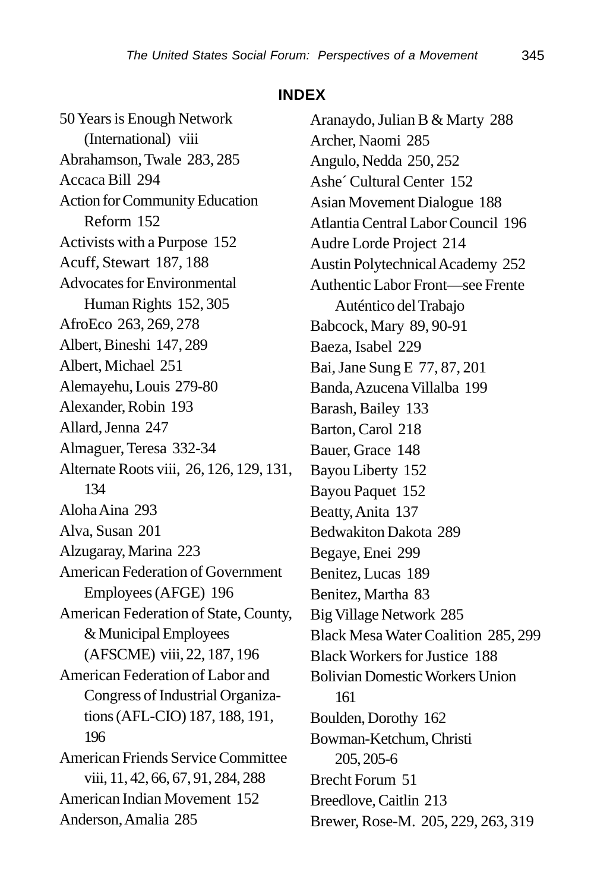## INDEX

50 Years is Enough Network (International) viii
Abrahamson, Twale 283, 285
Accaca Bill 294
Action for Community Education Reform 152
Activists with a Purpose 152
Acuff, Stewart 187, 188
Advocates for Environmental Human Rights 152, 305
AfroEco 263, 269, 278
Albert, Bineshi 147, 289
Albert, Michael 251
Alemayehu, Louis 279-80
Alexander, Robin 193
Allard, Jenna 247
Almaguer, Teresa 332-34
Alternate Roots viii, 26, 126, 129, 131, 134
Aloha Aina 293
Alva, Susan 201
Alzugaray, Marina 223
American Federation of Government Employees (AFGE) 196
American Federation of State, County, & Municipal Employees (AFSCME) viii, 22, 187, 196
American Federation of Labor and Congress of Industrial Organizations (AFL-CIO) 187, 188, 191, 196
American Friends Service Committee viii, 11, 42, 66, 67, 91, 284, 288
American Indian Movement 152
Anderson, Amalia 285
Aranaydo, Julian B & Marty 288
Archer, Naomi 285
Angulo, Nedda 250, 252
Ashe´ Cultural Center 152
Asian Movement Dialogue 188
Atlantia Central Labor Council 196
Audre Lorde Project 214
Austin Polytechnical Academy 252
Authentic Labor Front—see Frente Auténtico del Trabajo
Babcock, Mary 89, 90-91
Baeza, Isabel 229
Bai, Jane Sung E 77, 87, 201
Banda, Azucena Villalba 199
Barash, Bailey 133
Barton, Carol 218
Bauer, Grace 148
Bayou Liberty 152
Bayou Paquet 152
Beatty, Anita 137
Bedwakiton Dakota 289
Begaye, Enei 299
Benitez, Lucas 189
Benitez, Martha 83
Big Village Network 285
Black Mesa Water Coalition 285, 299
Black Workers for Justice 188
Bolivian Domestic Workers Union 161
Boulden, Dorothy 162
Bowman-Ketchum, Christi 205, 205-6
Brecht Forum 51
Breedlove, Caitlin 213
Brewer, Rose-M. 205, 229, 263, 319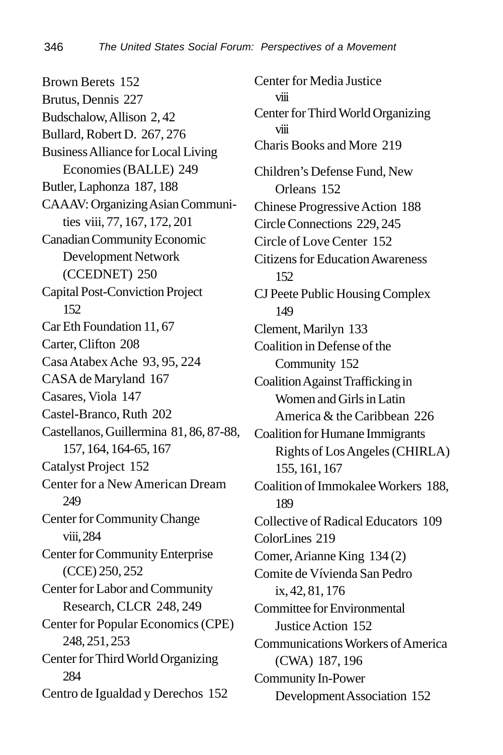Brown Berets 152
Brutus, Dennis 227
Budschalow, Allison 2, 42
Bullard, Robert D. 267, 276
Business Alliance for Local Living Economies (BALLE) 249
Butler, Laphonza 187, 188
CAAAV: Organizing Asian Communities viii, 77, 167, 172, 201
Canadian Community Economic Development Network (CCEDNET) 250
Capital Post-Conviction Project 152
Car Eth Foundation 11, 67
Carter, Clifton 208
Casa Atabex Ache 93, 95, 224
CASA de Maryland 167
Casares, Viola 147
Castel-Branco, Ruth 202
Castellanos, Guillermina 81, 86, 87-88, 157, 164, 164-65, 167
Catalyst Project 152
Center for a New American Dream 249
Center for Community Change viii, 284
Center for Community Enterprise (CCE) 250, 252
Center for Labor and Community Research, CLCR 248, 249
Center for Popular Economics (CPE) 248, 251, 253
Center for Third World Organizing 284
Centro de Igualdad y Derechos 152
Center for Media Justice viii
Center for Third World Organizing viii
Charis Books and More 219
Children's Defense Fund, New Orleans 152
Chinese Progressive Action 188
Circle Connections 229, 245
Circle of Love Center 152
Citizens for Education Awareness 152
CJ Peete Public Housing Complex 149
Clement, Marilyn 133
Coalition in Defense of the Community 152
Coalition Against Trafficking in Women and Girls in Latin America & the Caribbean 226
Coalition for Humane Immigrants Rights of Los Angeles (CHIRLA) 155, 161, 167
Coalition of Immokalee Workers 188, 189
Collective of Radical Educators 109
ColorLines 219
Comer, Arianne King 134 (2)
Comite de Vívienda San Pedro ix, 42, 81, 176
Committee for Environmental Justice Action 152
Communications Workers of America (CWA) 187, 196
Community In-Power Development Association 152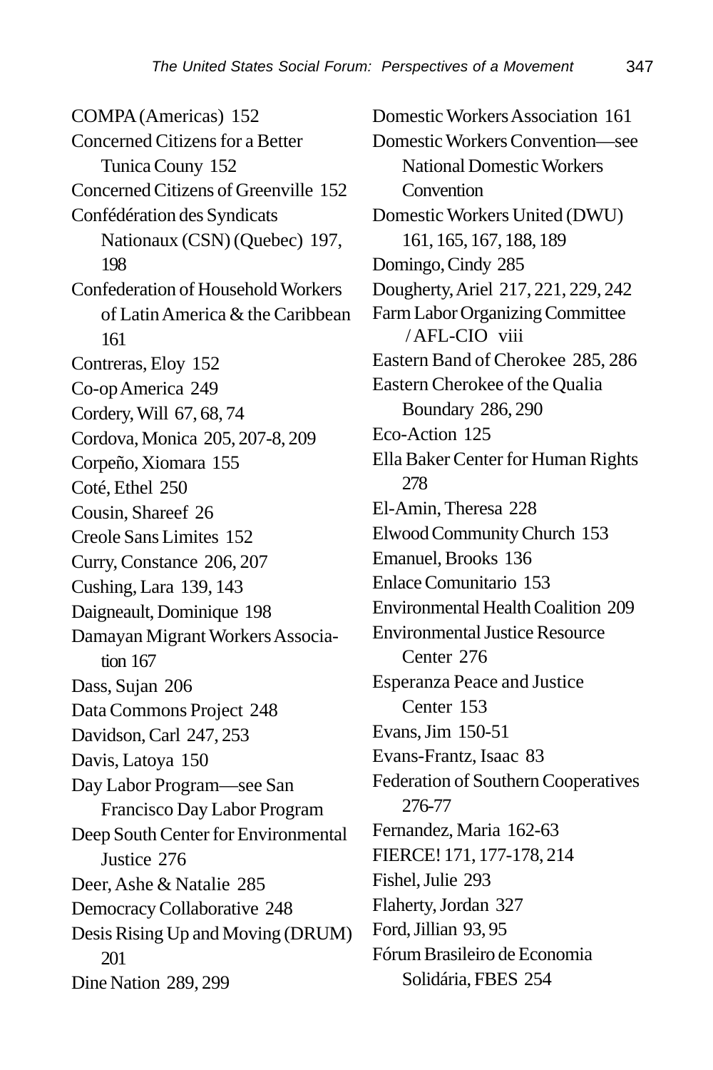COMPA (Americas) 152
Concerned Citizens for a Better Tunica Couny 152
Concerned Citizens of Greenville 152
Confédération des Syndicats Nationaux (CSN) (Quebec) 197, 198
Confederation of Household Workers of Latin America & the Caribbean 161
Contreras, Eloy 152
Co-op America 249
Cordery, Will 67, 68, 74
Cordova, Monica 205, 207-8, 209
Corpeño, Xiomara 155
Coté, Ethel 250
Cousin, Shareef 26
Creole Sans Limites 152
Curry, Constance 206, 207
Cushing, Lara 139, 143
Daigneault, Dominique 198
Damayan Migrant Workers Association 167
Dass, Sujan 206
Data Commons Project 248
Davidson, Carl 247, 253
Davis, Latoya 150
Day Labor Program—see San Francisco Day Labor Program
Deep South Center for Environmental Justice 276
Deer, Ashe & Natalie 285
Democracy Collaborative 248
Desis Rising Up and Moving (DRUM) 201
Dine Nation 289, 299
Domestic Workers Association 161
Domestic Workers Convention—see National Domestic Workers Convention
Domestic Workers United (DWU) 161, 165, 167, 188, 189
Domingo, Cindy 285
Dougherty, Ariel 217, 221, 229, 242
Farm Labor Organizing Committee / AFL-CIO viii
Eastern Band of Cherokee 285, 286
Eastern Cherokee of the Qualia Boundary 286, 290
Eco-Action 125
Ella Baker Center for Human Rights 278
El-Amin, Theresa 228
Elwood Community Church 153
Emanuel, Brooks 136
Enlace Comunitario 153
Environmental Health Coalition 209
Environmental Justice Resource Center 276
Esperanza Peace and Justice Center 153
Evans, Jim 150-51
Evans-Frantz, Isaac 83
Federation of Southern Cooperatives 276-77
Fernandez, Maria 162-63
FIERCE! 171, 177-178, 214
Fishel, Julie 293
Flaherty, Jordan 327
Ford, Jillian 93, 95
Fórum Brasileiro de Economia Solidária, FBES 254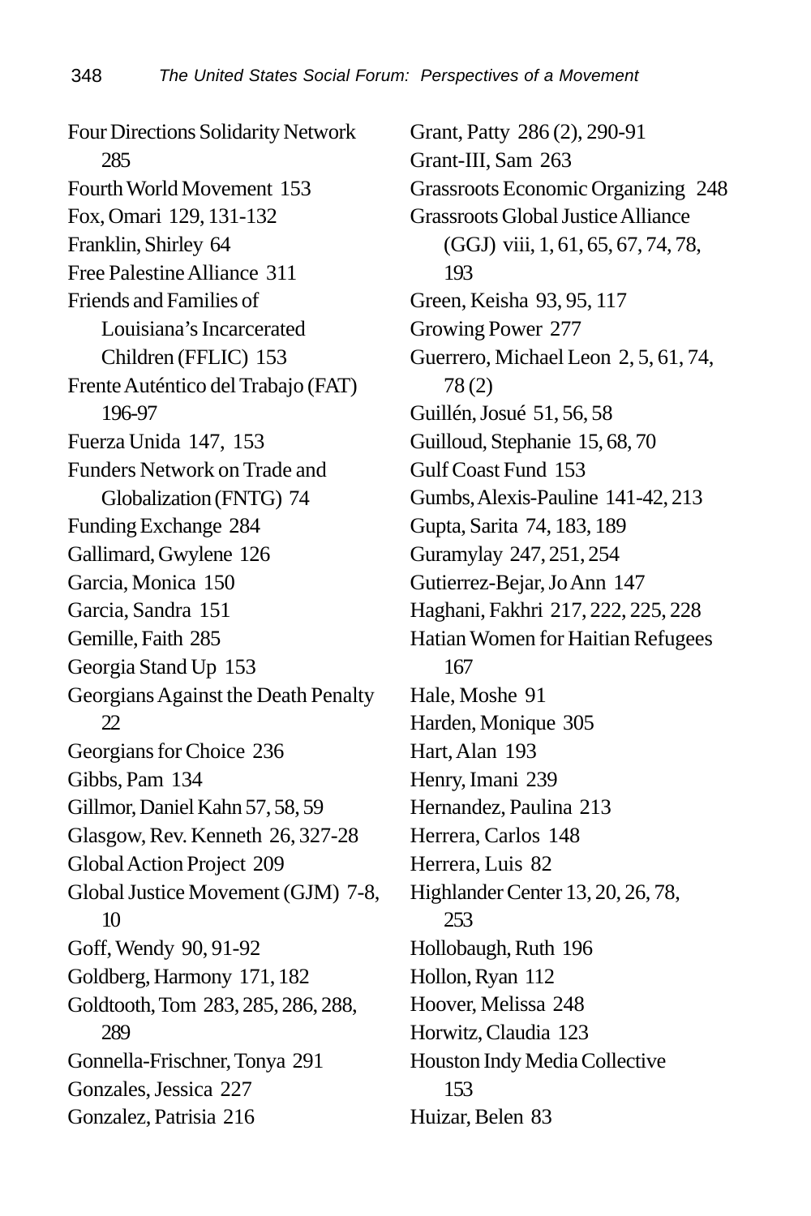Four Directions Solidarity Network 285
Fourth World Movement 153
Fox, Omari 129, 131-132
Franklin, Shirley 64
Free Palestine Alliance 311
Friends and Families of Louisiana's Incarcerated Children (FFLIC) 153
Frente Auténtico del Trabajo (FAT) 196-97
Fuerza Unida 147, 153
Funders Network on Trade and Globalization (FNTG) 74
Funding Exchange 284
Gallimard, Gwylene 126
Garcia, Monica 150
Garcia, Sandra 151
Gemille, Faith 285
Georgia Stand Up 153
Georgians Against the Death Penalty 22
Georgians for Choice 236
Gibbs, Pam 134
Gillmor, Daniel Kahn 57, 58, 59
Glasgow, Rev. Kenneth 26, 327-28
Global Action Project 209
Global Justice Movement (GJM) 7-8, 10
Goff, Wendy 90, 91-92
Goldberg, Harmony 171, 182
Goldtooth, Tom 283, 285, 286, 288, 289
Gonnella-Frischner, Tonya 291
Gonzales, Jessica 227
Gonzalez, Patrisia 216
Grant, Patty 286 (2), 290-91
Grant-III, Sam 263
Grassroots Economic Organizing 248
Grassroots Global Justice Alliance (GGJ) viii, 1, 61, 65, 67, 74, 78, 193
Green, Keisha 93, 95, 117
Growing Power 277
Guerrero, Michael Leon 2, 5, 61, 74, 78 (2)
Guillén, Josué 51, 56, 58
Guilloud, Stephanie 15, 68, 70
Gulf Coast Fund 153
Gumbs, Alexis-Pauline 141-42, 213
Gupta, Sarita 74, 183, 189
Guramylay 247, 251, 254
Gutierrez-Bejar, Jo Ann 147
Haghani, Fakhri 217, 222, 225, 228
Hatian Women for Haitian Refugees 167
Hale, Moshe 91
Harden, Monique 305
Hart, Alan 193
Henry, Imani 239
Hernandez, Paulina 213
Herrera, Carlos 148
Herrera, Luis 82
Highlander Center 13, 20, 26, 78, 253
Hollobaugh, Ruth 196
Hollon, Ryan 112
Hoover, Melissa 248
Horwitz, Claudia 123
Houston Indy Media Collective 153
Huizar, Belen 83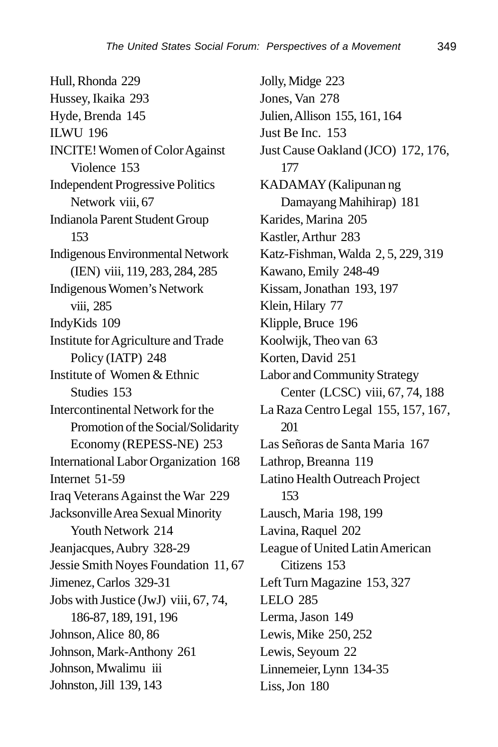Hull, Rhonda 229
Hussey, Ikaika 293
Hyde, Brenda 145
ILWU 196
INCITE! Women of Color Against Violence 153
Independent Progressive Politics Network viii, 67
Indianola Parent Student Group 153
Indigenous Environmental Network (IEN) viii, 119, 283, 284, 285
Indigenous Women's Network viii, 285
IndyKids 109
Institute for Agriculture and Trade Policy (IATP) 248
Institute of Women & Ethnic Studies 153
Intercontinental Network for the Promotion of the Social/Solidarity Economy (REPESS-NE) 253
International Labor Organization 168
Internet 51-59
Iraq Veterans Against the War 229
Jacksonville Area Sexual Minority Youth Network 214
Jeanjacques, Aubry 328-29
Jessie Smith Noyes Foundation 11, 67
Jimenez, Carlos 329-31
Jobs with Justice (JwJ) viii, 67, 74, 186-87, 189, 191, 196
Johnson, Alice 80, 86
Johnson, Mark-Anthony 261
Johnson, Mwalimu iii
Johnston, Jill 139, 143
Jolly, Midge 223
Jones, Van 278
Julien, Allison 155, 161, 164
Just Be Inc. 153
Just Cause Oakland (JCO) 172, 176, 177
KADAMAY (Kalipunan ng Damayang Mahihirap) 181
Karides, Marina 205
Kastler, Arthur 283
Katz-Fishman, Walda 2, 5, 229, 319
Kawano, Emily 248-49
Kissam, Jonathan 193, 197
Klein, Hilary 77
Klipple, Bruce 196
Koolwijk, Theo van 63
Korten, David 251
Labor and Community Strategy Center (LCSC) viii, 67, 74, 188
La Raza Centro Legal 155, 157, 167, 201
Las Señoras de Santa Maria 167
Lathrop, Breanna 119
Latino Health Outreach Project 153
Lausch, Maria 198, 199
Lavina, Raquel 202
League of United Latin American Citizens 153
Left Turn Magazine 153, 327
LELO 285
Lerma, Jason 149
Lewis, Mike 250, 252
Lewis, Seyoum 22
Linnemeier, Lynn 134-35
Liss, Jon 180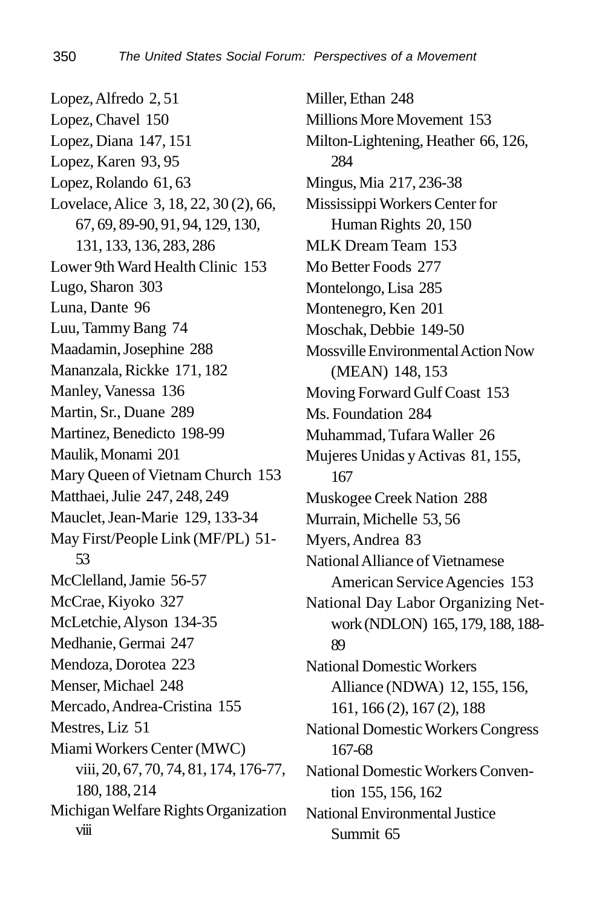Lopez, Alfredo 2, 51
Lopez, Chavel 150
Lopez, Diana 147, 151
Lopez, Karen 93, 95
Lopez, Rolando 61, 63
Lovelace, Alice 3, 18, 22, 30 (2), 66, 67, 69, 89-90, 91, 94, 129, 130, 131, 133, 136, 283, 286
Lower 9th Ward Health Clinic 153
Lugo, Sharon 303
Luna, Dante 96
Luu, Tammy Bang 74
Maadamin, Josephine 288
Mananzala, Rickke 171, 182
Manley, Vanessa 136
Martin, Sr., Duane 289
Martinez, Benedicto 198-99
Maulik, Monami 201
Mary Queen of Vietnam Church 153
Matthaei, Julie 247, 248, 249
Mauclet, Jean-Marie 129, 133-34
May First/People Link (MF/PL) 51-53
McClelland, Jamie 56-57
McCrae, Kiyoko 327
McLetchie, Alyson 134-35
Medhanie, Germai 247
Mendoza, Dorotea 223
Menser, Michael 248
Mercado, Andrea-Cristina 155
Mestres, Liz 51
Miami Workers Center (MWC) viii, 20, 67, 70, 74, 81, 174, 176-77, 180, 188, 214
Michigan Welfare Rights Organization viii
Miller, Ethan 248
Millions More Movement 153
Milton-Lightening, Heather 66, 126, 284
Mingus, Mia 217, 236-38
Mississippi Workers Center for Human Rights 20, 150
MLK Dream Team 153
Mo Better Foods 277
Montelongo, Lisa 285
Montenegro, Ken 201
Moschak, Debbie 149-50
Mossville Environmental Action Now (MEAN) 148, 153
Moving Forward Gulf Coast 153
Ms. Foundation 284
Muhammad, Tufara Waller 26
Mujeres Unidas y Activas 81, 155, 167
Muskogee Creek Nation 288
Murrain, Michelle 53, 56
Myers, Andrea 83
National Alliance of Vietnamese American Service Agencies 153
National Day Labor Organizing Network (NDLON) 165, 179, 188, 188-89
National Domestic Workers Alliance (NDWA) 12, 155, 156, 161, 166 (2), 167 (2), 188
National Domestic Workers Congress 167-68
National Domestic Workers Convention 155, 156, 162
National Environmental Justice Summit 65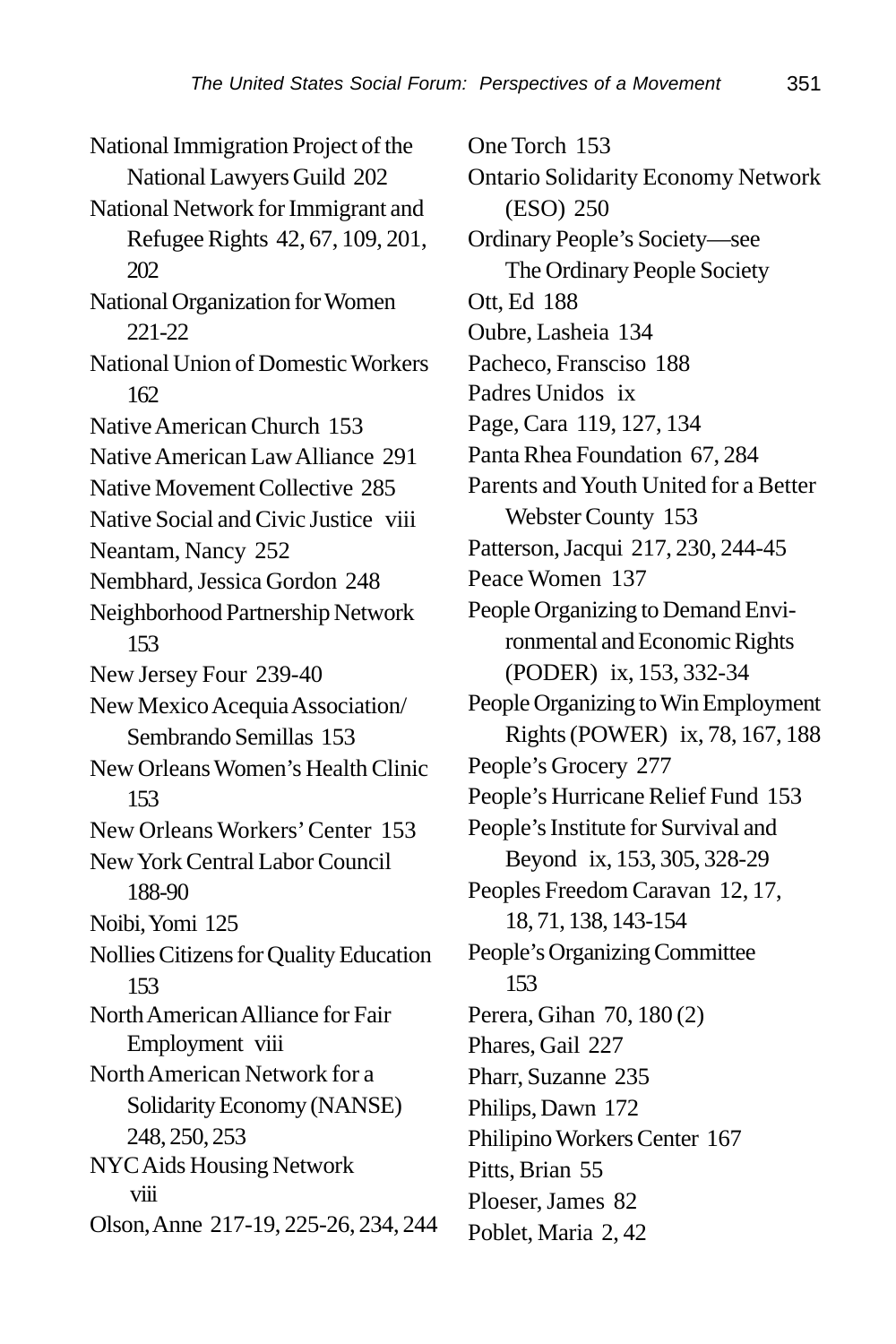National Immigration Project of the National Lawyers Guild 202
National Network for Immigrant and Refugee Rights 42, 67, 109, 201, 202
National Organization for Women 221-22
National Union of Domestic Workers 162
Native American Church 153
Native American Law Alliance 291
Native Movement Collective 285
Native Social and Civic Justice viii
Neantam, Nancy 252
Nembhard, Jessica Gordon 248
Neighborhood Partnership Network 153
New Jersey Four 239-40
New Mexico Acequia Association/ Sembrando Semillas 153
New Orleans Women's Health Clinic 153
New Orleans Workers' Center 153
New York Central Labor Council 188-90
Noibi, Yomi 125
Nollies Citizens for Quality Education 153
North American Alliance for Fair Employment viii
North American Network for a Solidarity Economy (NANSE) 248, 250, 253
NYC Aids Housing Network viii
Olson, Anne 217-19, 225-26, 234, 244
One Torch 153
Ontario Solidarity Economy Network (ESO) 250
Ordinary People's Society—see The Ordinary People Society
Ott, Ed 188
Oubre, Lasheia 134
Pacheco, Fransciso 188
Padres Unidos ix
Page, Cara 119, 127, 134
Panta Rhea Foundation 67, 284
Parents and Youth United for a Better Webster County 153
Patterson, Jacqui 217, 230, 244-45
Peace Women 137
People Organizing to Demand Environmental and Economic Rights (PODER) ix, 153, 332-34
People Organizing to Win Employment Rights (POWER) ix, 78, 167, 188
People's Grocery 277
People's Hurricane Relief Fund 153
People's Institute for Survival and Beyond ix, 153, 305, 328-29
Peoples Freedom Caravan 12, 17, 18, 71, 138, 143-154
People's Organizing Committee 153
Perera, Gihan 70, 180 (2)
Phares, Gail 227
Pharr, Suzanne 235
Philips, Dawn 172
Philipino Workers Center 167
Pitts, Brian 55
Ploeser, James 82
Poblet, Maria 2, 42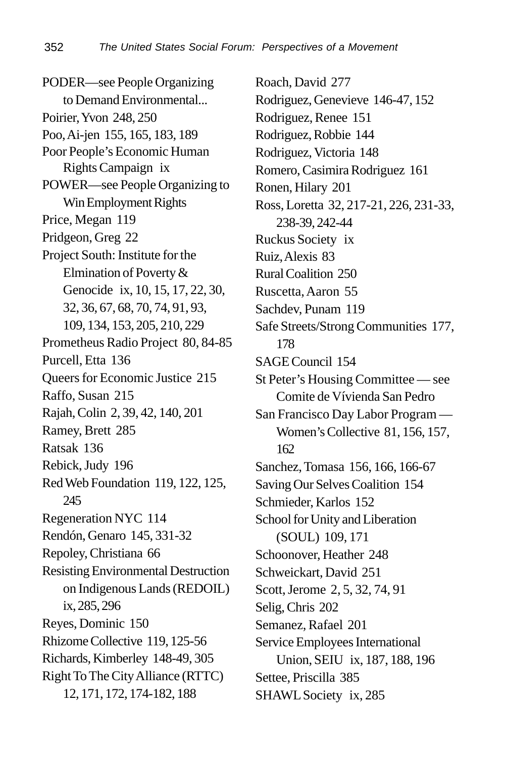PODER—see People Organizing to Demand Environmental...
Poirier, Yvon 248, 250
Poo, Ai-jen 155, 165, 183, 189
Poor People's Economic Human Rights Campaign ix
POWER—see People Organizing to Win Employment Rights
Price, Megan 119
Pridgeon, Greg 22
Project South: Institute for the Elmination of Poverty & Genocide ix, 10, 15, 17, 22, 30, 32, 36, 67, 68, 70, 74, 91, 93, 109, 134, 153, 205, 210, 229
Prometheus Radio Project 80, 84-85
Purcell, Etta 136
Queers for Economic Justice 215
Raffo, Susan 215
Rajah, Colin 2, 39, 42, 140, 201
Ramey, Brett 285
Ratsak 136
Rebick, Judy 196
Red Web Foundation 119, 122, 125, 245
Regeneration NYC 114
Rendón, Genaro 145, 331-32
Repoley, Christiana 66
Resisting Environmental Destruction on Indigenous Lands (REDOIL) ix, 285, 296
Reyes, Dominic 150
Rhizome Collective 119, 125-56
Richards, Kimberley 148-49, 305
Right To The City Alliance (RTTC) 12, 171, 172, 174-182, 188
Roach, David 277
Rodriguez, Genevieve 146-47, 152
Rodriguez, Renee 151
Rodriguez, Robbie 144
Rodriguez, Victoria 148
Romero, Casimira Rodriguez 161
Ronen, Hilary 201
Ross, Loretta 32, 217-21, 226, 231-33, 238-39, 242-44
Ruckus Society ix
Ruiz, Alexis 83
Rural Coalition 250
Ruscetta, Aaron 55
Sachdev, Punam 119
Safe Streets/Strong Communities 177, 178
SAGE Council 154
St Peter's Housing Committee — see Comite de Vívienda San Pedro
San Francisco Day Labor Program — Women's Collective 81, 156, 157, 162
Sanchez, Tomasa 156, 166, 166-67
Saving Our Selves Coalition 154
Schmieder, Karlos 152
School for Unity and Liberation (SOUL) 109, 171
Schoonover, Heather 248
Schweickart, David 251
Scott, Jerome 2, 5, 32, 74, 91
Selig, Chris 202
Semanez, Rafael 201
Service Employees International Union, SEIU ix, 187, 188, 196
Settee, Priscilla 385
SHAWL Society ix, 285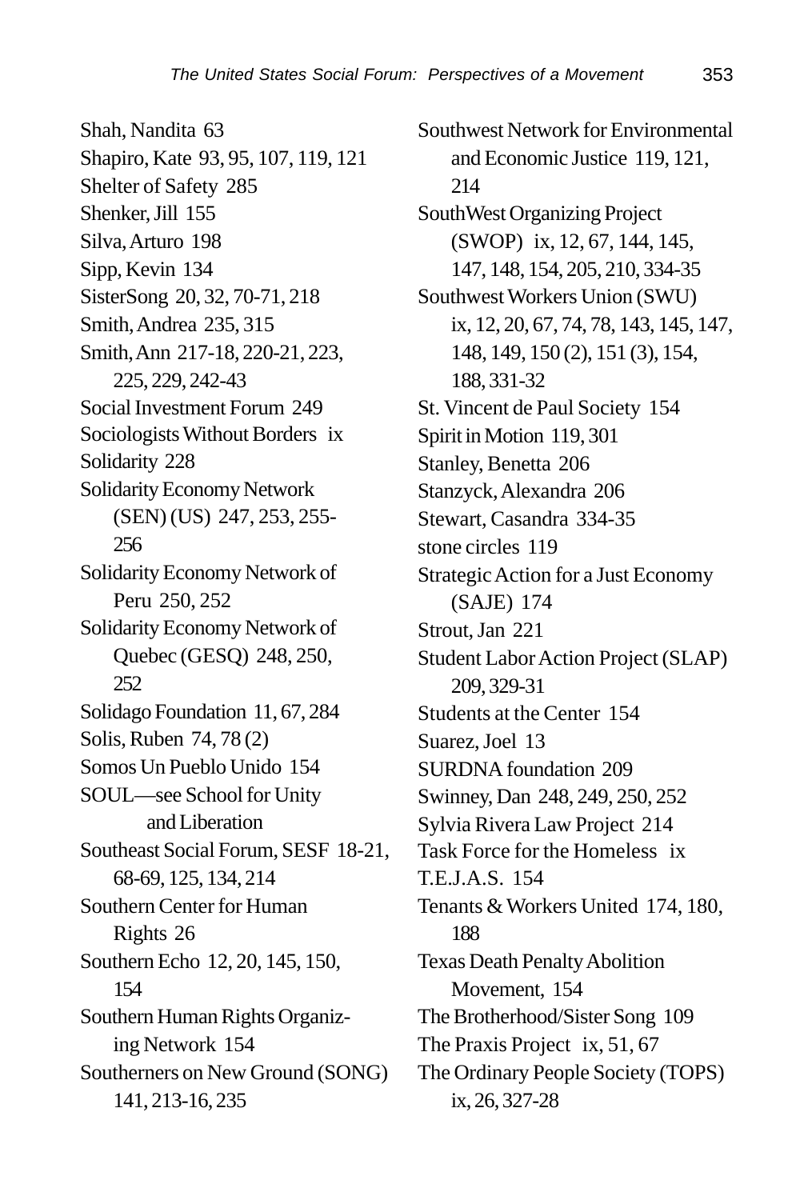Shah, Nandita 63
Shapiro, Kate 93, 95, 107, 119, 121
Shelter of Safety 285
Shenker, Jill 155
Silva, Arturo 198
Sipp, Kevin 134
SisterSong 20, 32, 70-71, 218
Smith, Andrea 235, 315
Smith, Ann 217-18, 220-21, 223, 225, 229, 242-43
Social Investment Forum 249
Sociologists Without Borders ix
Solidarity 228
Solidarity Economy Network (SEN) (US) 247, 253, 255-256
Solidarity Economy Network of Peru 250, 252
Solidarity Economy Network of Quebec (GESQ) 248, 250, 252
Solidago Foundation 11, 67, 284
Solis, Ruben 74, 78 (2)
Somos Un Pueblo Unido 154
SOUL—see School for Unity and Liberation
Southeast Social Forum, SESF 18-21, 68-69, 125, 134, 214
Southern Center for Human Rights 26
Southern Echo 12, 20, 145, 150, 154
Southern Human Rights Organizing Network 154
Southerners on New Ground (SONG) 141, 213-16, 235
Southwest Network for Environmental and Economic Justice 119, 121, 214
SouthWest Organizing Project (SWOP) ix, 12, 67, 144, 145, 147, 148, 154, 205, 210, 334-35
Southwest Workers Union (SWU) ix, 12, 20, 67, 74, 78, 143, 145, 147, 148, 149, 150 (2), 151 (3), 154, 188, 331-32
St. Vincent de Paul Society 154
Spirit in Motion 119, 301
Stanley, Benetta 206
Stanzyck, Alexandra 206
Stewart, Casandra 334-35
stone circles 119
Strategic Action for a Just Economy (SAJE) 174
Strout, Jan 221
Student Labor Action Project (SLAP) 209, 329-31
Students at the Center 154
Suarez, Joel 13
SURDNA foundation 209
Swinney, Dan 248, 249, 250, 252
Sylvia Rivera Law Project 214
Task Force for the Homeless ix
T.E.J.A.S. 154
Tenants & Workers United 174, 180, 188
Texas Death Penalty Abolition Movement, 154
The Brotherhood/Sister Song 109
The Praxis Project ix, 51, 67
The Ordinary People Society (TOPS) ix, 26, 327-28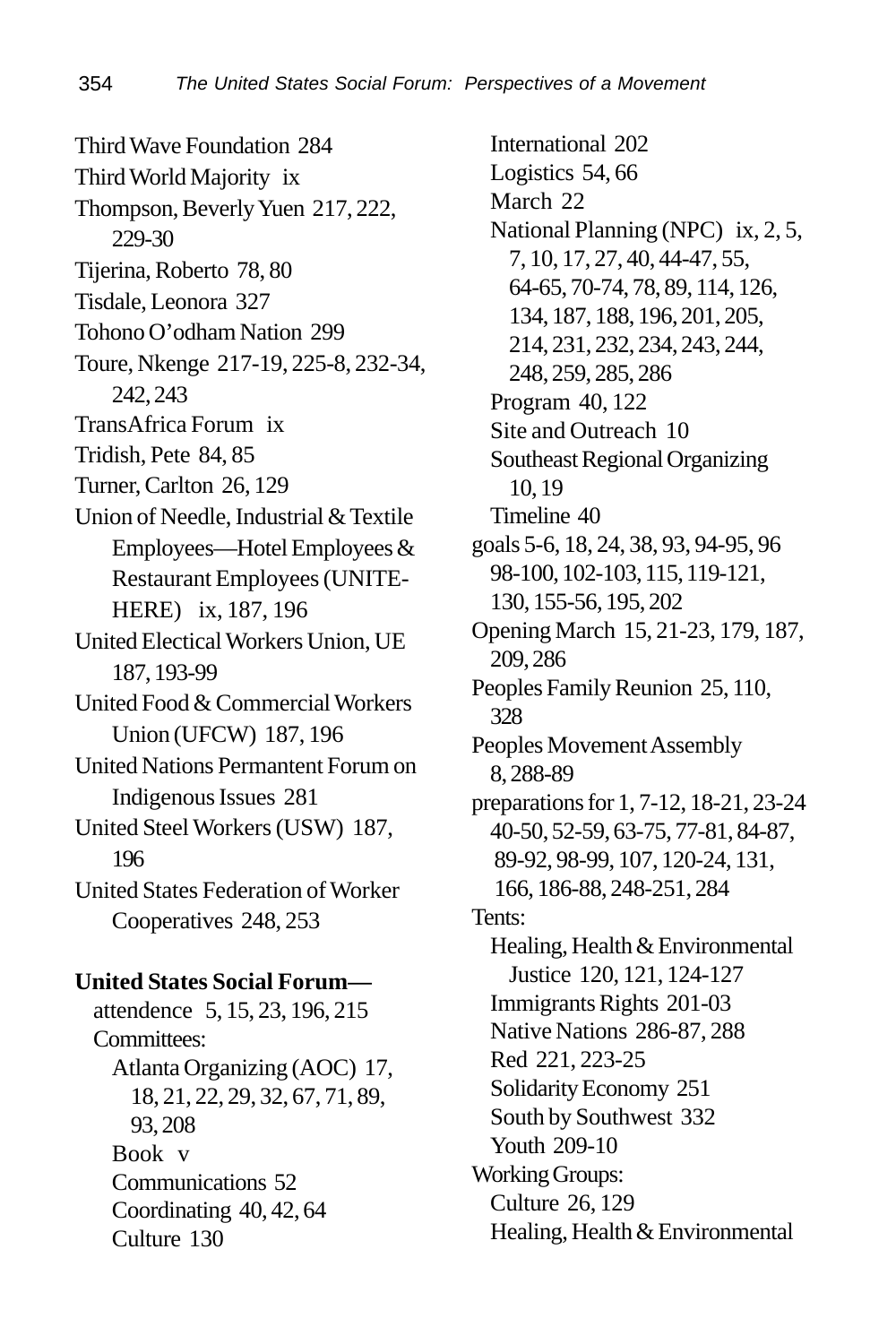Third Wave Foundation 284
Third World Majority ix
Thompson, Beverly Yuen 217, 222, 229-30
Tijerina, Roberto 78, 80
Tisdale, Leonora 327
Tohono O'odham Nation 299
Toure, Nkenge 217-19, 225-8, 232-34, 242, 243
TransAfrica Forum ix
Tridish, Pete 84, 85
Turner, Carlton 26, 129
Union of Needle, Industrial & Textile Employees—Hotel Employees & Restaurant Employees (UNITE-HERE) ix, 187, 196
United Electical Workers Union, UE 187, 193-99
United Food & Commercial Workers Union (UFCW) 187, 196
United Nations Permantent Forum on Indigenous Issues 281
United Steel Workers (USW) 187, 196
United States Federation of Worker Cooperatives 248, 253

**United States Social Forum—**

- attendence 5, 15, 23, 196, 215
- Committees:
  - Atlanta Organizing (AOC) 17, 18, 21, 22, 29, 32, 67, 71, 89, 93, 208
  - Book v
  - Communications 52
  - Coordinating 40, 42, 64
  - Culture 130
  - International 202
  - Logistics 54, 66
  - March 22
  - National Planning (NPC) ix, 2, 5, 7, 10, 17, 27, 40, 44-47, 55, 64-65, 70-74, 78, 89, 114, 126, 134, 187, 188, 196, 201, 205, 214, 231, 232, 234, 243, 244, 248, 259, 285, 286
  - Program 40, 122
  - Site and Outreach 10
  - Southeast Regional Organizing 10, 19
  - Timeline 40
- goals 5-6, 18, 24, 38, 93, 94-95, 96 98-100, 102-103, 115, 119-121, 130, 155-56, 195, 202
- Opening March 15, 21-23, 179, 187, 209, 286
- Peoples Family Reunion 25, 110, 328
- Peoples Movement Assembly 8, 288-89
- preparations for 1, 7-12, 18-21, 23-24 40-50, 52-59, 63-75, 77-81, 84-87, 89-92, 98-99, 107, 120-24, 131, 166, 186-88, 248-251, 284
- Tents:
  - Healing, Health & Environmental Justice 120, 121, 124-127
  - Immigrants Rights 201-03
  - Native Nations 286-87, 288
  - Red 221, 223-25
  - Solidarity Economy 251
  - South by Southwest 332
  - Youth 209-10
- Working Groups:
  - Culture 26, 129
  - Healing, Health & Environmental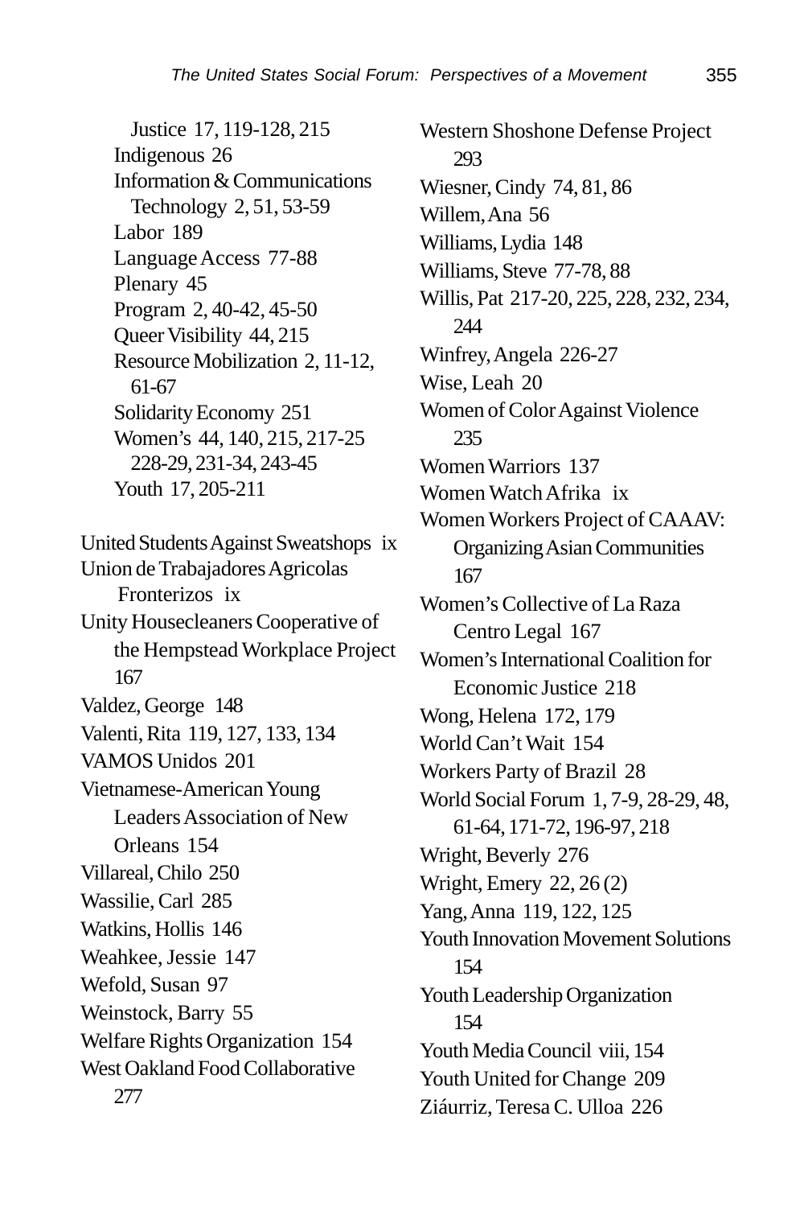Justice 17, 119-128, 215
Indigenous 26
Information & Communications Technology 2, 51, 53-59
Labor 189
Language Access 77-88
Plenary 45
Program 2, 40-42, 45-50
Queer Visibility 44, 215
Resource Mobilization 2, 11-12, 61-67
Solidarity Economy 251
Women's 44, 140, 215, 217-25 228-29, 231-34, 243-45
Youth 17, 205-211

United Students Against Sweatshops ix
Union de Trabajadores Agricolas Fronterizos ix
Unity Housecleaners Cooperative of the Hempstead Workplace Project 167
Valdez, George 148
Valenti, Rita 119, 127, 133, 134
VAMOS Unidos 201
Vietnamese-American Young Leaders Association of New Orleans 154
Villareal, Chilo 250
Wassilie, Carl 285
Watkins, Hollis 146
Weahkee, Jessie 147
Wefold, Susan 97
Weinstock, Barry 55
Welfare Rights Organization 154
West Oakland Food Collaborative 277
Western Shoshone Defense Project 293
Wiesner, Cindy 74, 81, 86
Willem, Ana 56
Williams, Lydia 148
Williams, Steve 77-78, 88
Willis, Pat 217-20, 225, 228, 232, 234, 244
Winfrey, Angela 226-27
Wise, Leah 20
Women of Color Against Violence 235
Women Warriors 137
Women Watch Afrika ix
Women Workers Project of CAAAV: Organizing Asian Communities 167
Women's Collective of La Raza Centro Legal 167
Women's International Coalition for Economic Justice 218
Wong, Helena 172, 179
World Can't Wait 154
Workers Party of Brazil 28
World Social Forum 1, 7-9, 28-29, 48, 61-64, 171-72, 196-97, 218
Wright, Beverly 276
Wright, Emery 22, 26 (2)
Yang, Anna 119, 122, 125
Youth Innovation Movement Solutions 154
Youth Leadership Organization 154
Youth Media Council viii, 154
Youth United for Change 209
Ziáurriz, Teresa C. Ulloa 226